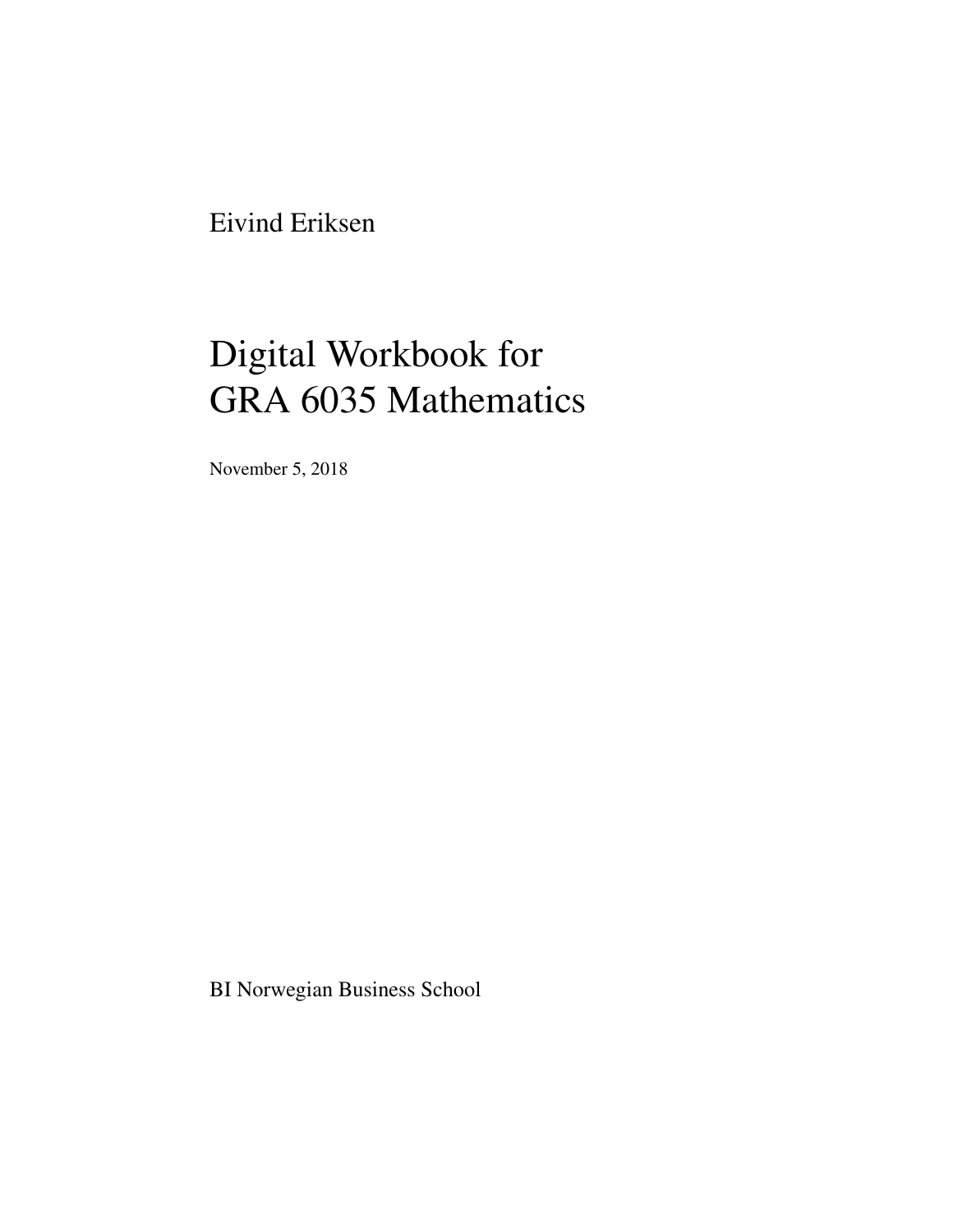Eivind Eriksen

# Digital Workbook for GRA 6035 Mathematics

November 5, 2018

BI Norwegian Business School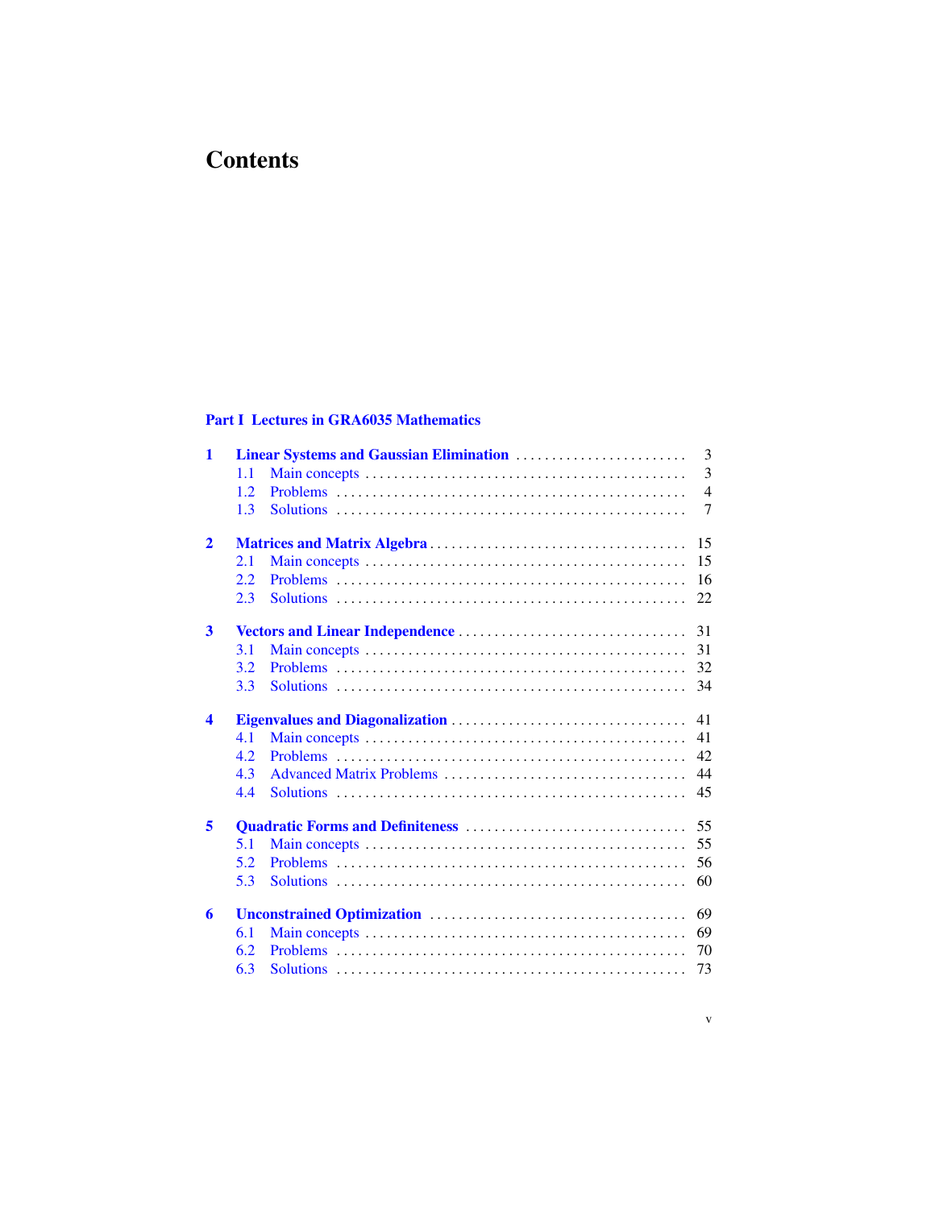# Contents

**Part I Lectures in GRA6035 Mathematics**

**1 Linear Systems and Gaussian Elimination** ........................ 3
- 1.1 Main concepts ........................ 3
- 1.2 Problems ........................ 4
- 1.3 Solutions ........................ 7

**2 Matrices and Matrix Algebra** ........................ 15
- 2.1 Main concepts ........................ 15
- 2.2 Problems ........................ 16
- 2.3 Solutions ........................ 22

**3 Vectors and Linear Independence** ........................ 31
- 3.1 Main concepts ........................ 31
- 3.2 Problems ........................ 32
- 3.3 Solutions ........................ 34

**4 Eigenvalues and Diagonalization** ........................ 41
- 4.1 Main concepts ........................ 41
- 4.2 Problems ........................ 42
- 4.3 Advanced Matrix Problems ........................ 44
- 4.4 Solutions ........................ 45

**5 Quadratic Forms and Definiteness** ........................ 55
- 5.1 Main concepts ........................ 55
- 5.2 Problems ........................ 56
- 5.3 Solutions ........................ 60

**6 Unconstrained Optimization** ........................ 69
- 6.1 Main concepts ........................ 69
- 6.2 Problems ........................ 70
- 6.3 Solutions ........................ 73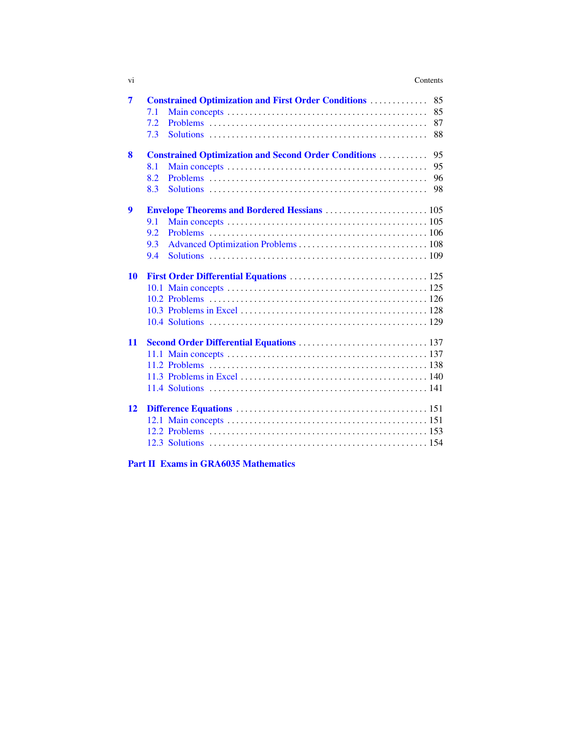**7 Constrained Optimization and First Order Conditions** ............. 85
- 7.1 Main concepts ............. 85
- 7.2 Problems ............. 87
- 7.3 Solutions ............. 88

**8 Constrained Optimization and Second Order Conditions** ............. 95
- 8.1 Main concepts ............. 95
- 8.2 Problems ............. 96
- 8.3 Solutions ............. 98

**9 Envelope Theorems and Bordered Hessians** ............. 105
- 9.1 Main concepts ............. 105
- 9.2 Problems ............. 106
- 9.3 Advanced Optimization Problems ............. 108
- 9.4 Solutions ............. 109

**10 First Order Differential Equations** ............. 125
- 10.1 Main concepts ............. 125
- 10.2 Problems ............. 126
- 10.3 Problems in Excel ............. 128
- 10.4 Solutions ............. 129

**11 Second Order Differential Equations** ............. 137
- 11.1 Main concepts ............. 137
- 11.2 Problems ............. 138
- 11.3 Problems in Excel ............. 140
- 11.4 Solutions ............. 141

**12 Difference Equations** ............. 151
- 12.1 Main concepts ............. 151
- 12.2 Problems ............. 153
- 12.3 Solutions ............. 154

**Part II Exams in GRA6035 Mathematics**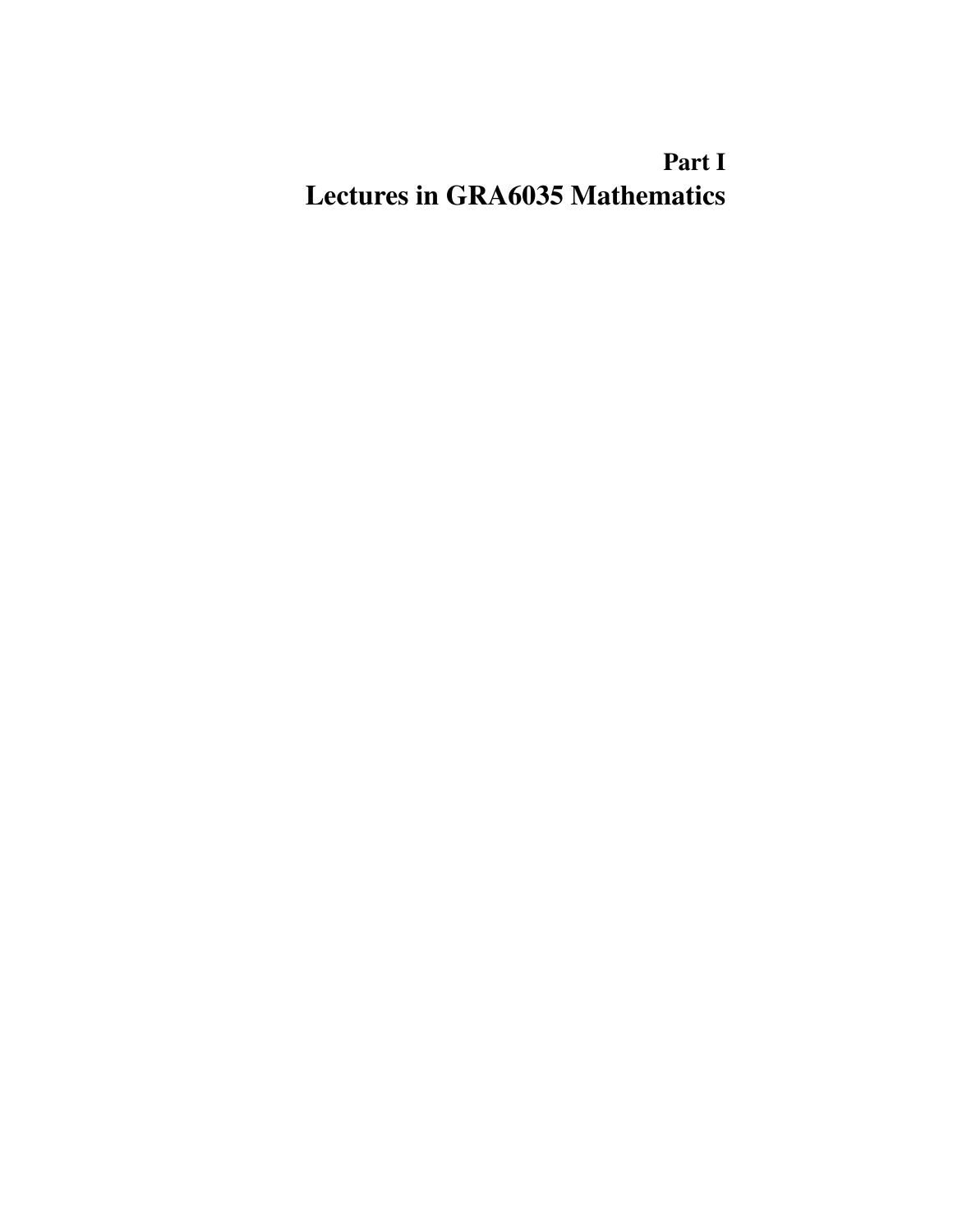# Part I
# Lectures in GRA6035 Mathematics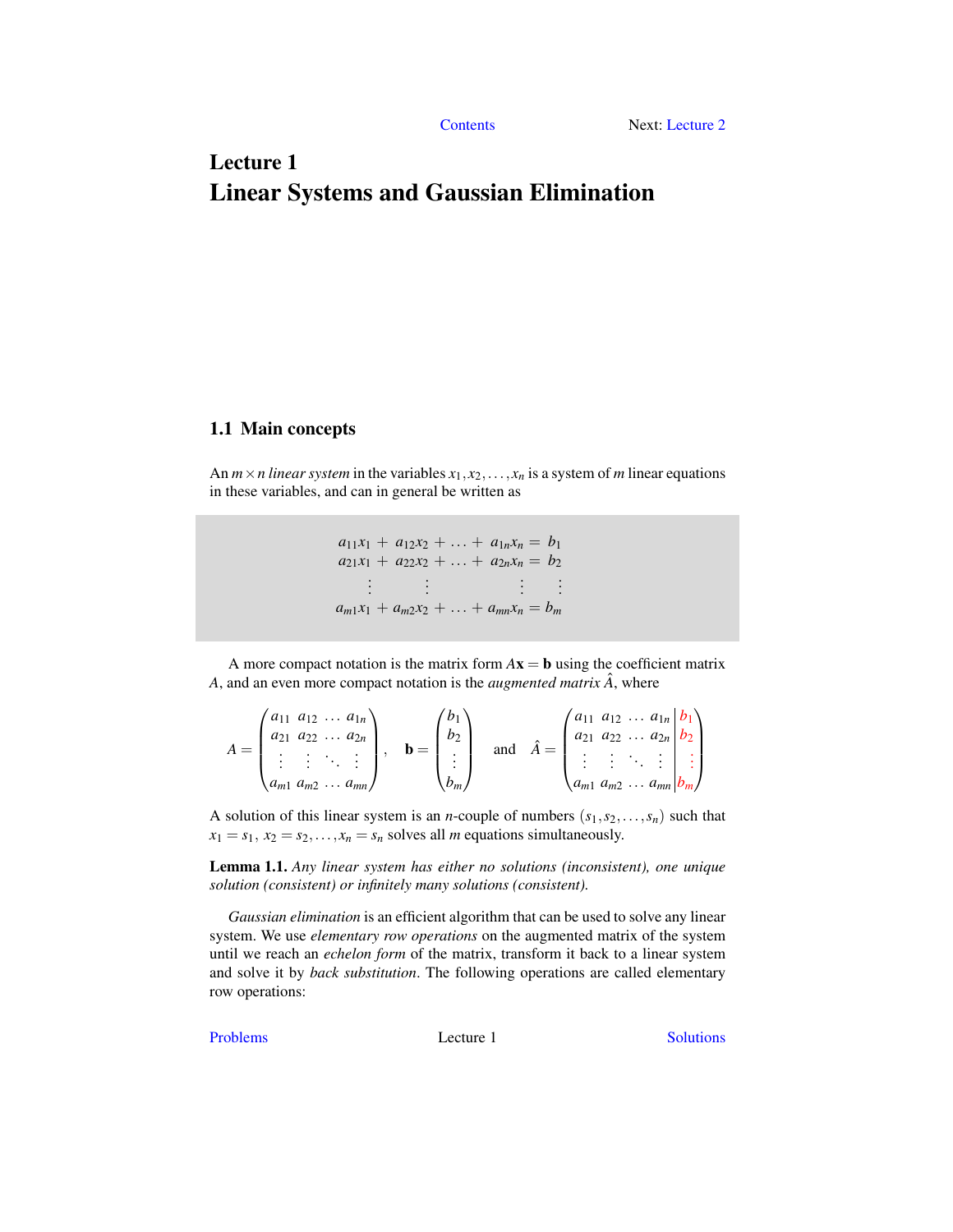# Lecture 1
# Linear Systems and Gaussian Elimination

## 1.1 Main concepts

An $m \times n$ *linear system* in the variables $x_1, x_2, \ldots, x_n$ is a system of $m$ linear equations in these variables, and can in general be written as

$$
\begin{array}{ccccccccc}
a_{11}x_1 & + & a_{12}x_2 & + & \ldots & + & a_{1n}x_n & = & b_1 \\
a_{21}x_1 & + & a_{22}x_2 & + & \ldots & + & a_{2n}x_n & = & b_2 \\
\vdots & & \vdots & & & & \vdots & & \vdots \\
a_{m1}x_1 & + & a_{m2}x_2 & + & \ldots & + & a_{mn}x_n & = & b_m
\end{array}
$$

A more compact notation is the matrix form $A\mathbf{x} = \mathbf{b}$ using the coefficient matrix $A$, and an even more compact notation is the *augmented matrix* $\hat{A}$, where

$$
A = \begin{pmatrix} a_{11} & a_{12} & \ldots & a_{1n} \\ a_{21} & a_{22} & \ldots & a_{2n} \\ \vdots & \vdots & \ddots & \vdots \\ a_{m1} & a_{m2} & \ldots & a_{mn} \end{pmatrix}, \quad \mathbf{b} = \begin{pmatrix} b_1 \\ b_2 \\ \vdots \\ b_m \end{pmatrix} \quad \text{and} \quad \hat{A} = \left(\begin{array}{cccc|c} a_{11} & a_{12} & \ldots & a_{1n} & b_1 \\ a_{21} & a_{22} & \ldots & a_{2n} & b_2 \\ \vdots & \vdots & \ddots & \vdots & \vdots \\ a_{m1} & a_{m2} & \ldots & a_{mn} & b_m \end{array}\right)
$$

A solution of this linear system is an $n$-couple of numbers $(s_1, s_2, \ldots, s_n)$ such that $x_1 = s_1$, $x_2 = s_2, \ldots, x_n = s_n$ solves all $m$ equations simultaneously.

**Lemma 1.1.** *Any linear system has either no solutions (inconsistent), one unique solution (consistent) or infinitely many solutions (consistent).*

*Gaussian elimination* is an efficient algorithm that can be used to solve any linear system. We use *elementary row operations* on the augmented matrix of the system until we reach an *echelon form* of the matrix, transform it back to a linear system and solve it by *back substitution*. The following operations are called elementary row operations: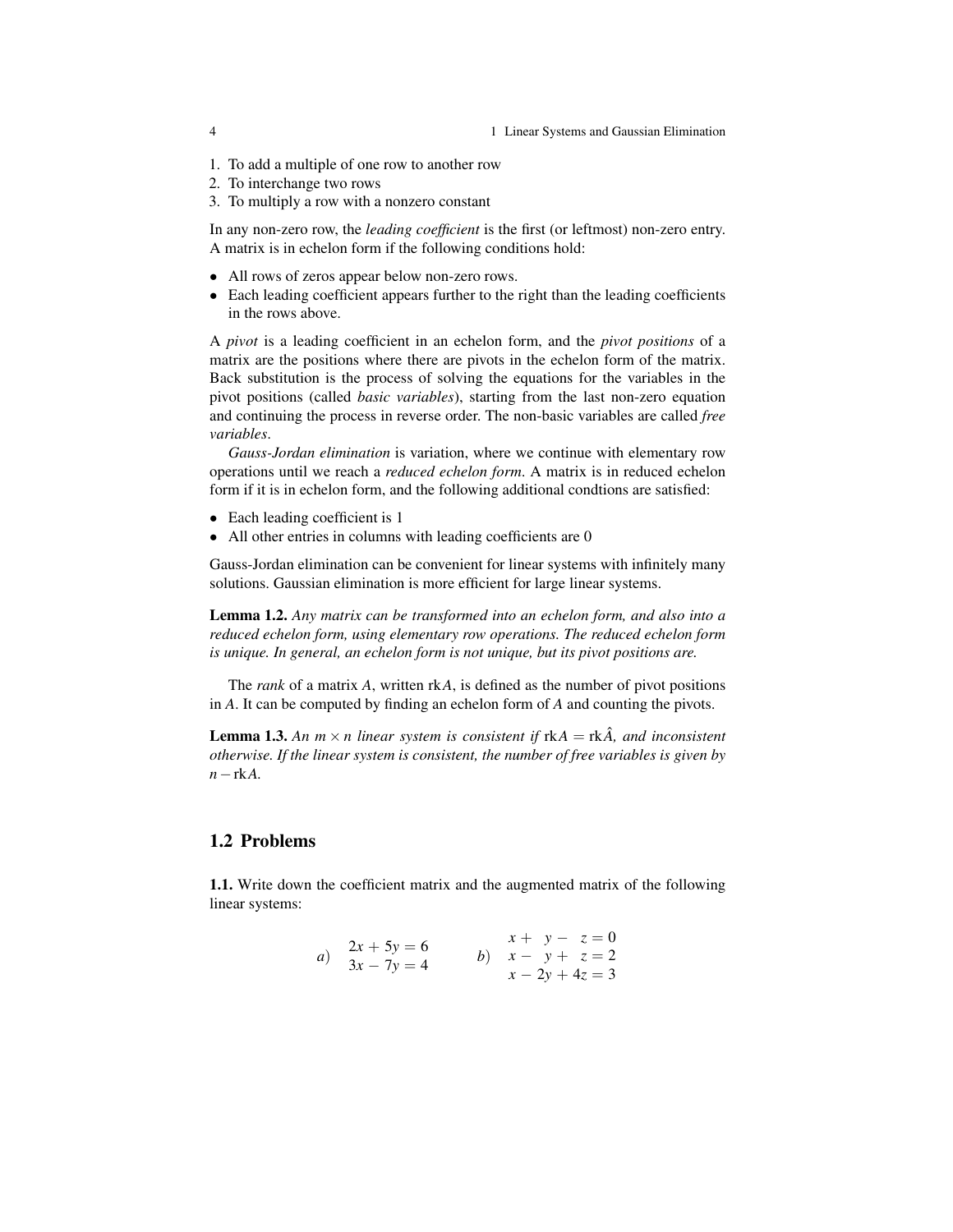1. To add a multiple of one row to another row
2. To interchange two rows
3. To multiply a row with a nonzero constant

In any non-zero row, the *leading coefficient* is the first (or leftmost) non-zero entry. A matrix is in echelon form if the following conditions hold:

- All rows of zeros appear below non-zero rows.
- Each leading coefficient appears further to the right than the leading coefficients in the rows above.

A *pivot* is a leading coefficient in an echelon form, and the *pivot positions* of a matrix are the positions where there are pivots in the echelon form of the matrix. Back substitution is the process of solving the equations for the variables in the pivot positions (called *basic variables*), starting from the last non-zero equation and continuing the process in reverse order. The non-basic variables are called *free variables*.

*Gauss-Jordan elimination* is variation, where we continue with elementary row operations until we reach a *reduced echelon form*. A matrix is in reduced echelon form if it is in echelon form, and the following additional condtions are satisfied:

- Each leading coefficient is 1
- All other entries in columns with leading coefficients are 0

Gauss-Jordan elimination can be convenient for linear systems with infinitely many solutions. Gaussian elimination is more efficient for large linear systems.

**Lemma 1.2.** *Any matrix can be transformed into an echelon form, and also into a reduced echelon form, using elementary row operations. The reduced echelon form is unique. In general, an echelon form is not unique, but its pivot positions are.*

The *rank* of a matrix $A$, written $\operatorname{rk} A$, is defined as the number of pivot positions in $A$. It can be computed by finding an echelon form of $A$ and counting the pivots.

**Lemma 1.3.** *An $m \times n$ linear system is consistent if $\operatorname{rk} A = \operatorname{rk} \hat{A}$, and inconsistent otherwise. If the linear system is consistent, the number of free variables is given by $n - \operatorname{rk} A$.*

## 1.2 Problems

**1.1.** Write down the coefficient matrix and the augmented matrix of the following linear systems:

$$a) \quad \begin{aligned} 2x + 5y &= 6 \\ 3x - 7y &= 4 \end{aligned} \qquad\qquad b) \quad \begin{aligned} x + \phantom{2}y - \phantom{4}z &= 0 \\ x - \phantom{2}y + \phantom{4}z &= 2 \\ x - 2y + 4z &= 3 \end{aligned}$$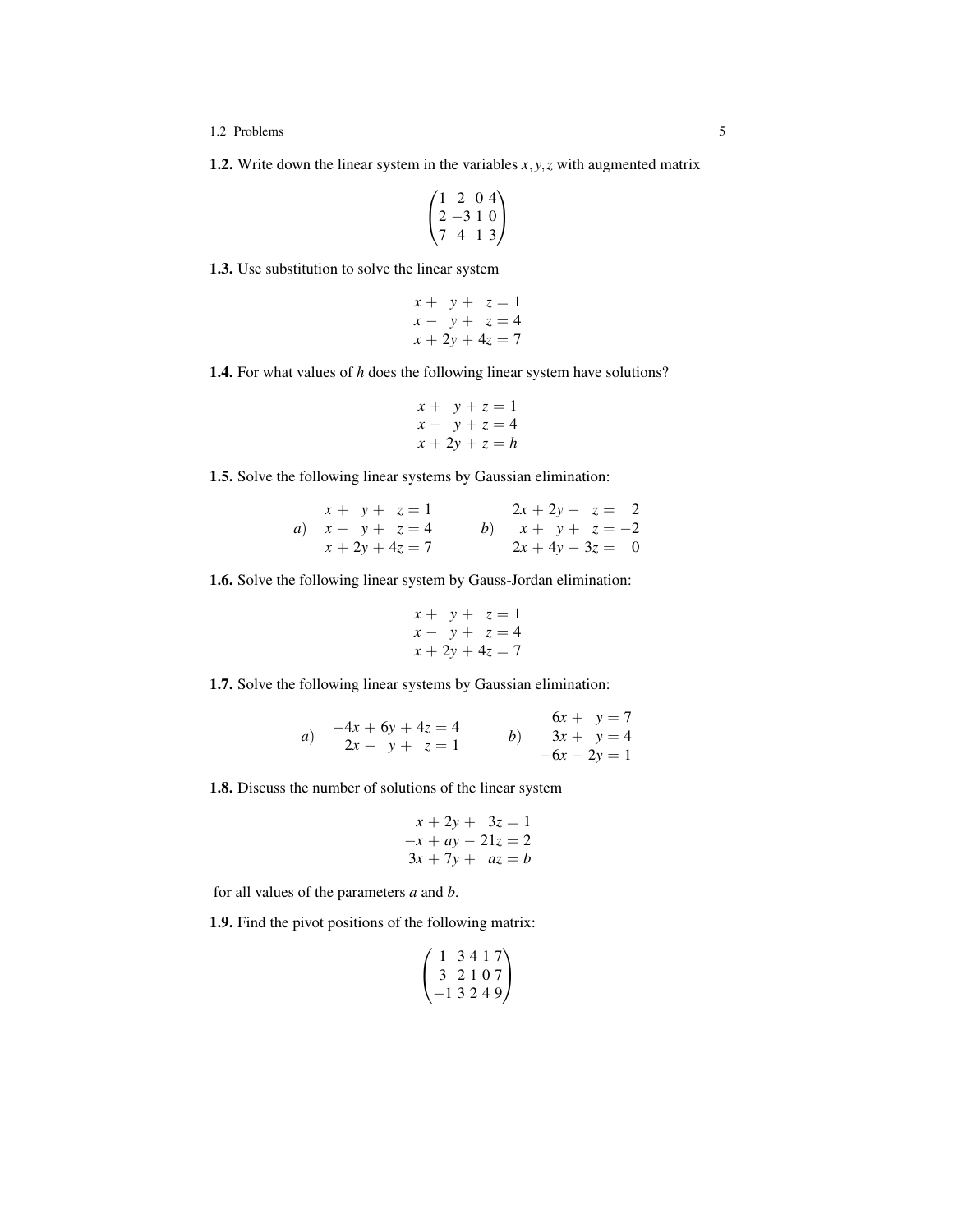**1.2.** Write down the linear system in the variables $x, y, z$ with augmented matrix

$$\left(\begin{array}{ccc|c} 1 & 2 & 0 & 4 \\ 2 & -3 & 1 & 0 \\ 7 & 4 & 1 & 3 \end{array}\right)$$

**1.3.** Use substitution to solve the linear system

$$\begin{aligned} x + \;\, y + \;\, z &= 1 \\ x - \;\, y + \;\, z &= 4 \\ x + 2y + 4z &= 7 \end{aligned}$$

**1.4.** For what values of $h$ does the following linear system have solutions?

$$\begin{aligned} x + \;\, y + z &= 1 \\ x - \;\, y + z &= 4 \\ x + 2y + z &= h \end{aligned}$$

**1.5.** Solve the following linear systems by Gaussian elimination:

$$a) \quad \begin{aligned} x + \;\, y + \;\, z &= 1 \\ x - \;\, y + \;\, z &= 4 \\ x + 2y + 4z &= 7 \end{aligned} \qquad\qquad b) \quad \begin{aligned} 2x + 2y - \;\, z &= \;\; 2 \\ x + \;\, y + \;\, z &= -2 \\ 2x + 4y - 3z &= \;\; 0 \end{aligned}$$

**1.6.** Solve the following linear system by Gauss-Jordan elimination:

$$\begin{aligned} x + \;\, y + \;\, z &= 1 \\ x - \;\, y + \;\, z &= 4 \\ x + 2y + 4z &= 7 \end{aligned}$$

**1.7.** Solve the following linear systems by Gaussian elimination:

$$a) \quad \begin{aligned} -4x + 6y + 4z &= 4 \\ 2x - \;\, y + \;\, z &= 1 \end{aligned} \qquad\qquad b) \quad \begin{aligned} 6x + \;\, y &= 7 \\ 3x + \;\, y &= 4 \\ -6x - 2y &= 1 \end{aligned}$$

**1.8.** Discuss the number of solutions of the linear system

$$\begin{aligned} x + 2y + \;\, 3z &= 1 \\ -x + ay - 21z &= 2 \\ 3x + 7y + \;\, az &= b \end{aligned}$$

for all values of the parameters $a$ and $b$.

**1.9.** Find the pivot positions of the following matrix:

$$\begin{pmatrix} 1 & 3 & 4 & 1 & 7 \\ 3 & 2 & 1 & 0 & 7 \\ -1 & 3 & 2 & 4 & 9 \end{pmatrix}$$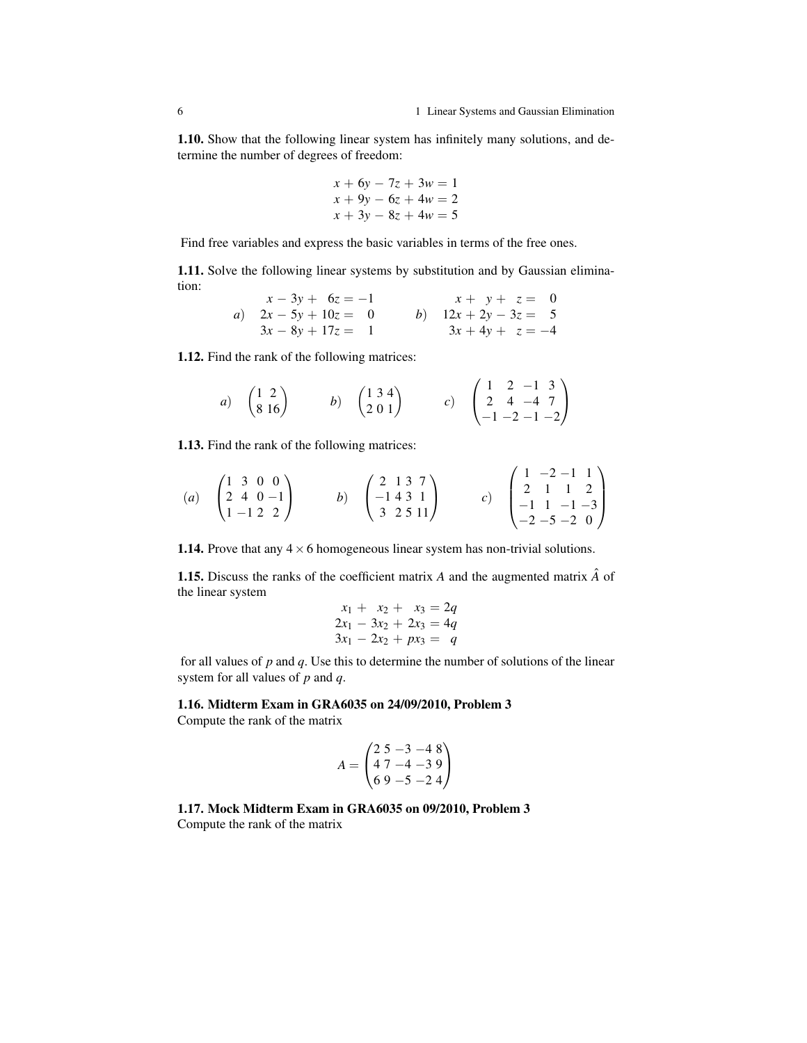**1.10.** Show that the following linear system has infinitely many solutions, and determine the number of degrees of freedom:

$$\begin{aligned} x + 6y - 7z + 3w &= 1 \\ x + 9y - 6z + 4w &= 2 \\ x + 3y - 8z + 4w &= 5 \end{aligned}$$

Find free variables and express the basic variables in terms of the free ones.

**1.11.** Solve the following linear systems by substitution and by Gaussian elimination:

$$a) \quad \begin{aligned} x - 3y + \phantom{1}6z &= -1 \\ 2x - 5y + 10z &= \phantom{-}0 \\ 3x - 8y + 17z &= \phantom{-}1 \end{aligned} \qquad b) \quad \begin{aligned} x + \phantom{2}y + \phantom{3}z &= \phantom{-}0 \\ 12x + 2y - 3z &= \phantom{-}5 \\ 3x + 4y + \phantom{3}z &= -4 \end{aligned}$$

**1.12.** Find the rank of the following matrices:

$$a) \quad \begin{pmatrix} 1 & 2 \\ 8 & 16 \end{pmatrix} \qquad b) \quad \begin{pmatrix} 1 & 3 & 4 \\ 2 & 0 & 1 \end{pmatrix} \qquad c) \quad \begin{pmatrix} 1 & 2 & -1 & 3 \\ 2 & 4 & -4 & 7 \\ -1 & -2 & -1 & -2 \end{pmatrix}$$

**1.13.** Find the rank of the following matrices:

$$(a) \quad \begin{pmatrix} 1 & 3 & 0 & 0 \\ 2 & 4 & 0 & -1 \\ 1 & -1 & 2 & 2 \end{pmatrix} \qquad b) \quad \begin{pmatrix} 2 & 1 & 3 & 7 \\ -1 & 4 & 3 & 1 \\ 3 & 2 & 5 & 11 \end{pmatrix} \qquad c) \quad \begin{pmatrix} 1 & -2 & -1 & 1 \\ 2 & 1 & 1 & 2 \\ -1 & 1 & -1 & -3 \\ -2 & -5 & -2 & 0 \end{pmatrix}$$

**1.14.** Prove that any $4 \times 6$ homogeneous linear system has non-trivial solutions.

**1.15.** Discuss the ranks of the coefficient matrix $A$ and the augmented matrix $\hat{A}$ of the linear system

$$\begin{aligned} x_1 + \phantom{3}x_2 + \phantom{2}x_3 &= 2q \\ 2x_1 - 3x_2 + 2x_3 &= 4q \\ 3x_1 - 2x_2 + px_3 &= \phantom{4}q \end{aligned}$$

for all values of $p$ and $q$. Use this to determine the number of solutions of the linear system for all values of $p$ and $q$.

**1.16. Midterm Exam in GRA6035 on 24/09/2010, Problem 3**
Compute the rank of the matrix

$$A = \begin{pmatrix} 2 & 5 & -3 & -4 & 8 \\ 4 & 7 & -4 & -3 & 9 \\ 6 & 9 & -5 & -2 & 4 \end{pmatrix}$$

**1.17. Mock Midterm Exam in GRA6035 on 09/2010, Problem 3**
Compute the rank of the matrix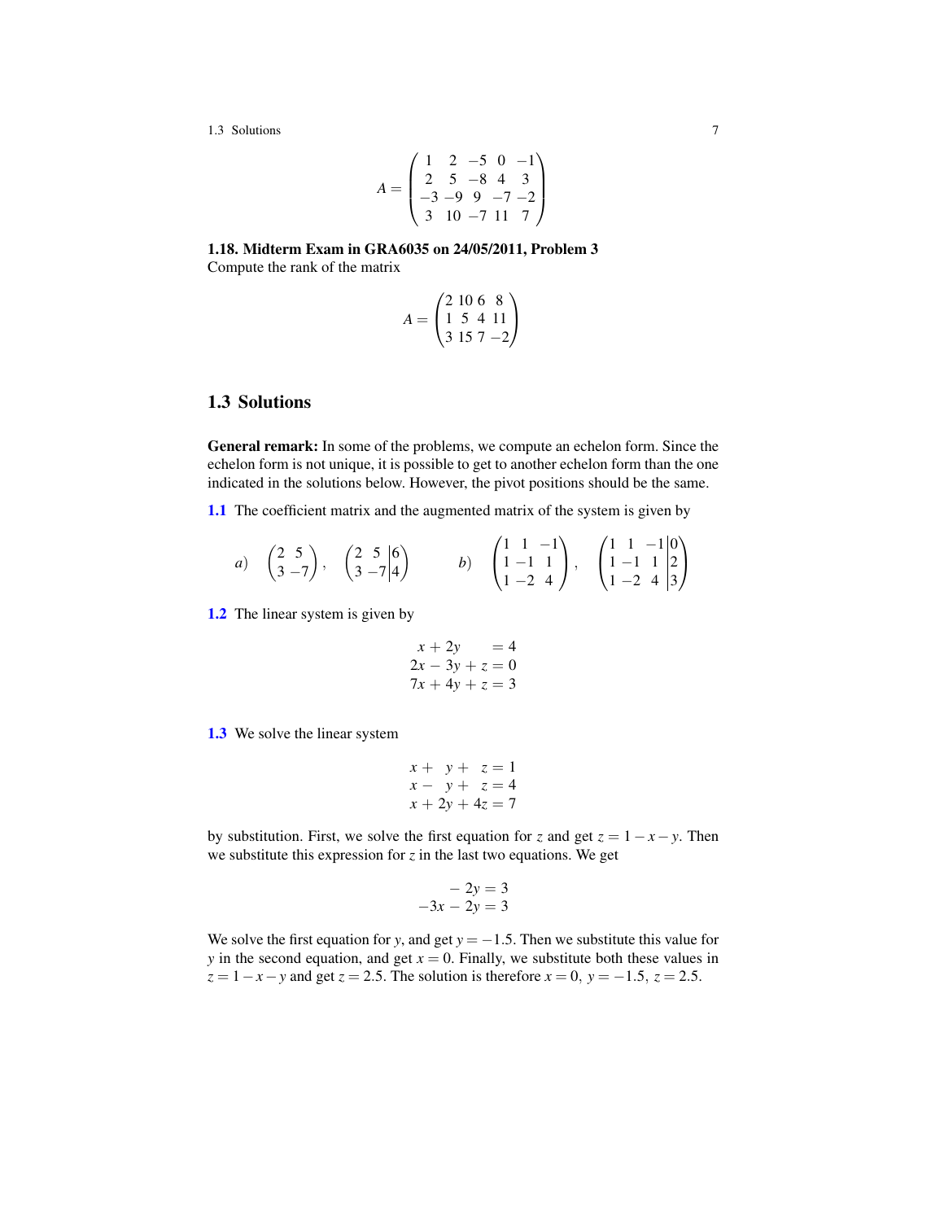$$A = \begin{pmatrix} 1 & 2 & -5 & 0 & -1 \\ 2 & 5 & -8 & 4 & 3 \\ -3 & -9 & 9 & -7 & -2 \\ 3 & 10 & -7 & 11 & 7 \end{pmatrix}$$

**1.18. Midterm Exam in GRA6035 on 24/05/2011, Problem 3**
Compute the rank of the matrix

$$A = \begin{pmatrix} 2 & 10 & 6 & 8 \\ 1 & 5 & 4 & 11 \\ 3 & 15 & 7 & -2 \end{pmatrix}$$

## 1.3 Solutions

**General remark:** In some of the problems, we compute an echelon form. Since the echelon form is not unique, it is possible to get to another echelon form than the one indicated in the solutions below. However, the pivot positions should be the same.

**1.1** The coefficient matrix and the augmented matrix of the system is given by

$$a) \quad \begin{pmatrix} 2 & 5 \\ 3 & -7 \end{pmatrix}, \quad \left(\begin{array}{cc|c} 2 & 5 & 6 \\ 3 & -7 & 4 \end{array}\right) \qquad b) \quad \begin{pmatrix} 1 & 1 & -1 \\ 1 & -1 & 1 \\ 1 & -2 & 4 \end{pmatrix}, \quad \left(\begin{array}{ccc|c} 1 & 1 & -1 & 0 \\ 1 & -1 & 1 & 2 \\ 1 & -2 & 4 & 3 \end{array}\right)$$

**1.2** The linear system is given by

$$\begin{aligned} x + 2y \phantom{{}+z} &= 4 \\ 2x - 3y + z &= 0 \\ 7x + 4y + z &= 3 \end{aligned}$$

**1.3** We solve the linear system

$$\begin{aligned} x + \phantom{2}y + \phantom{4}z &= 1 \\ x - \phantom{2}y + \phantom{4}z &= 4 \\ x + 2y + 4z &= 7 \end{aligned}$$

by substitution. First, we solve the first equation for $z$ and get $z = 1 - x - y$. Then we substitute this expression for $z$ in the last two equations. We get

$$\begin{aligned} -2y &= 3 \\ -3x - 2y &= 3 \end{aligned}$$

We solve the first equation for $y$, and get $y = -1.5$. Then we substitute this value for $y$ in the second equation, and get $x = 0$. Finally, we substitute both these values in $z = 1 - x - y$ and get $z = 2.5$. The solution is therefore $x = 0,\ y = -1.5,\ z = 2.5$.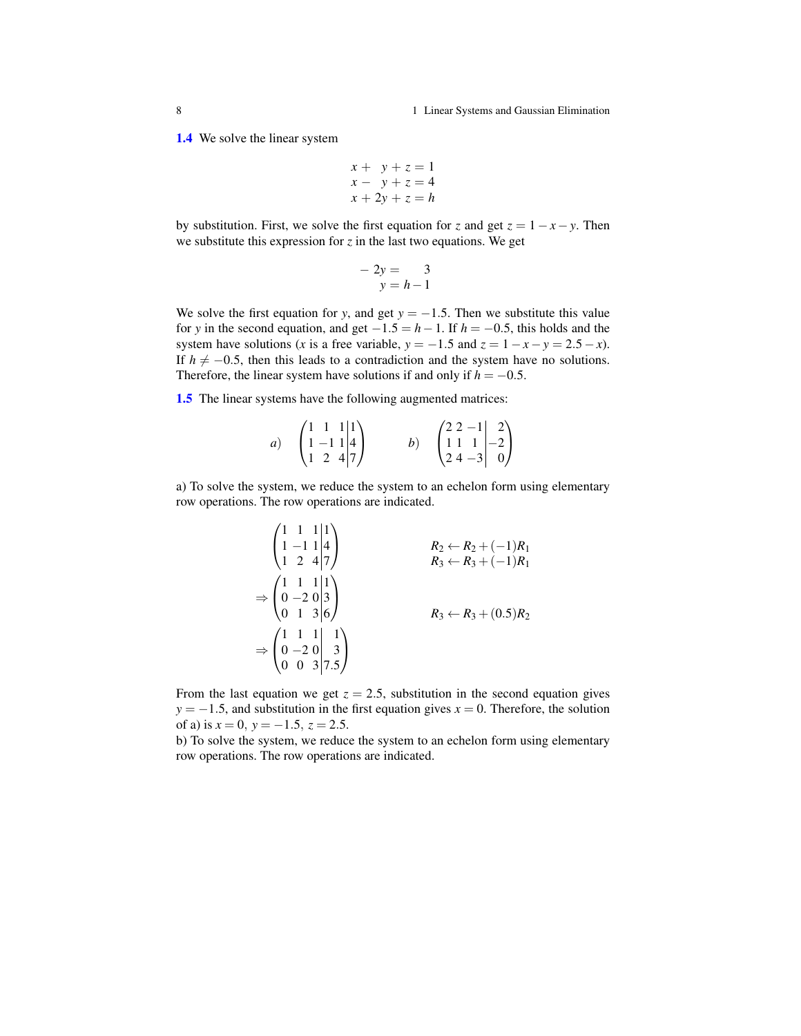**1.4** We solve the linear system

$$\begin{aligned} x + \;\; y + z &= 1 \\ x - \;\; y + z &= 4 \\ x + 2y + z &= h \end{aligned}$$

by substitution. First, we solve the first equation for $z$ and get $z = 1 - x - y$. Then we substitute this expression for $z$ in the last two equations. We get

$$\begin{aligned} -2y &= \;\;\; 3 \\ y &= h - 1 \end{aligned}$$

We solve the first equation for $y$, and get $y = -1.5$. Then we substitute this value for $y$ in the second equation, and get $-1.5 = h - 1$. If $h = -0.5$, this holds and the system have solutions ($x$ is a free variable, $y = -1.5$ and $z = 1 - x - y = 2.5 - x$). If $h \neq -0.5$, then this leads to a contradiction and the system have no solutions. Therefore, the linear system have solutions if and only if $h = -0.5$.

**1.5** The linear systems have the following augmented matrices:

$$a) \quad \left(\begin{array}{ccc|c} 1 & 1 & 1 & 1 \\ 1 & -1 & 1 & 4 \\ 1 & 2 & 4 & 7 \end{array}\right) \qquad b) \quad \left(\begin{array}{ccc|c} 2 & 2 & -1 & 2 \\ 1 & 1 & 1 & -2 \\ 2 & 4 & -3 & 0 \end{array}\right)$$

a) To solve the system, we reduce the system to an echelon form using elementary row operations. The row operations are indicated.

$$\left(\begin{array}{ccc|c} 1 & 1 & 1 & 1 \\ 1 & -1 & 1 & 4 \\ 1 & 2 & 4 & 7 \end{array}\right) \qquad \begin{array}{l} R_2 \leftarrow R_2 + (-1)R_1 \\ R_3 \leftarrow R_3 + (-1)R_1 \end{array}$$

$$\Rightarrow \left(\begin{array}{ccc|c} 1 & 1 & 1 & 1 \\ 0 & -2 & 0 & 3 \\ 0 & 1 & 3 & 6 \end{array}\right) \qquad R_3 \leftarrow R_3 + (0.5)R_2$$

$$\Rightarrow \left(\begin{array}{ccc|c} 1 & 1 & 1 & 1 \\ 0 & -2 & 0 & 3 \\ 0 & 0 & 3 & 7.5 \end{array}\right)$$

From the last equation we get $z = 2.5$, substitution in the second equation gives $y = -1.5$, and substitution in the first equation gives $x = 0$. Therefore, the solution of a) is $x = 0,\ y = -1.5,\ z = 2.5$.

b) To solve the system, we reduce the system to an echelon form using elementary row operations. The row operations are indicated.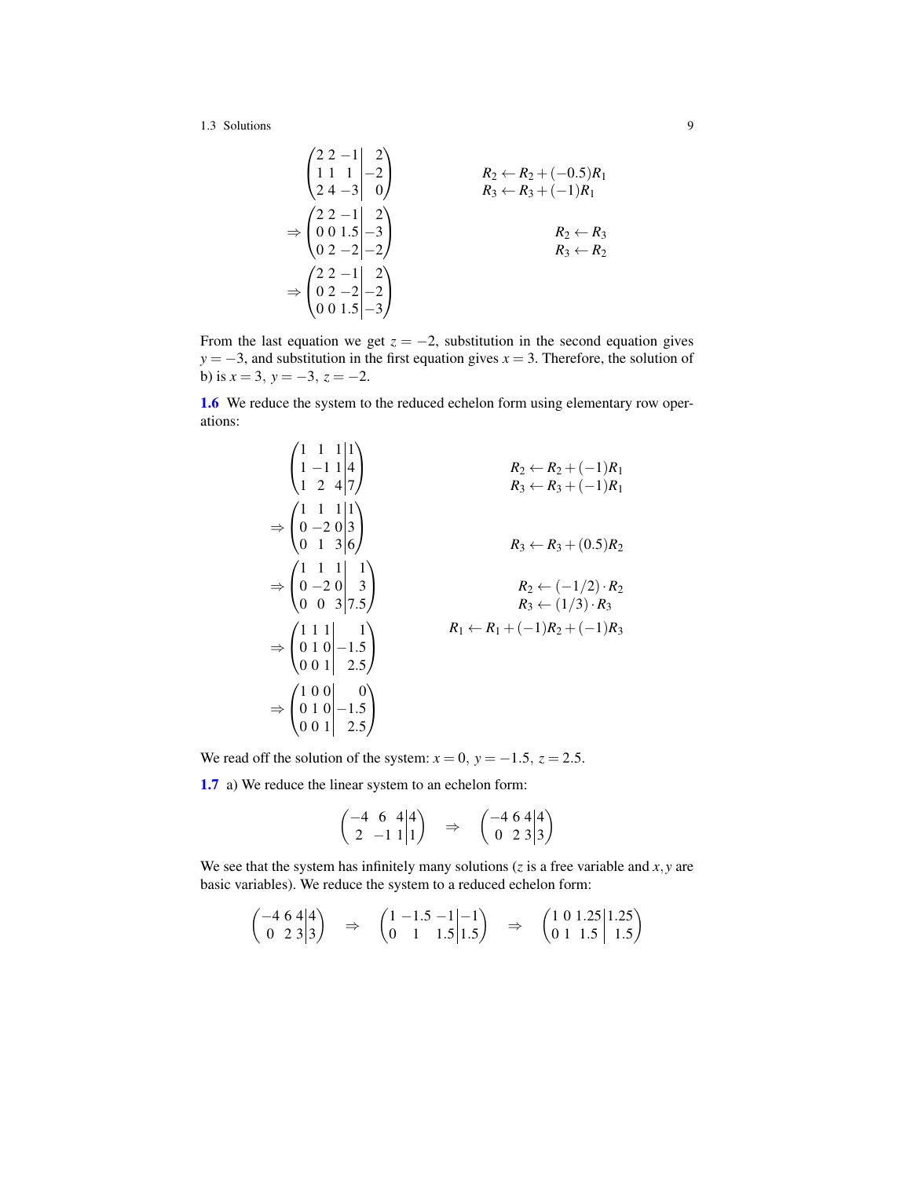$$\begin{pmatrix} 2 & 2 & -1 & 2 \\ 1 & 1 & 1 & -2 \\ 2 & 4 & -3 & 0 \end{pmatrix} \qquad \begin{matrix} R_2 \leftarrow R_2 + (-0.5)R_1 \\ R_3 \leftarrow R_3 + (-1)R_1 \end{matrix}$$

$$\Rightarrow \begin{pmatrix} 2 & 2 & -1 & 2 \\ 0 & 0 & 1.5 & -3 \\ 0 & 2 & -2 & -2 \end{pmatrix} \qquad \begin{matrix} R_2 \leftarrow R_3 \\ R_3 \leftarrow R_2 \end{matrix}$$

$$\Rightarrow \begin{pmatrix} 2 & 2 & -1 & 2 \\ 0 & 2 & -2 & -2 \\ 0 & 0 & 1.5 & -3 \end{pmatrix}$$

From the last equation we get $z = -2$, substitution in the second equation gives $y = -3$, and substitution in the first equation gives $x = 3$. Therefore, the solution of b) is $x = 3$, $y = -3$, $z = -2$.

**1.6** We reduce the system to the reduced echelon form using elementary row operations:

$$\begin{pmatrix} 1 & 1 & 1 & 1 \\ 1 & -1 & 1 & 4 \\ 1 & 2 & 4 & 7 \end{pmatrix} \qquad \begin{matrix} R_2 \leftarrow R_2 + (-1)R_1 \\ R_3 \leftarrow R_3 + (-1)R_1 \end{matrix}$$

$$\Rightarrow \begin{pmatrix} 1 & 1 & 1 & 1 \\ 0 & -2 & 0 & 3 \\ 0 & 1 & 3 & 6 \end{pmatrix} \qquad R_3 \leftarrow R_3 + (0.5)R_2$$

$$\Rightarrow \begin{pmatrix} 1 & 1 & 1 & 1 \\ 0 & -2 & 0 & 3 \\ 0 & 0 & 3 & 7.5 \end{pmatrix} \qquad \begin{matrix} R_2 \leftarrow (-1/2) \cdot R_2 \\ R_3 \leftarrow (1/3) \cdot R_3 \end{matrix}$$

$$\Rightarrow \begin{pmatrix} 1 & 1 & 1 & 1 \\ 0 & 1 & 0 & -1.5 \\ 0 & 0 & 1 & 2.5 \end{pmatrix} \qquad R_1 \leftarrow R_1 + (-1)R_2 + (-1)R_3$$

$$\Rightarrow \begin{pmatrix} 1 & 0 & 0 & 0 \\ 0 & 1 & 0 & -1.5 \\ 0 & 0 & 1 & 2.5 \end{pmatrix}$$

We read off the solution of the system: $x = 0$, $y = -1.5$, $z = 2.5$.

**1.7** a) We reduce the linear system to an echelon form:

$$\begin{pmatrix} -4 & 6 & 4 & 4 \\ 2 & -1 & 1 & 1 \end{pmatrix} \quad \Rightarrow \quad \begin{pmatrix} -4 & 6 & 4 & 4 \\ 0 & 2 & 3 & 3 \end{pmatrix}$$

We see that the system has infinitely many solutions ($z$ is a free variable and $x, y$ are basic variables). We reduce the system to a reduced echelon form:

$$\begin{pmatrix} -4 & 6 & 4 & 4 \\ 0 & 2 & 3 & 3 \end{pmatrix} \quad \Rightarrow \quad \begin{pmatrix} 1 & -1.5 & -1 & -1 \\ 0 & 1 & 1.5 & 1.5 \end{pmatrix} \quad \Rightarrow \quad \begin{pmatrix} 1 & 0 & 1.25 & 1.25 \\ 0 & 1 & 1.5 & 1.5 \end{pmatrix}$$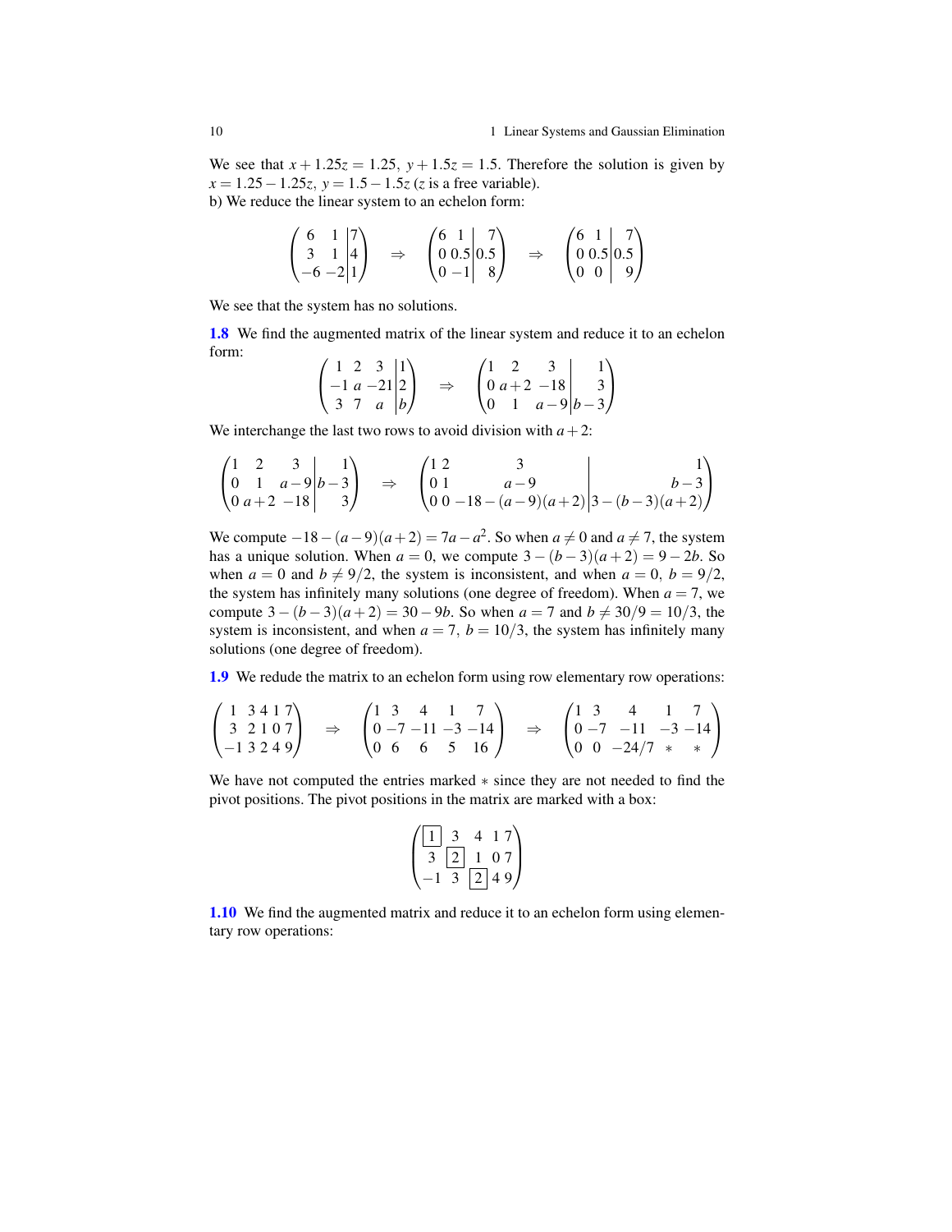We see that $x + 1.25z = 1.25,\ y + 1.5z = 1.5$. Therefore the solution is given by $x = 1.25 - 1.25z,\ y = 1.5 - 1.5z$ ($z$ is a free variable).
b) We reduce the linear system to an echelon form:

$$\left(\begin{array}{cc|c} 6 & 1 & 7 \\ 3 & 1 & 4 \\ -6 & -2 & 1 \end{array}\right) \quad \Rightarrow \quad \left(\begin{array}{cc|c} 6 & 1 & 7 \\ 0 & 0.5 & 0.5 \\ 0 & -1 & 8 \end{array}\right) \quad \Rightarrow \quad \left(\begin{array}{cc|c} 6 & 1 & 7 \\ 0 & 0.5 & 0.5 \\ 0 & 0 & 9 \end{array}\right)$$

We see that the system has no solutions.

**1.8** We find the augmented matrix of the linear system and reduce it to an echelon form:

$$\left(\begin{array}{ccc|c} 1 & 2 & 3 & 1 \\ -1 & a & -21 & 2 \\ 3 & 7 & a & b \end{array}\right) \quad \Rightarrow \quad \left(\begin{array}{ccc|c} 1 & 2 & 3 & 1 \\ 0 & a+2 & -18 & 3 \\ 0 & 1 & a-9 & b-3 \end{array}\right)$$

We interchange the last two rows to avoid division with $a+2$:

$$\left(\begin{array}{ccc|c} 1 & 2 & 3 & 1 \\ 0 & 1 & a-9 & b-3 \\ 0 & a+2 & -18 & 3 \end{array}\right) \quad \Rightarrow \quad \left(\begin{array}{ccc|c} 1 & 2 & 3 & 1 \\ 0 & 1 & a-9 & b-3 \\ 0 & 0 & -18-(a-9)(a+2) & 3-(b-3)(a+2) \end{array}\right)$$

We compute $-18-(a-9)(a+2) = 7a - a^2$. So when $a \neq 0$ and $a \neq 7$, the system has a unique solution. When $a = 0$, we compute $3-(b-3)(a+2) = 9-2b$. So when $a = 0$ and $b \neq 9/2$, the system is inconsistent, and when $a = 0,\ b = 9/2$, the system has infinitely many solutions (one degree of freedom). When $a = 7$, we compute $3-(b-3)(a+2) = 30-9b$. So when $a = 7$ and $b \neq 30/9 = 10/3$, the system is inconsistent, and when $a = 7,\ b = 10/3$, the system has infinitely many solutions (one degree of freedom).

**1.9** We redude the matrix to an echelon form using row elementary row operations:

$$\begin{pmatrix} 1 & 3 & 4 & 1 & 7 \\ 3 & 2 & 1 & 0 & 7 \\ -1 & 3 & 2 & 4 & 9 \end{pmatrix} \quad \Rightarrow \quad \begin{pmatrix} 1 & 3 & 4 & 1 & 7 \\ 0 & -7 & -11 & -3 & -14 \\ 0 & 6 & 6 & 5 & 16 \end{pmatrix} \quad \Rightarrow \quad \begin{pmatrix} 1 & 3 & 4 & 1 & 7 \\ 0 & -7 & -11 & -3 & -14 \\ 0 & 0 & -24/7 & * & * \end{pmatrix}$$

We have not computed the entries marked $*$ since they are not needed to find the pivot positions. The pivot positions in the matrix are marked with a box:

$$\begin{pmatrix} \boxed{1} & 3 & 4 & 1 & 7 \\ 3 & \boxed{2} & 1 & 0 & 7 \\ -1 & 3 & \boxed{2} & 4 & 9 \end{pmatrix}$$

**1.10** We find the augmented matrix and reduce it to an echelon form using elementary row operations: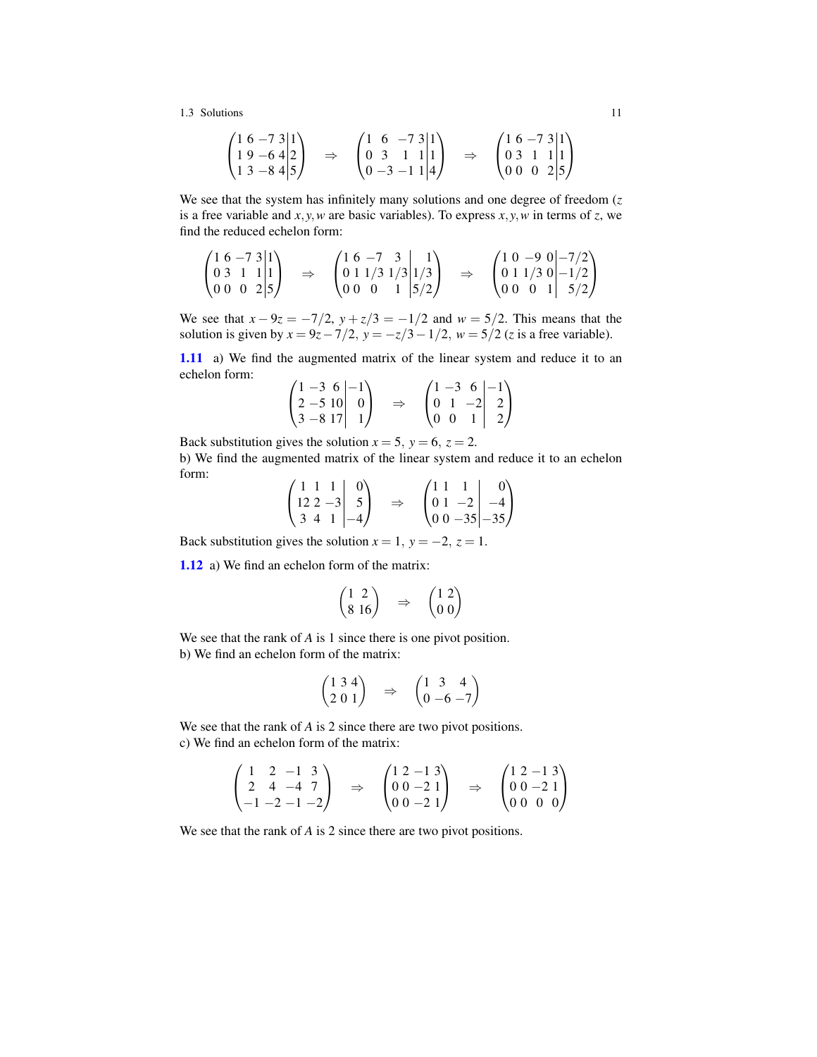$$\left(\begin{array}{cccc|c} 1 & 6 & -7 & 3 & 1 \\ 1 & 9 & -6 & 4 & 2 \\ 1 & 3 & -8 & 4 & 5 \end{array}\right) \Rightarrow \left(\begin{array}{cccc|c} 1 & 6 & -7 & 3 & 1 \\ 0 & 3 & 1 & 1 & 1 \\ 0 & -3 & -1 & 1 & 4 \end{array}\right) \Rightarrow \left(\begin{array}{cccc|c} 1 & 6 & -7 & 3 & 1 \\ 0 & 3 & 1 & 1 & 1 \\ 0 & 0 & 0 & 2 & 5 \end{array}\right)$$

We see that the system has infinitely many solutions and one degree of freedom ($z$ is a free variable and $x, y, w$ are basic variables). To express $x, y, w$ in terms of $z$, we find the reduced echelon form:

$$\left(\begin{array}{cccc|c} 1 & 6 & -7 & 3 & 1 \\ 0 & 3 & 1 & 1 & 1 \\ 0 & 0 & 0 & 2 & 5 \end{array}\right) \Rightarrow \left(\begin{array}{cccc|c} 1 & 6 & -7 & 3 & 1 \\ 0 & 1 & 1/3 & 1/3 & 1/3 \\ 0 & 0 & 0 & 1 & 5/2 \end{array}\right) \Rightarrow \left(\begin{array}{cccc|c} 1 & 0 & -9 & 0 & -7/2 \\ 0 & 1 & 1/3 & 0 & -1/2 \\ 0 & 0 & 0 & 1 & 5/2 \end{array}\right)$$

We see that $x - 9z = -7/2$, $y + z/3 = -1/2$ and $w = 5/2$. This means that the solution is given by $x = 9z - 7/2$, $y = -z/3 - 1/2$, $w = 5/2$ ($z$ is a free variable).

**1.11** a) We find the augmented matrix of the linear system and reduce it to an echelon form:

$$\left(\begin{array}{ccc|c} 1 & -3 & 6 & -1 \\ 2 & -5 & 10 & 0 \\ 3 & -8 & 17 & 1 \end{array}\right) \Rightarrow \left(\begin{array}{ccc|c} 1 & -3 & 6 & -1 \\ 0 & 1 & -2 & 2 \\ 0 & 0 & 1 & 2 \end{array}\right)$$

Back substitution gives the solution $x = 5,\ y = 6,\ z = 2$.

b) We find the augmented matrix of the linear system and reduce it to an echelon form:

$$\left(\begin{array}{ccc|c} 1 & 1 & 1 & 0 \\ 12 & 2 & -3 & 5 \\ 3 & 4 & 1 & -4 \end{array}\right) \Rightarrow \left(\begin{array}{ccc|c} 1 & 1 & 1 & 0 \\ 0 & 1 & -2 & -4 \\ 0 & 0 & -35 & -35 \end{array}\right)$$

Back substitution gives the solution $x = 1,\ y = -2,\ z = 1$.

**1.12** a) We find an echelon form of the matrix:

$$\begin{pmatrix} 1 & 2 \\ 8 & 16 \end{pmatrix} \Rightarrow \begin{pmatrix} 1 & 2 \\ 0 & 0 \end{pmatrix}$$

We see that the rank of $A$ is 1 since there is one pivot position.

b) We find an echelon form of the matrix:

$$\begin{pmatrix} 1 & 3 & 4 \\ 2 & 0 & 1 \end{pmatrix} \Rightarrow \begin{pmatrix} 1 & 3 & 4 \\ 0 & -6 & -7 \end{pmatrix}$$

We see that the rank of $A$ is 2 since there are two pivot positions.

c) We find an echelon form of the matrix:

$$\begin{pmatrix} 1 & 2 & -1 & 3 \\ 2 & 4 & -4 & 7 \\ -1 & -2 & -1 & -2 \end{pmatrix} \Rightarrow \begin{pmatrix} 1 & 2 & -1 & 3 \\ 0 & 0 & -2 & 1 \\ 0 & 0 & -2 & 1 \end{pmatrix} \Rightarrow \begin{pmatrix} 1 & 2 & -1 & 3 \\ 0 & 0 & -2 & 1 \\ 0 & 0 & 0 & 0 \end{pmatrix}$$

We see that the rank of $A$ is 2 since there are two pivot positions.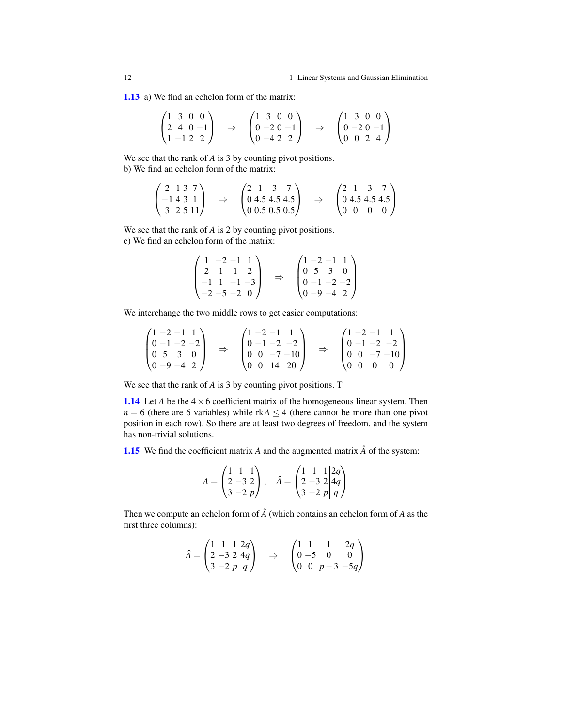**1.13** a) We find an echelon form of the matrix:

$$\begin{pmatrix} 1 & 3 & 0 & 0 \\ 2 & 4 & 0 & -1 \\ 1 & -1 & 2 & 2 \end{pmatrix} \Rightarrow \begin{pmatrix} 1 & 3 & 0 & 0 \\ 0 & -2 & 0 & -1 \\ 0 & -4 & 2 & 2 \end{pmatrix} \Rightarrow \begin{pmatrix} 1 & 3 & 0 & 0 \\ 0 & -2 & 0 & -1 \\ 0 & 0 & 2 & 4 \end{pmatrix}$$

We see that the rank of $A$ is 3 by counting pivot positions.
b) We find an echelon form of the matrix:

$$\begin{pmatrix} 2 & 1 & 3 & 7 \\ -1 & 4 & 3 & 1 \\ 3 & 2 & 5 & 11 \end{pmatrix} \Rightarrow \begin{pmatrix} 2 & 1 & 3 & 7 \\ 0 & 4.5 & 4.5 & 4.5 \\ 0 & 0.5 & 0.5 & 0.5 \end{pmatrix} \Rightarrow \begin{pmatrix} 2 & 1 & 3 & 7 \\ 0 & 4.5 & 4.5 & 4.5 \\ 0 & 0 & 0 & 0 \end{pmatrix}$$

We see that the rank of $A$ is 2 by counting pivot positions.
c) We find an echelon form of the matrix:

$$\begin{pmatrix} 1 & -2 & -1 & 1 \\ 2 & 1 & 1 & 2 \\ -1 & 1 & -1 & -3 \\ -2 & -5 & -2 & 0 \end{pmatrix} \Rightarrow \begin{pmatrix} 1 & -2 & -1 & 1 \\ 0 & 5 & 3 & 0 \\ 0 & -1 & -2 & -2 \\ 0 & -9 & -4 & 2 \end{pmatrix}$$

We interchange the two middle rows to get easier computations:

$$\begin{pmatrix} 1 & -2 & -1 & 1 \\ 0 & -1 & -2 & -2 \\ 0 & 5 & 3 & 0 \\ 0 & -9 & -4 & 2 \end{pmatrix} \Rightarrow \begin{pmatrix} 1 & -2 & -1 & 1 \\ 0 & -1 & -2 & -2 \\ 0 & 0 & -7 & -10 \\ 0 & 0 & 14 & 20 \end{pmatrix} \Rightarrow \begin{pmatrix} 1 & -2 & -1 & 1 \\ 0 & -1 & -2 & -2 \\ 0 & 0 & -7 & -10 \\ 0 & 0 & 0 & 0 \end{pmatrix}$$

We see that the rank of $A$ is 3 by counting pivot positions. T

**1.14** Let $A$ be the $4 \times 6$ coefficient matrix of the homogeneous linear system. Then $n = 6$ (there are 6 variables) while $\text{rk}A \leq 4$ (there cannot be more than one pivot position in each row). So there are at least two degrees of freedom, and the system has non-trivial solutions.

**1.15** We find the coefficient matrix $A$ and the augmented matrix $\hat{A}$ of the system:

$$A = \begin{pmatrix} 1 & 1 & 1 \\ 2 & -3 & 2 \\ 3 & -2 & p \end{pmatrix}, \quad \hat{A} = \left(\begin{array}{ccc|c} 1 & 1 & 1 & 2q \\ 2 & -3 & 2 & 4q \\ 3 & -2 & p & q \end{array}\right)$$

Then we compute an echelon form of $\hat{A}$ (which contains an echelon form of $A$ as the first three columns):

$$\hat{A} = \left(\begin{array}{ccc|c} 1 & 1 & 1 & 2q \\ 2 & -3 & 2 & 4q \\ 3 & -2 & p & q \end{array}\right) \Rightarrow \left(\begin{array}{ccc|c} 1 & 1 & 1 & 2q \\ 0 & -5 & 0 & 0 \\ 0 & 0 & p-3 & -5q \end{array}\right)$$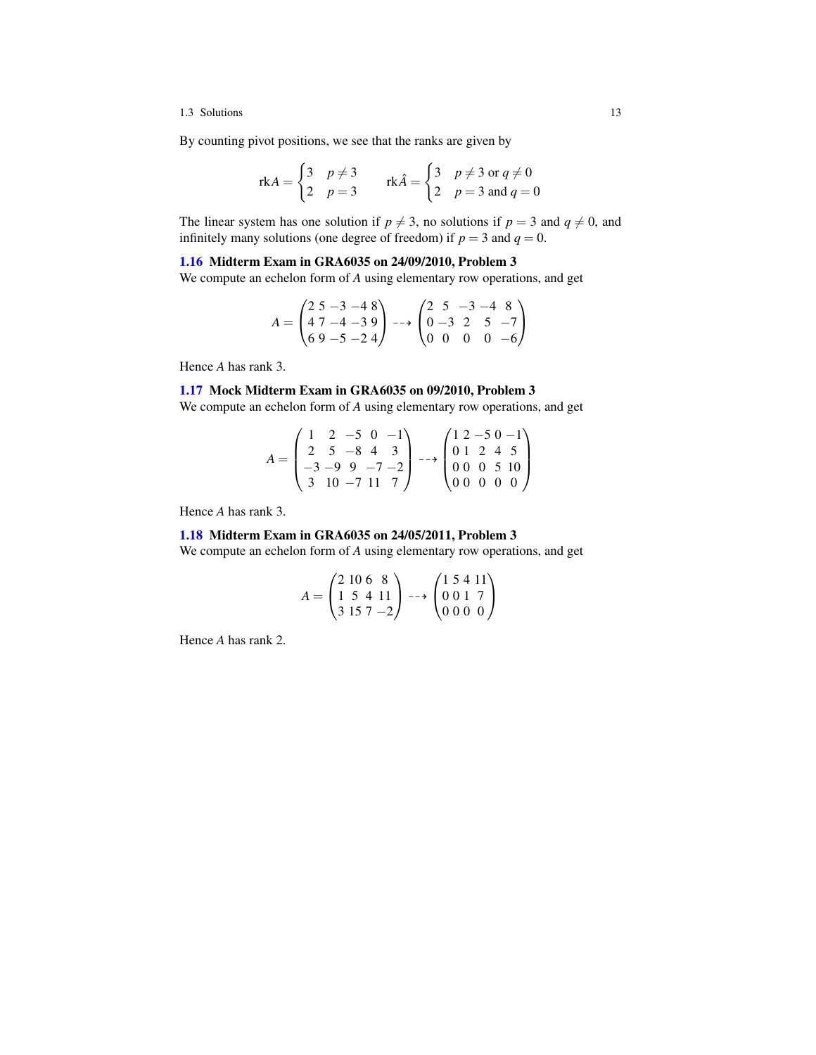By counting pivot positions, we see that the ranks are given by

$$\text{rk}A = \begin{cases} 3 & p \neq 3 \\ 2 & p = 3 \end{cases} \qquad \text{rk}\hat{A} = \begin{cases} 3 & p \neq 3 \text{ or } q \neq 0 \\ 2 & p = 3 \text{ and } q = 0 \end{cases}$$

The linear system has one solution if $p \neq 3$, no solutions if $p = 3$ and $q \neq 0$, and infinitely many solutions (one degree of freedom) if $p = 3$ and $q = 0$.

### 1.16 Midterm Exam in GRA6035 on 24/09/2010, Problem 3

We compute an echelon form of $A$ using elementary row operations, and get

$$A = \begin{pmatrix} 2 & 5 & -3 & -4 & 8 \\ 4 & 7 & -4 & -3 & 9 \\ 6 & 9 & -5 & -2 & 4 \end{pmatrix} \dashrightarrow \begin{pmatrix} 2 & 5 & -3 & -4 & 8 \\ 0 & -3 & 2 & 5 & -7 \\ 0 & 0 & 0 & 0 & -6 \end{pmatrix}$$

Hence $A$ has rank 3.

### 1.17 Mock Midterm Exam in GRA6035 on 09/2010, Problem 3

We compute an echelon form of $A$ using elementary row operations, and get

$$A = \begin{pmatrix} 1 & 2 & -5 & 0 & -1 \\ 2 & 5 & -8 & 4 & 3 \\ -3 & -9 & 9 & -7 & -2 \\ 3 & 10 & -7 & 11 & 7 \end{pmatrix} \dashrightarrow \begin{pmatrix} 1 & 2 & -5 & 0 & -1 \\ 0 & 1 & 2 & 4 & 5 \\ 0 & 0 & 0 & 5 & 10 \\ 0 & 0 & 0 & 0 & 0 \end{pmatrix}$$

Hence $A$ has rank 3.

### 1.18 Midterm Exam in GRA6035 on 24/05/2011, Problem 3

We compute an echelon form of $A$ using elementary row operations, and get

$$A = \begin{pmatrix} 2 & 10 & 6 & 8 \\ 1 & 5 & 4 & 11 \\ 3 & 15 & 7 & -2 \end{pmatrix} \dashrightarrow \begin{pmatrix} 1 & 5 & 4 & 11 \\ 0 & 0 & 1 & 7 \\ 0 & 0 & 0 & 0 \end{pmatrix}$$

Hence $A$ has rank 2.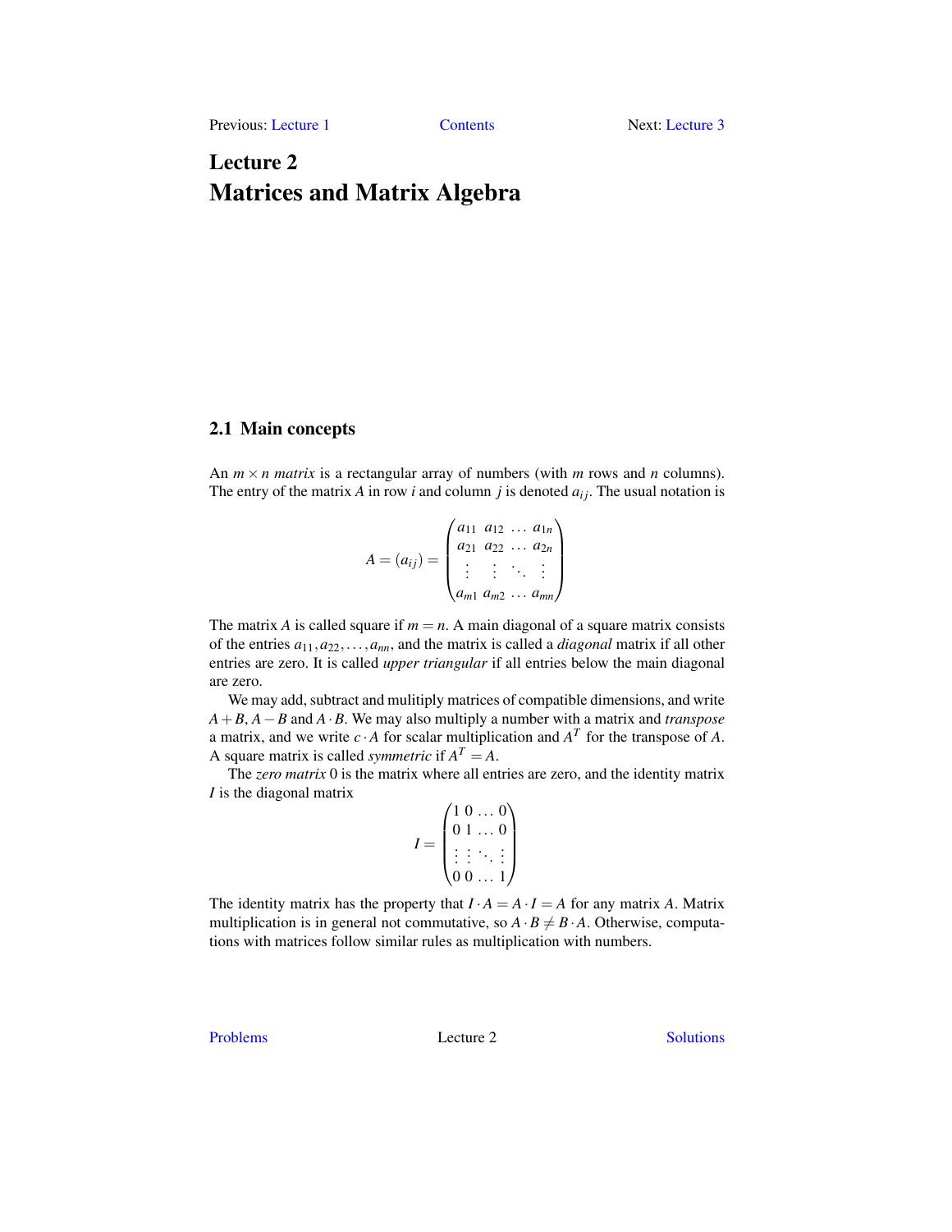Previous: Lecture 1 Contents Next: Lecture 3

# Lecture 2
# Matrices and Matrix Algebra

## 2.1 Main concepts

An $m \times n$ *matrix* is a rectangular array of numbers (with $m$ rows and $n$ columns). The entry of the matrix $A$ in row $i$ and column $j$ is denoted $a_{ij}$. The usual notation is

$$A = (a_{ij}) = \begin{pmatrix} a_{11} & a_{12} & \dots & a_{1n} \\ a_{21} & a_{22} & \dots & a_{2n} \\ \vdots & \vdots & \ddots & \vdots \\ a_{m1} & a_{m2} & \dots & a_{mn} \end{pmatrix}$$

The matrix $A$ is called square if $m = n$. A main diagonal of a square matrix consists of the entries $a_{11}, a_{22}, \dots, a_{nn}$, and the matrix is called a *diagonal* matrix if all other entries are zero. It is called *upper triangular* if all entries below the main diagonal are zero.

We may add, subtract and mulitiply matrices of compatible dimensions, and write $A + B$, $A - B$ and $A \cdot B$. We may also multiply a number with a matrix and *transpose* a matrix, and we write $c \cdot A$ for scalar multiplication and $A^T$ for the transpose of $A$. A square matrix is called *symmetric* if $A^T = A$.

The *zero matrix* 0 is the matrix where all entries are zero, and the identity matrix $I$ is the diagonal matrix

$$I = \begin{pmatrix} 1 & 0 & \dots & 0 \\ 0 & 1 & \dots & 0 \\ \vdots & \vdots & \ddots & \vdots \\ 0 & 0 & \dots & 1 \end{pmatrix}$$

The identity matrix has the property that $I \cdot A = A \cdot I = A$ for any matrix $A$. Matrix multiplication is in general not commutative, so $A \cdot B \neq B \cdot A$. Otherwise, computations with matrices follow similar rules as multiplication with numbers.

Problems Lecture 2 Solutions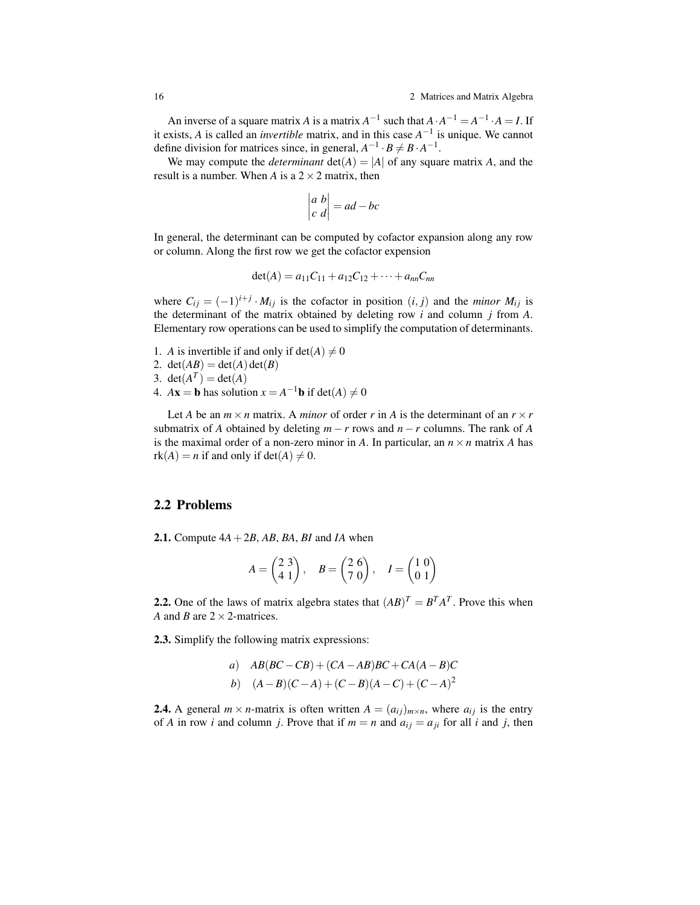An inverse of a square matrix $A$ is a matrix $A^{-1}$ such that $A \cdot A^{-1} = A^{-1} \cdot A = I$. If it exists, $A$ is called an *invertible* matrix, and in this case $A^{-1}$ is unique. We cannot define division for matrices since, in general, $A^{-1} \cdot B \neq B \cdot A^{-1}$.

We may compute the *determinant* $\det(A) = |A|$ of any square matrix $A$, and the result is a number. When $A$ is a $2 \times 2$ matrix, then

$$\begin{vmatrix} a & b \\ c & d \end{vmatrix} = ad - bc$$

In general, the determinant can be computed by cofactor expansion along any row or column. Along the first row we get the cofactor expension

$$\det(A) = a_{11}C_{11} + a_{12}C_{12} + \cdots + a_{nn}C_{nn}$$

where $C_{ij} = (-1)^{i+j} \cdot M_{ij}$ is the cofactor in position $(i, j)$ and the *minor* $M_{ij}$ is the determinant of the matrix obtained by deleting row $i$ and column $j$ from $A$. Elementary row operations can be used to simplify the computation of determinants.

1. $A$ is invertible if and only if $\det(A) \neq 0$
2. $\det(AB) = \det(A)\det(B)$
3. $\det(A^T) = \det(A)$
4. $A\mathbf{x} = \mathbf{b}$ has solution $x = A^{-1}\mathbf{b}$ if $\det(A) \neq 0$

Let $A$ be an $m \times n$ matrix. A *minor* of order $r$ in $A$ is the determinant of an $r \times r$ submatrix of $A$ obtained by deleting $m - r$ rows and $n - r$ columns. The rank of $A$ is the maximal order of a non-zero minor in $A$. In particular, an $n \times n$ matrix $A$ has $\text{rk}(A) = n$ if and only if $\det(A) \neq 0$.

## 2.2 Problems

**2.1.** Compute $4A + 2B$, $AB$, $BA$, $BI$ and $IA$ when

$$A = \begin{pmatrix} 2 & 3 \\ 4 & 1 \end{pmatrix}, \quad B = \begin{pmatrix} 2 & 6 \\ 7 & 0 \end{pmatrix}, \quad I = \begin{pmatrix} 1 & 0 \\ 0 & 1 \end{pmatrix}$$

**2.2.** One of the laws of matrix algebra states that $(AB)^T = B^T A^T$. Prove this when $A$ and $B$ are $2 \times 2$-matrices.

**2.3.** Simplify the following matrix expressions:

$$\begin{aligned} &a) \quad AB(BC - CB) + (CA - AB)BC + CA(A - B)C \\ &b) \quad (A - B)(C - A) + (C - B)(A - C) + (C - A)^2 \end{aligned}$$

**2.4.** A general $m \times n$-matrix is often written $A = (a_{ij})_{m \times n}$, where $a_{ij}$ is the entry of $A$ in row $i$ and column $j$. Prove that if $m = n$ and $a_{ij} = a_{ji}$ for all $i$ and $j$, then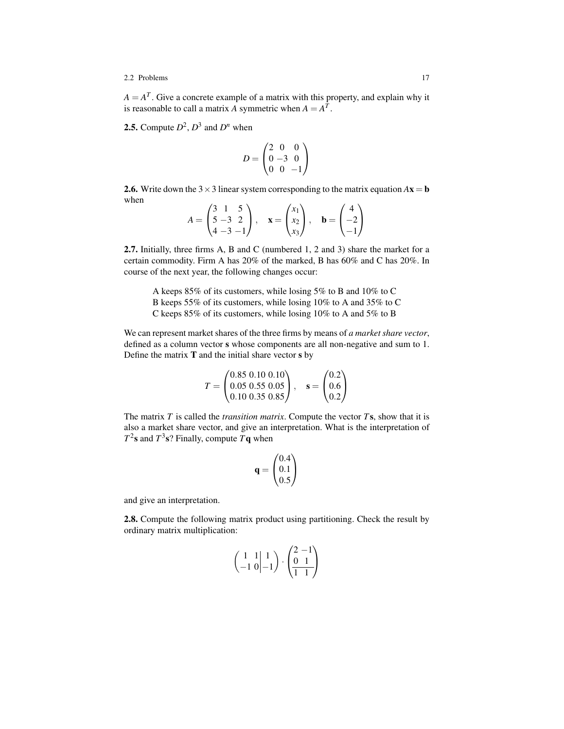$A = A^T$. Give a concrete example of a matrix with this property, and explain why it is reasonable to call a matrix $A$ symmetric when $A = A^T$.

**2.5.** Compute $D^2$, $D^3$ and $D^n$ when

$$D = \begin{pmatrix} 2 & 0 & 0 \\ 0 & -3 & 0 \\ 0 & 0 & -1 \end{pmatrix}$$

**2.6.** Write down the $3 \times 3$ linear system corresponding to the matrix equation $A\mathbf{x} = \mathbf{b}$ when

$$A = \begin{pmatrix} 3 & 1 & 5 \\ 5 & -3 & 2 \\ 4 & -3 & -1 \end{pmatrix}, \quad \mathbf{x} = \begin{pmatrix} x_1 \\ x_2 \\ x_3 \end{pmatrix}, \quad \mathbf{b} = \begin{pmatrix} 4 \\ -2 \\ -1 \end{pmatrix}$$

**2.7.** Initially, three firms A, B and C (numbered 1, 2 and 3) share the market for a certain commodity. Firm A has 20% of the marked, B has 60% and C has 20%. In course of the next year, the following changes occur:

A keeps 85% of its customers, while losing 5% to B and 10% to C
B keeps 55% of its customers, while losing 10% to A and 35% to C
C keeps 85% of its customers, while losing 10% to A and 5% to B

We can represent market shares of the three firms by means of *a market share vector*, defined as a column vector $\mathbf{s}$ whose components are all non-negative and sum to 1. Define the matrix $\mathbf{T}$ and the initial share vector $\mathbf{s}$ by

$$T = \begin{pmatrix} 0.85 & 0.10 & 0.10 \\ 0.05 & 0.55 & 0.05 \\ 0.10 & 0.35 & 0.85 \end{pmatrix}, \quad \mathbf{s} = \begin{pmatrix} 0.2 \\ 0.6 \\ 0.2 \end{pmatrix}$$

The matrix $T$ is called the *transition matrix*. Compute the vector $T\mathbf{s}$, show that it is also a market share vector, and give an interpretation. What is the interpretation of $T^2\mathbf{s}$ and $T^3\mathbf{s}$? Finally, compute $T\mathbf{q}$ when

$$\mathbf{q} = \begin{pmatrix} 0.4 \\ 0.1 \\ 0.5 \end{pmatrix}$$

and give an interpretation.

**2.8.** Compute the following matrix product using partitioning. Check the result by ordinary matrix multiplication:

$$\left(\begin{array}{cc|c} 1 & 1 & 1 \\ -1 & 0 & -1 \end{array}\right) \cdot \left(\begin{array}{cc} 2 & -1 \\ 0 & 1 \\ \hline 1 & 1 \end{array}\right)$$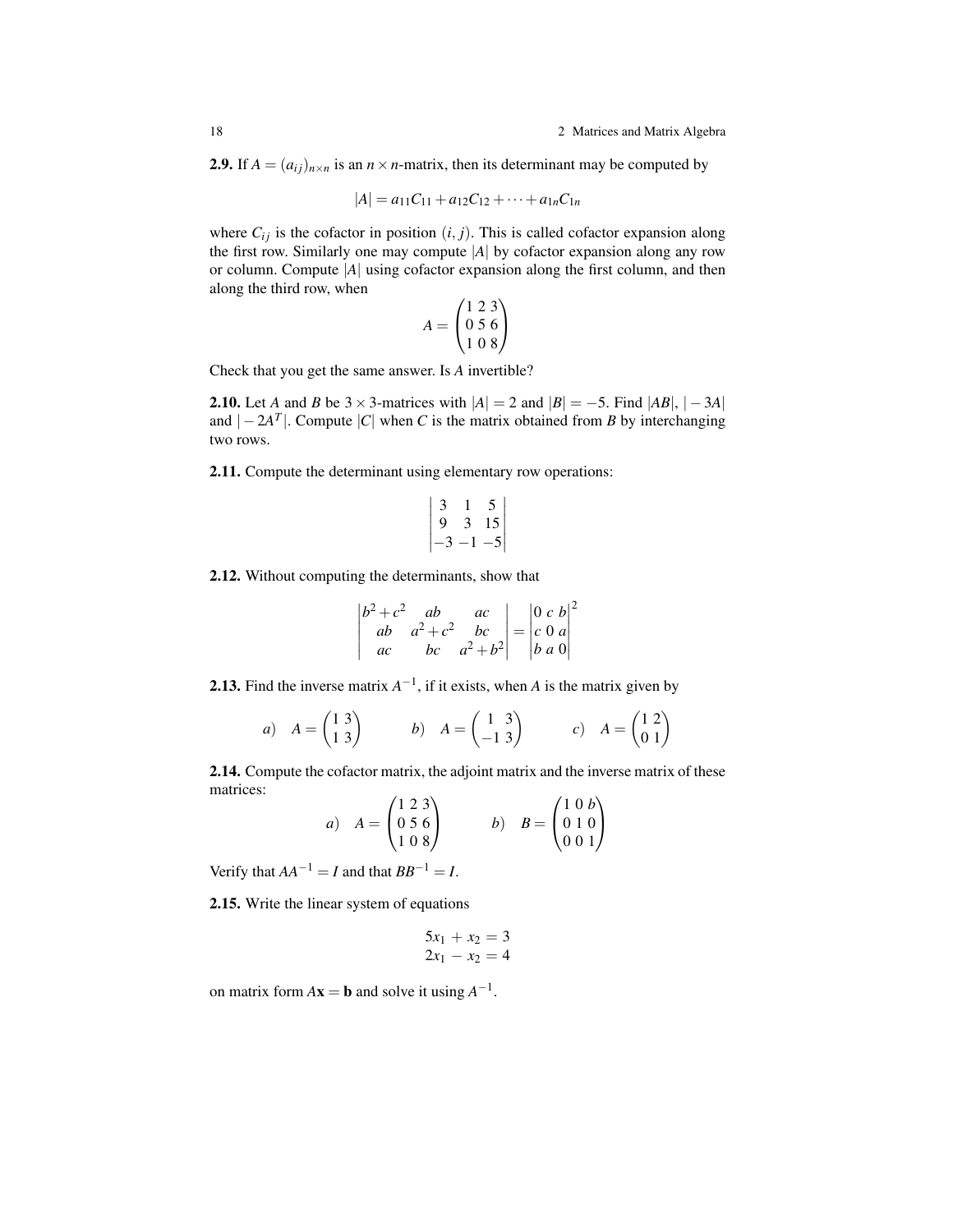**2.9.** If $A = (a_{ij})_{n\times n}$ is an $n \times n$-matrix, then its determinant may be computed by

$$|A| = a_{11}C_{11} + a_{12}C_{12} + \cdots + a_{1n}C_{1n}$$

where $C_{ij}$ is the cofactor in position $(i, j)$. This is called cofactor expansion along the first row. Similarly one may compute $|A|$ by cofactor expansion along any row or column. Compute $|A|$ using cofactor expansion along the first column, and then along the third row, when

$$A = \begin{pmatrix} 1 & 2 & 3 \\ 0 & 5 & 6 \\ 1 & 0 & 8 \end{pmatrix}$$

Check that you get the same answer. Is $A$ invertible?

**2.10.** Let $A$ and $B$ be $3 \times 3$-matrices with $|A| = 2$ and $|B| = -5$. Find $|AB|$, $|-3A|$ and $|-2A^T|$. Compute $|C|$ when $C$ is the matrix obtained from $B$ by interchanging two rows.

**2.11.** Compute the determinant using elementary row operations:

$$\begin{vmatrix} 3 & 1 & 5 \\ 9 & 3 & 15 \\ -3 & -1 & -5 \end{vmatrix}$$

**2.12.** Without computing the determinants, show that

$$\begin{vmatrix} b^2+c^2 & ab & ac \\ ab & a^2+c^2 & bc \\ ac & bc & a^2+b^2 \end{vmatrix} = \begin{vmatrix} 0 & c & b \\ c & 0 & a \\ b & a & 0 \end{vmatrix}^2$$

**2.13.** Find the inverse matrix $A^{-1}$, if it exists, when $A$ is the matrix given by

$$a)\quad A = \begin{pmatrix} 1 & 3 \\ 1 & 3 \end{pmatrix} \qquad b)\quad A = \begin{pmatrix} 1 & 3 \\ -1 & 3 \end{pmatrix} \qquad c)\quad A = \begin{pmatrix} 1 & 2 \\ 0 & 1 \end{pmatrix}$$

**2.14.** Compute the cofactor matrix, the adjoint matrix and the inverse matrix of these matrices:

$$a)\quad A = \begin{pmatrix} 1 & 2 & 3 \\ 0 & 5 & 6 \\ 1 & 0 & 8 \end{pmatrix} \qquad b)\quad B = \begin{pmatrix} 1 & 0 & b \\ 0 & 1 & 0 \\ 0 & 0 & 1 \end{pmatrix}$$

Verify that $AA^{-1} = I$ and that $BB^{-1} = I$.

**2.15.** Write the linear system of equations

$$\begin{aligned} 5x_1 + x_2 &= 3 \\ 2x_1 - x_2 &= 4 \end{aligned}$$

on matrix form $A\mathbf{x} = \mathbf{b}$ and solve it using $A^{-1}$.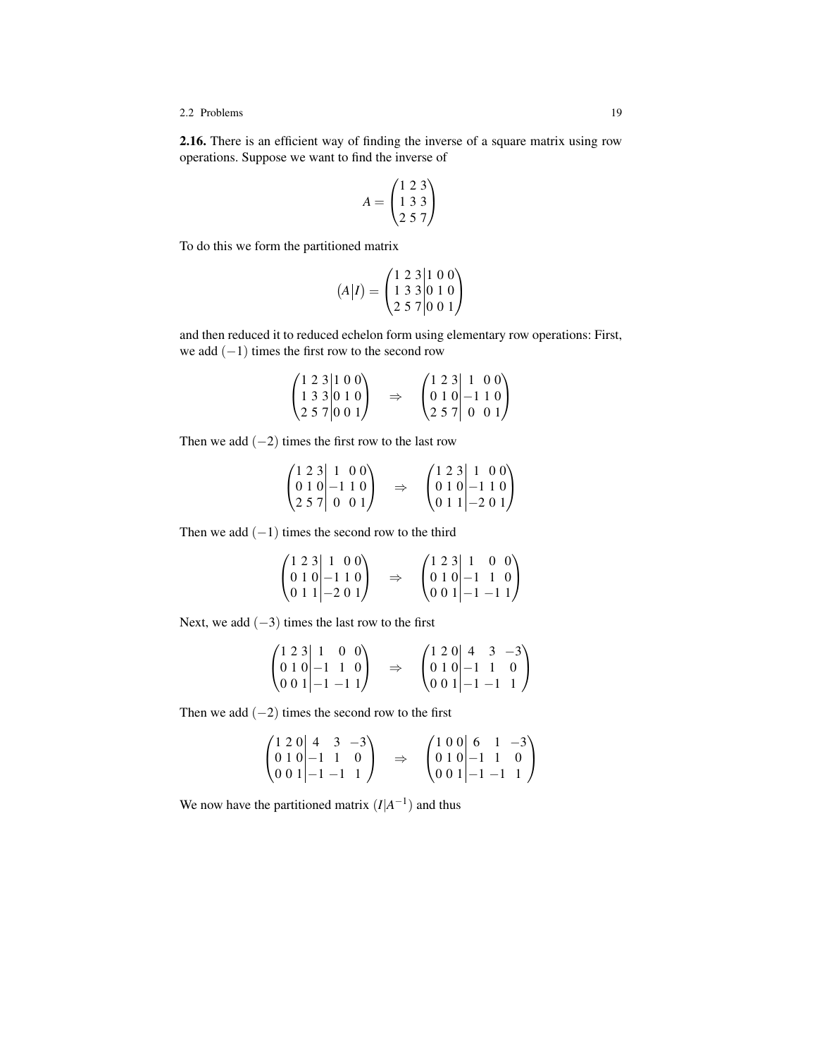**2.16.** There is an efficient way of finding the inverse of a square matrix using row operations. Suppose we want to find the inverse of

$$A = \begin{pmatrix} 1 & 2 & 3 \\ 1 & 3 & 3 \\ 2 & 5 & 7 \end{pmatrix}$$

To do this we form the partitioned matrix

$$\left(A \middle| I\right) = \left(\begin{array}{ccc|ccc} 1 & 2 & 3 & 1 & 0 & 0 \\ 1 & 3 & 3 & 0 & 1 & 0 \\ 2 & 5 & 7 & 0 & 0 & 1 \end{array}\right)$$

and then reduced it to reduced echelon form using elementary row operations: First, we add $(-1)$ times the first row to the second row

$$\left(\begin{array}{ccc|ccc} 1 & 2 & 3 & 1 & 0 & 0 \\ 1 & 3 & 3 & 0 & 1 & 0 \\ 2 & 5 & 7 & 0 & 0 & 1 \end{array}\right) \quad \Rightarrow \quad \left(\begin{array}{ccc|ccc} 1 & 2 & 3 & 1 & 0 & 0 \\ 0 & 1 & 0 & -1 & 1 & 0 \\ 2 & 5 & 7 & 0 & 0 & 1 \end{array}\right)$$

Then we add $(-2)$ times the first row to the last row

$$\left(\begin{array}{ccc|ccc} 1 & 2 & 3 & 1 & 0 & 0 \\ 0 & 1 & 0 & -1 & 1 & 0 \\ 2 & 5 & 7 & 0 & 0 & 1 \end{array}\right) \quad \Rightarrow \quad \left(\begin{array}{ccc|ccc} 1 & 2 & 3 & 1 & 0 & 0 \\ 0 & 1 & 0 & -1 & 1 & 0 \\ 0 & 1 & 1 & -2 & 0 & 1 \end{array}\right)$$

Then we add $(-1)$ times the second row to the third

$$\left(\begin{array}{ccc|ccc} 1 & 2 & 3 & 1 & 0 & 0 \\ 0 & 1 & 0 & -1 & 1 & 0 \\ 0 & 1 & 1 & -2 & 0 & 1 \end{array}\right) \quad \Rightarrow \quad \left(\begin{array}{ccc|ccc} 1 & 2 & 3 & 1 & 0 & 0 \\ 0 & 1 & 0 & -1 & 1 & 0 \\ 0 & 0 & 1 & -1 & -1 & 1 \end{array}\right)$$

Next, we add $(-3)$ times the last row to the first

$$\left(\begin{array}{ccc|ccc} 1 & 2 & 3 & 1 & 0 & 0 \\ 0 & 1 & 0 & -1 & 1 & 0 \\ 0 & 0 & 1 & -1 & -1 & 1 \end{array}\right) \quad \Rightarrow \quad \left(\begin{array}{ccc|ccc} 1 & 2 & 0 & 4 & 3 & -3 \\ 0 & 1 & 0 & -1 & 1 & 0 \\ 0 & 0 & 1 & -1 & -1 & 1 \end{array}\right)$$

Then we add $(-2)$ times the second row to the first

$$\left(\begin{array}{ccc|ccc} 1 & 2 & 0 & 4 & 3 & -3 \\ 0 & 1 & 0 & -1 & 1 & 0 \\ 0 & 0 & 1 & -1 & -1 & 1 \end{array}\right) \quad \Rightarrow \quad \left(\begin{array}{ccc|ccc} 1 & 0 & 0 & 6 & 1 & -3 \\ 0 & 1 & 0 & -1 & 1 & 0 \\ 0 & 0 & 1 & -1 & -1 & 1 \end{array}\right)$$

We now have the partitioned matrix $(I|A^{-1})$ and thus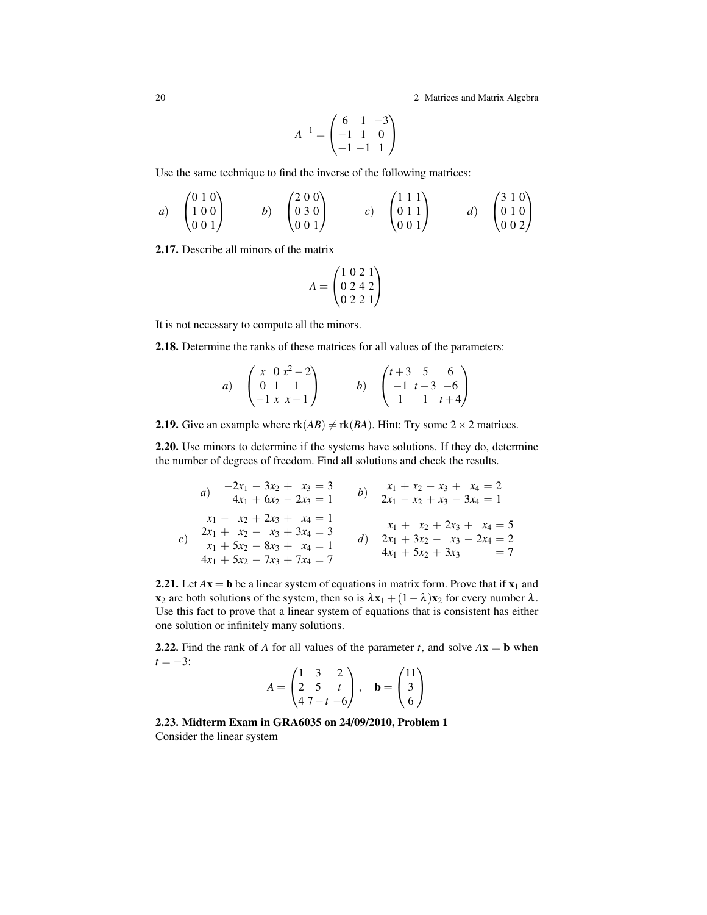$$A^{-1} = \begin{pmatrix} 6 & 1 & -3 \\ -1 & 1 & 0 \\ -1 & -1 & 1 \end{pmatrix}$$

Use the same technique to find the inverse of the following matrices:

$$a) \quad \begin{pmatrix} 0 & 1 & 0 \\ 1 & 0 & 0 \\ 0 & 0 & 1 \end{pmatrix} \qquad b) \quad \begin{pmatrix} 2 & 0 & 0 \\ 0 & 3 & 0 \\ 0 & 0 & 1 \end{pmatrix} \qquad c) \quad \begin{pmatrix} 1 & 1 & 1 \\ 0 & 1 & 1 \\ 0 & 0 & 1 \end{pmatrix} \qquad d) \quad \begin{pmatrix} 3 & 1 & 0 \\ 0 & 1 & 0 \\ 0 & 0 & 2 \end{pmatrix}$$

**2.17.** Describe all minors of the matrix

$$A = \begin{pmatrix} 1 & 0 & 2 & 1 \\ 0 & 2 & 4 & 2 \\ 0 & 2 & 2 & 1 \end{pmatrix}$$

It is not necessary to compute all the minors.

**2.18.** Determine the ranks of these matrices for all values of the parameters:

$$a) \quad \begin{pmatrix} x & 0 & x^2-2 \\ 0 & 1 & 1 \\ -1 & x & x-1 \end{pmatrix} \qquad b) \quad \begin{pmatrix} t+3 & 5 & 6 \\ -1 & t-3 & -6 \\ 1 & 1 & t+4 \end{pmatrix}$$

**2.19.** Give an example where $\text{rk}(AB) \neq \text{rk}(BA)$. Hint: Try some $2 \times 2$ matrices.

**2.20.** Use minors to determine if the systems have solutions. If they do, determine the number of degrees of freedom. Find all solutions and check the results.

$$a) \quad \begin{aligned} -2x_1 - 3x_2 + x_3 &= 3 \\ 4x_1 + 6x_2 - 2x_3 &= 1 \end{aligned} \qquad b) \quad \begin{aligned} x_1 + x_2 - x_3 + x_4 &= 2 \\ 2x_1 - x_2 + x_3 - 3x_4 &= 1 \end{aligned}$$

$$c) \quad \begin{aligned} x_1 - x_2 + 2x_3 + x_4 &= 1 \\ 2x_1 + x_2 - x_3 + 3x_4 &= 3 \\ x_1 + 5x_2 - 8x_3 + x_4 &= 1 \\ 4x_1 + 5x_2 - 7x_3 + 7x_4 &= 7 \end{aligned} \qquad d) \quad \begin{aligned} x_1 + x_2 + 2x_3 + x_4 &= 5 \\ 2x_1 + 3x_2 - x_3 - 2x_4 &= 2 \\ 4x_1 + 5x_2 + 3x_3 &= 7 \end{aligned}$$

**2.21.** Let $A\mathbf{x} = \mathbf{b}$ be a linear system of equations in matrix form. Prove that if $\mathbf{x}_1$ and $\mathbf{x}_2$ are both solutions of the system, then so is $\lambda\mathbf{x}_1 + (1-\lambda)\mathbf{x}_2$ for every number $\lambda$. Use this fact to prove that a linear system of equations that is consistent has either one solution or infinitely many solutions.

**2.22.** Find the rank of $A$ for all values of the parameter $t$, and solve $A\mathbf{x} = \mathbf{b}$ when $t = -3$:

$$A = \begin{pmatrix} 1 & 3 & 2 \\ 2 & 5 & t \\ 4 & 7-t & -6 \end{pmatrix}, \quad \mathbf{b} = \begin{pmatrix} 11 \\ 3 \\ 6 \end{pmatrix}$$

**2.23. Midterm Exam in GRA6035 on 24/09/2010, Problem 1**
Consider the linear system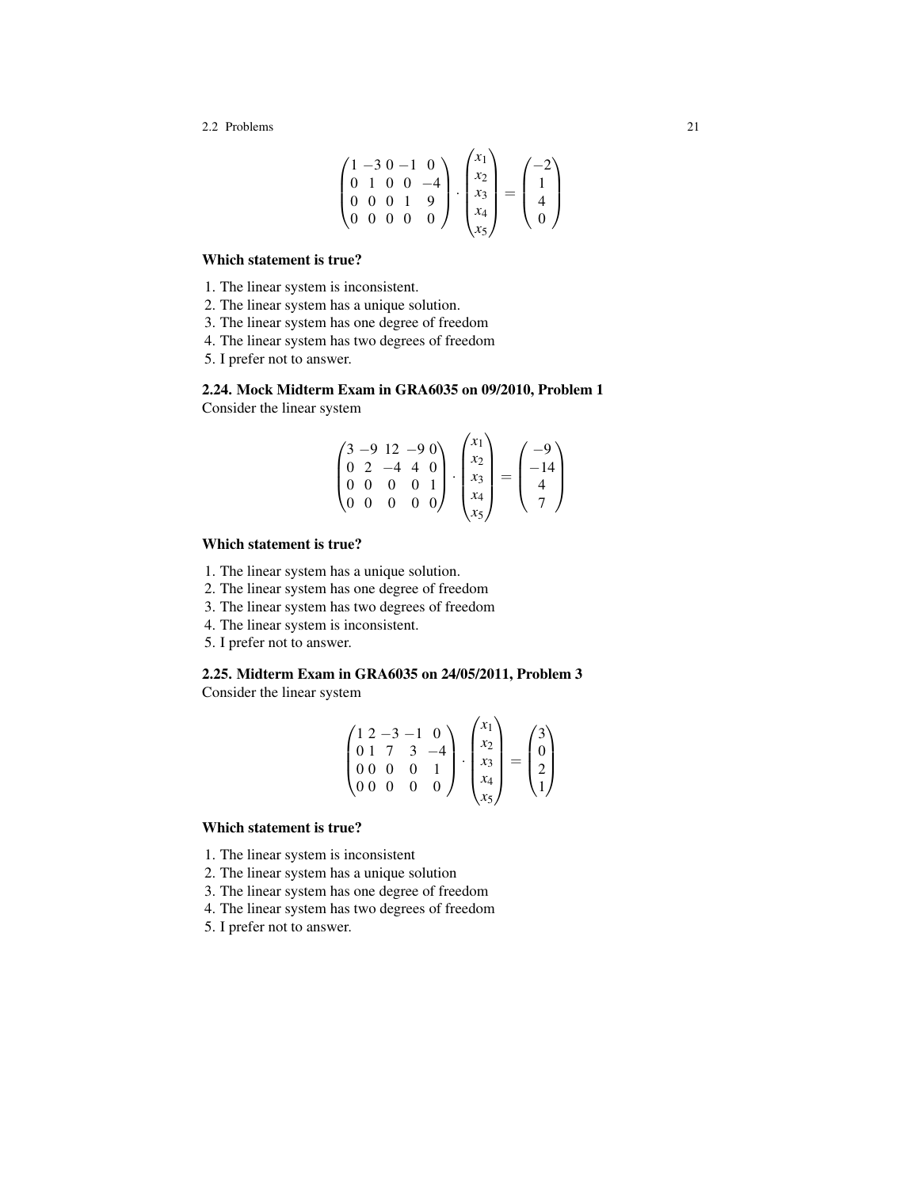$$
\begin{pmatrix} 1 & -3 & 0 & -1 & 0 \\ 0 & 1 & 0 & 0 & -4 \\ 0 & 0 & 0 & 1 & 9 \\ 0 & 0 & 0 & 0 & 0 \end{pmatrix} \cdot \begin{pmatrix} x_1 \\ x_2 \\ x_3 \\ x_4 \\ x_5 \end{pmatrix} = \begin{pmatrix} -2 \\ 1 \\ 4 \\ 0 \end{pmatrix}
$$

**Which statement is true?**

1. The linear system is inconsistent.
2. The linear system has a unique solution.
3. The linear system has one degree of freedom
4. The linear system has two degrees of freedom
5. I prefer not to answer.

### 2.24. Mock Midterm Exam in GRA6035 on 09/2010, Problem 1

Consider the linear system

$$
\begin{pmatrix} 3 & -9 & 12 & -9 & 0 \\ 0 & 2 & -4 & 4 & 0 \\ 0 & 0 & 0 & 0 & 1 \\ 0 & 0 & 0 & 0 & 0 \end{pmatrix} \cdot \begin{pmatrix} x_1 \\ x_2 \\ x_3 \\ x_4 \\ x_5 \end{pmatrix} = \begin{pmatrix} -9 \\ -14 \\ 4 \\ 7 \end{pmatrix}
$$

**Which statement is true?**

1. The linear system has a unique solution.
2. The linear system has one degree of freedom
3. The linear system has two degrees of freedom
4. The linear system is inconsistent.
5. I prefer not to answer.

### 2.25. Midterm Exam in GRA6035 on 24/05/2011, Problem 3

Consider the linear system

$$
\begin{pmatrix} 1 & 2 & -3 & -1 & 0 \\ 0 & 1 & 7 & 3 & -4 \\ 0 & 0 & 0 & 0 & 1 \\ 0 & 0 & 0 & 0 & 0 \end{pmatrix} \cdot \begin{pmatrix} x_1 \\ x_2 \\ x_3 \\ x_4 \\ x_5 \end{pmatrix} = \begin{pmatrix} 3 \\ 0 \\ 2 \\ 1 \end{pmatrix}
$$

**Which statement is true?**

1. The linear system is inconsistent
2. The linear system has a unique solution
3. The linear system has one degree of freedom
4. The linear system has two degrees of freedom
5. I prefer not to answer.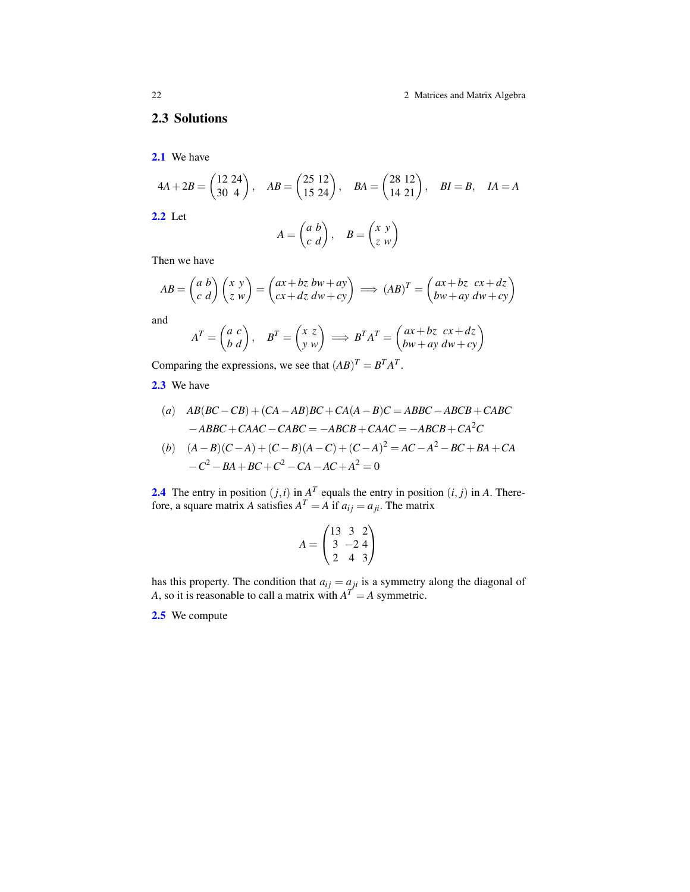## 2.3 Solutions

**2.1** We have

$$4A+2B=\begin{pmatrix}12 & 24\\ 30 & 4\end{pmatrix},\quad AB=\begin{pmatrix}25 & 12\\ 15 & 24\end{pmatrix},\quad BA=\begin{pmatrix}28 & 12\\ 14 & 21\end{pmatrix},\quad BI=B,\quad IA=A$$

**2.2** Let

$$A=\begin{pmatrix}a & b\\ c & d\end{pmatrix},\quad B=\begin{pmatrix}x & y\\ z & w\end{pmatrix}$$

Then we have

$$AB=\begin{pmatrix}a & b\\ c & d\end{pmatrix}\begin{pmatrix}x & y\\ z & w\end{pmatrix}=\begin{pmatrix}ax+bz & bw+ay\\ cx+dz & dw+cy\end{pmatrix}\implies (AB)^T=\begin{pmatrix}ax+bz & cx+dz\\ bw+ay & dw+cy\end{pmatrix}$$

and

$$A^T=\begin{pmatrix}a & c\\ b & d\end{pmatrix},\quad B^T=\begin{pmatrix}x & z\\ y & w\end{pmatrix}\implies B^TA^T=\begin{pmatrix}ax+bz & cx+dz\\ bw+ay & dw+cy\end{pmatrix}$$

Comparing the expressions, we see that $(AB)^T=B^TA^T$.

**2.3** We have

$$(a)\quad AB(BC-CB)+(CA-AB)BC+CA(A-B)C=ABBC-ABCB+CABC$$
$$-ABBC+CAAC-CABC=-ABCB+CAAC=-ABCB+CA^2C$$

$$(b)\quad (A-B)(C-A)+(C-B)(A-C)+(C-A)^2=AC-A^2-BC+BA+CA$$
$$-C^2-BA+BC+C^2-CA-AC+A^2=0$$

**2.4** The entry in position $(j,i)$ in $A^T$ equals the entry in position $(i,j)$ in $A$. Therefore, a square matrix $A$ satisfies $A^T=A$ if $a_{ij}=a_{ji}$. The matrix

$$A=\begin{pmatrix}13 & 3 & 2\\ 3 & -2 & 4\\ 2 & 4 & 3\end{pmatrix}$$

has this property. The condition that $a_{ij}=a_{ji}$ is a symmetry along the diagonal of $A$, so it is reasonable to call a matrix with $A^T=A$ symmetric.

**2.5** We compute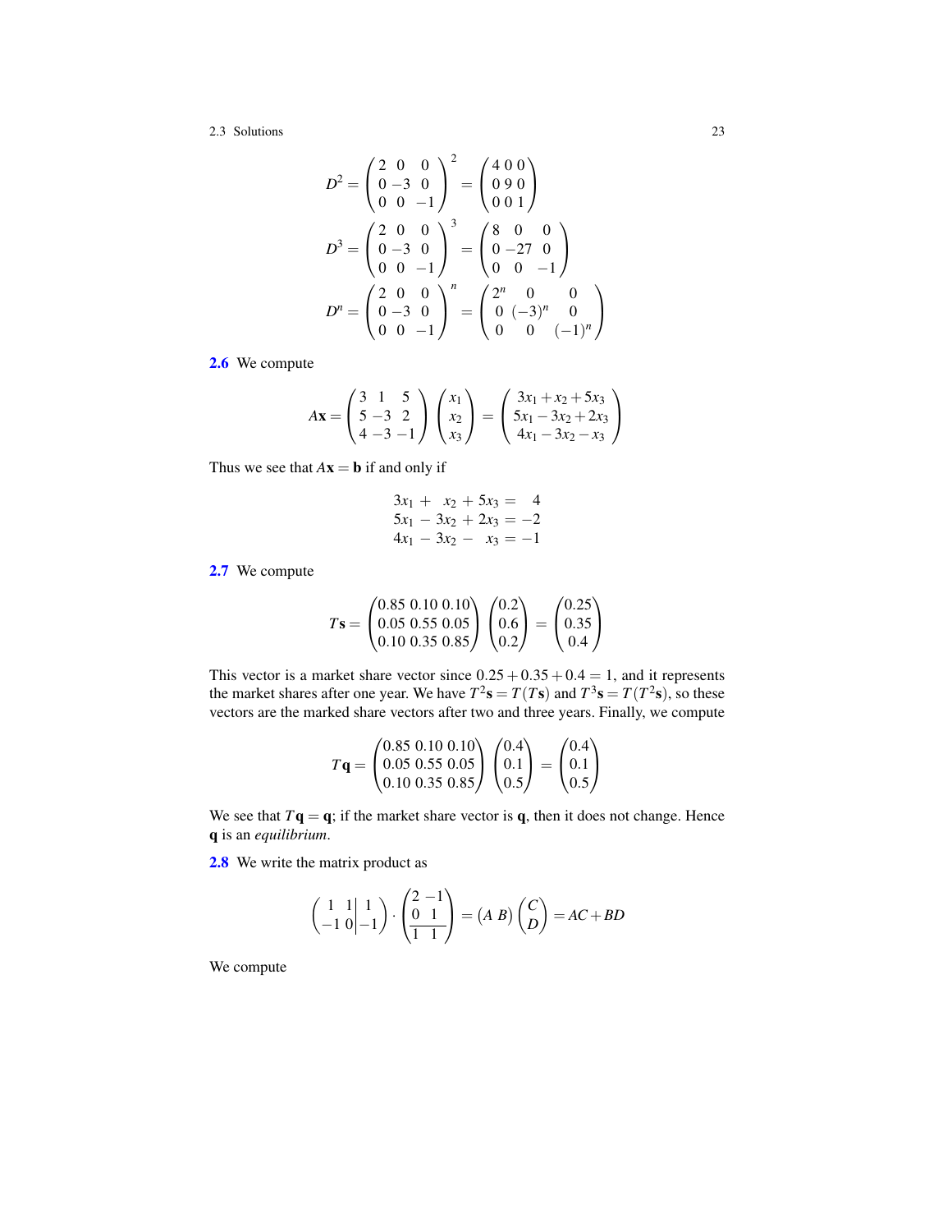$$D^2 = \begin{pmatrix} 2 & 0 & 0 \\ 0 & -3 & 0 \\ 0 & 0 & -1 \end{pmatrix}^2 = \begin{pmatrix} 4 & 0 & 0 \\ 0 & 9 & 0 \\ 0 & 0 & 1 \end{pmatrix}$$

$$D^3 = \begin{pmatrix} 2 & 0 & 0 \\ 0 & -3 & 0 \\ 0 & 0 & -1 \end{pmatrix}^3 = \begin{pmatrix} 8 & 0 & 0 \\ 0 & -27 & 0 \\ 0 & 0 & -1 \end{pmatrix}$$

$$D^n = \begin{pmatrix} 2 & 0 & 0 \\ 0 & -3 & 0 \\ 0 & 0 & -1 \end{pmatrix}^n = \begin{pmatrix} 2^n & 0 & 0 \\ 0 & (-3)^n & 0 \\ 0 & 0 & (-1)^n \end{pmatrix}$$

**2.6** We compute

$$A\mathbf{x} = \begin{pmatrix} 3 & 1 & 5 \\ 5 & -3 & 2 \\ 4 & -3 & -1 \end{pmatrix} \begin{pmatrix} x_1 \\ x_2 \\ x_3 \end{pmatrix} = \begin{pmatrix} 3x_1 + x_2 + 5x_3 \\ 5x_1 - 3x_2 + 2x_3 \\ 4x_1 - 3x_2 - x_3 \end{pmatrix}$$

Thus we see that $A\mathbf{x} = \mathbf{b}$ if and only if

$$\begin{aligned} 3x_1 + \phantom{3}x_2 + 5x_3 &= \phantom{-}4 \\ 5x_1 - 3x_2 + 2x_3 &= -2 \\ 4x_1 - 3x_2 - \phantom{5}x_3 &= -1 \end{aligned}$$

**2.7** We compute

$$T\mathbf{s} = \begin{pmatrix} 0.85 & 0.10 & 0.10 \\ 0.05 & 0.55 & 0.05 \\ 0.10 & 0.35 & 0.85 \end{pmatrix} \begin{pmatrix} 0.2 \\ 0.6 \\ 0.2 \end{pmatrix} = \begin{pmatrix} 0.25 \\ 0.35 \\ 0.4 \end{pmatrix}$$

This vector is a market share vector since $0.25 + 0.35 + 0.4 = 1$, and it represents the market shares after one year. We have $T^2\mathbf{s} = T(T\mathbf{s})$ and $T^3\mathbf{s} = T(T^2\mathbf{s})$, so these vectors are the marked share vectors after two and three years. Finally, we compute

$$T\mathbf{q} = \begin{pmatrix} 0.85 & 0.10 & 0.10 \\ 0.05 & 0.55 & 0.05 \\ 0.10 & 0.35 & 0.85 \end{pmatrix} \begin{pmatrix} 0.4 \\ 0.1 \\ 0.5 \end{pmatrix} = \begin{pmatrix} 0.4 \\ 0.1 \\ 0.5 \end{pmatrix}$$

We see that $T\mathbf{q} = \mathbf{q}$; if the market share vector is $\mathbf{q}$, then it does not change. Hence $\mathbf{q}$ is an *equilibrium*.

**2.8** We write the matrix product as

$$\left(\begin{array}{cc|c} 1 & 1 & 1 \\ -1 & 0 & -1 \end{array}\right) \cdot \left(\begin{array}{cc} 2 & -1 \\ 0 & 1 \\ \hline 1 & 1 \end{array}\right) = \begin{pmatrix} A & B \end{pmatrix} \begin{pmatrix} C \\ D \end{pmatrix} = AC + BD$$

We compute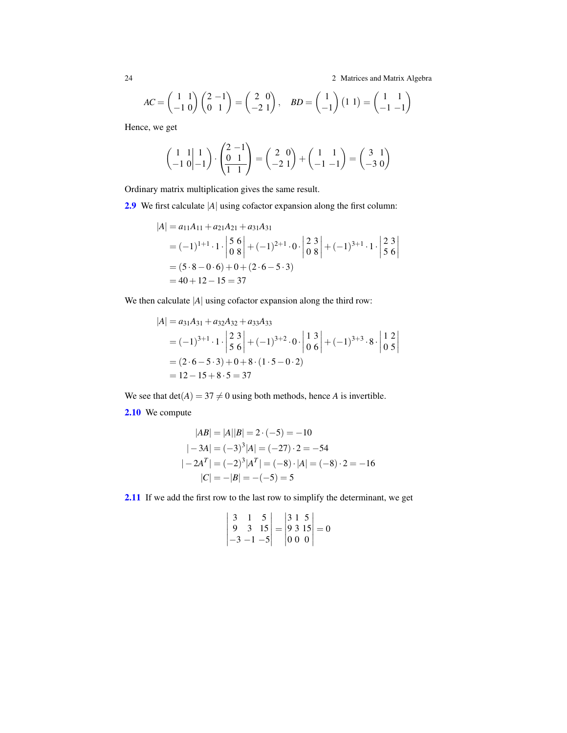$$AC = \begin{pmatrix} 1 & 1 \\ -1 & 0 \end{pmatrix} \begin{pmatrix} 2 & -1 \\ 0 & 1 \end{pmatrix} = \begin{pmatrix} 2 & 0 \\ -2 & 1 \end{pmatrix}, \quad BD = \begin{pmatrix} 1 \\ -1 \end{pmatrix} \begin{pmatrix} 1 & 1 \end{pmatrix} = \begin{pmatrix} 1 & 1 \\ -1 & -1 \end{pmatrix}$$

Hence, we get

$$\left(\begin{array}{cc|c} 1 & 1 & 1 \\ -1 & 0 & -1 \end{array}\right) \cdot \left(\begin{array}{cc} 2 & -1 \\ 0 & 1 \\ \hline 1 & 1 \end{array}\right) = \begin{pmatrix} 2 & 0 \\ -2 & 1 \end{pmatrix} + \begin{pmatrix} 1 & 1 \\ -1 & -1 \end{pmatrix} = \begin{pmatrix} 3 & 1 \\ -3 & 0 \end{pmatrix}$$

Ordinary matrix multiplication gives the same result.

**2.9** We first calculate $|A|$ using cofactor expansion along the first column:

$$\begin{aligned}
|A| &= a_{11}A_{11} + a_{21}A_{21} + a_{31}A_{31} \\
&= (-1)^{1+1} \cdot 1 \cdot \begin{vmatrix} 5 & 6 \\ 0 & 8 \end{vmatrix} + (-1)^{2+1} \cdot 0 \cdot \begin{vmatrix} 2 & 3 \\ 0 & 8 \end{vmatrix} + (-1)^{3+1} \cdot 1 \cdot \begin{vmatrix} 2 & 3 \\ 5 & 6 \end{vmatrix} \\
&= (5 \cdot 8 - 0 \cdot 6) + 0 + (2 \cdot 6 - 5 \cdot 3) \\
&= 40 + 12 - 15 = 37
\end{aligned}$$

We then calculate $|A|$ using cofactor expansion along the third row:

$$\begin{aligned}
|A| &= a_{31}A_{31} + a_{32}A_{32} + a_{33}A_{33} \\
&= (-1)^{3+1} \cdot 1 \cdot \begin{vmatrix} 2 & 3 \\ 5 & 6 \end{vmatrix} + (-1)^{3+2} \cdot 0 \cdot \begin{vmatrix} 1 & 3 \\ 0 & 6 \end{vmatrix} + (-1)^{3+3} \cdot 8 \cdot \begin{vmatrix} 1 & 2 \\ 0 & 5 \end{vmatrix} \\
&= (2 \cdot 6 - 5 \cdot 3) + 0 + 8 \cdot (1 \cdot 5 - 0 \cdot 2) \\
&= 12 - 15 + 8 \cdot 5 = 37
\end{aligned}$$

We see that $\det(A) = 37 \neq 0$ using both methods, hence $A$ is invertible.

**2.10** We compute

$$\begin{aligned}
|AB| &= |A||B| = 2 \cdot (-5) = -10 \\
|-3A| &= (-3)^3 |A| = (-27) \cdot 2 = -54 \\
|-2A^T| &= (-2)^3 |A^T| = (-8) \cdot |A| = (-8) \cdot 2 = -16 \\
|C| &= -|B| = -(-5) = 5
\end{aligned}$$

**2.11** If we add the first row to the last row to simplify the determinant, we get

$$\begin{vmatrix} 3 & 1 & 5 \\ 9 & 3 & 15 \\ -3 & -1 & -5 \end{vmatrix} = \begin{vmatrix} 3 & 1 & 5 \\ 9 & 3 & 15 \\ 0 & 0 & 0 \end{vmatrix} = 0$$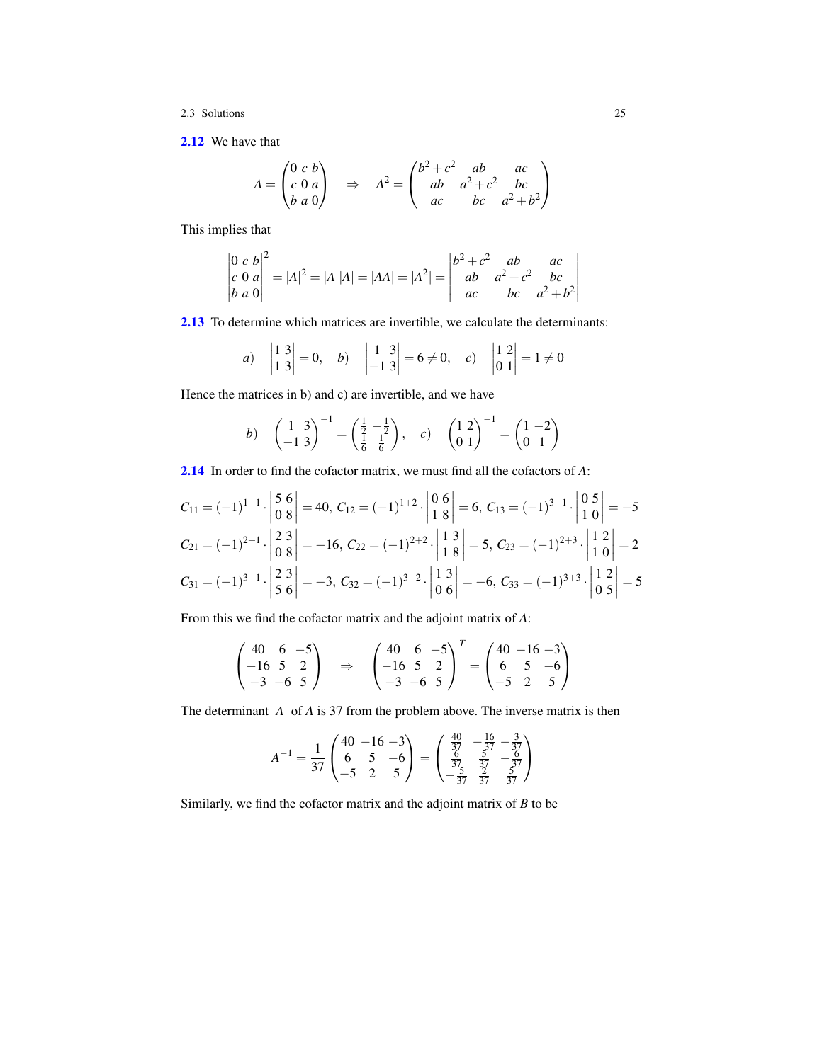**2.12** We have that

$$A = \begin{pmatrix} 0 & c & b \\ c & 0 & a \\ b & a & 0 \end{pmatrix} \quad \Rightarrow \quad A^2 = \begin{pmatrix} b^2+c^2 & ab & ac \\ ab & a^2+c^2 & bc \\ ac & bc & a^2+b^2 \end{pmatrix}$$

This implies that

$$\begin{vmatrix} 0 & c & b \\ c & 0 & a \\ b & a & 0 \end{vmatrix}^2 = |A|^2 = |A||A| = |AA| = |A^2| = \begin{vmatrix} b^2+c^2 & ab & ac \\ ab & a^2+c^2 & bc \\ ac & bc & a^2+b^2 \end{vmatrix}$$

**2.13** To determine which matrices are invertible, we calculate the determinants:

$$a) \quad \begin{vmatrix} 1 & 3 \\ 1 & 3 \end{vmatrix} = 0, \quad b) \quad \begin{vmatrix} 1 & 3 \\ -1 & 3 \end{vmatrix} = 6 \neq 0, \quad c) \quad \begin{vmatrix} 1 & 2 \\ 0 & 1 \end{vmatrix} = 1 \neq 0$$

Hence the matrices in b) and c) are invertible, and we have

$$b) \quad \begin{pmatrix} 1 & 3 \\ -1 & 3 \end{pmatrix}^{-1} = \begin{pmatrix} \frac{1}{2} & -\frac{1}{2} \\ \frac{1}{6} & \frac{1}{6} \end{pmatrix}, \quad c) \quad \begin{pmatrix} 1 & 2 \\ 0 & 1 \end{pmatrix}^{-1} = \begin{pmatrix} 1 & -2 \\ 0 & 1 \end{pmatrix}$$

**2.14** In order to find the cofactor matrix, we must find all the cofactors of $A$:

$$C_{11} = (-1)^{1+1} \cdot \begin{vmatrix} 5 & 6 \\ 0 & 8 \end{vmatrix} = 40, \; C_{12} = (-1)^{1+2} \cdot \begin{vmatrix} 0 & 6 \\ 1 & 8 \end{vmatrix} = 6, \; C_{13} = (-1)^{3+1} \cdot \begin{vmatrix} 0 & 5 \\ 1 & 0 \end{vmatrix} = -5$$

$$C_{21} = (-1)^{2+1} \cdot \begin{vmatrix} 2 & 3 \\ 0 & 8 \end{vmatrix} = -16, \; C_{22} = (-1)^{2+2} \cdot \begin{vmatrix} 1 & 3 \\ 1 & 8 \end{vmatrix} = 5, \; C_{23} = (-1)^{2+3} \cdot \begin{vmatrix} 1 & 2 \\ 1 & 0 \end{vmatrix} = 2$$

$$C_{31} = (-1)^{3+1} \cdot \begin{vmatrix} 2 & 3 \\ 5 & 6 \end{vmatrix} = -3, \; C_{32} = (-1)^{3+2} \cdot \begin{vmatrix} 1 & 3 \\ 0 & 6 \end{vmatrix} = -6, \; C_{33} = (-1)^{3+3} \cdot \begin{vmatrix} 1 & 2 \\ 0 & 5 \end{vmatrix} = 5$$

From this we find the cofactor matrix and the adjoint matrix of $A$:

$$\begin{pmatrix} 40 & 6 & -5 \\ -16 & 5 & 2 \\ -3 & -6 & 5 \end{pmatrix} \quad \Rightarrow \quad \begin{pmatrix} 40 & 6 & -5 \\ -16 & 5 & 2 \\ -3 & -6 & 5 \end{pmatrix}^T = \begin{pmatrix} 40 & -16 & -3 \\ 6 & 5 & -6 \\ -5 & 2 & 5 \end{pmatrix}$$

The determinant $|A|$ of $A$ is 37 from the problem above. The inverse matrix is then

$$A^{-1} = \frac{1}{37} \begin{pmatrix} 40 & -16 & -3 \\ 6 & 5 & -6 \\ -5 & 2 & 5 \end{pmatrix} = \begin{pmatrix} \frac{40}{37} & -\frac{16}{37} & -\frac{3}{37} \\ \frac{6}{37} & \frac{5}{37} & -\frac{6}{37} \\ -\frac{5}{37} & \frac{2}{37} & \frac{5}{37} \end{pmatrix}$$

Similarly, we find the cofactor matrix and the adjoint matrix of $B$ to be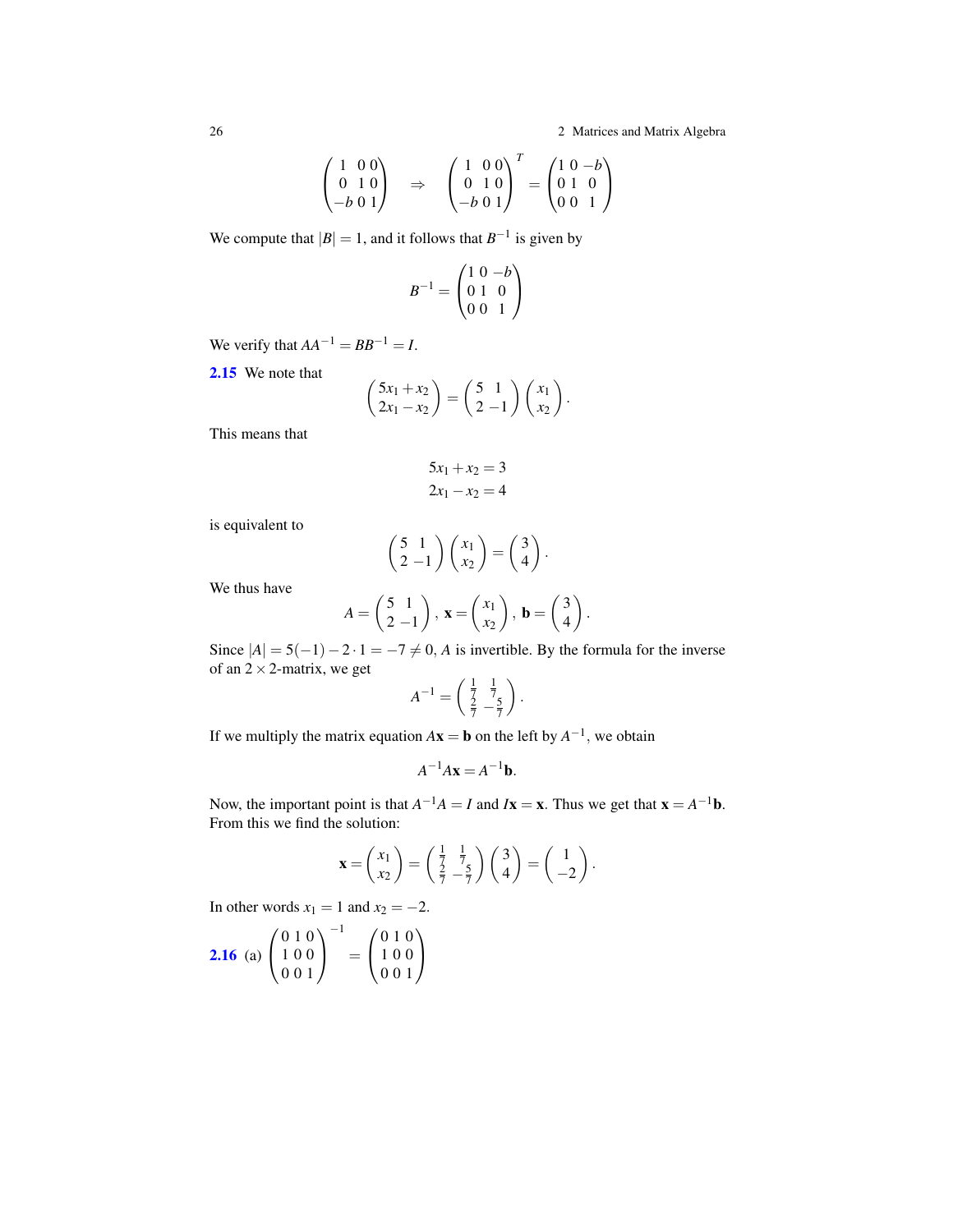$$\begin{pmatrix} 1 & 0 & 0 \\ 0 & 1 & 0 \\ -b & 0 & 1 \end{pmatrix} \quad \Rightarrow \quad \begin{pmatrix} 1 & 0 & 0 \\ 0 & 1 & 0 \\ -b & 0 & 1 \end{pmatrix}^T = \begin{pmatrix} 1 & 0 & -b \\ 0 & 1 & 0 \\ 0 & 0 & 1 \end{pmatrix}$$

We compute that $|B| = 1$, and it follows that $B^{-1}$ is given by

$$B^{-1} = \begin{pmatrix} 1 & 0 & -b \\ 0 & 1 & 0 \\ 0 & 0 & 1 \end{pmatrix}$$

We verify that $AA^{-1} = BB^{-1} = I$.

**2.15** We note that

$$\begin{pmatrix} 5x_1 + x_2 \\ 2x_1 - x_2 \end{pmatrix} = \begin{pmatrix} 5 & 1 \\ 2 & -1 \end{pmatrix} \begin{pmatrix} x_1 \\ x_2 \end{pmatrix}.$$

This means that

$$\begin{aligned} 5x_1 + x_2 &= 3 \\ 2x_1 - x_2 &= 4 \end{aligned}$$

is equivalent to

$$\begin{pmatrix} 5 & 1 \\ 2 & -1 \end{pmatrix} \begin{pmatrix} x_1 \\ x_2 \end{pmatrix} = \begin{pmatrix} 3 \\ 4 \end{pmatrix}.$$

We thus have

$$A = \begin{pmatrix} 5 & 1 \\ 2 & -1 \end{pmatrix}, \ \mathbf{x} = \begin{pmatrix} x_1 \\ x_2 \end{pmatrix}, \ \mathbf{b} = \begin{pmatrix} 3 \\ 4 \end{pmatrix}.$$

Since $|A| = 5(-1) - 2 \cdot 1 = -7 \neq 0$, $A$ is invertible. By the formula for the inverse of an $2 \times 2$-matrix, we get

$$A^{-1} = \begin{pmatrix} \frac{1}{7} & \frac{1}{7} \\ \frac{2}{7} & -\frac{5}{7} \end{pmatrix}.$$

If we multiply the matrix equation $A\mathbf{x} = \mathbf{b}$ on the left by $A^{-1}$, we obtain

$$A^{-1}A\mathbf{x} = A^{-1}\mathbf{b}.$$

Now, the important point is that $A^{-1}A = I$ and $I\mathbf{x} = \mathbf{x}$. Thus we get that $\mathbf{x} = A^{-1}\mathbf{b}$. From this we find the solution:

$$\mathbf{x} = \begin{pmatrix} x_1 \\ x_2 \end{pmatrix} = \begin{pmatrix} \frac{1}{7} & \frac{1}{7} \\ \frac{2}{7} & -\frac{5}{7} \end{pmatrix} \begin{pmatrix} 3 \\ 4 \end{pmatrix} = \begin{pmatrix} 1 \\ -2 \end{pmatrix}.$$

In other words $x_1 = 1$ and $x_2 = -2$.

**2.16** (a) $\begin{pmatrix} 0 & 1 & 0 \\ 1 & 0 & 0 \\ 0 & 0 & 1 \end{pmatrix}^{-1} = \begin{pmatrix} 0 & 1 & 0 \\ 1 & 0 & 0 \\ 0 & 0 & 1 \end{pmatrix}$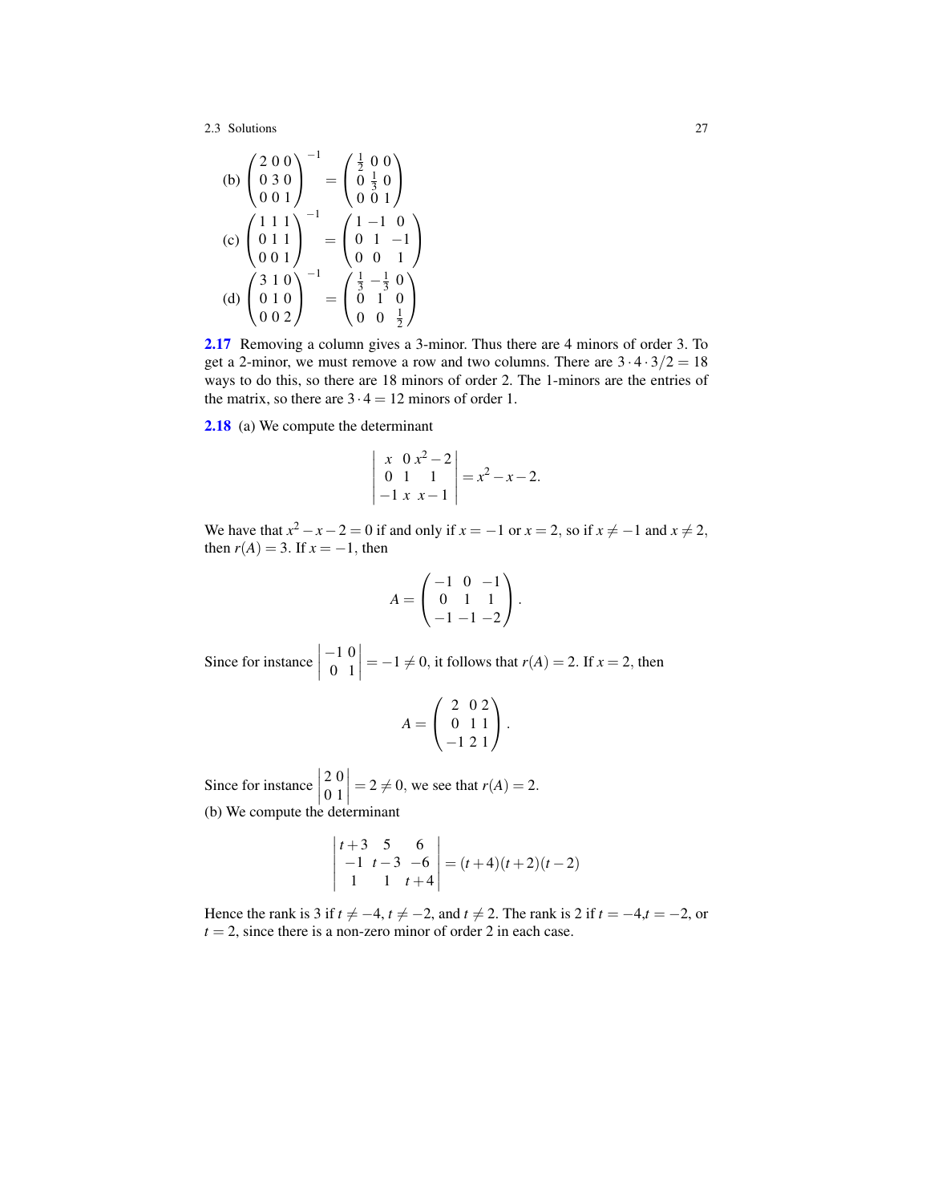(b) $\begin{pmatrix} 2 & 0 & 0 \\ 0 & 3 & 0 \\ 0 & 0 & 1 \end{pmatrix}^{-1} = \begin{pmatrix} \frac{1}{2} & 0 & 0 \\ 0 & \frac{1}{3} & 0 \\ 0 & 0 & 1 \end{pmatrix}$

(c) $\begin{pmatrix} 1 & 1 & 1 \\ 0 & 1 & 1 \\ 0 & 0 & 1 \end{pmatrix}^{-1} = \begin{pmatrix} 1 & -1 & 0 \\ 0 & 1 & -1 \\ 0 & 0 & 1 \end{pmatrix}$

(d) $\begin{pmatrix} 3 & 1 & 0 \\ 0 & 1 & 0 \\ 0 & 0 & 2 \end{pmatrix}^{-1} = \begin{pmatrix} \frac{1}{3} & -\frac{1}{3} & 0 \\ 0 & 1 & 0 \\ 0 & 0 & \frac{1}{2} \end{pmatrix}$

**2.17** Removing a column gives a 3-minor. Thus there are 4 minors of order 3. To get a 2-minor, we must remove a row and two columns. There are $3 \cdot 4 \cdot 3/2 = 18$ ways to do this, so there are 18 minors of order 2. The 1-minors are the entries of the matrix, so there are $3 \cdot 4 = 12$ minors of order 1.

**2.18** (a) We compute the determinant

$$\begin{vmatrix} x & 0 & x^2-2 \\ 0 & 1 & 1 \\ -1 & x & x-1 \end{vmatrix} = x^2 - x - 2.$$

We have that $x^2 - x - 2 = 0$ if and only if $x = -1$ or $x = 2$, so if $x \neq -1$ and $x \neq 2$, then $r(A) = 3$. If $x = -1$, then

$$A = \begin{pmatrix} -1 & 0 & -1 \\ 0 & 1 & 1 \\ -1 & -1 & -2 \end{pmatrix}.$$

Since for instance $\begin{vmatrix} -1 & 0 \\ 0 & 1 \end{vmatrix} = -1 \neq 0$, it follows that $r(A) = 2$. If $x = 2$, then

$$A = \begin{pmatrix} 2 & 0 & 2 \\ 0 & 1 & 1 \\ -1 & 2 & 1 \end{pmatrix}.$$

Since for instance $\begin{vmatrix} 2 & 0 \\ 0 & 1 \end{vmatrix} = 2 \neq 0$, we see that $r(A) = 2$.

(b) We compute the determinant

$$\begin{vmatrix} t+3 & 5 & 6 \\ -1 & t-3 & -6 \\ 1 & 1 & t+4 \end{vmatrix} = (t+4)(t+2)(t-2)$$

Hence the rank is 3 if $t \neq -4$, $t \neq -2$, and $t \neq 2$. The rank is 2 if $t = -4$, $t = -2$, or $t = 2$, since there is a non-zero minor of order 2 in each case.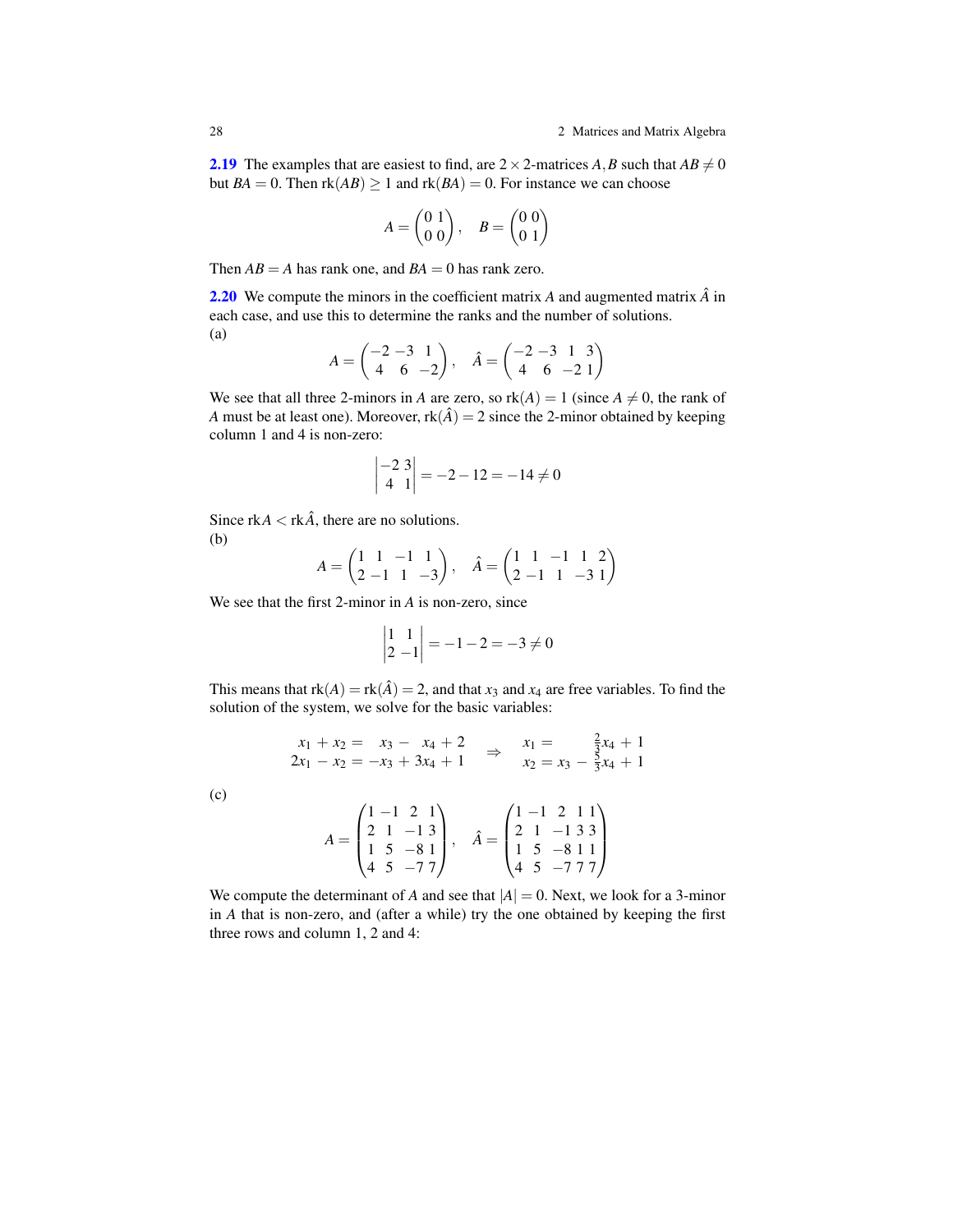**2.19** The examples that are easiest to find, are $2 \times 2$-matrices $A, B$ such that $AB \neq 0$ but $BA = 0$. Then $\text{rk}(AB) \geq 1$ and $\text{rk}(BA) = 0$. For instance we can choose

$$A = \begin{pmatrix} 0 & 1 \\ 0 & 0 \end{pmatrix}, \quad B = \begin{pmatrix} 0 & 0 \\ 0 & 1 \end{pmatrix}$$

Then $AB = A$ has rank one, and $BA = 0$ has rank zero.

**2.20** We compute the minors in the coefficient matrix $A$ and augmented matrix $\hat{A}$ in each case, and use this to determine the ranks and the number of solutions.

(a)

$$A = \begin{pmatrix} -2 & -3 & 1 \\ 4 & 6 & -2 \end{pmatrix}, \quad \hat{A} = \begin{pmatrix} -2 & -3 & 1 & 3 \\ 4 & 6 & -2 & 1 \end{pmatrix}$$

We see that all three 2-minors in $A$ are zero, so $\text{rk}(A) = 1$ (since $A \neq 0$, the rank of $A$ must be at least one). Moreover, $\text{rk}(\hat{A}) = 2$ since the 2-minor obtained by keeping column 1 and 4 is non-zero:

$$\begin{vmatrix} -2 & 3 \\ 4 & 1 \end{vmatrix} = -2 - 12 = -14 \neq 0$$

Since $\text{rk}A < \text{rk}\hat{A}$, there are no solutions.

(b)

$$A = \begin{pmatrix} 1 & 1 & -1 & 1 \\ 2 & -1 & 1 & -3 \end{pmatrix}, \quad \hat{A} = \begin{pmatrix} 1 & 1 & -1 & 1 & 2 \\ 2 & -1 & 1 & -3 & 1 \end{pmatrix}$$

We see that the first 2-minor in $A$ is non-zero, since

$$\begin{vmatrix} 1 & 1 \\ 2 & -1 \end{vmatrix} = -1 - 2 = -3 \neq 0$$

This means that $\text{rk}(A) = \text{rk}(\hat{A}) = 2$, and that $x_3$ and $x_4$ are free variables. To find the solution of the system, we solve for the basic variables:

$$\begin{aligned} x_1 + x_2 &= x_3 - x_4 + 2 \\ 2x_1 - x_2 &= -x_3 + 3x_4 + 1 \end{aligned} \quad \Rightarrow \quad \begin{aligned} x_1 &= \tfrac{2}{3}x_4 + 1 \\ x_2 &= x_3 - \tfrac{5}{3}x_4 + 1 \end{aligned}$$

(c)

$$A = \begin{pmatrix} 1 & -1 & 2 & 1 \\ 2 & 1 & -1 & 3 \\ 1 & 5 & -8 & 1 \\ 4 & 5 & -7 & 7 \end{pmatrix}, \quad \hat{A} = \begin{pmatrix} 1 & -1 & 2 & 1 & 1 \\ 2 & 1 & -1 & 3 & 3 \\ 1 & 5 & -8 & 1 & 1 \\ 4 & 5 & -7 & 7 & 7 \end{pmatrix}$$

We compute the determinant of $A$ and see that $|A| = 0$. Next, we look for a 3-minor in $A$ that is non-zero, and (after a while) try the one obtained by keeping the first three rows and column 1, 2 and 4: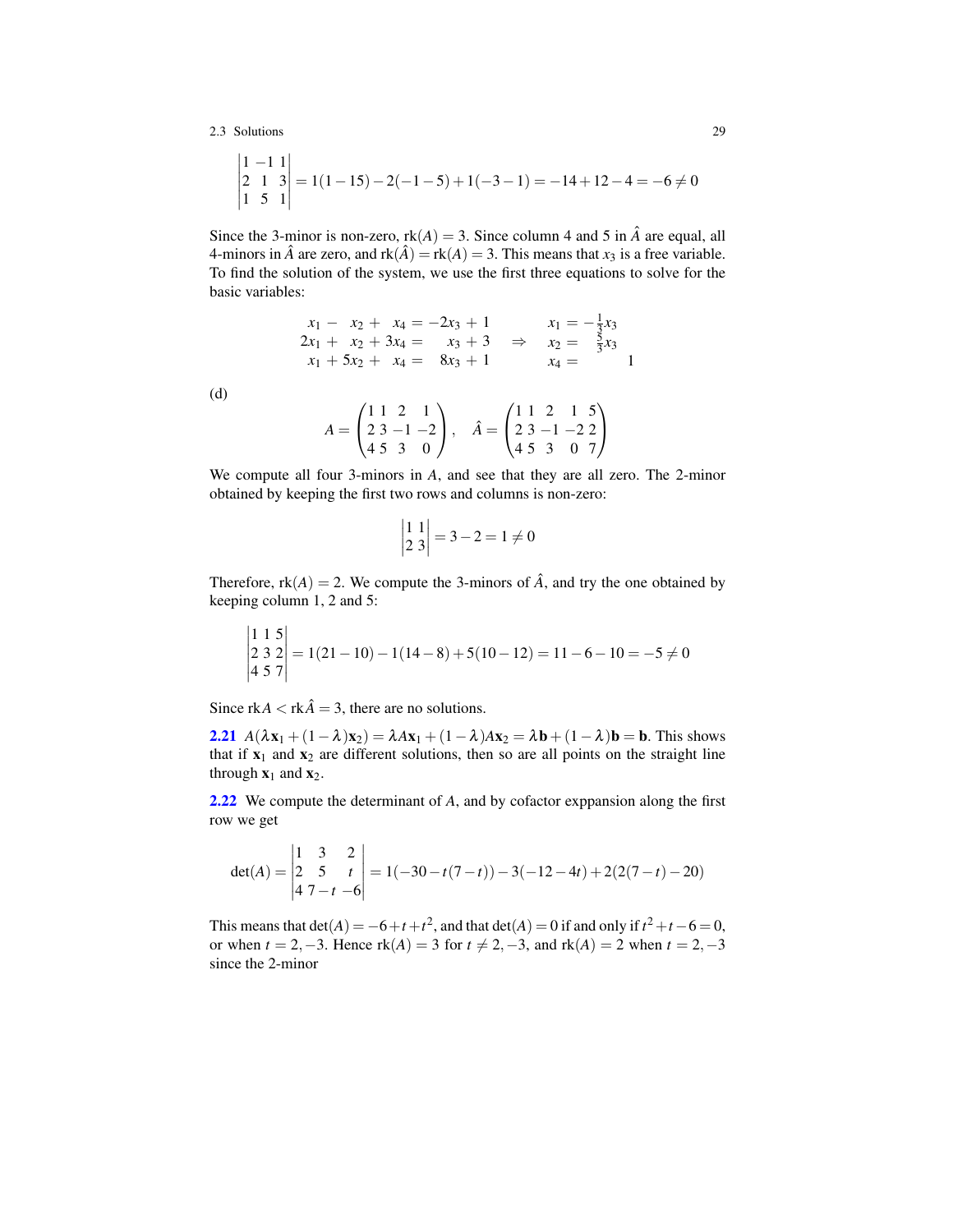$$\begin{vmatrix} 1 & -1 & 1 \\ 2 & 1 & 3 \\ 1 & 5 & 1 \end{vmatrix} = 1(1-15) - 2(-1-5) + 1(-3-1) = -14 + 12 - 4 = -6 \neq 0$$

Since the 3-minor is non-zero, $\text{rk}(A) = 3$. Since column 4 and 5 in $\hat{A}$ are equal, all 4-minors in $\hat{A}$ are zero, and $\text{rk}(\hat{A}) = \text{rk}(A) = 3$. This means that $x_3$ is a free variable. To find the solution of the system, we use the first three equations to solve for the basic variables:

$$\begin{aligned} x_1 - \phantom{5}x_2 + \phantom{3}x_4 &= -2x_3 + 1 \\ 2x_1 + \phantom{5}x_2 + 3x_4 &= \phantom{-2}x_3 + 3 \\ x_1 + 5x_2 + \phantom{3}x_4 &= \phantom{-}8x_3 + 1 \end{aligned} \quad \Rightarrow \quad \begin{aligned} x_1 &= -\tfrac{1}{3}x_3 \\ x_2 &= \phantom{-}\tfrac{5}{3}x_3 \\ x_4 &= \phantom{-\tfrac{1}{3}x_3}\ 1 \end{aligned}$$

(d)

$$A = \begin{pmatrix} 1 & 1 & 2 & 1 \\ 2 & 3 & -1 & -2 \\ 4 & 5 & 3 & 0 \end{pmatrix}, \quad \hat{A} = \begin{pmatrix} 1 & 1 & 2 & 1 & 5 \\ 2 & 3 & -1 & -2 & 2 \\ 4 & 5 & 3 & 0 & 7 \end{pmatrix}$$

We compute all four 3-minors in $A$, and see that they are all zero. The 2-minor obtained by keeping the first two rows and columns is non-zero:

$$\begin{vmatrix} 1 & 1 \\ 2 & 3 \end{vmatrix} = 3 - 2 = 1 \neq 0$$

Therefore, $\text{rk}(A) = 2$. We compute the 3-minors of $\hat{A}$, and try the one obtained by keeping column 1, 2 and 5:

$$\begin{vmatrix} 1 & 1 & 5 \\ 2 & 3 & 2 \\ 4 & 5 & 7 \end{vmatrix} = 1(21-10) - 1(14-8) + 5(10-12) = 11 - 6 - 10 = -5 \neq 0$$

Since $\text{rk}A < \text{rk}\hat{A} = 3$, there are no solutions.

**2.21** $A(\lambda \mathbf{x}_1 + (1-\lambda)\mathbf{x}_2) = \lambda A\mathbf{x}_1 + (1-\lambda)A\mathbf{x}_2 = \lambda \mathbf{b} + (1-\lambda)\mathbf{b} = \mathbf{b}$. This shows that if $\mathbf{x}_1$ and $\mathbf{x}_2$ are different solutions, then so are all points on the straight line through $\mathbf{x}_1$ and $\mathbf{x}_2$.

**2.22** We compute the determinant of $A$, and by cofactor exppansion along the first row we get

$$\det(A) = \begin{vmatrix} 1 & 3 & 2 \\ 2 & 5 & t \\ 4 & 7-t & -6 \end{vmatrix} = 1(-30 - t(7-t)) - 3(-12-4t) + 2(2(7-t) - 20)$$

This means that $\det(A) = -6 + t + t^2$, and that $\det(A) = 0$ if and only if $t^2 + t - 6 = 0$, or when $t = 2, -3$. Hence $\text{rk}(A) = 3$ for $t \neq 2, -3$, and $\text{rk}(A) = 2$ when $t = 2, -3$ since the 2-minor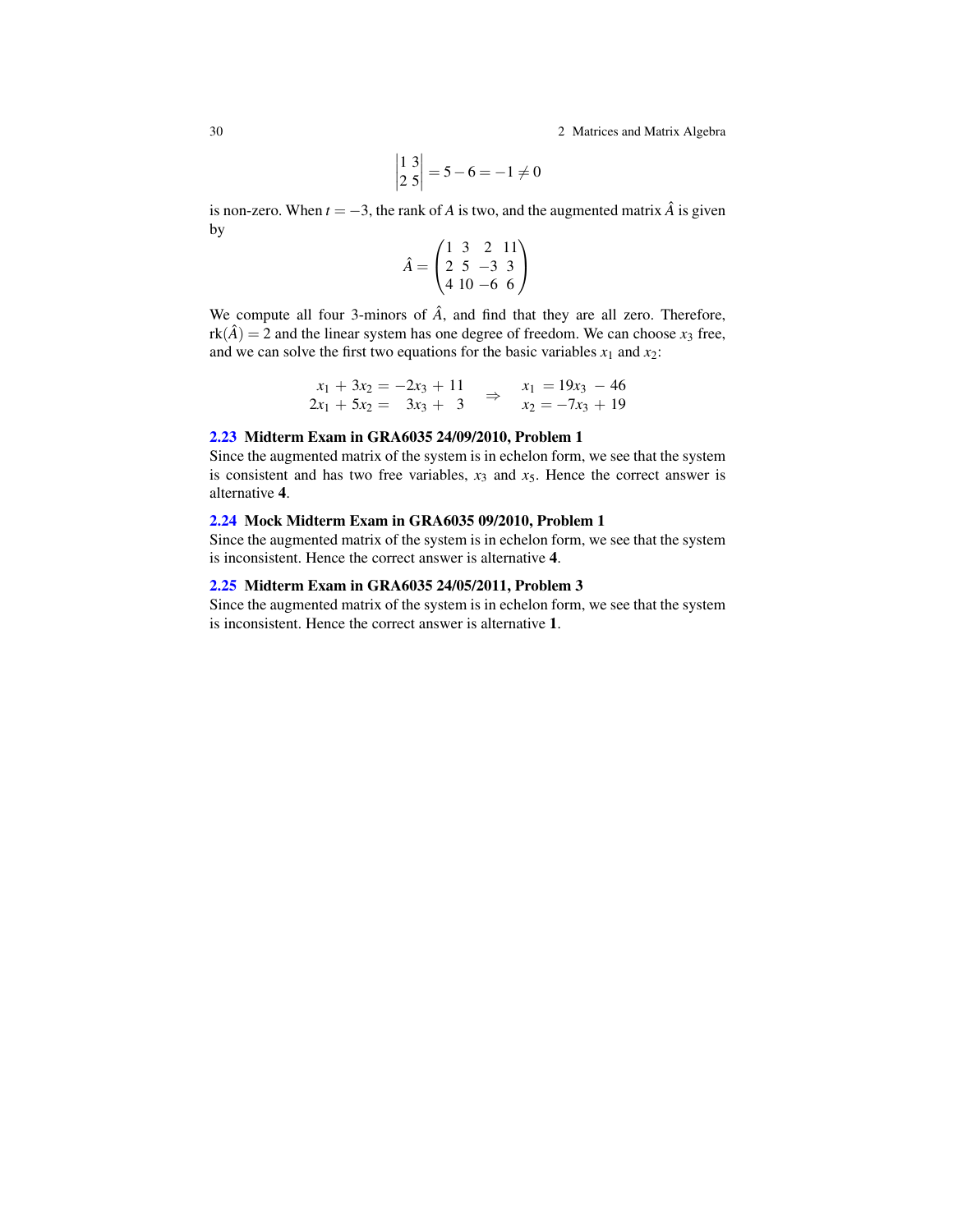$$\begin{vmatrix} 1 & 3 \\ 2 & 5 \end{vmatrix} = 5 - 6 = -1 \neq 0$$

is non-zero. When $t = -3$, the rank of $A$ is two, and the augmented matrix $\hat{A}$ is given by

$$\hat{A} = \begin{pmatrix} 1 & 3 & 2 & 11 \\ 2 & 5 & -3 & 3 \\ 4 & 10 & -6 & 6 \end{pmatrix}$$

We compute all four 3-minors of $\hat{A}$, and find that they are all zero. Therefore, $\text{rk}(\hat{A}) = 2$ and the linear system has one degree of freedom. We can choose $x_3$ free, and we can solve the first two equations for the basic variables $x_1$ and $x_2$:

$$\begin{array}{rl} x_1 + 3x_2 = & -2x_3 + 11 \\ 2x_1 + 5x_2 = & 3x_3 + 3 \end{array} \quad \Rightarrow \quad \begin{array}{rl} x_1 = & 19x_3 - 46 \\ x_2 = & -7x_3 + 19 \end{array}$$

**2.23 Midterm Exam in GRA6035 24/09/2010, Problem 1**

Since the augmented matrix of the system is in echelon form, we see that the system is consistent and has two free variables, $x_3$ and $x_5$. Hence the correct answer is alternative **4**.

**2.24 Mock Midterm Exam in GRA6035 09/2010, Problem 1**

Since the augmented matrix of the system is in echelon form, we see that the system is inconsistent. Hence the correct answer is alternative **4**.

**2.25 Midterm Exam in GRA6035 24/05/2011, Problem 3**

Since the augmented matrix of the system is in echelon form, we see that the system is inconsistent. Hence the correct answer is alternative **1**.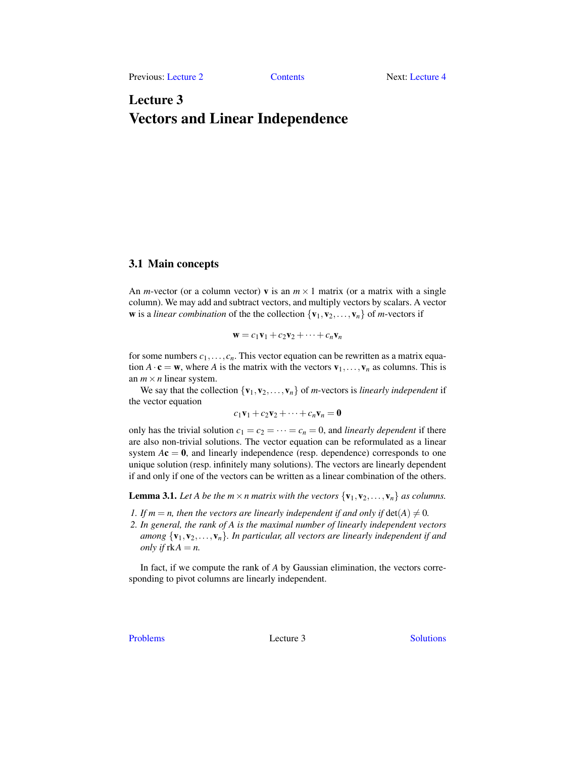# Lecture 3
# Vectors and Linear Independence

## 3.1 Main concepts

An $m$-vector (or a column vector) $\mathbf{v}$ is an $m \times 1$ matrix (or a matrix with a single column). We may add and subtract vectors, and multiply vectors by scalars. A vector $\mathbf{w}$ is a *linear combination* of the the collection $\{\mathbf{v}_1, \mathbf{v}_2, \dots, \mathbf{v}_n\}$ of $m$-vectors if

$$\mathbf{w} = c_1\mathbf{v}_1 + c_2\mathbf{v}_2 + \cdots + c_n\mathbf{v}_n$$

for some numbers $c_1, \dots, c_n$. This vector equation can be rewritten as a matrix equation $A \cdot \mathbf{c} = \mathbf{w}$, where $A$ is the matrix with the vectors $\mathbf{v}_1, \dots, \mathbf{v}_n$ as columns. This is an $m \times n$ linear system.

We say that the collection $\{\mathbf{v}_1, \mathbf{v}_2, \dots, \mathbf{v}_n\}$ of $m$-vectors is *linearly independent* if the vector equation

$$c_1\mathbf{v}_1 + c_2\mathbf{v}_2 + \cdots + c_n\mathbf{v}_n = \mathbf{0}$$

only has the trivial solution $c_1 = c_2 = \cdots = c_n = 0$, and *linearly dependent* if there are also non-trivial solutions. The vector equation can be reformulated as a linear system $A\mathbf{c} = \mathbf{0}$, and linearly independence (resp. dependence) corresponds to one unique solution (resp. infinitely many solutions). The vectors are linearly dependent if and only if one of the vectors can be written as a linear combination of the others.

**Lemma 3.1.** *Let $A$ be the $m \times n$ matrix with the vectors $\{\mathbf{v}_1, \mathbf{v}_2, \dots, \mathbf{v}_n\}$ as columns.*

1. *If $m = n$, then the vectors are linearly independent if and only if $\det(A) \neq 0$.*
2. *In general, the rank of $A$ is the maximal number of linearly independent vectors among $\{\mathbf{v}_1, \mathbf{v}_2, \dots, \mathbf{v}_n\}$. In particular, all vectors are linearly independent if and only if $\operatorname{rk} A = n$.*

In fact, if we compute the rank of $A$ by Gaussian elimination, the vectors corresponding to pivot columns are linearly independent.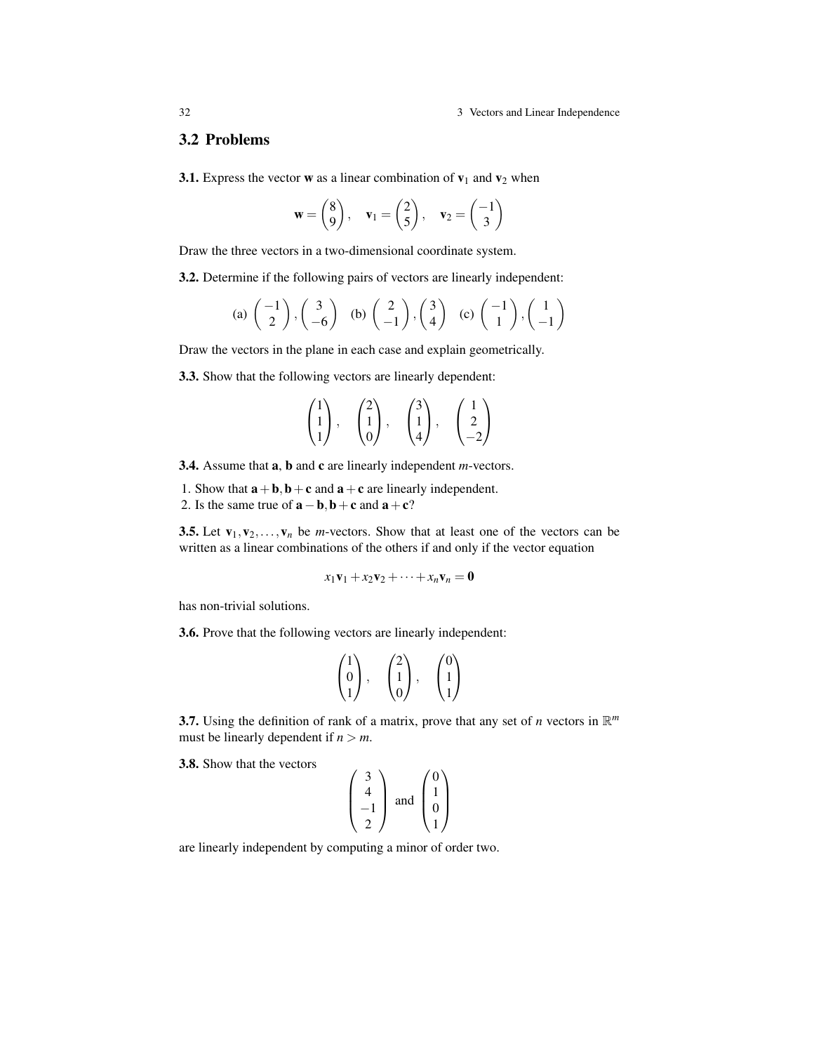## 3.2 Problems

**3.1.** Express the vector $\mathbf{w}$ as a linear combination of $\mathbf{v}_1$ and $\mathbf{v}_2$ when

$$\mathbf{w} = \begin{pmatrix} 8 \\ 9 \end{pmatrix}, \quad \mathbf{v}_1 = \begin{pmatrix} 2 \\ 5 \end{pmatrix}, \quad \mathbf{v}_2 = \begin{pmatrix} -1 \\ 3 \end{pmatrix}$$

Draw the three vectors in a two-dimensional coordinate system.

**3.2.** Determine if the following pairs of vectors are linearly independent:

$$\text{(a)} \begin{pmatrix} -1 \\ 2 \end{pmatrix}, \begin{pmatrix} 3 \\ -6 \end{pmatrix} \quad \text{(b)} \begin{pmatrix} 2 \\ -1 \end{pmatrix}, \begin{pmatrix} 3 \\ 4 \end{pmatrix} \quad \text{(c)} \begin{pmatrix} -1 \\ 1 \end{pmatrix}, \begin{pmatrix} 1 \\ -1 \end{pmatrix}$$

Draw the vectors in the plane in each case and explain geometrically.

**3.3.** Show that the following vectors are linearly dependent:

$$\begin{pmatrix} 1 \\ 1 \\ 1 \end{pmatrix}, \quad \begin{pmatrix} 2 \\ 1 \\ 0 \end{pmatrix}, \quad \begin{pmatrix} 3 \\ 1 \\ 4 \end{pmatrix}, \quad \begin{pmatrix} 1 \\ 2 \\ -2 \end{pmatrix}$$

**3.4.** Assume that $\mathbf{a}$, $\mathbf{b}$ and $\mathbf{c}$ are linearly independent $m$-vectors.

1. Show that $\mathbf{a}+\mathbf{b}, \mathbf{b}+\mathbf{c}$ and $\mathbf{a}+\mathbf{c}$ are linearly independent.
2. Is the same true of $\mathbf{a}-\mathbf{b}, \mathbf{b}+\mathbf{c}$ and $\mathbf{a}+\mathbf{c}$?

**3.5.** Let $\mathbf{v}_1, \mathbf{v}_2, \ldots, \mathbf{v}_n$ be $m$-vectors. Show that at least one of the vectors can be written as a linear combinations of the others if and only if the vector equation

$$x_1\mathbf{v}_1 + x_2\mathbf{v}_2 + \cdots + x_n\mathbf{v}_n = \mathbf{0}$$

has non-trivial solutions.

**3.6.** Prove that the following vectors are linearly independent:

$$\begin{pmatrix} 1 \\ 0 \\ 1 \end{pmatrix}, \quad \begin{pmatrix} 2 \\ 1 \\ 0 \end{pmatrix}, \quad \begin{pmatrix} 0 \\ 1 \\ 1 \end{pmatrix}$$

**3.7.** Using the definition of rank of a matrix, prove that any set of $n$ vectors in $\mathbb{R}^m$ must be linearly dependent if $n > m$.

**3.8.** Show that the vectors

$$\begin{pmatrix} 3 \\ 4 \\ -1 \\ 2 \end{pmatrix} \text{ and } \begin{pmatrix} 0 \\ 1 \\ 0 \\ 1 \end{pmatrix}$$

are linearly independent by computing a minor of order two.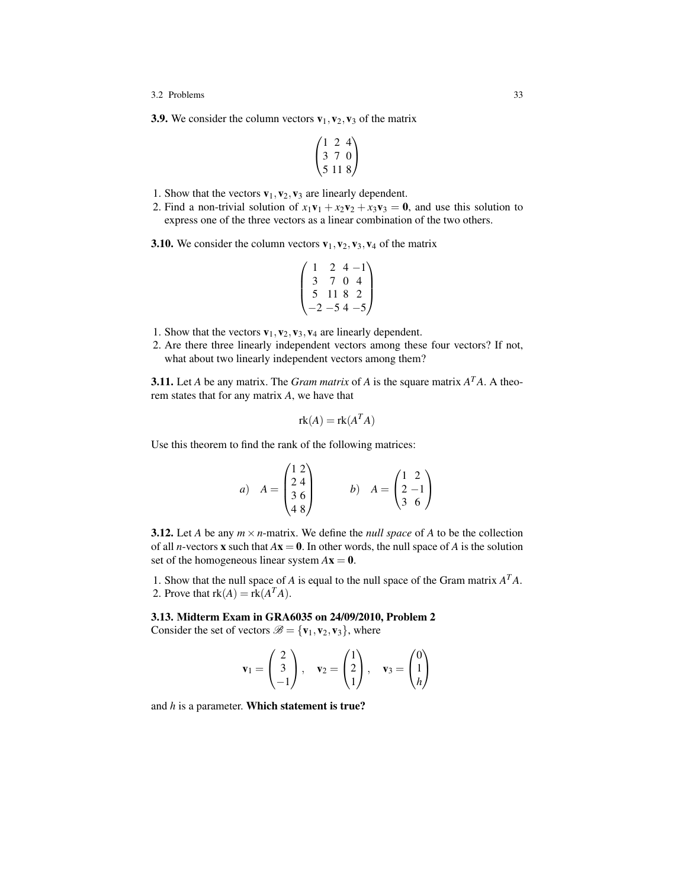**3.9.** We consider the column vectors $\mathbf{v}_1, \mathbf{v}_2, \mathbf{v}_3$ of the matrix

$$\begin{pmatrix} 1 & 2 & 4 \\ 3 & 7 & 0 \\ 5 & 11 & 8 \end{pmatrix}$$

1. Show that the vectors $\mathbf{v}_1, \mathbf{v}_2, \mathbf{v}_3$ are linearly dependent.
2. Find a non-trivial solution of $x_1\mathbf{v}_1 + x_2\mathbf{v}_2 + x_3\mathbf{v}_3 = \mathbf{0}$, and use this solution to express one of the three vectors as a linear combination of the two others.

**3.10.** We consider the column vectors $\mathbf{v}_1, \mathbf{v}_2, \mathbf{v}_3, \mathbf{v}_4$ of the matrix

$$\begin{pmatrix} 1 & 2 & 4 & -1 \\ 3 & 7 & 0 & 4 \\ 5 & 11 & 8 & 2 \\ -2 & -5 & 4 & -5 \end{pmatrix}$$

1. Show that the vectors $\mathbf{v}_1, \mathbf{v}_2, \mathbf{v}_3, \mathbf{v}_4$ are linearly dependent.
2. Are there three linearly independent vectors among these four vectors? If not, what about two linearly independent vectors among them?

**3.11.** Let $A$ be any matrix. The *Gram matrix* of $A$ is the square matrix $A^T A$. A theorem states that for any matrix $A$, we have that

$$\text{rk}(A) = \text{rk}(A^T A)$$

Use this theorem to find the rank of the following matrices:

$$a) \quad A = \begin{pmatrix} 1 & 2 \\ 2 & 4 \\ 3 & 6 \\ 4 & 8 \end{pmatrix} \qquad b) \quad A = \begin{pmatrix} 1 & 2 \\ 2 & -1 \\ 3 & 6 \end{pmatrix}$$

**3.12.** Let $A$ be any $m \times n$-matrix. We define the *null space* of $A$ to be the collection of all $n$-vectors $\mathbf{x}$ such that $A\mathbf{x} = \mathbf{0}$. In other words, the null space of $A$ is the solution set of the homogeneous linear system $A\mathbf{x} = \mathbf{0}$.

1. Show that the null space of $A$ is equal to the null space of the Gram matrix $A^T A$.
2. Prove that $\text{rk}(A) = \text{rk}(A^T A)$.

**3.13. Midterm Exam in GRA6035 on 24/09/2010, Problem 2**
Consider the set of vectors $\mathscr{B} = \{\mathbf{v}_1, \mathbf{v}_2, \mathbf{v}_3\}$, where

$$\mathbf{v}_1 = \begin{pmatrix} 2 \\ 3 \\ -1 \end{pmatrix}, \quad \mathbf{v}_2 = \begin{pmatrix} 1 \\ 2 \\ 1 \end{pmatrix}, \quad \mathbf{v}_3 = \begin{pmatrix} 0 \\ 1 \\ h \end{pmatrix}$$

and $h$ is a parameter. **Which statement is true?**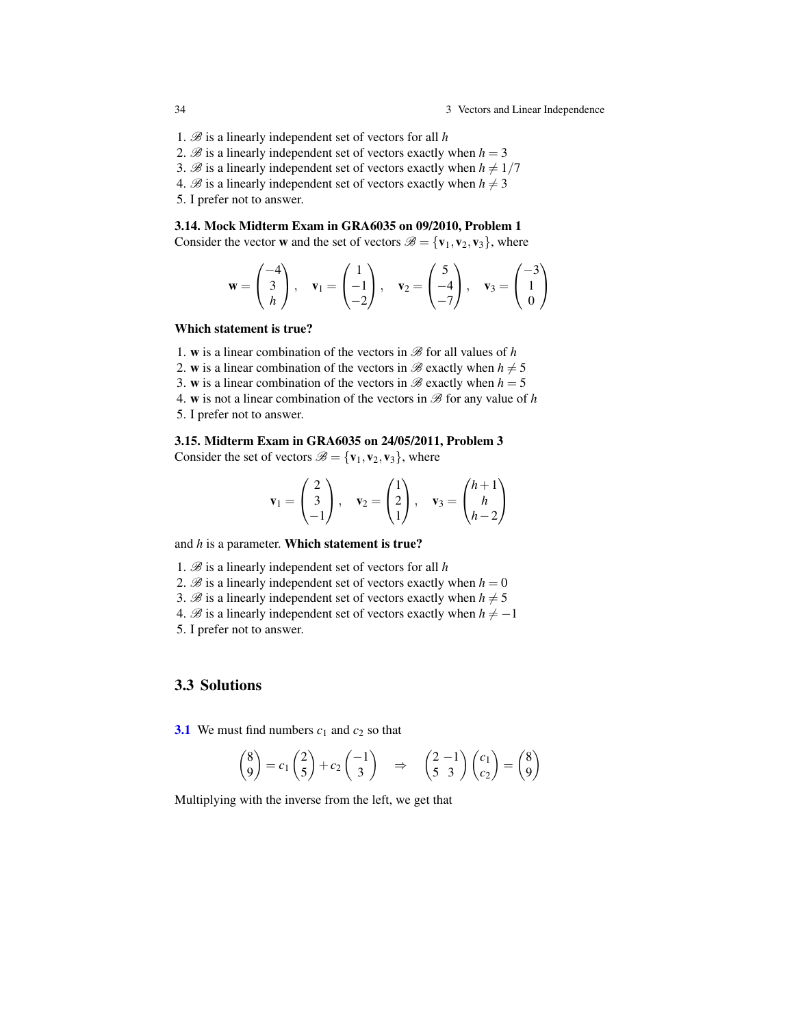1. $\mathscr{B}$ is a linearly independent set of vectors for all $h$
2. $\mathscr{B}$ is a linearly independent set of vectors exactly when $h = 3$
3. $\mathscr{B}$ is a linearly independent set of vectors exactly when $h \neq 1/7$
4. $\mathscr{B}$ is a linearly independent set of vectors exactly when $h \neq 3$
5. I prefer not to answer.

**3.14. Mock Midterm Exam in GRA6035 on 09/2010, Problem 1**
Consider the vector $\mathbf{w}$ and the set of vectors $\mathscr{B} = \{\mathbf{v}_1, \mathbf{v}_2, \mathbf{v}_3\}$, where

$$\mathbf{w} = \begin{pmatrix} -4 \\ 3 \\ h \end{pmatrix}, \quad \mathbf{v}_1 = \begin{pmatrix} 1 \\ -1 \\ -2 \end{pmatrix}, \quad \mathbf{v}_2 = \begin{pmatrix} 5 \\ -4 \\ -7 \end{pmatrix}, \quad \mathbf{v}_3 = \begin{pmatrix} -3 \\ 1 \\ 0 \end{pmatrix}$$

**Which statement is true?**

1. $\mathbf{w}$ is a linear combination of the vectors in $\mathscr{B}$ for all values of $h$
2. $\mathbf{w}$ is a linear combination of the vectors in $\mathscr{B}$ exactly when $h \neq 5$
3. $\mathbf{w}$ is a linear combination of the vectors in $\mathscr{B}$ exactly when $h = 5$
4. $\mathbf{w}$ is not a linear combination of the vectors in $\mathscr{B}$ for any value of $h$
5. I prefer not to answer.

**3.15. Midterm Exam in GRA6035 on 24/05/2011, Problem 3**
Consider the set of vectors $\mathscr{B} = \{\mathbf{v}_1, \mathbf{v}_2, \mathbf{v}_3\}$, where

$$\mathbf{v}_1 = \begin{pmatrix} 2 \\ 3 \\ -1 \end{pmatrix}, \quad \mathbf{v}_2 = \begin{pmatrix} 1 \\ 2 \\ 1 \end{pmatrix}, \quad \mathbf{v}_3 = \begin{pmatrix} h+1 \\ h \\ h-2 \end{pmatrix}$$

and $h$ is a parameter. **Which statement is true?**

1. $\mathscr{B}$ is a linearly independent set of vectors for all $h$
2. $\mathscr{B}$ is a linearly independent set of vectors exactly when $h = 0$
3. $\mathscr{B}$ is a linearly independent set of vectors exactly when $h \neq 5$
4. $\mathscr{B}$ is a linearly independent set of vectors exactly when $h \neq -1$
5. I prefer not to answer.

## 3.3 Solutions

**3.1** We must find numbers $c_1$ and $c_2$ so that

$$\begin{pmatrix} 8 \\ 9 \end{pmatrix} = c_1 \begin{pmatrix} 2 \\ 5 \end{pmatrix} + c_2 \begin{pmatrix} -1 \\ 3 \end{pmatrix} \quad \Rightarrow \quad \begin{pmatrix} 2 & -1 \\ 5 & 3 \end{pmatrix} \begin{pmatrix} c_1 \\ c_2 \end{pmatrix} = \begin{pmatrix} 8 \\ 9 \end{pmatrix}$$

Multiplying with the inverse from the left, we get that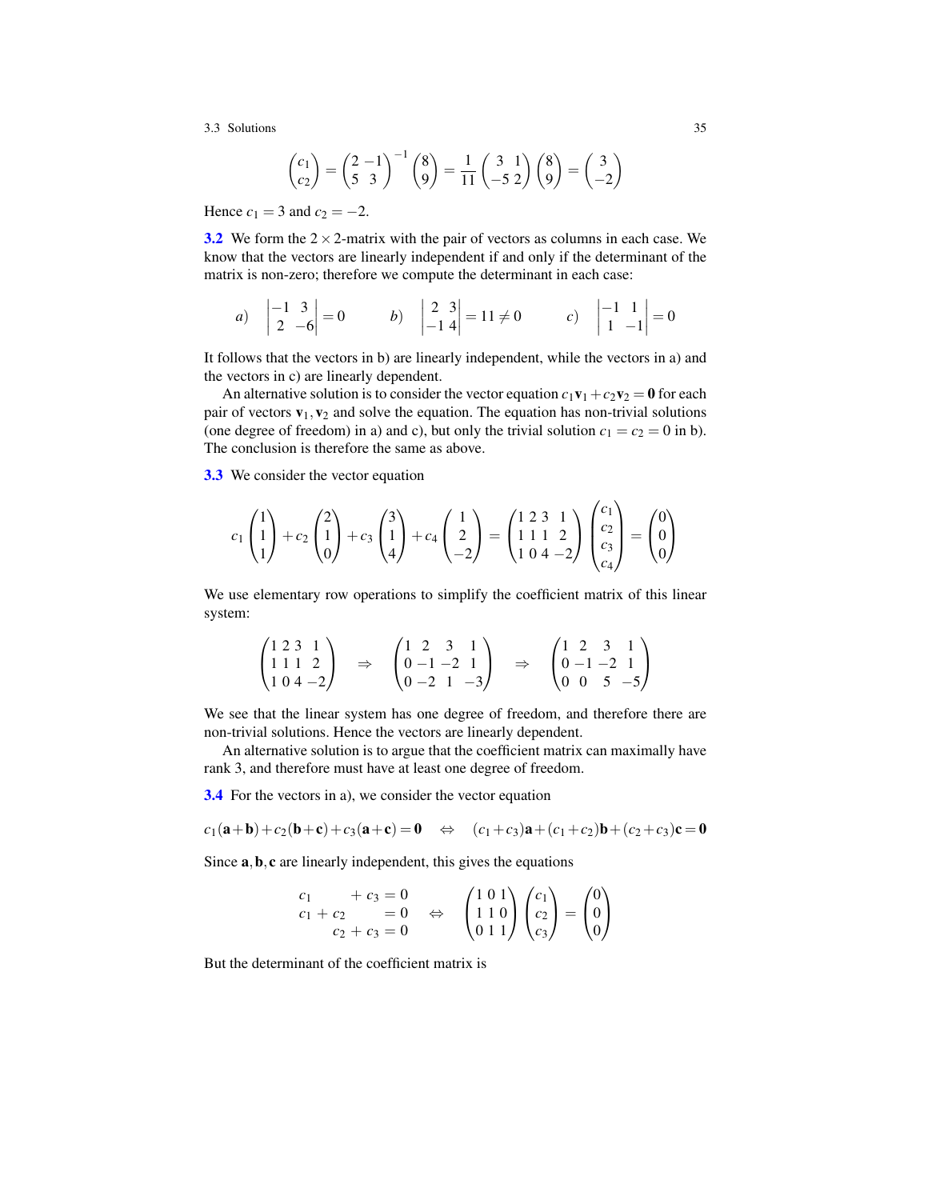$$\begin{pmatrix} c_1 \\ c_2 \end{pmatrix} = \begin{pmatrix} 2 & -1 \\ 5 & 3 \end{pmatrix}^{-1} \begin{pmatrix} 8 \\ 9 \end{pmatrix} = \frac{1}{11} \begin{pmatrix} 3 & 1 \\ -5 & 2 \end{pmatrix} \begin{pmatrix} 8 \\ 9 \end{pmatrix} = \begin{pmatrix} 3 \\ -2 \end{pmatrix}$$

Hence $c_1 = 3$ and $c_2 = -2$.

**3.2** We form the $2 \times 2$-matrix with the pair of vectors as columns in each case. We know that the vectors are linearly independent if and only if the determinant of the matrix is non-zero; therefore we compute the determinant in each case:

$$a) \quad \begin{vmatrix} -1 & 3 \\ 2 & -6 \end{vmatrix} = 0 \qquad b) \quad \begin{vmatrix} 2 & 3 \\ -1 & 4 \end{vmatrix} = 11 \neq 0 \qquad c) \quad \begin{vmatrix} -1 & 1 \\ 1 & -1 \end{vmatrix} = 0$$

It follows that the vectors in b) are linearly independent, while the vectors in a) and the vectors in c) are linearly dependent.

An alternative solution is to consider the vector equation $c_1\mathbf{v}_1 + c_2\mathbf{v}_2 = \mathbf{0}$ for each pair of vectors $\mathbf{v}_1, \mathbf{v}_2$ and solve the equation. The equation has non-trivial solutions (one degree of freedom) in a) and c), but only the trivial solution $c_1 = c_2 = 0$ in b). The conclusion is therefore the same as above.

**3.3** We consider the vector equation

$$c_1 \begin{pmatrix} 1 \\ 1 \\ 1 \end{pmatrix} + c_2 \begin{pmatrix} 2 \\ 1 \\ 0 \end{pmatrix} + c_3 \begin{pmatrix} 3 \\ 1 \\ 4 \end{pmatrix} + c_4 \begin{pmatrix} 1 \\ 2 \\ -2 \end{pmatrix} = \begin{pmatrix} 1 & 2 & 3 & 1 \\ 1 & 1 & 1 & 2 \\ 1 & 0 & 4 & -2 \end{pmatrix} \begin{pmatrix} c_1 \\ c_2 \\ c_3 \\ c_4 \end{pmatrix} = \begin{pmatrix} 0 \\ 0 \\ 0 \end{pmatrix}$$

We use elementary row operations to simplify the coefficient matrix of this linear system:

$$\begin{pmatrix} 1 & 2 & 3 & 1 \\ 1 & 1 & 1 & 2 \\ 1 & 0 & 4 & -2 \end{pmatrix} \quad \Rightarrow \quad \begin{pmatrix} 1 & 2 & 3 & 1 \\ 0 & -1 & -2 & 1 \\ 0 & -2 & 1 & -3 \end{pmatrix} \quad \Rightarrow \quad \begin{pmatrix} 1 & 2 & 3 & 1 \\ 0 & -1 & -2 & 1 \\ 0 & 0 & 5 & -5 \end{pmatrix}$$

We see that the linear system has one degree of freedom, and therefore there are non-trivial solutions. Hence the vectors are linearly dependent.

An alternative solution is to argue that the coefficient matrix can maximally have rank 3, and therefore must have at least one degree of freedom.

**3.4** For the vectors in a), we consider the vector equation

$$c_1(\mathbf{a}+\mathbf{b}) + c_2(\mathbf{b}+\mathbf{c}) + c_3(\mathbf{a}+\mathbf{c}) = \mathbf{0} \quad \Leftrightarrow \quad (c_1+c_3)\mathbf{a} + (c_1+c_2)\mathbf{b} + (c_2+c_3)\mathbf{c} = \mathbf{0}$$

Since $\mathbf{a}, \mathbf{b}, \mathbf{c}$ are linearly independent, this gives the equations

$$\begin{aligned} c_1 \phantom{+ c_2} + c_3 &= 0 \\ c_1 + c_2 \phantom{+ c_3} &= 0 \\ c_2 + c_3 &= 0 \end{aligned} \quad \Leftrightarrow \quad \begin{pmatrix} 1 & 0 & 1 \\ 1 & 1 & 0 \\ 0 & 1 & 1 \end{pmatrix} \begin{pmatrix} c_1 \\ c_2 \\ c_3 \end{pmatrix} = \begin{pmatrix} 0 \\ 0 \\ 0 \end{pmatrix}$$

But the determinant of the coefficient matrix is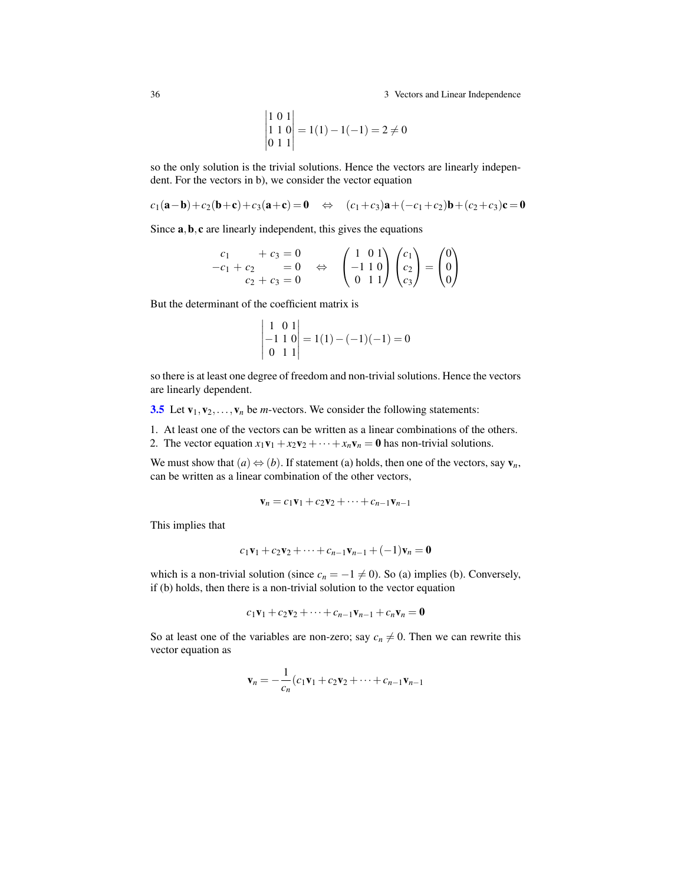$$\begin{vmatrix} 1 & 0 & 1 \\ 1 & 1 & 0 \\ 0 & 1 & 1 \end{vmatrix} = 1(1) - 1(-1) = 2 \neq 0$$

so the only solution is the trivial solutions. Hence the vectors are linearly independent. For the vectors in b), we consider the vector equation

$$c_1(\mathbf{a}-\mathbf{b}) + c_2(\mathbf{b}+\mathbf{c}) + c_3(\mathbf{a}+\mathbf{c}) = \mathbf{0} \quad \Leftrightarrow \quad (c_1+c_3)\mathbf{a} + (-c_1+c_2)\mathbf{b} + (c_2+c_3)\mathbf{c} = \mathbf{0}$$

Since $\mathbf{a}, \mathbf{b}, \mathbf{c}$ are linearly independent, this gives the equations

$$\begin{aligned} c_1 \quad\quad + c_3 &= 0 \\ -c_1 + c_2 \quad\quad &= 0 \\ c_2 + c_3 &= 0 \end{aligned} \quad \Leftrightarrow \quad \begin{pmatrix} 1 & 0 & 1 \\ -1 & 1 & 0 \\ 0 & 1 & 1 \end{pmatrix} \begin{pmatrix} c_1 \\ c_2 \\ c_3 \end{pmatrix} = \begin{pmatrix} 0 \\ 0 \\ 0 \end{pmatrix}$$

But the determinant of the coefficient matrix is

$$\begin{vmatrix} 1 & 0 & 1 \\ -1 & 1 & 0 \\ 0 & 1 & 1 \end{vmatrix} = 1(1) - (-1)(-1) = 0$$

so there is at least one degree of freedom and non-trivial solutions. Hence the vectors are linearly dependent.

**3.5** Let $\mathbf{v}_1, \mathbf{v}_2, \ldots, \mathbf{v}_n$ be $m$-vectors. We consider the following statements:

1. At least one of the vectors can be written as a linear combinations of the others.
2. The vector equation $x_1\mathbf{v}_1 + x_2\mathbf{v}_2 + \cdots + x_n\mathbf{v}_n = \mathbf{0}$ has non-trivial solutions.

We must show that $(a) \Leftrightarrow (b)$. If statement (a) holds, then one of the vectors, say $\mathbf{v}_n$, can be written as a linear combination of the other vectors,

$$\mathbf{v}_n = c_1\mathbf{v}_1 + c_2\mathbf{v}_2 + \cdots + c_{n-1}\mathbf{v}_{n-1}$$

This implies that

$$c_1\mathbf{v}_1 + c_2\mathbf{v}_2 + \cdots + c_{n-1}\mathbf{v}_{n-1} + (-1)\mathbf{v}_n = \mathbf{0}$$

which is a non-trivial solution (since $c_n = -1 \neq 0$). So (a) implies (b). Conversely, if (b) holds, then there is a non-trivial solution to the vector equation

$$c_1\mathbf{v}_1 + c_2\mathbf{v}_2 + \cdots + c_{n-1}\mathbf{v}_{n-1} + c_n\mathbf{v}_n = \mathbf{0}$$

So at least one of the variables are non-zero; say $c_n \neq 0$. Then we can rewrite this vector equation as

$$\mathbf{v}_n = -\frac{1}{c_n}(c_1\mathbf{v}_1 + c_2\mathbf{v}_2 + \cdots + c_{n-1}\mathbf{v}_{n-1}$$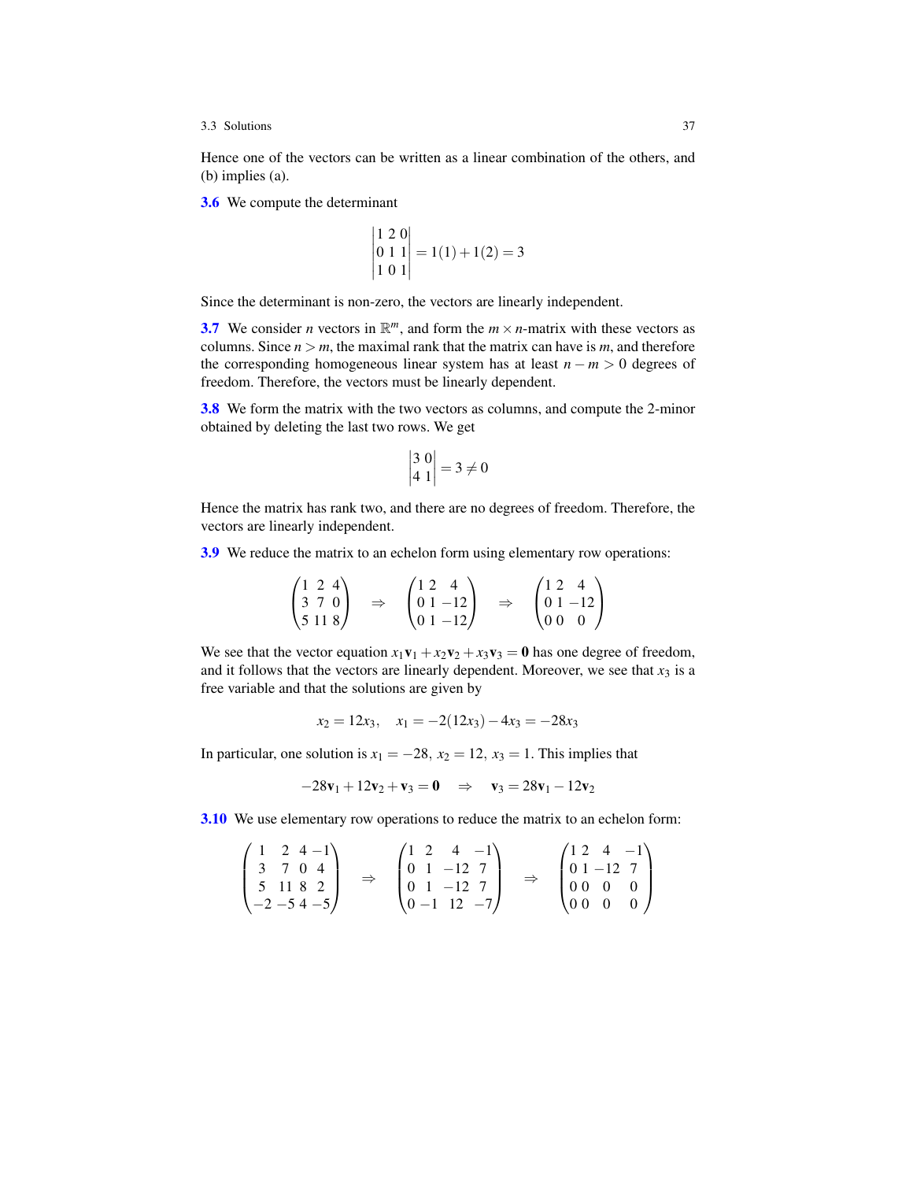Hence one of the vectors can be written as a linear combination of the others, and (b) implies (a).

**3.6** We compute the determinant

$$\begin{vmatrix} 1 & 2 & 0 \\ 0 & 1 & 1 \\ 1 & 0 & 1 \end{vmatrix} = 1(1) + 1(2) = 3$$

Since the determinant is non-zero, the vectors are linearly independent.

**3.7** We consider $n$ vectors in $\mathbb{R}^m$, and form the $m \times n$-matrix with these vectors as columns. Since $n > m$, the maximal rank that the matrix can have is $m$, and therefore the corresponding homogeneous linear system has at least $n - m > 0$ degrees of freedom. Therefore, the vectors must be linearly dependent.

**3.8** We form the matrix with the two vectors as columns, and compute the 2-minor obtained by deleting the last two rows. We get

$$\begin{vmatrix} 3 & 0 \\ 4 & 1 \end{vmatrix} = 3 \neq 0$$

Hence the matrix has rank two, and there are no degrees of freedom. Therefore, the vectors are linearly independent.

**3.9** We reduce the matrix to an echelon form using elementary row operations:

$$\begin{pmatrix} 1 & 2 & 4 \\ 3 & 7 & 0 \\ 5 & 11 & 8 \end{pmatrix} \Rightarrow \begin{pmatrix} 1 & 2 & 4 \\ 0 & 1 & -12 \\ 0 & 1 & -12 \end{pmatrix} \Rightarrow \begin{pmatrix} 1 & 2 & 4 \\ 0 & 1 & -12 \\ 0 & 0 & 0 \end{pmatrix}$$

We see that the vector equation $x_1\mathbf{v}_1 + x_2\mathbf{v}_2 + x_3\mathbf{v}_3 = \mathbf{0}$ has one degree of freedom, and it follows that the vectors are linearly dependent. Moreover, we see that $x_3$ is a free variable and that the solutions are given by

$$x_2 = 12x_3, \quad x_1 = -2(12x_3) - 4x_3 = -28x_3$$

In particular, one solution is $x_1 = -28$, $x_2 = 12$, $x_3 = 1$. This implies that

$$-28\mathbf{v}_1 + 12\mathbf{v}_2 + \mathbf{v}_3 = \mathbf{0} \quad \Rightarrow \quad \mathbf{v}_3 = 28\mathbf{v}_1 - 12\mathbf{v}_2$$

**3.10** We use elementary row operations to reduce the matrix to an echelon form:

$$\begin{pmatrix} 1 & 2 & 4 & -1 \\ 3 & 7 & 0 & 4 \\ 5 & 11 & 8 & 2 \\ -2 & -5 & 4 & -5 \end{pmatrix} \Rightarrow \begin{pmatrix} 1 & 2 & 4 & -1 \\ 0 & 1 & -12 & 7 \\ 0 & 1 & -12 & 7 \\ 0 & -1 & 12 & -7 \end{pmatrix} \Rightarrow \begin{pmatrix} 1 & 2 & 4 & -1 \\ 0 & 1 & -12 & 7 \\ 0 & 0 & 0 & 0 \\ 0 & 0 & 0 & 0 \end{pmatrix}$$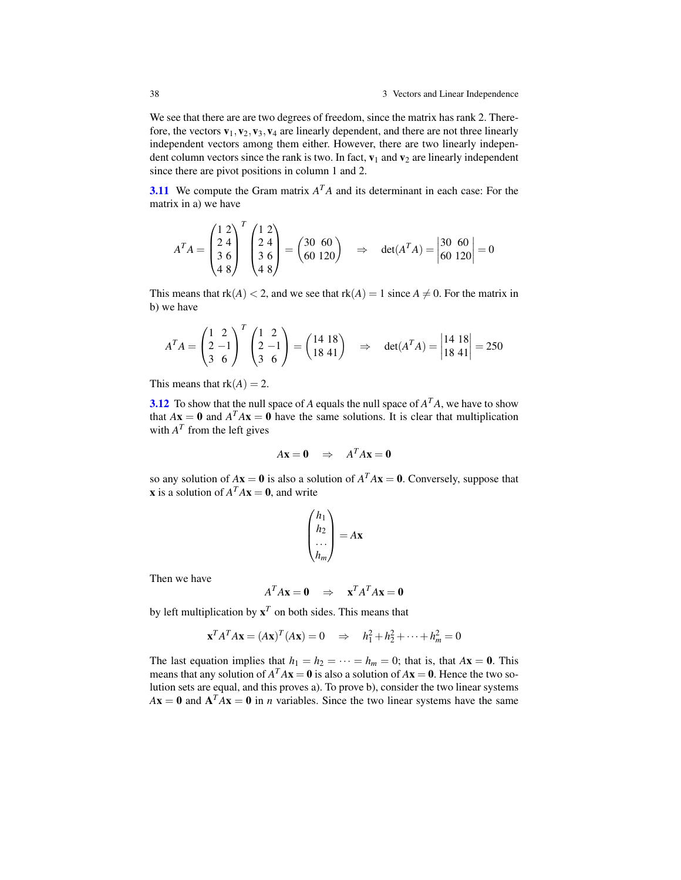We see that there are are two degrees of freedom, since the matrix has rank 2. Therefore, the vectors $\mathbf{v}_1, \mathbf{v}_2, \mathbf{v}_3, \mathbf{v}_4$ are linearly dependent, and there are not three linearly independent vectors among them either. However, there are two linearly independent column vectors since the rank is two. In fact, $\mathbf{v}_1$ and $\mathbf{v}_2$ are linearly independent since there are pivot positions in column 1 and 2.

**3.11** We compute the Gram matrix $A^TA$ and its determinant in each case: For the matrix in a) we have

$$A^TA = \begin{pmatrix} 1 & 2 \\ 2 & 4 \\ 3 & 6 \\ 4 & 8 \end{pmatrix}^T \begin{pmatrix} 1 & 2 \\ 2 & 4 \\ 3 & 6 \\ 4 & 8 \end{pmatrix} = \begin{pmatrix} 30 & 60 \\ 60 & 120 \end{pmatrix} \quad \Rightarrow \quad \det(A^TA) = \begin{vmatrix} 30 & 60 \\ 60 & 120 \end{vmatrix} = 0$$

This means that $\text{rk}(A) < 2$, and we see that $\text{rk}(A) = 1$ since $A \neq 0$. For the matrix in b) we have

$$A^TA = \begin{pmatrix} 1 & 2 \\ 2 & -1 \\ 3 & 6 \end{pmatrix}^T \begin{pmatrix} 1 & 2 \\ 2 & -1 \\ 3 & 6 \end{pmatrix} = \begin{pmatrix} 14 & 18 \\ 18 & 41 \end{pmatrix} \quad \Rightarrow \quad \det(A^TA) = \begin{vmatrix} 14 & 18 \\ 18 & 41 \end{vmatrix} = 250$$

This means that $\text{rk}(A) = 2$.

**3.12** To show that the null space of $A$ equals the null space of $A^TA$, we have to show that $A\mathbf{x} = \mathbf{0}$ and $A^TA\mathbf{x} = \mathbf{0}$ have the same solutions. It is clear that multiplication with $A^T$ from the left gives

$$A\mathbf{x} = \mathbf{0} \quad \Rightarrow \quad A^TA\mathbf{x} = \mathbf{0}$$

so any solution of $A\mathbf{x} = \mathbf{0}$ is also a solution of $A^TA\mathbf{x} = \mathbf{0}$. Conversely, suppose that $\mathbf{x}$ is a solution of $A^TA\mathbf{x} = \mathbf{0}$, and write

$$\begin{pmatrix} h_1 \\ h_2 \\ \cdots \\ h_m \end{pmatrix} = A\mathbf{x}$$

Then we have

$$A^TA\mathbf{x} = \mathbf{0} \quad \Rightarrow \quad \mathbf{x}^TA^TA\mathbf{x} = \mathbf{0}$$

by left multiplication by $\mathbf{x}^T$ on both sides. This means that

$$\mathbf{x}^TA^TA\mathbf{x} = (A\mathbf{x})^T(A\mathbf{x}) = 0 \quad \Rightarrow \quad h_1^2 + h_2^2 + \cdots + h_m^2 = 0$$

The last equation implies that $h_1 = h_2 = \cdots = h_m = 0$; that is, that $A\mathbf{x} = \mathbf{0}$. This means that any solution of $A^TA\mathbf{x} = \mathbf{0}$ is also a solution of $A\mathbf{x} = \mathbf{0}$. Hence the two solution sets are equal, and this proves a). To prove b), consider the two linear systems $A\mathbf{x} = \mathbf{0}$ and $\mathbf{A}^TA\mathbf{x} = \mathbf{0}$ in $n$ variables. Since the two linear systems have the same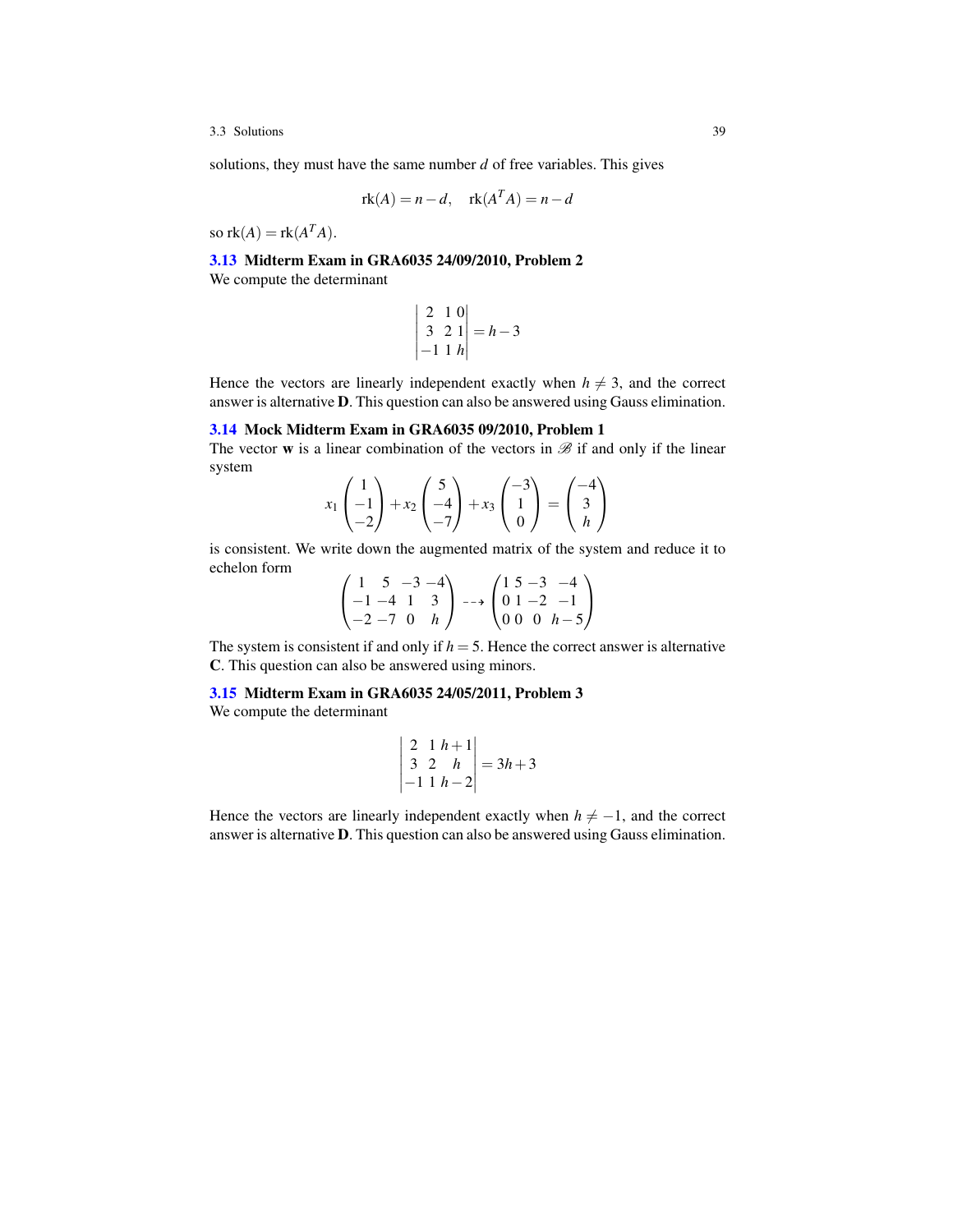solutions, they must have the same number $d$ of free variables. This gives

$$\text{rk}(A) = n - d, \quad \text{rk}(A^T A) = n - d$$

so $\text{rk}(A) = \text{rk}(A^T A)$.

### 3.13 Midterm Exam in GRA6035 24/09/2010, Problem 2

We compute the determinant

$$\begin{vmatrix} 2 & 1 & 0 \\ 3 & 2 & 1 \\ -1 & 1 & h \end{vmatrix} = h - 3$$

Hence the vectors are linearly independent exactly when $h \neq 3$, and the correct answer is alternative **D**. This question can also be answered using Gauss elimination.

### 3.14 Mock Midterm Exam in GRA6035 09/2010, Problem 1

The vector $\mathbf{w}$ is a linear combination of the vectors in $\mathscr{B}$ if and only if the linear system

$$x_1 \begin{pmatrix} 1 \\ -1 \\ -2 \end{pmatrix} + x_2 \begin{pmatrix} 5 \\ -4 \\ -7 \end{pmatrix} + x_3 \begin{pmatrix} -3 \\ 1 \\ 0 \end{pmatrix} = \begin{pmatrix} -4 \\ 3 \\ h \end{pmatrix}$$

is consistent. We write down the augmented matrix of the system and reduce it to echelon form

$$\begin{pmatrix} 1 & 5 & -3 & -4 \\ -1 & -4 & 1 & 3 \\ -2 & -7 & 0 & h \end{pmatrix} \dashrightarrow \begin{pmatrix} 1 & 5 & -3 & -4 \\ 0 & 1 & -2 & -1 \\ 0 & 0 & 0 & h-5 \end{pmatrix}$$

The system is consistent if and only if $h = 5$. Hence the correct answer is alternative **C**. This question can also be answered using minors.

### 3.15 Midterm Exam in GRA6035 24/05/2011, Problem 3

We compute the determinant

$$\begin{vmatrix} 2 & 1 & h+1 \\ 3 & 2 & h \\ -1 & 1 & h-2 \end{vmatrix} = 3h + 3$$

Hence the vectors are linearly independent exactly when $h \neq -1$, and the correct answer is alternative **D**. This question can also be answered using Gauss elimination.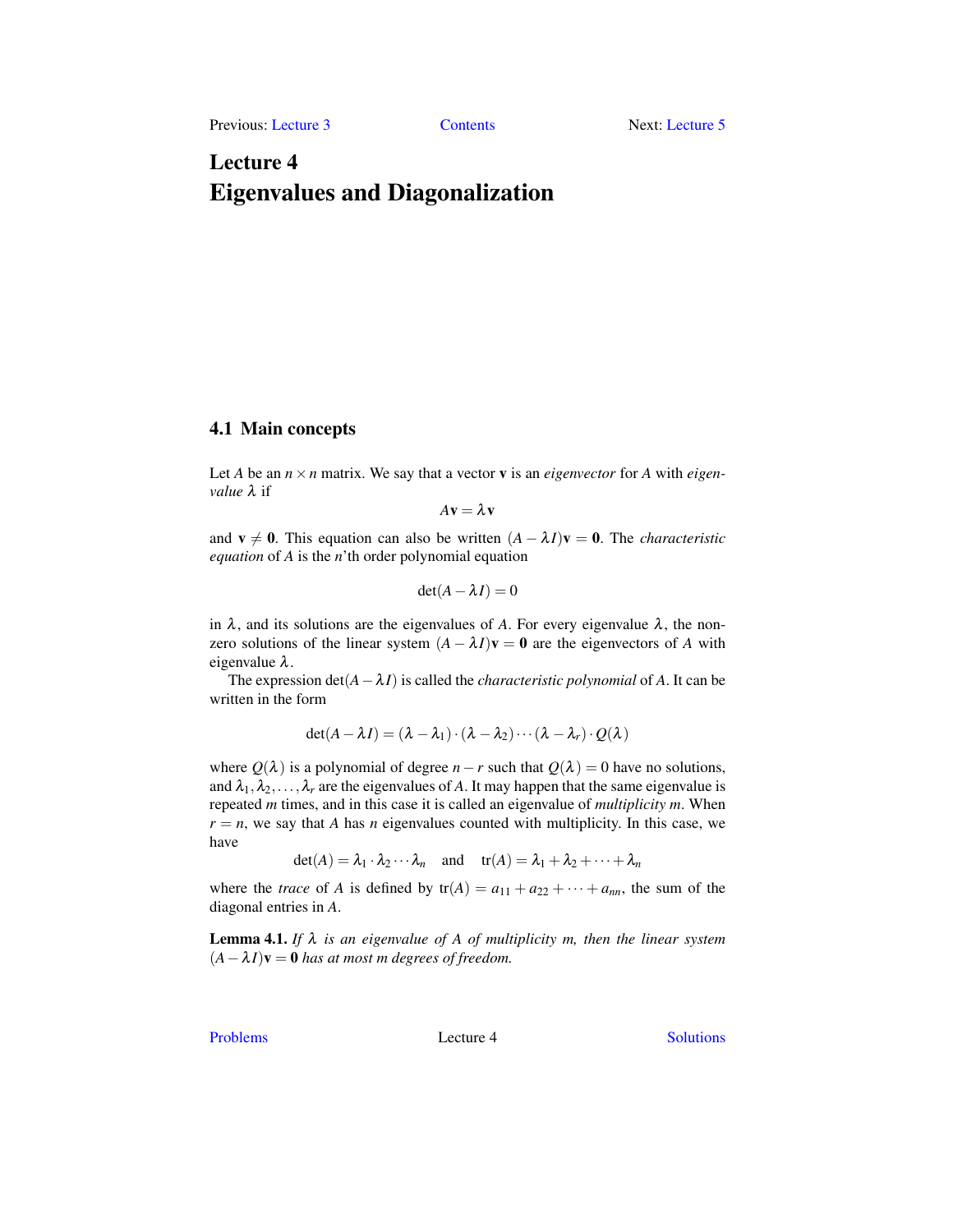# Lecture 4
# Eigenvalues and Diagonalization

## 4.1 Main concepts

Let $A$ be an $n \times n$ matrix. We say that a vector $\mathbf{v}$ is an *eigenvector* for $A$ with *eigenvalue* $\lambda$ if

$$A\mathbf{v} = \lambda\mathbf{v}$$

and $\mathbf{v} \neq \mathbf{0}$. This equation can also be written $(A - \lambda I)\mathbf{v} = \mathbf{0}$. The *characteristic equation* of $A$ is the $n$'th order polynomial equation

$$\det(A - \lambda I) = 0$$

in $\lambda$, and its solutions are the eigenvalues of $A$. For every eigenvalue $\lambda$, the non-zero solutions of the linear system $(A - \lambda I)\mathbf{v} = \mathbf{0}$ are the eigenvectors of $A$ with eigenvalue $\lambda$.

The expression $\det(A - \lambda I)$ is called the *characteristic polynomial* of $A$. It can be written in the form

$$\det(A - \lambda I) = (\lambda - \lambda_1) \cdot (\lambda - \lambda_2) \cdots (\lambda - \lambda_r) \cdot Q(\lambda)$$

where $Q(\lambda)$ is a polynomial of degree $n - r$ such that $Q(\lambda) = 0$ have no solutions, and $\lambda_1, \lambda_2, \dots, \lambda_r$ are the eigenvalues of $A$. It may happen that the same eigenvalue is repeated $m$ times, and in this case it is called an eigenvalue of *multiplicity* $m$. When $r = n$, we say that $A$ has $n$ eigenvalues counted with multiplicity. In this case, we have

$$\det(A) = \lambda_1 \cdot \lambda_2 \cdots \lambda_n \quad \text{and} \quad \operatorname{tr}(A) = \lambda_1 + \lambda_2 + \cdots + \lambda_n$$

where the *trace* of $A$ is defined by $\operatorname{tr}(A) = a_{11} + a_{22} + \cdots + a_{nn}$, the sum of the diagonal entries in $A$.

**Lemma 4.1.** *If $\lambda$ is an eigenvalue of $A$ of multiplicity $m$, then the linear system $(A - \lambda I)\mathbf{v} = \mathbf{0}$ has at most $m$ degrees of freedom.*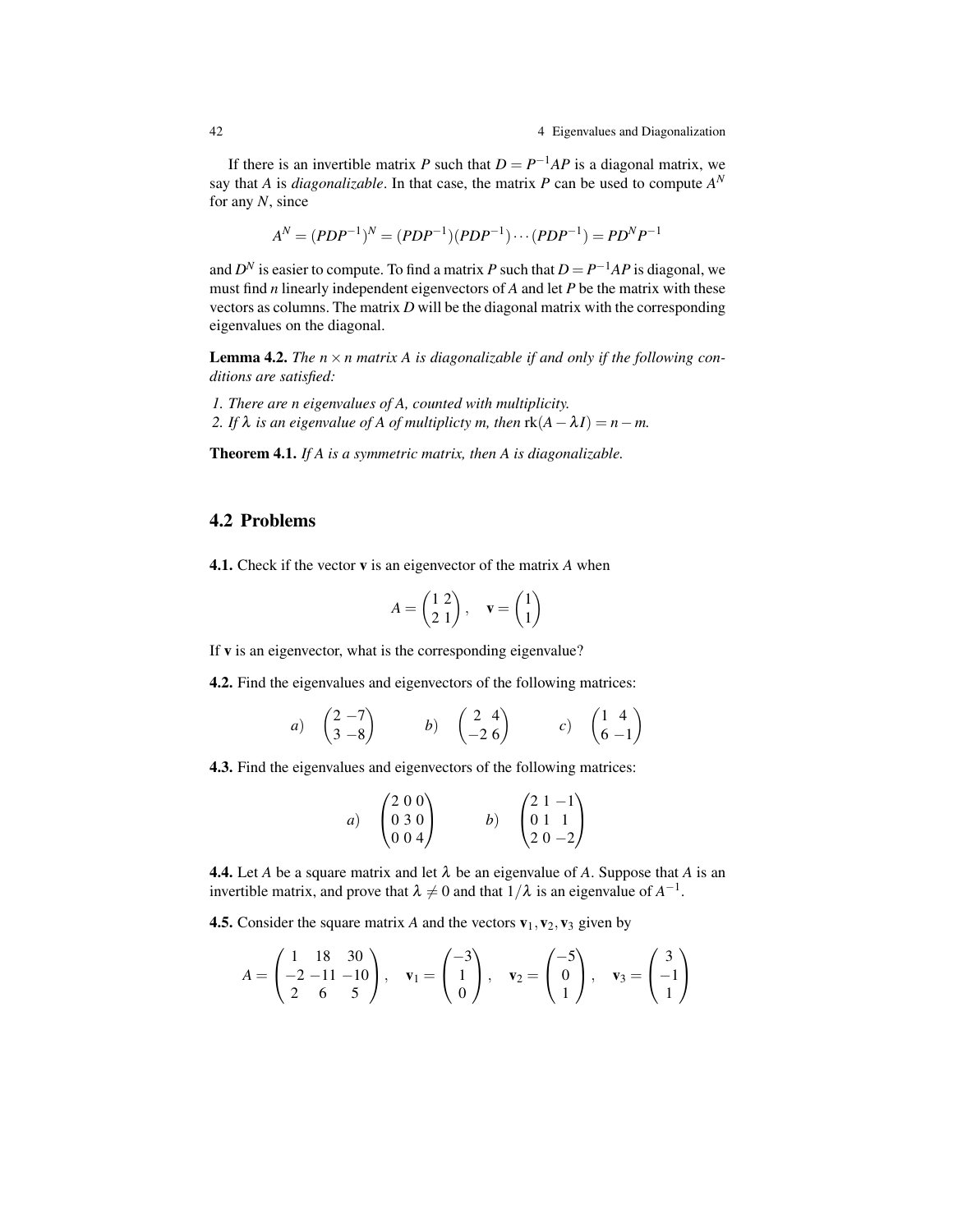If there is an invertible matrix $P$ such that $D = P^{-1}AP$ is a diagonal matrix, we say that $A$ is *diagonalizable*. In that case, the matrix $P$ can be used to compute $A^N$ for any $N$, since

$$A^N = (PDP^{-1})^N = (PDP^{-1})(PDP^{-1})\cdots(PDP^{-1}) = PD^NP^{-1}$$

and $D^N$ is easier to compute. To find a matrix $P$ such that $D = P^{-1}AP$ is diagonal, we must find $n$ linearly independent eigenvectors of $A$ and let $P$ be the matrix with these vectors as columns. The matrix $D$ will be the diagonal matrix with the corresponding eigenvalues on the diagonal.

**Lemma 4.2.** *The $n \times n$ matrix $A$ is diagonalizable if and only if the following conditions are satisfied:*

*1. There are $n$ eigenvalues of $A$, counted with multiplicity.*
*2. If $\lambda$ is an eigenvalue of $A$ of multiplicty $m$, then $\text{rk}(A - \lambda I) = n - m$.*

**Theorem 4.1.** *If $A$ is a symmetric matrix, then $A$ is diagonalizable.*

## 4.2 Problems

**4.1.** Check if the vector $\mathbf{v}$ is an eigenvector of the matrix $A$ when

$$A = \begin{pmatrix} 1 & 2 \\ 2 & 1 \end{pmatrix}, \quad \mathbf{v} = \begin{pmatrix} 1 \\ 1 \end{pmatrix}$$

If $\mathbf{v}$ is an eigenvector, what is the corresponding eigenvalue?

**4.2.** Find the eigenvalues and eigenvectors of the following matrices:

$$a) \quad \begin{pmatrix} 2 & -7 \\ 3 & -8 \end{pmatrix} \qquad b) \quad \begin{pmatrix} 2 & 4 \\ -2 & 6 \end{pmatrix} \qquad c) \quad \begin{pmatrix} 1 & 4 \\ 6 & -1 \end{pmatrix}$$

**4.3.** Find the eigenvalues and eigenvectors of the following matrices:

$$a) \quad \begin{pmatrix} 2 & 0 & 0 \\ 0 & 3 & 0 \\ 0 & 0 & 4 \end{pmatrix} \qquad b) \quad \begin{pmatrix} 2 & 1 & -1 \\ 0 & 1 & 1 \\ 2 & 0 & -2 \end{pmatrix}$$

**4.4.** Let $A$ be a square matrix and let $\lambda$ be an eigenvalue of $A$. Suppose that $A$ is an invertible matrix, and prove that $\lambda \neq 0$ and that $1/\lambda$ is an eigenvalue of $A^{-1}$.

**4.5.** Consider the square matrix $A$ and the vectors $\mathbf{v}_1, \mathbf{v}_2, \mathbf{v}_3$ given by

$$A = \begin{pmatrix} 1 & 18 & 30 \\ -2 & -11 & -10 \\ 2 & 6 & 5 \end{pmatrix}, \quad \mathbf{v}_1 = \begin{pmatrix} -3 \\ 1 \\ 0 \end{pmatrix}, \quad \mathbf{v}_2 = \begin{pmatrix} -5 \\ 0 \\ 1 \end{pmatrix}, \quad \mathbf{v}_3 = \begin{pmatrix} 3 \\ -1 \\ 1 \end{pmatrix}$$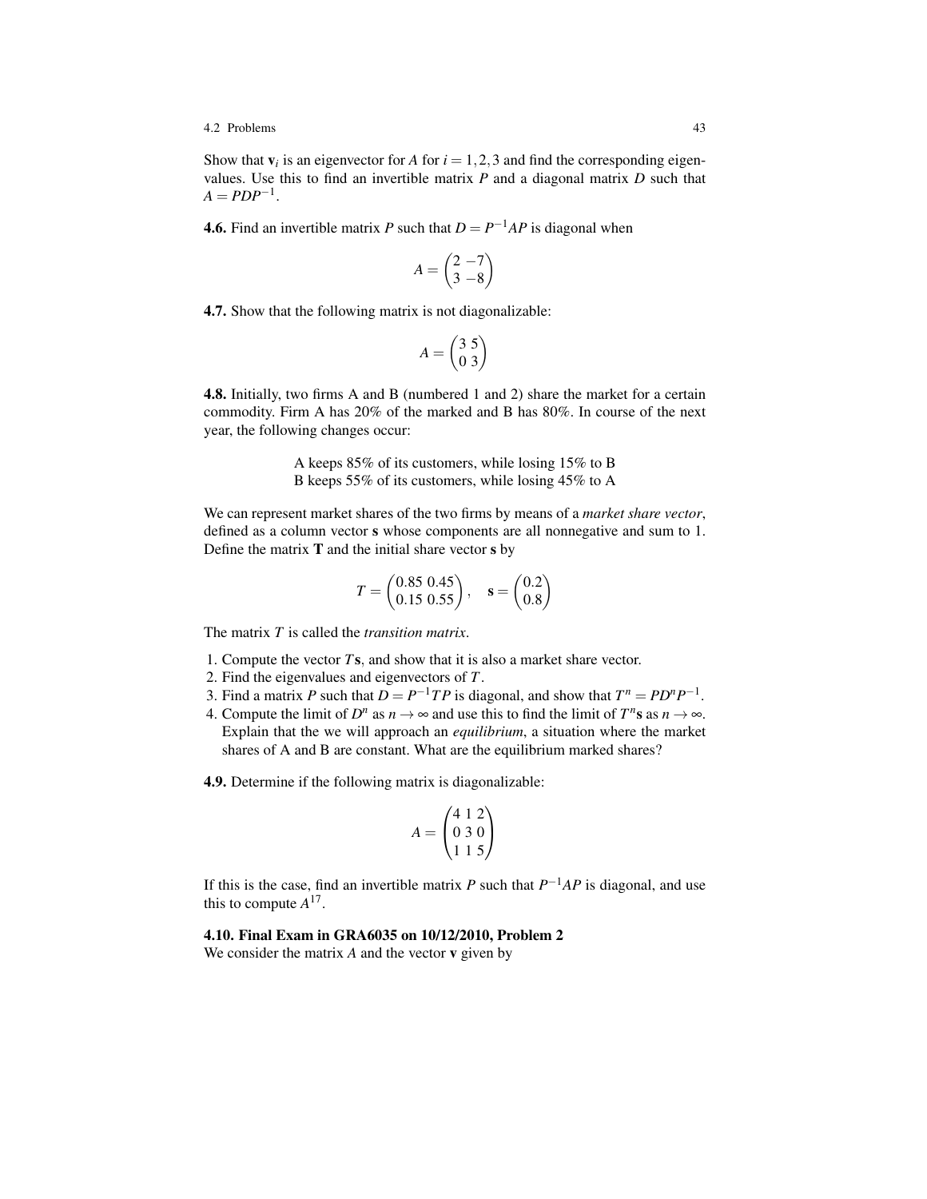Show that $\mathbf{v}_i$ is an eigenvector for $A$ for $i = 1,2,3$ and find the corresponding eigenvalues. Use this to find an invertible matrix $P$ and a diagonal matrix $D$ such that $A = PDP^{-1}$.

**4.6.** Find an invertible matrix $P$ such that $D = P^{-1}AP$ is diagonal when

$$A = \begin{pmatrix} 2 & -7 \\ 3 & -8 \end{pmatrix}$$

**4.7.** Show that the following matrix is not diagonalizable:

$$A = \begin{pmatrix} 3 & 5 \\ 0 & 3 \end{pmatrix}$$

**4.8.** Initially, two firms A and B (numbered 1 and 2) share the market for a certain commodity. Firm A has 20% of the marked and B has 80%. In course of the next year, the following changes occur:

A keeps 85% of its customers, while losing 15% to B
B keeps 55% of its customers, while losing 45% to A

We can represent market shares of the two firms by means of a *market share vector*, defined as a column vector $\mathbf{s}$ whose components are all nonnegative and sum to 1. Define the matrix $\mathbf{T}$ and the initial share vector $\mathbf{s}$ by

$$T = \begin{pmatrix} 0.85 & 0.45 \\ 0.15 & 0.55 \end{pmatrix}, \quad \mathbf{s} = \begin{pmatrix} 0.2 \\ 0.8 \end{pmatrix}$$

The matrix $T$ is called the *transition matrix*.

1. Compute the vector $T\mathbf{s}$, and show that it is also a market share vector.
2. Find the eigenvalues and eigenvectors of $T$.
3. Find a matrix $P$ such that $D = P^{-1}TP$ is diagonal, and show that $T^n = PD^nP^{-1}$.
4. Compute the limit of $D^n$ as $n \to \infty$ and use this to find the limit of $T^n\mathbf{s}$ as $n \to \infty$. Explain that the we will approach an *equilibrium*, a situation where the market shares of A and B are constant. What are the equilibrium marked shares?

**4.9.** Determine if the following matrix is diagonalizable:

$$A = \begin{pmatrix} 4 & 1 & 2 \\ 0 & 3 & 0 \\ 1 & 1 & 5 \end{pmatrix}$$

If this is the case, find an invertible matrix $P$ such that $P^{-1}AP$ is diagonal, and use this to compute $A^{17}$.

**4.10. Final Exam in GRA6035 on 10/12/2010, Problem 2**
We consider the matrix $A$ and the vector $\mathbf{v}$ given by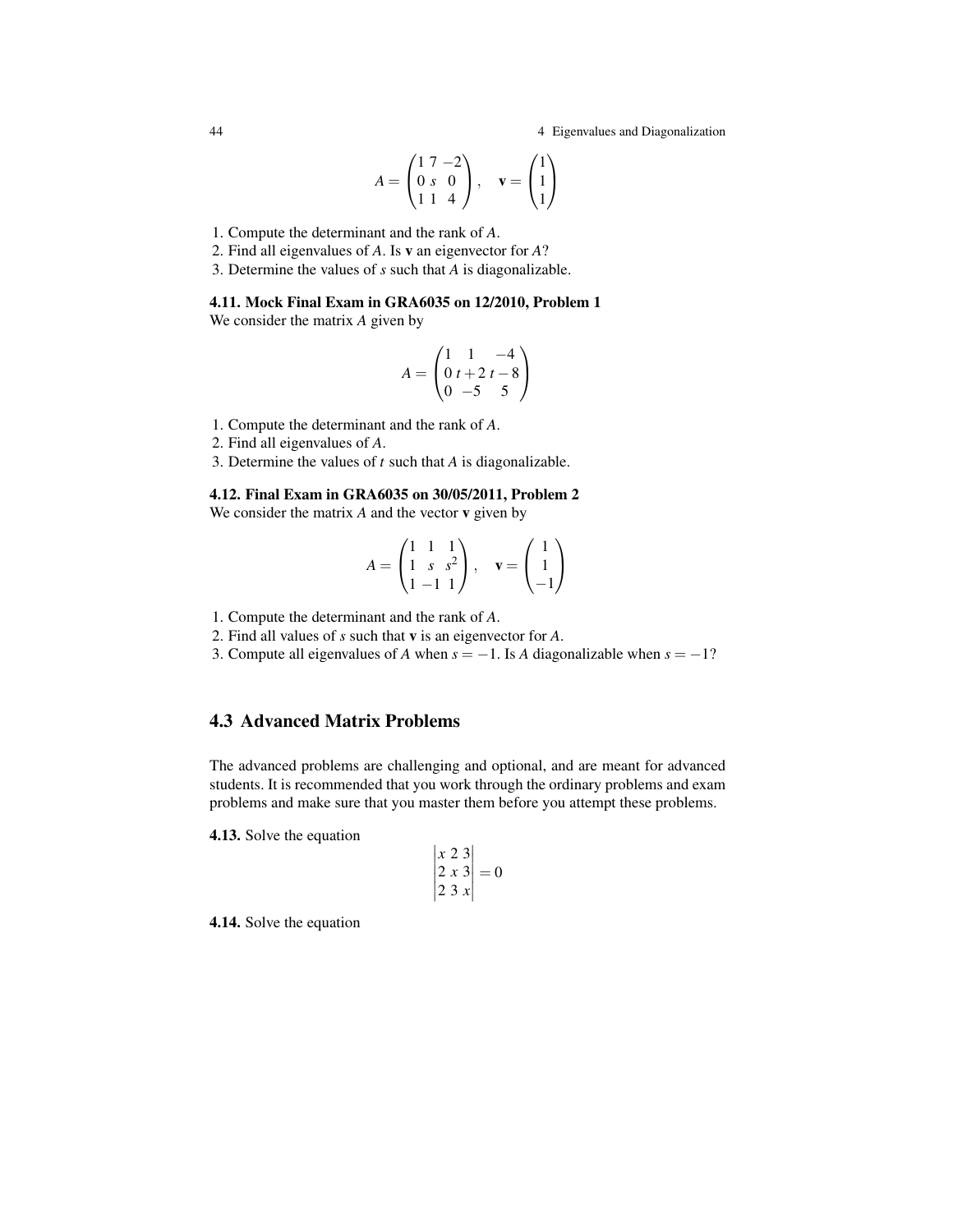$$A = \begin{pmatrix} 1 & 7 & -2 \\ 0 & s & 0 \\ 1 & 1 & 4 \end{pmatrix}, \quad \mathbf{v} = \begin{pmatrix} 1 \\ 1 \\ 1 \end{pmatrix}$$

1. Compute the determinant and the rank of $A$.
2. Find all eigenvalues of $A$. Is $\mathbf{v}$ an eigenvector for $A$?
3. Determine the values of $s$ such that $A$ is diagonalizable.

**4.11. Mock Final Exam in GRA6035 on 12/2010, Problem 1**

We consider the matrix $A$ given by

$$A = \begin{pmatrix} 1 & 1 & -4 \\ 0 & t+2 & t-8 \\ 0 & -5 & 5 \end{pmatrix}$$

1. Compute the determinant and the rank of $A$.
2. Find all eigenvalues of $A$.
3. Determine the values of $t$ such that $A$ is diagonalizable.

**4.12. Final Exam in GRA6035 on 30/05/2011, Problem 2**

We consider the matrix $A$ and the vector $\mathbf{v}$ given by

$$A = \begin{pmatrix} 1 & 1 & 1 \\ 1 & s & s^2 \\ 1 & -1 & 1 \end{pmatrix}, \quad \mathbf{v} = \begin{pmatrix} 1 \\ 1 \\ -1 \end{pmatrix}$$

1. Compute the determinant and the rank of $A$.
2. Find all values of $s$ such that $\mathbf{v}$ is an eigenvector for $A$.
3. Compute all eigenvalues of $A$ when $s = -1$. Is $A$ diagonalizable when $s = -1$?

## 4.3 Advanced Matrix Problems

The advanced problems are challenging and optional, and are meant for advanced students. It is recommended that you work through the ordinary problems and exam problems and make sure that you master them before you attempt these problems.

**4.13.** Solve the equation

$$\begin{vmatrix} x & 2 & 3 \\ 2 & x & 3 \\ 2 & 3 & x \end{vmatrix} = 0$$

**4.14.** Solve the equation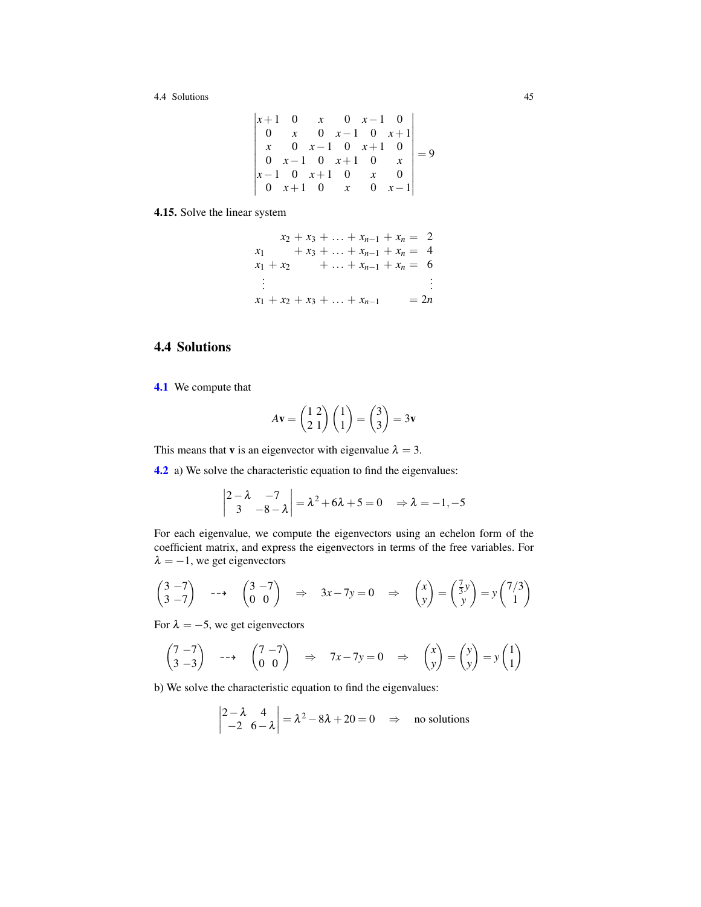$$\begin{vmatrix} x+1 & 0 & x & 0 & x-1 & 0 \\ 0 & x & 0 & x-1 & 0 & x+1 \\ x & 0 & x-1 & 0 & x+1 & 0 \\ 0 & x-1 & 0 & x+1 & 0 & x \\ x-1 & 0 & x+1 & 0 & x & 0 \\ 0 & x+1 & 0 & x & 0 & x-1 \end{vmatrix} = 9$$

**4.15.** Solve the linear system

$$\begin{array}{rcl} x_2 + x_3 + \ldots + x_{n-1} + x_n &=& 2 \\ x_1 \quad + x_3 + \ldots + x_{n-1} + x_n &=& 4 \\ x_1 + x_2 \quad + \ldots + x_{n-1} + x_n &=& 6 \\ \vdots & & \vdots \\ x_1 + x_2 + x_3 + \ldots + x_{n-1} \quad &=& 2n \end{array}$$

## 4.4 Solutions

**4.1** We compute that

$$A\mathbf{v} = \begin{pmatrix} 1 & 2 \\ 2 & 1 \end{pmatrix} \begin{pmatrix} 1 \\ 1 \end{pmatrix} = \begin{pmatrix} 3 \\ 3 \end{pmatrix} = 3\mathbf{v}$$

This means that $\mathbf{v}$ is an eigenvector with eigenvalue $\lambda = 3$.

**4.2** a) We solve the characteristic equation to find the eigenvalues:

$$\begin{vmatrix} 2-\lambda & -7 \\ 3 & -8-\lambda \end{vmatrix} = \lambda^2 + 6\lambda + 5 = 0 \quad \Rightarrow \lambda = -1, -5$$

For each eigenvalue, we compute the eigenvectors using an echelon form of the coefficient matrix, and express the eigenvectors in terms of the free variables. For $\lambda = -1$, we get eigenvectors

$$\begin{pmatrix} 3 & -7 \\ 3 & -7 \end{pmatrix} \dashrightarrow \begin{pmatrix} 3 & -7 \\ 0 & 0 \end{pmatrix} \Rightarrow 3x - 7y = 0 \Rightarrow \begin{pmatrix} x \\ y \end{pmatrix} = \begin{pmatrix} \frac{7}{3}y \\ y \end{pmatrix} = y \begin{pmatrix} 7/3 \\ 1 \end{pmatrix}$$

For $\lambda = -5$, we get eigenvectors

$$\begin{pmatrix} 7 & -7 \\ 3 & -3 \end{pmatrix} \dashrightarrow \begin{pmatrix} 7 & -7 \\ 0 & 0 \end{pmatrix} \Rightarrow 7x - 7y = 0 \Rightarrow \begin{pmatrix} x \\ y \end{pmatrix} = \begin{pmatrix} y \\ y \end{pmatrix} = y \begin{pmatrix} 1 \\ 1 \end{pmatrix}$$

b) We solve the characteristic equation to find the eigenvalues:

$$\begin{vmatrix} 2-\lambda & 4 \\ -2 & 6-\lambda \end{vmatrix} = \lambda^2 - 8\lambda + 20 = 0 \quad \Rightarrow \quad \text{no solutions}$$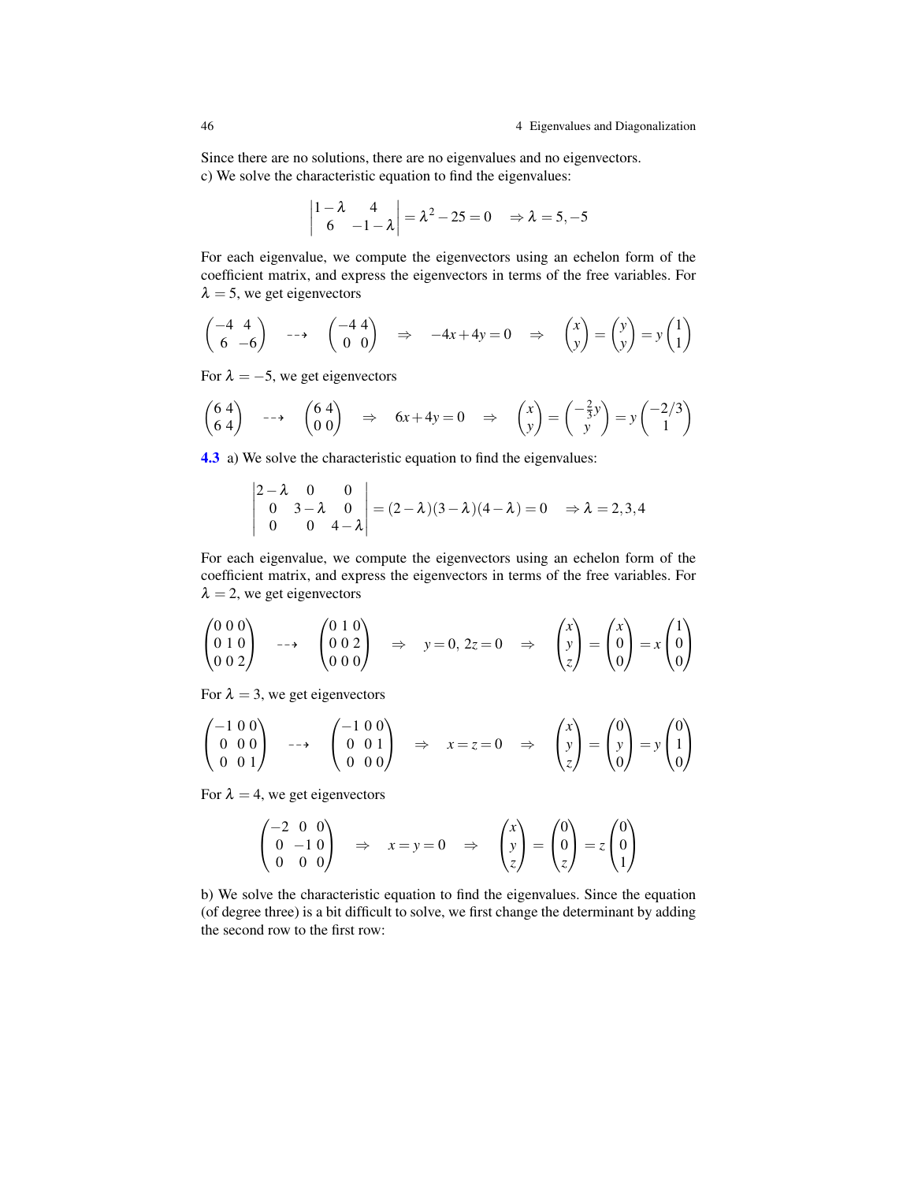Since there are no solutions, there are no eigenvalues and no eigenvectors.
c) We solve the characteristic equation to find the eigenvalues:

$$\begin{vmatrix} 1-\lambda & 4 \\ 6 & -1-\lambda \end{vmatrix} = \lambda^2 - 25 = 0 \quad \Rightarrow \lambda = 5, -5$$

For each eigenvalue, we compute the eigenvectors using an echelon form of the coefficient matrix, and express the eigenvectors in terms of the free variables. For $\lambda = 5$, we get eigenvectors

$$\begin{pmatrix} -4 & 4 \\ 6 & -6 \end{pmatrix} \dashrightarrow \begin{pmatrix} -4 & 4 \\ 0 & 0 \end{pmatrix} \Rightarrow -4x + 4y = 0 \Rightarrow \begin{pmatrix} x \\ y \end{pmatrix} = \begin{pmatrix} y \\ y \end{pmatrix} = y \begin{pmatrix} 1 \\ 1 \end{pmatrix}$$

For $\lambda = -5$, we get eigenvectors

$$\begin{pmatrix} 6 & 4 \\ 6 & 4 \end{pmatrix} \dashrightarrow \begin{pmatrix} 6 & 4 \\ 0 & 0 \end{pmatrix} \Rightarrow 6x + 4y = 0 \Rightarrow \begin{pmatrix} x \\ y \end{pmatrix} = \begin{pmatrix} -\frac{2}{3}y \\ y \end{pmatrix} = y \begin{pmatrix} -2/3 \\ 1 \end{pmatrix}$$

4.3 a) We solve the characteristic equation to find the eigenvalues:

$$\begin{vmatrix} 2-\lambda & 0 & 0 \\ 0 & 3-\lambda & 0 \\ 0 & 0 & 4-\lambda \end{vmatrix} = (2-\lambda)(3-\lambda)(4-\lambda) = 0 \quad \Rightarrow \lambda = 2, 3, 4$$

For each eigenvalue, we compute the eigenvectors using an echelon form of the coefficient matrix, and express the eigenvectors in terms of the free variables. For $\lambda = 2$, we get eigenvectors

$$\begin{pmatrix} 0 & 0 & 0 \\ 0 & 1 & 0 \\ 0 & 0 & 2 \end{pmatrix} \dashrightarrow \begin{pmatrix} 0 & 1 & 0 \\ 0 & 0 & 2 \\ 0 & 0 & 0 \end{pmatrix} \Rightarrow y = 0,\ 2z = 0 \Rightarrow \begin{pmatrix} x \\ y \\ z \end{pmatrix} = \begin{pmatrix} x \\ 0 \\ 0 \end{pmatrix} = x \begin{pmatrix} 1 \\ 0 \\ 0 \end{pmatrix}$$

For $\lambda = 3$, we get eigenvectors

$$\begin{pmatrix} -1 & 0 & 0 \\ 0 & 0 & 0 \\ 0 & 0 & 1 \end{pmatrix} \dashrightarrow \begin{pmatrix} -1 & 0 & 0 \\ 0 & 0 & 1 \\ 0 & 0 & 0 \end{pmatrix} \Rightarrow x = z = 0 \Rightarrow \begin{pmatrix} x \\ y \\ z \end{pmatrix} = \begin{pmatrix} 0 \\ y \\ 0 \end{pmatrix} = y \begin{pmatrix} 0 \\ 1 \\ 0 \end{pmatrix}$$

For $\lambda = 4$, we get eigenvectors

$$\begin{pmatrix} -2 & 0 & 0 \\ 0 & -1 & 0 \\ 0 & 0 & 0 \end{pmatrix} \Rightarrow x = y = 0 \Rightarrow \begin{pmatrix} x \\ y \\ z \end{pmatrix} = \begin{pmatrix} 0 \\ 0 \\ z \end{pmatrix} = z \begin{pmatrix} 0 \\ 0 \\ 1 \end{pmatrix}$$

b) We solve the characteristic equation to find the eigenvalues. Since the equation (of degree three) is a bit difficult to solve, we first change the determinant by adding the second row to the first row: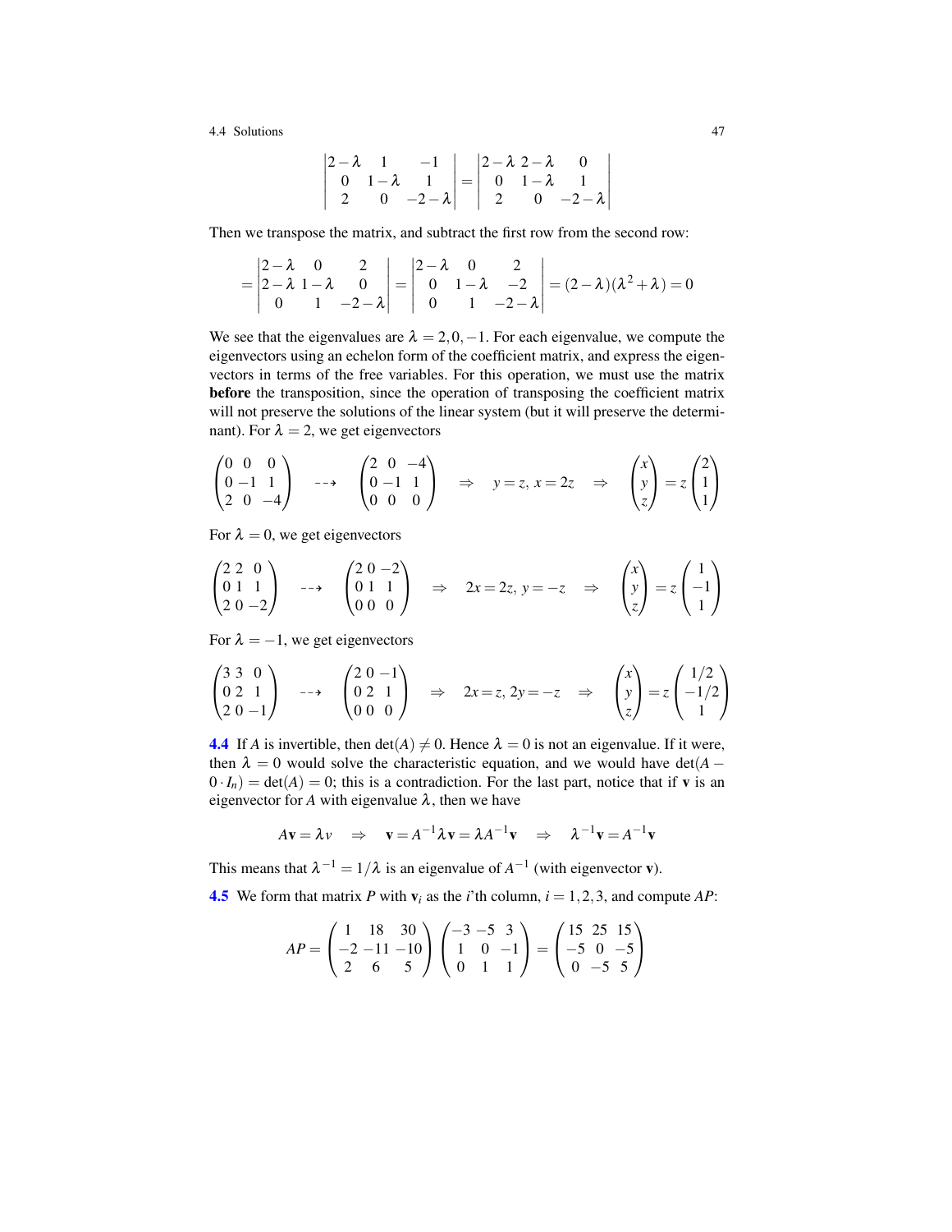$$\begin{vmatrix} 2-\lambda & 1 & -1 \\ 0 & 1-\lambda & 1 \\ 2 & 0 & -2-\lambda \end{vmatrix} = \begin{vmatrix} 2-\lambda & 2-\lambda & 0 \\ 0 & 1-\lambda & 1 \\ 2 & 0 & -2-\lambda \end{vmatrix}$$

Then we transpose the matrix, and subtract the first row from the second row:

$$= \begin{vmatrix} 2-\lambda & 0 & 2 \\ 2-\lambda & 1-\lambda & 0 \\ 0 & 1 & -2-\lambda \end{vmatrix} = \begin{vmatrix} 2-\lambda & 0 & 2 \\ 0 & 1-\lambda & -2 \\ 0 & 1 & -2-\lambda \end{vmatrix} = (2-\lambda)(\lambda^2+\lambda) = 0$$

We see that the eigenvalues are $\lambda = 2, 0, -1$. For each eigenvalue, we compute the eigenvectors using an echelon form of the coefficient matrix, and express the eigenvectors in terms of the free variables. For this operation, we must use the matrix **before** the transposition, since the operation of transposing the coefficient matrix will not preserve the solutions of the linear system (but it will preserve the determinant). For $\lambda = 2$, we get eigenvectors

$$\begin{pmatrix} 0 & 0 & 0 \\ 0 & -1 & 1 \\ 2 & 0 & -4 \end{pmatrix} \dashrightarrow \begin{pmatrix} 2 & 0 & -4 \\ 0 & -1 & 1 \\ 0 & 0 & 0 \end{pmatrix} \quad \Rightarrow \quad y = z,\ x = 2z \quad \Rightarrow \quad \begin{pmatrix} x \\ y \\ z \end{pmatrix} = z \begin{pmatrix} 2 \\ 1 \\ 1 \end{pmatrix}$$

For $\lambda = 0$, we get eigenvectors

$$\begin{pmatrix} 2 & 2 & 0 \\ 0 & 1 & 1 \\ 2 & 0 & -2 \end{pmatrix} \dashrightarrow \begin{pmatrix} 2 & 0 & -2 \\ 0 & 1 & 1 \\ 0 & 0 & 0 \end{pmatrix} \quad \Rightarrow \quad 2x = 2z,\ y = -z \quad \Rightarrow \quad \begin{pmatrix} x \\ y \\ z \end{pmatrix} = z \begin{pmatrix} 1 \\ -1 \\ 1 \end{pmatrix}$$

For $\lambda = -1$, we get eigenvectors

$$\begin{pmatrix} 3 & 3 & 0 \\ 0 & 2 & 1 \\ 2 & 0 & -1 \end{pmatrix} \dashrightarrow \begin{pmatrix} 2 & 0 & -1 \\ 0 & 2 & 1 \\ 0 & 0 & 0 \end{pmatrix} \quad \Rightarrow \quad 2x = z,\ 2y = -z \quad \Rightarrow \quad \begin{pmatrix} x \\ y \\ z \end{pmatrix} = z \begin{pmatrix} 1/2 \\ -1/2 \\ 1 \end{pmatrix}$$

**4.4** If $A$ is invertible, then $\det(A) \neq 0$. Hence $\lambda = 0$ is not an eigenvalue. If it were, then $\lambda = 0$ would solve the characteristic equation, and we would have $\det(A - 0 \cdot I_n) = \det(A) = 0$; this is a contradiction. For the last part, notice that if $\mathbf{v}$ is an eigenvector for $A$ with eigenvalue $\lambda$, then we have

$$A\mathbf{v} = \lambda v \quad \Rightarrow \quad \mathbf{v} = A^{-1}\lambda\mathbf{v} = \lambda A^{-1}\mathbf{v} \quad \Rightarrow \quad \lambda^{-1}\mathbf{v} = A^{-1}\mathbf{v}$$

This means that $\lambda^{-1} = 1/\lambda$ is an eigenvalue of $A^{-1}$ (with eigenvector $\mathbf{v}$).

**4.5** We form that matrix $P$ with $\mathbf{v}_i$ as the $i$'th column, $i = 1, 2, 3$, and compute $AP$:

$$AP = \begin{pmatrix} 1 & 18 & 30 \\ -2 & -11 & -10 \\ 2 & 6 & 5 \end{pmatrix} \begin{pmatrix} -3 & -5 & 3 \\ 1 & 0 & -1 \\ 0 & 1 & 1 \end{pmatrix} = \begin{pmatrix} 15 & 25 & 15 \\ -5 & 0 & -5 \\ 0 & -5 & 5 \end{pmatrix}$$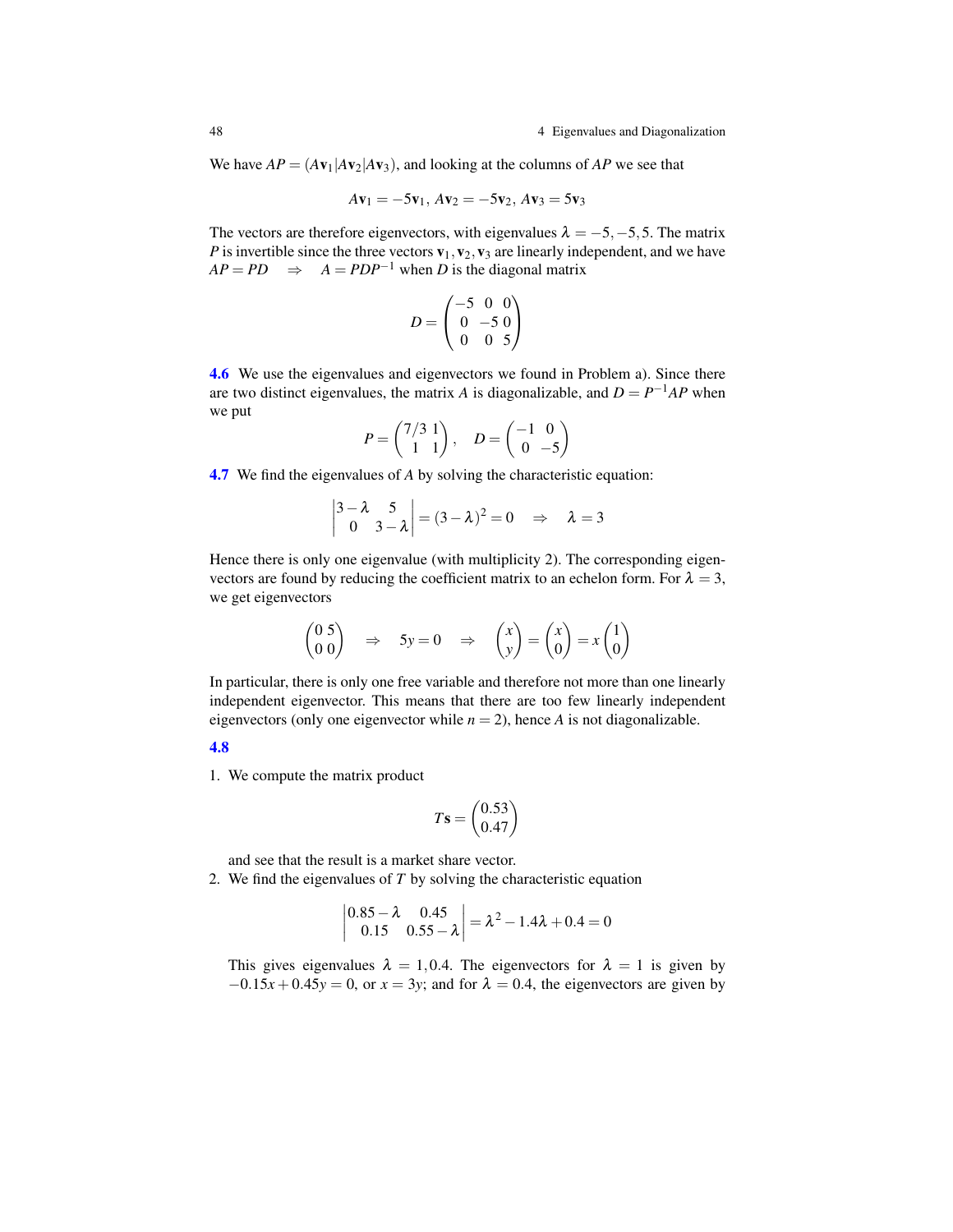We have $AP = (A\mathbf{v}_1|A\mathbf{v}_2|A\mathbf{v}_3)$, and looking at the columns of $AP$ we see that

$$A\mathbf{v}_1 = -5\mathbf{v}_1,\ A\mathbf{v}_2 = -5\mathbf{v}_2,\ A\mathbf{v}_3 = 5\mathbf{v}_3$$

The vectors are therefore eigenvectors, with eigenvalues $\lambda = -5, -5, 5$. The matrix $P$ is invertible since the three vectors $\mathbf{v}_1, \mathbf{v}_2, \mathbf{v}_3$ are linearly independent, and we have $AP = PD \quad \Rightarrow \quad A = PDP^{-1}$ when $D$ is the diagonal matrix

$$D = \begin{pmatrix} -5 & 0 & 0 \\ 0 & -5 & 0 \\ 0 & 0 & 5 \end{pmatrix}$$

**4.6** We use the eigenvalues and eigenvectors we found in Problem a). Since there are two distinct eigenvalues, the matrix $A$ is diagonalizable, and $D = P^{-1}AP$ when we put

$$P = \begin{pmatrix} 7/3 & 1 \\ 1 & 1 \end{pmatrix}, \quad D = \begin{pmatrix} -1 & 0 \\ 0 & -5 \end{pmatrix}$$

**4.7** We find the eigenvalues of $A$ by solving the characteristic equation:

$$\begin{vmatrix} 3-\lambda & 5 \\ 0 & 3-\lambda \end{vmatrix} = (3-\lambda)^2 = 0 \quad \Rightarrow \quad \lambda = 3$$

Hence there is only one eigenvalue (with multiplicity 2). The corresponding eigenvectors are found by reducing the coefficient matrix to an echelon form. For $\lambda = 3$, we get eigenvectors

$$\begin{pmatrix} 0 & 5 \\ 0 & 0 \end{pmatrix} \quad \Rightarrow \quad 5y = 0 \quad \Rightarrow \quad \begin{pmatrix} x \\ y \end{pmatrix} = \begin{pmatrix} x \\ 0 \end{pmatrix} = x \begin{pmatrix} 1 \\ 0 \end{pmatrix}$$

In particular, there is only one free variable and therefore not more than one linearly independent eigenvector. This means that there are too few linearly independent eigenvectors (only one eigenvector while $n = 2$), hence $A$ is not diagonalizable.

**4.8**

1. We compute the matrix product

$$T\mathbf{s} = \begin{pmatrix} 0.53 \\ 0.47 \end{pmatrix}$$

   and see that the result is a market share vector.

2. We find the eigenvalues of $T$ by solving the characteristic equation

$$\begin{vmatrix} 0.85-\lambda & 0.45 \\ 0.15 & 0.55-\lambda \end{vmatrix} = \lambda^2 - 1.4\lambda + 0.4 = 0$$

   This gives eigenvalues $\lambda = 1, 0.4$. The eigenvectors for $\lambda = 1$ is given by $-0.15x + 0.45y = 0$, or $x = 3y$; and for $\lambda = 0.4$, the eigenvectors are given by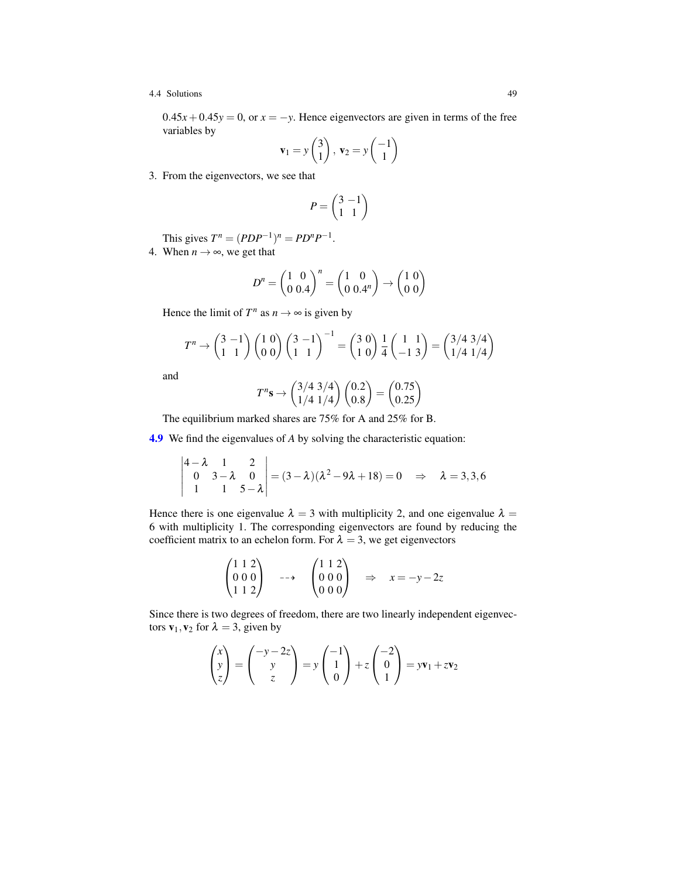$0.45x + 0.45y = 0$, or $x = -y$. Hence eigenvectors are given in terms of the free variables by

$$\mathbf{v}_1 = y\begin{pmatrix} 3 \\ 1 \end{pmatrix},\ \mathbf{v}_2 = y\begin{pmatrix} -1 \\ 1 \end{pmatrix}$$

3. From the eigenvectors, we see that

$$P = \begin{pmatrix} 3 & -1 \\ 1 & 1 \end{pmatrix}$$

This gives $T^n = (PDP^{-1})^n = PD^nP^{-1}$.

4. When $n \to \infty$, we get that

$$D^n = \begin{pmatrix} 1 & 0 \\ 0 & 0.4 \end{pmatrix}^n = \begin{pmatrix} 1 & 0 \\ 0 & 0.4^n \end{pmatrix} \to \begin{pmatrix} 1 & 0 \\ 0 & 0 \end{pmatrix}$$

Hence the limit of $T^n$ as $n \to \infty$ is given by

$$T^n \to \begin{pmatrix} 3 & -1 \\ 1 & 1 \end{pmatrix}\begin{pmatrix} 1 & 0 \\ 0 & 0 \end{pmatrix}\begin{pmatrix} 3 & -1 \\ 1 & 1 \end{pmatrix}^{-1} = \begin{pmatrix} 3 & 0 \\ 1 & 0 \end{pmatrix}\frac{1}{4}\begin{pmatrix} 1 & 1 \\ -1 & 3 \end{pmatrix} = \begin{pmatrix} 3/4 & 3/4 \\ 1/4 & 1/4 \end{pmatrix}$$

and

$$T^n\mathbf{s} \to \begin{pmatrix} 3/4 & 3/4 \\ 1/4 & 1/4 \end{pmatrix}\begin{pmatrix} 0.2 \\ 0.8 \end{pmatrix} = \begin{pmatrix} 0.75 \\ 0.25 \end{pmatrix}$$

The equilibrium marked shares are 75% for A and 25% for B.

**4.9** We find the eigenvalues of $A$ by solving the characteristic equation:

$$\begin{vmatrix} 4-\lambda & 1 & 2 \\ 0 & 3-\lambda & 0 \\ 1 & 1 & 5-\lambda \end{vmatrix} = (3-\lambda)(\lambda^2 - 9\lambda + 18) = 0 \quad \Rightarrow \quad \lambda = 3, 3, 6$$

Hence there is one eigenvalue $\lambda = 3$ with multiplicity 2, and one eigenvalue $\lambda = 6$ with multiplicity 1. The corresponding eigenvectors are found by reducing the coefficient matrix to an echelon form. For $\lambda = 3$, we get eigenvectors

$$\begin{pmatrix} 1 & 1 & 2 \\ 0 & 0 & 0 \\ 1 & 1 & 2 \end{pmatrix} \dashrightarrow \begin{pmatrix} 1 & 1 & 2 \\ 0 & 0 & 0 \\ 0 & 0 & 0 \end{pmatrix} \quad \Rightarrow \quad x = -y - 2z$$

Since there is two degrees of freedom, there are two linearly independent eigenvectors $\mathbf{v}_1, \mathbf{v}_2$ for $\lambda = 3$, given by

$$\begin{pmatrix} x \\ y \\ z \end{pmatrix} = \begin{pmatrix} -y-2z \\ y \\ z \end{pmatrix} = y\begin{pmatrix} -1 \\ 1 \\ 0 \end{pmatrix} + z\begin{pmatrix} -2 \\ 0 \\ 1 \end{pmatrix} = y\mathbf{v}_1 + z\mathbf{v}_2$$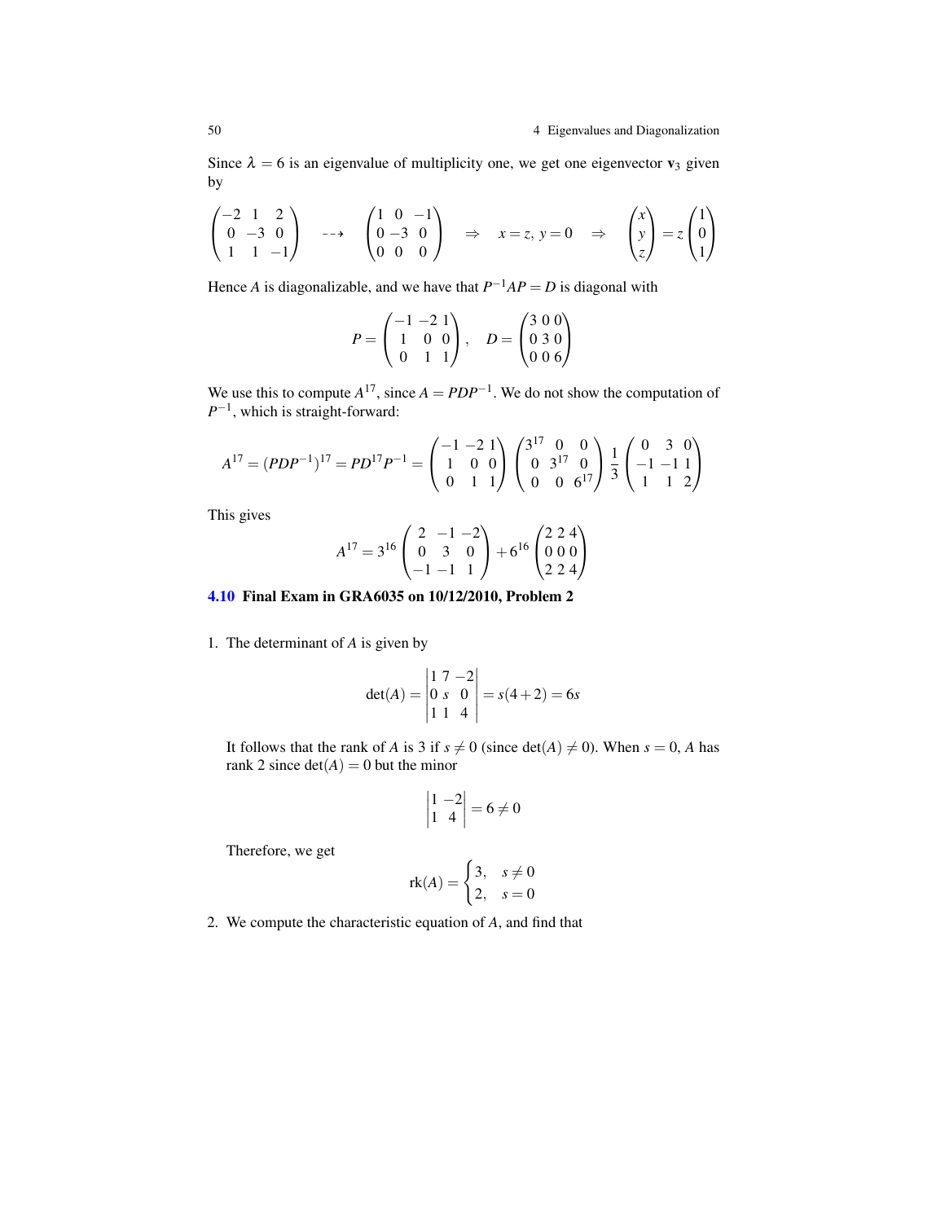Since $\lambda = 6$ is an eigenvalue of multiplicity one, we get one eigenvector $\mathbf{v}_3$ given by

$$\begin{pmatrix} -2 & 1 & 2 \\ 0 & -3 & 0 \\ 1 & 1 & -1 \end{pmatrix} \dashrightarrow \begin{pmatrix} 1 & 0 & -1 \\ 0 & -3 & 0 \\ 0 & 0 & 0 \end{pmatrix} \Rightarrow x = z,\ y = 0 \Rightarrow \begin{pmatrix} x \\ y \\ z \end{pmatrix} = z \begin{pmatrix} 1 \\ 0 \\ 1 \end{pmatrix}$$

Hence $A$ is diagonalizable, and we have that $P^{-1}AP = D$ is diagonal with

$$P = \begin{pmatrix} -1 & -2 & 1 \\ 1 & 0 & 0 \\ 0 & 1 & 1 \end{pmatrix}, \quad D = \begin{pmatrix} 3 & 0 & 0 \\ 0 & 3 & 0 \\ 0 & 0 & 6 \end{pmatrix}$$

We use this to compute $A^{17}$, since $A = PDP^{-1}$. We do not show the computation of $P^{-1}$, which is straight-forward:

$$A^{17} = (PDP^{-1})^{17} = PD^{17}P^{-1} = \begin{pmatrix} -1 & -2 & 1 \\ 1 & 0 & 0 \\ 0 & 1 & 1 \end{pmatrix} \begin{pmatrix} 3^{17} & 0 & 0 \\ 0 & 3^{17} & 0 \\ 0 & 0 & 6^{17} \end{pmatrix} \frac{1}{3} \begin{pmatrix} 0 & 3 & 0 \\ -1 & -1 & 1 \\ 1 & 1 & 2 \end{pmatrix}$$

This gives

$$A^{17} = 3^{16} \begin{pmatrix} 2 & -1 & -2 \\ 0 & 3 & 0 \\ -1 & -1 & 1 \end{pmatrix} + 6^{16} \begin{pmatrix} 2 & 2 & 4 \\ 0 & 0 & 0 \\ 2 & 2 & 4 \end{pmatrix}$$

### 4.10 Final Exam in GRA6035 on 10/12/2010, Problem 2

1. The determinant of $A$ is given by

$$\det(A) = \begin{vmatrix} 1 & 7 & -2 \\ 0 & s & 0 \\ 1 & 1 & 4 \end{vmatrix} = s(4+2) = 6s$$

   It follows that the rank of $A$ is 3 if $s \neq 0$ (since $\det(A) \neq 0$). When $s = 0$, $A$ has rank 2 since $\det(A) = 0$ but the minor

$$\begin{vmatrix} 1 & -2 \\ 1 & 4 \end{vmatrix} = 6 \neq 0$$

   Therefore, we get

$$\text{rk}(A) = \begin{cases} 3, & s \neq 0 \\ 2, & s = 0 \end{cases}$$

2. We compute the characteristic equation of $A$, and find that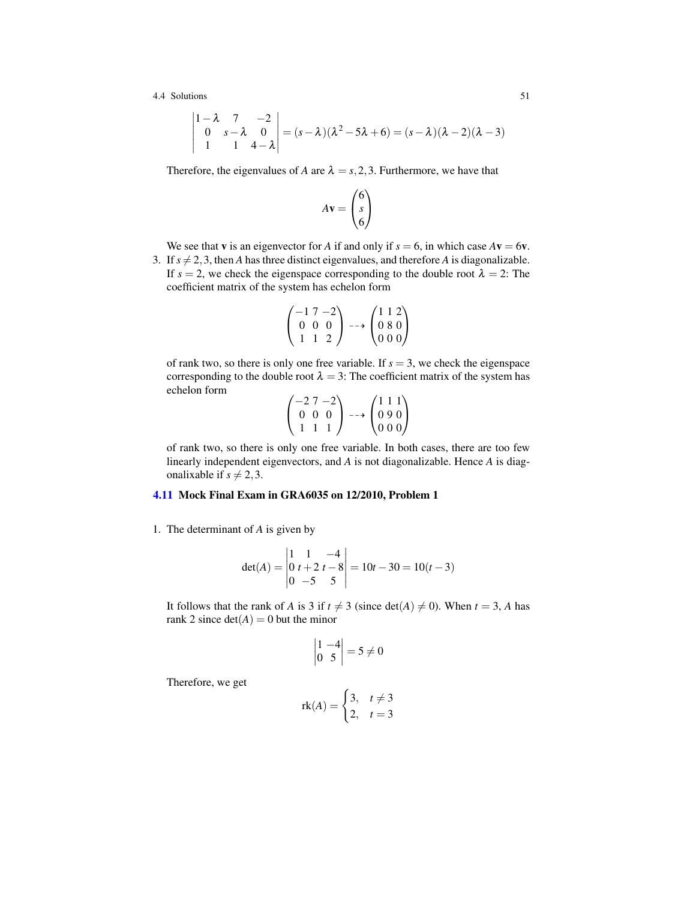$$\begin{vmatrix} 1-\lambda & 7 & -2 \\ 0 & s-\lambda & 0 \\ 1 & 1 & 4-\lambda \end{vmatrix} = (s-\lambda)(\lambda^2 - 5\lambda + 6) = (s-\lambda)(\lambda-2)(\lambda-3)$$

Therefore, the eigenvalues of $A$ are $\lambda = s, 2, 3$. Furthermore, we have that

$$A\mathbf{v} = \begin{pmatrix} 6 \\ s \\ 6 \end{pmatrix}$$

We see that $\mathbf{v}$ is an eigenvector for $A$ if and only if $s = 6$, in which case $A\mathbf{v} = 6\mathbf{v}$.

3. If $s \neq 2, 3$, then $A$ has three distinct eigenvalues, and therefore $A$ is diagonalizable. If $s = 2$, we check the eigenspace corresponding to the double root $\lambda = 2$: The coefficient matrix of the system has echelon form

$$\begin{pmatrix} -1 & 7 & -2 \\ 0 & 0 & 0 \\ 1 & 1 & 2 \end{pmatrix} \dashrightarrow \begin{pmatrix} 1 & 1 & 2 \\ 0 & 8 & 0 \\ 0 & 0 & 0 \end{pmatrix}$$

of rank two, so there is only one free variable. If $s = 3$, we check the eigenspace corresponding to the double root $\lambda = 3$: The coefficient matrix of the system has echelon form

$$\begin{pmatrix} -2 & 7 & -2 \\ 0 & 0 & 0 \\ 1 & 1 & 1 \end{pmatrix} \dashrightarrow \begin{pmatrix} 1 & 1 & 1 \\ 0 & 9 & 0 \\ 0 & 0 & 0 \end{pmatrix}$$

of rank two, so there is only one free variable. In both cases, there are too few linearly independent eigenvectors, and $A$ is not diagonalizable. Hence $A$ is diagonalixable if $s \neq 2, 3$.

### 4.11 Mock Final Exam in GRA6035 on 12/2010, Problem 1

1. The determinant of $A$ is given by

$$\det(A) = \begin{vmatrix} 1 & 1 & -4 \\ 0 & t+2 & t-8 \\ 0 & -5 & 5 \end{vmatrix} = 10t - 30 = 10(t-3)$$

It follows that the rank of $A$ is 3 if $t \neq 3$ (since $\det(A) \neq 0$). When $t = 3$, $A$ has rank 2 since $\det(A) = 0$ but the minor

$$\begin{vmatrix} 1 & -4 \\ 0 & 5 \end{vmatrix} = 5 \neq 0$$

Therefore, we get

$$\text{rk}(A) = \begin{cases} 3, & t \neq 3 \\ 2, & t = 3 \end{cases}$$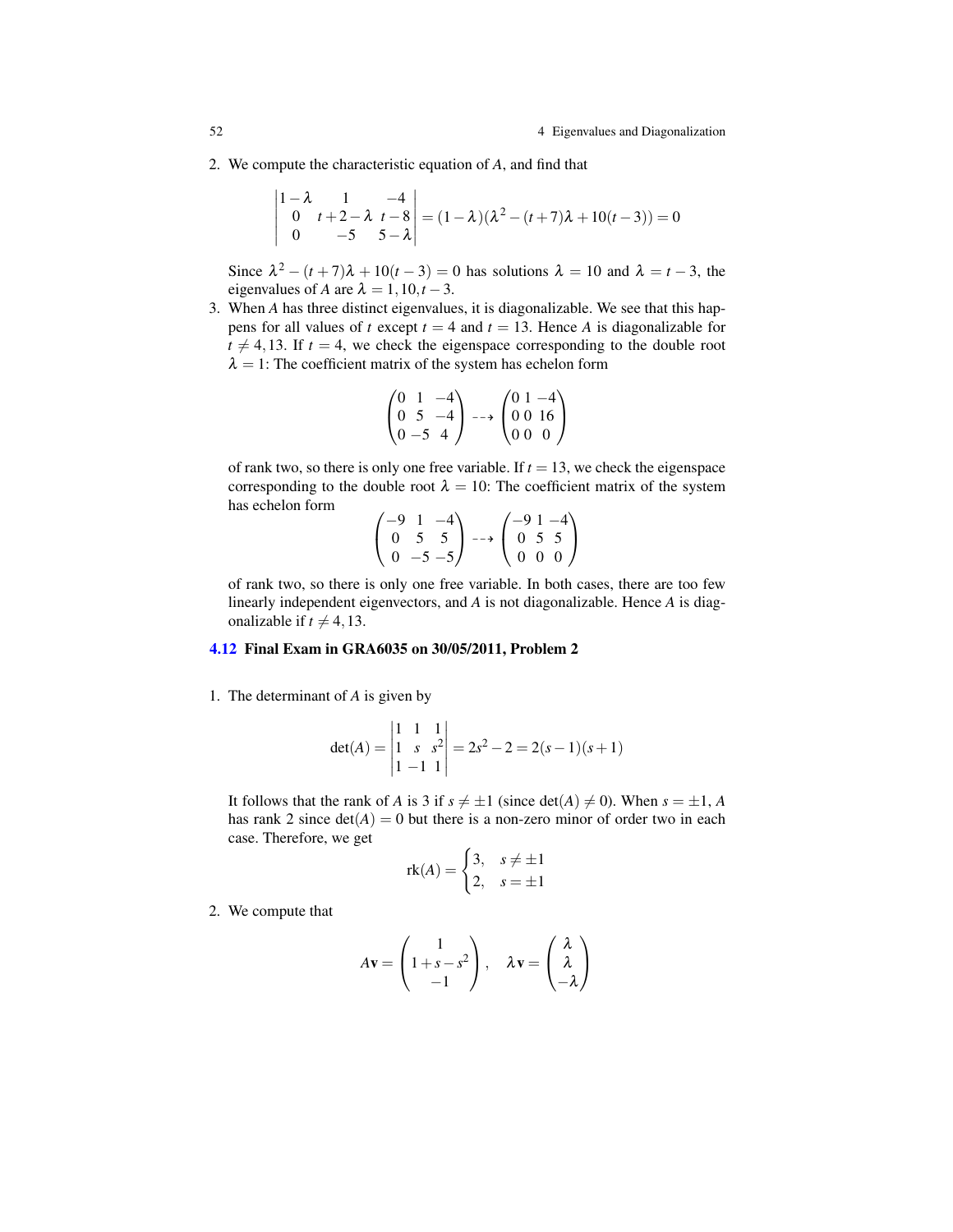2. We compute the characteristic equation of $A$, and find that

$$\begin{vmatrix} 1-\lambda & 1 & -4 \\ 0 & t+2-\lambda & t-8 \\ 0 & -5 & 5-\lambda \end{vmatrix} = (1-\lambda)(\lambda^2-(t+7)\lambda+10(t-3)) = 0$$

Since $\lambda^2-(t+7)\lambda+10(t-3)=0$ has solutions $\lambda=10$ and $\lambda=t-3$, the eigenvalues of $A$ are $\lambda = 1, 10, t-3$.

3. When $A$ has three distinct eigenvalues, it is diagonalizable. We see that this happens for all values of $t$ except $t=4$ and $t=13$. Hence $A$ is diagonalizable for $t \neq 4, 13$. If $t=4$, we check the eigenspace corresponding to the double root $\lambda=1$: The coefficient matrix of the system has echelon form

$$\begin{pmatrix} 0 & 1 & -4 \\ 0 & 5 & -4 \\ 0 & -5 & 4 \end{pmatrix} \dashrightarrow \begin{pmatrix} 0 & 1 & -4 \\ 0 & 0 & 16 \\ 0 & 0 & 0 \end{pmatrix}$$

of rank two, so there is only one free variable. If $t=13$, we check the eigenspace corresponding to the double root $\lambda=10$: The coefficient matrix of the system has echelon form

$$\begin{pmatrix} -9 & 1 & -4 \\ 0 & 5 & 5 \\ 0 & -5 & -5 \end{pmatrix} \dashrightarrow \begin{pmatrix} -9 & 1 & -4 \\ 0 & 5 & 5 \\ 0 & 0 & 0 \end{pmatrix}$$

of rank two, so there is only one free variable. In both cases, there are too few linearly independent eigenvectors, and $A$ is not diagonalizable. Hence $A$ is diagonalizable if $t \neq 4, 13$.

## 4.12 Final Exam in GRA6035 on 30/05/2011, Problem 2

1. The determinant of $A$ is given by

$$\det(A) = \begin{vmatrix} 1 & 1 & 1 \\ 1 & s & s^2 \\ 1 & -1 & 1 \end{vmatrix} = 2s^2 - 2 = 2(s-1)(s+1)$$

It follows that the rank of $A$ is 3 if $s \neq \pm 1$ (since $\det(A) \neq 0$). When $s = \pm 1$, $A$ has rank 2 since $\det(A) = 0$ but there is a non-zero minor of order two in each case. Therefore, we get

$$\text{rk}(A) = \begin{cases} 3, & s \neq \pm 1 \\ 2, & s = \pm 1 \end{cases}$$

2. We compute that

$$A\mathbf{v} = \begin{pmatrix} 1 \\ 1+s-s^2 \\ -1 \end{pmatrix}, \quad \lambda \mathbf{v} = \begin{pmatrix} \lambda \\ \lambda \\ -\lambda \end{pmatrix}$$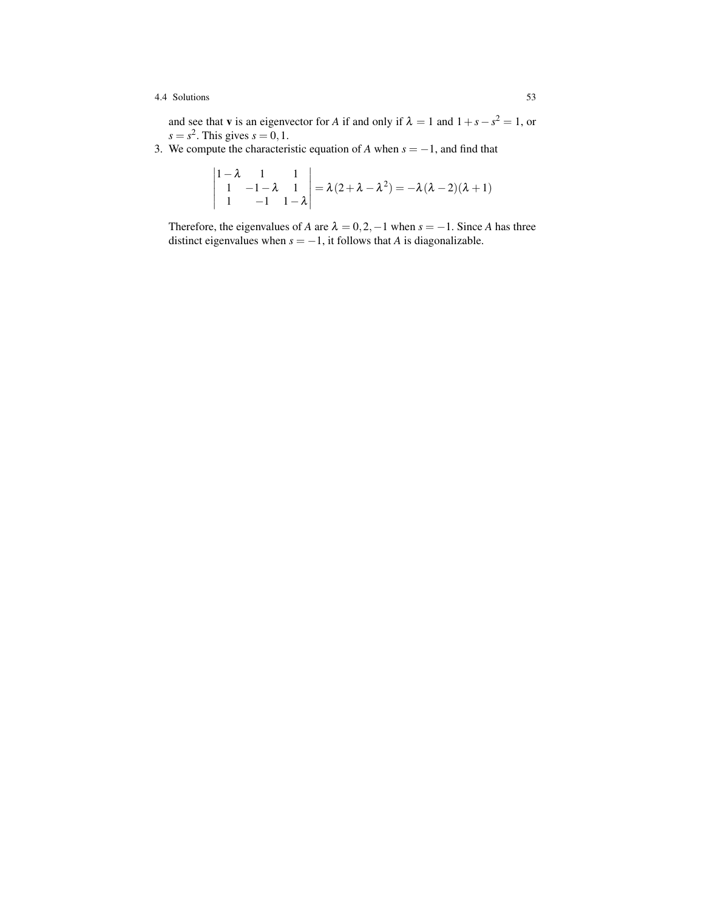and see that $\mathbf{v}$ is an eigenvector for $A$ if and only if $\lambda = 1$ and $1 + s - s^2 = 1$, or $s = s^2$. This gives $s = 0, 1$.

3. We compute the characteristic equation of $A$ when $s = -1$, and find that

$$\begin{vmatrix} 1-\lambda & 1 & 1 \\ 1 & -1-\lambda & 1 \\ 1 & -1 & 1-\lambda \end{vmatrix} = \lambda(2 + \lambda - \lambda^2) = -\lambda(\lambda - 2)(\lambda + 1)$$

Therefore, the eigenvalues of $A$ are $\lambda = 0, 2, -1$ when $s = -1$. Since $A$ has three distinct eigenvalues when $s = -1$, it follows that $A$ is diagonalizable.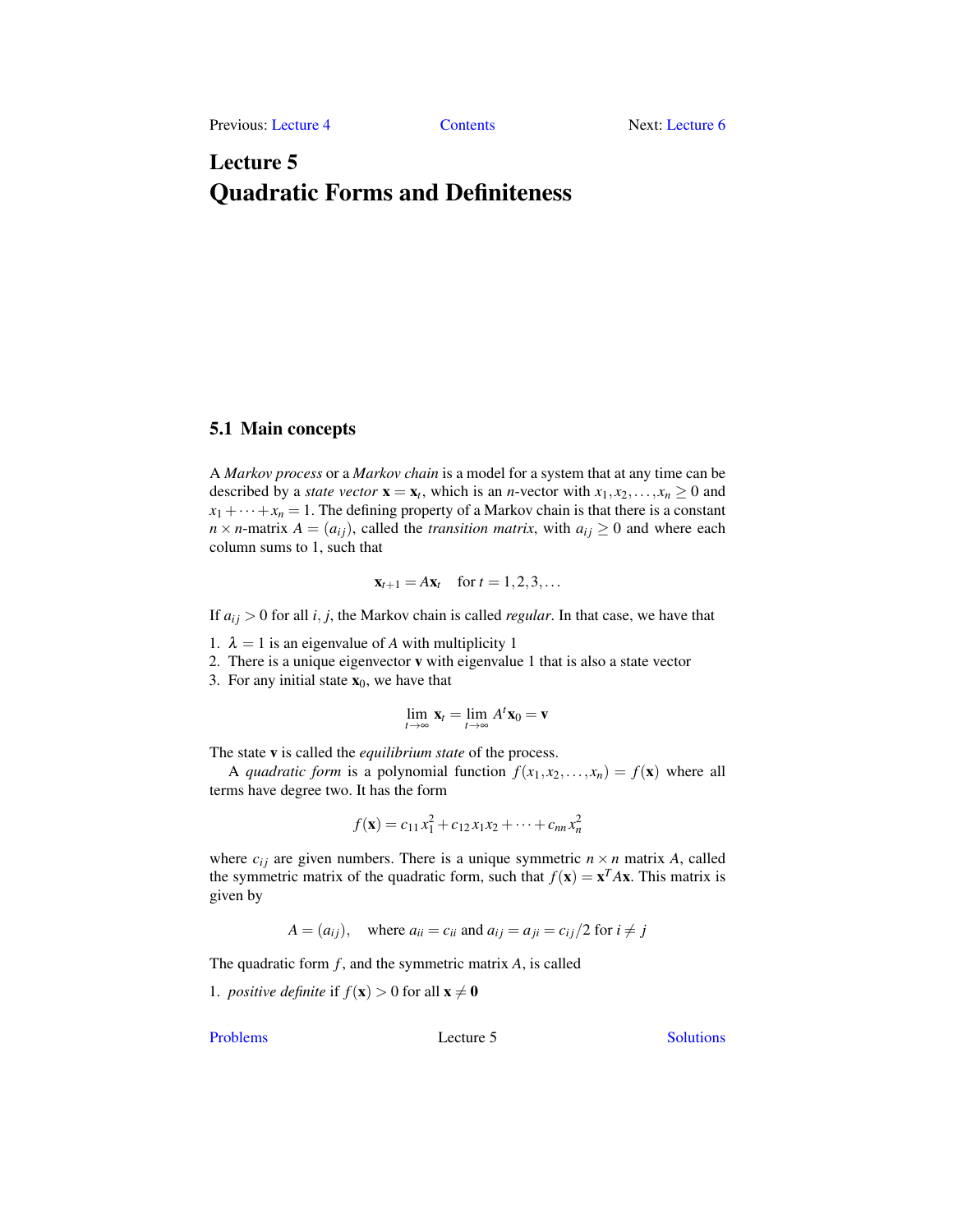# Lecture 5
# Quadratic Forms and Definiteness

## 5.1 Main concepts

A *Markov process* or a *Markov chain* is a model for a system that at any time can be described by a *state vector* $\mathbf{x} = \mathbf{x}_t$, which is an $n$-vector with $x_1, x_2, \dots, x_n \geq 0$ and $x_1 + \cdots + x_n = 1$. The defining property of a Markov chain is that there is a constant $n \times n$-matrix $A = (a_{ij})$, called the *transition matrix*, with $a_{ij} \geq 0$ and where each column sums to 1, such that

$$\mathbf{x}_{t+1} = A\mathbf{x}_t \quad \text{for } t = 1, 2, 3, \dots$$

If $a_{ij} > 0$ for all $i, j$, the Markov chain is called *regular*. In that case, we have that

1. $\lambda = 1$ is an eigenvalue of $A$ with multiplicity 1
2. There is a unique eigenvector $\mathbf{v}$ with eigenvalue 1 that is also a state vector
3. For any initial state $\mathbf{x}_0$, we have that

$$\lim_{t\to\infty} \mathbf{x}_t = \lim_{t\to\infty} A^t \mathbf{x}_0 = \mathbf{v}$$

The state $\mathbf{v}$ is called the *equilibrium state* of the process.

A *quadratic form* is a polynomial function $f(x_1, x_2, \dots, x_n) = f(\mathbf{x})$ where all terms have degree two. It has the form

$$f(\mathbf{x}) = c_{11}x_1^2 + c_{12}x_1x_2 + \cdots + c_{nn}x_n^2$$

where $c_{ij}$ are given numbers. There is a unique symmetric $n \times n$ matrix $A$, called the symmetric matrix of the quadratic form, such that $f(\mathbf{x}) = \mathbf{x}^T A \mathbf{x}$. This matrix is given by

$$A = (a_{ij}), \quad \text{where } a_{ii} = c_{ii} \text{ and } a_{ij} = a_{ji} = c_{ij}/2 \text{ for } i \neq j$$

The quadratic form $f$, and the symmetric matrix $A$, is called

1. *positive definite* if $f(\mathbf{x}) > 0$ for all $\mathbf{x} \neq \mathbf{0}$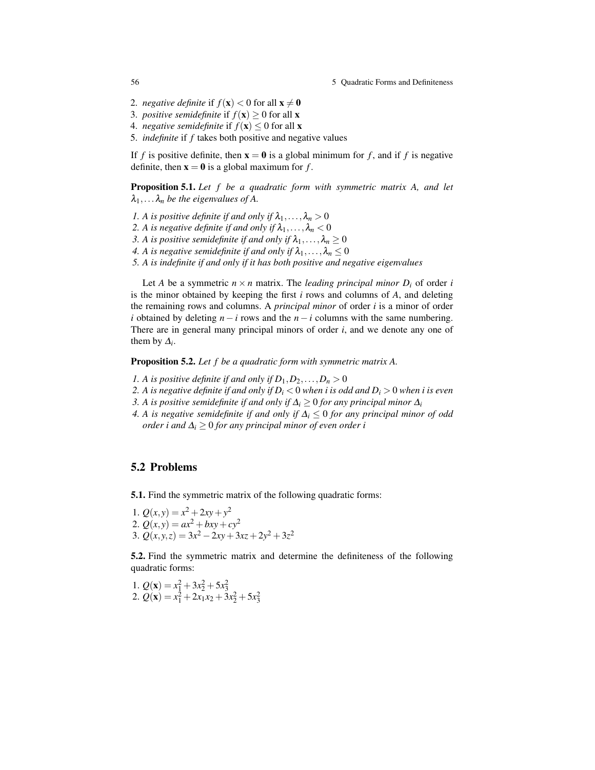2. *negative definite* if $f(\mathbf{x}) < 0$ for all $\mathbf{x} \neq \mathbf{0}$
3. *positive semidefinite* if $f(\mathbf{x}) \geq 0$ for all $\mathbf{x}$
4. *negative semidefinite* if $f(\mathbf{x}) \leq 0$ for all $\mathbf{x}$
5. *indefinite* if $f$ takes both positive and negative values

If $f$ is positive definite, then $\mathbf{x} = \mathbf{0}$ is a global minimum for $f$, and if $f$ is negative definite, then $\mathbf{x} = \mathbf{0}$ is a global maximum for $f$.

**Proposition 5.1.** *Let $f$ be a quadratic form with symmetric matrix $A$, and let $\lambda_1, \ldots \lambda_n$ be the eigenvalues of $A$.*

1. *$A$ is positive definite if and only if $\lambda_1, \ldots, \lambda_n > 0$*
2. *$A$ is negative definite if and only if $\lambda_1, \ldots, \lambda_n < 0$*
3. *$A$ is positive semidefinite if and only if $\lambda_1, \ldots, \lambda_n \geq 0$*
4. *$A$ is negative semidefinite if and only if $\lambda_1, \ldots, \lambda_n \leq 0$*
5. *$A$ is indefinite if and only if it has both positive and negative eigenvalues*

Let $A$ be a symmetric $n \times n$ matrix. The *leading principal minor $D_i$* of order $i$ is the minor obtained by keeping the first $i$ rows and columns of $A$, and deleting the remaining rows and columns. A *principal minor* of order $i$ is a minor of order $i$ obtained by deleting $n - i$ rows and the $n - i$ columns with the same numbering. There are in general many principal minors of order $i$, and we denote any one of them by $\Delta_i$.

**Proposition 5.2.** *Let $f$ be a quadratic form with symmetric matrix $A$.*

1. *$A$ is positive definite if and only if $D_1, D_2, \ldots, D_n > 0$*
2. *$A$ is negative definite if and only if $D_i < 0$ when $i$ is odd and $D_i > 0$ when $i$ is even*
3. *$A$ is positive semidefinite if and only if $\Delta_i \geq 0$ for any principal minor $\Delta_i$*
4. *$A$ is negative semidefinite if and only if $\Delta_i \leq 0$ for any principal minor of odd order $i$ and $\Delta_i \geq 0$ for any principal minor of even order $i$*

## 5.2 Problems

**5.1.** Find the symmetric matrix of the following quadratic forms:

1. $Q(x,y) = x^2 + 2xy + y^2$
2. $Q(x,y) = ax^2 + bxy + cy^2$
3. $Q(x,y,z) = 3x^2 - 2xy + 3xz + 2y^2 + 3z^2$

**5.2.** Find the symmetric matrix and determine the definiteness of the following quadratic forms:

1. $Q(\mathbf{x}) = x_1^2 + 3x_2^2 + 5x_3^2$
2. $Q(\mathbf{x}) = x_1^2 + 2x_1x_2 + 3x_2^2 + 5x_3^2$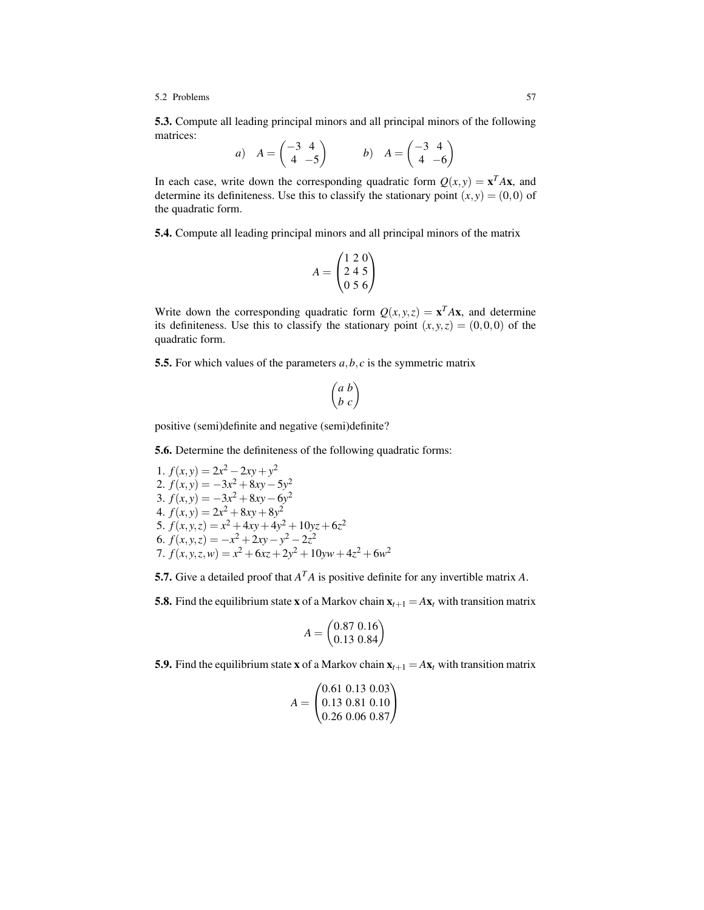**5.3.** Compute all leading principal minors and all principal minors of the following matrices:

$$a) \quad A = \begin{pmatrix} -3 & 4 \\ 4 & -5 \end{pmatrix} \qquad b) \quad A = \begin{pmatrix} -3 & 4 \\ 4 & -6 \end{pmatrix}$$

In each case, write down the corresponding quadratic form $Q(x,y) = \mathbf{x}^T A \mathbf{x}$, and determine its definiteness. Use this to classify the stationary point $(x,y) = (0,0)$ of the quadratic form.

**5.4.** Compute all leading principal minors and all principal minors of the matrix

$$A = \begin{pmatrix} 1 & 2 & 0 \\ 2 & 4 & 5 \\ 0 & 5 & 6 \end{pmatrix}$$

Write down the corresponding quadratic form $Q(x,y,z) = \mathbf{x}^T A \mathbf{x}$, and determine its definiteness. Use this to classify the stationary point $(x,y,z) = (0,0,0)$ of the quadratic form.

**5.5.** For which values of the parameters $a,b,c$ is the symmetric matrix

$$\begin{pmatrix} a & b \\ b & c \end{pmatrix}$$

positive (semi)definite and negative (semi)definite?

**5.6.** Determine the definiteness of the following quadratic forms:

1. $f(x,y) = 2x^2 - 2xy + y^2$
2. $f(x,y) = -3x^2 + 8xy - 5y^2$
3. $f(x,y) = -3x^2 + 8xy - 6y^2$
4. $f(x,y) = 2x^2 + 8xy + 8y^2$
5. $f(x,y,z) = x^2 + 4xy + 4y^2 + 10yz + 6z^2$
6. $f(x,y,z) = -x^2 + 2xy - y^2 - 2z^2$
7. $f(x,y,z,w) = x^2 + 6xz + 2y^2 + 10yw + 4z^2 + 6w^2$

**5.7.** Give a detailed proof that $A^T A$ is positive definite for any invertible matrix $A$.

**5.8.** Find the equilibrium state $\mathbf{x}$ of a Markov chain $\mathbf{x}_{t+1} = A\mathbf{x}_t$ with transition matrix

$$A = \begin{pmatrix} 0.87 & 0.16 \\ 0.13 & 0.84 \end{pmatrix}$$

**5.9.** Find the equilibrium state $\mathbf{x}$ of a Markov chain $\mathbf{x}_{t+1} = A\mathbf{x}_t$ with transition matrix

$$A = \begin{pmatrix} 0.61 & 0.13 & 0.03 \\ 0.13 & 0.81 & 0.10 \\ 0.26 & 0.06 & 0.87 \end{pmatrix}$$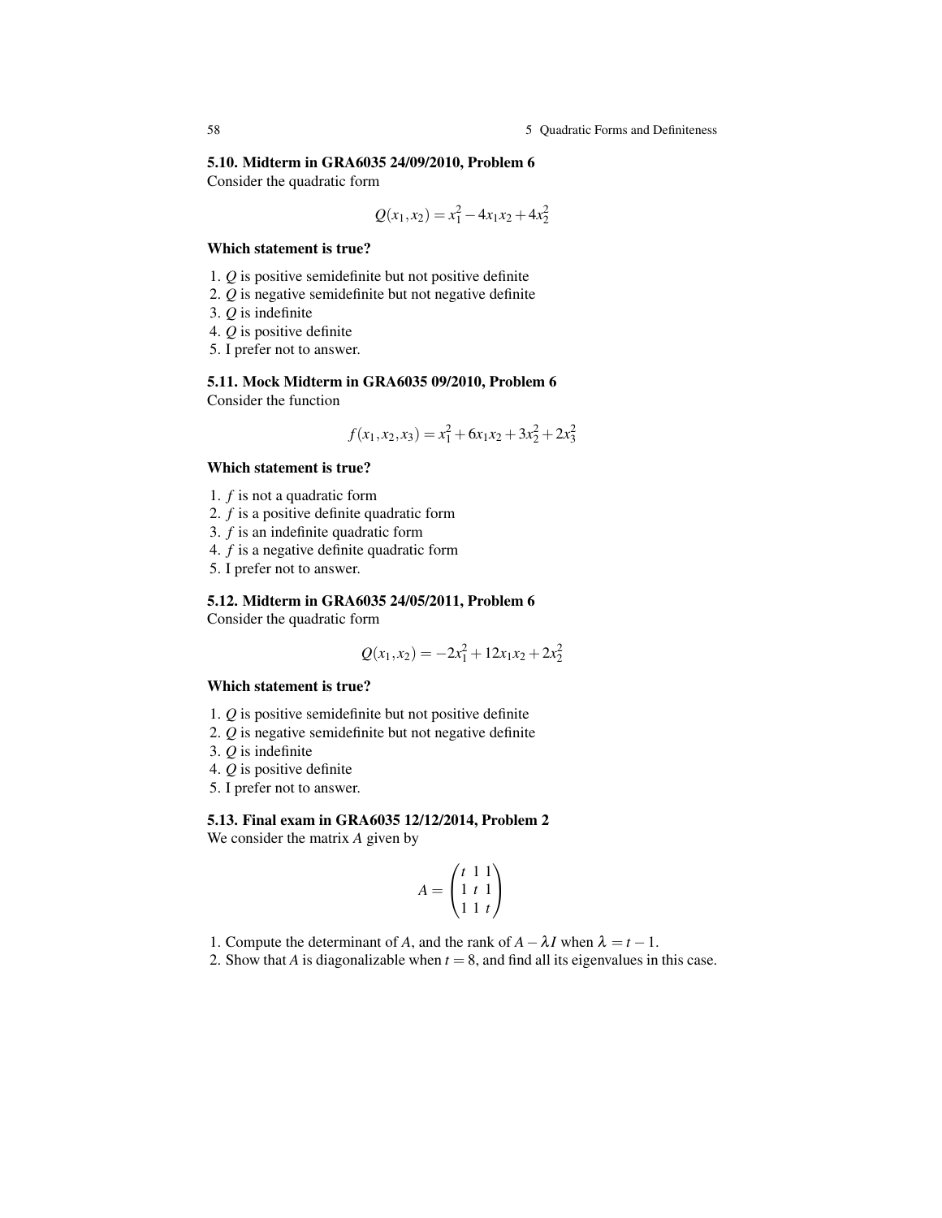### 5.10. Midterm in GRA6035 24/09/2010, Problem 6

Consider the quadratic form

$$Q(x_1, x_2) = x_1^2 - 4x_1x_2 + 4x_2^2$$

**Which statement is true?**

1. $Q$ is positive semidefinite but not positive definite
2. $Q$ is negative semidefinite but not negative definite
3. $Q$ is indefinite
4. $Q$ is positive definite
5. I prefer not to answer.

### 5.11. Mock Midterm in GRA6035 09/2010, Problem 6

Consider the function

$$f(x_1, x_2, x_3) = x_1^2 + 6x_1x_2 + 3x_2^2 + 2x_3^2$$

**Which statement is true?**

1. $f$ is not a quadratic form
2. $f$ is a positive definite quadratic form
3. $f$ is an indefinite quadratic form
4. $f$ is a negative definite quadratic form
5. I prefer not to answer.

### 5.12. Midterm in GRA6035 24/05/2011, Problem 6

Consider the quadratic form

$$Q(x_1, x_2) = -2x_1^2 + 12x_1x_2 + 2x_2^2$$

**Which statement is true?**

1. $Q$ is positive semidefinite but not positive definite
2. $Q$ is negative semidefinite but not negative definite
3. $Q$ is indefinite
4. $Q$ is positive definite
5. I prefer not to answer.

### 5.13. Final exam in GRA6035 12/12/2014, Problem 2

We consider the matrix $A$ given by

$$A = \begin{pmatrix} t & 1 & 1 \\ 1 & t & 1 \\ 1 & 1 & t \end{pmatrix}$$

1. Compute the determinant of $A$, and the rank of $A - \lambda I$ when $\lambda = t - 1$.
2. Show that $A$ is diagonalizable when $t = 8$, and find all its eigenvalues in this case.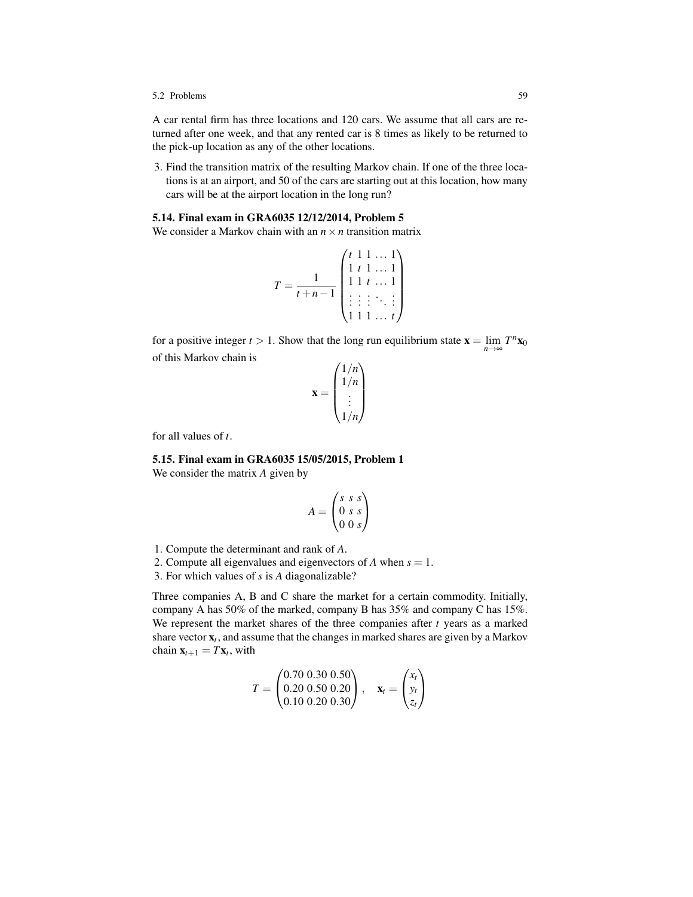A car rental firm has three locations and 120 cars. We assume that all cars are returned after one week, and that any rented car is 8 times as likely to be returned to the pick-up location as any of the other locations.

3. Find the transition matrix of the resulting Markov chain. If one of the three locations is at an airport, and 50 of the cars are starting out at this location, how many cars will be at the airport location in the long run?

### 5.14. Final exam in GRA6035 12/12/2014, Problem 5

We consider a Markov chain with an $n \times n$ transition matrix

$$T = \frac{1}{t+n-1} \begin{pmatrix} t & 1 & 1 & \dots & 1 \\ 1 & t & 1 & \dots & 1 \\ 1 & 1 & t & \dots & 1 \\ \vdots & \vdots & \vdots & \ddots & \vdots \\ 1 & 1 & 1 & \dots & t \end{pmatrix}$$

for a positive integer $t > 1$. Show that the long run equilibrium state $\mathbf{x} = \lim_{n\to\infty} T^n \mathbf{x}_0$ of this Markov chain is

$$\mathbf{x} = \begin{pmatrix} 1/n \\ 1/n \\ \vdots \\ 1/n \end{pmatrix}$$

for all values of $t$.

### 5.15. Final exam in GRA6035 15/05/2015, Problem 1

We consider the matrix $A$ given by

$$A = \begin{pmatrix} s & s & s \\ 0 & s & s \\ 0 & 0 & s \end{pmatrix}$$

1. Compute the determinant and rank of $A$.
2. Compute all eigenvalues and eigenvectors of $A$ when $s = 1$.
3. For which values of $s$ is $A$ diagonalizable?

Three companies A, B and C share the market for a certain commodity. Initially, company A has 50% of the marked, company B has 35% and company C has 15%. We represent the market shares of the three companies after $t$ years as a marked share vector $\mathbf{x}_t$, and assume that the changes in marked shares are given by a Markov chain $\mathbf{x}_{t+1} = T\mathbf{x}_t$, with

$$T = \begin{pmatrix} 0.70 & 0.30 & 0.50 \\ 0.20 & 0.50 & 0.20 \\ 0.10 & 0.20 & 0.30 \end{pmatrix}, \quad \mathbf{x}_t = \begin{pmatrix} x_t \\ y_t \\ z_t \end{pmatrix}$$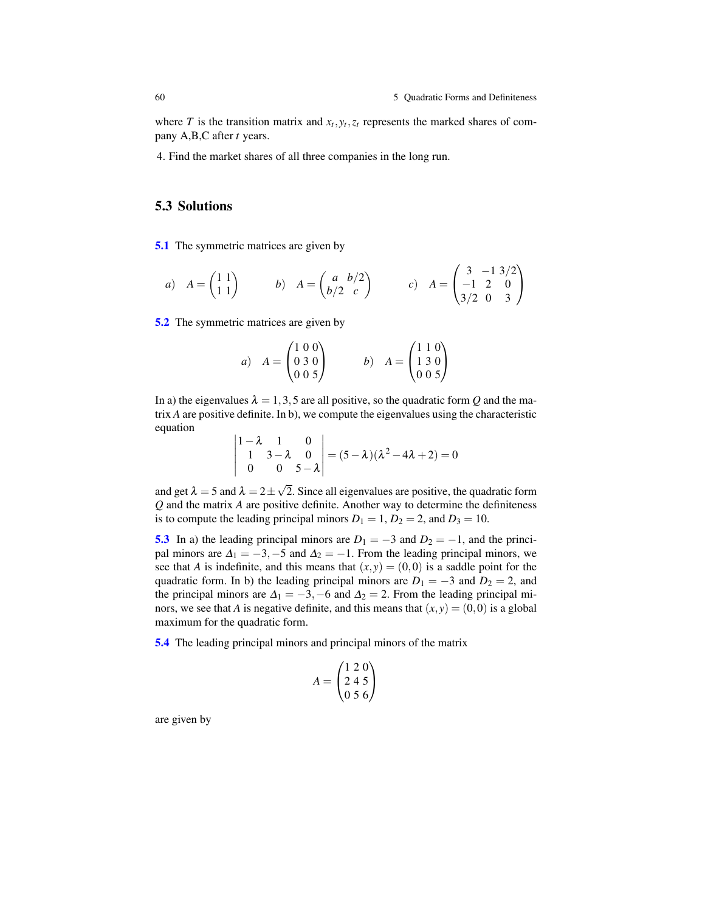where $T$ is the transition matrix and $x_t, y_t, z_t$ represents the marked shares of company A,B,C after $t$ years.

4. Find the market shares of all three companies in the long run.

## 5.3 Solutions

**5.1** The symmetric matrices are given by

$$a) \quad A = \begin{pmatrix} 1 & 1 \\ 1 & 1 \end{pmatrix} \qquad b) \quad A = \begin{pmatrix} a & b/2 \\ b/2 & c \end{pmatrix} \qquad c) \quad A = \begin{pmatrix} 3 & -1 & 3/2 \\ -1 & 2 & 0 \\ 3/2 & 0 & 3 \end{pmatrix}$$

**5.2** The symmetric matrices are given by

$$a) \quad A = \begin{pmatrix} 1 & 0 & 0 \\ 0 & 3 & 0 \\ 0 & 0 & 5 \end{pmatrix} \qquad b) \quad A = \begin{pmatrix} 1 & 1 & 0 \\ 1 & 3 & 0 \\ 0 & 0 & 5 \end{pmatrix}$$

In a) the eigenvalues $\lambda = 1, 3, 5$ are all positive, so the quadratic form $Q$ and the matrix $A$ are positive definite. In b), we compute the eigenvalues using the characteristic equation

$$\begin{vmatrix} 1-\lambda & 1 & 0 \\ 1 & 3-\lambda & 0 \\ 0 & 0 & 5-\lambda \end{vmatrix} = (5-\lambda)(\lambda^2 - 4\lambda + 2) = 0$$

and get $\lambda = 5$ and $\lambda = 2 \pm \sqrt{2}$. Since all eigenvalues are positive, the quadratic form $Q$ and the matrix $A$ are positive definite. Another way to determine the definiteness is to compute the leading principal minors $D_1 = 1$, $D_2 = 2$, and $D_3 = 10$.

**5.3** In a) the leading principal minors are $D_1 = -3$ and $D_2 = -1$, and the principal minors are $\Delta_1 = -3, -5$ and $\Delta_2 = -1$. From the leading principal minors, we see that $A$ is indefinite, and this means that $(x, y) = (0, 0)$ is a saddle point for the quadratic form. In b) the leading principal minors are $D_1 = -3$ and $D_2 = 2$, and the principal minors are $\Delta_1 = -3, -6$ and $\Delta_2 = 2$. From the leading principal minors, we see that $A$ is negative definite, and this means that $(x, y) = (0, 0)$ is a global maximum for the quadratic form.

**5.4** The leading principal minors and principal minors of the matrix

$$A = \begin{pmatrix} 1 & 2 & 0 \\ 2 & 4 & 5 \\ 0 & 5 & 6 \end{pmatrix}$$

are given by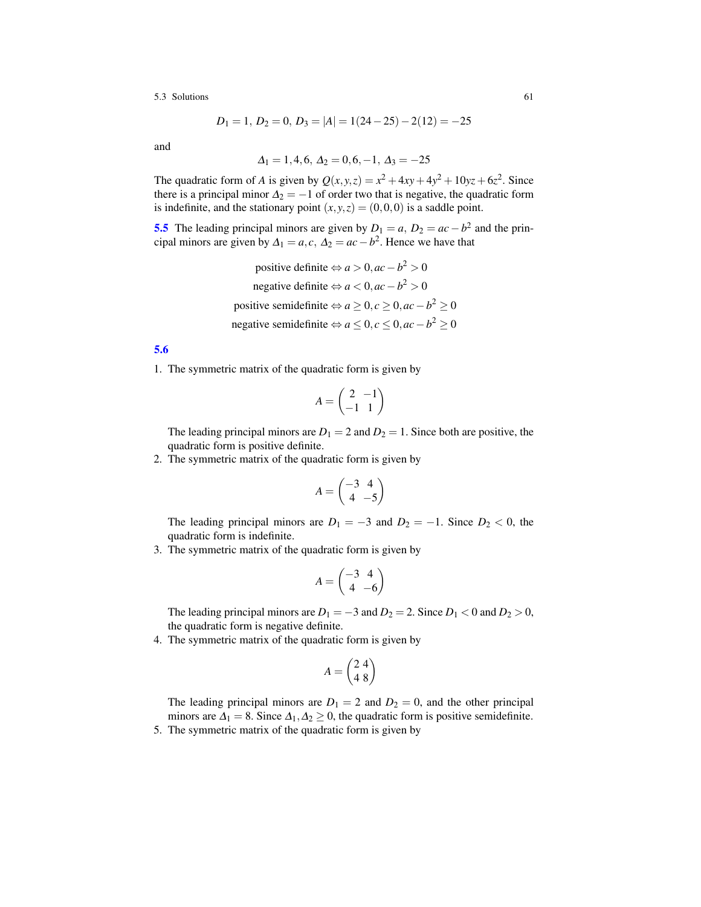$$D_1 = 1,\ D_2 = 0,\ D_3 = |A| = 1(24-25) - 2(12) = -25$$

and

$$\Delta_1 = 1, 4, 6,\ \Delta_2 = 0, 6, -1,\ \Delta_3 = -25$$

The quadratic form of $A$ is given by $Q(x,y,z) = x^2 + 4xy + 4y^2 + 10yz + 6z^2$. Since there is a principal minor $\Delta_2 = -1$ of order two that is negative, the quadratic form is indefinite, and the stationary point $(x,y,z) = (0,0,0)$ is a saddle point.

**5.5** The leading principal minors are given by $D_1 = a,\ D_2 = ac - b^2$ and the principal minors are given by $\Delta_1 = a, c,\ \Delta_2 = ac - b^2$. Hence we have that

$$\text{positive definite} \Leftrightarrow a > 0, ac - b^2 > 0$$

$$\text{negative definite} \Leftrightarrow a < 0, ac - b^2 > 0$$

$$\text{positive semidefinite} \Leftrightarrow a \geq 0, c \geq 0, ac - b^2 \geq 0$$

$$\text{negative semidefinite} \Leftrightarrow a \leq 0, c \leq 0, ac - b^2 \geq 0$$

**5.6**

1. The symmetric matrix of the quadratic form is given by

$$A = \begin{pmatrix} 2 & -1 \\ -1 & 1 \end{pmatrix}$$

   The leading principal minors are $D_1 = 2$ and $D_2 = 1$. Since both are positive, the quadratic form is positive definite.

2. The symmetric matrix of the quadratic form is given by

$$A = \begin{pmatrix} -3 & 4 \\ 4 & -5 \end{pmatrix}$$

   The leading principal minors are $D_1 = -3$ and $D_2 = -1$. Since $D_2 < 0$, the quadratic form is indefinite.

3. The symmetric matrix of the quadratic form is given by

$$A = \begin{pmatrix} -3 & 4 \\ 4 & -6 \end{pmatrix}$$

   The leading principal minors are $D_1 = -3$ and $D_2 = 2$. Since $D_1 < 0$ and $D_2 > 0$, the quadratic form is negative definite.

4. The symmetric matrix of the quadratic form is given by

$$A = \begin{pmatrix} 2 & 4 \\ 4 & 8 \end{pmatrix}$$

   The leading principal minors are $D_1 = 2$ and $D_2 = 0$, and the other principal minors are $\Delta_1 = 8$. Since $\Delta_1, \Delta_2 \geq 0$, the quadratic form is positive semidefinite.

5. The symmetric matrix of the quadratic form is given by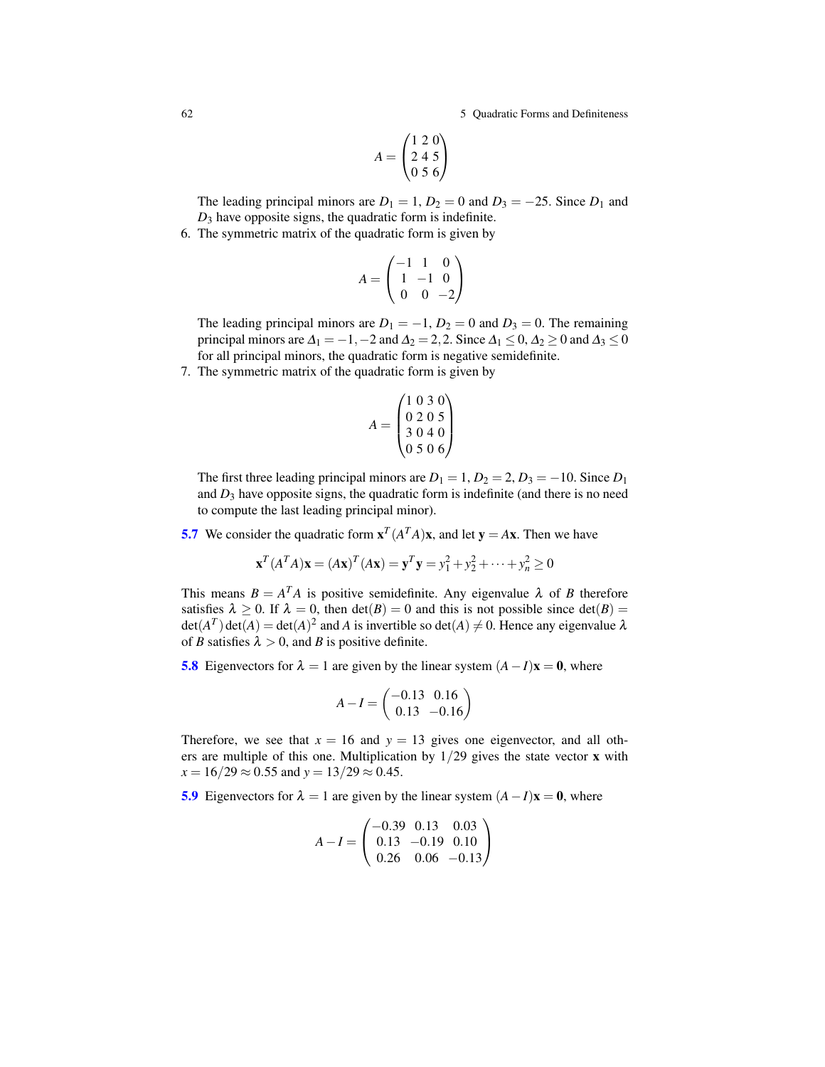$$A = \begin{pmatrix} 1 & 2 & 0 \\ 2 & 4 & 5 \\ 0 & 5 & 6 \end{pmatrix}$$

The leading principal minors are $D_1 = 1$, $D_2 = 0$ and $D_3 = -25$. Since $D_1$ and $D_3$ have opposite signs, the quadratic form is indefinite.

6. The symmetric matrix of the quadratic form is given by

$$A = \begin{pmatrix} -1 & 1 & 0 \\ 1 & -1 & 0 \\ 0 & 0 & -2 \end{pmatrix}$$

The leading principal minors are $D_1 = -1$, $D_2 = 0$ and $D_3 = 0$. The remaining principal minors are $\Delta_1 = -1, -2$ and $\Delta_2 = 2, 2$. Since $\Delta_1 \le 0$, $\Delta_2 \ge 0$ and $\Delta_3 \le 0$ for all principal minors, the quadratic form is negative semidefinite.

7. The symmetric matrix of the quadratic form is given by

$$A = \begin{pmatrix} 1 & 0 & 3 & 0 \\ 0 & 2 & 0 & 5 \\ 3 & 0 & 4 & 0 \\ 0 & 5 & 0 & 6 \end{pmatrix}$$

The first three leading principal minors are $D_1 = 1$, $D_2 = 2$, $D_3 = -10$. Since $D_1$ and $D_3$ have opposite signs, the quadratic form is indefinite (and there is no need to compute the last leading principal minor).

**5.7** We consider the quadratic form $\mathbf{x}^T(A^TA)\mathbf{x}$, and let $\mathbf{y} = A\mathbf{x}$. Then we have

$$\mathbf{x}^T(A^TA)\mathbf{x} = (A\mathbf{x})^T(A\mathbf{x}) = \mathbf{y}^T\mathbf{y} = y_1^2 + y_2^2 + \cdots + y_n^2 \ge 0$$

This means $B = A^TA$ is positive semidefinite. Any eigenvalue $\lambda$ of $B$ therefore satisfies $\lambda \ge 0$. If $\lambda = 0$, then $\det(B) = 0$ and this is not possible since $\det(B) = \det(A^T)\det(A) = \det(A)^2$ and $A$ is invertible so $\det(A) \ne 0$. Hence any eigenvalue $\lambda$ of $B$ satisfies $\lambda > 0$, and $B$ is positive definite.

**5.8** Eigenvectors for $\lambda = 1$ are given by the linear system $(A - I)\mathbf{x} = \mathbf{0}$, where

$$A - I = \begin{pmatrix} -0.13 & 0.16 \\ 0.13 & -0.16 \end{pmatrix}$$

Therefore, we see that $x = 16$ and $y = 13$ gives one eigenvector, and all others are multiple of this one. Multiplication by $1/29$ gives the state vector $\mathbf{x}$ with $x = 16/29 \approx 0.55$ and $y = 13/29 \approx 0.45$.

**5.9** Eigenvectors for $\lambda = 1$ are given by the linear system $(A - I)\mathbf{x} = \mathbf{0}$, where

$$A - I = \begin{pmatrix} -0.39 & 0.13 & 0.03 \\ 0.13 & -0.19 & 0.10 \\ 0.26 & 0.06 & -0.13 \end{pmatrix}$$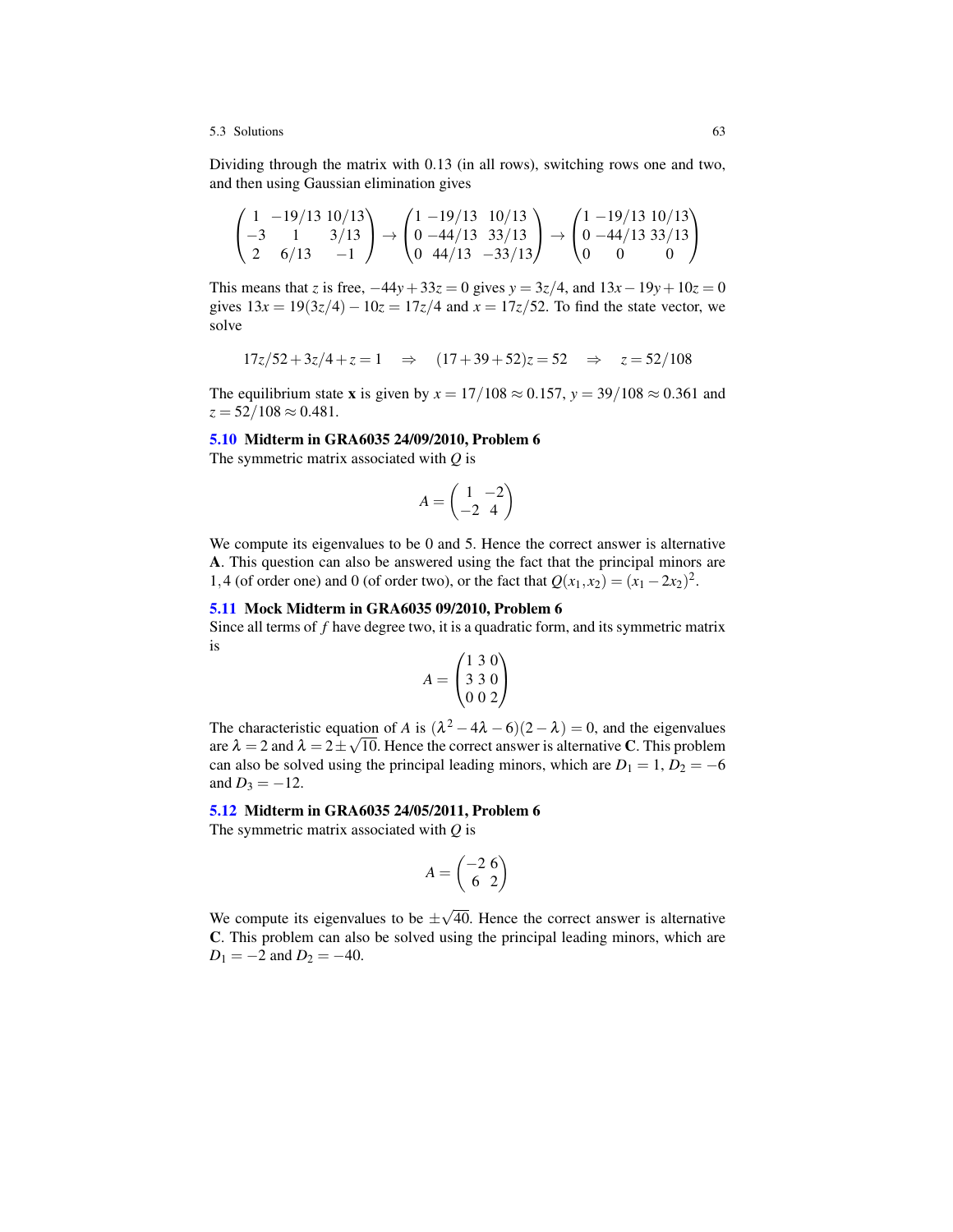Dividing through the matrix with 0.13 (in all rows), switching rows one and two, and then using Gaussian elimination gives

$$\begin{pmatrix} 1 & -19/13 & 10/13 \\ -3 & 1 & 3/13 \\ 2 & 6/13 & -1 \end{pmatrix} \to \begin{pmatrix} 1 & -19/13 & 10/13 \\ 0 & -44/13 & 33/13 \\ 0 & 44/13 & -33/13 \end{pmatrix} \to \begin{pmatrix} 1 & -19/13 & 10/13 \\ 0 & -44/13 & 33/13 \\ 0 & 0 & 0 \end{pmatrix}$$

This means that $z$ is free, $-44y + 33z = 0$ gives $y = 3z/4$, and $13x - 19y + 10z = 0$ gives $13x = 19(3z/4) - 10z = 17z/4$ and $x = 17z/52$. To find the state vector, we solve

$$17z/52 + 3z/4 + z = 1 \quad \Rightarrow \quad (17 + 39 + 52)z = 52 \quad \Rightarrow \quad z = 52/108$$

The equilibrium state $\mathbf{x}$ is given by $x = 17/108 \approx 0.157$, $y = 39/108 \approx 0.361$ and $z = 52/108 \approx 0.481$.

### 5.10 Midterm in GRA6035 24/09/2010, Problem 6

The symmetric matrix associated with $Q$ is

$$A = \begin{pmatrix} 1 & -2 \\ -2 & 4 \end{pmatrix}$$

We compute its eigenvalues to be 0 and 5. Hence the correct answer is alternative **A**. This question can also be answered using the fact that the principal minors are $1, 4$ (of order one) and 0 (of order two), or the fact that $Q(x_1, x_2) = (x_1 - 2x_2)^2$.

### 5.11 Mock Midterm in GRA6035 09/2010, Problem 6

Since all terms of $f$ have degree two, it is a quadratic form, and its symmetric matrix is

$$A = \begin{pmatrix} 1 & 3 & 0 \\ 3 & 3 & 0 \\ 0 & 0 & 2 \end{pmatrix}$$

The characteristic equation of $A$ is $(\lambda^2 - 4\lambda - 6)(2 - \lambda) = 0$, and the eigenvalues are $\lambda = 2$ and $\lambda = 2 \pm \sqrt{10}$. Hence the correct answer is alternative **C**. This problem can also be solved using the principal leading minors, which are $D_1 = 1$, $D_2 = -6$ and $D_3 = -12$.

### 5.12 Midterm in GRA6035 24/05/2011, Problem 6

The symmetric matrix associated with $Q$ is

$$A = \begin{pmatrix} -2 & 6 \\ 6 & 2 \end{pmatrix}$$

We compute its eigenvalues to be $\pm\sqrt{40}$. Hence the correct answer is alternative **C**. This problem can also be solved using the principal leading minors, which are $D_1 = -2$ and $D_2 = -40$.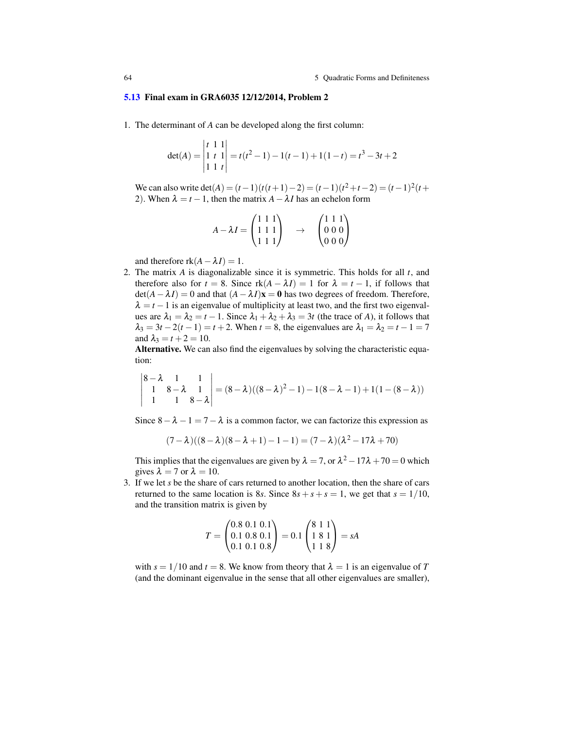### 5.13 Final exam in GRA6035 12/12/2014, Problem 2

1. The determinant of $A$ can be developed along the first column:

$$\det(A) = \begin{vmatrix} t & 1 & 1 \\ 1 & t & 1 \\ 1 & 1 & t \end{vmatrix} = t(t^2-1) - 1(t-1) + 1(1-t) = t^3 - 3t + 2$$

   We can also write $\det(A) = (t-1)(t(t+1)-2) = (t-1)(t^2+t-2) = (t-1)^2(t+2)$. When $\lambda = t-1$, then the matrix $A - \lambda I$ has an echelon form

$$A - \lambda I = \begin{pmatrix} 1 & 1 & 1 \\ 1 & 1 & 1 \\ 1 & 1 & 1 \end{pmatrix} \quad \to \quad \begin{pmatrix} 1 & 1 & 1 \\ 0 & 0 & 0 \\ 0 & 0 & 0 \end{pmatrix}$$

   and therefore $\text{rk}(A - \lambda I) = 1$.

2. The matrix $A$ is diagonalizable since it is symmetric. This holds for all $t$, and therefore also for $t = 8$. Since $\text{rk}(A - \lambda I) = 1$ for $\lambda = t-1$, if follows that $\det(A - \lambda I) = 0$ and that $(A - \lambda I)\mathbf{x} = \mathbf{0}$ has two degrees of freedom. Therefore, $\lambda = t-1$ is an eigenvalue of multiplicity at least two, and the first two eigenvalues are $\lambda_1 = \lambda_2 = t-1$. Since $\lambda_1 + \lambda_2 + \lambda_3 = 3t$ (the trace of $A$), it follows that $\lambda_3 = 3t - 2(t-1) = t+2$. When $t = 8$, the eigenvalues are $\lambda_1 = \lambda_2 = t-1 = 7$ and $\lambda_3 = t+2 = 10$.

   **Alternative.** We can also find the eigenvalues by solving the characteristic equation:

$$\begin{vmatrix} 8-\lambda & 1 & 1 \\ 1 & 8-\lambda & 1 \\ 1 & 1 & 8-\lambda \end{vmatrix} = (8-\lambda)((8-\lambda)^2-1) - 1(8-\lambda-1) + 1(1-(8-\lambda))$$

   Since $8 - \lambda - 1 = 7 - \lambda$ is a common factor, we can factorize this expression as

$$(7-\lambda)((8-\lambda)(8-\lambda+1) - 1 - 1) = (7-\lambda)(\lambda^2 - 17\lambda + 70)$$

   This implies that the eigenvalues are given by $\lambda = 7$, or $\lambda^2 - 17\lambda + 70 = 0$ which gives $\lambda = 7$ or $\lambda = 10$.

3. If we let $s$ be the share of cars returned to another location, then the share of cars returned to the same location is $8s$. Since $8s + s + s = 1$, we get that $s = 1/10$, and the transition matrix is given by

$$T = \begin{pmatrix} 0.8 & 0.1 & 0.1 \\ 0.1 & 0.8 & 0.1 \\ 0.1 & 0.1 & 0.8 \end{pmatrix} = 0.1 \begin{pmatrix} 8 & 1 & 1 \\ 1 & 8 & 1 \\ 1 & 1 & 8 \end{pmatrix} = sA$$

   with $s = 1/10$ and $t = 8$. We know from theory that $\lambda = 1$ is an eigenvalue of $T$ (and the dominant eigenvalue in the sense that all other eigenvalues are smaller),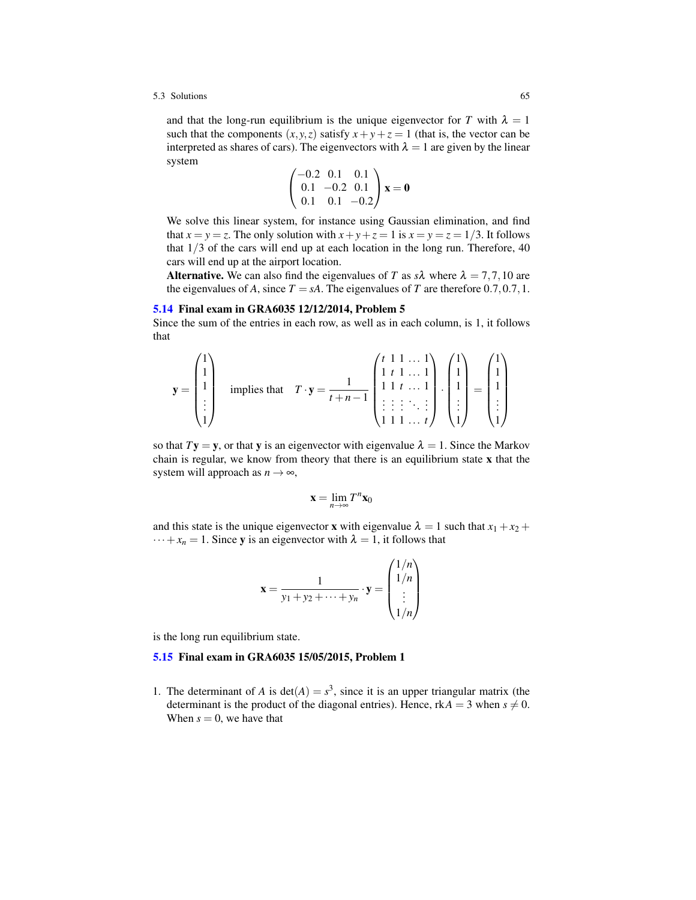and that the long-run equilibrium is the unique eigenvector for $T$ with $\lambda = 1$ such that the components $(x,y,z)$ satisfy $x+y+z=1$ (that is, the vector can be interpreted as shares of cars). The eigenvectors with $\lambda = 1$ are given by the linear system

$$\begin{pmatrix} -0.2 & 0.1 & 0.1 \\ 0.1 & -0.2 & 0.1 \\ 0.1 & 0.1 & -0.2 \end{pmatrix} \mathbf{x} = \mathbf{0}$$

We solve this linear system, for instance using Gaussian elimination, and find that $x=y=z$. The only solution with $x+y+z=1$ is $x=y=z=1/3$. It follows that $1/3$ of the cars will end up at each location in the long run. Therefore, 40 cars will end up at the airport location.

**Alternative.** We can also find the eigenvalues of $T$ as $s\lambda$ where $\lambda = 7,7,10$ are the eigenvalues of $A$, since $T = sA$. The eigenvalues of $T$ are therefore $0.7, 0.7, 1$.

### 5.14 Final exam in GRA6035 12/12/2014, Problem 5

Since the sum of the entries in each row, as well as in each column, is 1, it follows that

$$\mathbf{y} = \begin{pmatrix} 1 \\ 1 \\ 1 \\ \vdots \\ 1 \end{pmatrix} \quad \text{implies that} \quad T \cdot \mathbf{y} = \frac{1}{t+n-1} \begin{pmatrix} t & 1 & 1 & \dots & 1 \\ 1 & t & 1 & \dots & 1 \\ 1 & 1 & t & \dots & 1 \\ \vdots & \vdots & \vdots & \ddots & \vdots \\ 1 & 1 & 1 & \dots & t \end{pmatrix} \cdot \begin{pmatrix} 1 \\ 1 \\ 1 \\ \vdots \\ 1 \end{pmatrix} = \begin{pmatrix} 1 \\ 1 \\ 1 \\ \vdots \\ 1 \end{pmatrix}$$

so that $T\mathbf{y} = \mathbf{y}$, or that $\mathbf{y}$ is an eigenvector with eigenvalue $\lambda = 1$. Since the Markov chain is regular, we know from theory that there is an equilibrium state $\mathbf{x}$ that the system will approach as $n \to \infty$,

$$\mathbf{x} = \lim_{n \to \infty} T^n \mathbf{x}_0$$

and this state is the unique eigenvector $\mathbf{x}$ with eigenvalue $\lambda = 1$ such that $x_1 + x_2 + \dots + x_n = 1$. Since $\mathbf{y}$ is an eigenvector with $\lambda = 1$, it follows that

$$\mathbf{x} = \frac{1}{y_1 + y_2 + \dots + y_n} \cdot \mathbf{y} = \begin{pmatrix} 1/n \\ 1/n \\ \vdots \\ 1/n \end{pmatrix}$$

is the long run equilibrium state.

### 5.15 Final exam in GRA6035 15/05/2015, Problem 1

1. The determinant of $A$ is $\det(A) = s^3$, since it is an upper triangular matrix (the determinant is the product of the diagonal entries). Hence, $\operatorname{rk} A = 3$ when $s \neq 0$. When $s = 0$, we have that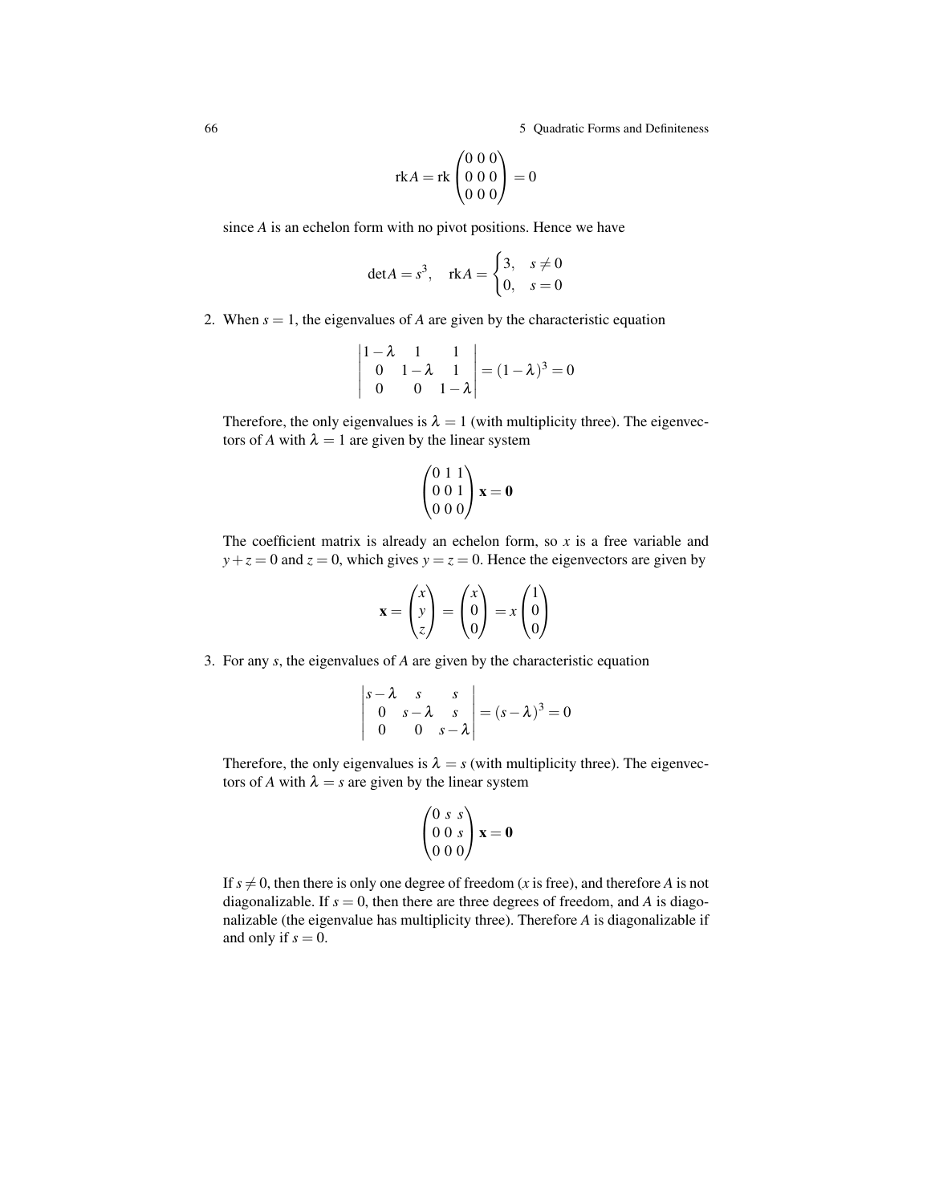$$\text{rk}A = \text{rk}\begin{pmatrix} 0 & 0 & 0 \\ 0 & 0 & 0 \\ 0 & 0 & 0 \end{pmatrix} = 0$$

since $A$ is an echelon form with no pivot positions. Hence we have

$$\det A = s^3, \quad \text{rk}A = \begin{cases} 3, & s \neq 0 \\ 0, & s = 0 \end{cases}$$

2. When $s = 1$, the eigenvalues of $A$ are given by the characteristic equation

$$\begin{vmatrix} 1-\lambda & 1 & 1 \\ 0 & 1-\lambda & 1 \\ 0 & 0 & 1-\lambda \end{vmatrix} = (1-\lambda)^3 = 0$$

Therefore, the only eigenvalues is $\lambda = 1$ (with multiplicity three). The eigenvectors of $A$ with $\lambda = 1$ are given by the linear system

$$\begin{pmatrix} 0 & 1 & 1 \\ 0 & 0 & 1 \\ 0 & 0 & 0 \end{pmatrix} \mathbf{x} = \mathbf{0}$$

The coefficient matrix is already an echelon form, so $x$ is a free variable and $y + z = 0$ and $z = 0$, which gives $y = z = 0$. Hence the eigenvectors are given by

$$\mathbf{x} = \begin{pmatrix} x \\ y \\ z \end{pmatrix} = \begin{pmatrix} x \\ 0 \\ 0 \end{pmatrix} = x \begin{pmatrix} 1 \\ 0 \\ 0 \end{pmatrix}$$

3. For any $s$, the eigenvalues of $A$ are given by the characteristic equation

$$\begin{vmatrix} s-\lambda & s & s \\ 0 & s-\lambda & s \\ 0 & 0 & s-\lambda \end{vmatrix} = (s-\lambda)^3 = 0$$

Therefore, the only eigenvalues is $\lambda = s$ (with multiplicity three). The eigenvectors of $A$ with $\lambda = s$ are given by the linear system

$$\begin{pmatrix} 0 & s & s \\ 0 & 0 & s \\ 0 & 0 & 0 \end{pmatrix} \mathbf{x} = \mathbf{0}$$

If $s \neq 0$, then there is only one degree of freedom ($x$ is free), and therefore $A$ is not diagonalizable. If $s = 0$, then there are three degrees of freedom, and $A$ is diagonalizable (the eigenvalue has multiplicity three). Therefore $A$ is diagonalizable if and only if $s = 0$.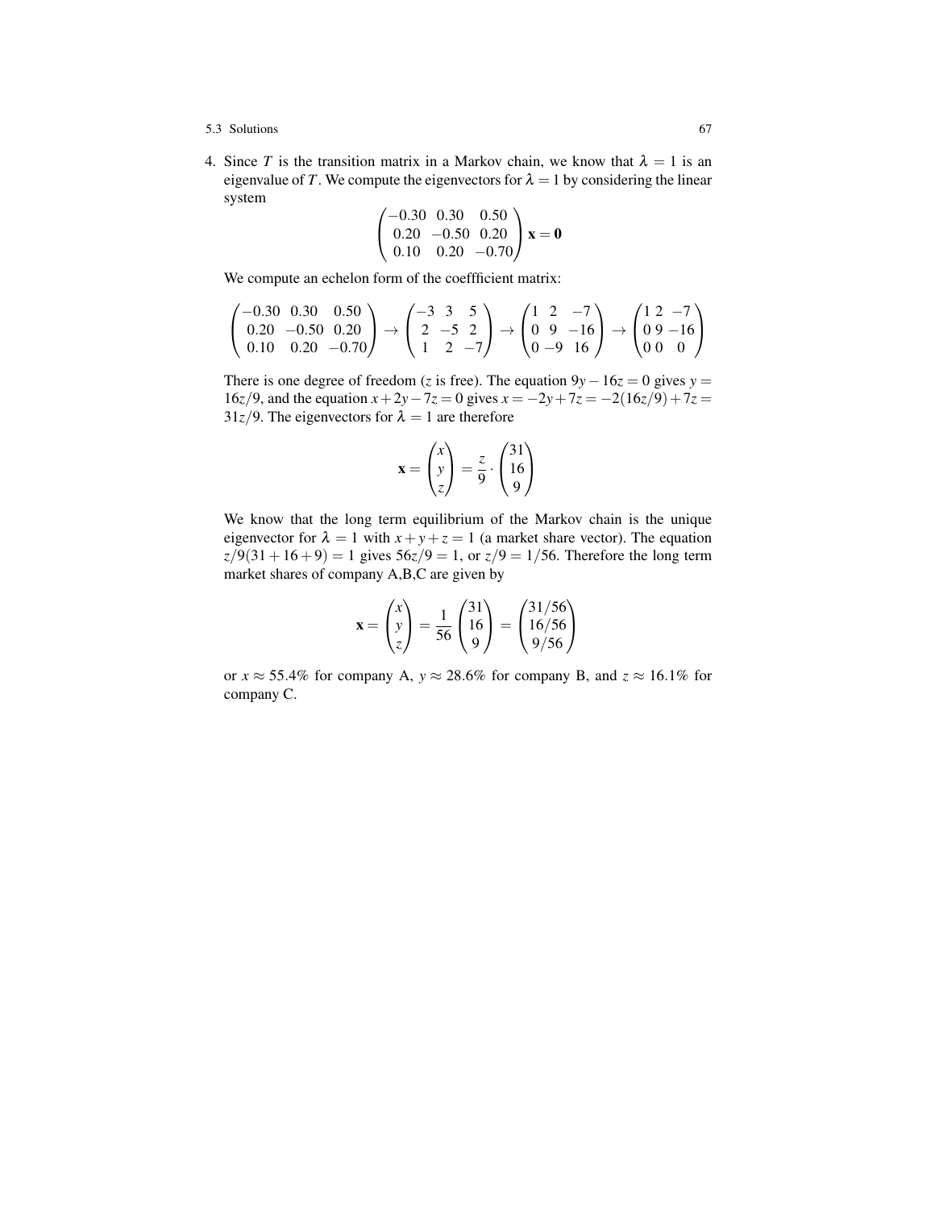4. Since $T$ is the transition matrix in a Markov chain, we know that $\lambda = 1$ is an eigenvalue of $T$. We compute the eigenvectors for $\lambda = 1$ by considering the linear system

$$\begin{pmatrix} -0.30 & 0.30 & 0.50 \\ 0.20 & -0.50 & 0.20 \\ 0.10 & 0.20 & -0.70 \end{pmatrix} \mathbf{x} = \mathbf{0}$$

We compute an echelon form of the coeffficient matrix:

$$\begin{pmatrix} -0.30 & 0.30 & 0.50 \\ 0.20 & -0.50 & 0.20 \\ 0.10 & 0.20 & -0.70 \end{pmatrix} \to \begin{pmatrix} -3 & 3 & 5 \\ 2 & -5 & 2 \\ 1 & 2 & -7 \end{pmatrix} \to \begin{pmatrix} 1 & 2 & -7 \\ 0 & 9 & -16 \\ 0 & -9 & 16 \end{pmatrix} \to \begin{pmatrix} 1 & 2 & -7 \\ 0 & 9 & -16 \\ 0 & 0 & 0 \end{pmatrix}$$

There is one degree of freedom ($z$ is free). The equation $9y - 16z = 0$ gives $y = 16z/9$, and the equation $x + 2y - 7z = 0$ gives $x = -2y + 7z = -2(16z/9) + 7z = 31z/9$. The eigenvectors for $\lambda = 1$ are therefore

$$\mathbf{x} = \begin{pmatrix} x \\ y \\ z \end{pmatrix} = \frac{z}{9} \cdot \begin{pmatrix} 31 \\ 16 \\ 9 \end{pmatrix}$$

We know that the long term equilibrium of the Markov chain is the unique eigenvector for $\lambda = 1$ with $x + y + z = 1$ (a market share vector). The equation $z/9(31 + 16 + 9) = 1$ gives $56z/9 = 1$, or $z/9 = 1/56$. Therefore the long term market shares of company A,B,C are given by

$$\mathbf{x} = \begin{pmatrix} x \\ y \\ z \end{pmatrix} = \frac{1}{56} \begin{pmatrix} 31 \\ 16 \\ 9 \end{pmatrix} = \begin{pmatrix} 31/56 \\ 16/56 \\ 9/56 \end{pmatrix}$$

or $x \approx 55.4\%$ for company A, $y \approx 28.6\%$ for company B, and $z \approx 16.1\%$ for company C.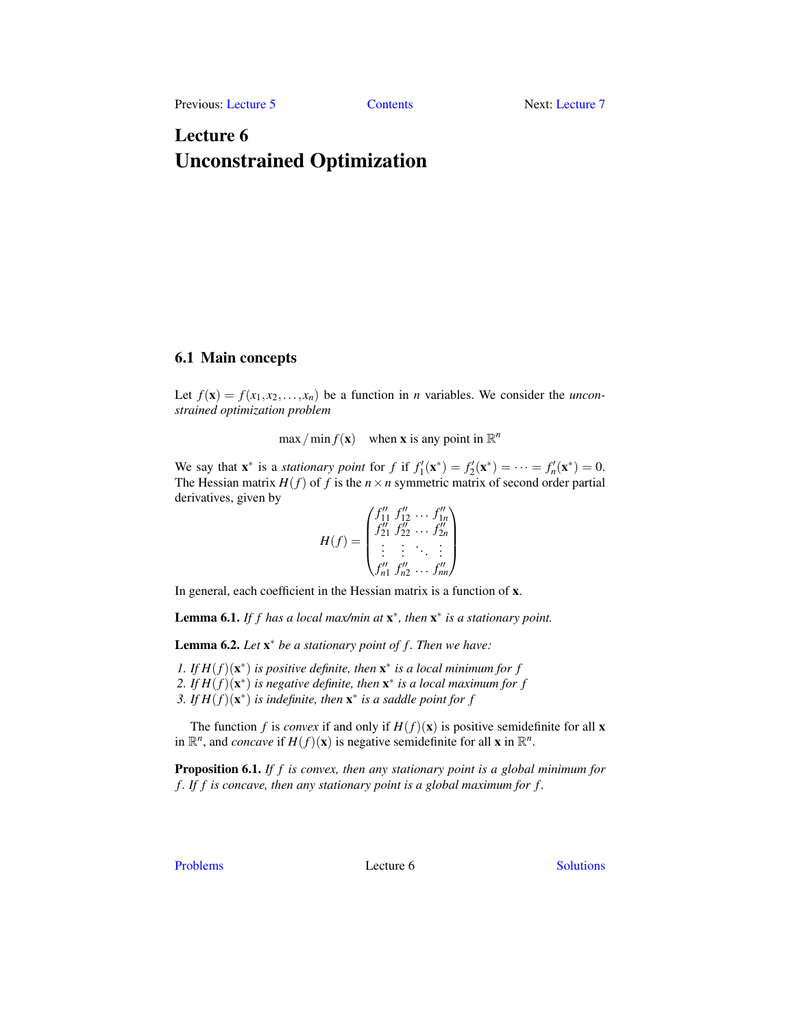# Lecture 6
# Unconstrained Optimization

## 6.1 Main concepts

Let $f(\mathbf{x}) = f(x_1, x_2, \dots, x_n)$ be a function in $n$ variables. We consider the *unconstrained optimization problem*

$$\max / \min f(\mathbf{x}) \quad \text{when } \mathbf{x} \text{ is any point in } \mathbb{R}^n$$

We say that $\mathbf{x}^*$ is a *stationary point* for $f$ if $f'_1(\mathbf{x}^*) = f'_2(\mathbf{x}^*) = \cdots = f'_n(\mathbf{x}^*) = 0$. The Hessian matrix $H(f)$ of $f$ is the $n \times n$ symmetric matrix of second order partial derivatives, given by

$$H(f) = \begin{pmatrix} f''_{11} & f''_{12} & \dots & f''_{1n} \\ f''_{21} & f''_{22} & \dots & f''_{2n} \\ \vdots & \vdots & \ddots & \vdots \\ f''_{n1} & f''_{n2} & \dots & f''_{nn} \end{pmatrix}$$

In general, each coefficient in the Hessian matrix is a function of $\mathbf{x}$.

**Lemma 6.1.** *If $f$ has a local max/min at $\mathbf{x}^*$, then $\mathbf{x}^*$ is a stationary point.*

**Lemma 6.2.** *Let $\mathbf{x}^*$ be a stationary point of $f$. Then we have:*

1. *If $H(f)(\mathbf{x}^*)$ is positive definite, then $\mathbf{x}^*$ is a local minimum for $f$*
2. *If $H(f)(\mathbf{x}^*)$ is negative definite, then $\mathbf{x}^*$ is a local maximum for $f$*
3. *If $H(f)(\mathbf{x}^*)$ is indefinite, then $\mathbf{x}^*$ is a saddle point for $f$*

The function $f$ is *convex* if and only if $H(f)(\mathbf{x})$ is positive semidefinite for all $\mathbf{x}$ in $\mathbb{R}^n$, and *concave* if $H(f)(\mathbf{x})$ is negative semidefinite for all $\mathbf{x}$ in $\mathbb{R}^n$.

**Proposition 6.1.** *If $f$ is convex, then any stationary point is a global minimum for $f$. If $f$ is concave, then any stationary point is a global maximum for $f$.*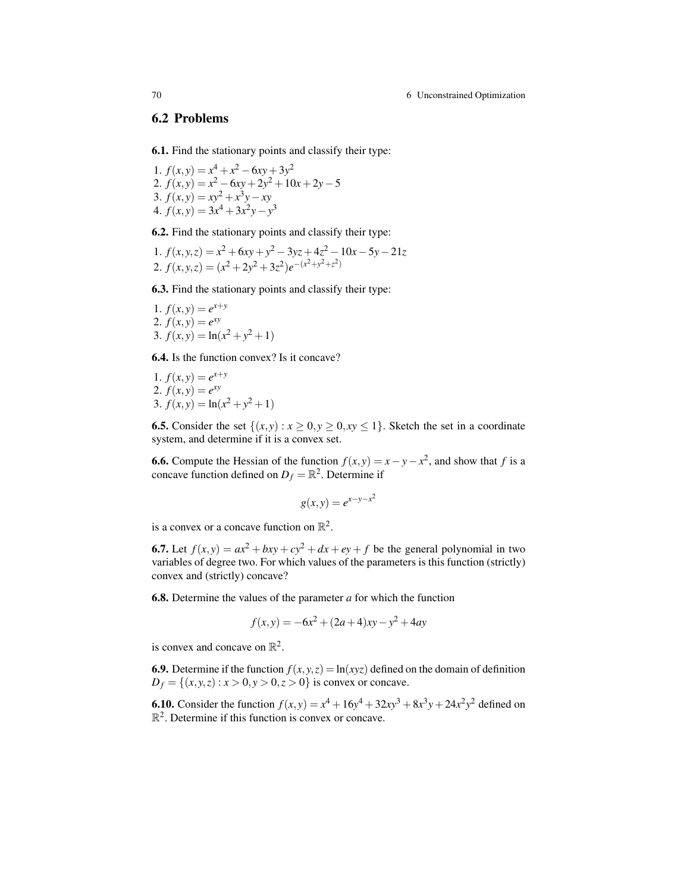## 6.2 Problems

**6.1.** Find the stationary points and classify their type:

1. $f(x,y) = x^4 + x^2 - 6xy + 3y^2$
2. $f(x,y) = x^2 - 6xy + 2y^2 + 10x + 2y - 5$
3. $f(x,y) = xy^2 + x^3y - xy$
4. $f(x,y) = 3x^4 + 3x^2y - y^3$

**6.2.** Find the stationary points and classify their type:

1. $f(x,y,z) = x^2 + 6xy + y^2 - 3yz + 4z^2 - 10x - 5y - 21z$
2. $f(x,y,z) = (x^2 + 2y^2 + 3z^2)e^{-(x^2+y^2+z^2)}$

**6.3.** Find the stationary points and classify their type:

1. $f(x,y) = e^{x+y}$
2. $f(x,y) = e^{xy}$
3. $f(x,y) = \ln(x^2 + y^2 + 1)$

**6.4.** Is the function convex? Is it concave?

1. $f(x,y) = e^{x+y}$
2. $f(x,y) = e^{xy}$
3. $f(x,y) = \ln(x^2 + y^2 + 1)$

**6.5.** Consider the set $\{(x,y) : x \geq 0, y \geq 0, xy \leq 1\}$. Sketch the set in a coordinate system, and determine if it is a convex set.

**6.6.** Compute the Hessian of the function $f(x,y) = x - y - x^2$, and show that $f$ is a concave function defined on $D_f = \mathbb{R}^2$. Determine if

$$g(x,y) = e^{x-y-x^2}$$

is a convex or a concave function on $\mathbb{R}^2$.

**6.7.** Let $f(x,y) = ax^2 + bxy + cy^2 + dx + ey + f$ be the general polynomial in two variables of degree two. For which values of the parameters is this function (strictly) convex and (strictly) concave?

**6.8.** Determine the values of the parameter $a$ for which the function

$$f(x,y) = -6x^2 + (2a+4)xy - y^2 + 4ay$$

is convex and concave on $\mathbb{R}^2$.

**6.9.** Determine if the function $f(x,y,z) = \ln(xyz)$ defined on the domain of definition $D_f = \{(x,y,z) : x > 0, y > 0, z > 0\}$ is convex or concave.

**6.10.** Consider the function $f(x,y) = x^4 + 16y^4 + 32xy^3 + 8x^3y + 24x^2y^2$ defined on $\mathbb{R}^2$. Determine if this function is convex or concave.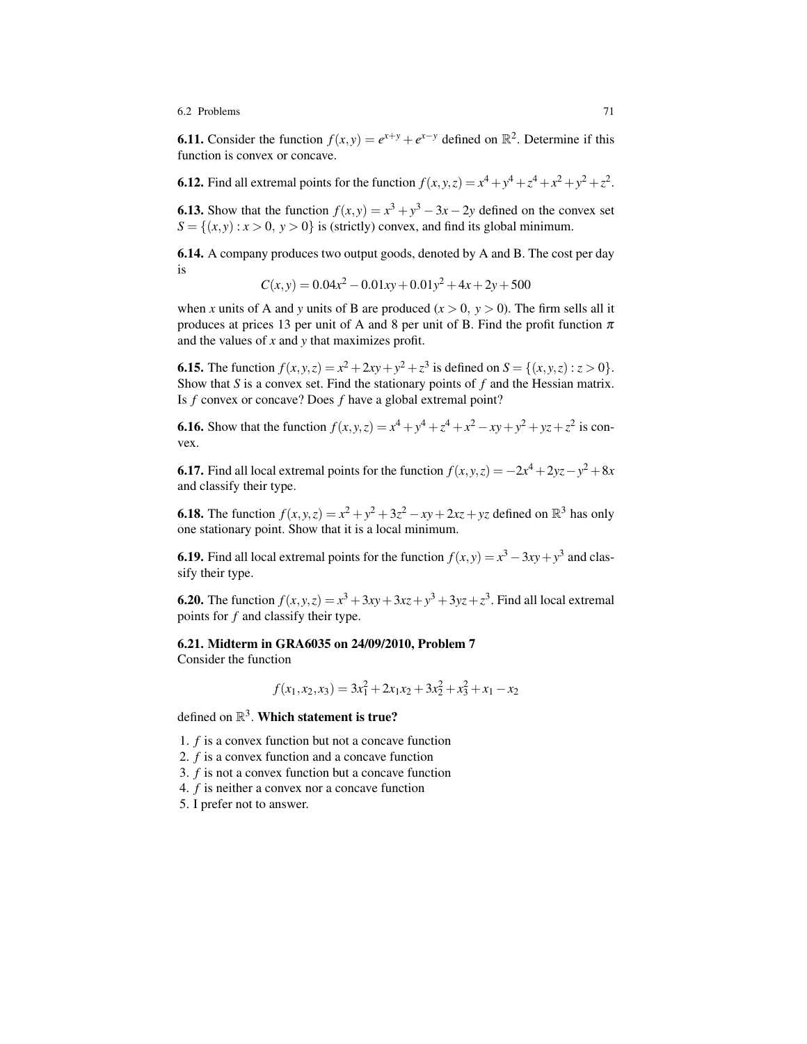**6.11.** Consider the function $f(x,y) = e^{x+y} + e^{x-y}$ defined on $\mathbb{R}^2$. Determine if this function is convex or concave.

**6.12.** Find all extremal points for the function $f(x,y,z) = x^4 + y^4 + z^4 + x^2 + y^2 + z^2$.

**6.13.** Show that the function $f(x,y) = x^3 + y^3 - 3x - 2y$ defined on the convex set $S = \{(x,y) : x > 0,\ y > 0\}$ is (strictly) convex, and find its global minimum.

**6.14.** A company produces two output goods, denoted by A and B. The cost per day is

$$C(x,y) = 0.04x^2 - 0.01xy + 0.01y^2 + 4x + 2y + 500$$

when $x$ units of A and $y$ units of B are produced ($x > 0,\ y > 0$). The firm sells all it produces at prices 13 per unit of A and 8 per unit of B. Find the profit function $\pi$ and the values of $x$ and $y$ that maximizes profit.

**6.15.** The function $f(x,y,z) = x^2 + 2xy + y^2 + z^3$ is defined on $S = \{(x,y,z) : z > 0\}$. Show that $S$ is a convex set. Find the stationary points of $f$ and the Hessian matrix. Is $f$ convex or concave? Does $f$ have a global extremal point?

**6.16.** Show that the function $f(x,y,z) = x^4 + y^4 + z^4 + x^2 - xy + y^2 + yz + z^2$ is convex.

**6.17.** Find all local extremal points for the function $f(x,y,z) = -2x^4 + 2yz - y^2 + 8x$ and classify their type.

**6.18.** The function $f(x,y,z) = x^2 + y^2 + 3z^2 - xy + 2xz + yz$ defined on $\mathbb{R}^3$ has only one stationary point. Show that it is a local minimum.

**6.19.** Find all local extremal points for the function $f(x,y) = x^3 - 3xy + y^3$ and classify their type.

**6.20.** The function $f(x,y,z) = x^3 + 3xy + 3xz + y^3 + 3yz + z^3$. Find all local extremal points for $f$ and classify their type.

**6.21. Midterm in GRA6035 on 24/09/2010, Problem 7**

Consider the function

$$f(x_1,x_2,x_3) = 3x_1^2 + 2x_1x_2 + 3x_2^2 + x_3^2 + x_1 - x_2$$

defined on $\mathbb{R}^3$. **Which statement is true?**

1. $f$ is a convex function but not a concave function
2. $f$ is a convex function and a concave function
3. $f$ is not a convex function but a concave function
4. $f$ is neither a convex nor a concave function
5. I prefer not to answer.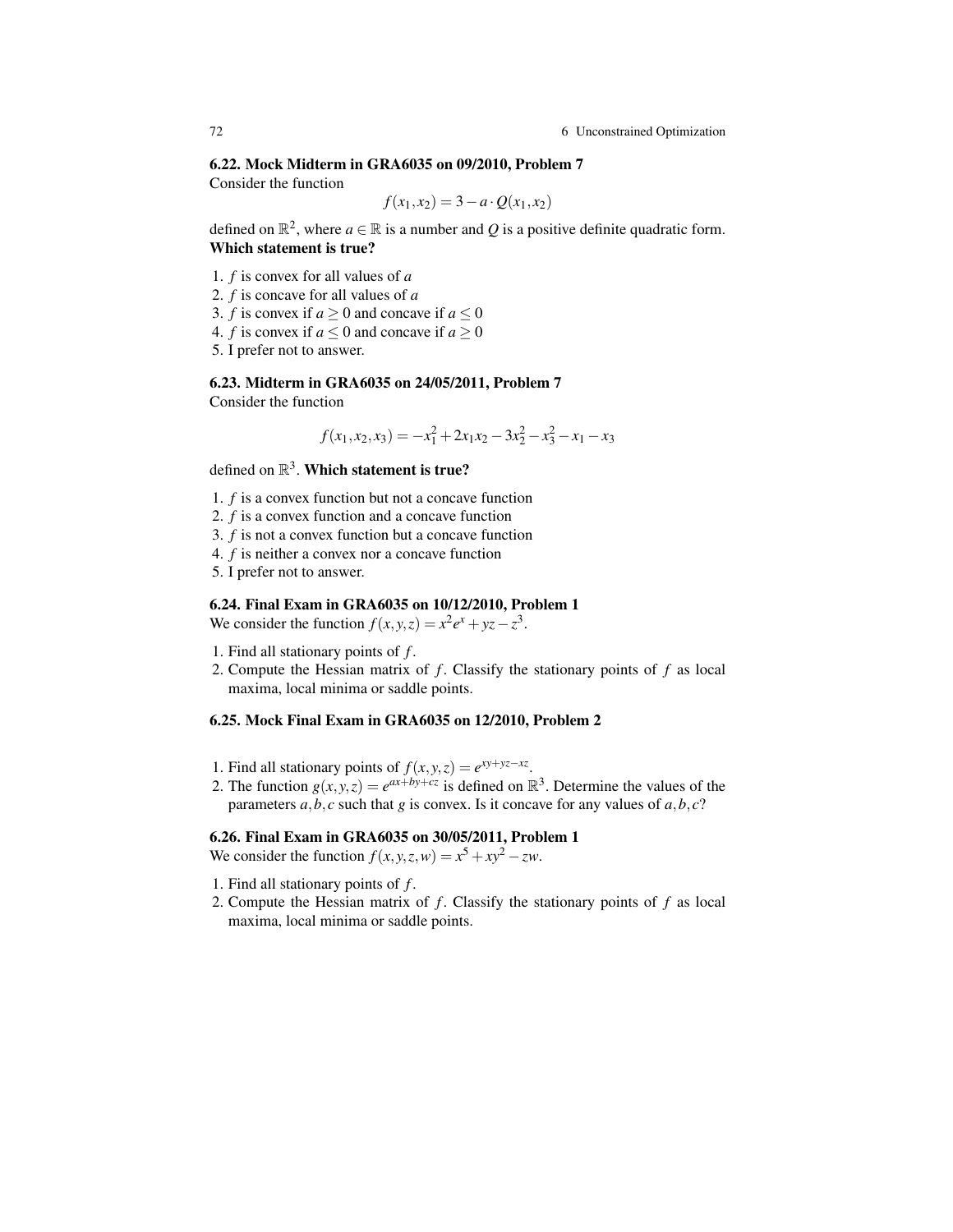### 6.22. Mock Midterm in GRA6035 on 09/2010, Problem 7

Consider the function

$$f(x_1, x_2) = 3 - a \cdot Q(x_1, x_2)$$

defined on $\mathbb{R}^2$, where $a \in \mathbb{R}$ is a number and $Q$ is a positive definite quadratic form. **Which statement is true?**

1. $f$ is convex for all values of $a$
2. $f$ is concave for all values of $a$
3. $f$ is convex if $a \geq 0$ and concave if $a \leq 0$
4. $f$ is convex if $a \leq 0$ and concave if $a \geq 0$
5. I prefer not to answer.

### 6.23. Midterm in GRA6035 on 24/05/2011, Problem 7

Consider the function

$$f(x_1, x_2, x_3) = -x_1^2 + 2x_1x_2 - 3x_2^2 - x_3^2 - x_1 - x_3$$

defined on $\mathbb{R}^3$. **Which statement is true?**

1. $f$ is a convex function but not a concave function
2. $f$ is a convex function and a concave function
3. $f$ is not a convex function but a concave function
4. $f$ is neither a convex nor a concave function
5. I prefer not to answer.

### 6.24. Final Exam in GRA6035 on 10/12/2010, Problem 1

We consider the function $f(x, y, z) = x^2e^x + yz - z^3$.

1. Find all stationary points of $f$.
2. Compute the Hessian matrix of $f$. Classify the stationary points of $f$ as local maxima, local minima or saddle points.

### 6.25. Mock Final Exam in GRA6035 on 12/2010, Problem 2

1. Find all stationary points of $f(x, y, z) = e^{xy+yz-xz}$.
2. The function $g(x, y, z) = e^{ax+by+cz}$ is defined on $\mathbb{R}^3$. Determine the values of the parameters $a, b, c$ such that $g$ is convex. Is it concave for any values of $a, b, c$?

### 6.26. Final Exam in GRA6035 on 30/05/2011, Problem 1

We consider the function $f(x, y, z, w) = x^5 + xy^2 - zw$.

1. Find all stationary points of $f$.
2. Compute the Hessian matrix of $f$. Classify the stationary points of $f$ as local maxima, local minima or saddle points.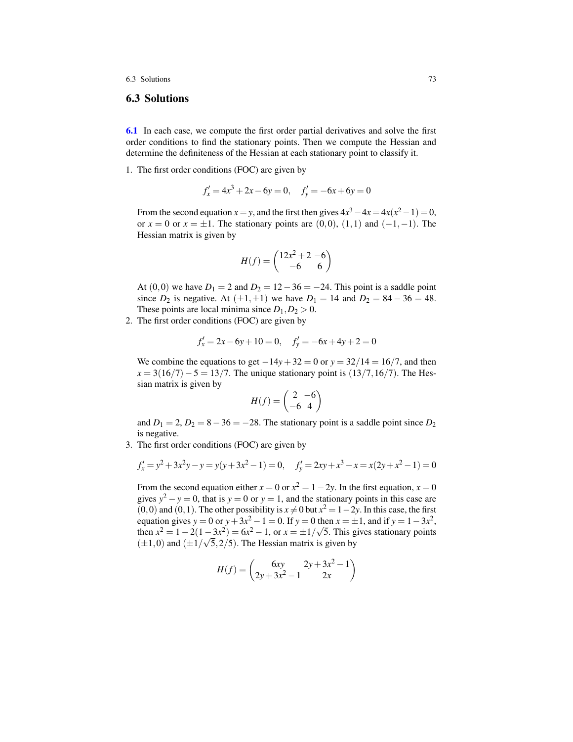## 6.3 Solutions

**6.1** In each case, we compute the first order partial derivatives and solve the first order conditions to find the stationary points. Then we compute the Hessian and determine the definiteness of the Hessian at each stationary point to classify it.

1. The first order conditions (FOC) are given by

$$f'_x = 4x^3 + 2x - 6y = 0, \quad f'_y = -6x + 6y = 0$$

From the second equation $x = y$, and the first then gives $4x^3 - 4x = 4x(x^2 - 1) = 0$, or $x = 0$ or $x = \pm 1$. The stationary points are $(0,0)$, $(1,1)$ and $(-1,-1)$. The Hessian matrix is given by

$$H(f) = \begin{pmatrix} 12x^2 + 2 & -6 \\ -6 & 6 \end{pmatrix}$$

At $(0,0)$ we have $D_1 = 2$ and $D_2 = 12 - 36 = -24$. This point is a saddle point since $D_2$ is negative. At $(\pm 1, \pm 1)$ we have $D_1 = 14$ and $D_2 = 84 - 36 = 48$. These points are local minima since $D_1, D_2 > 0$.

2. The first order conditions (FOC) are given by

$$f'_x = 2x - 6y + 10 = 0, \quad f'_y = -6x + 4y + 2 = 0$$

We combine the equations to get $-14y + 32 = 0$ or $y = 32/14 = 16/7$, and then $x = 3(16/7) - 5 = 13/7$. The unique stationary point is $(13/7, 16/7)$. The Hessian matrix is given by

$$H(f) = \begin{pmatrix} 2 & -6 \\ -6 & 4 \end{pmatrix}$$

and $D_1 = 2$, $D_2 = 8 - 36 = -28$. The stationary point is a saddle point since $D_2$ is negative.

3. The first order conditions (FOC) are given by

$$f'_x = y^2 + 3x^2y - y = y(y + 3x^2 - 1) = 0, \quad f'_y = 2xy + x^3 - x = x(2y + x^2 - 1) = 0$$

From the second equation either $x = 0$ or $x^2 = 1 - 2y$. In the first equation, $x = 0$ gives $y^2 - y = 0$, that is $y = 0$ or $y = 1$, and the stationary points in this case are $(0,0)$ and $(0,1)$. The other possibility is $x \neq 0$ but $x^2 = 1 - 2y$. In this case, the first equation gives $y = 0$ or $y + 3x^2 - 1 = 0$. If $y = 0$ then $x = \pm 1$, and if $y = 1 - 3x^2$, then $x^2 = 1 - 2(1 - 3x^2) = 6x^2 - 1$, or $x = \pm 1/\sqrt{5}$. This gives stationary points $(\pm 1, 0)$ and $(\pm 1/\sqrt{5}, 2/5)$. The Hessian matrix is given by

$$H(f) = \begin{pmatrix} 6xy & 2y + 3x^2 - 1 \\ 2y + 3x^2 - 1 & 2x \end{pmatrix}$$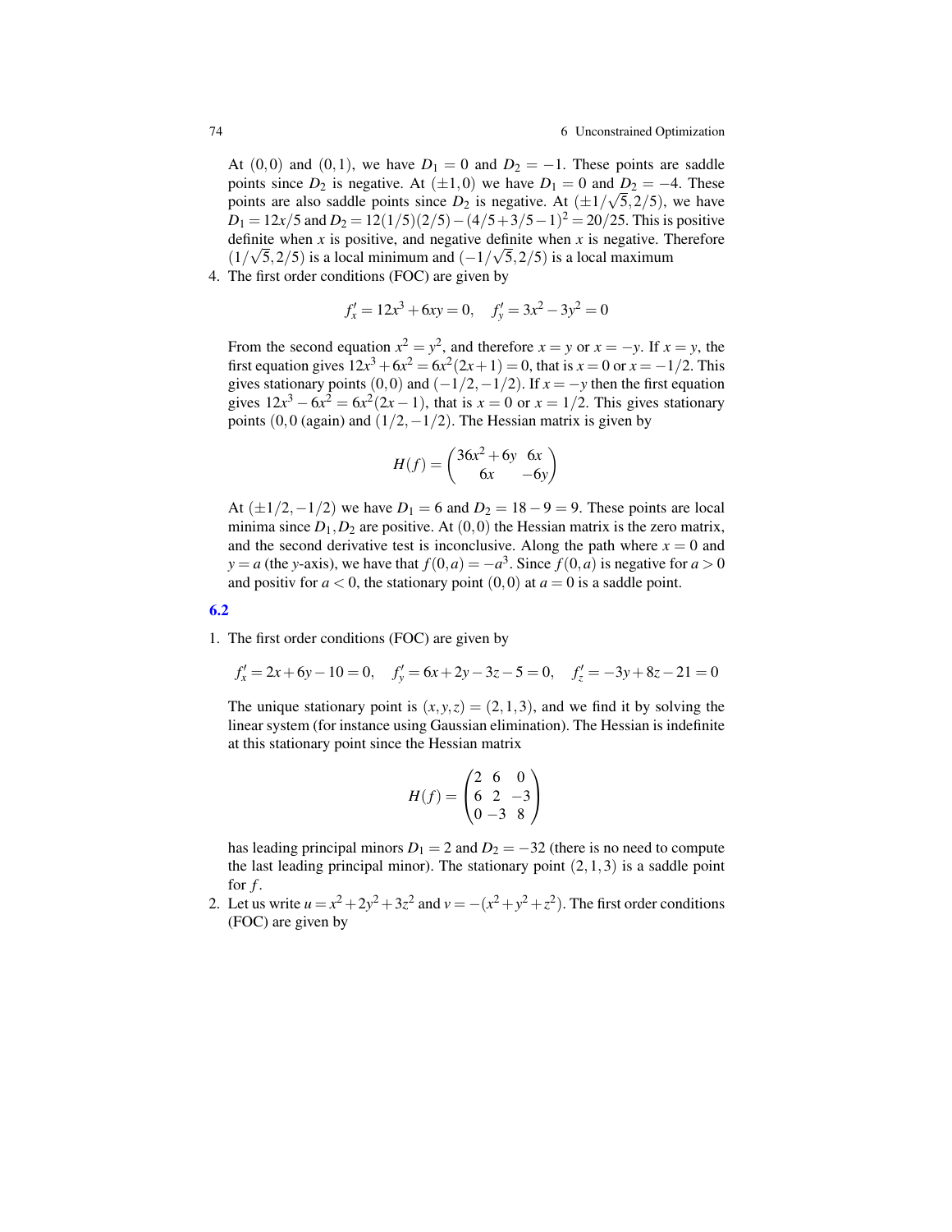At $(0,0)$ and $(0,1)$, we have $D_1 = 0$ and $D_2 = -1$. These points are saddle points since $D_2$ is negative. At $(\pm 1, 0)$ we have $D_1 = 0$ and $D_2 = -4$. These points are also saddle points since $D_2$ is negative. At $(\pm 1/\sqrt{5}, 2/5)$, we have $D_1 = 12x/5$ and $D_2 = 12(1/5)(2/5) - (4/5 + 3/5 - 1)^2 = 20/25$. This is positive definite when $x$ is positive, and negative definite when $x$ is negative. Therefore $(1/\sqrt{5}, 2/5)$ is a local minimum and $(-1/\sqrt{5}, 2/5)$ is a local maximum

4. The first order conditions (FOC) are given by

$$f'_x = 12x^3 + 6xy = 0, \quad f'_y = 3x^2 - 3y^2 = 0$$

From the second equation $x^2 = y^2$, and therefore $x = y$ or $x = -y$. If $x = y$, the first equation gives $12x^3 + 6x^2 = 6x^2(2x+1) = 0$, that is $x = 0$ or $x = -1/2$. This gives stationary points $(0,0)$ and $(-1/2, -1/2)$. If $x = -y$ then the first equation gives $12x^3 - 6x^2 = 6x^2(2x-1)$, that is $x = 0$ or $x = 1/2$. This gives stationary points $(0,0$ (again) and $(1/2, -1/2)$. The Hessian matrix is given by

$$H(f) = \begin{pmatrix} 36x^2 + 6y & 6x \\ 6x & -6y \end{pmatrix}$$

At $(\pm 1/2, -1/2)$ we have $D_1 = 6$ and $D_2 = 18 - 9 = 9$. These points are local minima since $D_1, D_2$ are positive. At $(0,0)$ the Hessian matrix is the zero matrix, and the second derivative test is inconclusive. Along the path where $x = 0$ and $y = a$ (the $y$-axis), we have that $f(0,a) = -a^3$. Since $f(0,a)$ is negative for $a > 0$ and positiv for $a < 0$, the stationary point $(0,0)$ at $a = 0$ is a saddle point.

## 6.2

1. The first order conditions (FOC) are given by

$$f'_x = 2x + 6y - 10 = 0, \quad f'_y = 6x + 2y - 3z - 5 = 0, \quad f'_z = -3y + 8z - 21 = 0$$

The unique stationary point is $(x,y,z) = (2,1,3)$, and we find it by solving the linear system (for instance using Gaussian elimination). The Hessian is indefinite at this stationary point since the Hessian matrix

$$H(f) = \begin{pmatrix} 2 & 6 & 0 \\ 6 & 2 & -3 \\ 0 & -3 & 8 \end{pmatrix}$$

has leading principal minors $D_1 = 2$ and $D_2 = -32$ (there is no need to compute the last leading principal minor). The stationary point $(2,1,3)$ is a saddle point for $f$.

2. Let us write $u = x^2 + 2y^2 + 3z^2$ and $v = -(x^2 + y^2 + z^2)$. The first order conditions (FOC) are given by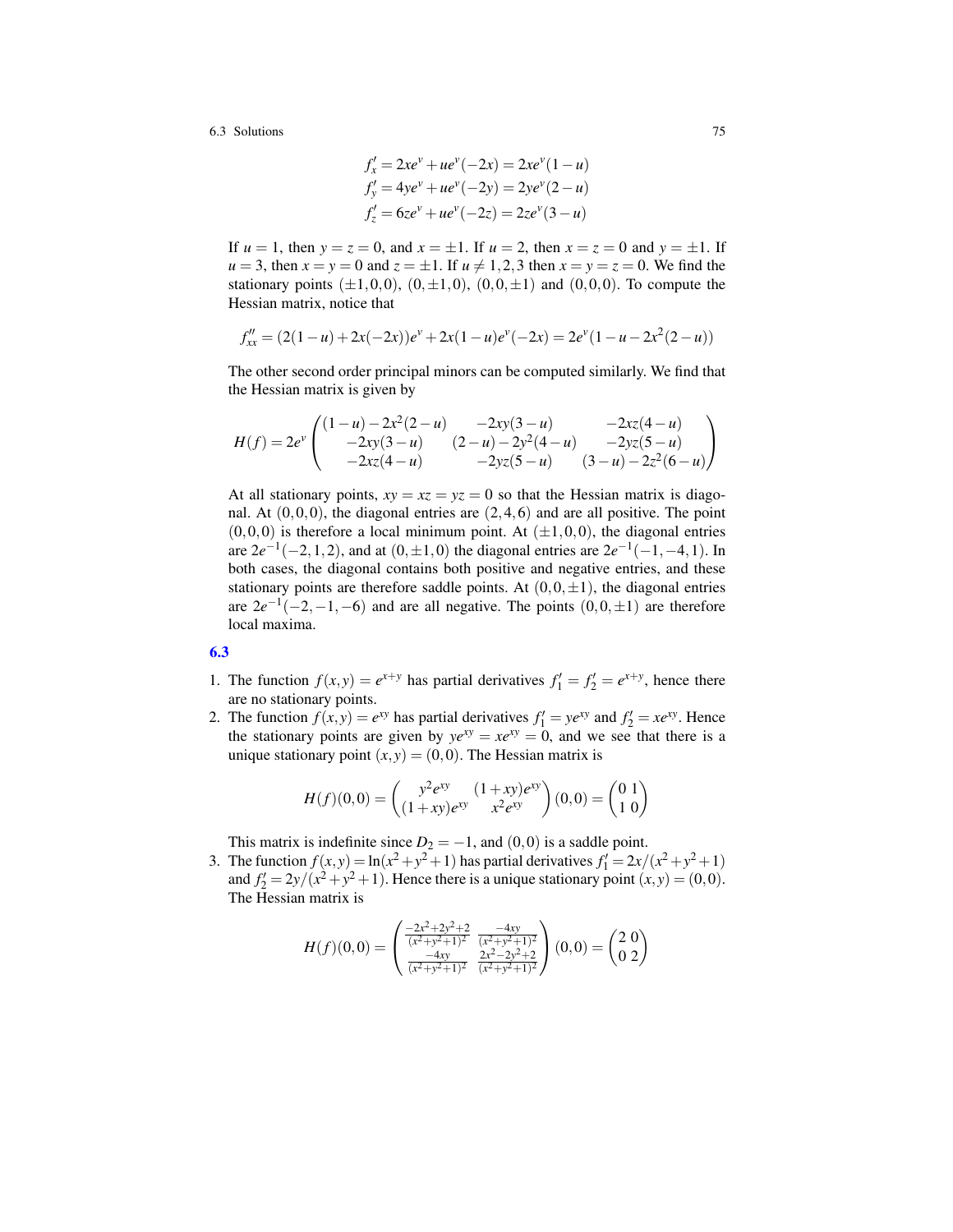$$
\begin{aligned}
f'_x &= 2xe^v + ue^v(-2x) = 2xe^v(1-u) \\
f'_y &= 4ye^v + ue^v(-2y) = 2ye^v(2-u) \\
f'_z &= 6ze^v + ue^v(-2z) = 2ze^v(3-u)
\end{aligned}
$$

If $u = 1$, then $y = z = 0$, and $x = \pm 1$. If $u = 2$, then $x = z = 0$ and $y = \pm 1$. If $u = 3$, then $x = y = 0$ and $z = \pm 1$. If $u \neq 1, 2, 3$ then $x = y = z = 0$. We find the stationary points $(\pm 1, 0, 0)$, $(0, \pm 1, 0)$, $(0, 0, \pm 1)$ and $(0, 0, 0)$. To compute the Hessian matrix, notice that

$$
f''_{xx} = (2(1-u) + 2x(-2x))e^v + 2x(1-u)e^v(-2x) = 2e^v(1 - u - 2x^2(2-u))
$$

The other second order principal minors can be computed similarly. We find that the Hessian matrix is given by

$$
H(f) = 2e^v \begin{pmatrix} (1-u) - 2x^2(2-u) & -2xy(3-u) & -2xz(4-u) \\ -2xy(3-u) & (2-u) - 2y^2(4-u) & -2yz(5-u) \\ -2xz(4-u) & -2yz(5-u) & (3-u) - 2z^2(6-u) \end{pmatrix}
$$

At all stationary points, $xy = xz = yz = 0$ so that the Hessian matrix is diagonal. At $(0,0,0)$, the diagonal entries are $(2,4,6)$ and are all positive. The point $(0,0,0)$ is therefore a local minimum point. At $(\pm 1, 0, 0)$, the diagonal entries are $2e^{-1}(-2, 1, 2)$, and at $(0, \pm 1, 0)$ the diagonal entries are $2e^{-1}(-1, -4, 1)$. In both cases, the diagonal contains both positive and negative entries, and these stationary points are therefore saddle points. At $(0, 0, \pm 1)$, the diagonal entries are $2e^{-1}(-2, -1, -6)$ and are all negative. The points $(0, 0, \pm 1)$ are therefore local maxima.

## 6.3

1. The function $f(x,y) = e^{x+y}$ has partial derivatives $f'_1 = f'_2 = e^{x+y}$, hence there are no stationary points.
2. The function $f(x,y) = e^{xy}$ has partial derivatives $f'_1 = ye^{xy}$ and $f'_2 = xe^{xy}$. Hence the stationary points are given by $ye^{xy} = xe^{xy} = 0$, and we see that there is a unique stationary point $(x,y) = (0,0)$. The Hessian matrix is

$$
H(f)(0,0) = \begin{pmatrix} y^2e^{xy} & (1+xy)e^{xy} \\ (1+xy)e^{xy} & x^2e^{xy} \end{pmatrix}(0,0) = \begin{pmatrix} 0 & 1 \\ 1 & 0 \end{pmatrix}
$$

   This matrix is indefinite since $D_2 = -1$, and $(0,0)$ is a saddle point.
3. The function $f(x,y) = \ln(x^2 + y^2 + 1)$ has partial derivatives $f'_1 = 2x/(x^2 + y^2 + 1)$ and $f'_2 = 2y/(x^2 + y^2 + 1)$. Hence there is a unique stationary point $(x,y) = (0,0)$. The Hessian matrix is

$$
H(f)(0,0) = \begin{pmatrix} \frac{-2x^2+2y^2+2}{(x^2+y^2+1)^2} & \frac{-4xy}{(x^2+y^2+1)^2} \\ \frac{-4xy}{(x^2+y^2+1)^2} & \frac{2x^2-2y^2+2}{(x^2+y^2+1)^2} \end{pmatrix}(0,0) = \begin{pmatrix} 2 & 0 \\ 0 & 2 \end{pmatrix}
$$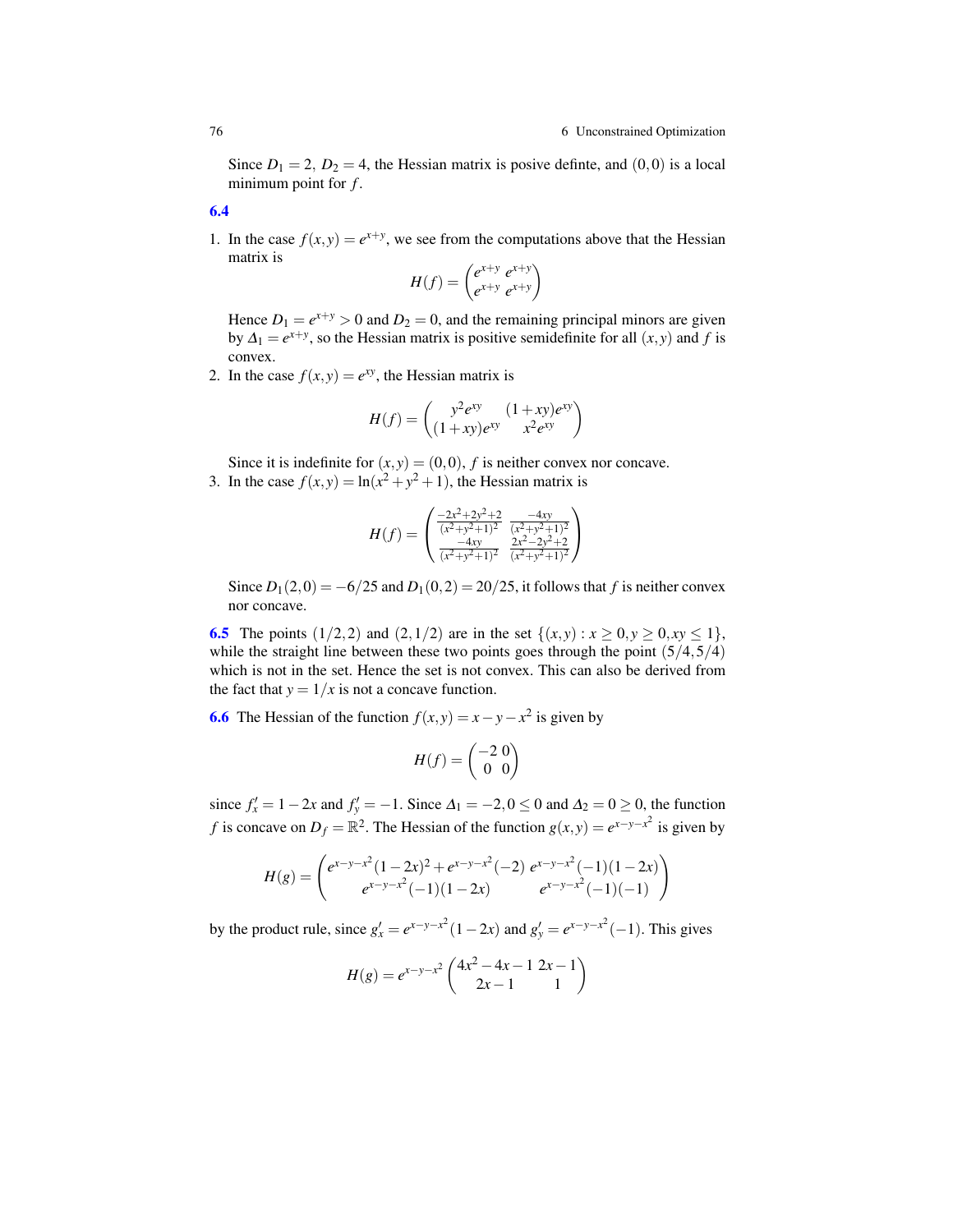Since $D_1 = 2,\ D_2 = 4$, the Hessian matrix is posive definte, and $(0,0)$ is a local minimum point for $f$.

**6.4**

1. In the case $f(x,y) = e^{x+y}$, we see from the computations above that the Hessian matrix is
$$H(f) = \begin{pmatrix} e^{x+y} & e^{x+y} \\ e^{x+y} & e^{x+y} \end{pmatrix}$$
Hence $D_1 = e^{x+y} > 0$ and $D_2 = 0$, and the remaining principal minors are given by $\Delta_1 = e^{x+y}$, so the Hessian matrix is positive semidefinite for all $(x,y)$ and $f$ is convex.
2. In the case $f(x,y) = e^{xy}$, the Hessian matrix is
$$H(f) = \begin{pmatrix} y^2 e^{xy} & (1+xy)e^{xy} \\ (1+xy)e^{xy} & x^2 e^{xy} \end{pmatrix}$$
Since it is indefinite for $(x,y) = (0,0)$, $f$ is neither convex nor concave.
3. In the case $f(x,y) = \ln(x^2 + y^2 + 1)$, the Hessian matrix is
$$H(f) = \begin{pmatrix} \frac{-2x^2+2y^2+2}{(x^2+y^2+1)^2} & \frac{-4xy}{(x^2+y^2+1)^2} \\ \frac{-4xy}{(x^2+y^2+1)^2} & \frac{2x^2-2y^2+2}{(x^2+y^2+1)^2} \end{pmatrix}$$
Since $D_1(2,0) = -6/25$ and $D_1(0,2) = 20/25$, it follows that $f$ is neither convex nor concave.

**6.5** The points $(1/2, 2)$ and $(2, 1/2)$ are in the set $\{(x,y) : x \geq 0, y \geq 0, xy \leq 1\}$, while the straight line between these two points goes through the point $(5/4, 5/4)$ which is not in the set. Hence the set is not convex. This can also be derived from the fact that $y = 1/x$ is not a concave function.

**6.6** The Hessian of the function $f(x,y) = x - y - x^2$ is given by
$$H(f) = \begin{pmatrix} -2 & 0 \\ 0 & 0 \end{pmatrix}$$
since $f'_x = 1 - 2x$ and $f'_y = -1$. Since $\Delta_1 = -2, 0 \leq 0$ and $\Delta_2 = 0 \geq 0$, the function $f$ is concave on $D_f = \mathbb{R}^2$. The Hessian of the function $g(x,y) = e^{x-y-x^2}$ is given by
$$H(g) = \begin{pmatrix} e^{x-y-x^2}(1-2x)^2 + e^{x-y-x^2}(-2) & e^{x-y-x^2}(-1)(1-2x) \\ e^{x-y-x^2}(-1)(1-2x) & e^{x-y-x^2}(-1)(-1) \end{pmatrix}$$
by the product rule, since $g'_x = e^{x-y-x^2}(1-2x)$ and $g'_y = e^{x-y-x^2}(-1)$. This gives
$$H(g) = e^{x-y-x^2} \begin{pmatrix} 4x^2 - 4x - 1 & 2x - 1 \\ 2x - 1 & 1 \end{pmatrix}$$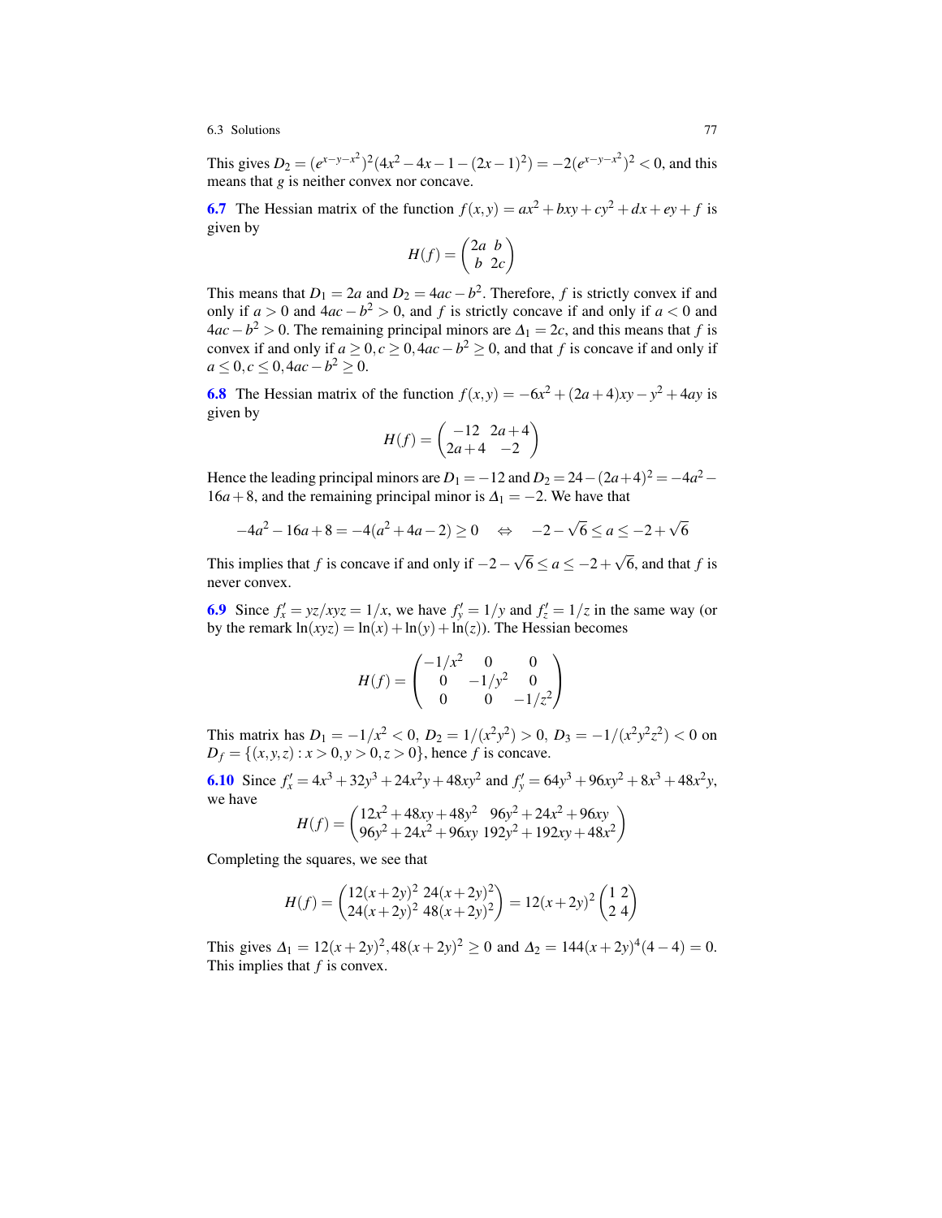This gives $D_2 = (e^{x-y-x^2})^2(4x^2 - 4x - 1 - (2x-1)^2) = -2(e^{x-y-x^2})^2 < 0$, and this means that $g$ is neither convex nor concave.

**6.7** The Hessian matrix of the function $f(x,y) = ax^2 + bxy + cy^2 + dx + ey + f$ is given by

$$H(f) = \begin{pmatrix} 2a & b \\ b & 2c \end{pmatrix}$$

This means that $D_1 = 2a$ and $D_2 = 4ac - b^2$. Therefore, $f$ is strictly convex if and only if $a > 0$ and $4ac - b^2 > 0$, and $f$ is strictly concave if and only if $a < 0$ and $4ac - b^2 > 0$. The remaining principal minors are $\Delta_1 = 2c$, and this means that $f$ is convex if and only if $a \geq 0, c \geq 0, 4ac - b^2 \geq 0$, and that $f$ is concave if and only if $a \leq 0, c \leq 0, 4ac - b^2 \geq 0$.

**6.8** The Hessian matrix of the function $f(x,y) = -6x^2 + (2a+4)xy - y^2 + 4ay$ is given by

$$H(f) = \begin{pmatrix} -12 & 2a+4 \\ 2a+4 & -2 \end{pmatrix}$$

Hence the leading principal minors are $D_1 = -12$ and $D_2 = 24 - (2a+4)^2 = -4a^2 - 16a + 8$, and the remaining principal minor is $\Delta_1 = -2$. We have that

$$-4a^2 - 16a + 8 = -4(a^2 + 4a - 2) \geq 0 \quad \Leftrightarrow \quad -2 - \sqrt{6} \leq a \leq -2 + \sqrt{6}$$

This implies that $f$ is concave if and only if $-2 - \sqrt{6} \leq a \leq -2 + \sqrt{6}$, and that $f$ is never convex.

**6.9** Since $f'_x = yz/xyz = 1/x$, we have $f'_y = 1/y$ and $f'_z = 1/z$ in the same way (or by the remark $\ln(xyz) = \ln(x) + \ln(y) + \ln(z)$). The Hessian becomes

$$H(f) = \begin{pmatrix} -1/x^2 & 0 & 0 \\ 0 & -1/y^2 & 0 \\ 0 & 0 & -1/z^2 \end{pmatrix}$$

This matrix has $D_1 = -1/x^2 < 0$, $D_2 = 1/(x^2y^2) > 0$, $D_3 = -1/(x^2y^2z^2) < 0$ on $D_f = \{(x,y,z) : x > 0, y > 0, z > 0\}$, hence $f$ is concave.

**6.10** Since $f'_x = 4x^3 + 32y^3 + 24x^2y + 48xy^2$ and $f'_y = 64y^3 + 96xy^2 + 8x^3 + 48x^2y$, we have

$$H(f) = \begin{pmatrix} 12x^2 + 48xy + 48y^2 & 96y^2 + 24x^2 + 96xy \\ 96y^2 + 24x^2 + 96xy & 192y^2 + 192xy + 48x^2 \end{pmatrix}$$

Completing the squares, we see that

$$H(f) = \begin{pmatrix} 12(x+2y)^2 & 24(x+2y)^2 \\ 24(x+2y)^2 & 48(x+2y)^2 \end{pmatrix} = 12(x+2y)^2 \begin{pmatrix} 1 & 2 \\ 2 & 4 \end{pmatrix}$$

This gives $\Delta_1 = 12(x+2y)^2, 48(x+2y)^2 \geq 0$ and $\Delta_2 = 144(x+2y)^4(4-4) = 0$. This implies that $f$ is convex.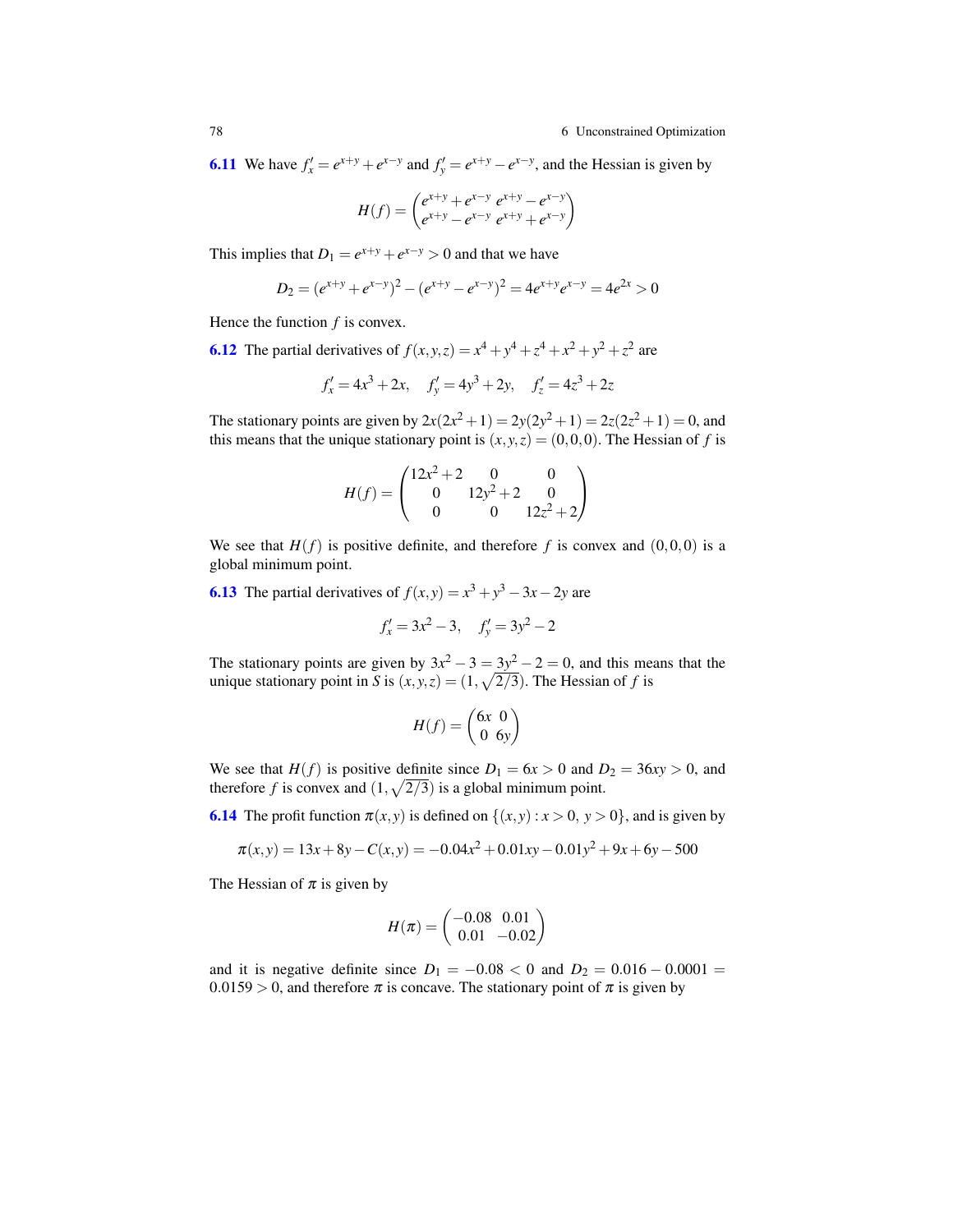**6.11** We have $f'_x = e^{x+y} + e^{x-y}$ and $f'_y = e^{x+y} - e^{x-y}$, and the Hessian is given by

$$H(f) = \begin{pmatrix} e^{x+y} + e^{x-y} & e^{x+y} - e^{x-y} \\ e^{x+y} - e^{x-y} & e^{x+y} + e^{x-y} \end{pmatrix}$$

This implies that $D_1 = e^{x+y} + e^{x-y} > 0$ and that we have

$$D_2 = (e^{x+y} + e^{x-y})^2 - (e^{x+y} - e^{x-y})^2 = 4e^{x+y}e^{x-y} = 4e^{2x} > 0$$

Hence the function $f$ is convex.

**6.12** The partial derivatives of $f(x,y,z) = x^4 + y^4 + z^4 + x^2 + y^2 + z^2$ are

$$f'_x = 4x^3 + 2x, \quad f'_y = 4y^3 + 2y, \quad f'_z = 4z^3 + 2z$$

The stationary points are given by $2x(2x^2+1) = 2y(2y^2+1) = 2z(2z^2+1) = 0$, and this means that the unique stationary point is $(x,y,z) = (0,0,0)$. The Hessian of $f$ is

$$H(f) = \begin{pmatrix} 12x^2 + 2 & 0 & 0 \\ 0 & 12y^2 + 2 & 0 \\ 0 & 0 & 12z^2 + 2 \end{pmatrix}$$

We see that $H(f)$ is positive definite, and therefore $f$ is convex and $(0,0,0)$ is a global minimum point.

**6.13** The partial derivatives of $f(x,y) = x^3 + y^3 - 3x - 2y$ are

$$f'_x = 3x^2 - 3, \quad f'_y = 3y^2 - 2$$

The stationary points are given by $3x^2 - 3 = 3y^2 - 2 = 0$, and this means that the unique stationary point in $S$ is $(x,y,z) = (1, \sqrt{2/3})$. The Hessian of $f$ is

$$H(f) = \begin{pmatrix} 6x & 0 \\ 0 & 6y \end{pmatrix}$$

We see that $H(f)$ is positive definite since $D_1 = 6x > 0$ and $D_2 = 36xy > 0$, and therefore $f$ is convex and $(1, \sqrt{2/3})$ is a global minimum point.

**6.14** The profit function $\pi(x,y)$ is defined on $\{(x,y) : x > 0,\ y > 0\}$, and is given by

$$\pi(x,y) = 13x + 8y - C(x,y) = -0.04x^2 + 0.01xy - 0.01y^2 + 9x + 6y - 500$$

The Hessian of $\pi$ is given by

$$H(\pi) = \begin{pmatrix} -0.08 & 0.01 \\ 0.01 & -0.02 \end{pmatrix}$$

and it is negative definite since $D_1 = -0.08 < 0$ and $D_2 = 0.016 - 0.0001 = 0.0159 > 0$, and therefore $\pi$ is concave. The stationary point of $\pi$ is given by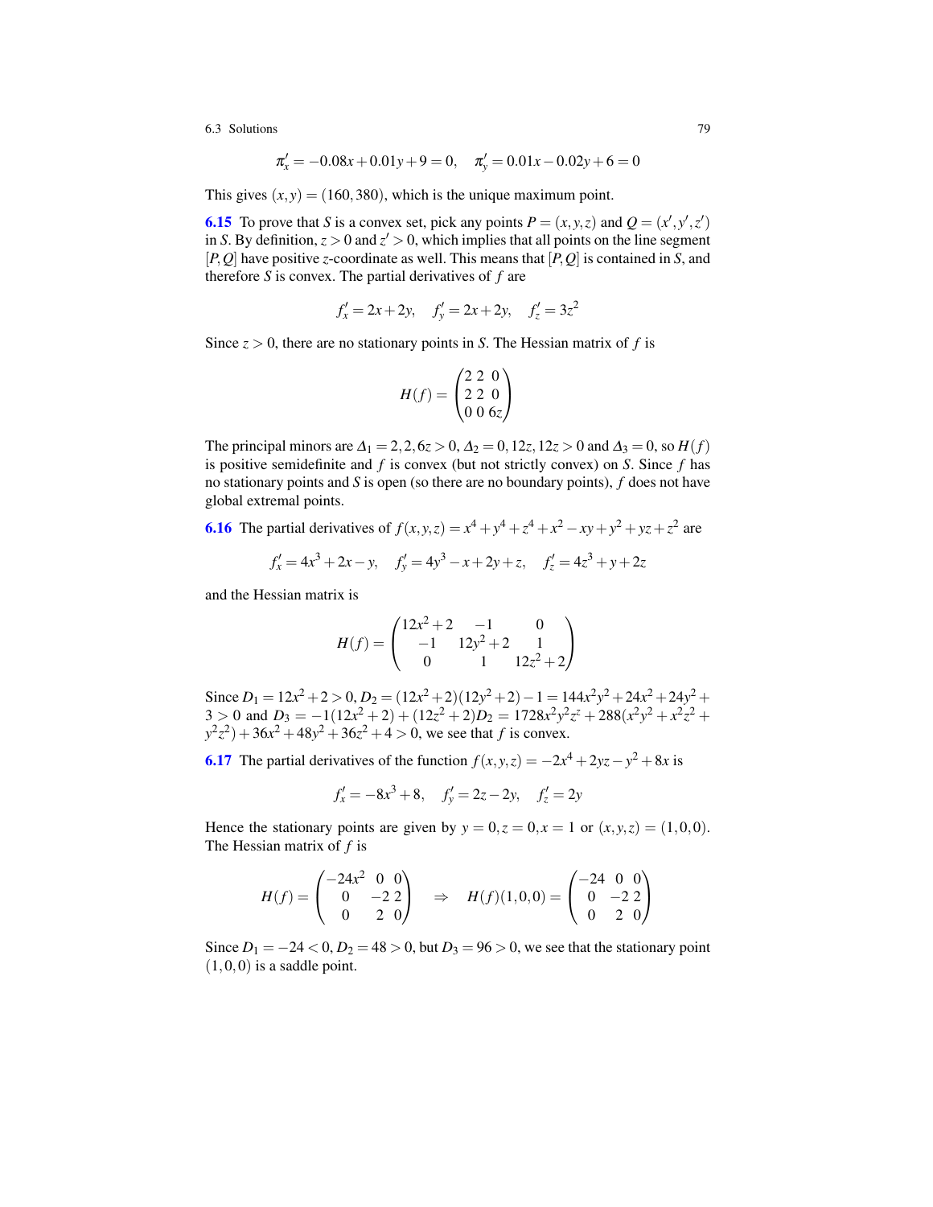$$\pi_x' = -0.08x + 0.01y + 9 = 0, \quad \pi_y' = 0.01x - 0.02y + 6 = 0$$

This gives $(x, y) = (160, 380)$, which is the unique maximum point.

**6.15** To prove that $S$ is a convex set, pick any points $P = (x, y, z)$ and $Q = (x', y', z')$ in $S$. By definition, $z > 0$ and $z' > 0$, which implies that all points on the line segment $[P, Q]$ have positive $z$-coordinate as well. This means that $[P, Q]$ is contained in $S$, and therefore $S$ is convex. The partial derivatives of $f$ are

$$f_x' = 2x + 2y, \quad f_y' = 2x + 2y, \quad f_z' = 3z^2$$

Since $z > 0$, there are no stationary points in $S$. The Hessian matrix of $f$ is

$$H(f) = \begin{pmatrix} 2 & 2 & 0 \\ 2 & 2 & 0 \\ 0 & 0 & 6z \end{pmatrix}$$

The principal minors are $\Delta_1 = 2, 2, 6z > 0$, $\Delta_2 = 0, 12z, 12z > 0$ and $\Delta_3 = 0$, so $H(f)$ is positive semidefinite and $f$ is convex (but not strictly convex) on $S$. Since $f$ has no stationary points and $S$ is open (so there are no boundary points), $f$ does not have global extremal points.

**6.16** The partial derivatives of $f(x, y, z) = x^4 + y^4 + z^4 + x^2 - xy + y^2 + yz + z^2$ are

$$f_x' = 4x^3 + 2x - y, \quad f_y' = 4y^3 - x + 2y + z, \quad f_z' = 4z^3 + y + 2z$$

and the Hessian matrix is

$$H(f) = \begin{pmatrix} 12x^2 + 2 & -1 & 0 \\ -1 & 12y^2 + 2 & 1 \\ 0 & 1 & 12z^2 + 2 \end{pmatrix}$$

Since $D_1 = 12x^2 + 2 > 0$, $D_2 = (12x^2 + 2)(12y^2 + 2) - 1 = 144x^2y^2 + 24x^2 + 24y^2 + 3 > 0$ and $D_3 = -1(12x^2 + 2) + (12z^2 + 2)D_2 = 1728x^2y^2z^z + 288(x^2y^2 + x^2z^2 + y^2z^2) + 36x^2 + 48y^2 + 36z^2 + 4 > 0$, we see that $f$ is convex.

**6.17** The partial derivatives of the function $f(x, y, z) = -2x^4 + 2yz - y^2 + 8x$ is

$$f_x' = -8x^3 + 8, \quad f_y' = 2z - 2y, \quad f_z' = 2y$$

Hence the stationary points are given by $y = 0, z = 0, x = 1$ or $(x, y, z) = (1, 0, 0)$. The Hessian matrix of $f$ is

$$H(f) = \begin{pmatrix} -24x^2 & 0 & 0 \\ 0 & -2 & 2 \\ 0 & 2 & 0 \end{pmatrix} \quad \Rightarrow \quad H(f)(1, 0, 0) = \begin{pmatrix} -24 & 0 & 0 \\ 0 & -2 & 2 \\ 0 & 2 & 0 \end{pmatrix}$$

Since $D_1 = -24 < 0$, $D_2 = 48 > 0$, but $D_3 = 96 > 0$, we see that the stationary point $(1, 0, 0)$ is a saddle point.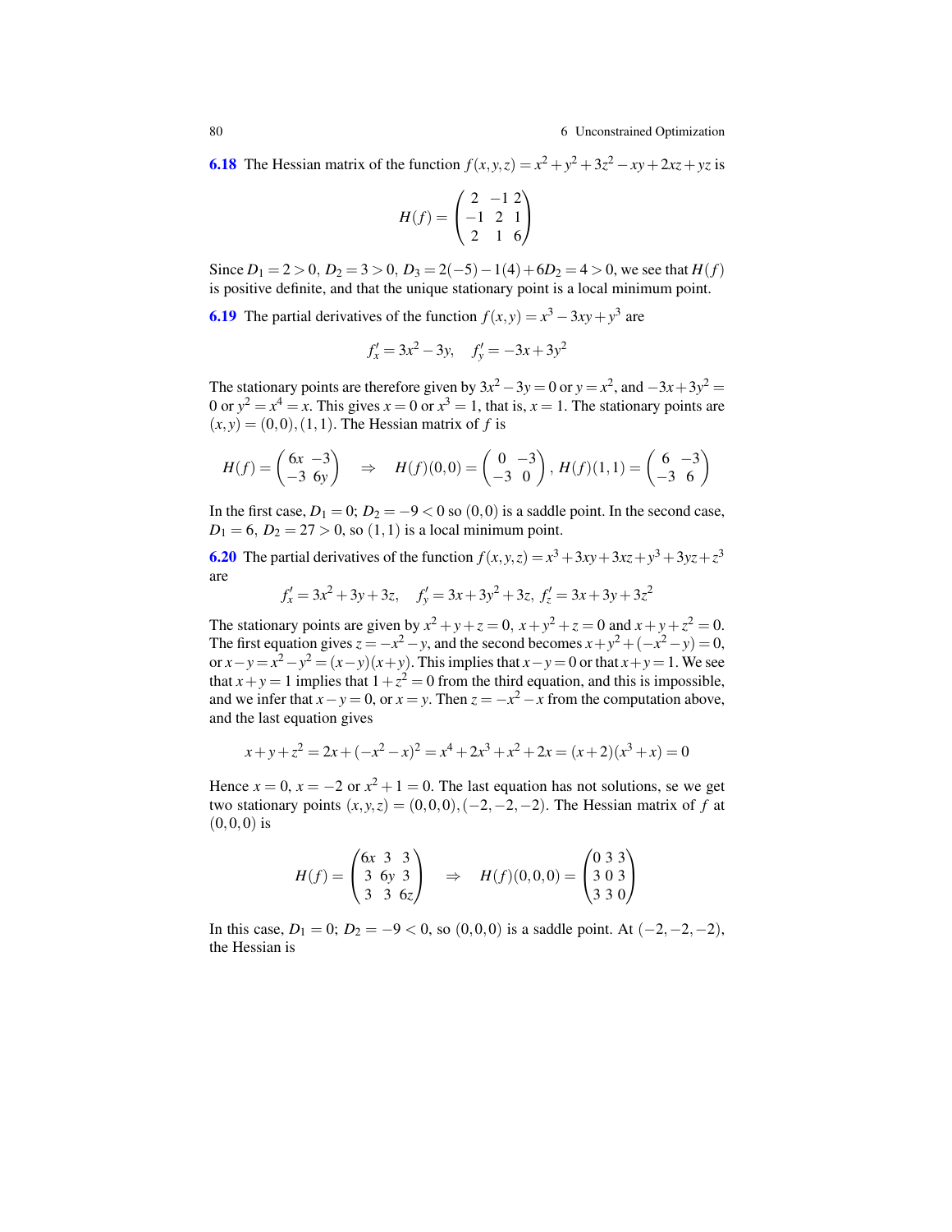**6.18** The Hessian matrix of the function $f(x,y,z) = x^2 + y^2 + 3z^2 - xy + 2xz + yz$ is

$$H(f) = \begin{pmatrix} 2 & -1 & 2 \\ -1 & 2 & 1 \\ 2 & 1 & 6 \end{pmatrix}$$

Since $D_1 = 2 > 0$, $D_2 = 3 > 0$, $D_3 = 2(-5) - 1(4) + 6D_2 = 4 > 0$, we see that $H(f)$ is positive definite, and that the unique stationary point is a local minimum point.

**6.19** The partial derivatives of the function $f(x,y) = x^3 - 3xy + y^3$ are

$$f'_x = 3x^2 - 3y, \quad f'_y = -3x + 3y^2$$

The stationary points are therefore given by $3x^2 - 3y = 0$ or $y = x^2$, and $-3x + 3y^2 = 0$ or $y^2 = x^4 = x$. This gives $x = 0$ or $x^3 = 1$, that is, $x = 1$. The stationary points are $(x,y) = (0,0), (1,1)$. The Hessian matrix of $f$ is

$$H(f) = \begin{pmatrix} 6x & -3 \\ -3 & 6y \end{pmatrix} \quad \Rightarrow \quad H(f)(0,0) = \begin{pmatrix} 0 & -3 \\ -3 & 0 \end{pmatrix}, \; H(f)(1,1) = \begin{pmatrix} 6 & -3 \\ -3 & 6 \end{pmatrix}$$

In the first case, $D_1 = 0$; $D_2 = -9 < 0$ so $(0,0)$ is a saddle point. In the second case, $D_1 = 6$, $D_2 = 27 > 0$, so $(1,1)$ is a local minimum point.

**6.20** The partial derivatives of the function $f(x,y,z) = x^3 + 3xy + 3xz + y^3 + 3yz + z^3$ are

$$f'_x = 3x^2 + 3y + 3z, \quad f'_y = 3x + 3y^2 + 3z, \; f'_z = 3x + 3y + 3z^2$$

The stationary points are given by $x^2 + y + z = 0$, $x + y^2 + z = 0$ and $x + y + z^2 = 0$. The first equation gives $z = -x^2 - y$, and the second becomes $x + y^2 + (-x^2 - y) = 0$, or $x - y = x^2 - y^2 = (x-y)(x+y)$. This implies that $x - y = 0$ or that $x + y = 1$. We see that $x + y = 1$ implies that $1 + z^2 = 0$ from the third equation, and this is impossible, and we infer that $x - y = 0$, or $x = y$. Then $z = -x^2 - x$ from the computation above, and the last equation gives

$$x + y + z^2 = 2x + (-x^2 - x)^2 = x^4 + 2x^3 + x^2 + 2x = (x+2)(x^3 + x) = 0$$

Hence $x = 0$, $x = -2$ or $x^2 + 1 = 0$. The last equation has not solutions, se we get two stationary points $(x,y,z) = (0,0,0), (-2,-2,-2)$. The Hessian matrix of $f$ at $(0,0,0)$ is

$$H(f) = \begin{pmatrix} 6x & 3 & 3 \\ 3 & 6y & 3 \\ 3 & 3 & 6z \end{pmatrix} \quad \Rightarrow \quad H(f)(0,0,0) = \begin{pmatrix} 0 & 3 & 3 \\ 3 & 0 & 3 \\ 3 & 3 & 0 \end{pmatrix}$$

In this case, $D_1 = 0$; $D_2 = -9 < 0$, so $(0,0,0)$ is a saddle point. At $(-2,-2,-2)$, the Hessian is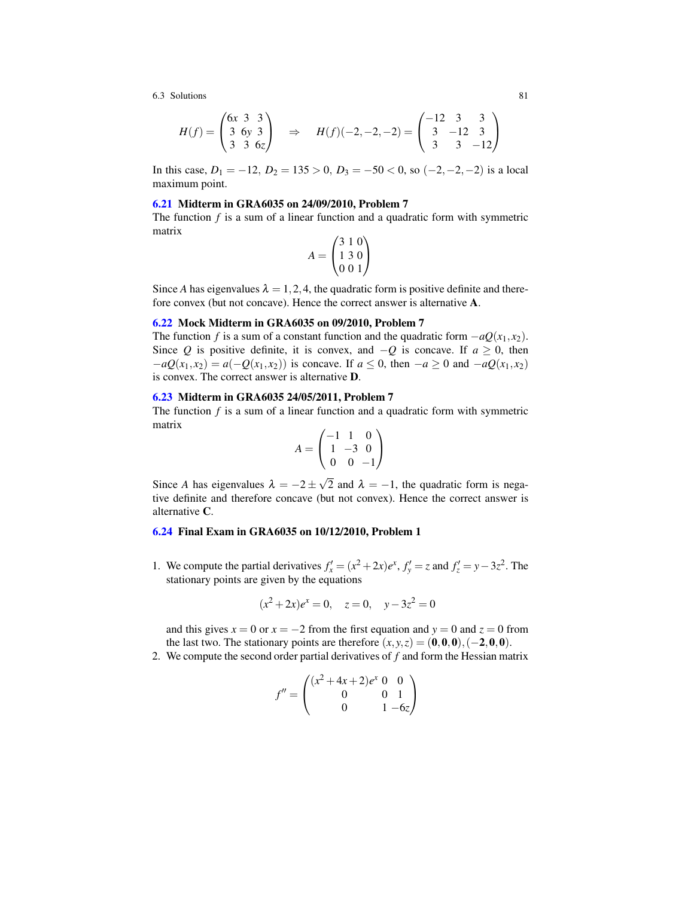$$H(f) = \begin{pmatrix} 6x & 3 & 3 \\ 3 & 6y & 3 \\ 3 & 3 & 6z \end{pmatrix} \quad \Rightarrow \quad H(f)(-2,-2,-2) = \begin{pmatrix} -12 & 3 & 3 \\ 3 & -12 & 3 \\ 3 & 3 & -12 \end{pmatrix}$$

In this case, $D_1 = -12$, $D_2 = 135 > 0$, $D_3 = -50 < 0$, so $(-2,-2,-2)$ is a local maximum point.

### 6.21 Midterm in GRA6035 on 24/09/2010, Problem 7

The function $f$ is a sum of a linear function and a quadratic form with symmetric matrix

$$A = \begin{pmatrix} 3 & 1 & 0 \\ 1 & 3 & 0 \\ 0 & 0 & 1 \end{pmatrix}$$

Since $A$ has eigenvalues $\lambda = 1, 2, 4$, the quadratic form is positive definite and therefore convex (but not concave). Hence the correct answer is alternative **A**.

### 6.22 Mock Midterm in GRA6035 on 09/2010, Problem 7

The function $f$ is a sum of a constant function and the quadratic form $-aQ(x_1, x_2)$. Since $Q$ is positive definite, it is convex, and $-Q$ is concave. If $a \geq 0$, then $-aQ(x_1,x_2) = a(-Q(x_1,x_2))$ is concave. If $a \leq 0$, then $-a \geq 0$ and $-aQ(x_1,x_2)$ is convex. The correct answer is alternative **D**.

### 6.23 Midterm in GRA6035 24/05/2011, Problem 7

The function $f$ is a sum of a linear function and a quadratic form with symmetric matrix

$$A = \begin{pmatrix} -1 & 1 & 0 \\ 1 & -3 & 0 \\ 0 & 0 & -1 \end{pmatrix}$$

Since $A$ has eigenvalues $\lambda = -2 \pm \sqrt{2}$ and $\lambda = -1$, the quadratic form is negative definite and therefore concave (but not convex). Hence the correct answer is alternative **C**.

### 6.24 Final Exam in GRA6035 on 10/12/2010, Problem 1

1. We compute the partial derivatives $f'_x = (x^2 + 2x)e^x$, $f'_y = z$ and $f'_z = y - 3z^2$. The stationary points are given by the equations

$$(x^2 + 2x)e^x = 0, \quad z = 0, \quad y - 3z^2 = 0$$

and this gives $x = 0$ or $x = -2$ from the first equation and $y = 0$ and $z = 0$ from the last two. The stationary points are therefore $(x,y,z) = (\mathbf{0},\mathbf{0},\mathbf{0}), (\mathbf{-2},\mathbf{0},\mathbf{0})$.

2. We compute the second order partial derivatives of $f$ and form the Hessian matrix

$$f'' = \begin{pmatrix} (x^2 + 4x + 2)e^x & 0 & 0 \\ 0 & 0 & 1 \\ 0 & 1 & -6z \end{pmatrix}$$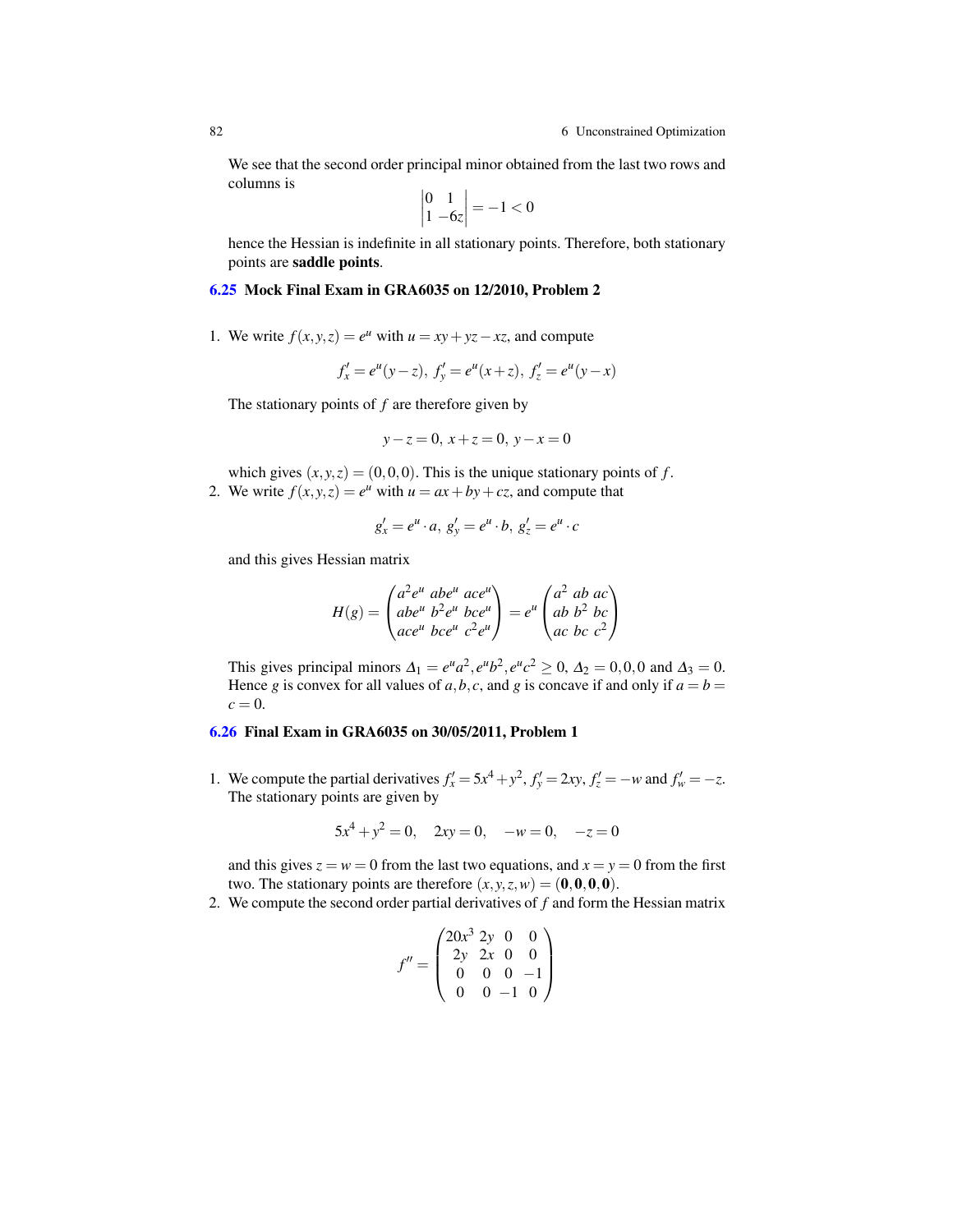We see that the second order principal minor obtained from the last two rows and columns is

$$\begin{vmatrix} 0 & 1 \\ 1 & -6z \end{vmatrix} = -1 < 0$$

hence the Hessian is indefinite in all stationary points. Therefore, both stationary points are **saddle points**.

### 6.25 Mock Final Exam in GRA6035 on 12/2010, Problem 2

1. We write $f(x,y,z) = e^u$ with $u = xy + yz - xz$, and compute

$$f'_x = e^u(y-z),\ f'_y = e^u(x+z),\ f'_z = e^u(y-x)$$

The stationary points of $f$ are therefore given by

$$y - z = 0,\ x + z = 0,\ y - x = 0$$

which gives $(x,y,z) = (0,0,0)$. This is the unique stationary points of $f$.

2. We write $f(x,y,z) = e^u$ with $u = ax + by + cz$, and compute that

$$g'_x = e^u \cdot a,\ g'_y = e^u \cdot b,\ g'_z = e^u \cdot c$$

and this gives Hessian matrix

$$H(g) = \begin{pmatrix} a^2e^u & abe^u & ace^u \\ abe^u & b^2e^u & bce^u \\ ace^u & bce^u & c^2e^u \end{pmatrix} = e^u \begin{pmatrix} a^2 & ab & ac \\ ab & b^2 & bc \\ ac & bc & c^2 \end{pmatrix}$$

This gives principal minors $\Delta_1 = e^u a^2, e^u b^2, e^u c^2 \geq 0$, $\Delta_2 = 0,0,0$ and $\Delta_3 = 0$. Hence $g$ is convex for all values of $a,b,c$, and $g$ is concave if and only if $a = b = c = 0$.

### 6.26 Final Exam in GRA6035 on 30/05/2011, Problem 1

1. We compute the partial derivatives $f'_x = 5x^4 + y^2$, $f'_y = 2xy$, $f'_z = -w$ and $f'_w = -z$. The stationary points are given by

$$5x^4 + y^2 = 0, \quad 2xy = 0, \quad -w = 0, \quad -z = 0$$

and this gives $z = w = 0$ from the last two equations, and $x = y = 0$ from the first two. The stationary points are therefore $(x,y,z,w) = (\mathbf{0},\mathbf{0},\mathbf{0},\mathbf{0})$.

2. We compute the second order partial derivatives of $f$ and form the Hessian matrix

$$f'' = \begin{pmatrix} 20x^3 & 2y & 0 & 0 \\ 2y & 2x & 0 & 0 \\ 0 & 0 & 0 & -1 \\ 0 & 0 & -1 & 0 \end{pmatrix}$$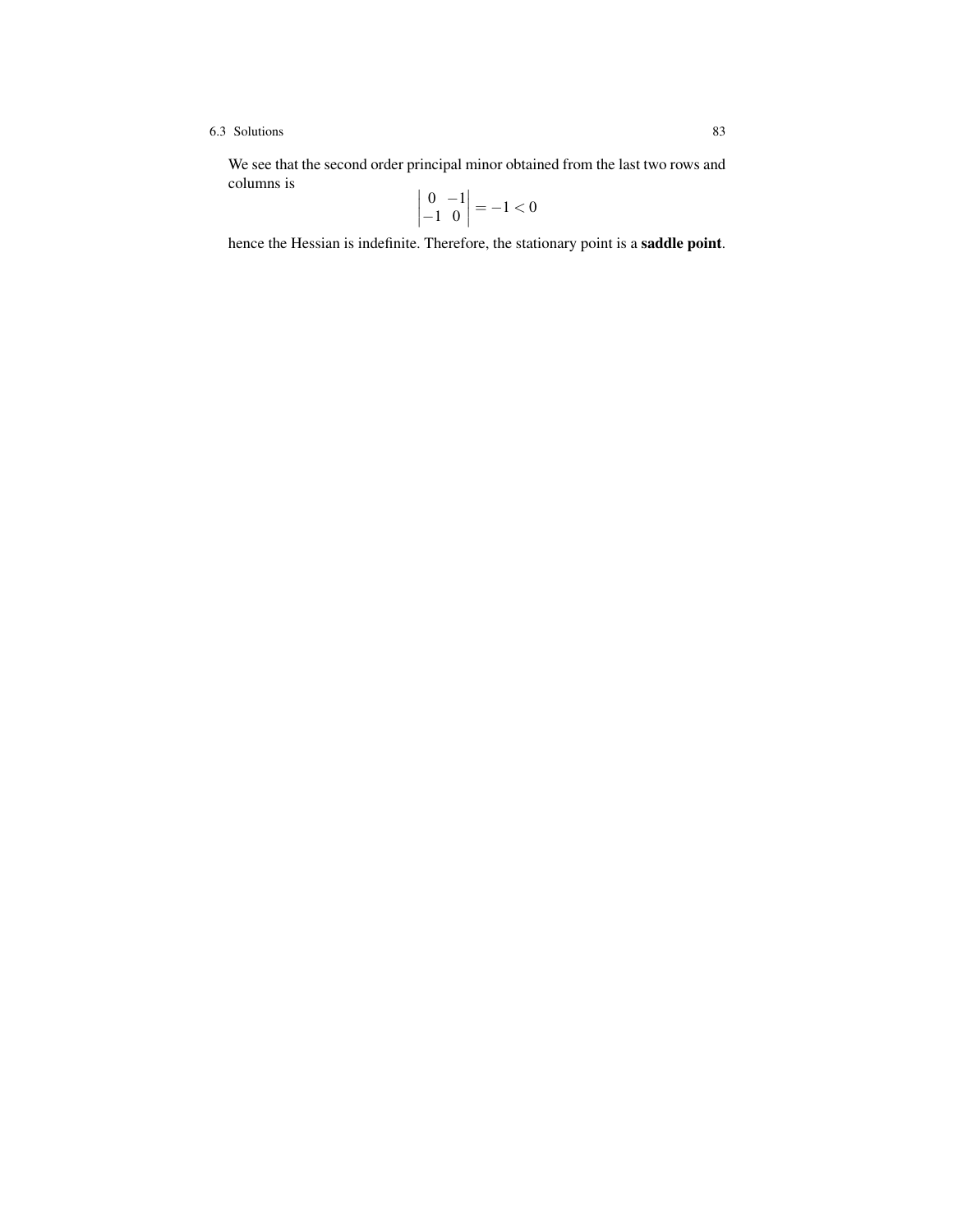We see that the second order principal minor obtained from the last two rows and columns is

$$\begin{vmatrix} 0 & -1 \\ -1 & 0 \end{vmatrix} = -1 < 0$$

hence the Hessian is indefinite. Therefore, the stationary point is a **saddle point**.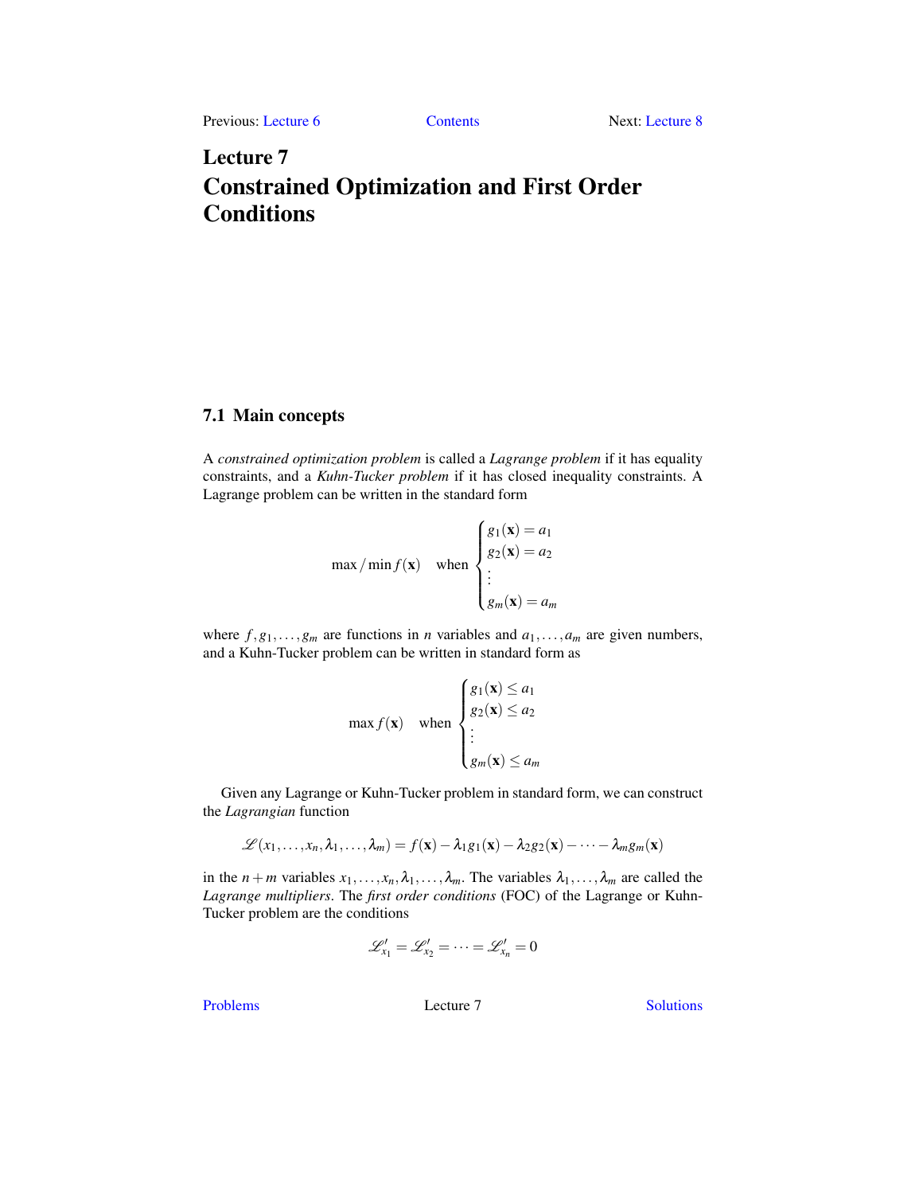Previous: Lecture 6 | Contents | Next: Lecture 8

# Lecture 7
# Constrained Optimization and First Order Conditions

## 7.1 Main concepts

A *constrained optimization problem* is called a *Lagrange problem* if it has equality constraints, and a *Kuhn-Tucker problem* if it has closed inequality constraints. A Lagrange problem can be written in the standard form

$$\max / \min f(\mathbf{x}) \quad \text{when} \begin{cases} g_1(\mathbf{x}) = a_1 \\ g_2(\mathbf{x}) = a_2 \\ \vdots \\ g_m(\mathbf{x}) = a_m \end{cases}$$

where $f, g_1, \dots, g_m$ are functions in $n$ variables and $a_1, \dots, a_m$ are given numbers, and a Kuhn-Tucker problem can be written in standard form as

$$\max f(\mathbf{x}) \quad \text{when} \begin{cases} g_1(\mathbf{x}) \leq a_1 \\ g_2(\mathbf{x}) \leq a_2 \\ \vdots \\ g_m(\mathbf{x}) \leq a_m \end{cases}$$

Given any Lagrange or Kuhn-Tucker problem in standard form, we can construct the *Lagrangian* function

$$\mathscr{L}(x_1, \dots, x_n, \lambda_1, \dots, \lambda_m) = f(\mathbf{x}) - \lambda_1 g_1(\mathbf{x}) - \lambda_2 g_2(\mathbf{x}) - \dots - \lambda_m g_m(\mathbf{x})$$

in the $n+m$ variables $x_1, \dots, x_n, \lambda_1, \dots, \lambda_m$. The variables $\lambda_1, \dots, \lambda_m$ are called the *Lagrange multipliers*. The *first order conditions* (FOC) of the Lagrange or Kuhn-Tucker problem are the conditions

$$\mathscr{L}'_{x_1} = \mathscr{L}'_{x_2} = \dots = \mathscr{L}'_{x_n} = 0$$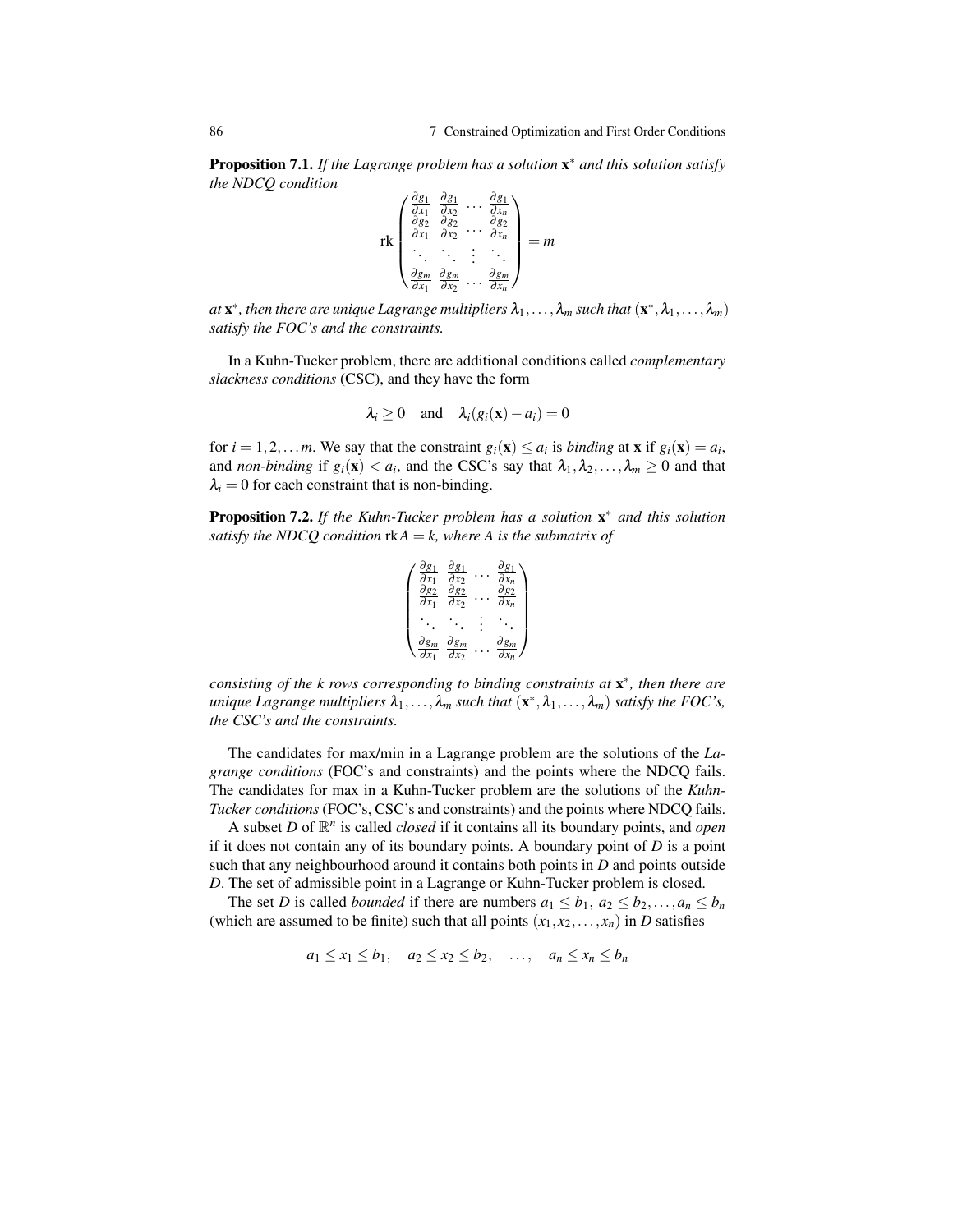**Proposition 7.1.** *If the Lagrange problem has a solution* $\mathbf{x}^*$ *and this solution satisfy the NDCQ condition*

$$\text{rk}\begin{pmatrix} \frac{\partial g_1}{\partial x_1} & \frac{\partial g_1}{\partial x_2} & \cdots & \frac{\partial g_1}{\partial x_n} \\ \frac{\partial g_2}{\partial x_1} & \frac{\partial g_2}{\partial x_2} & \cdots & \frac{\partial g_2}{\partial x_n} \\ \ddots & \ddots & \vdots & \ddots \\ \frac{\partial g_m}{\partial x_1} & \frac{\partial g_m}{\partial x_2} & \cdots & \frac{\partial g_m}{\partial x_n} \end{pmatrix} = m$$

*at* $\mathbf{x}^*$*, then there are unique Lagrange multipliers* $\lambda_1, \dots, \lambda_m$ *such that* $(\mathbf{x}^*, \lambda_1, \dots, \lambda_m)$ *satisfy the FOC's and the constraints.*

In a Kuhn-Tucker problem, there are additional conditions called *complementary slackness conditions* (CSC), and they have the form

$$\lambda_i \geq 0 \quad \text{and} \quad \lambda_i(g_i(\mathbf{x}) - a_i) = 0$$

for $i = 1, 2, \dots m$. We say that the constraint $g_i(\mathbf{x}) \leq a_i$ is *binding* at $\mathbf{x}$ if $g_i(\mathbf{x}) = a_i$, and *non-binding* if $g_i(\mathbf{x}) < a_i$, and the CSC's say that $\lambda_1, \lambda_2, \dots, \lambda_m \geq 0$ and that $\lambda_i = 0$ for each constraint that is non-binding.

**Proposition 7.2.** *If the Kuhn-Tucker problem has a solution* $\mathbf{x}^*$ *and this solution satisfy the NDCQ condition* $\text{rk}A = k$*, where* $A$ *is the submatrix of*

$$\begin{pmatrix} \frac{\partial g_1}{\partial x_1} & \frac{\partial g_1}{\partial x_2} & \cdots & \frac{\partial g_1}{\partial x_n} \\ \frac{\partial g_2}{\partial x_1} & \frac{\partial g_2}{\partial x_2} & \cdots & \frac{\partial g_2}{\partial x_n} \\ \ddots & \ddots & \vdots & \ddots \\ \frac{\partial g_m}{\partial x_1} & \frac{\partial g_m}{\partial x_2} & \cdots & \frac{\partial g_m}{\partial x_n} \end{pmatrix}$$

*consisting of the* $k$ *rows corresponding to binding constraints at* $\mathbf{x}^*$*, then there are unique Lagrange multipliers* $\lambda_1, \dots, \lambda_m$ *such that* $(\mathbf{x}^*, \lambda_1, \dots, \lambda_m)$ *satisfy the FOC's, the CSC's and the constraints.*

The candidates for max/min in a Lagrange problem are the solutions of the *Lagrange conditions* (FOC's and constraints) and the points where the NDCQ fails. The candidates for max in a Kuhn-Tucker problem are the solutions of the *Kuhn-Tucker conditions* (FOC's, CSC's and constraints) and the points where NDCQ fails.

A subset $D$ of $\mathbb{R}^n$ is called *closed* if it contains all its boundary points, and *open* if it does not contain any of its boundary points. A boundary point of $D$ is a point such that any neighbourhood around it contains both points in $D$ and points outside $D$. The set of admissible point in a Lagrange or Kuhn-Tucker problem is closed.

The set $D$ is called *bounded* if there are numbers $a_1 \leq b_1,\ a_2 \leq b_2, \dots, a_n \leq b_n$ (which are assumed to be finite) such that all points $(x_1, x_2, \dots, x_n)$ in $D$ satisfies

$$a_1 \leq x_1 \leq b_1, \quad a_2 \leq x_2 \leq b_2, \quad \dots, \quad a_n \leq x_n \leq b_n$$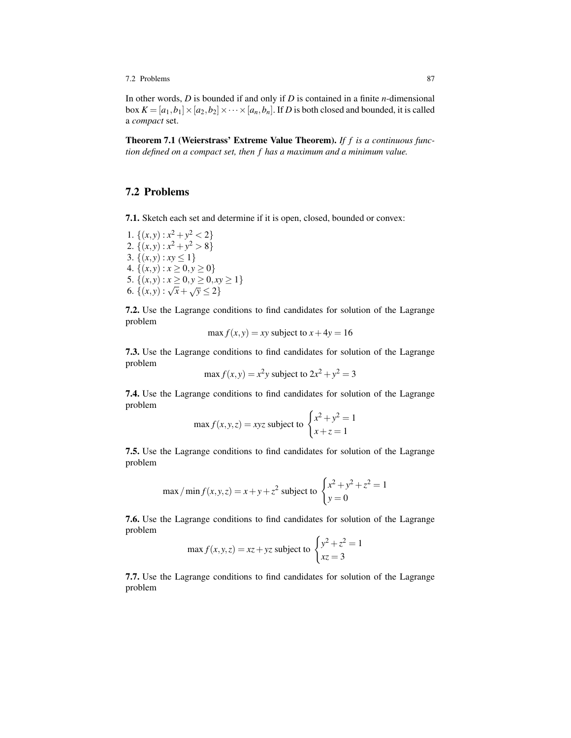In other words, $D$ is bounded if and only if $D$ is contained in a finite $n$-dimensional box $K = [a_1, b_1] \times [a_2, b_2] \times \cdots \times [a_n, b_n]$. If $D$ is both closed and bounded, it is called a *compact* set.

**Theorem 7.1 (Weierstrass' Extreme Value Theorem).** *If $f$ is a continuous function defined on a compact set, then $f$ has a maximum and a minimum value.*

## 7.2 Problems

**7.1.** Sketch each set and determine if it is open, closed, bounded or convex:

1. $\{(x,y) : x^2 + y^2 < 2\}$
2. $\{(x,y) : x^2 + y^2 > 8\}$
3. $\{(x,y) : xy \leq 1\}$
4. $\{(x,y) : x \geq 0, y \geq 0\}$
5. $\{(x,y) : x \geq 0, y \geq 0, xy \geq 1\}$
6. $\{(x,y) : \sqrt{x} + \sqrt{y} \leq 2\}$

**7.2.** Use the Lagrange conditions to find candidates for solution of the Lagrange problem

$$\max f(x,y) = xy \text{ subject to } x + 4y = 16$$

**7.3.** Use the Lagrange conditions to find candidates for solution of the Lagrange problem

$$\max f(x,y) = x^2 y \text{ subject to } 2x^2 + y^2 = 3$$

**7.4.** Use the Lagrange conditions to find candidates for solution of the Lagrange problem

$$\max f(x,y,z) = xyz \text{ subject to } \begin{cases} x^2 + y^2 = 1 \\ x + z = 1 \end{cases}$$

**7.5.** Use the Lagrange conditions to find candidates for solution of the Lagrange problem

$$\max / \min f(x,y,z) = x + y + z^2 \text{ subject to } \begin{cases} x^2 + y^2 + z^2 = 1 \\ y = 0 \end{cases}$$

**7.6.** Use the Lagrange conditions to find candidates for solution of the Lagrange problem

$$\max f(x,y,z) = xz + yz \text{ subject to } \begin{cases} y^2 + z^2 = 1 \\ xz = 3 \end{cases}$$

**7.7.** Use the Lagrange conditions to find candidates for solution of the Lagrange problem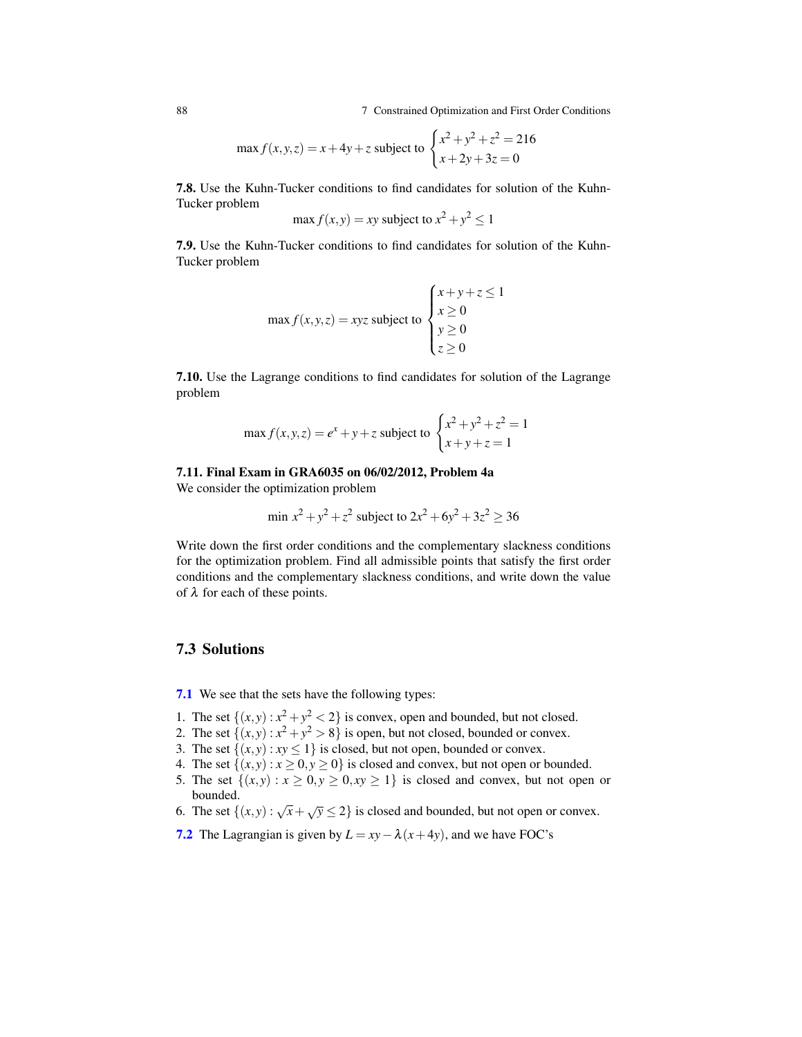$$\max f(x,y,z) = x + 4y + z \text{ subject to } \begin{cases} x^2 + y^2 + z^2 = 216 \\ x + 2y + 3z = 0 \end{cases}$$

**7.8.** Use the Kuhn-Tucker conditions to find candidates for solution of the Kuhn-Tucker problem

$$\max f(x,y) = xy \text{ subject to } x^2 + y^2 \leq 1$$

**7.9.** Use the Kuhn-Tucker conditions to find candidates for solution of the Kuhn-Tucker problem

$$\max f(x,y,z) = xyz \text{ subject to } \begin{cases} x + y + z \leq 1 \\ x \geq 0 \\ y \geq 0 \\ z \geq 0 \end{cases}$$

**7.10.** Use the Lagrange conditions to find candidates for solution of the Lagrange problem

$$\max f(x,y,z) = e^x + y + z \text{ subject to } \begin{cases} x^2 + y^2 + z^2 = 1 \\ x + y + z = 1 \end{cases}$$

**7.11. Final Exam in GRA6035 on 06/02/2012, Problem 4a**

We consider the optimization problem

$$\min\ x^2 + y^2 + z^2 \text{ subject to } 2x^2 + 6y^2 + 3z^2 \geq 36$$

Write down the first order conditions and the complementary slackness conditions for the optimization problem. Find all admissible points that satisfy the first order conditions and the complementary slackness conditions, and write down the value of $\lambda$ for each of these points.

## 7.3 Solutions

**7.1** We see that the sets have the following types:

1. The set $\{(x,y) : x^2 + y^2 < 2\}$ is convex, open and bounded, but not closed.
2. The set $\{(x,y) : x^2 + y^2 > 8\}$ is open, but not closed, bounded or convex.
3. The set $\{(x,y) : xy \leq 1\}$ is closed, but not open, bounded or convex.
4. The set $\{(x,y) : x \geq 0, y \geq 0\}$ is closed and convex, but not open or bounded.
5. The set $\{(x,y) : x \geq 0, y \geq 0, xy \geq 1\}$ is closed and convex, but not open or bounded.
6. The set $\{(x,y) : \sqrt{x} + \sqrt{y} \leq 2\}$ is closed and bounded, but not open or convex.

**7.2** The Lagrangian is given by $L = xy - \lambda(x + 4y)$, and we have FOC's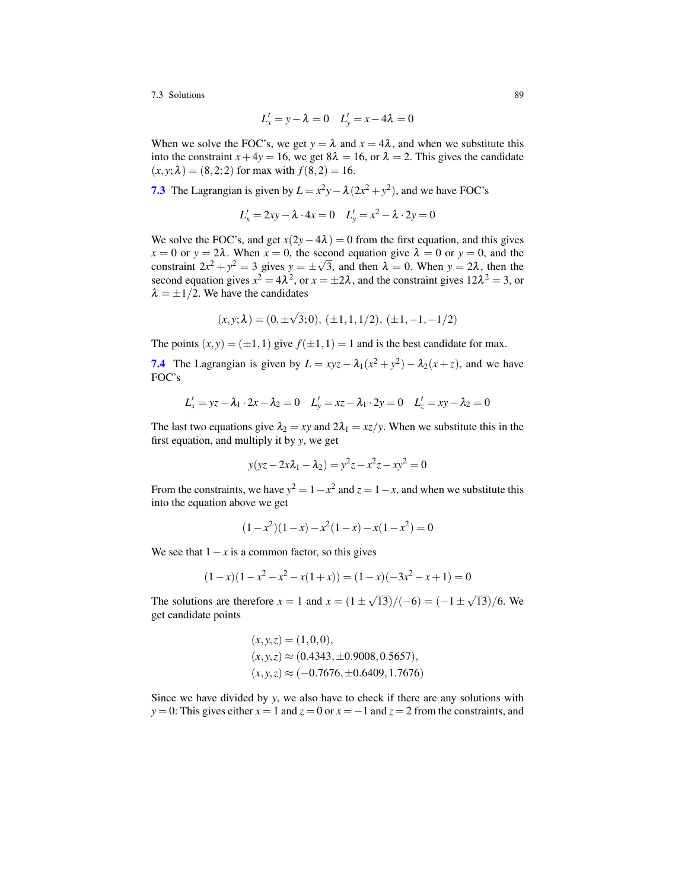$$L'_x = y - \lambda = 0 \quad L'_y = x - 4\lambda = 0$$

When we solve the FOC's, we get $y = \lambda$ and $x = 4\lambda$, and when we substitute this into the constraint $x + 4y = 16$, we get $8\lambda = 16$, or $\lambda = 2$. This gives the candidate $(x, y; \lambda) = (8, 2; 2)$ for max with $f(8, 2) = 16$.

**7.3** The Lagrangian is given by $L = x^2 y - \lambda(2x^2 + y^2)$, and we have FOC's

$$L'_x = 2xy - \lambda \cdot 4x = 0 \quad L'_y = x^2 - \lambda \cdot 2y = 0$$

We solve the FOC's, and get $x(2y - 4\lambda) = 0$ from the first equation, and this gives $x = 0$ or $y = 2\lambda$. When $x = 0$, the second equation give $\lambda = 0$ or $y = 0$, and the constraint $2x^2 + y^2 = 3$ gives $y = \pm\sqrt{3}$, and then $\lambda = 0$. When $y = 2\lambda$, then the second equation gives $x^2 = 4\lambda^2$, or $x = \pm 2\lambda$, and the constraint gives $12\lambda^2 = 3$, or $\lambda = \pm 1/2$. We have the candidates

$$(x, y; \lambda) = (0, \pm\sqrt{3}; 0),\ (\pm 1, 1, 1/2),\ (\pm 1, -1, -1/2)$$

The points $(x, y) = (\pm 1, 1)$ give $f(\pm 1, 1) = 1$ and is the best candidate for max.

**7.4** The Lagrangian is given by $L = xyz - \lambda_1(x^2 + y^2) - \lambda_2(x + z)$, and we have FOC's

$$L'_x = yz - \lambda_1 \cdot 2x - \lambda_2 = 0 \quad L'_y = xz - \lambda_1 \cdot 2y = 0 \quad L'_z = xy - \lambda_2 = 0$$

The last two equations give $\lambda_2 = xy$ and $2\lambda_1 = xz/y$. When we substitute this in the first equation, and multiply it by $y$, we get

$$y(yz - 2x\lambda_1 - \lambda_2) = y^2 z - x^2 z - xy^2 = 0$$

From the constraints, we have $y^2 = 1 - x^2$ and $z = 1 - x$, and when we substitute this into the equation above we get

$$(1 - x^2)(1 - x) - x^2(1 - x) - x(1 - x^2) = 0$$

We see that $1 - x$ is a common factor, so this gives

$$(1 - x)(1 - x^2 - x^2 - x(1 + x)) = (1 - x)(-3x^2 - x + 1) = 0$$

The solutions are therefore $x = 1$ and $x = (1 \pm \sqrt{13})/(-6) = (-1 \pm \sqrt{13})/6$. We get candidate points

$$(x, y, z) = (1, 0, 0),$$
$$(x, y, z) \approx (0.4343, \pm 0.9008, 0.5657),$$
$$(x, y, z) \approx (-0.7676, \pm 0.6409, 1.7676)$$

Since we have divided by $y$, we also have to check if there are any solutions with $y = 0$: This gives either $x = 1$ and $z = 0$ or $x = -1$ and $z = 2$ from the constraints, and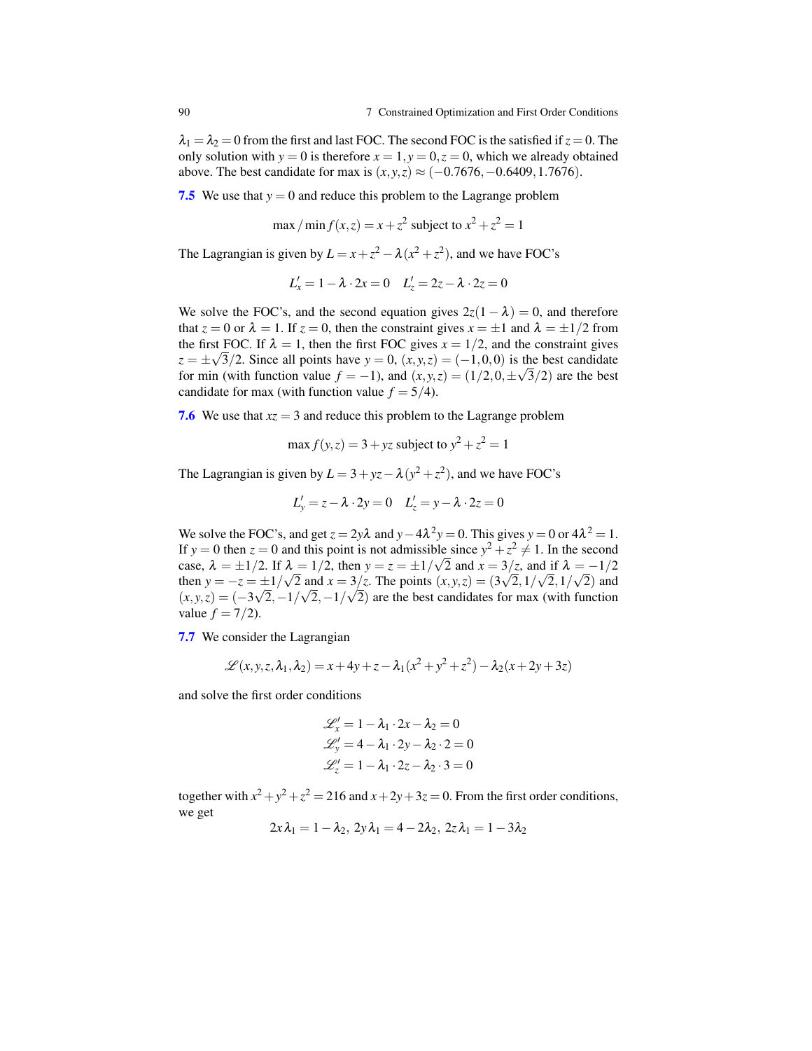$\lambda_1 = \lambda_2 = 0$ from the first and last FOC. The second FOC is the satisfied if $z = 0$. The only solution with $y = 0$ is therefore $x = 1, y = 0, z = 0$, which we already obtained above. The best candidate for max is $(x,y,z) \approx (-0.7676, -0.6409, 1.7676)$.

**7.5** We use that $y = 0$ and reduce this problem to the Lagrange problem

$$\max / \min f(x,z) = x + z^2 \text{ subject to } x^2 + z^2 = 1$$

The Lagrangian is given by $L = x + z^2 - \lambda(x^2 + z^2)$, and we have FOC's

$$L'_x = 1 - \lambda \cdot 2x = 0 \quad L'_z = 2z - \lambda \cdot 2z = 0$$

We solve the FOC's, and the second equation gives $2z(1-\lambda) = 0$, and therefore that $z = 0$ or $\lambda = 1$. If $z = 0$, then the constraint gives $x = \pm 1$ and $\lambda = \pm 1/2$ from the first FOC. If $\lambda = 1$, then the first FOC gives $x = 1/2$, and the constraint gives $z = \pm\sqrt{3}/2$. Since all points have $y = 0$, $(x,y,z) = (-1,0,0)$ is the best candidate for min (with function value $f = -1$), and $(x,y,z) = (1/2, 0, \pm\sqrt{3}/2)$ are the best candidate for max (with function value $f = 5/4$).

**7.6** We use that $xz = 3$ and reduce this problem to the Lagrange problem

$$\max f(y,z) = 3 + yz \text{ subject to } y^2 + z^2 = 1$$

The Lagrangian is given by $L = 3 + yz - \lambda(y^2 + z^2)$, and we have FOC's

$$L'_y = z - \lambda \cdot 2y = 0 \quad L'_z = y - \lambda \cdot 2z = 0$$

We solve the FOC's, and get $z = 2y\lambda$ and $y - 4\lambda^2 y = 0$. This gives $y = 0$ or $4\lambda^2 = 1$. If $y = 0$ then $z = 0$ and this point is not admissible since $y^2 + z^2 \neq 1$. In the second case, $\lambda = \pm 1/2$. If $\lambda = 1/2$, then $y = z = \pm 1/\sqrt{2}$ and $x = 3/z$, and if $\lambda = -1/2$ then $y = -z = \pm 1/\sqrt{2}$ and $x = 3/z$. The points $(x,y,z) = (3\sqrt{2}, 1/\sqrt{2}, 1/\sqrt{2})$ and $(x,y,z) = (-3\sqrt{2}, -1/\sqrt{2}, -1/\sqrt{2})$ are the best candidates for max (with function value $f = 7/2$).

**7.7** We consider the Lagrangian

$$\mathscr{L}(x,y,z,\lambda_1,\lambda_2) = x + 4y + z - \lambda_1(x^2 + y^2 + z^2) - \lambda_2(x + 2y + 3z)$$

and solve the first order conditions

$$\mathscr{L}'_x = 1 - \lambda_1 \cdot 2x - \lambda_2 = 0$$
$$\mathscr{L}'_y = 4 - \lambda_1 \cdot 2y - \lambda_2 \cdot 2 = 0$$
$$\mathscr{L}'_z = 1 - \lambda_1 \cdot 2z - \lambda_2 \cdot 3 = 0$$

together with $x^2 + y^2 + z^2 = 216$ and $x + 2y + 3z = 0$. From the first order conditions, we get

$$2x\lambda_1 = 1 - \lambda_2, \; 2y\lambda_1 = 4 - 2\lambda_2, \; 2z\lambda_1 = 1 - 3\lambda_2$$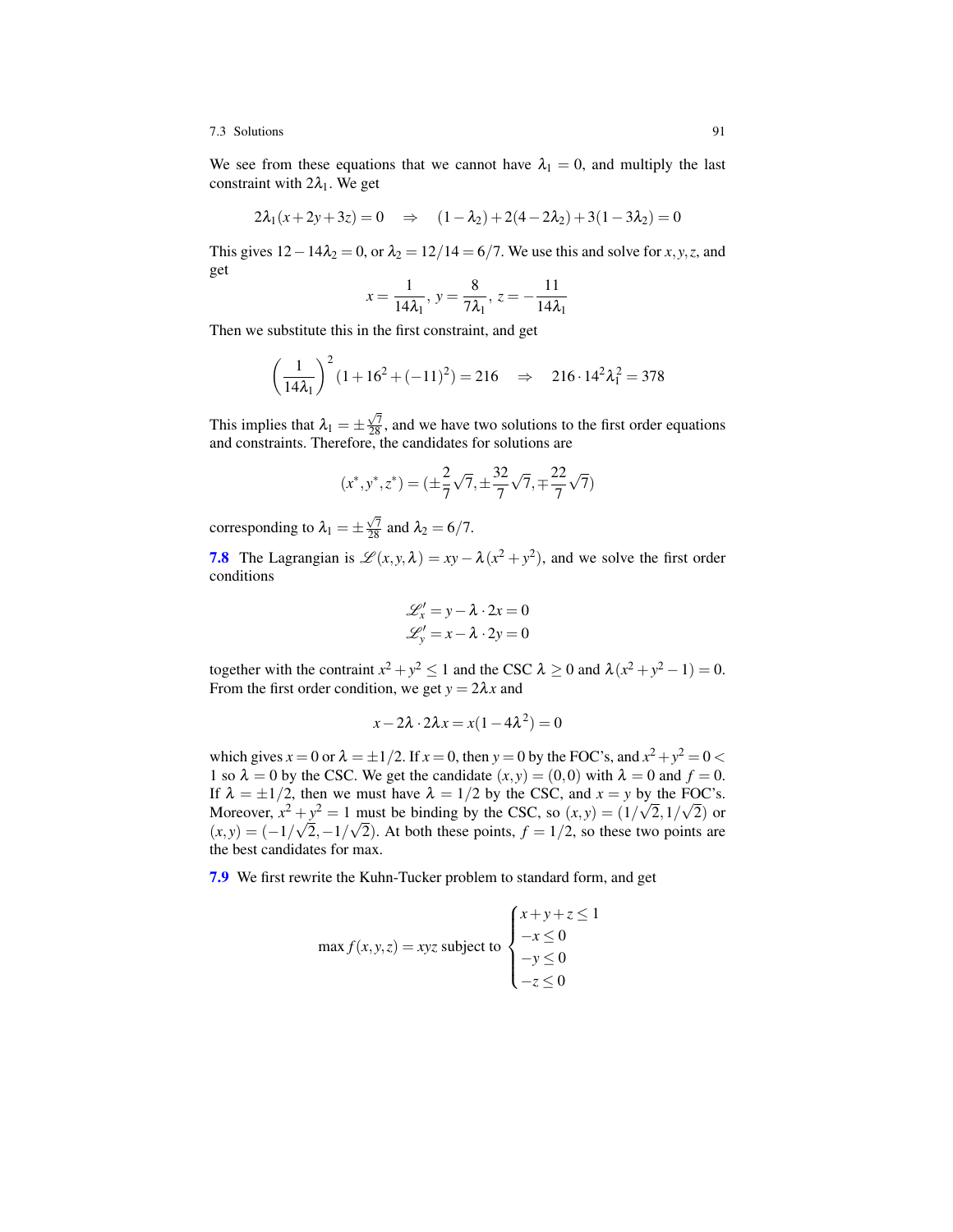We see from these equations that we cannot have $\lambda_1 = 0$, and multiply the last constraint with $2\lambda_1$. We get

$$2\lambda_1(x+2y+3z) = 0 \quad \Rightarrow \quad (1-\lambda_2)+2(4-2\lambda_2)+3(1-3\lambda_2) = 0$$

This gives $12-14\lambda_2 = 0$, or $\lambda_2 = 12/14 = 6/7$. We use this and solve for $x, y, z$, and get

$$x = \frac{1}{14\lambda_1},\ y = \frac{8}{7\lambda_1},\ z = -\frac{11}{14\lambda_1}$$

Then we substitute this in the first constraint, and get

$$\left(\frac{1}{14\lambda_1}\right)^2 (1+16^2+(-11)^2) = 216 \quad \Rightarrow \quad 216 \cdot 14^2 \lambda_1^2 = 378$$

This implies that $\lambda_1 = \pm\frac{\sqrt{7}}{28}$, and we have two solutions to the first order equations and constraints. Therefore, the candidates for solutions are

$$(x^*, y^*, z^*) = (\pm\frac{2}{7}\sqrt{7}, \pm\frac{32}{7}\sqrt{7}, \mp\frac{22}{7}\sqrt{7})$$

corresponding to $\lambda_1 = \pm\frac{\sqrt{7}}{28}$ and $\lambda_2 = 6/7$.

**7.8** The Lagrangian is $\mathscr{L}(x,y,\lambda) = xy - \lambda(x^2+y^2)$, and we solve the first order conditions

$$\mathscr{L}'_x = y - \lambda \cdot 2x = 0$$
$$\mathscr{L}'_y = x - \lambda \cdot 2y = 0$$

together with the contraint $x^2+y^2 \leq 1$ and the CSC $\lambda \geq 0$ and $\lambda(x^2+y^2-1) = 0$. From the first order condition, we get $y = 2\lambda x$ and

$$x - 2\lambda \cdot 2\lambda x = x(1-4\lambda^2) = 0$$

which gives $x = 0$ or $\lambda = \pm 1/2$. If $x = 0$, then $y = 0$ by the FOC's, and $x^2+y^2 = 0 < 1$ so $\lambda = 0$ by the CSC. We get the candidate $(x,y) = (0,0)$ with $\lambda = 0$ and $f = 0$. If $\lambda = \pm 1/2$, then we must have $\lambda = 1/2$ by the CSC, and $x = y$ by the FOC's. Moreover, $x^2+y^2 = 1$ must be binding by the CSC, so $(x,y) = (1/\sqrt{2}, 1/\sqrt{2})$ or $(x,y) = (-1/\sqrt{2}, -1/\sqrt{2})$. At both these points, $f = 1/2$, so these two points are the best candidates for max.

**7.9** We first rewrite the Kuhn-Tucker problem to standard form, and get

$$\max f(x,y,z) = xyz \text{ subject to } \begin{cases} x+y+z \leq 1 \\ -x \leq 0 \\ -y \leq 0 \\ -z \leq 0 \end{cases}$$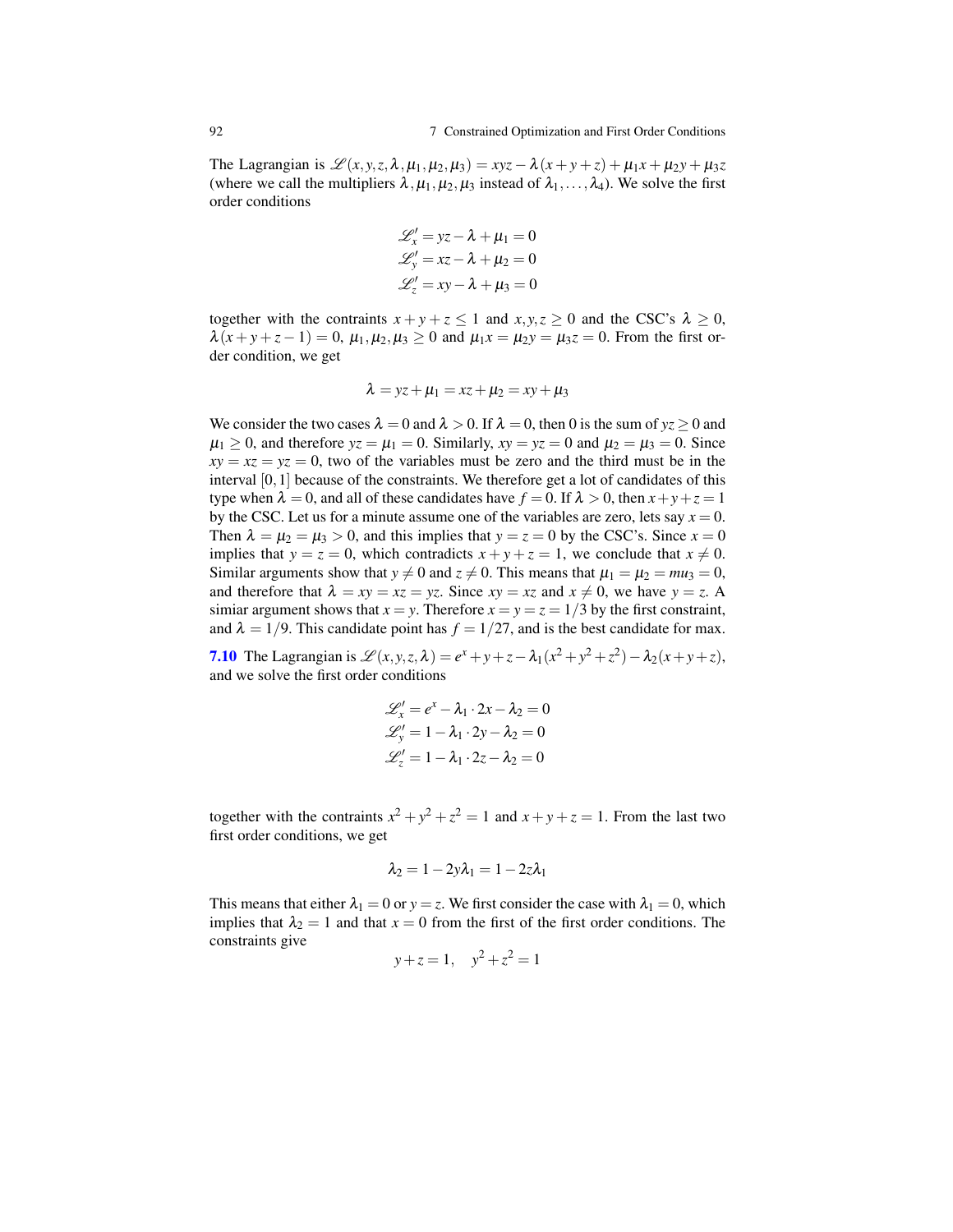The Lagrangian is $\mathscr{L}(x,y,z,\lambda,\mu_1,\mu_2,\mu_3) = xyz - \lambda(x+y+z) + \mu_1 x + \mu_2 y + \mu_3 z$ (where we call the multipliers $\lambda, \mu_1, \mu_2, \mu_3$ instead of $\lambda_1, \dots, \lambda_4$). We solve the first order conditions

$$\mathscr{L}'_x = yz - \lambda + \mu_1 = 0$$
$$\mathscr{L}'_y = xz - \lambda + \mu_2 = 0$$
$$\mathscr{L}'_z = xy - \lambda + \mu_3 = 0$$

together with the contraints $x+y+z \leq 1$ and $x,y,z \geq 0$ and the CSC's $\lambda \geq 0$, $\lambda(x+y+z-1) = 0$, $\mu_1, \mu_2, \mu_3 \geq 0$ and $\mu_1 x = \mu_2 y = \mu_3 z = 0$. From the first order condition, we get

$$\lambda = yz + \mu_1 = xz + \mu_2 = xy + \mu_3$$

We consider the two cases $\lambda = 0$ and $\lambda > 0$. If $\lambda = 0$, then 0 is the sum of $yz \geq 0$ and $\mu_1 \geq 0$, and therefore $yz = \mu_1 = 0$. Similarly, $xy = yz = 0$ and $\mu_2 = \mu_3 = 0$. Since $xy = xz = yz = 0$, two of the variables must be zero and the third must be in the interval $[0,1]$ because of the constraints. We therefore get a lot of candidates of this type when $\lambda = 0$, and all of these candidates have $f = 0$. If $\lambda > 0$, then $x+y+z = 1$ by the CSC. Let us for a minute assume one of the variables are zero, lets say $x = 0$. Then $\lambda = \mu_2 = \mu_3 > 0$, and this implies that $y = z = 0$ by the CSC's. Since $x = 0$ implies that $y = z = 0$, which contradicts $x+y+z = 1$, we conclude that $x \neq 0$. Similar arguments show that $y \neq 0$ and $z \neq 0$. This means that $\mu_1 = \mu_2 = mu_3 = 0$, and therefore that $\lambda = xy = xz = yz$. Since $xy = xz$ and $x \neq 0$, we have $y = z$. A simiar argument shows that $x = y$. Therefore $x = y = z = 1/3$ by the first constraint, and $\lambda = 1/9$. This candidate point has $f = 1/27$, and is the best candidate for max.

**7.10** The Lagrangian is $\mathscr{L}(x,y,z,\lambda) = e^x + y + z - \lambda_1(x^2+y^2+z^2) - \lambda_2(x+y+z)$, and we solve the first order conditions

$$\mathscr{L}'_x = e^x - \lambda_1 \cdot 2x - \lambda_2 = 0$$
$$\mathscr{L}'_y = 1 - \lambda_1 \cdot 2y - \lambda_2 = 0$$
$$\mathscr{L}'_z = 1 - \lambda_1 \cdot 2z - \lambda_2 = 0$$

together with the contraints $x^2+y^2+z^2 = 1$ and $x+y+z = 1$. From the last two first order conditions, we get

$$\lambda_2 = 1 - 2y\lambda_1 = 1 - 2z\lambda_1$$

This means that either $\lambda_1 = 0$ or $y = z$. We first consider the case with $\lambda_1 = 0$, which implies that $\lambda_2 = 1$ and that $x = 0$ from the first of the first order conditions. The constraints give

$$y+z = 1, \quad y^2+z^2 = 1$$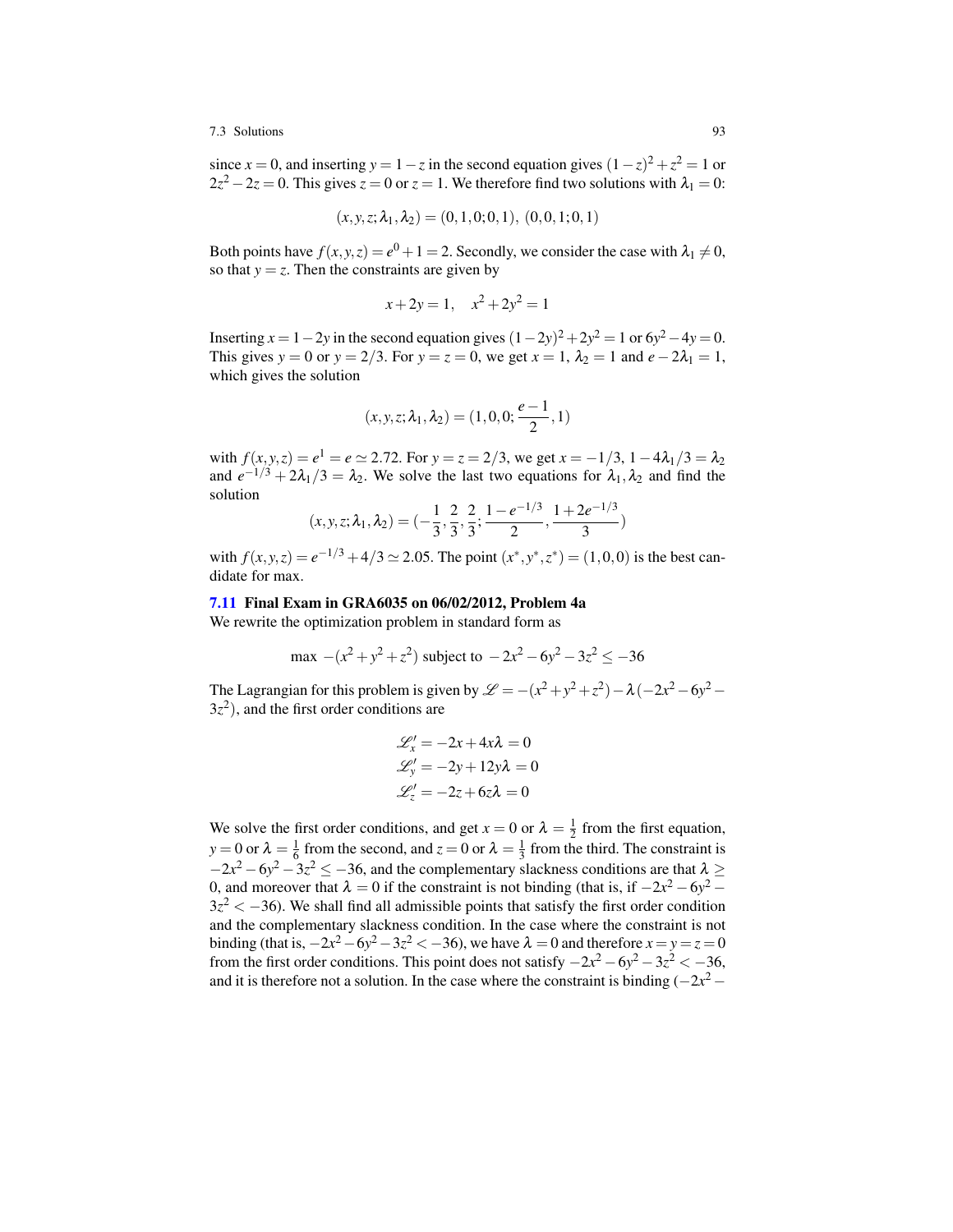since $x = 0$, and inserting $y = 1 - z$ in the second equation gives $(1-z)^2 + z^2 = 1$ or $2z^2 - 2z = 0$. This gives $z = 0$ or $z = 1$. We therefore find two solutions with $\lambda_1 = 0$:

$$(x, y, z; \lambda_1, \lambda_2) = (0, 1, 0; 0, 1),\ (0, 0, 1; 0, 1)$$

Both points have $f(x, y, z) = e^0 + 1 = 2$. Secondly, we consider the case with $\lambda_1 \neq 0$, so that $y = z$. Then the constraints are given by

$$x + 2y = 1, \quad x^2 + 2y^2 = 1$$

Inserting $x = 1 - 2y$ in the second equation gives $(1-2y)^2 + 2y^2 = 1$ or $6y^2 - 4y = 0$. This gives $y = 0$ or $y = 2/3$. For $y = z = 0$, we get $x = 1$, $\lambda_2 = 1$ and $e - 2\lambda_1 = 1$, which gives the solution

$$(x, y, z; \lambda_1, \lambda_2) = (1, 0, 0; \frac{e-1}{2}, 1)$$

with $f(x, y, z) = e^1 = e \simeq 2.72$. For $y = z = 2/3$, we get $x = -1/3$, $1 - 4\lambda_1/3 = \lambda_2$ and $e^{-1/3} + 2\lambda_1/3 = \lambda_2$. We solve the last two equations for $\lambda_1, \lambda_2$ and find the solution

$$(x, y, z; \lambda_1, \lambda_2) = (-\frac{1}{3}, \frac{2}{3}, \frac{2}{3}; \frac{1 - e^{-1/3}}{2}, \frac{1 + 2e^{-1/3}}{3})$$

with $f(x, y, z) = e^{-1/3} + 4/3 \simeq 2.05$. The point $(x^*, y^*, z^*) = (1, 0, 0)$ is the best candidate for max.

**7.11 Final Exam in GRA6035 on 06/02/2012, Problem 4a**

We rewrite the optimization problem in standard form as

$$\max\ -(x^2 + y^2 + z^2) \text{ subject to } -2x^2 - 6y^2 - 3z^2 \leq -36$$

The Lagrangian for this problem is given by $\mathscr{L} = -(x^2 + y^2 + z^2) - \lambda(-2x^2 - 6y^2 - 3z^2)$, and the first order conditions are

$$\begin{aligned}
\mathscr{L}'_x &= -2x + 4x\lambda = 0 \\
\mathscr{L}'_y &= -2y + 12y\lambda = 0 \\
\mathscr{L}'_z &= -2z + 6z\lambda = 0
\end{aligned}$$

We solve the first order conditions, and get $x = 0$ or $\lambda = \frac{1}{2}$ from the first equation, $y = 0$ or $\lambda = \frac{1}{6}$ from the second, and $z = 0$ or $\lambda = \frac{1}{3}$ from the third. The constraint is $-2x^2 - 6y^2 - 3z^2 \leq -36$, and the complementary slackness conditions are that $\lambda \geq 0$, and moreover that $\lambda = 0$ if the constraint is not binding (that is, if $-2x^2 - 6y^2 - 3z^2 < -36$). We shall find all admissible points that satisfy the first order condition and the complementary slackness condition. In the case where the constraint is not binding (that is, $-2x^2 - 6y^2 - 3z^2 < -36$), we have $\lambda = 0$ and therefore $x = y = z = 0$ from the first order conditions. This point does not satisfy $-2x^2 - 6y^2 - 3z^2 < -36$, and it is therefore not a solution. In the case where the constraint is binding ($-2x^2 -$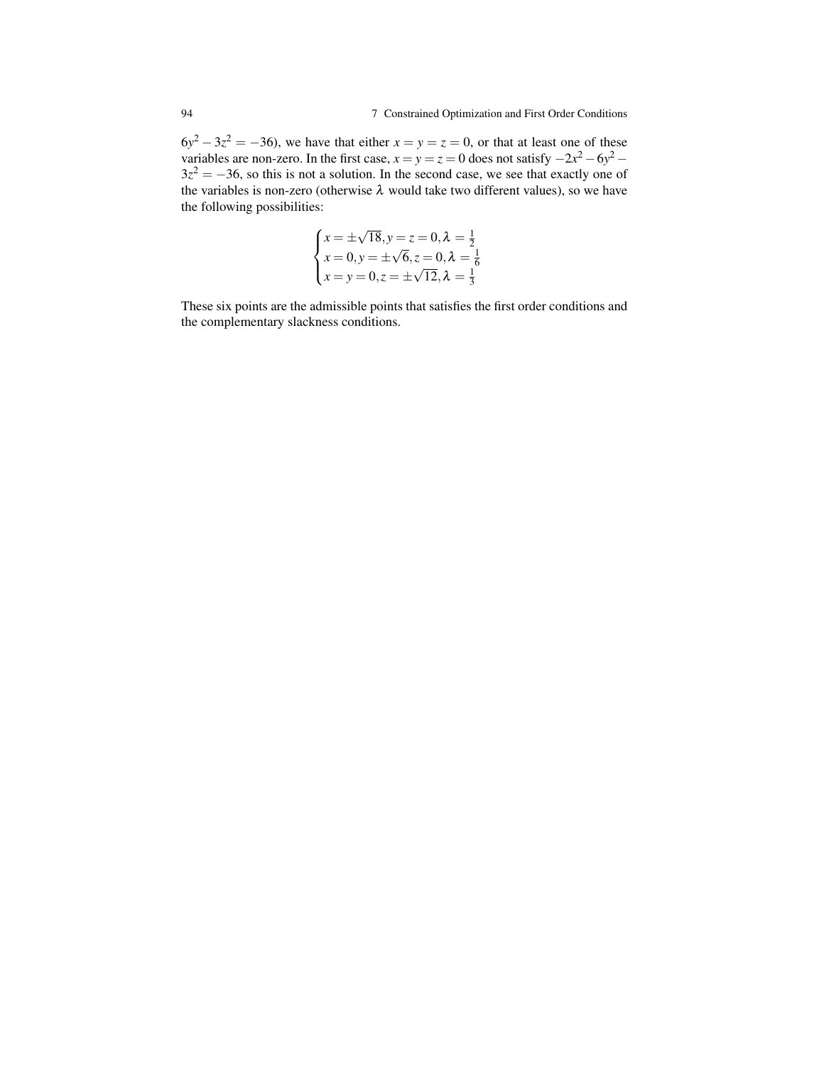$6y^2 - 3z^2 = -36$), we have that either $x = y = z = 0$, or that at least one of these variables are non-zero. In the first case, $x = y = z = 0$ does not satisfy $-2x^2 - 6y^2 - 3z^2 = -36$, so this is not a solution. In the second case, we see that exactly one of the variables is non-zero (otherwise $\lambda$ would take two different values), so we have the following possibilities:

$$\begin{cases} x = \pm\sqrt{18}, y = z = 0, \lambda = \frac{1}{2} \\ x = 0, y = \pm\sqrt{6}, z = 0, \lambda = \frac{1}{6} \\ x = y = 0, z = \pm\sqrt{12}, \lambda = \frac{1}{3} \end{cases}$$

These six points are the admissible points that satisfies the first order conditions and the complementary slackness conditions.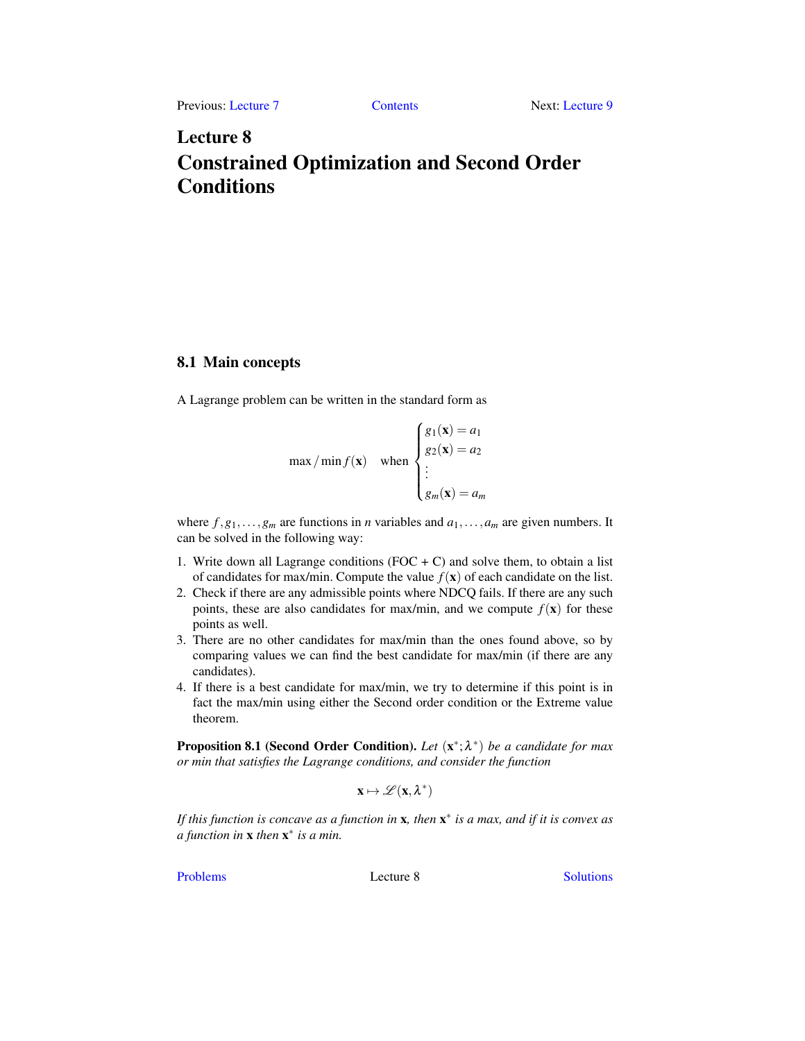Previous: Lecture 7 Contents Next: Lecture 9

# Lecture 8
# Constrained Optimization and Second Order Conditions

## 8.1 Main concepts

A Lagrange problem can be written in the standard form as

$$\max / \min f(\mathbf{x}) \quad \text{when} \begin{cases} g_1(\mathbf{x}) = a_1 \\ g_2(\mathbf{x}) = a_2 \\ \vdots \\ g_m(\mathbf{x}) = a_m \end{cases}$$

where $f, g_1, \dots, g_m$ are functions in $n$ variables and $a_1, \dots, a_m$ are given numbers. It can be solved in the following way:

1. Write down all Lagrange conditions (FOC + C) and solve them, to obtain a list of candidates for max/min. Compute the value $f(\mathbf{x})$ of each candidate on the list.
2. Check if there are any admissible points where NDCQ fails. If there are any such points, these are also candidates for max/min, and we compute $f(\mathbf{x})$ for these points as well.
3. There are no other candidates for max/min than the ones found above, so by comparing values we can find the best candidate for max/min (if there are any candidates).
4. If there is a best candidate for max/min, we try to determine if this point is in fact the max/min using either the Second order condition or the Extreme value theorem.

**Proposition 8.1 (Second Order Condition).** *Let $(\mathbf{x}^*; \lambda^*)$ be a candidate for max or min that satisfies the Lagrange conditions, and consider the function*

$$\mathbf{x} \mapsto \mathscr{L}(\mathbf{x}, \lambda^*)$$

*If this function is concave as a function in $\mathbf{x}$, then $\mathbf{x}^*$ is a max, and if it is convex as a function in $\mathbf{x}$ then $\mathbf{x}^*$ is a min.*

Problems Lecture 8 Solutions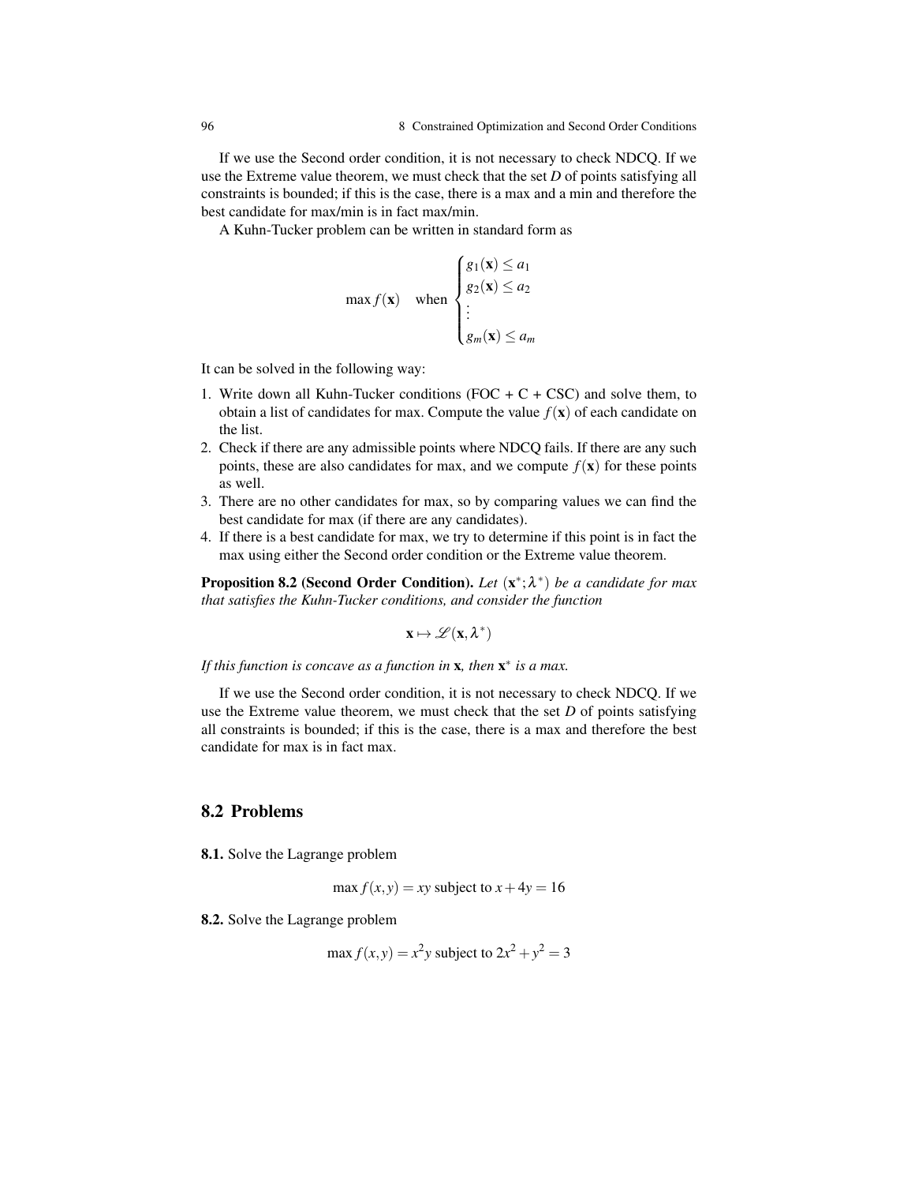If we use the Second order condition, it is not necessary to check NDCQ. If we use the Extreme value theorem, we must check that the set $D$ of points satisfying all constraints is bounded; if this is the case, there is a max and a min and therefore the best candidate for max/min is in fact max/min.

A Kuhn-Tucker problem can be written in standard form as

$$\max f(\mathbf{x}) \quad \text{when} \begin{cases} g_1(\mathbf{x}) \le a_1 \\ g_2(\mathbf{x}) \le a_2 \\ \vdots \\ g_m(\mathbf{x}) \le a_m \end{cases}$$

It can be solved in the following way:

1. Write down all Kuhn-Tucker conditions (FOC + C + CSC) and solve them, to obtain a list of candidates for max. Compute the value $f(\mathbf{x})$ of each candidate on the list.
2. Check if there are any admissible points where NDCQ fails. If there are any such points, these are also candidates for max, and we compute $f(\mathbf{x})$ for these points as well.
3. There are no other candidates for max, so by comparing values we can find the best candidate for max (if there are any candidates).
4. If there is a best candidate for max, we try to determine if this point is in fact the max using either the Second order condition or the Extreme value theorem.

**Proposition 8.2 (Second Order Condition).** *Let $(\mathbf{x}^*; \lambda^*)$ be a candidate for max that satisfies the Kuhn-Tucker conditions, and consider the function*

$$\mathbf{x} \mapsto \mathscr{L}(\mathbf{x}, \lambda^*)$$

*If this function is concave as a function in $\mathbf{x}$, then $\mathbf{x}^*$ is a max.*

If we use the Second order condition, it is not necessary to check NDCQ. If we use the Extreme value theorem, we must check that the set $D$ of points satisfying all constraints is bounded; if this is the case, there is a max and therefore the best candidate for max is in fact max.

## 8.2 Problems

**8.1.** Solve the Lagrange problem

$$\max f(x,y) = xy \text{ subject to } x + 4y = 16$$

**8.2.** Solve the Lagrange problem

$$\max f(x,y) = x^2 y \text{ subject to } 2x^2 + y^2 = 3$$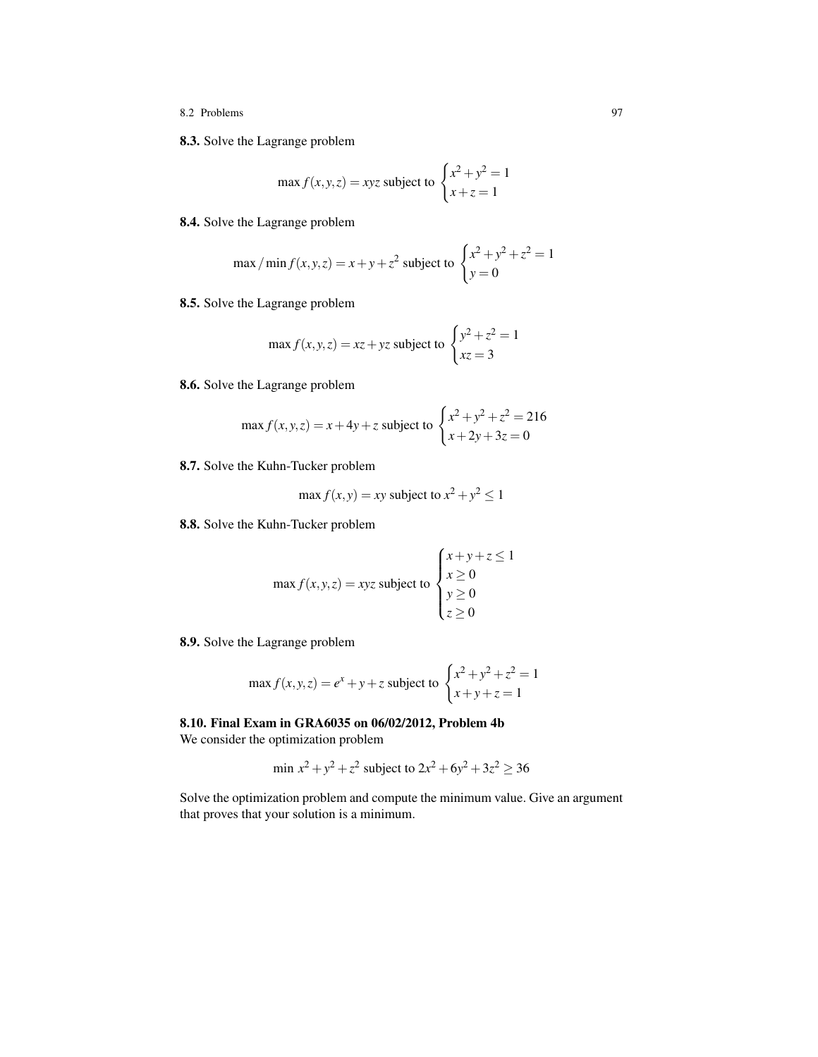**8.3.** Solve the Lagrange problem

$$\max f(x,y,z) = xyz \text{ subject to } \begin{cases} x^2 + y^2 = 1 \\ x + z = 1 \end{cases}$$

**8.4.** Solve the Lagrange problem

$$\max / \min f(x,y,z) = x + y + z^2 \text{ subject to } \begin{cases} x^2 + y^2 + z^2 = 1 \\ y = 0 \end{cases}$$

**8.5.** Solve the Lagrange problem

$$\max f(x,y,z) = xz + yz \text{ subject to } \begin{cases} y^2 + z^2 = 1 \\ xz = 3 \end{cases}$$

**8.6.** Solve the Lagrange problem

$$\max f(x,y,z) = x + 4y + z \text{ subject to } \begin{cases} x^2 + y^2 + z^2 = 216 \\ x + 2y + 3z = 0 \end{cases}$$

**8.7.** Solve the Kuhn-Tucker problem

$$\max f(x,y) = xy \text{ subject to } x^2 + y^2 \leq 1$$

**8.8.** Solve the Kuhn-Tucker problem

$$\max f(x,y,z) = xyz \text{ subject to } \begin{cases} x + y + z \leq 1 \\ x \geq 0 \\ y \geq 0 \\ z \geq 0 \end{cases}$$

**8.9.** Solve the Lagrange problem

$$\max f(x,y,z) = e^x + y + z \text{ subject to } \begin{cases} x^2 + y^2 + z^2 = 1 \\ x + y + z = 1 \end{cases}$$

**8.10. Final Exam in GRA6035 on 06/02/2012, Problem 4b**
We consider the optimization problem

$$\min\ x^2 + y^2 + z^2 \text{ subject to } 2x^2 + 6y^2 + 3z^2 \geq 36$$

Solve the optimization problem and compute the minimum value. Give an argument that proves that your solution is a minimum.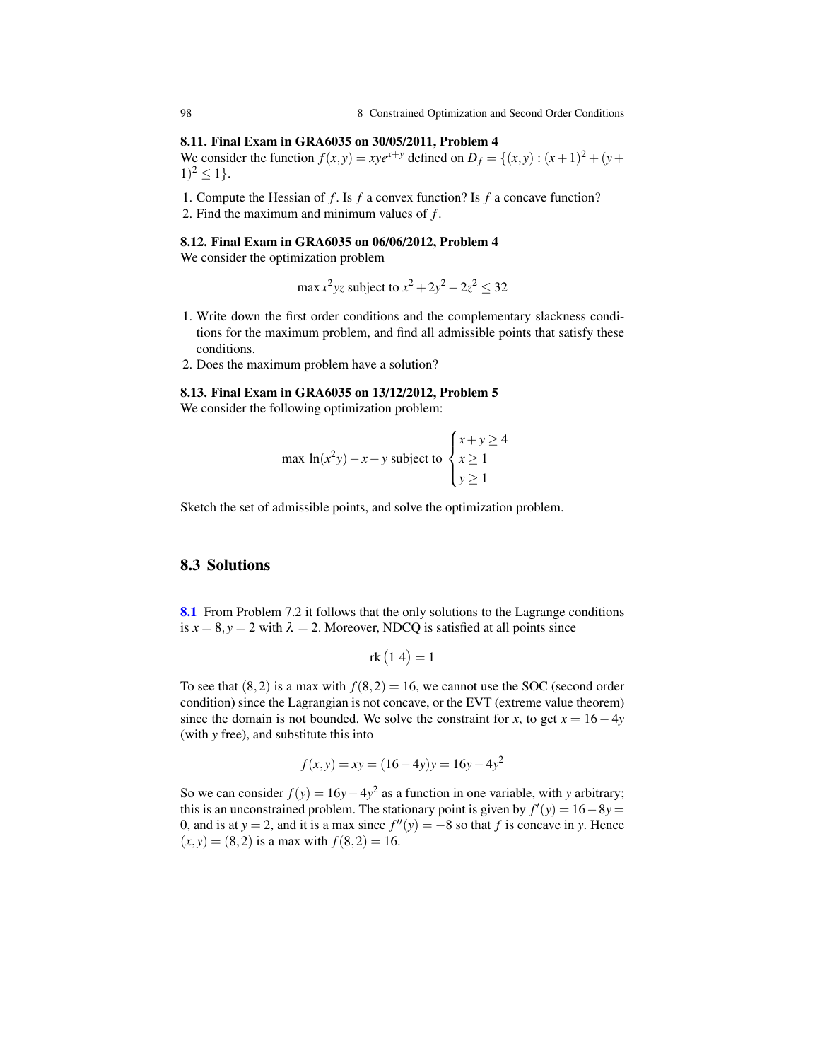#### 8.11. Final Exam in GRA6035 on 30/05/2011, Problem 4

We consider the function $f(x,y) = xye^{x+y}$ defined on $D_f = \{(x,y) : (x+1)^2 + (y+1)^2 \leq 1\}$.

1. Compute the Hessian of $f$. Is $f$ a convex function? Is $f$ a concave function?
2. Find the maximum and minimum values of $f$.

#### 8.12. Final Exam in GRA6035 on 06/06/2012, Problem 4

We consider the optimization problem

$$\max x^2yz \text{ subject to } x^2 + 2y^2 - 2z^2 \leq 32$$

1. Write down the first order conditions and the complementary slackness conditions for the maximum problem, and find all admissible points that satisfy these conditions.
2. Does the maximum problem have a solution?

#### 8.13. Final Exam in GRA6035 on 13/12/2012, Problem 5

We consider the following optimization problem:

$$\max\ \ln(x^2y) - x - y \text{ subject to } \begin{cases} x+y \geq 4 \\ x \geq 1 \\ y \geq 1 \end{cases}$$

Sketch the set of admissible points, and solve the optimization problem.

## 8.3 Solutions

**8.1** From Problem 7.2 it follows that the only solutions to the Lagrange conditions is $x = 8, y = 2$ with $\lambda = 2$. Moreover, NDCQ is satisfied at all points since

$$\text{rk}\begin{pmatrix} 1 & 4 \end{pmatrix} = 1$$

To see that $(8,2)$ is a max with $f(8,2) = 16$, we cannot use the SOC (second order condition) since the Lagrangian is not concave, or the EVT (extreme value theorem) since the domain is not bounded. We solve the constraint for $x$, to get $x = 16 - 4y$ (with $y$ free), and substitute this into

$$f(x,y) = xy = (16-4y)y = 16y - 4y^2$$

So we can consider $f(y) = 16y - 4y^2$ as a function in one variable, with $y$ arbitrary; this is an unconstrained problem. The stationary point is given by $f'(y) = 16 - 8y = 0$, and is at $y = 2$, and it is a max since $f''(y) = -8$ so that $f$ is concave in $y$. Hence $(x,y) = (8,2)$ is a max with $f(8,2) = 16$.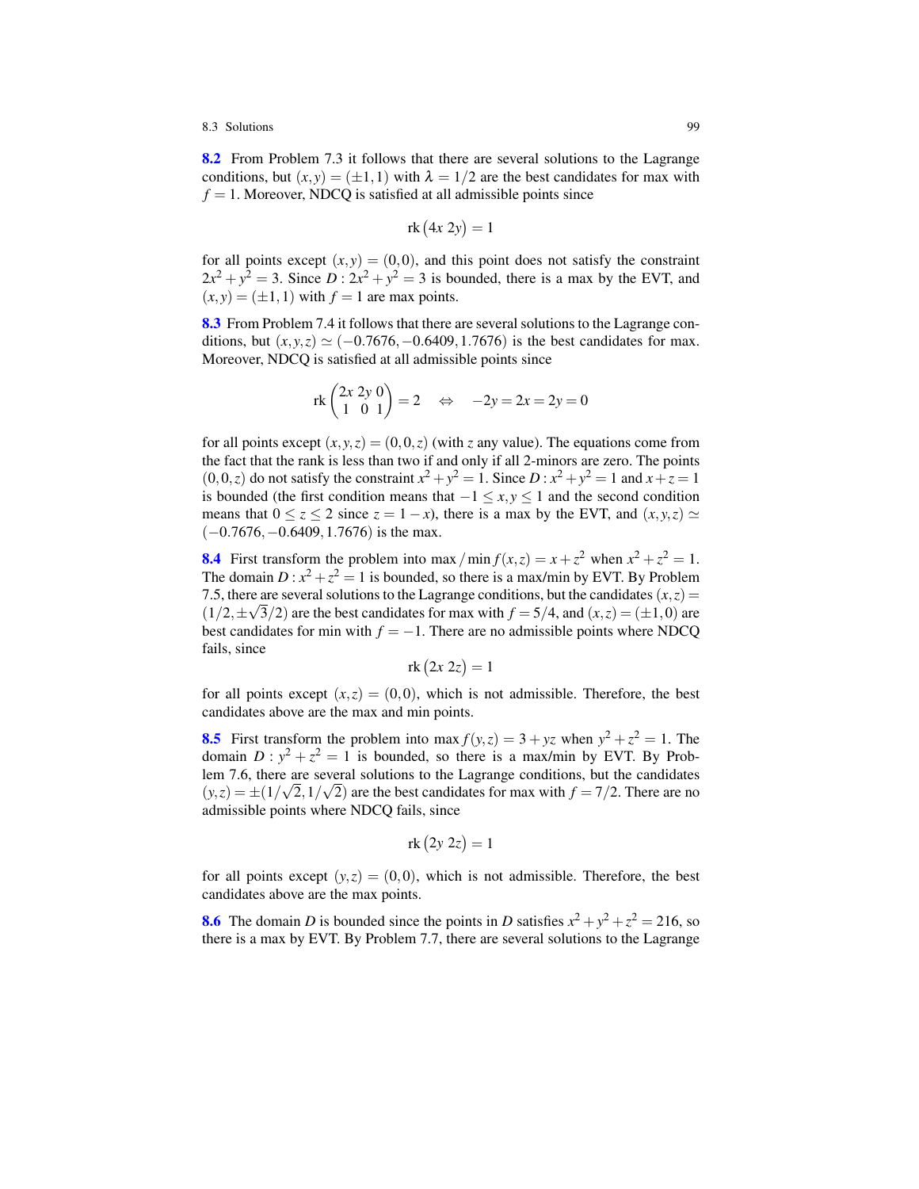**8.2** From Problem 7.3 it follows that there are several solutions to the Lagrange conditions, but $(x,y) = (\pm 1, 1)$ with $\lambda = 1/2$ are the best candidates for max with $f = 1$. Moreover, NDCQ is satisfied at all admissible points since

$$\text{rk}\begin{pmatrix} 4x & 2y \end{pmatrix} = 1$$

for all points except $(x,y) = (0,0)$, and this point does not satisfy the constraint $2x^2 + y^2 = 3$. Since $D : 2x^2 + y^2 = 3$ is bounded, there is a max by the EVT, and $(x,y) = (\pm 1, 1)$ with $f = 1$ are max points.

**8.3** From Problem 7.4 it follows that there are several solutions to the Lagrange conditions, but $(x,y,z) \simeq (-0.7676, -0.6409, 1.7676)$ is the best candidates for max. Moreover, NDCQ is satisfied at all admissible points since

$$\text{rk}\begin{pmatrix} 2x & 2y & 0 \\ 1 & 0 & 1 \end{pmatrix} = 2 \quad \Leftrightarrow \quad -2y = 2x = 2y = 0$$

for all points except $(x,y,z) = (0,0,z)$ (with $z$ any value). The equations come from the fact that the rank is less than two if and only if all 2-minors are zero. The points $(0,0,z)$ do not satisfy the constraint $x^2 + y^2 = 1$. Since $D : x^2 + y^2 = 1$ and $x + z = 1$ is bounded (the first condition means that $-1 \leq x, y \leq 1$ and the second condition means that $0 \leq z \leq 2$ since $z = 1 - x$), there is a max by the EVT, and $(x,y,z) \simeq (-0.7676, -0.6409, 1.7676)$ is the max.

**8.4** First transform the problem into $\max / \min f(x,z) = x + z^2$ when $x^2 + z^2 = 1$. The domain $D : x^2 + z^2 = 1$ is bounded, so there is a max/min by EVT. By Problem 7.5, there are several solutions to the Lagrange conditions, but the candidates $(x,z) = (1/2, \pm\sqrt{3}/2)$ are the best candidates for max with $f = 5/4$, and $(x,z) = (\pm 1, 0)$ are best candidates for min with $f = -1$. There are no admissible points where NDCQ fails, since

$$\text{rk}\begin{pmatrix} 2x & 2z \end{pmatrix} = 1$$

for all points except $(x,z) = (0,0)$, which is not admissible. Therefore, the best candidates above are the max and min points.

**8.5** First transform the problem into $\max f(y,z) = 3 + yz$ when $y^2 + z^2 = 1$. The domain $D : y^2 + z^2 = 1$ is bounded, so there is a max/min by EVT. By Problem 7.6, there are several solutions to the Lagrange conditions, but the candidates $(y,z) = \pm(1/\sqrt{2}, 1/\sqrt{2})$ are the best candidates for max with $f = 7/2$. There are no admissible points where NDCQ fails, since

$$\text{rk}\begin{pmatrix} 2y & 2z \end{pmatrix} = 1$$

for all points except $(y,z) = (0,0)$, which is not admissible. Therefore, the best candidates above are the max points.

**8.6** The domain $D$ is bounded since the points in $D$ satisfies $x^2 + y^2 + z^2 = 216$, so there is a max by EVT. By Problem 7.7, there are several solutions to the Lagrange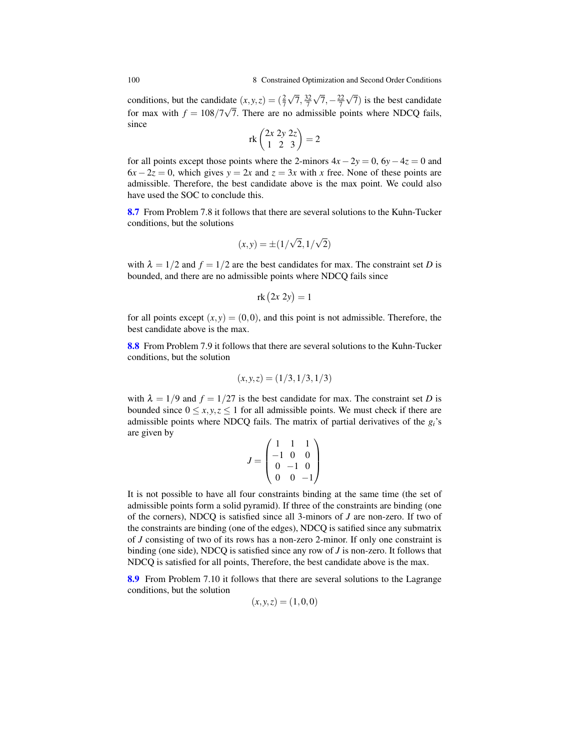conditions, but the candidate $(x,y,z) = (\frac{2}{7}\sqrt{7}, \frac{32}{7}\sqrt{7}, -\frac{22}{7}\sqrt{7})$ is the best candidate for max with $f = 108/7\sqrt{7}$. There are no admissible points where NDCQ fails, since

$$\text{rk}\begin{pmatrix} 2x & 2y & 2z \\ 1 & 2 & 3 \end{pmatrix} = 2$$

for all points except those points where the 2-minors $4x - 2y = 0$, $6y - 4z = 0$ and $6x - 2z = 0$, which gives $y = 2x$ and $z = 3x$ with $x$ free. None of these points are admissible. Therefore, the best candidate above is the max point. We could also have used the SOC to conclude this.

**8.7** From Problem 7.8 it follows that there are several solutions to the Kuhn-Tucker conditions, but the solutions

$$(x,y) = \pm(1/\sqrt{2}, 1/\sqrt{2})$$

with $\lambda = 1/2$ and $f = 1/2$ are the best candidates for max. The constraint set $D$ is bounded, and there are no admissible points where NDCQ fails since

$$\text{rk}\begin{pmatrix} 2x & 2y \end{pmatrix} = 1$$

for all points except $(x,y) = (0,0)$, and this point is not admissible. Therefore, the best candidate above is the max.

**8.8** From Problem 7.9 it follows that there are several solutions to the Kuhn-Tucker conditions, but the solution

$$(x,y,z) = (1/3, 1/3, 1/3)$$

with $\lambda = 1/9$ and $f = 1/27$ is the best candidate for max. The constraint set $D$ is bounded since $0 \leq x,y,z \leq 1$ for all admissible points. We must check if there are admissible points where NDCQ fails. The matrix of partial derivatives of the $g_i$'s are given by

$$J = \begin{pmatrix} 1 & 1 & 1 \\ -1 & 0 & 0 \\ 0 & -1 & 0 \\ 0 & 0 & -1 \end{pmatrix}$$

It is not possible to have all four constraints binding at the same time (the set of admissible points form a solid pyramid). If three of the constraints are binding (one of the corners), NDCQ is satisfied since all 3-minors of $J$ are non-zero. If two of the constraints are binding (one of the edges), NDCQ is satified since any submatrix of $J$ consisting of two of its rows has a non-zero 2-minor. If only one constraint is binding (one side), NDCQ is satisfied since any row of $J$ is non-zero. It follows that NDCQ is satisfied for all points, Therefore, the best candidate above is the max.

**8.9** From Problem 7.10 it follows that there are several solutions to the Lagrange conditions, but the solution

$$(x,y,z) = (1,0,0)$$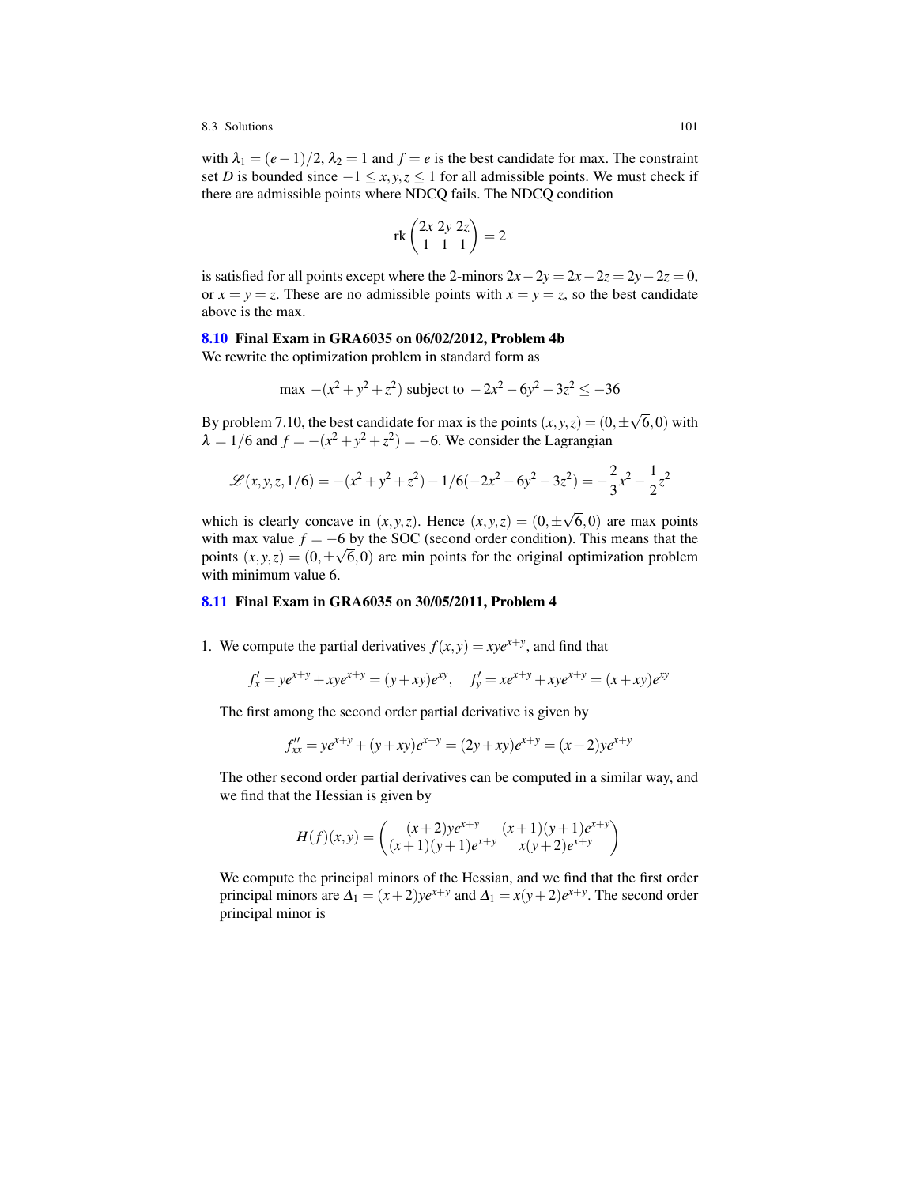with $\lambda_1 = (e-1)/2$, $\lambda_2 = 1$ and $f = e$ is the best candidate for max. The constraint set $D$ is bounded since $-1 \le x, y, z \le 1$ for all admissible points. We must check if there are admissible points where NDCQ fails. The NDCQ condition

$$\text{rk}\begin{pmatrix} 2x & 2y & 2z \\ 1 & 1 & 1 \end{pmatrix} = 2$$

is satisfied for all points except where the 2-minors $2x - 2y = 2x - 2z = 2y - 2z = 0$, or $x = y = z$. These are no admissible points with $x = y = z$, so the best candidate above is the max.

### 8.10 Final Exam in GRA6035 on 06/02/2012, Problem 4b

We rewrite the optimization problem in standard form as

$$\max\ -(x^2 + y^2 + z^2) \text{ subject to } -2x^2 - 6y^2 - 3z^2 \le -36$$

By problem 7.10, the best candidate for max is the points $(x, y, z) = (0, \pm\sqrt{6}, 0)$ with $\lambda = 1/6$ and $f = -(x^2 + y^2 + z^2) = -6$. We consider the Lagrangian

$$\mathscr{L}(x, y, z, 1/6) = -(x^2 + y^2 + z^2) - 1/6(-2x^2 - 6y^2 - 3z^2) = -\frac{2}{3}x^2 - \frac{1}{2}z^2$$

which is clearly concave in $(x, y, z)$. Hence $(x, y, z) = (0, \pm\sqrt{6}, 0)$ are max points with max value $f = -6$ by the SOC (second order condition). This means that the points $(x, y, z) = (0, \pm\sqrt{6}, 0)$ are min points for the original optimization problem with minimum value 6.

### 8.11 Final Exam in GRA6035 on 30/05/2011, Problem 4

1. We compute the partial derivatives $f(x, y) = xye^{x+y}$, and find that

   $$f'_x = ye^{x+y} + xye^{x+y} = (y + xy)e^{xy}, \quad f'_y = xe^{x+y} + xye^{x+y} = (x + xy)e^{xy}$$

   The first among the second order partial derivative is given by

   $$f''_{xx} = ye^{x+y} + (y + xy)e^{x+y} = (2y + xy)e^{x+y} = (x + 2)ye^{x+y}$$

   The other second order partial derivatives can be computed in a similar way, and we find that the Hessian is given by

   $$H(f)(x, y) = \begin{pmatrix} (x+2)ye^{x+y} & (x+1)(y+1)e^{x+y} \\ (x+1)(y+1)e^{x+y} & x(y+2)e^{x+y} \end{pmatrix}$$

   We compute the principal minors of the Hessian, and we find that the first order principal minors are $\Delta_1 = (x+2)ye^{x+y}$ and $\Delta_1 = x(y+2)e^{x+y}$. The second order principal minor is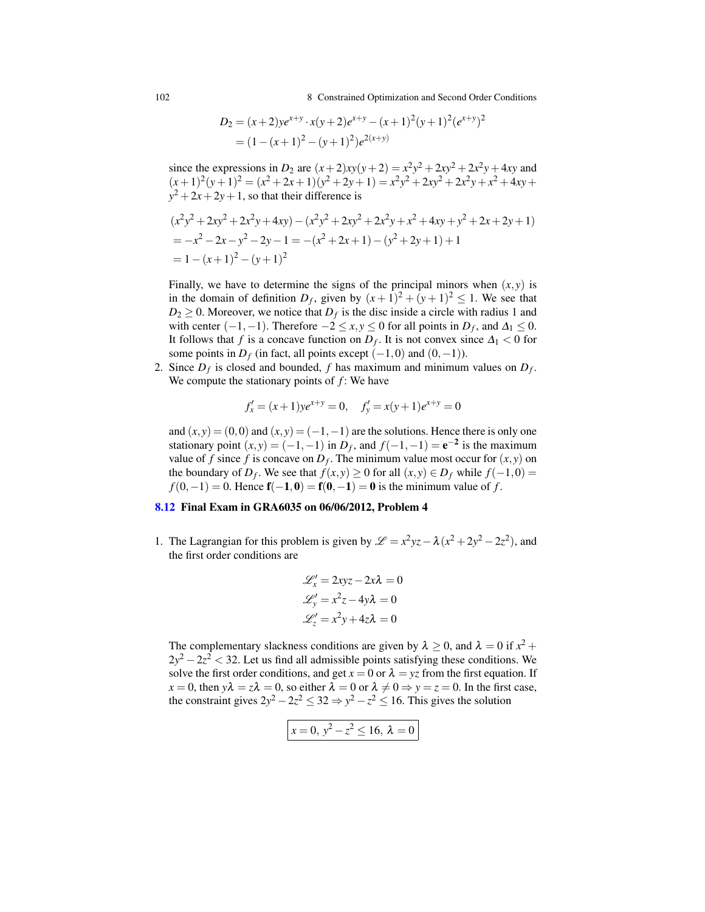$$D_2 = (x+2)ye^{x+y} \cdot x(y+2)e^{x+y} - (x+1)^2(y+1)^2(e^{x+y})^2$$
$$= (1-(x+1)^2-(y+1)^2)e^{2(x+y)}$$

since the expressions in $D_2$ are $(x+2)xy(y+2) = x^2y^2+2xy^2+2x^2y+4xy$ and $(x+1)^2(y+1)^2 = (x^2+2x+1)(y^2+2y+1) = x^2y^2+2xy^2+2x^2y+x^2+4xy+y^2+2x+2y+1$, so that their difference is

$$(x^2y^2+2xy^2+2x^2y+4xy)-(x^2y^2+2xy^2+2x^2y+x^2+4xy+y^2+2x+2y+1)$$
$$= -x^2-2x-y^2-2y-1 = -(x^2+2x+1)-(y^2+2y+1)+1$$
$$= 1-(x+1)^2-(y+1)^2$$

Finally, we have to determine the signs of the principal minors when $(x,y)$ is in the domain of definition $D_f$, given by $(x+1)^2+(y+1)^2 \le 1$. We see that $D_2 \ge 0$. Moreover, we notice that $D_f$ is the disc inside a circle with radius 1 and with center $(-1,-1)$. Therefore $-2 \le x,y \le 0$ for all points in $D_f$, and $\Delta_1 \le 0$. It follows that $f$ is a concave function on $D_f$. It is not convex since $\Delta_1 < 0$ for some points in $D_f$ (in fact, all points except $(-1,0)$ and $(0,-1)$).

2. Since $D_f$ is closed and bounded, $f$ has maximum and minimum values on $D_f$. We compute the stationary points of $f$: We have

$$f'_x = (x+1)ye^{x+y} = 0, \quad f'_y = x(y+1)e^{x+y} = 0$$

and $(x,y) = (0,0)$ and $(x,y) = (-1,-1)$ are the solutions. Hence there is only one stationary point $(x,y) = (-1,-1)$ in $D_f$, and $f(-1,-1) = \mathbf{e^{-2}}$ is the maximum value of $f$ since $f$ is concave on $D_f$. The minimum value most occur for $(x,y)$ on the boundary of $D_f$. We see that $f(x,y) \ge 0$ for all $(x,y) \in D_f$ while $f(-1,0) = f(0,-1) = 0$. Hence $\mathbf{f(-1,0) = f(0,-1) = 0}$ is the minimum value of $f$.

## 8.12 Final Exam in GRA6035 on 06/06/2012, Problem 4

1. The Lagrangian for this problem is given by $\mathscr{L} = x^2yz - \lambda(x^2+2y^2-2z^2)$, and the first order conditions are

$$\mathscr{L}'_x = 2xyz - 2x\lambda = 0$$
$$\mathscr{L}'_y = x^2z - 4y\lambda = 0$$
$$\mathscr{L}'_z = x^2y + 4z\lambda = 0$$

The complementary slackness conditions are given by $\lambda \ge 0$, and $\lambda = 0$ if $x^2 + 2y^2 - 2z^2 < 32$. Let us find all admissible points satisfying these conditions. We solve the first order conditions, and get $x = 0$ or $\lambda = yz$ from the first equation. If $x = 0$, then $y\lambda = z\lambda = 0$, so either $\lambda = 0$ or $\lambda \ne 0 \Rightarrow y = z = 0$. In the first case, the constraint gives $2y^2 - 2z^2 \le 32 \Rightarrow y^2 - z^2 \le 16$. This gives the solution

$$\boxed{x = 0,\ y^2 - z^2 \le 16,\ \lambda = 0}$$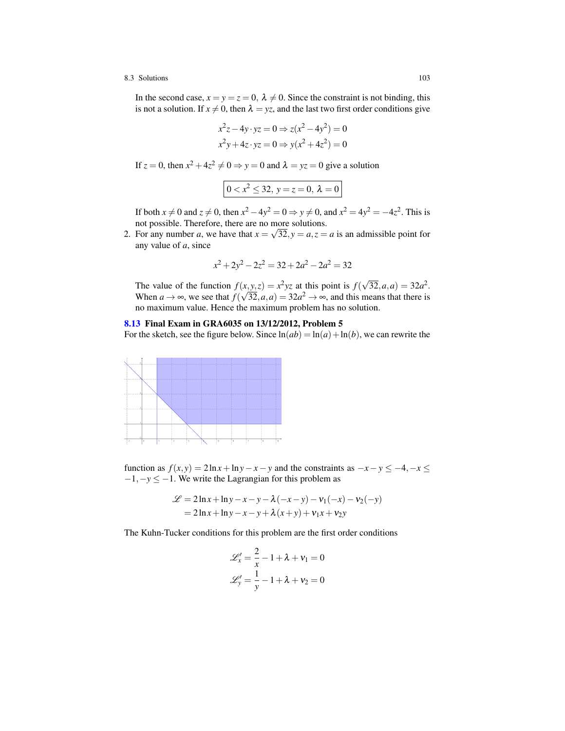In the second case, $x = y = z = 0$, $\lambda \neq 0$. Since the constraint is not binding, this is not a solution. If $x \neq 0$, then $\lambda = yz$, and the last two first order conditions give

$$x^2 z - 4y \cdot yz = 0 \Rightarrow z(x^2 - 4y^2) = 0$$
$$x^2 y + 4z \cdot yz = 0 \Rightarrow y(x^2 + 4z^2) = 0$$

If $z = 0$, then $x^2 + 4z^2 \neq 0 \Rightarrow y = 0$ and $\lambda = yz = 0$ give a solution

$$\boxed{0 < x^2 \leq 32,\ y = z = 0,\ \lambda = 0}$$

If both $x \neq 0$ and $z \neq 0$, then $x^2 - 4y^2 = 0 \Rightarrow y \neq 0$, and $x^2 = 4y^2 = -4z^2$. This is not possible. Therefore, there are no more solutions.

2. For any number $a$, we have that $x = \sqrt{32}, y = a, z = a$ is an admissible point for any value of $a$, since

$$x^2 + 2y^2 - 2z^2 = 32 + 2a^2 - 2a^2 = 32$$

The value of the function $f(x,y,z) = x^2yz$ at this point is $f(\sqrt{32},a,a) = 32a^2$. When $a \to \infty$, we see that $f(\sqrt{32},a,a) = 32a^2 \to \infty$, and this means that there is no maximum value. Hence the maximum problem has no solution.

**8.13 Final Exam in GRA6035 on 13/12/2012, Problem 5**

For the sketch, see the figure below. Since $\ln(ab) = \ln(a) + \ln(b)$, we can rewrite the function as $f(x,y) = 2\ln x + \ln y - x - y$ and the constraints as $-x - y \leq -4, -x \leq -1, -y \leq -1$. We write the Lagrangian for this problem as

$$\begin{aligned}
\mathscr{L} &= 2\ln x + \ln y - x - y - \lambda(-x - y) - \nu_1(-x) - \nu_2(-y) \\
&= 2\ln x + \ln y - x - y + \lambda(x + y) + \nu_1 x + \nu_2 y
\end{aligned}$$

The Kuhn-Tucker conditions for this problem are the first order conditions

$$\mathscr{L}'_x = \frac{2}{x} - 1 + \lambda + \nu_1 = 0$$
$$\mathscr{L}'_y = \frac{1}{y} - 1 + \lambda + \nu_2 = 0$$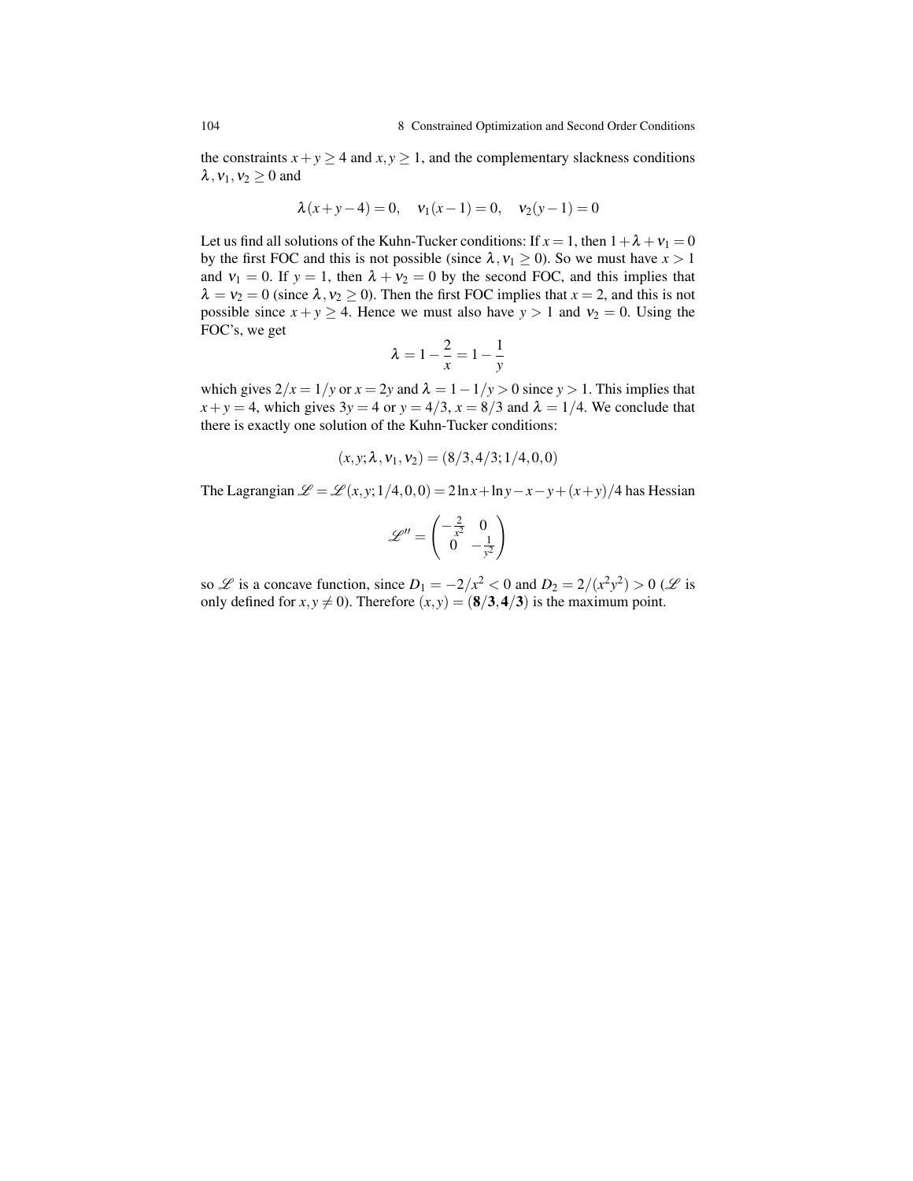the constraints $x+y \geq 4$ and $x, y \geq 1$, and the complementary slackness conditions $\lambda, \nu_1, \nu_2 \geq 0$ and

$$\lambda(x+y-4) = 0, \quad \nu_1(x-1) = 0, \quad \nu_2(y-1) = 0$$

Let us find all solutions of the Kuhn-Tucker conditions: If $x = 1$, then $1+\lambda+\nu_1 = 0$ by the first FOC and this is not possible (since $\lambda, \nu_1 \geq 0$). So we must have $x > 1$ and $\nu_1 = 0$. If $y = 1$, then $\lambda + \nu_2 = 0$ by the second FOC, and this implies that $\lambda = \nu_2 = 0$ (since $\lambda, \nu_2 \geq 0$). Then the first FOC implies that $x = 2$, and this is not possible since $x+y \geq 4$. Hence we must also have $y > 1$ and $\nu_2 = 0$. Using the FOC's, we get

$$\lambda = 1 - \frac{2}{x} = 1 - \frac{1}{y}$$

which gives $2/x = 1/y$ or $x = 2y$ and $\lambda = 1 - 1/y > 0$ since $y > 1$. This implies that $x + y = 4$, which gives $3y = 4$ or $y = 4/3$, $x = 8/3$ and $\lambda = 1/4$. We conclude that there is exactly one solution of the Kuhn-Tucker conditions:

$$(x, y; \lambda, \nu_1, \nu_2) = (8/3, 4/3; 1/4, 0, 0)$$

The Lagrangian $\mathscr{L} = \mathscr{L}(x, y; 1/4, 0, 0) = 2\ln x + \ln y - x - y + (x+y)/4$ has Hessian

$$\mathscr{L}'' = \begin{pmatrix} -\frac{2}{x^2} & 0 \\ 0 & -\frac{1}{y^2} \end{pmatrix}$$

so $\mathscr{L}$ is a concave function, since $D_1 = -2/x^2 < 0$ and $D_2 = 2/(x^2y^2) > 0$ ($\mathscr{L}$ is only defined for $x, y \neq 0$). Therefore $(x, y) = (\mathbf{8/3, 4/3})$ is the maximum point.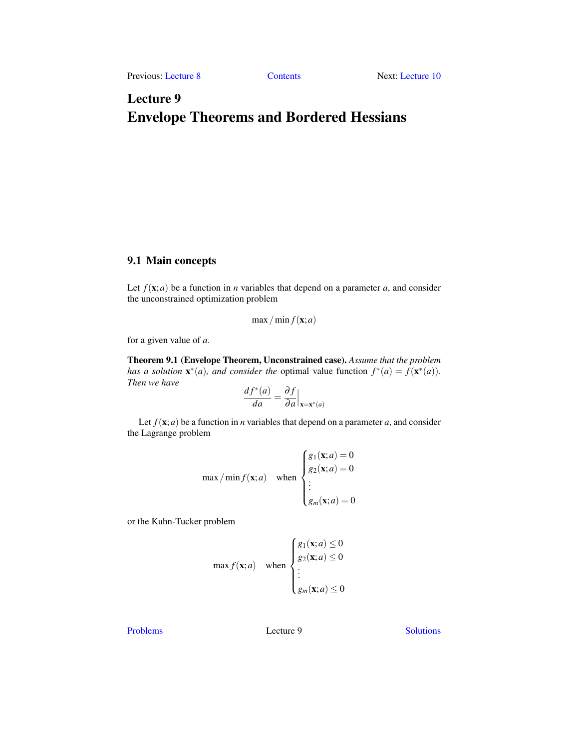Previous: Lecture 8 Contents Next: Lecture 10

# Lecture 9
# Envelope Theorems and Bordered Hessians

## 9.1 Main concepts

Let $f(\mathbf{x};a)$ be a function in $n$ variables that depend on a parameter $a$, and consider the unconstrained optimization problem

$$\max / \min f(\mathbf{x};a)$$

for a given value of $a$.

**Theorem 9.1 (Envelope Theorem, Unconstrained case).** *Assume that the problem has a solution $\mathbf{x}^*(a)$, and consider the* optimal value function *$f^*(a) = f(\mathbf{x}^*(a))$. Then we have*

$$\frac{df^*(a)}{da} = \frac{\partial f}{\partial a}\Big|_{\mathbf{x}=\mathbf{x}^*(a)}$$

Let $f(\mathbf{x};a)$ be a function in $n$ variables that depend on a parameter $a$, and consider the Lagrange problem

$$\max / \min f(\mathbf{x};a) \quad \text{when} \begin{cases} g_1(\mathbf{x};a) = 0 \\ g_2(\mathbf{x};a) = 0 \\ \vdots \\ g_m(\mathbf{x};a) = 0 \end{cases}$$

or the Kuhn-Tucker problem

$$\max f(\mathbf{x};a) \quad \text{when} \begin{cases} g_1(\mathbf{x};a) \le 0 \\ g_2(\mathbf{x};a) \le 0 \\ \vdots \\ g_m(\mathbf{x};a) \le 0 \end{cases}$$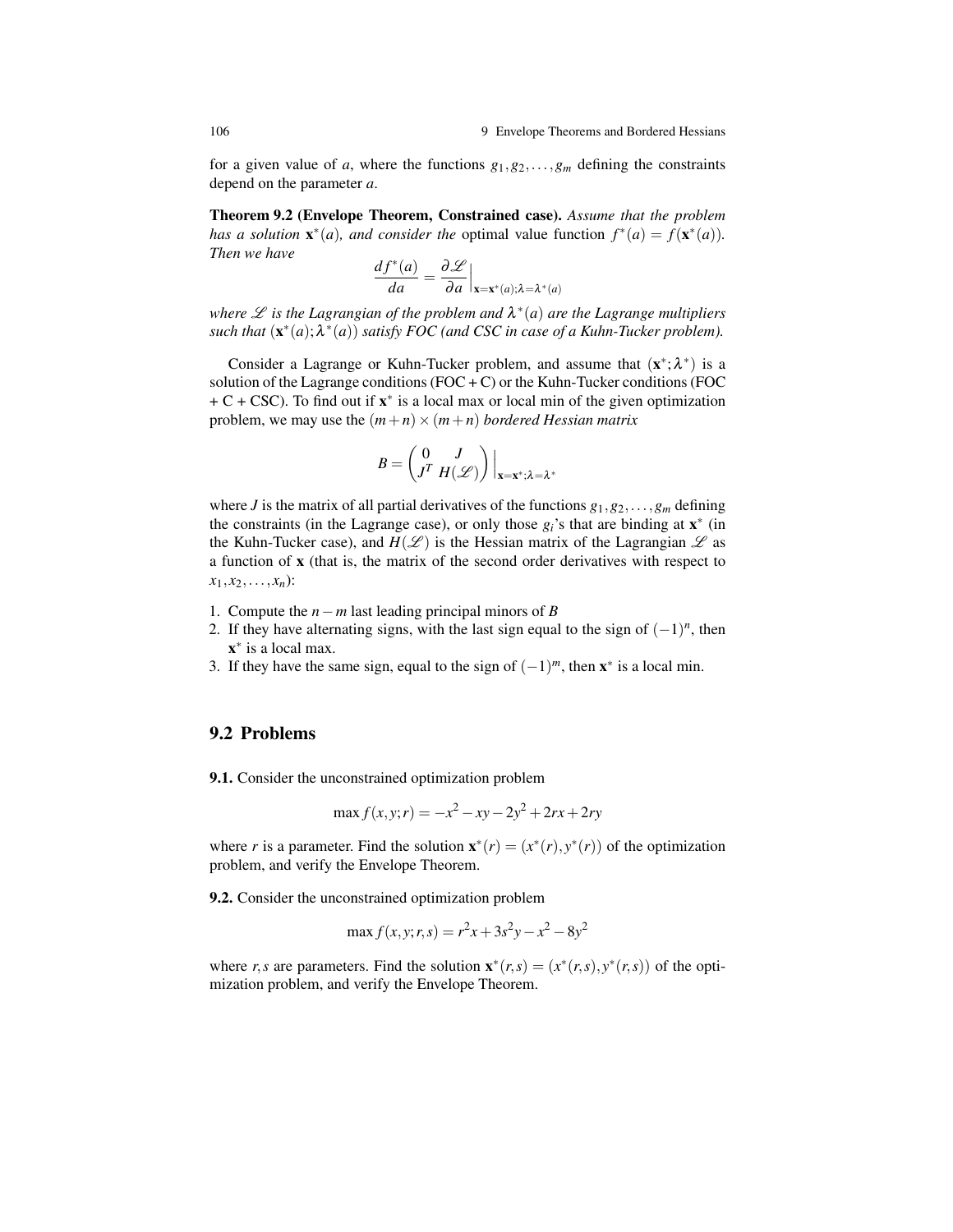for a given value of $a$, where the functions $g_1, g_2, \ldots, g_m$ defining the constraints depend on the parameter $a$.

**Theorem 9.2 (Envelope Theorem, Constrained case).** *Assume that the problem has a solution $\mathbf{x}^*(a)$, and consider the* optimal value function $f^*(a) = f(\mathbf{x}^*(a))$. *Then we have*

$$\frac{df^*(a)}{da} = \frac{\partial \mathscr{L}}{\partial a}\Big|_{\mathbf{x}=\mathbf{x}^*(a);\lambda=\lambda^*(a)}$$

*where $\mathscr{L}$ is the Lagrangian of the problem and $\lambda^*(a)$ are the Lagrange multipliers such that $(\mathbf{x}^*(a); \lambda^*(a))$ satisfy FOC (and CSC in case of a Kuhn-Tucker problem).*

Consider a Lagrange or Kuhn-Tucker problem, and assume that $(\mathbf{x}^*; \lambda^*)$ is a solution of the Lagrange conditions (FOC + C) or the Kuhn-Tucker conditions (FOC + C + CSC). To find out if $\mathbf{x}^*$ is a local max or local min of the given optimization problem, we may use the $(m+n) \times (m+n)$ *bordered Hessian matrix*

$$B = \begin{pmatrix} 0 & J \\ J^T & H(\mathscr{L}) \end{pmatrix}\Big|_{\mathbf{x}=\mathbf{x}^*;\lambda=\lambda^*}$$

where $J$ is the matrix of all partial derivatives of the functions $g_1, g_2, \ldots, g_m$ defining the constraints (in the Lagrange case), or only those $g_i$'s that are binding at $\mathbf{x}^*$ (in the Kuhn-Tucker case), and $H(\mathscr{L})$ is the Hessian matrix of the Lagrangian $\mathscr{L}$ as a function of $\mathbf{x}$ (that is, the matrix of the second order derivatives with respect to $x_1, x_2, \ldots, x_n$):

1. Compute the $n-m$ last leading principal minors of $B$
2. If they have alternating signs, with the last sign equal to the sign of $(-1)^n$, then $\mathbf{x}^*$ is a local max.
3. If they have the same sign, equal to the sign of $(-1)^m$, then $\mathbf{x}^*$ is a local min.

## 9.2 Problems

**9.1.** Consider the unconstrained optimization problem

$$\max f(x,y;r) = -x^2 - xy - 2y^2 + 2rx + 2ry$$

where $r$ is a parameter. Find the solution $\mathbf{x}^*(r) = (x^*(r), y^*(r))$ of the optimization problem, and verify the Envelope Theorem.

**9.2.** Consider the unconstrained optimization problem

$$\max f(x,y;r,s) = r^2x + 3s^2y - x^2 - 8y^2$$

where $r, s$ are parameters. Find the solution $\mathbf{x}^*(r,s) = (x^*(r,s), y^*(r,s))$ of the optimization problem, and verify the Envelope Theorem.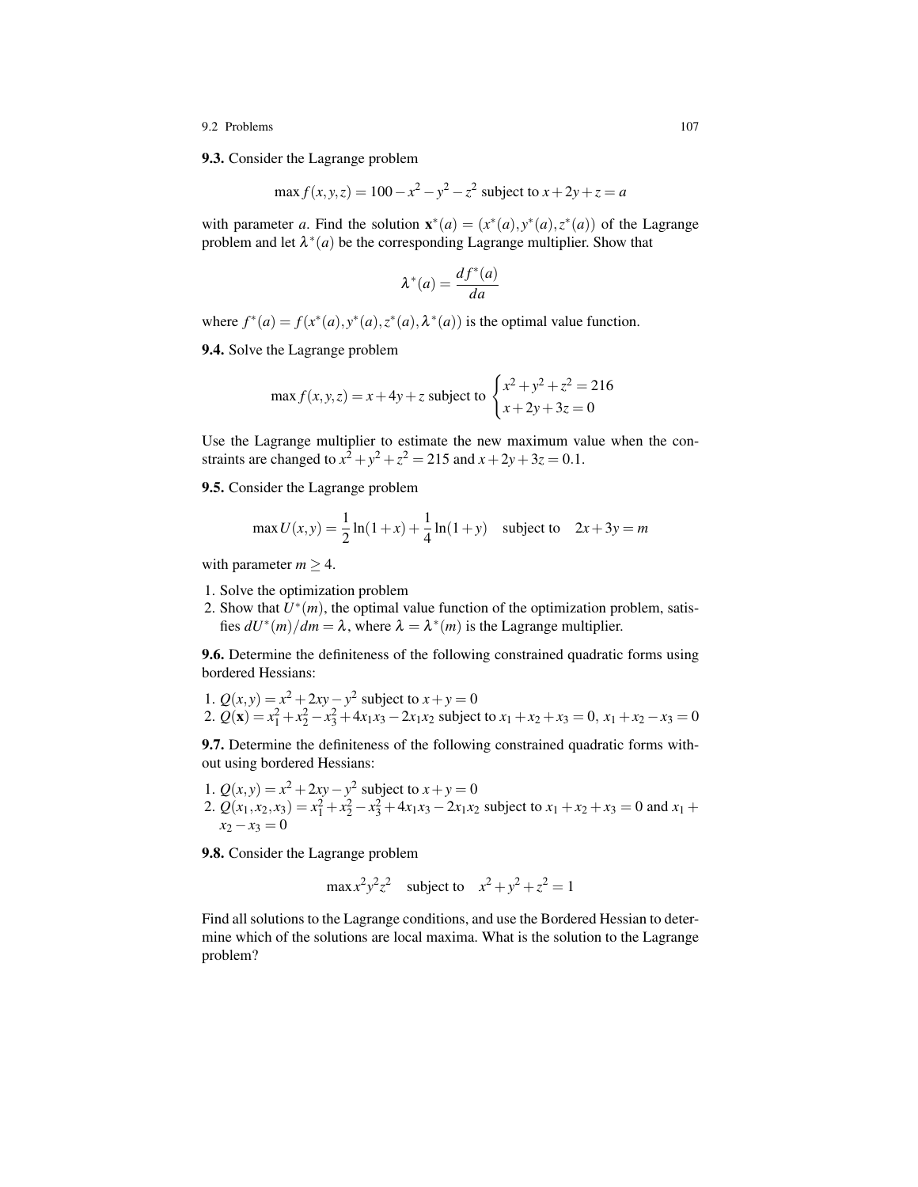**9.3.** Consider the Lagrange problem

$$\max f(x,y,z) = 100 - x^2 - y^2 - z^2 \text{ subject to } x + 2y + z = a$$

with parameter $a$. Find the solution $\mathbf{x}^*(a) = (x^*(a), y^*(a), z^*(a))$ of the Lagrange problem and let $\lambda^*(a)$ be the corresponding Lagrange multiplier. Show that

$$\lambda^*(a) = \frac{df^*(a)}{da}$$

where $f^*(a) = f(x^*(a), y^*(a), z^*(a), \lambda^*(a))$ is the optimal value function.

**9.4.** Solve the Lagrange problem

$$\max f(x,y,z) = x + 4y + z \text{ subject to } \begin{cases} x^2 + y^2 + z^2 = 216 \\ x + 2y + 3z = 0 \end{cases}$$

Use the Lagrange multiplier to estimate the new maximum value when the constraints are changed to $x^2 + y^2 + z^2 = 215$ and $x + 2y + 3z = 0.1$.

**9.5.** Consider the Lagrange problem

$$\max U(x,y) = \frac{1}{2}\ln(1+x) + \frac{1}{4}\ln(1+y) \quad \text{subject to} \quad 2x + 3y = m$$

with parameter $m \geq 4$.

1. Solve the optimization problem
2. Show that $U^*(m)$, the optimal value function of the optimization problem, satisfies $dU^*(m)/dm = \lambda$, where $\lambda = \lambda^*(m)$ is the Lagrange multiplier.

**9.6.** Determine the definiteness of the following constrained quadratic forms using bordered Hessians:

1. $Q(x,y) = x^2 + 2xy - y^2$ subject to $x + y = 0$
2. $Q(\mathbf{x}) = x_1^2 + x_2^2 - x_3^2 + 4x_1x_3 - 2x_1x_2$ subject to $x_1 + x_2 + x_3 = 0$, $x_1 + x_2 - x_3 = 0$

**9.7.** Determine the definiteness of the following constrained quadratic forms without using bordered Hessians:

1. $Q(x,y) = x^2 + 2xy - y^2$ subject to $x + y = 0$
2. $Q(x_1,x_2,x_3) = x_1^2 + x_2^2 - x_3^2 + 4x_1x_3 - 2x_1x_2$ subject to $x_1 + x_2 + x_3 = 0$ and $x_1 + x_2 - x_3 = 0$

**9.8.** Consider the Lagrange problem

$$\max x^2y^2z^2 \quad \text{subject to} \quad x^2 + y^2 + z^2 = 1$$

Find all solutions to the Lagrange conditions, and use the Bordered Hessian to determine which of the solutions are local maxima. What is the solution to the Lagrange problem?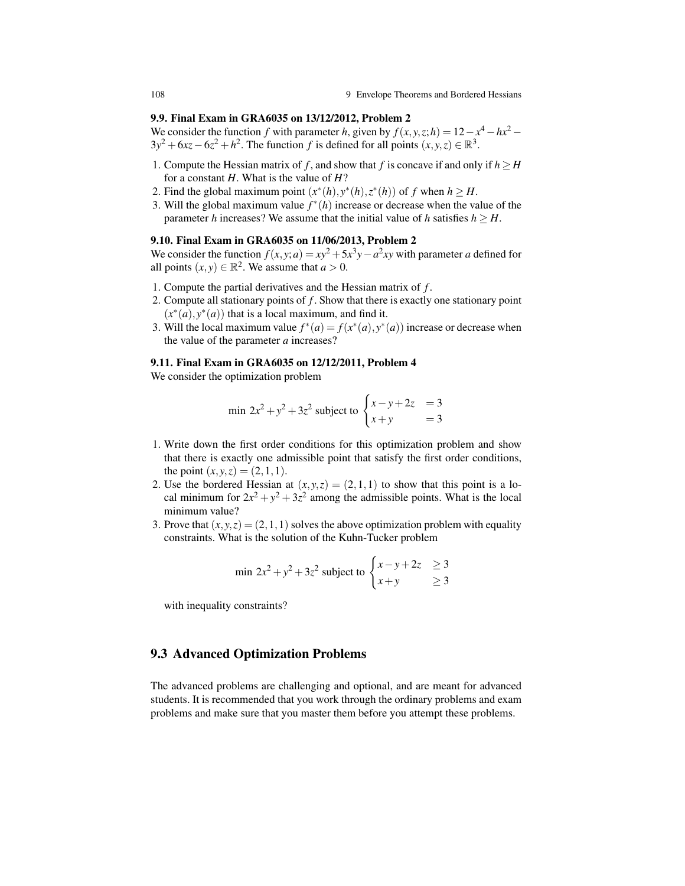### 9.9. Final Exam in GRA6035 on 13/12/2012, Problem 2

We consider the function $f$ with parameter $h$, given by $f(x,y,z;h) = 12 - x^4 - hx^2 - 3y^2 + 6xz - 6z^2 + h^2$. The function $f$ is defined for all points $(x,y,z) \in \mathbb{R}^3$.

1. Compute the Hessian matrix of $f$, and show that $f$ is concave if and only if $h \geq H$ for a constant $H$. What is the value of $H$?
2. Find the global maximum point $(x^*(h), y^*(h), z^*(h))$ of $f$ when $h \geq H$.
3. Will the global maximum value $f^*(h)$ increase or decrease when the value of the parameter $h$ increases? We assume that the initial value of $h$ satisfies $h \geq H$.

### 9.10. Final Exam in GRA6035 on 11/06/2013, Problem 2

We consider the function $f(x,y;a) = xy^2 + 5x^3y - a^2xy$ with parameter $a$ defined for all points $(x,y) \in \mathbb{R}^2$. We assume that $a > 0$.

1. Compute the partial derivatives and the Hessian matrix of $f$.
2. Compute all stationary points of $f$. Show that there is exactly one stationary point $(x^*(a), y^*(a))$ that is a local maximum, and find it.
3. Will the local maximum value $f^*(a) = f(x^*(a), y^*(a))$ increase or decrease when the value of the parameter $a$ increases?

### 9.11. Final Exam in GRA6035 on 12/12/2011, Problem 4

We consider the optimization problem

$$\min\ 2x^2 + y^2 + 3z^2 \text{ subject to } \begin{cases} x - y + 2z &= 3 \\ x + y &= 3 \end{cases}$$

1. Write down the first order conditions for this optimization problem and show that there is exactly one admissible point that satisfy the first order conditions, the point $(x,y,z) = (2,1,1)$.
2. Use the bordered Hessian at $(x,y,z) = (2,1,1)$ to show that this point is a local minimum for $2x^2 + y^2 + 3z^2$ among the admissible points. What is the local minimum value?
3. Prove that $(x,y,z) = (2,1,1)$ solves the above optimization problem with equality constraints. What is the solution of the Kuhn-Tucker problem

$$\min\ 2x^2 + y^2 + 3z^2 \text{ subject to } \begin{cases} x - y + 2z &\geq 3 \\ x + y &\geq 3 \end{cases}$$

with inequality constraints?

## 9.3 Advanced Optimization Problems

The advanced problems are challenging and optional, and are meant for advanced students. It is recommended that you work through the ordinary problems and exam problems and make sure that you master them before you attempt these problems.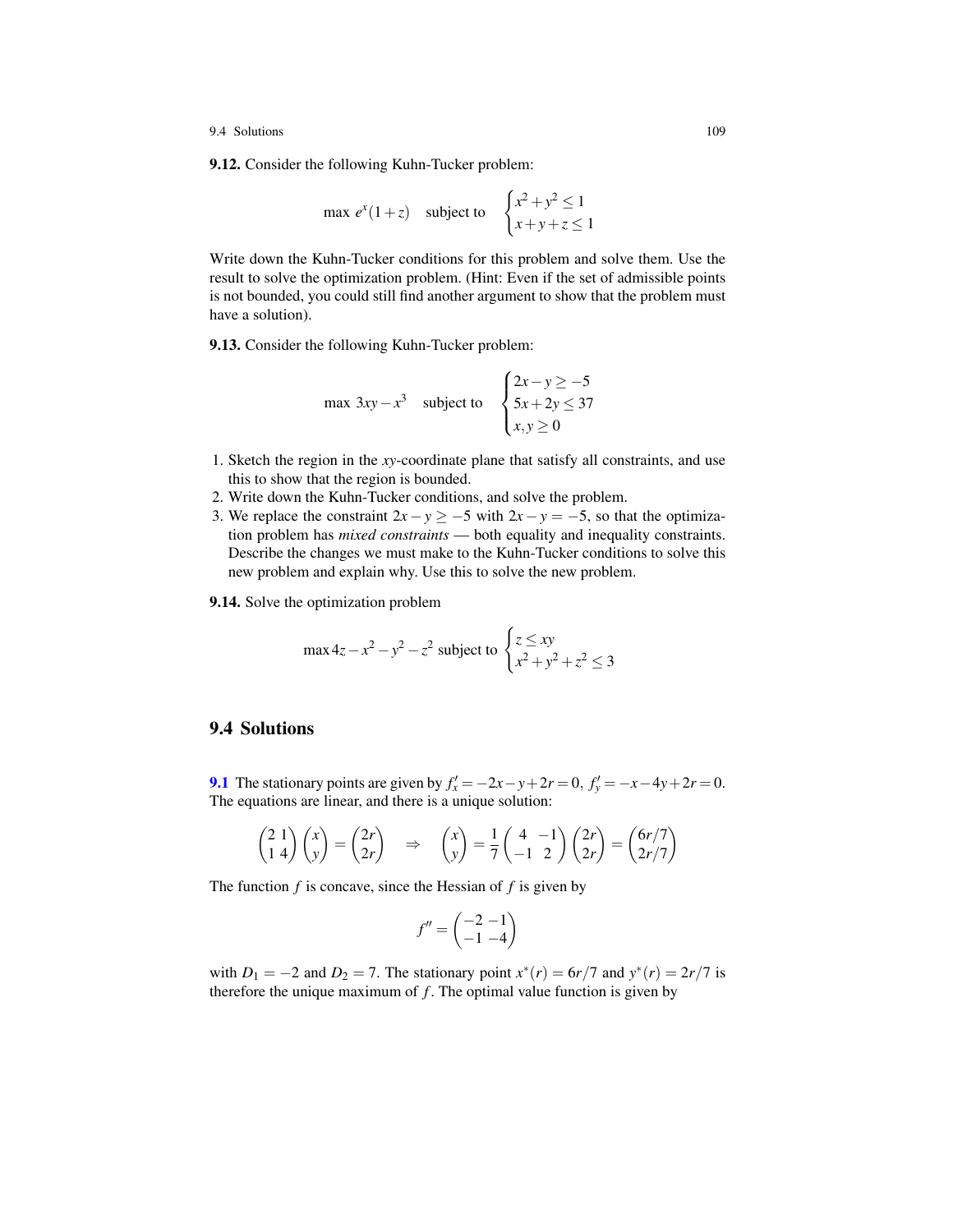**9.12.** Consider the following Kuhn-Tucker problem:

$$\max\ e^x(1+z) \quad \text{subject to} \quad \begin{cases} x^2+y^2 \leq 1 \\ x+y+z \leq 1 \end{cases}$$

Write down the Kuhn-Tucker conditions for this problem and solve them. Use the result to solve the optimization problem. (Hint: Even if the set of admissible points is not bounded, you could still find another argument to show that the problem must have a solution).

**9.13.** Consider the following Kuhn-Tucker problem:

$$\max\ 3xy - x^3 \quad \text{subject to} \quad \begin{cases} 2x - y \geq -5 \\ 5x + 2y \leq 37 \\ x, y \geq 0 \end{cases}$$

1. Sketch the region in the $xy$-coordinate plane that satisfy all constraints, and use this to show that the region is bounded.
2. Write down the Kuhn-Tucker conditions, and solve the problem.
3. We replace the constraint $2x - y \geq -5$ with $2x - y = -5$, so that the optimization problem has *mixed constraints* — both equality and inequality constraints. Describe the changes we must make to the Kuhn-Tucker conditions to solve this new problem and explain why. Use this to solve the new problem.

**9.14.** Solve the optimization problem

$$\max 4z - x^2 - y^2 - z^2 \text{ subject to } \begin{cases} z \leq xy \\ x^2 + y^2 + z^2 \leq 3 \end{cases}$$

## 9.4 Solutions

**9.1** The stationary points are given by $f'_x = -2x - y + 2r = 0$, $f'_y = -x - 4y + 2r = 0$. The equations are linear, and there is a unique solution:

$$\begin{pmatrix} 2 & 1 \\ 1 & 4 \end{pmatrix} \begin{pmatrix} x \\ y \end{pmatrix} = \begin{pmatrix} 2r \\ 2r \end{pmatrix} \quad \Rightarrow \quad \begin{pmatrix} x \\ y \end{pmatrix} = \frac{1}{7} \begin{pmatrix} 4 & -1 \\ -1 & 2 \end{pmatrix} \begin{pmatrix} 2r \\ 2r \end{pmatrix} = \begin{pmatrix} 6r/7 \\ 2r/7 \end{pmatrix}$$

The function $f$ is concave, since the Hessian of $f$ is given by

$$f'' = \begin{pmatrix} -2 & -1 \\ -1 & -4 \end{pmatrix}$$

with $D_1 = -2$ and $D_2 = 7$. The stationary point $x^*(r) = 6r/7$ and $y^*(r) = 2r/7$ is therefore the unique maximum of $f$. The optimal value function is given by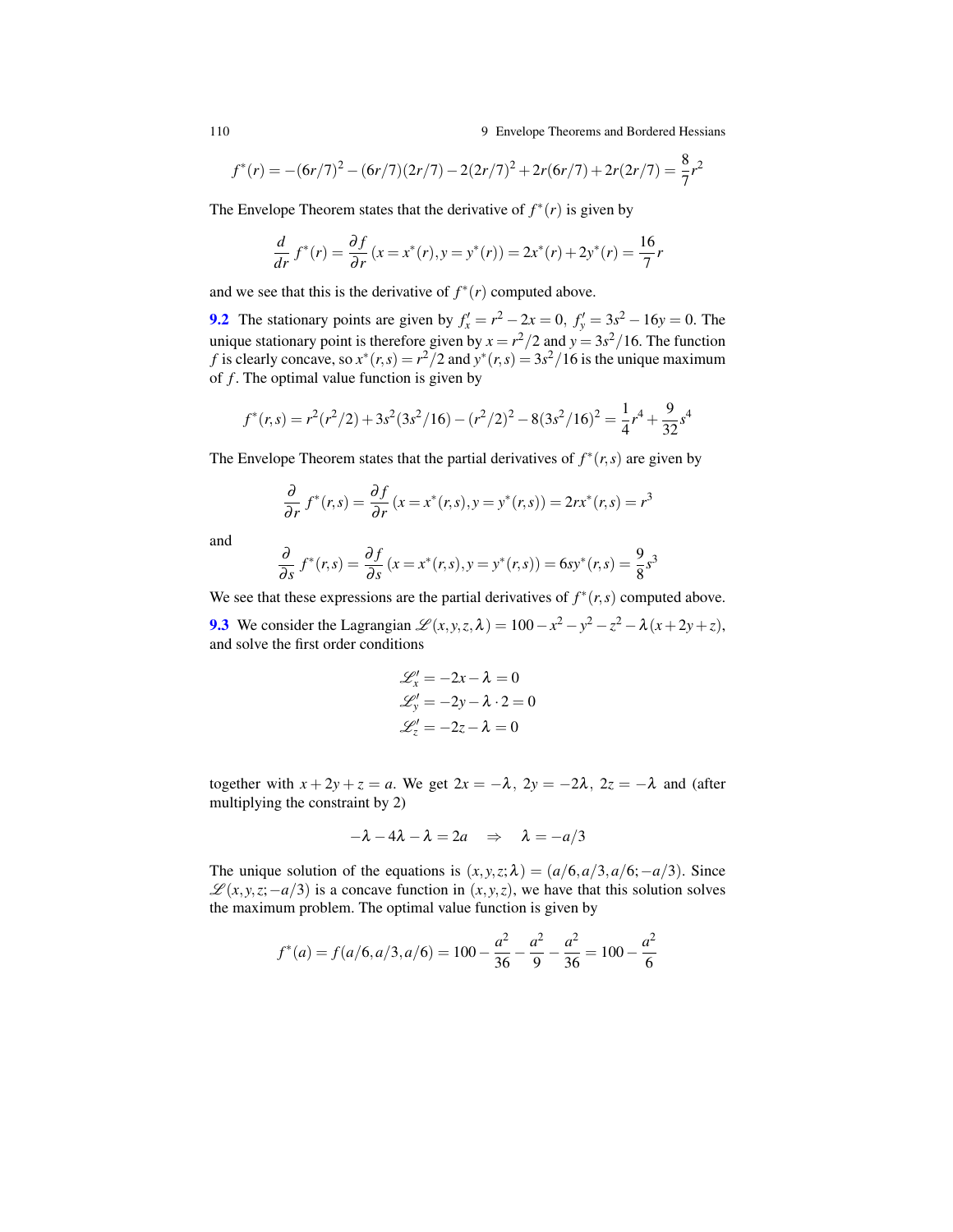$$f^*(r) = -(6r/7)^2 - (6r/7)(2r/7) - 2(2r/7)^2 + 2r(6r/7) + 2r(2r/7) = \frac{8}{7}r^2$$

The Envelope Theorem states that the derivative of $f^*(r)$ is given by

$$\frac{d}{dr}\, f^*(r) = \frac{\partial f}{\partial r}\,(x = x^*(r), y = y^*(r)) = 2x^*(r) + 2y^*(r) = \frac{16}{7}r$$

and we see that this is the derivative of $f^*(r)$ computed above.

**9.2** The stationary points are given by $f'_x = r^2 - 2x = 0,\ f'_y = 3s^2 - 16y = 0$. The unique stationary point is therefore given by $x = r^2/2$ and $y = 3s^2/16$. The function $f$ is clearly concave, so $x^*(r,s) = r^2/2$ and $y^*(r,s) = 3s^2/16$ is the unique maximum of $f$. The optimal value function is given by

$$f^*(r,s) = r^2(r^2/2) + 3s^2(3s^2/16) - (r^2/2)^2 - 8(3s^2/16)^2 = \frac{1}{4}r^4 + \frac{9}{32}s^4$$

The Envelope Theorem states that the partial derivatives of $f^*(r,s)$ are given by

$$\frac{\partial}{\partial r}\, f^*(r,s) = \frac{\partial f}{\partial r}\,(x = x^*(r,s), y = y^*(r,s)) = 2rx^*(r,s) = r^3$$

and

$$\frac{\partial}{\partial s}\, f^*(r,s) = \frac{\partial f}{\partial s}\,(x = x^*(r,s), y = y^*(r,s)) = 6sy^*(r,s) = \frac{9}{8}s^3$$

We see that these expressions are the partial derivatives of $f^*(r,s)$ computed above.

**9.3** We consider the Lagrangian $\mathscr{L}(x,y,z,\lambda) = 100 - x^2 - y^2 - z^2 - \lambda(x + 2y + z)$, and solve the first order conditions

$$\begin{aligned}
\mathscr{L}'_x &= -2x - \lambda = 0 \\
\mathscr{L}'_y &= -2y - \lambda \cdot 2 = 0 \\
\mathscr{L}'_z &= -2z - \lambda = 0
\end{aligned}$$

together with $x + 2y + z = a$. We get $2x = -\lambda,\ 2y = -2\lambda,\ 2z = -\lambda$ and (after multiplying the constraint by 2)

$$-\lambda - 4\lambda - \lambda = 2a \quad \Rightarrow \quad \lambda = -a/3$$

The unique solution of the equations is $(x,y,z;\lambda) = (a/6, a/3, a/6; -a/3)$. Since $\mathscr{L}(x,y,z;-a/3)$ is a concave function in $(x,y,z)$, we have that this solution solves the maximum problem. The optimal value function is given by

$$f^*(a) = f(a/6, a/3, a/6) = 100 - \frac{a^2}{36} - \frac{a^2}{9} - \frac{a^2}{36} = 100 - \frac{a^2}{6}$$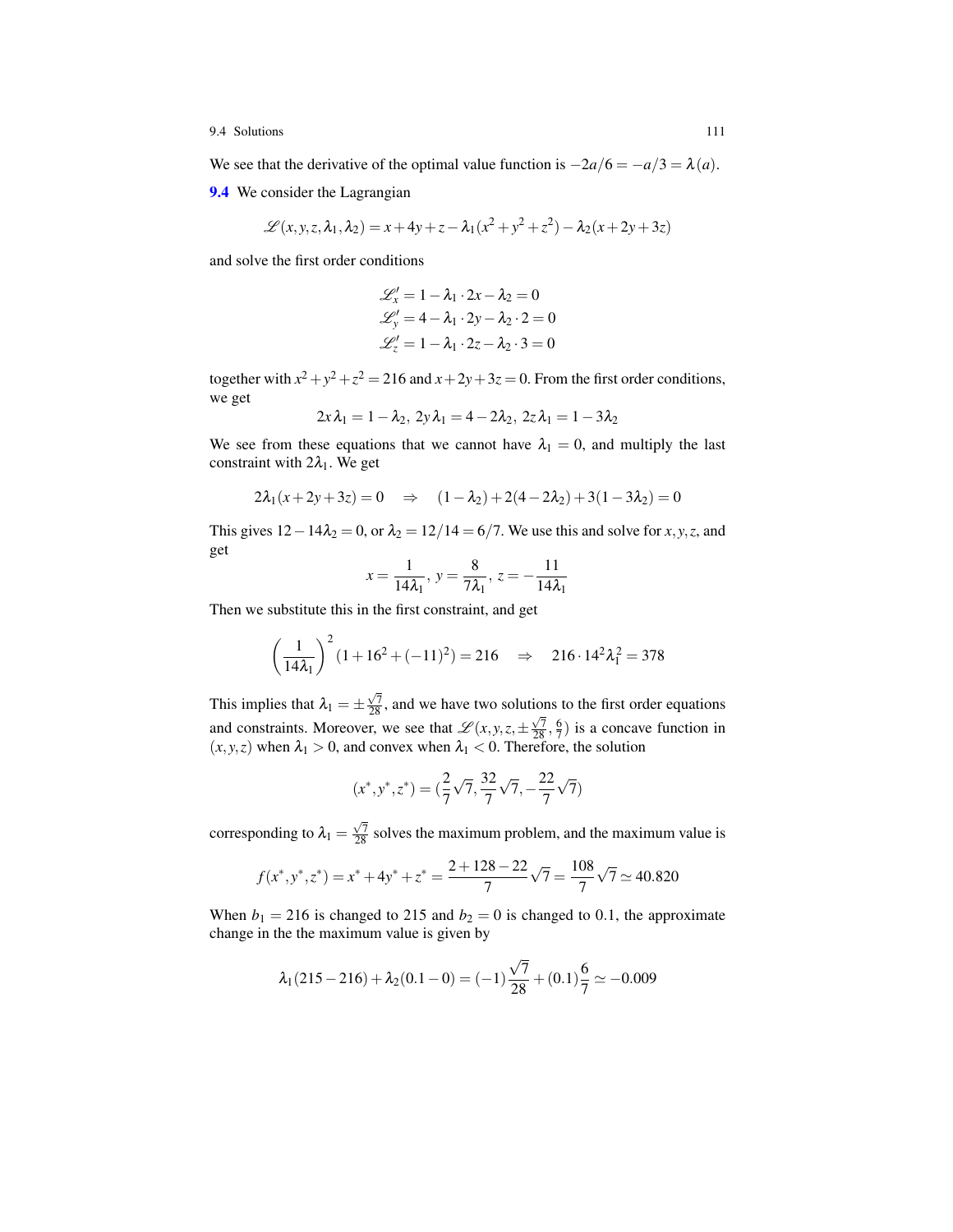We see that the derivative of the optimal value function is $-2a/6 = -a/3 = \lambda(a)$.

**9.4** We consider the Lagrangian

$$\mathscr{L}(x,y,z,\lambda_1,\lambda_2) = x+4y+z-\lambda_1(x^2+y^2+z^2)-\lambda_2(x+2y+3z)$$

and solve the first order conditions

$$\begin{aligned}
\mathscr{L}'_x &= 1-\lambda_1 \cdot 2x - \lambda_2 = 0 \\
\mathscr{L}'_y &= 4-\lambda_1 \cdot 2y - \lambda_2 \cdot 2 = 0 \\
\mathscr{L}'_z &= 1-\lambda_1 \cdot 2z - \lambda_2 \cdot 3 = 0
\end{aligned}$$

together with $x^2+y^2+z^2 = 216$ and $x+2y+3z = 0$. From the first order conditions, we get

$$2x\lambda_1 = 1-\lambda_2,\ 2y\lambda_1 = 4-2\lambda_2,\ 2z\lambda_1 = 1-3\lambda_2$$

We see from these equations that we cannot have $\lambda_1 = 0$, and multiply the last constraint with $2\lambda_1$. We get

$$2\lambda_1(x+2y+3z) = 0 \quad \Rightarrow \quad (1-\lambda_2)+2(4-2\lambda_2)+3(1-3\lambda_2) = 0$$

This gives $12-14\lambda_2 = 0$, or $\lambda_2 = 12/14 = 6/7$. We use this and solve for $x,y,z$, and get

$$x = \frac{1}{14\lambda_1},\ y = \frac{8}{7\lambda_1},\ z = -\frac{11}{14\lambda_1}$$

Then we substitute this in the first constraint, and get

$$\left(\frac{1}{14\lambda_1}\right)^2(1+16^2+(-11)^2) = 216 \quad \Rightarrow \quad 216 \cdot 14^2\lambda_1^2 = 378$$

This implies that $\lambda_1 = \pm\frac{\sqrt{7}}{28}$, and we have two solutions to the first order equations and constraints. Moreover, we see that $\mathscr{L}(x,y,z,\pm\frac{\sqrt{7}}{28},\frac{6}{7})$ is a concave function in $(x,y,z)$ when $\lambda_1 > 0$, and convex when $\lambda_1 < 0$. Therefore, the solution

$$(x^*,y^*,z^*) = (\frac{2}{7}\sqrt{7}, \frac{32}{7}\sqrt{7}, -\frac{22}{7}\sqrt{7})$$

corresponding to $\lambda_1 = \frac{\sqrt{7}}{28}$ solves the maximum problem, and the maximum value is

$$f(x^*,y^*,z^*) = x^*+4y^*+z^* = \frac{2+128-22}{7}\sqrt{7} = \frac{108}{7}\sqrt{7} \simeq 40.820$$

When $b_1 = 216$ is changed to 215 and $b_2 = 0$ is changed to 0.1, the approximate change in the the maximum value is given by

$$\lambda_1(215-216)+\lambda_2(0.1-0) = (-1)\frac{\sqrt{7}}{28}+(0.1)\frac{6}{7} \simeq -0.009$$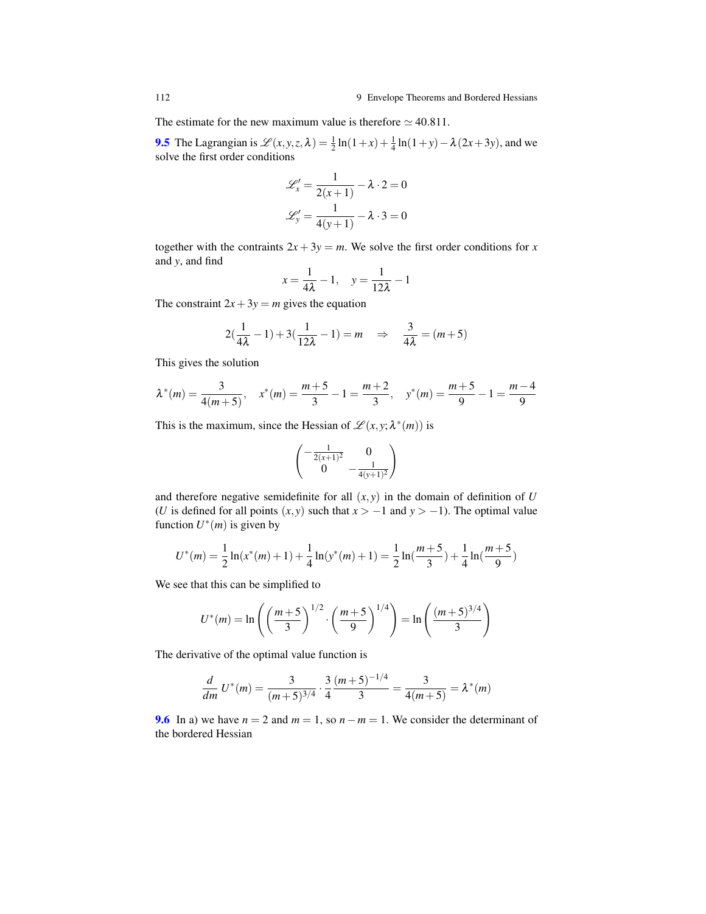The estimate for the new maximum value is therefore $\simeq 40.811$.

**9.5** The Lagrangian is $\mathscr{L}(x,y,z,\lambda) = \frac{1}{2}\ln(1+x) + \frac{1}{4}\ln(1+y) - \lambda(2x+3y)$, and we solve the first order conditions

$$\mathscr{L}'_x = \frac{1}{2(x+1)} - \lambda \cdot 2 = 0$$

$$\mathscr{L}'_y = \frac{1}{4(y+1)} - \lambda \cdot 3 = 0$$

together with the contraints $2x+3y = m$. We solve the first order conditions for $x$ and $y$, and find

$$x = \frac{1}{4\lambda} - 1, \quad y = \frac{1}{12\lambda} - 1$$

The constraint $2x+3y = m$ gives the equation

$$2(\frac{1}{4\lambda} - 1) + 3(\frac{1}{12\lambda} - 1) = m \quad \Rightarrow \quad \frac{3}{4\lambda} = (m+5)$$

This gives the solution

$$\lambda^*(m) = \frac{3}{4(m+5)}, \quad x^*(m) = \frac{m+5}{3} - 1 = \frac{m+2}{3}, \quad y^*(m) = \frac{m+5}{9} - 1 = \frac{m-4}{9}$$

This is the maximum, since the Hessian of $\mathscr{L}(x,y;\lambda^*(m))$ is

$$\begin{pmatrix} -\frac{1}{2(x+1)^2} & 0 \\ 0 & -\frac{1}{4(y+1)^2} \end{pmatrix}$$

and therefore negative semidefinite for all $(x,y)$ in the domain of definition of $U$ ($U$ is defined for all points $(x,y)$ such that $x > -1$ and $y > -1$). The optimal value function $U^*(m)$ is given by

$$U^*(m) = \frac{1}{2}\ln(x^*(m)+1) + \frac{1}{4}\ln(y^*(m)+1) = \frac{1}{2}\ln(\frac{m+5}{3}) + \frac{1}{4}\ln(\frac{m+5}{9})$$

We see that this can be simplified to

$$U^*(m) = \ln\left(\left(\frac{m+5}{3}\right)^{1/2} \cdot \left(\frac{m+5}{9}\right)^{1/4}\right) = \ln\left(\frac{(m+5)^{3/4}}{3}\right)$$

The derivative of the optimal value function is

$$\frac{d}{dm}\, U^*(m) = \frac{3}{(m+5)^{3/4}} \cdot \frac{3}{4}\frac{(m+5)^{-1/4}}{3} = \frac{3}{4(m+5)} = \lambda^*(m)$$

**9.6** In a) we have $n = 2$ and $m = 1$, so $n - m = 1$. We consider the determinant of the bordered Hessian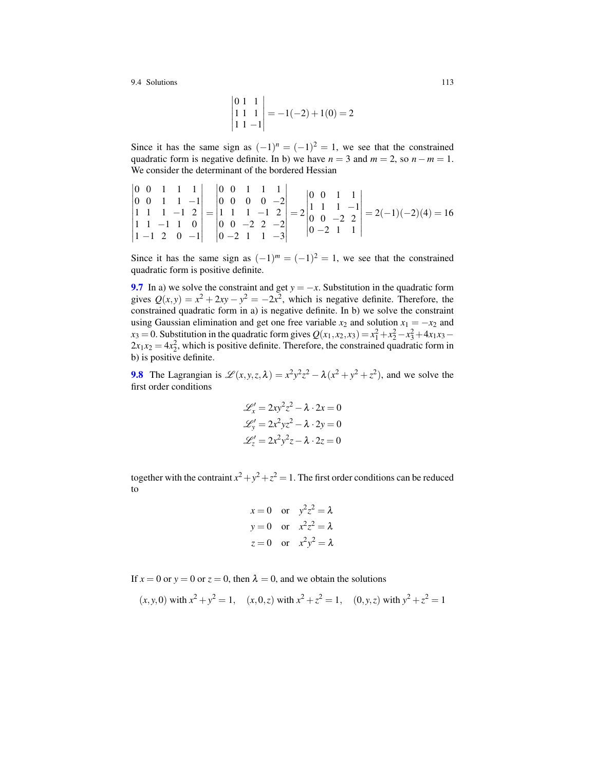$$\begin{vmatrix} 0 & 1 & 1 \\ 1 & 1 & 1 \\ 1 & 1 & -1 \end{vmatrix} = -1(-2) + 1(0) = 2$$

Since it has the same sign as $(-1)^n = (-1)^2 = 1$, we see that the constrained quadratic form is negative definite. In b) we have $n = 3$ and $m = 2$, so $n - m = 1$. We consider the determinant of the bordered Hessian

$$\begin{vmatrix} 0 & 0 & 1 & 1 & 1 \\ 0 & 0 & 1 & 1 & -1 \\ 1 & 1 & 1 & -1 & 2 \\ 1 & 1 & -1 & 1 & 0 \\ 1 & -1 & 2 & 0 & -1 \end{vmatrix} = \begin{vmatrix} 0 & 0 & 1 & 1 & 1 \\ 0 & 0 & 0 & 0 & -2 \\ 1 & 1 & 1 & -1 & 2 \\ 0 & 0 & -2 & 2 & -2 \\ 0 & -2 & 1 & 1 & -3 \end{vmatrix} = 2 \begin{vmatrix} 0 & 0 & 1 & 1 \\ 1 & 1 & 1 & -1 \\ 0 & 0 & -2 & 2 \\ 0 & -2 & 1 & 1 \end{vmatrix} = 2(-1)(-2)(4) = 16$$

Since it has the same sign as $(-1)^m = (-1)^2 = 1$, we see that the constrained quadratic form is positive definite.

**9.7** In a) we solve the constraint and get $y = -x$. Substitution in the quadratic form gives $Q(x, y) = x^2 + 2xy - y^2 = -2x^2$, which is negative definite. Therefore, the constrained quadratic form in a) is negative definite. In b) we solve the constraint using Gaussian elimination and get one free variable $x_2$ and solution $x_1 = -x_2$ and $x_3 = 0$. Substitution in the quadratic form gives $Q(x_1, x_2, x_3) = x_1^2 + x_2^2 - x_3^2 + 4x_1x_3 - 2x_1x_2 = 4x_2^2$, which is positive definite. Therefore, the constrained quadratic form in b) is positive definite.

**9.8** The Lagrangian is $\mathscr{L}(x, y, z, \lambda) = x^2y^2z^2 - \lambda(x^2 + y^2 + z^2)$, and we solve the first order conditions

$$\mathscr{L}'_x = 2xy^2z^2 - \lambda \cdot 2x = 0$$
$$\mathscr{L}'_y = 2x^2yz^2 - \lambda \cdot 2y = 0$$
$$\mathscr{L}'_z = 2x^2y^2z - \lambda \cdot 2z = 0$$

together with the contraint $x^2 + y^2 + z^2 = 1$. The first order conditions can be reduced to

$$x = 0 \quad \text{or} \quad y^2z^2 = \lambda$$
$$y = 0 \quad \text{or} \quad x^2z^2 = \lambda$$
$$z = 0 \quad \text{or} \quad x^2y^2 = \lambda$$

If $x = 0$ or $y = 0$ or $z = 0$, then $\lambda = 0$, and we obtain the solutions

$$(x, y, 0) \text{ with } x^2 + y^2 = 1, \quad (x, 0, z) \text{ with } x^2 + z^2 = 1, \quad (0, y, z) \text{ with } y^2 + z^2 = 1$$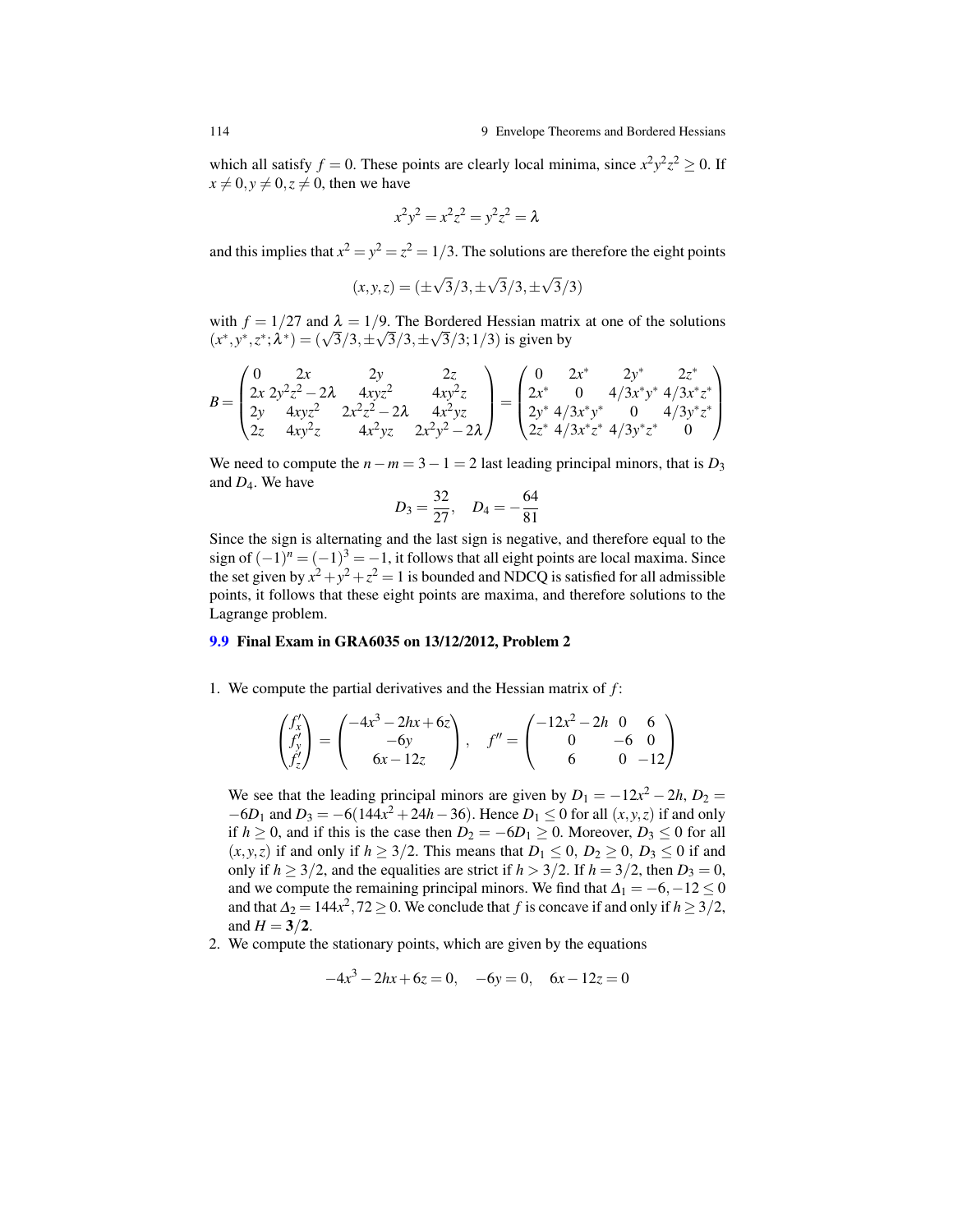which all satisfy $f = 0$. These points are clearly local minima, since $x^2y^2z^2 \geq 0$. If $x \neq 0, y \neq 0, z \neq 0$, then we have

$$x^2y^2 = x^2z^2 = y^2z^2 = \lambda$$

and this implies that $x^2 = y^2 = z^2 = 1/3$. The solutions are therefore the eight points

$$(x,y,z) = (\pm\sqrt{3}/3, \pm\sqrt{3}/3, \pm\sqrt{3}/3)$$

with $f = 1/27$ and $\lambda = 1/9$. The Bordered Hessian matrix at one of the solutions $(x^*, y^*, z^*; \lambda^*) = (\sqrt{3}/3, \pm\sqrt{3}/3, \pm\sqrt{3}/3; 1/3)$ is given by

$$B = \begin{pmatrix} 0 & 2x & 2y & 2z \\ 2x & 2y^2z^2 - 2\lambda & 4xyz^2 & 4xy^2z \\ 2y & 4xyz^2 & 2x^2z^2 - 2\lambda & 4x^2yz \\ 2z & 4xy^2z & 4x^2yz & 2x^2y^2 - 2\lambda \end{pmatrix} = \begin{pmatrix} 0 & 2x^* & 2y^* & 2z^* \\ 2x^* & 0 & 4/3x^*y^* & 4/3x^*z^* \\ 2y^* & 4/3x^*y^* & 0 & 4/3y^*z^* \\ 2z^* & 4/3x^*z^* & 4/3y^*z^* & 0 \end{pmatrix}$$

We need to compute the $n - m = 3 - 1 = 2$ last leading principal minors, that is $D_3$ and $D_4$. We have

$$D_3 = \frac{32}{27}, \quad D_4 = -\frac{64}{81}$$

Since the sign is alternating and the last sign is negative, and therefore equal to the sign of $(-1)^n = (-1)^3 = -1$, it follows that all eight points are local maxima. Since the set given by $x^2 + y^2 + z^2 = 1$ is bounded and NDCQ is satisfied for all admissible points, it follows that these eight points are maxima, and therefore solutions to the Lagrange problem.

## 9.9 Final Exam in GRA6035 on 13/12/2012, Problem 2

1. We compute the partial derivatives and the Hessian matrix of $f$:

$$\begin{pmatrix} f'_x \\ f'_y \\ f'_z \end{pmatrix} = \begin{pmatrix} -4x^3 - 2hx + 6z \\ -6y \\ 6x - 12z \end{pmatrix}, \quad f'' = \begin{pmatrix} -12x^2 - 2h & 0 & 6 \\ 0 & -6 & 0 \\ 6 & 0 & -12 \end{pmatrix}$$

   We see that the leading principal minors are given by $D_1 = -12x^2 - 2h$, $D_2 = -6D_1$ and $D_3 = -6(144x^2 + 24h - 36)$. Hence $D_1 \leq 0$ for all $(x,y,z)$ if and only if $h \geq 0$, and if this is the case then $D_2 = -6D_1 \geq 0$. Moreover, $D_3 \leq 0$ for all $(x,y,z)$ if and only if $h \geq 3/2$. This means that $D_1 \leq 0$, $D_2 \geq 0$, $D_3 \leq 0$ if and only if $h \geq 3/2$, and the equalities are strict if $h > 3/2$. If $h = 3/2$, then $D_3 = 0$, and we compute the remaining principal minors. We find that $\Delta_1 = -6, -12 \leq 0$ and that $\Delta_2 = 144x^2, 72 \geq 0$. We conclude that $f$ is concave if and only if $h \geq 3/2$, and $H = \mathbf{3/2}$.

2. We compute the stationary points, which are given by the equations

$$-4x^3 - 2hx + 6z = 0, \quad -6y = 0, \quad 6x - 12z = 0$$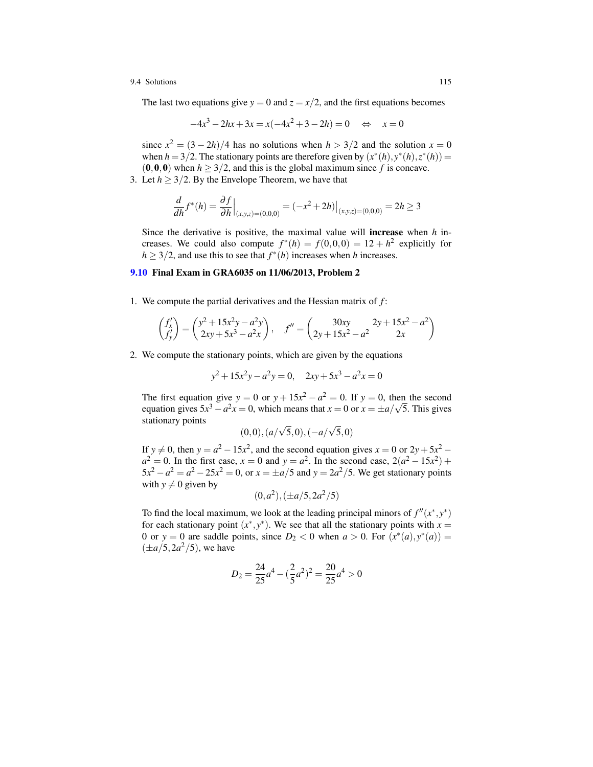The last two equations give $y = 0$ and $z = x/2$, and the first equations becomes

$$-4x^3 - 2hx + 3x = x(-4x^2 + 3 - 2h) = 0 \quad \Leftrightarrow \quad x = 0$$

since $x^2 = (3-2h)/4$ has no solutions when $h > 3/2$ and the solution $x = 0$ when $h = 3/2$. The stationary points are therefore given by $(x^*(h), y^*(h), z^*(h)) = (\mathbf{0}, \mathbf{0}, \mathbf{0})$ when $h \geq 3/2$, and this is the global maximum since $f$ is concave.

3. Let $h \geq 3/2$. By the Envelope Theorem, we have that

$$\frac{d}{dh} f^*(h) = \frac{\partial f}{\partial h}\Big|_{(x,y,z)=(0,0,0)} = (-x^2 + 2h)\big|_{(x,y,z)=(0,0,0)} = 2h \geq 3$$

Since the derivative is positive, the maximal value will **increase** when $h$ increases. We could also compute $f^*(h) = f(0,0,0) = 12 + h^2$ explicitly for $h \geq 3/2$, and use this to see that $f^*(h)$ increases when $h$ increases.

## 9.10 Final Exam in GRA6035 on 11/06/2013, Problem 2

1. We compute the partial derivatives and the Hessian matrix of $f$:

$$\begin{pmatrix} f'_x \\ f'_y \end{pmatrix} = \begin{pmatrix} y^2 + 15x^2y - a^2y \\ 2xy + 5x^3 - a^2x \end{pmatrix}, \quad f'' = \begin{pmatrix} 30xy & 2y + 15x^2 - a^2 \\ 2y + 15x^2 - a^2 & 2x \end{pmatrix}$$

2. We compute the stationary points, which are given by the equations

$$y^2 + 15x^2y - a^2y = 0, \quad 2xy + 5x^3 - a^2x = 0$$

The first equation give $y = 0$ or $y + 15x^2 - a^2 = 0$. If $y = 0$, then the second equation gives $5x^3 - a^2x = 0$, which means that $x = 0$ or $x = \pm a/\sqrt{5}$. This gives stationary points

$$(0,0), (a/\sqrt{5}, 0), (-a/\sqrt{5}, 0)$$

If $y \neq 0$, then $y = a^2 - 15x^2$, and the second equation gives $x = 0$ or $2y + 5x^2 - a^2 = 0$. In the first case, $x = 0$ and $y = a^2$. In the second case, $2(a^2 - 15x^2) + 5x^2 - a^2 = a^2 - 25x^2 = 0$, or $x = \pm a/5$ and $y = 2a^2/5$. We get stationary points with $y \neq 0$ given by

$$(0, a^2), (\pm a/5, 2a^2/5)$$

To find the local maximum, we look at the leading principal minors of $f''(x^*, y^*)$ for each stationary point $(x^*, y^*)$. We see that all the stationary points with $x = 0$ or $y = 0$ are saddle points, since $D_2 < 0$ when $a > 0$. For $(x^*(a), y^*(a)) = (\pm a/5, 2a^2/5)$, we have

$$D_2 = \frac{24}{25}a^4 - (\frac{2}{5}a^2)^2 = \frac{20}{25}a^4 > 0$$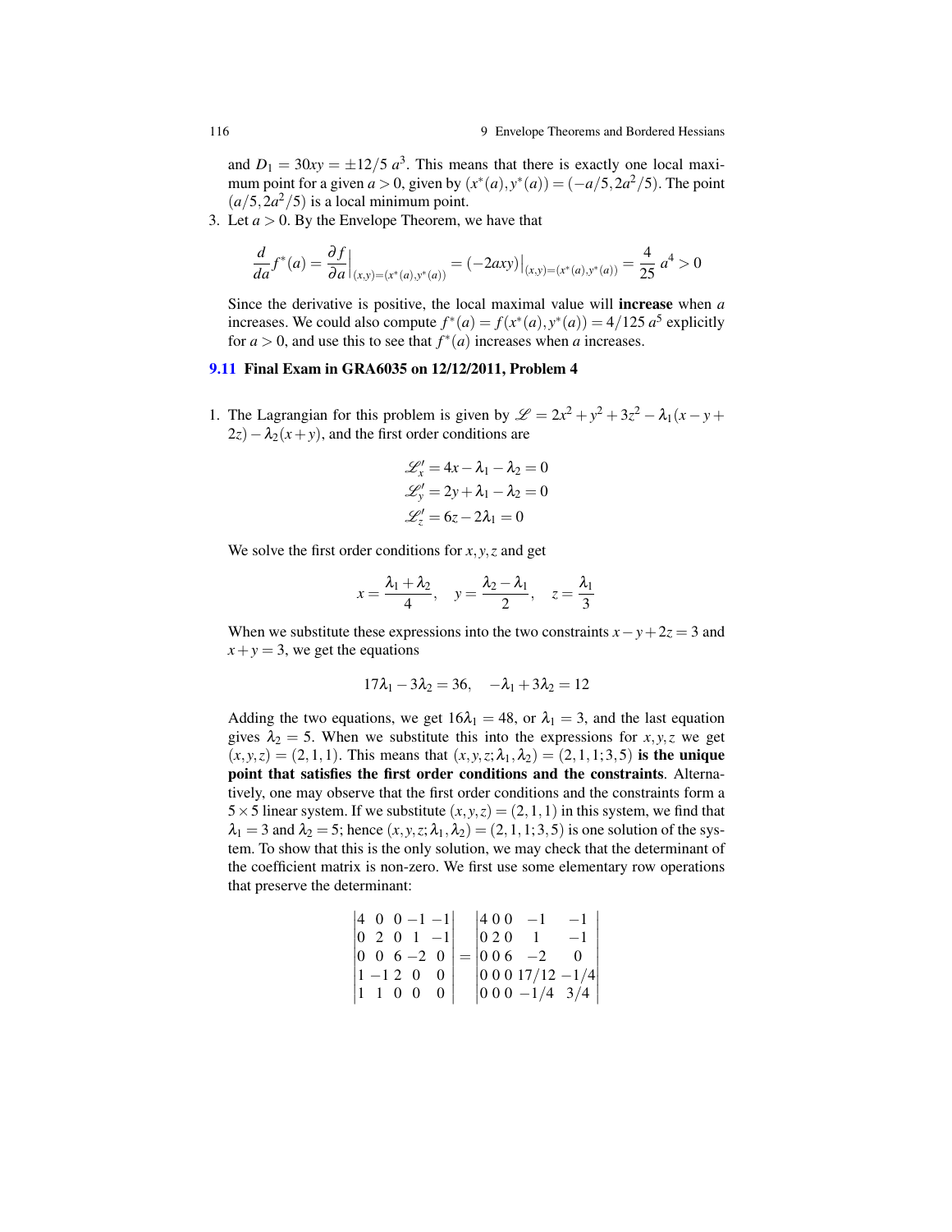and $D_1 = 30xy = \pm 12/5\, a^3$. This means that there is exactly one local maximum point for a given $a > 0$, given by $(x^*(a), y^*(a)) = (-a/5, 2a^2/5)$. The point $(a/5, 2a^2/5)$ is a local minimum point.

3. Let $a > 0$. By the Envelope Theorem, we have that

$$\frac{d}{da} f^*(a) = \frac{\partial f}{\partial a}\Big|_{(x,y)=(x^*(a),y^*(a))} = (-2axy)\big|_{(x,y)=(x^*(a),y^*(a))} = \frac{4}{25}\, a^4 > 0$$

Since the derivative is positive, the local maximal value will **increase** when $a$ increases. We could also compute $f^*(a) = f(x^*(a), y^*(a)) = 4/125\, a^5$ explicitly for $a > 0$, and use this to see that $f^*(a)$ increases when $a$ increases.

### 9.11 Final Exam in GRA6035 on 12/12/2011, Problem 4

1. The Lagrangian for this problem is given by $\mathscr{L} = 2x^2 + y^2 + 3z^2 - \lambda_1(x - y + 2z) - \lambda_2(x + y)$, and the first order conditions are

$$\begin{aligned}
\mathscr{L}'_x &= 4x - \lambda_1 - \lambda_2 = 0 \\
\mathscr{L}'_y &= 2y + \lambda_1 - \lambda_2 = 0 \\
\mathscr{L}'_z &= 6z - 2\lambda_1 = 0
\end{aligned}$$

We solve the first order conditions for $x, y, z$ and get

$$x = \frac{\lambda_1 + \lambda_2}{4}, \quad y = \frac{\lambda_2 - \lambda_1}{2}, \quad z = \frac{\lambda_1}{3}$$

When we substitute these expressions into the two constraints $x - y + 2z = 3$ and $x + y = 3$, we get the equations

$$17\lambda_1 - 3\lambda_2 = 36, \quad -\lambda_1 + 3\lambda_2 = 12$$

Adding the two equations, we get $16\lambda_1 = 48$, or $\lambda_1 = 3$, and the last equation gives $\lambda_2 = 5$. When we substitute this into the expressions for $x, y, z$ we get $(x, y, z) = (2, 1, 1)$. This means that $(x, y, z; \lambda_1, \lambda_2) = (2, 1, 1; 3, 5)$ **is the unique point that satisfies the first order conditions and the constraints**. Alternatively, one may observe that the first order conditions and the constraints form a $5 \times 5$ linear system. If we substitute $(x, y, z) = (2, 1, 1)$ in this system, we find that $\lambda_1 = 3$ and $\lambda_2 = 5$; hence $(x, y, z; \lambda_1, \lambda_2) = (2, 1, 1; 3, 5)$ is one solution of the system. To show that this is the only solution, we may check that the determinant of the coefficient matrix is non-zero. We first use some elementary row operations that preserve the determinant:

$$\begin{vmatrix} 4 & 0 & 0 & -1 & -1 \\ 0 & 2 & 0 & 1 & -1 \\ 0 & 0 & 6 & -2 & 0 \\ 1 & -1 & 2 & 0 & 0 \\ 1 & 1 & 0 & 0 & 0 \end{vmatrix} = \begin{vmatrix} 4 & 0 & 0 & -1 & -1 \\ 0 & 2 & 0 & 1 & -1 \\ 0 & 0 & 6 & -2 & 0 \\ 0 & 0 & 0 & 17/12 & -1/4 \\ 0 & 0 & 0 & -1/4 & 3/4 \end{vmatrix}$$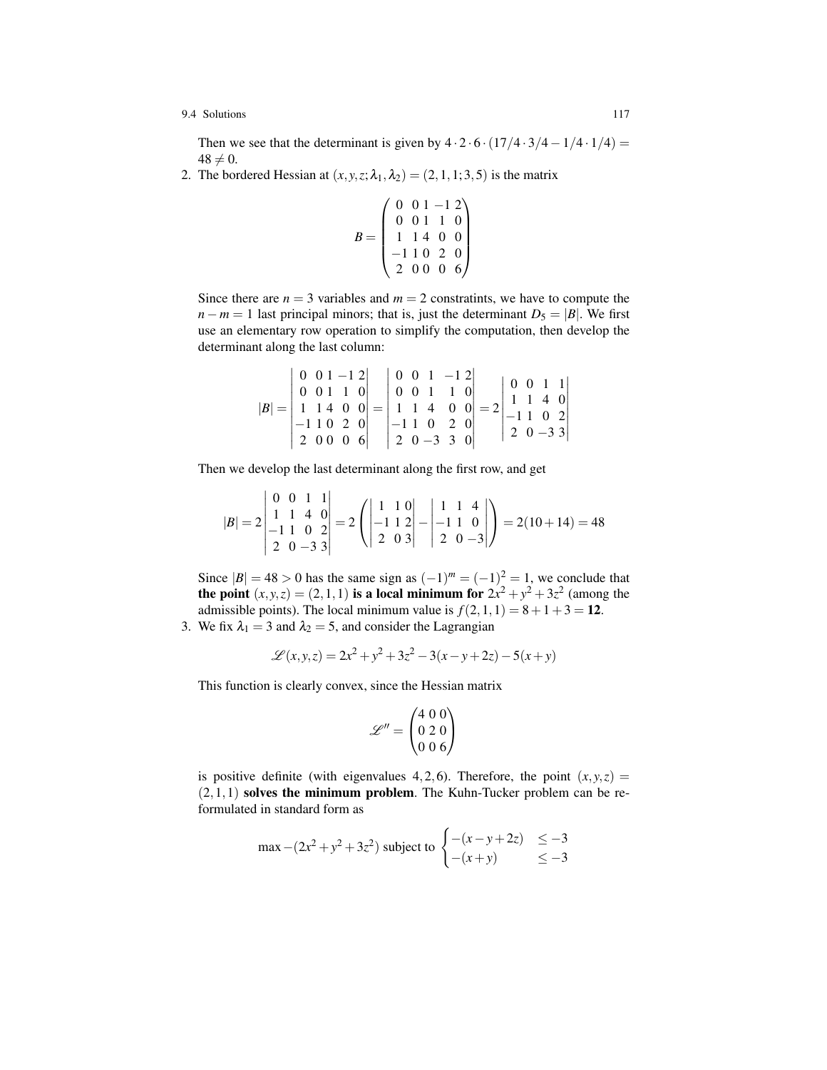Then we see that the determinant is given by $4 \cdot 2 \cdot 6 \cdot (17/4 \cdot 3/4 - 1/4 \cdot 1/4) = 48 \neq 0$.

2. The bordered Hessian at $(x, y, z; \lambda_1, \lambda_2) = (2, 1, 1; 3, 5)$ is the matrix

$$B = \begin{pmatrix} 0 & 0 & 1 & -1 & 2 \\ 0 & 0 & 1 & 1 & 0 \\ 1 & 1 & 4 & 0 & 0 \\ -1 & 1 & 0 & 2 & 0 \\ 2 & 0 & 0 & 0 & 6 \end{pmatrix}$$

Since there are $n = 3$ variables and $m = 2$ constratints, we have to compute the $n - m = 1$ last principal minors; that is, just the determinant $D_5 = |B|$. We first use an elementary row operation to simplify the computation, then develop the determinant along the last column:

$$|B| = \begin{vmatrix} 0 & 0 & 1 & -1 & 2 \\ 0 & 0 & 1 & 1 & 0 \\ 1 & 1 & 4 & 0 & 0 \\ -1 & 1 & 0 & 2 & 0 \\ 2 & 0 & 0 & 0 & 6 \end{vmatrix} = \begin{vmatrix} 0 & 0 & 1 & -1 & 2 \\ 0 & 0 & 1 & 1 & 0 \\ 1 & 1 & 4 & 0 & 0 \\ -1 & 1 & 0 & 2 & 0 \\ 2 & 0 & -3 & 3 & 0 \end{vmatrix} = 2 \begin{vmatrix} 0 & 0 & 1 & 1 \\ 1 & 1 & 4 & 0 \\ -1 & 1 & 0 & 2 \\ 2 & 0 & -3 & 3 \end{vmatrix}$$

Then we develop the last determinant along the first row, and get

$$|B| = 2 \begin{vmatrix} 0 & 0 & 1 & 1 \\ 1 & 1 & 4 & 0 \\ -1 & 1 & 0 & 2 \\ 2 & 0 & -3 & 3 \end{vmatrix} = 2 \left( \begin{vmatrix} 1 & 1 & 0 \\ -1 & 1 & 2 \\ 2 & 0 & 3 \end{vmatrix} - \begin{vmatrix} 1 & 1 & 4 \\ -1 & 1 & 0 \\ 2 & 0 & -3 \end{vmatrix} \right) = 2(10 + 14) = 48$$

Since $|B| = 48 > 0$ has the same sign as $(-1)^m = (-1)^2 = 1$, we conclude that **the point** $(x, y, z) = (2, 1, 1)$ **is a local minimum for** $2x^2 + y^2 + 3z^2$ (among the admissible points). The local minimum value is $f(2, 1, 1) = 8 + 1 + 3 = \mathbf{12}$.

3. We fix $\lambda_1 = 3$ and $\lambda_2 = 5$, and consider the Lagrangian

$$\mathscr{L}(x, y, z) = 2x^2 + y^2 + 3z^2 - 3(x - y + 2z) - 5(x + y)$$

This function is clearly convex, since the Hessian matrix

$$\mathscr{L}'' = \begin{pmatrix} 4 & 0 & 0 \\ 0 & 2 & 0 \\ 0 & 0 & 6 \end{pmatrix}$$

is positive definite (with eigenvalues $4, 2, 6$). Therefore, the point $(x, y, z) = (2, 1, 1)$ **solves the minimum problem**. The Kuhn-Tucker problem can be reformulated in standard form as

$$\max -(2x^2 + y^2 + 3z^2) \text{ subject to } \begin{cases} -(x - y + 2z) & \leq -3 \\ -(x + y) & \leq -3 \end{cases}$$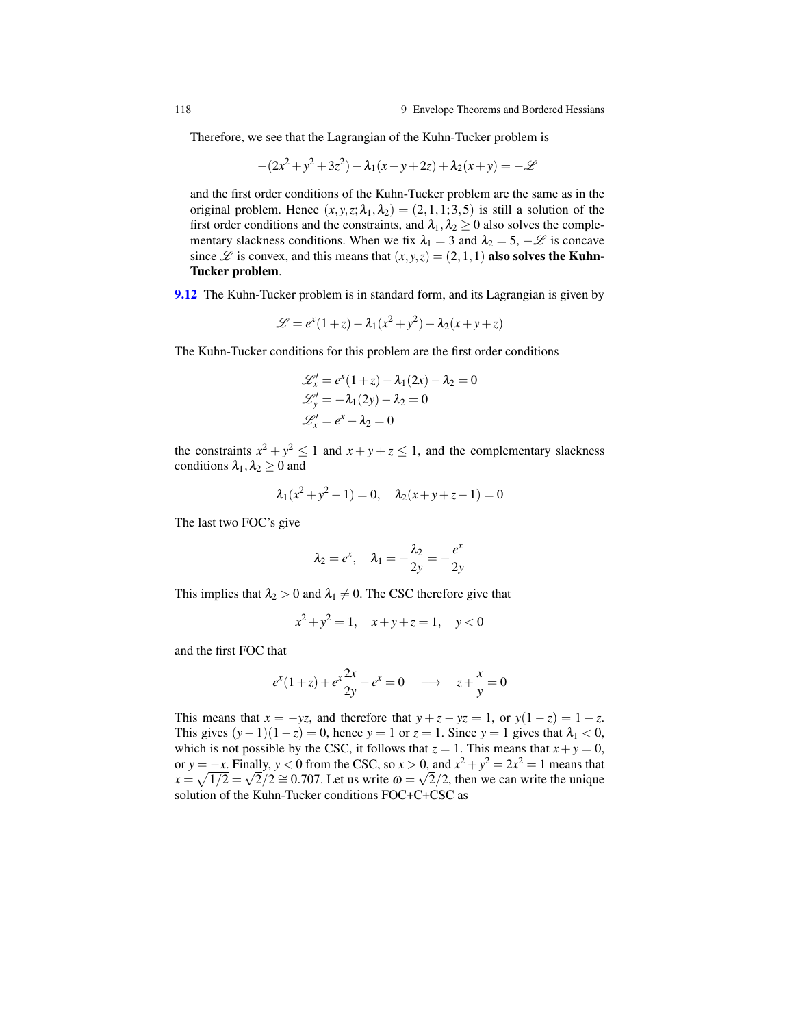Therefore, we see that the Lagrangian of the Kuhn-Tucker problem is

$$-(2x^2+y^2+3z^2)+\lambda_1(x-y+2z)+\lambda_2(x+y) = -\mathscr{L}$$

and the first order conditions of the Kuhn-Tucker problem are the same as in the original problem. Hence $(x,y,z;\lambda_1,\lambda_2) = (2,1,1;3,5)$ is still a solution of the first order conditions and the constraints, and $\lambda_1,\lambda_2 \geq 0$ also solves the complementary slackness conditions. When we fix $\lambda_1 = 3$ and $\lambda_2 = 5$, $-\mathscr{L}$ is concave since $\mathscr{L}$ is convex, and this means that $(x,y,z) = (2,1,1)$ **also solves the Kuhn-Tucker problem**.

**9.12** The Kuhn-Tucker problem is in standard form, and its Lagrangian is given by

$$\mathscr{L} = e^x(1+z) - \lambda_1(x^2+y^2) - \lambda_2(x+y+z)$$

The Kuhn-Tucker conditions for this problem are the first order conditions

$$\begin{aligned}
\mathscr{L}'_x &= e^x(1+z) - \lambda_1(2x) - \lambda_2 = 0 \\
\mathscr{L}'_y &= -\lambda_1(2y) - \lambda_2 = 0 \\
\mathscr{L}'_x &= e^x - \lambda_2 = 0
\end{aligned}$$

the constraints $x^2+y^2 \leq 1$ and $x+y+z \leq 1$, and the complementary slackness conditions $\lambda_1,\lambda_2 \geq 0$ and

$$\lambda_1(x^2+y^2-1) = 0, \quad \lambda_2(x+y+z-1) = 0$$

The last two FOC's give

$$\lambda_2 = e^x, \quad \lambda_1 = -\frac{\lambda_2}{2y} = -\frac{e^x}{2y}$$

This implies that $\lambda_2 > 0$ and $\lambda_1 \neq 0$. The CSC therefore give that

$$x^2+y^2 = 1, \quad x+y+z = 1, \quad y < 0$$

and the first FOC that

$$e^x(1+z) + e^x\frac{2x}{2y} - e^x = 0 \quad \longrightarrow \quad z + \frac{x}{y} = 0$$

This means that $x = -yz$, and therefore that $y+z-yz = 1$, or $y(1-z) = 1-z$. This gives $(y-1)(1-z) = 0$, hence $y = 1$ or $z = 1$. Since $y = 1$ gives that $\lambda_1 < 0$, which is not possible by the CSC, it follows that $z = 1$. This means that $x+y = 0$, or $y = -x$. Finally, $y < 0$ from the CSC, so $x > 0$, and $x^2+y^2 = 2x^2 = 1$ means that $x = \sqrt{1/2} = \sqrt{2}/2 \cong 0.707$. Let us write $\omega = \sqrt{2}/2$, then we can write the unique solution of the Kuhn-Tucker conditions FOC+C+CSC as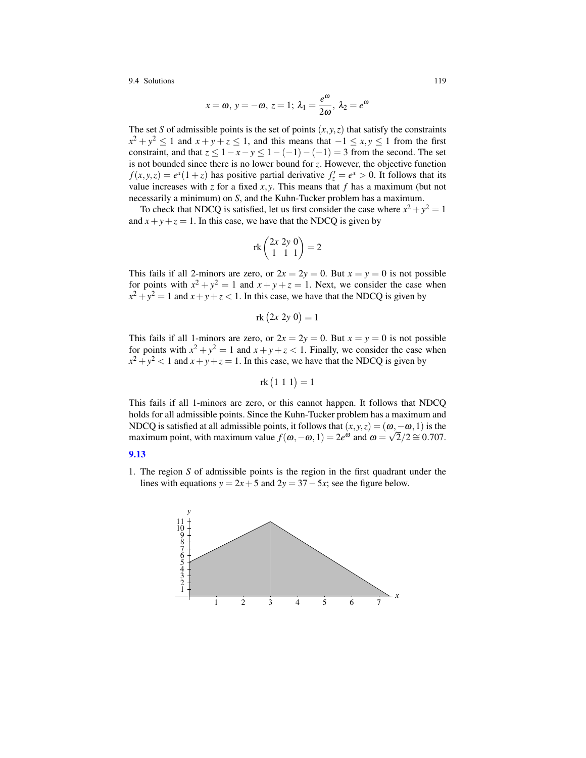$$x = \omega,\ y = -\omega,\ z = 1;\ \lambda_1 = \frac{e^\omega}{2\omega},\ \lambda_2 = e^\omega$$

The set $S$ of admissible points is the set of points $(x,y,z)$ that satisfy the constraints $x^2+y^2 \le 1$ and $x+y+z \le 1$, and this means that $-1 \le x,y \le 1$ from the first constraint, and that $z \le 1-x-y \le 1-(-1)-(-1) = 3$ from the second. The set is not bounded since there is no lower bound for $z$. However, the objective function $f(x,y,z) = e^x(1+z)$ has positive partial derivative $f'_z = e^x > 0$. It follows that its value increases with $z$ for a fixed $x,y$. This means that $f$ has a maximum (but not necessarily a minimum) on $S$, and the Kuhn-Tucker problem has a maximum.

To check that NDCQ is satisfied, let us first consider the case where $x^2+y^2 = 1$ and $x+y+z = 1$. In this case, we have that the NDCQ is given by

$$\text{rk}\begin{pmatrix} 2x & 2y & 0 \\ 1 & 1 & 1 \end{pmatrix} = 2$$

This fails if all 2-minors are zero, or $2x = 2y = 0$. But $x = y = 0$ is not possible for points with $x^2+y^2 = 1$ and $x+y+z = 1$. Next, we consider the case when $x^2+y^2 = 1$ and $x+y+z < 1$. In this case, we have that the NDCQ is given by

$$\text{rk}\begin{pmatrix} 2x & 2y & 0 \end{pmatrix} = 1$$

This fails if all 1-minors are zero, or $2x = 2y = 0$. But $x = y = 0$ is not possible for points with $x^2+y^2 = 1$ and $x+y+z < 1$. Finally, we consider the case when $x^2+y^2 < 1$ and $x+y+z = 1$. In this case, we have that the NDCQ is given by

$$\text{rk}\begin{pmatrix} 1 & 1 & 1 \end{pmatrix} = 1$$

This fails if all 1-minors are zero, or this cannot happen. It follows that NDCQ holds for all admissible points. Since the Kuhn-Tucker problem has a maximum and NDCQ is satisfied at all admissible points, it follows that $(x,y,z) = (\omega, -\omega, 1)$ is the maximum point, with maximum value $f(\omega,-\omega,1) = 2e^\omega$ and $\omega = \sqrt{2}/2 \cong 0.707$.

## 9.13

1. The region $S$ of admissible points is the region in the first quadrant under the lines with equations $y = 2x+5$ and $2y = 37-5x$; see the figure below.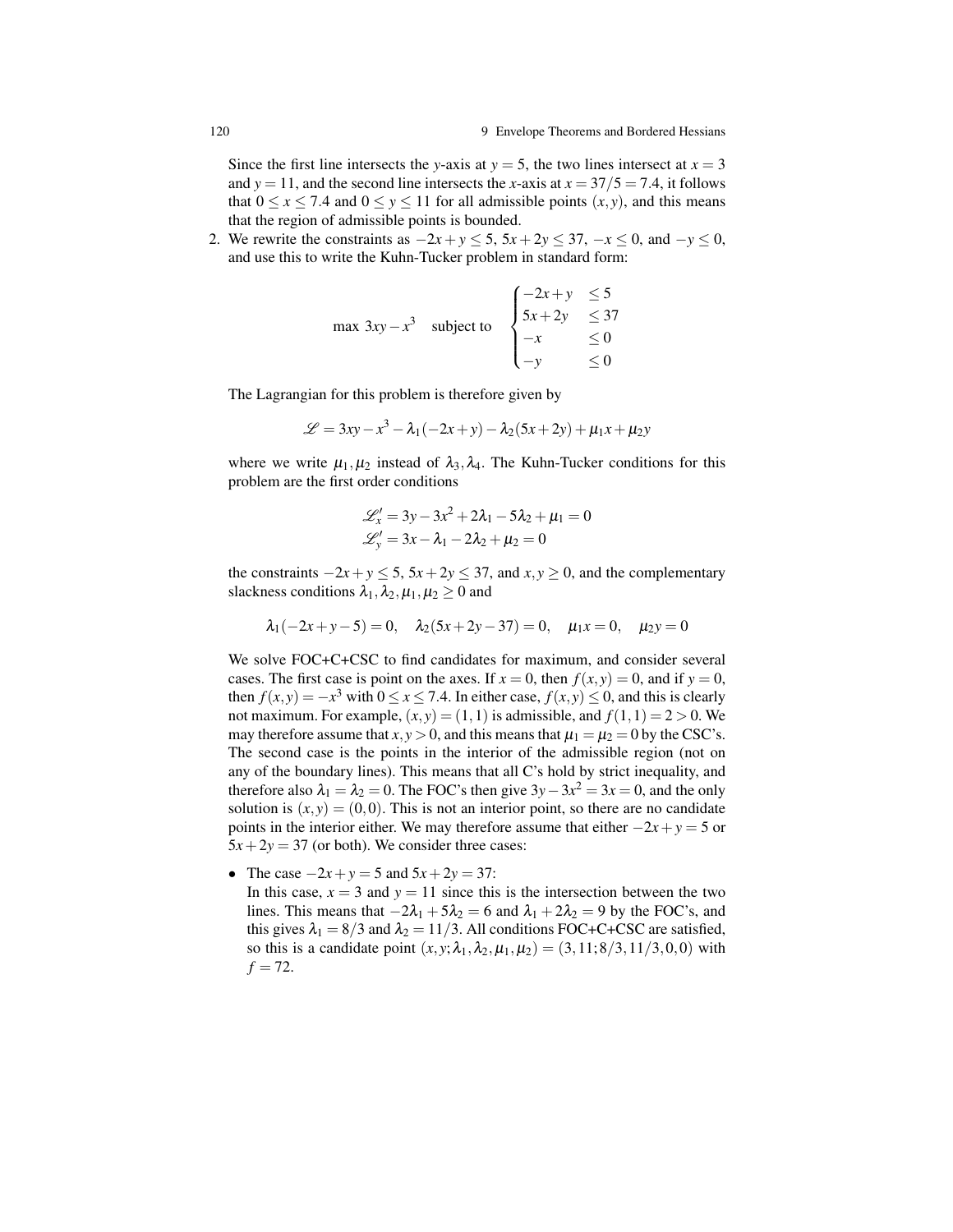Since the first line intersects the $y$-axis at $y = 5$, the two lines intersect at $x = 3$ and $y = 11$, and the second line intersects the $x$-axis at $x = 37/5 = 7.4$, it follows that $0 \leq x \leq 7.4$ and $0 \leq y \leq 11$ for all admissible points $(x, y)$, and this means that the region of admissible points is bounded.

2. We rewrite the constraints as $-2x + y \leq 5$, $5x + 2y \leq 37$, $-x \leq 0$, and $-y \leq 0$, and use this to write the Kuhn-Tucker problem in standard form:

$$\max\ 3xy - x^3 \quad \text{subject to} \quad \begin{cases} -2x + y & \leq 5 \\ 5x + 2y & \leq 37 \\ -x & \leq 0 \\ -y & \leq 0 \end{cases}$$

The Lagrangian for this problem is therefore given by

$$\mathscr{L} = 3xy - x^3 - \lambda_1(-2x + y) - \lambda_2(5x + 2y) + \mu_1 x + \mu_2 y$$

where we write $\mu_1, \mu_2$ instead of $\lambda_3, \lambda_4$. The Kuhn-Tucker conditions for this problem are the first order conditions

$$\mathscr{L}'_x = 3y - 3x^2 + 2\lambda_1 - 5\lambda_2 + \mu_1 = 0$$
$$\mathscr{L}'_y = 3x - \lambda_1 - 2\lambda_2 + \mu_2 = 0$$

the constraints $-2x + y \leq 5$, $5x + 2y \leq 37$, and $x, y \geq 0$, and the complementary slackness conditions $\lambda_1, \lambda_2, \mu_1, \mu_2 \geq 0$ and

$$\lambda_1(-2x + y - 5) = 0, \quad \lambda_2(5x + 2y - 37) = 0, \quad \mu_1 x = 0, \quad \mu_2 y = 0$$

We solve FOC+C+CSC to find candidates for maximum, and consider several cases. The first case is point on the axes. If $x = 0$, then $f(x, y) = 0$, and if $y = 0$, then $f(x, y) = -x^3$ with $0 \leq x \leq 7.4$. In either case, $f(x, y) \leq 0$, and this is clearly not maximum. For example, $(x, y) = (1, 1)$ is admissible, and $f(1, 1) = 2 > 0$. We may therefore assume that $x, y > 0$, and this means that $\mu_1 = \mu_2 = 0$ by the CSC's. The second case is the points in the interior of the admissible region (not on any of the boundary lines). This means that all C's hold by strict inequality, and therefore also $\lambda_1 = \lambda_2 = 0$. The FOC's then give $3y - 3x^2 = 3x = 0$, and the only solution is $(x, y) = (0, 0)$. This is not an interior point, so there are no candidate points in the interior either. We may therefore assume that either $-2x + y = 5$ or $5x + 2y = 37$ (or both). We consider three cases:

- The case $-2x + y = 5$ and $5x + 2y = 37$:
  In this case, $x = 3$ and $y = 11$ since this is the intersection between the two lines. This means that $-2\lambda_1 + 5\lambda_2 = 6$ and $\lambda_1 + 2\lambda_2 = 9$ by the FOC's, and this gives $\lambda_1 = 8/3$ and $\lambda_2 = 11/3$. All conditions FOC+C+CSC are satisfied, so this is a candidate point $(x, y; \lambda_1, \lambda_2, \mu_1, \mu_2) = (3, 11; 8/3, 11/3, 0, 0)$ with $f = 72$.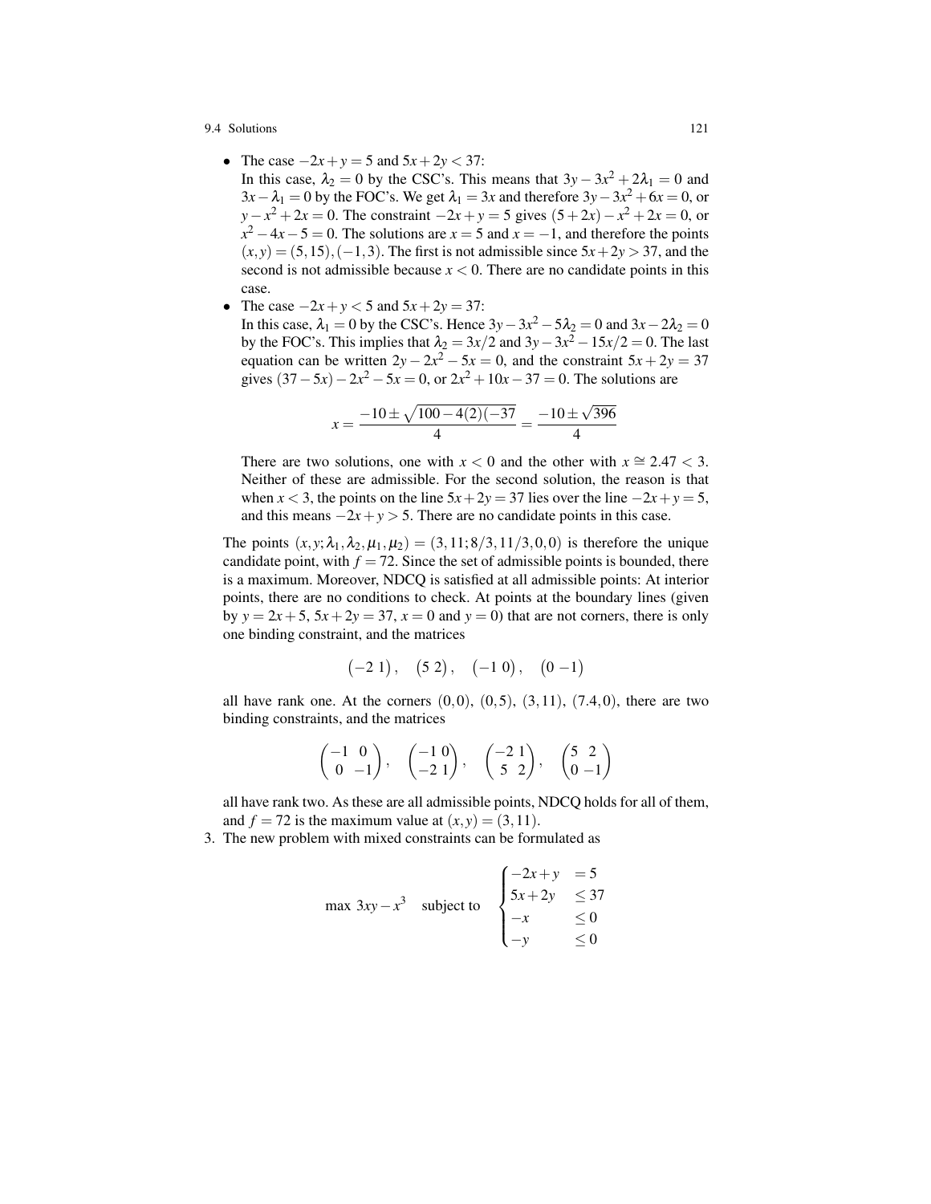- The case $-2x + y = 5$ and $5x + 2y < 37$:
  In this case, $\lambda_2 = 0$ by the CSC's. This means that $3y - 3x^2 + 2\lambda_1 = 0$ and $3x - \lambda_1 = 0$ by the FOC's. We get $\lambda_1 = 3x$ and therefore $3y - 3x^2 + 6x = 0$, or $y - x^2 + 2x = 0$. The constraint $-2x + y = 5$ gives $(5 + 2x) - x^2 + 2x = 0$, or $x^2 - 4x - 5 = 0$. The solutions are $x = 5$ and $x = -1$, and therefore the points $(x, y) = (5, 15), (-1, 3)$. The first is not admissible since $5x + 2y > 37$, and the second is not admissible because $x < 0$. There are no candidate points in this case.
- The case $-2x + y < 5$ and $5x + 2y = 37$:
  In this case, $\lambda_1 = 0$ by the CSC's. Hence $3y - 3x^2 - 5\lambda_2 = 0$ and $3x - 2\lambda_2 = 0$ by the FOC's. This implies that $\lambda_2 = 3x/2$ and $3y - 3x^2 - 15x/2 = 0$. The last equation can be written $2y - 2x^2 - 5x = 0$, and the constraint $5x + 2y = 37$ gives $(37 - 5x) - 2x^2 - 5x = 0$, or $2x^2 + 10x - 37 = 0$. The solutions are

  $$x = \frac{-10 \pm \sqrt{100 - 4(2)(-37}}{4} = \frac{-10 \pm \sqrt{396}}{4}$$

  There are two solutions, one with $x < 0$ and the other with $x \cong 2.47 < 3$. Neither of these are admissible. For the second solution, the reason is that when $x < 3$, the points on the line $5x + 2y = 37$ lies over the line $-2x + y = 5$, and this means $-2x + y > 5$. There are no candidate points in this case.

The points $(x, y; \lambda_1, \lambda_2, \mu_1, \mu_2) = (3, 11; 8/3, 11/3, 0, 0)$ is therefore the unique candidate point, with $f = 72$. Since the set of admissible points is bounded, there is a maximum. Moreover, NDCQ is satisfied at all admissible points: At interior points, there are no conditions to check. At points at the boundary lines (given by $y = 2x + 5$, $5x + 2y = 37$, $x = 0$ and $y = 0$) that are not corners, there is only one binding constraint, and the matrices

$$\begin{pmatrix} -2 & 1 \end{pmatrix}, \quad \begin{pmatrix} 5 & 2 \end{pmatrix}, \quad \begin{pmatrix} -1 & 0 \end{pmatrix}, \quad \begin{pmatrix} 0 & -1 \end{pmatrix}$$

all have rank one. At the corners $(0, 0)$, $(0, 5)$, $(3, 11)$, $(7.4, 0)$, there are two binding constraints, and the matrices

$$\begin{pmatrix} -1 & 0 \\ 0 & -1 \end{pmatrix}, \quad \begin{pmatrix} -1 & 0 \\ -2 & 1 \end{pmatrix}, \quad \begin{pmatrix} -2 & 1 \\ 5 & 2 \end{pmatrix}, \quad \begin{pmatrix} 5 & 2 \\ 0 & -1 \end{pmatrix}$$

all have rank two. As these are all admissible points, NDCQ holds for all of them, and $f = 72$ is the maximum value at $(x, y) = (3, 11)$.

3. The new problem with mixed constraints can be formulated as

$$\max\ 3xy - x^3 \quad \text{subject to} \quad \begin{cases} -2x + y & = 5 \\ 5x + 2y & \leq 37 \\ -x & \leq 0 \\ -y & \leq 0 \end{cases}$$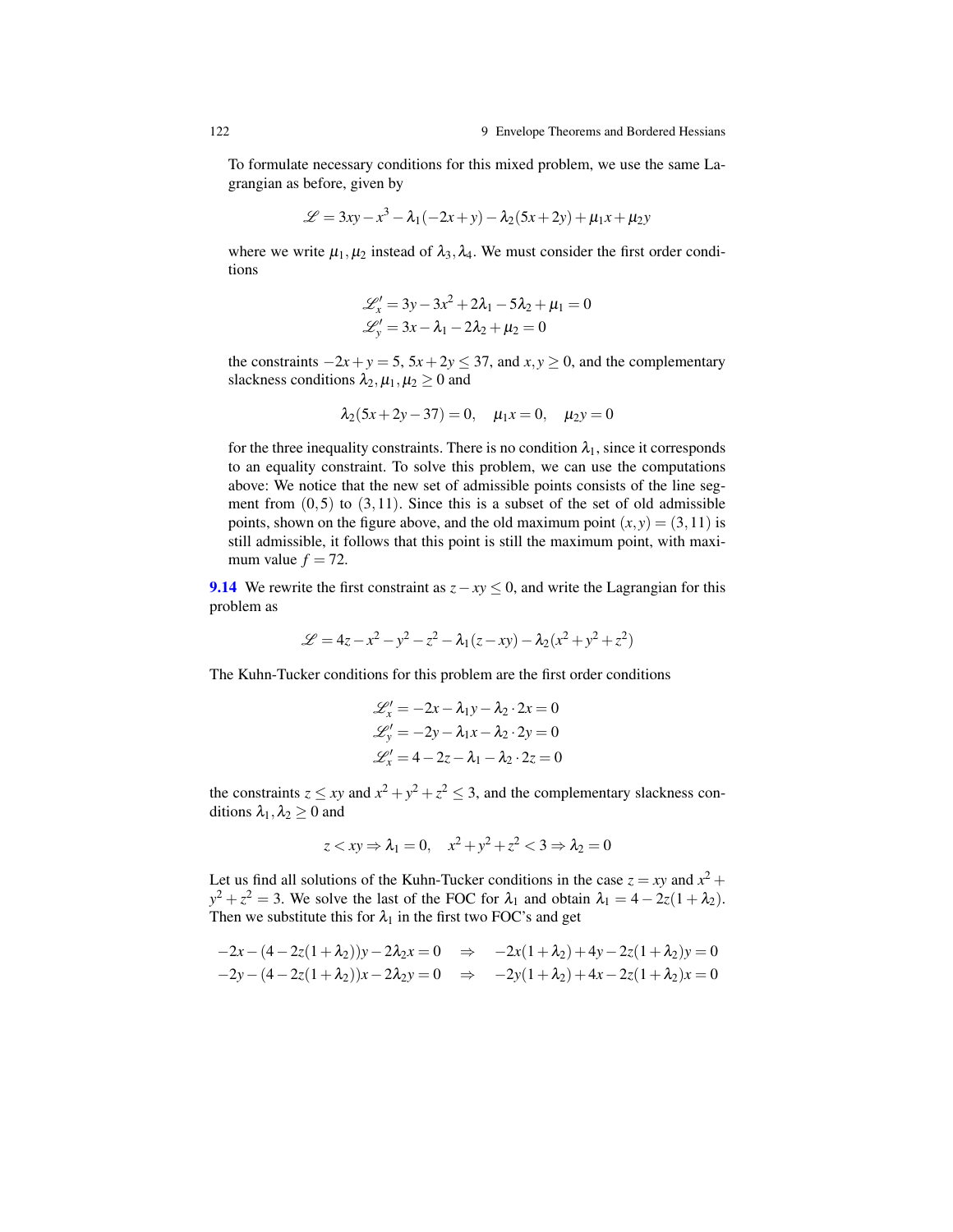To formulate necessary conditions for this mixed problem, we use the same Lagrangian as before, given by

$$\mathscr{L} = 3xy - x^3 - \lambda_1(-2x + y) - \lambda_2(5x + 2y) + \mu_1 x + \mu_2 y$$

where we write $\mu_1, \mu_2$ instead of $\lambda_3, \lambda_4$. We must consider the first order conditions

$$\begin{aligned}
\mathscr{L}'_x &= 3y - 3x^2 + 2\lambda_1 - 5\lambda_2 + \mu_1 = 0 \\
\mathscr{L}'_y &= 3x - \lambda_1 - 2\lambda_2 + \mu_2 = 0
\end{aligned}$$

the constraints $-2x + y = 5$, $5x + 2y \leq 37$, and $x, y \geq 0$, and the complementary slackness conditions $\lambda_2, \mu_1, \mu_2 \geq 0$ and

$$\lambda_2(5x + 2y - 37) = 0, \quad \mu_1 x = 0, \quad \mu_2 y = 0$$

for the three inequality constraints. There is no condition $\lambda_1$, since it corresponds to an equality constraint. To solve this problem, we can use the computations above: We notice that the new set of admissible points consists of the line segment from $(0,5)$ to $(3,11)$. Since this is a subset of the set of old admissible points, shown on the figure above, and the old maximum point $(x,y) = (3,11)$ is still admissible, it follows that this point is still the maximum point, with maximum value $f = 72$.

**9.14** We rewrite the first constraint as $z - xy \leq 0$, and write the Lagrangian for this problem as

$$\mathscr{L} = 4z - x^2 - y^2 - z^2 - \lambda_1(z - xy) - \lambda_2(x^2 + y^2 + z^2)$$

The Kuhn-Tucker conditions for this problem are the first order conditions

$$\begin{aligned}
\mathscr{L}'_x &= -2x - \lambda_1 y - \lambda_2 \cdot 2x = 0 \\
\mathscr{L}'_y &= -2y - \lambda_1 x - \lambda_2 \cdot 2y = 0 \\
\mathscr{L}'_x &= 4 - 2z - \lambda_1 - \lambda_2 \cdot 2z = 0
\end{aligned}$$

the constraints $z \leq xy$ and $x^2 + y^2 + z^2 \leq 3$, and the complementary slackness conditions $\lambda_1, \lambda_2 \geq 0$ and

$$z < xy \Rightarrow \lambda_1 = 0, \quad x^2 + y^2 + z^2 < 3 \Rightarrow \lambda_2 = 0$$

Let us find all solutions of the Kuhn-Tucker conditions in the case $z = xy$ and $x^2 + y^2 + z^2 = 3$. We solve the last of the FOC for $\lambda_1$ and obtain $\lambda_1 = 4 - 2z(1 + \lambda_2)$. Then we substitute this for $\lambda_1$ in the first two FOC's and get

$$\begin{aligned}
-2x - (4 - 2z(1 + \lambda_2))y - 2\lambda_2 x = 0 \quad &\Rightarrow \quad -2x(1 + \lambda_2) + 4y - 2z(1 + \lambda_2)y = 0 \\
-2y - (4 - 2z(1 + \lambda_2))x - 2\lambda_2 y = 0 \quad &\Rightarrow \quad -2y(1 + \lambda_2) + 4x - 2z(1 + \lambda_2)x = 0
\end{aligned}$$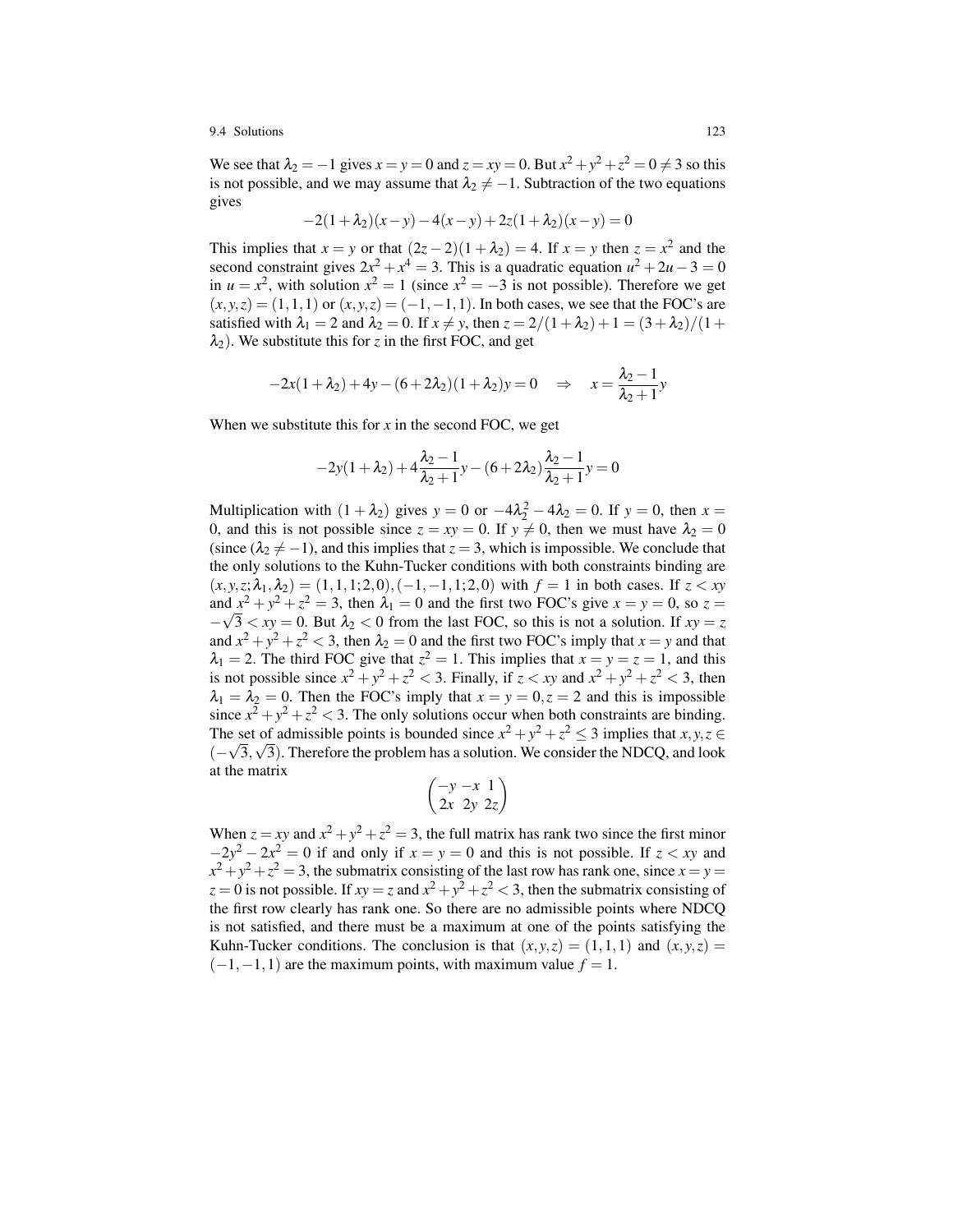We see that $\lambda_2 = -1$ gives $x = y = 0$ and $z = xy = 0$. But $x^2+y^2+z^2 = 0 \neq 3$ so this is not possible, and we may assume that $\lambda_2 \neq -1$. Subtraction of the two equations gives

$$-2(1+\lambda_2)(x-y) - 4(x-y) + 2z(1+\lambda_2)(x-y) = 0$$

This implies that $x = y$ or that $(2z-2)(1+\lambda_2) = 4$. If $x = y$ then $z = x^2$ and the second constraint gives $2x^2 + x^4 = 3$. This is a quadratic equation $u^2 + 2u - 3 = 0$ in $u = x^2$, with solution $x^2 = 1$ (since $x^2 = -3$ is not possible). Therefore we get $(x,y,z) = (1,1,1)$ or $(x,y,z) = (-1,-1,1)$. In both cases, we see that the FOC's are satisfied with $\lambda_1 = 2$ and $\lambda_2 = 0$. If $x \neq y$, then $z = 2/(1+\lambda_2) + 1 = (3+\lambda_2)/(1+\lambda_2)$. We substitute this for $z$ in the first FOC, and get

$$-2x(1+\lambda_2) + 4y - (6+2\lambda_2)(1+\lambda_2)y = 0 \quad \Rightarrow \quad x = \frac{\lambda_2 - 1}{\lambda_2 + 1} y$$

When we substitute this for $x$ in the second FOC, we get

$$-2y(1+\lambda_2) + 4\frac{\lambda_2 - 1}{\lambda_2 + 1} y - (6+2\lambda_2)\frac{\lambda_2 - 1}{\lambda_2 + 1} y = 0$$

Multiplication with $(1+\lambda_2)$ gives $y = 0$ or $-4\lambda_2^2 - 4\lambda_2 = 0$. If $y = 0$, then $x = 0$, and this is not possible since $z = xy = 0$. If $y \neq 0$, then we must have $\lambda_2 = 0$ (since $(\lambda_2 \neq -1)$, and this implies that $z = 3$, which is impossible. We conclude that the only solutions to the Kuhn-Tucker conditions with both constraints binding are $(x,y,z;\lambda_1,\lambda_2) = (1,1,1;2,0), (-1,-1,1;2,0)$ with $f = 1$ in both cases. If $z < xy$ and $x^2+y^2+z^2 = 3$, then $\lambda_1 = 0$ and the first two FOC's give $x = y = 0$, so $z = -\sqrt{3} < xy = 0$. But $\lambda_2 < 0$ from the last FOC, so this is not a solution. If $xy = z$ and $x^2+y^2+z^2 < 3$, then $\lambda_2 = 0$ and the first two FOC's imply that $x = y$ and that $\lambda_1 = 2$. The third FOC give that $z^2 = 1$. This implies that $x = y = z = 1$, and this is not possible since $x^2+y^2+z^2 < 3$. Finally, if $z < xy$ and $x^2+y^2+z^2 < 3$, then $\lambda_1 = \lambda_2 = 0$. Then the FOC's imply that $x = y = 0, z = 2$ and this is impossible since $x^2+y^2+z^2 < 3$. The only solutions occur when both constraints are binding. The set of admissible points is bounded since $x^2+y^2+z^2 \leq 3$ implies that $x,y,z \in (-\sqrt{3},\sqrt{3})$. Therefore the problem has a solution. We consider the NDCQ, and look at the matrix

$$\begin{pmatrix} -y & -x & 1 \\ 2x & 2y & 2z \end{pmatrix}$$

When $z = xy$ and $x^2+y^2+z^2 = 3$, the full matrix has rank two since the first minor $-2y^2 - 2x^2 = 0$ if and only if $x = y = 0$ and this is not possible. If $z < xy$ and $x^2+y^2+z^2 = 3$, the submatrix consisting of the last row has rank one, since $x = y = z = 0$ is not possible. If $xy = z$ and $x^2+y^2+z^2 < 3$, then the submatrix consisting of the first row clearly has rank one. So there are no admissible points where NDCQ is not satisfied, and there must be a maximum at one of the points satisfying the Kuhn-Tucker conditions. The conclusion is that $(x,y,z) = (1,1,1)$ and $(x,y,z) = (-1,-1,1)$ are the maximum points, with maximum value $f = 1$.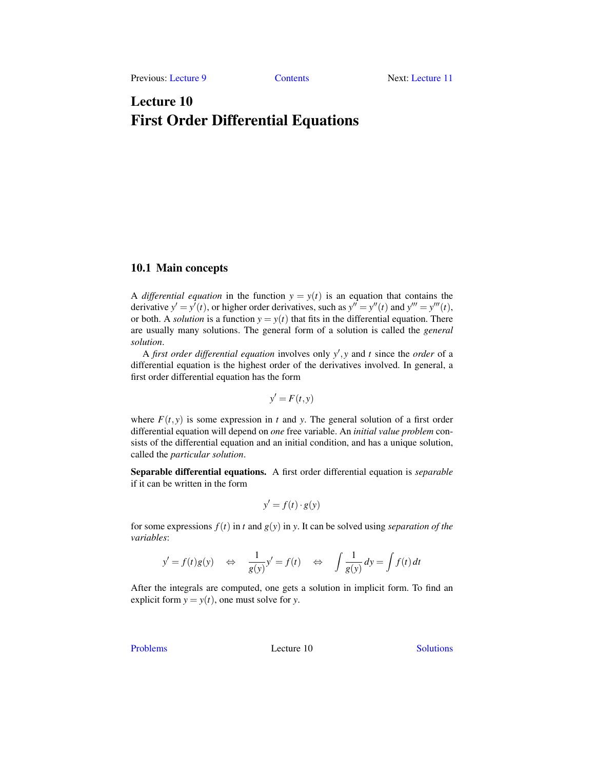# Lecture 10
# First Order Differential Equations

## 10.1 Main concepts

A *differential equation* in the function $y = y(t)$ is an equation that contains the derivative $y' = y'(t)$, or higher order derivatives, such as $y'' = y''(t)$ and $y''' = y'''(t)$, or both. A *solution* is a function $y = y(t)$ that fits in the differential equation. There are usually many solutions. The general form of a solution is called the *general solution*.

A *first order differential equation* involves only $y', y$ and $t$ since the *order* of a differential equation is the highest order of the derivatives involved. In general, a first order differential equation has the form

$$y' = F(t, y)$$

where $F(t, y)$ is some expression in $t$ and $y$. The general solution of a first order differential equation will depend on *one* free variable. An *initial value problem* consists of the differential equation and an initial condition, and has a unique solution, called the *particular solution*.

**Separable differential equations.** A first order differential equation is *separable* if it can be written in the form

$$y' = f(t) \cdot g(y)$$

for some expressions $f(t)$ in $t$ and $g(y)$ in $y$. It can be solved using *separation of the variables*:

$$y' = f(t)g(y) \quad \Leftrightarrow \quad \frac{1}{g(y)}y' = f(t) \quad \Leftrightarrow \quad \int \frac{1}{g(y)}\,dy = \int f(t)\,dt$$

After the integrals are computed, one gets a solution in implicit form. To find an explicit form $y = y(t)$, one must solve for $y$.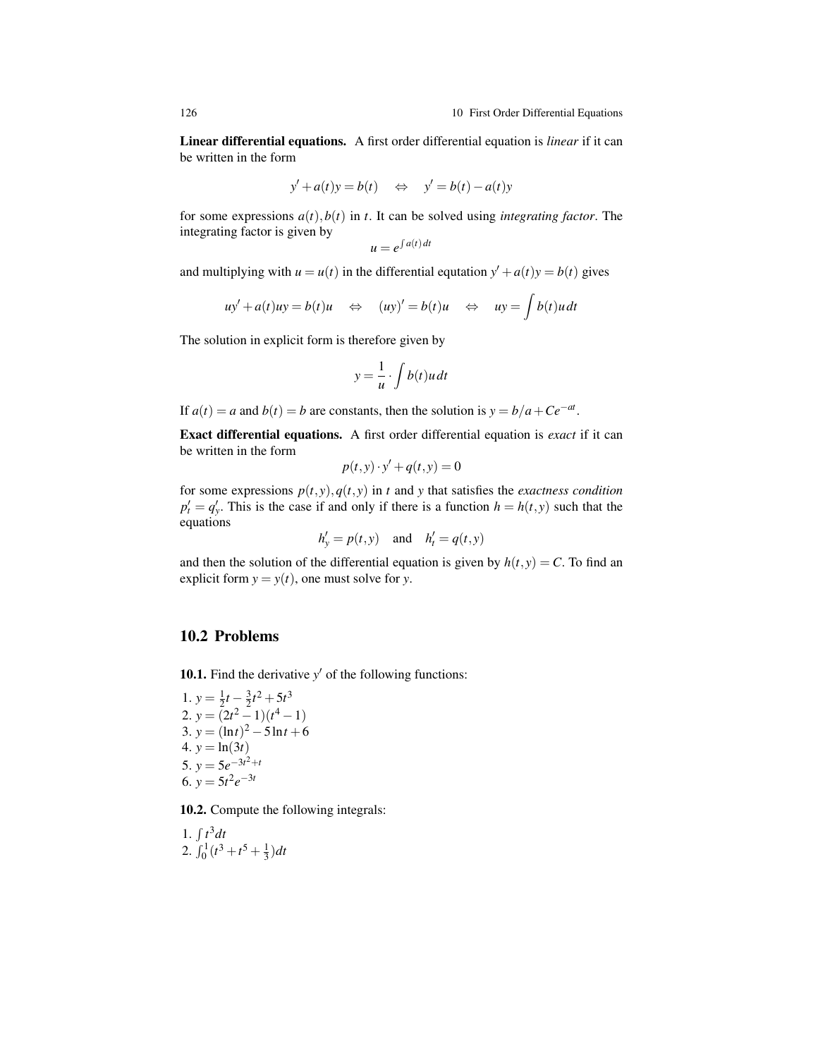**Linear differential equations.** A first order differential equation is *linear* if it can be written in the form

$$y' + a(t)y = b(t) \quad \Leftrightarrow \quad y' = b(t) - a(t)y$$

for some expressions $a(t), b(t)$ in $t$. It can be solved using *integrating factor*. The integrating factor is given by

$$u = e^{\int a(t)\,dt}$$

and multiplying with $u = u(t)$ in the differential equtation $y' + a(t)y = b(t)$ gives

$$uy' + a(t)uy = b(t)u \quad \Leftrightarrow \quad (uy)' = b(t)u \quad \Leftrightarrow \quad uy = \int b(t)u\,dt$$

The solution in explicit form is therefore given by

$$y = \frac{1}{u} \cdot \int b(t)u\,dt$$

If $a(t) = a$ and $b(t) = b$ are constants, then the solution is $y = b/a + Ce^{-at}$.

**Exact differential equations.** A first order differential equation is *exact* if it can be written in the form

$$p(t,y) \cdot y' + q(t,y) = 0$$

for some expressions $p(t,y), q(t,y)$ in $t$ and $y$ that satisfies the *exactness condition* $p'_t = q'_y$. This is the case if and only if there is a function $h = h(t,y)$ such that the equations

$$h'_y = p(t,y) \quad \text{and} \quad h'_t = q(t,y)$$

and then the solution of the differential equation is given by $h(t,y) = C$. To find an explicit form $y = y(t)$, one must solve for $y$.

## 10.2 Problems

**10.1.** Find the derivative $y'$ of the following functions:

1. $y = \frac{1}{2}t - \frac{3}{2}t^2 + 5t^3$
2. $y = (2t^2 - 1)(t^4 - 1)$
3. $y = (\ln t)^2 - 5\ln t + 6$
4. $y = \ln(3t)$
5. $y = 5e^{-3t^2+t}$
6. $y = 5t^2e^{-3t}$

**10.2.** Compute the following integrals:

1. $\int t^3 dt$
2. $\int_0^1 (t^3 + t^5 + \frac{1}{3})dt$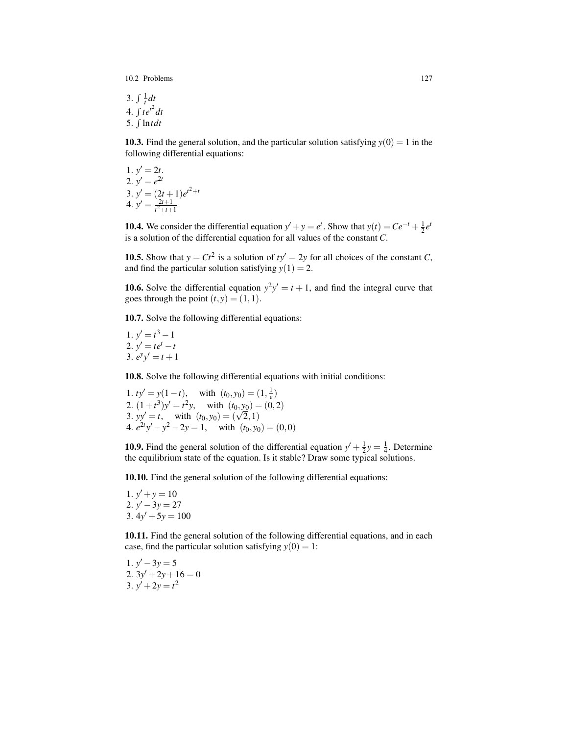3. $\int \frac{1}{t} dt$
4. $\int te^{t^2} dt$
5. $\int \ln t \, dt$

**10.3.** Find the general solution, and the particular solution satisfying $y(0) = 1$ in the following differential equations:

1. $y' = 2t$.
2. $y' = e^{2t}$
3. $y' = (2t+1)e^{t^2+t}$
4. $y' = \frac{2t+1}{t^2+t+1}$

**10.4.** We consider the differential equation $y' + y = e^t$. Show that $y(t) = Ce^{-t} + \frac{1}{2}e^t$ is a solution of the differential equation for all values of the constant $C$.

**10.5.** Show that $y = Ct^2$ is a solution of $ty' = 2y$ for all choices of the constant $C$, and find the particular solution satisfying $y(1) = 2$.

**10.6.** Solve the differential equation $y^2 y' = t + 1$, and find the integral curve that goes through the point $(t, y) = (1, 1)$.

**10.7.** Solve the following differential equations:

1. $y' = t^3 - 1$
2. $y' = te^t - t$
3. $e^y y' = t + 1$

**10.8.** Solve the following differential equations with initial conditions:

1. $ty' = y(1-t)$, with $(t_0, y_0) = (1, \frac{1}{e})$
2. $(1+t^3)y' = t^2 y$, with $(t_0, y_0) = (0, 2)$
3. $yy' = t$, with $(t_0, y_0) = (\sqrt{2}, 1)$
4. $e^{2t}y' - y^2 - 2y = 1$, with $(t_0, y_0) = (0, 0)$

**10.9.** Find the general solution of the differential equation $y' + \frac{1}{2}y = \frac{1}{4}$. Determine the equilibrium state of the equation. Is it stable? Draw some typical solutions.

**10.10.** Find the general solution of the following differential equations:

1. $y' + y = 10$
2. $y' - 3y = 27$
3. $4y' + 5y = 100$

**10.11.** Find the general solution of the following differential equations, and in each case, find the particular solution satisfying $y(0) = 1$:

1. $y' - 3y = 5$
2. $3y' + 2y + 16 = 0$
3. $y' + 2y = t^2$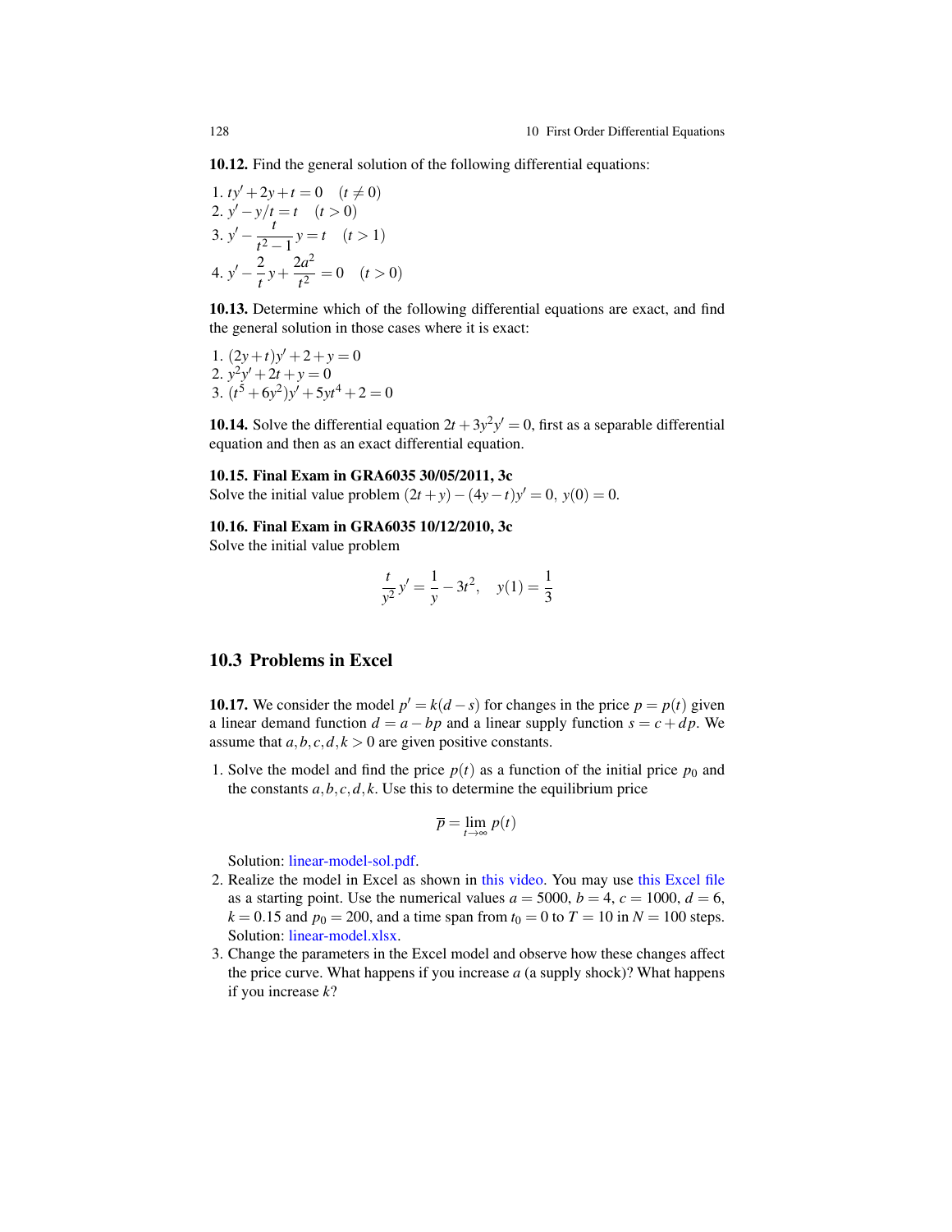**10.12.** Find the general solution of the following differential equations:

1. $ty' + 2y + t = 0 \quad (t \neq 0)$
2. $y' - y/t = t \quad (t > 0)$
3. $y' - \dfrac{t}{t^2 - 1} y = t \quad (t > 1)$
4. $y' - \dfrac{2}{t} y + \dfrac{2a^2}{t^2} = 0 \quad (t > 0)$

**10.13.** Determine which of the following differential equations are exact, and find the general solution in those cases where it is exact:

1. $(2y + t)y' + 2 + y = 0$
2. $y^2 y' + 2t + y = 0$
3. $(t^5 + 6y^2)y' + 5yt^4 + 2 = 0$

**10.14.** Solve the differential equation $2t + 3y^2 y' = 0$, first as a separable differential equation and then as an exact differential equation.

**10.15. Final Exam in GRA6035 30/05/2011, 3c**
Solve the initial value problem $(2t + y) - (4y - t)y' = 0$, $y(0) = 0$.

**10.16. Final Exam in GRA6035 10/12/2010, 3c**
Solve the initial value problem

$$\frac{t}{y^2} y' = \frac{1}{y} - 3t^2, \quad y(1) = \frac{1}{3}$$

## 10.3 Problems in Excel

**10.17.** We consider the model $p' = k(d - s)$ for changes in the price $p = p(t)$ given a linear demand function $d = a - bp$ and a linear supply function $s = c + dp$. We assume that $a, b, c, d, k > 0$ are given positive constants.

1. Solve the model and find the price $p(t)$ as a function of the initial price $p_0$ and the constants $a, b, c, d, k$. Use this to determine the equilibrium price

$$\overline{p} = \lim_{t \to \infty} p(t)$$

   Solution: linear-model-sol.pdf.
2. Realize the model in Excel as shown in this video. You may use this Excel file as a starting point. Use the numerical values $a = 5000$, $b = 4$, $c = 1000$, $d = 6$, $k = 0.15$ and $p_0 = 200$, and a time span from $t_0 = 0$ to $T = 10$ in $N = 100$ steps. Solution: linear-model.xlsx.
3. Change the parameters in the Excel model and observe how these changes affect the price curve. What happens if you increase $a$ (a supply shock)? What happens if you increase $k$?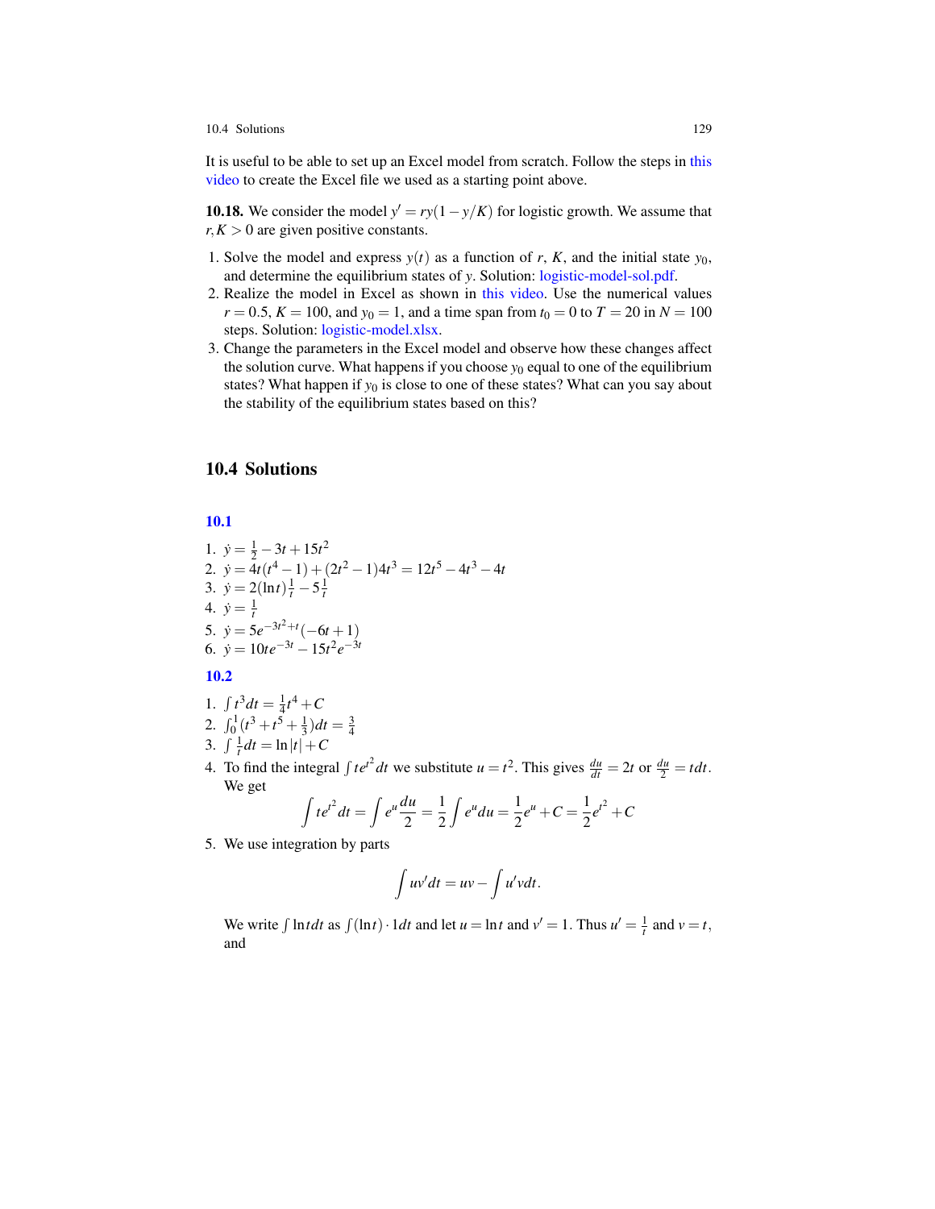It is useful to be able to set up an Excel model from scratch. Follow the steps in this video to create the Excel file we used as a starting point above.

**10.18.** We consider the model $y' = ry(1 - y/K)$ for logistic growth. We assume that $r, K > 0$ are given positive constants.

1. Solve the model and express $y(t)$ as a function of $r$, $K$, and the initial state $y_0$, and determine the equilibrium states of $y$. Solution: logistic-model-sol.pdf.
2. Realize the model in Excel as shown in this video. Use the numerical values $r = 0.5$, $K = 100$, and $y_0 = 1$, and a time span from $t_0 = 0$ to $T = 20$ in $N = 100$ steps. Solution: logistic-model.xlsx.
3. Change the parameters in the Excel model and observe how these changes affect the solution curve. What happens if you choose $y_0$ equal to one of the equilibrium states? What happen if $y_0$ is close to one of these states? What can you say about the stability of the equilibrium states based on this?

## 10.4 Solutions

### 10.1

1. $\dot{y} = \frac{1}{2} - 3t + 15t^2$
2. $\dot{y} = 4t(t^4 - 1) + (2t^2 - 1)4t^3 = 12t^5 - 4t^3 - 4t$
3. $\dot{y} = 2(\ln t)\frac{1}{t} - 5\frac{1}{t}$
4. $\dot{y} = \frac{1}{t}$
5. $\dot{y} = 5e^{-3t^2+t}(-6t + 1)$
6. $\dot{y} = 10te^{-3t} - 15t^2e^{-3t}$

### 10.2

1. $\int t^3 dt = \frac{1}{4}t^4 + C$
2. $\int_0^1 (t^3 + t^5 + \frac{1}{3})dt = \frac{3}{4}$
3. $\int \frac{1}{t} dt = \ln|t| + C$
4. To find the integral $\int te^{t^2} dt$ we substitute $u = t^2$. This gives $\frac{du}{dt} = 2t$ or $\frac{du}{2} = t dt$. We get
$$\int te^{t^2} dt = \int e^u \frac{du}{2} = \frac{1}{2}\int e^u du = \frac{1}{2}e^u + C = \frac{1}{2}e^{t^2} + C$$
5. We use integration by parts
$$\int uv' dt = uv - \int u'v dt.$$
We write $\int \ln t dt$ as $\int (\ln t) \cdot 1 dt$ and let $u = \ln t$ and $v' = 1$. Thus $u' = \frac{1}{t}$ and $v = t$, and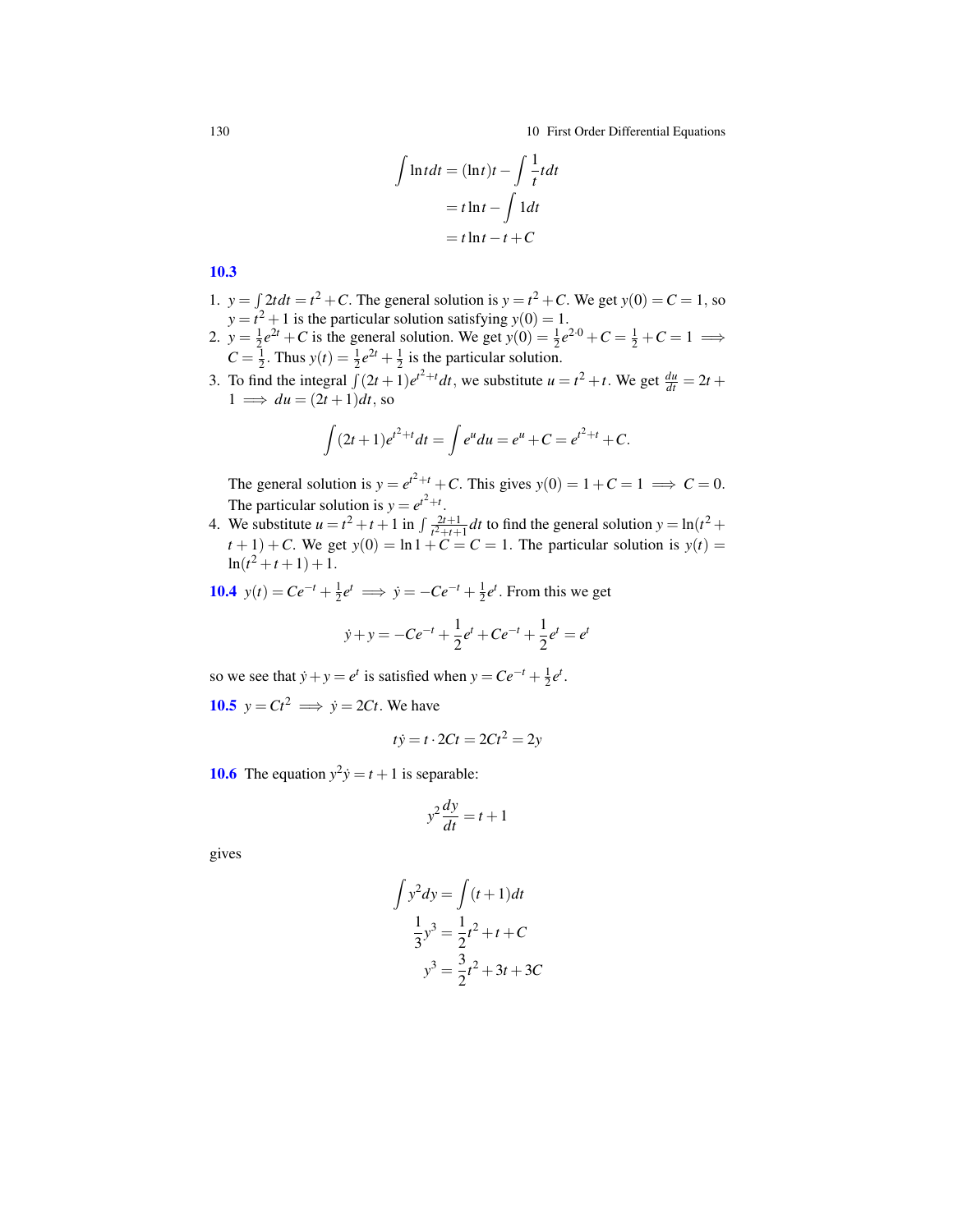$$
\begin{aligned}
\int \ln t\,dt &= (\ln t)t - \int \frac{1}{t} t\,dt \\
&= t\ln t - \int 1 dt \\
&= t\ln t - t + C
\end{aligned}
$$

**10.3**

1. $y = \int 2t dt = t^2 + C$. The general solution is $y = t^2 + C$. We get $y(0) = C = 1$, so $y = t^2 + 1$ is the particular solution satisfying $y(0) = 1$.
2. $y = \frac{1}{2}e^{2t} + C$ is the general solution. We get $y(0) = \frac{1}{2}e^{2\cdot 0} + C = \frac{1}{2} + C = 1 \implies C = \frac{1}{2}$. Thus $y(t) = \frac{1}{2}e^{2t} + \frac{1}{2}$ is the particular solution.
3. To find the integral $\int (2t+1)e^{t^2+t}dt$, we substitute $u = t^2 + t$. We get $\frac{du}{dt} = 2t + 1 \implies du = (2t+1)dt$, so

$$
\int (2t+1)e^{t^2+t}dt = \int e^u du = e^u + C = e^{t^2+t} + C.
$$

   The general solution is $y = e^{t^2+t} + C$. This gives $y(0) = 1 + C = 1 \implies C = 0$. The particular solution is $y = e^{t^2+t}$.
4. We substitute $u = t^2 + t + 1$ in $\int \frac{2t+1}{t^2+t+1}dt$ to find the general solution $y = \ln(t^2 + t + 1) + C$. We get $y(0) = \ln 1 + C = C = 1$. The particular solution is $y(t) = \ln(t^2 + t + 1) + 1$.

**10.4** $y(t) = Ce^{-t} + \frac{1}{2}e^t \implies \dot{y} = -Ce^{-t} + \frac{1}{2}e^t$. From this we get

$$
\dot{y} + y = -Ce^{-t} + \frac{1}{2}e^t + Ce^{-t} + \frac{1}{2}e^t = e^t
$$

so we see that $\dot{y} + y = e^t$ is satisfied when $y = Ce^{-t} + \frac{1}{2}e^t$.

**10.5** $y = Ct^2 \implies \dot{y} = 2Ct$. We have

$$
t\dot{y} = t \cdot 2Ct = 2Ct^2 = 2y
$$

**10.6** The equation $y^2\dot{y} = t + 1$ is separable:

$$
y^2 \frac{dy}{dt} = t + 1
$$

gives

$$
\begin{aligned}
\int y^2 dy &= \int (t+1)dt \\
\frac{1}{3}y^3 &= \frac{1}{2}t^2 + t + C \\
y^3 &= \frac{3}{2}t^2 + 3t + 3C
\end{aligned}
$$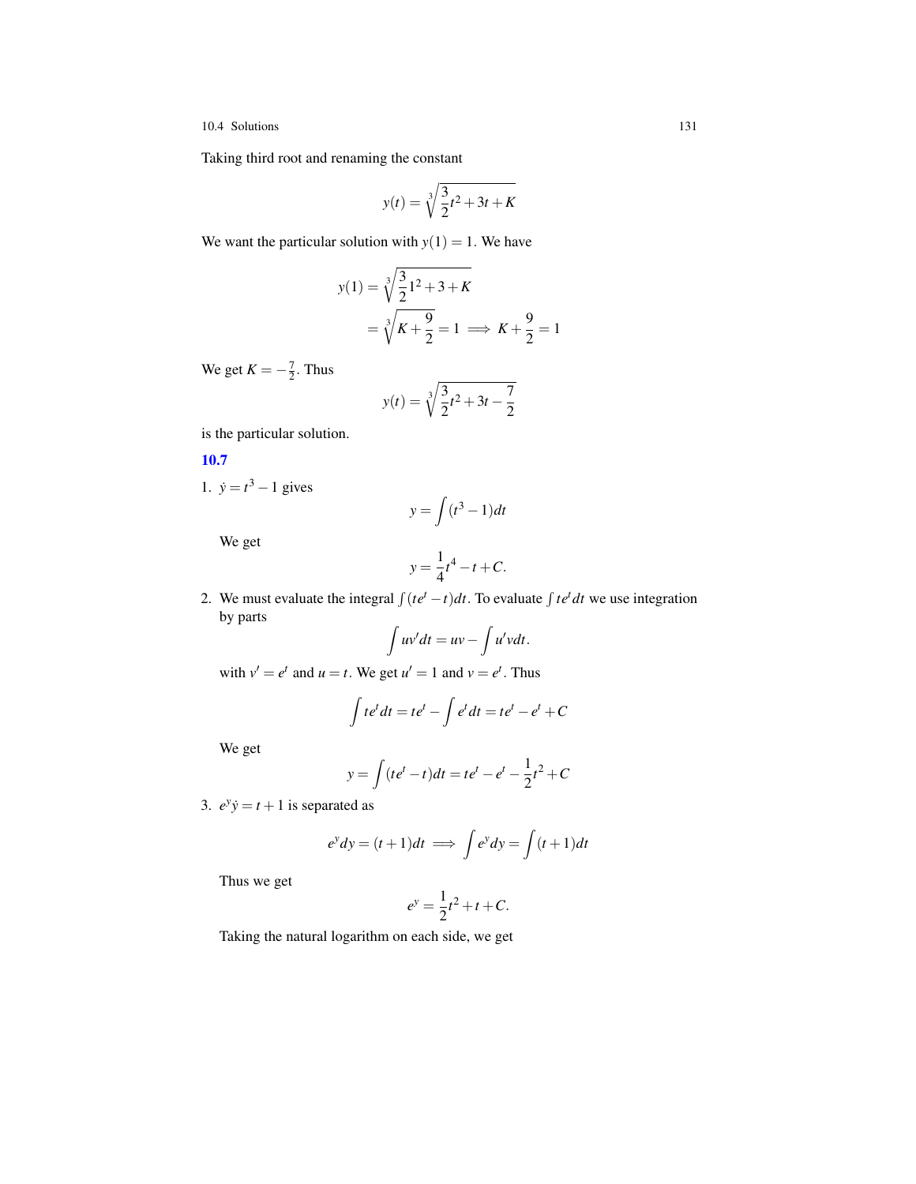Taking third root and renaming the constant

$$y(t) = \sqrt[3]{\frac{3}{2}t^2 + 3t + K}$$

We want the particular solution with $y(1) = 1$. We have

$$\begin{aligned} y(1) &= \sqrt[3]{\frac{3}{2}1^2 + 3 + K} \\ &= \sqrt[3]{K + \frac{9}{2}} = 1 \implies K + \frac{9}{2} = 1 \end{aligned}$$

We get $K = -\frac{7}{2}$. Thus

$$y(t) = \sqrt[3]{\frac{3}{2}t^2 + 3t - \frac{7}{2}}$$

is the particular solution.

**10.7**

1. $\dot{y} = t^3 - 1$ gives

   $$y = \int (t^3 - 1)dt$$

   We get

   $$y = \frac{1}{4}t^4 - t + C.$$

2. We must evaluate the integral $\int (te^t - t)dt$. To evaluate $\int te^t dt$ we use integration by parts

   $$\int uv'dt = uv - \int u'vdt.$$

   with $v' = e^t$ and $u = t$. We get $u' = 1$ and $v = e^t$. Thus

   $$\int te^t dt = te^t - \int e^t dt = te^t - e^t + C$$

   We get

   $$y = \int (te^t - t)dt = te^t - e^t - \frac{1}{2}t^2 + C$$

3. $e^y\dot{y} = t + 1$ is separated as

   $$e^y dy = (t+1)dt \implies \int e^y dy = \int (t+1)dt$$

   Thus we get

   $$e^y = \frac{1}{2}t^2 + t + C.$$

   Taking the natural logarithm on each side, we get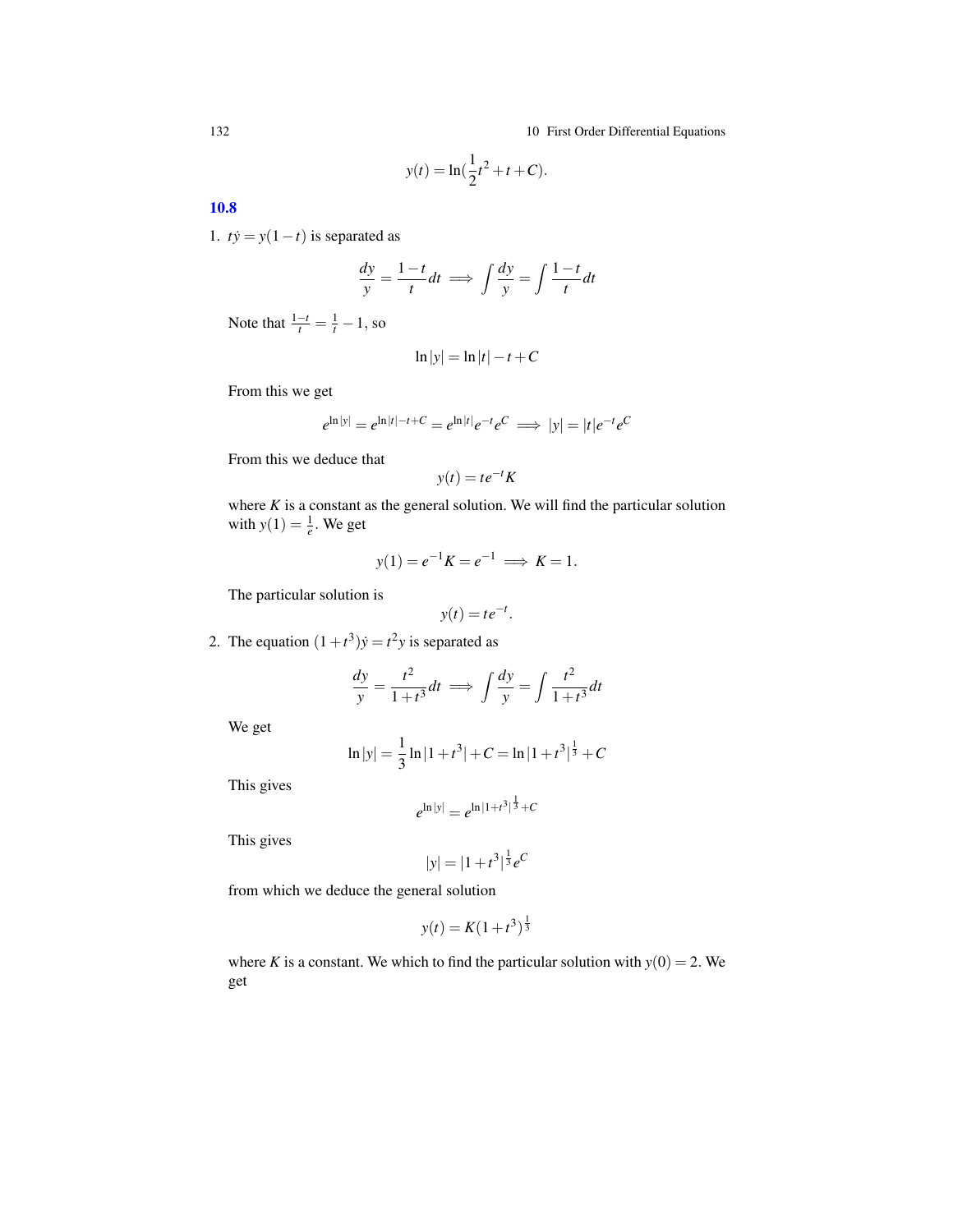$$y(t) = \ln(\frac{1}{2}t^2 + t + C).$$

## 10.8

1. $t\dot{y} = y(1-t)$ is separated as

$$\frac{dy}{y} = \frac{1-t}{t}dt \implies \int \frac{dy}{y} = \int \frac{1-t}{t}dt$$

Note that $\frac{1-t}{t} = \frac{1}{t} - 1$, so

$$\ln|y| = \ln|t| - t + C$$

From this we get

$$e^{\ln|y|} = e^{\ln|t| - t + C} = e^{\ln|t|}e^{-t}e^{C} \implies |y| = |t|e^{-t}e^{C}$$

From this we deduce that

$$y(t) = te^{-t}K$$

where $K$ is a constant as the general solution. We will find the particular solution with $y(1) = \frac{1}{e}$. We get

$$y(1) = e^{-1}K = e^{-1} \implies K = 1.$$

The particular solution is

$$y(t) = te^{-t}.$$

2. The equation $(1+t^3)\dot{y} = t^2 y$ is separated as

$$\frac{dy}{y} = \frac{t^2}{1+t^3}dt \implies \int \frac{dy}{y} = \int \frac{t^2}{1+t^3}dt$$

We get

$$\ln|y| = \frac{1}{3}\ln|1+t^3| + C = \ln|1+t^3|^{\frac{1}{3}} + C$$

This gives

$$e^{\ln|y|} = e^{\ln|1+t^3|^{\frac{1}{3}} + C}$$

This gives

$$|y| = |1+t^3|^{\frac{1}{3}}e^{C}$$

from which we deduce the general solution

$$y(t) = K(1+t^3)^{\frac{1}{3}}$$

where $K$ is a constant. We which to find the particular solution with $y(0) = 2$. We get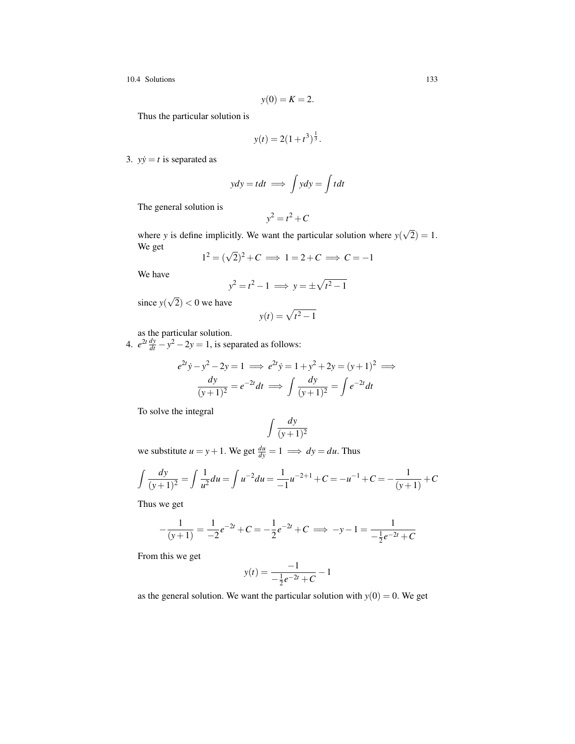$$y(0) = K = 2.$$

Thus the particular solution is

$$y(t) = 2(1+t^3)^{\frac{1}{3}}.$$

3. $y\dot{y} = t$ is separated as

$$ydy = tdt \implies \int ydy = \int tdt$$

The general solution is

$$y^2 = t^2 + C$$

where $y$ is define implicitly. We want the particular solution where $y(\sqrt{2}) = 1$. We get

$$1^2 = (\sqrt{2})^2 + C \implies 1 = 2 + C \implies C = -1$$

We have

$$y^2 = t^2 - 1 \implies y = \pm\sqrt{t^2 - 1}$$

since $y(\sqrt{2}) < 0$ we have

$$y(t) = \sqrt{t^2 - 1}$$

as the particular solution.

4. $e^{2t}\frac{dy}{dt} - y^2 - 2y = 1$, is separated as follows:

$$e^{2t}\dot{y} - y^2 - 2y = 1 \implies e^{2t}\dot{y} = 1 + y^2 + 2y = (y+1)^2 \implies$$
$$\frac{dy}{(y+1)^2} = e^{-2t}dt \implies \int \frac{dy}{(y+1)^2} = \int e^{-2t}dt$$

To solve the integral

$$\int \frac{dy}{(y+1)^2}$$

we substitute $u = y + 1$. We get $\frac{du}{dy} = 1 \implies dy = du$. Thus

$$\int \frac{dy}{(y+1)^2} = \int \frac{1}{u^2}du = \int u^{-2}du = \frac{1}{-1}u^{-2+1} + C = -u^{-1} + C = -\frac{1}{(y+1)} + C$$

Thus we get

$$-\frac{1}{(y+1)} = \frac{1}{-2}e^{-2t} + C = -\frac{1}{2}e^{-2t} + C \implies -y - 1 = \frac{1}{-\frac{1}{2}e^{-2t} + C}$$

From this we get

$$y(t) = \frac{-1}{-\frac{1}{2}e^{-2t} + C} - 1$$

as the general solution. We want the particular solution with $y(0) = 0$. We get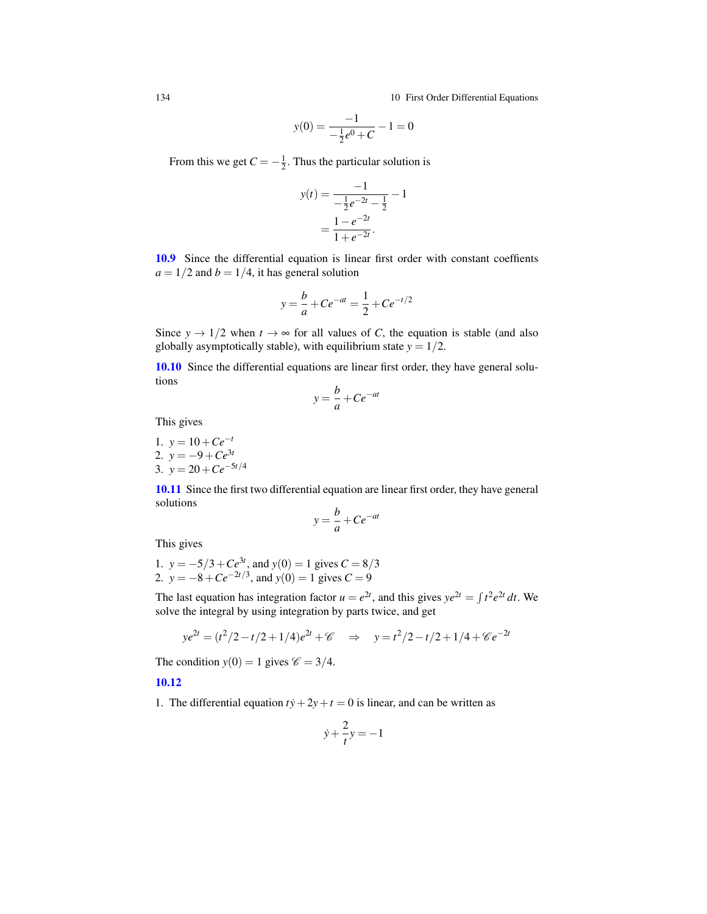$$y(0) = \frac{-1}{-\frac{1}{2}e^0 + C} - 1 = 0$$

From this we get $C = -\frac{1}{2}$. Thus the particular solution is

$$\begin{aligned} y(t) &= \frac{-1}{-\frac{1}{2}e^{-2t} - \frac{1}{2}} - 1 \\ &= \frac{1 - e^{-2t}}{1 + e^{-2t}}. \end{aligned}$$

**10.9** Since the differential equation is linear first order with constant coeffients $a = 1/2$ and $b = 1/4$, it has general solution

$$y = \frac{b}{a} + Ce^{-at} = \frac{1}{2} + Ce^{-t/2}$$

Since $y \to 1/2$ when $t \to \infty$ for all values of $C$, the equation is stable (and also globally asymptotically stable), with equilibrium state $y = 1/2$.

**10.10** Since the differential equations are linear first order, they have general solutions

$$y = \frac{b}{a} + Ce^{-at}$$

This gives

1. $y = 10 + Ce^{-t}$
2. $y = -9 + Ce^{3t}$
3. $y = 20 + Ce^{-5t/4}$

**10.11** Since the first two differential equation are linear first order, they have general solutions

$$y = \frac{b}{a} + Ce^{-at}$$

This gives

1. $y = -5/3 + Ce^{3t}$, and $y(0) = 1$ gives $C = 8/3$
2. $y = -8 + Ce^{-2t/3}$, and $y(0) = 1$ gives $C = 9$

The last equation has integration factor $u = e^{2t}$, and this gives $ye^{2t} = \int t^2 e^{2t}\,dt$. We solve the integral by using integration by parts twice, and get

$$ye^{2t} = (t^2/2 - t/2 + 1/4)e^{2t} + \mathscr{C} \quad \Rightarrow \quad y = t^2/2 - t/2 + 1/4 + \mathscr{C}e^{-2t}$$

The condition $y(0) = 1$ gives $\mathscr{C} = 3/4$.

**10.12**

1. The differential equation $t\dot{y} + 2y + t = 0$ is linear, and can be written as

$$\dot{y} + \frac{2}{t}y = -1$$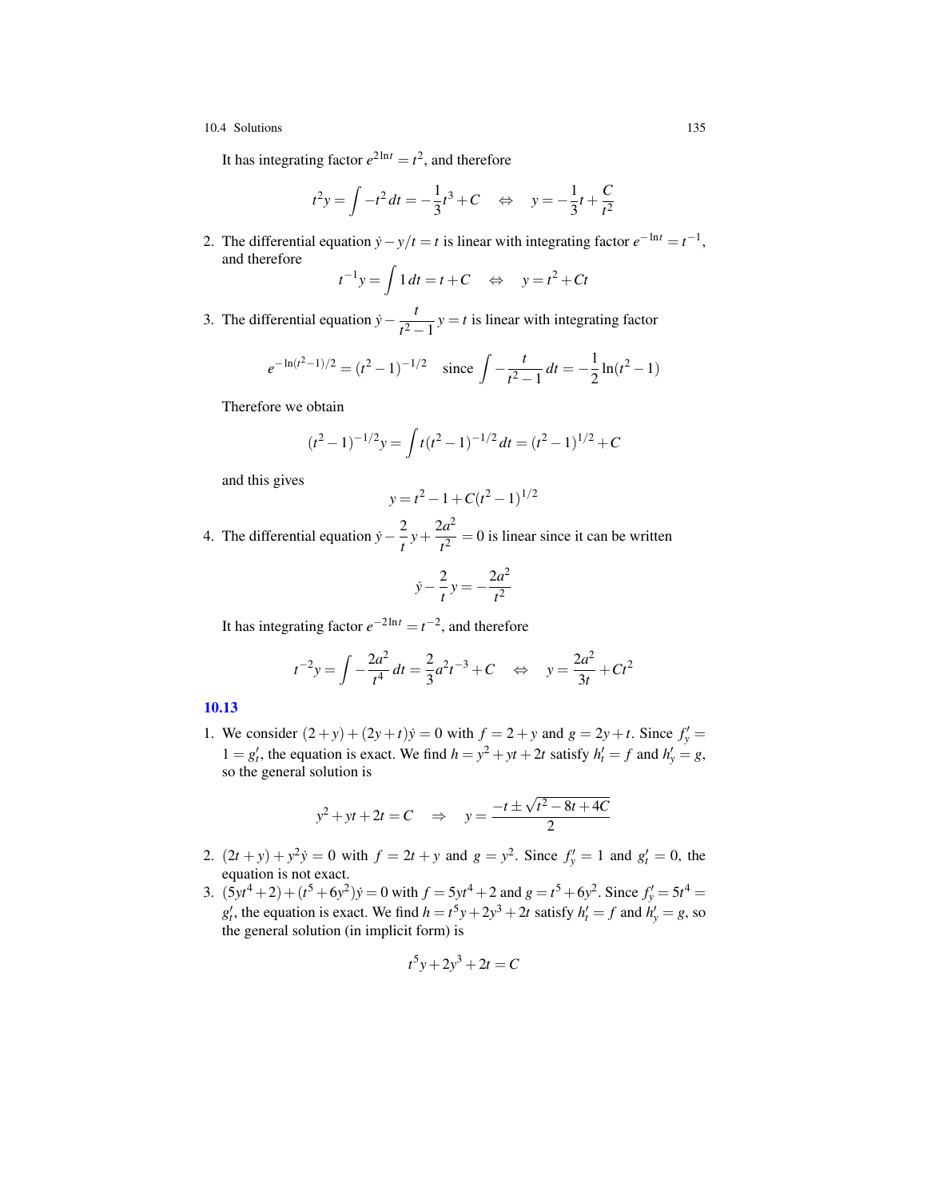It has integrating factor $e^{2\ln t} = t^2$, and therefore

$$t^2 y = \int -t^2\, dt = -\frac{1}{3}t^3 + C \quad \Leftrightarrow \quad y = -\frac{1}{3}t + \frac{C}{t^2}$$

2. The differential equation $\dot{y} - y/t = t$ is linear with integrating factor $e^{-\ln t} = t^{-1}$, and therefore

$$t^{-1}y = \int 1\, dt = t + C \quad \Leftrightarrow \quad y = t^2 + Ct$$

3. The differential equation $\dot{y} - \dfrac{t}{t^2-1}y = t$ is linear with integrating factor

$$e^{-\ln(t^2-1)/2} = (t^2-1)^{-1/2} \quad \text{since} \int -\frac{t}{t^2-1}\, dt = -\frac{1}{2}\ln(t^2-1)$$

Therefore we obtain

$$(t^2-1)^{-1/2}y = \int t(t^2-1)^{-1/2}\, dt = (t^2-1)^{1/2} + C$$

and this gives

$$y = t^2 - 1 + C(t^2-1)^{1/2}$$

4. The differential equation $\dot{y} - \dfrac{2}{t}y + \dfrac{2a^2}{t^2} = 0$ is linear since it can be written

$$\dot{y} - \frac{2}{t}y = -\frac{2a^2}{t^2}$$

It has integrating factor $e^{-2\ln t} = t^{-2}$, and therefore

$$t^{-2}y = \int -\frac{2a^2}{t^4}\, dt = \frac{2}{3}a^2 t^{-3} + C \quad \Leftrightarrow \quad y = \frac{2a^2}{3t} + Ct^2$$

**10.13**

1. We consider $(2+y) + (2y+t)\dot{y} = 0$ with $f = 2+y$ and $g = 2y+t$. Since $f'_y = 1 = g'_t$, the equation is exact. We find $h = y^2 + yt + 2t$ satisfy $h'_t = f$ and $h'_y = g$, so the general solution is

$$y^2 + yt + 2t = C \quad \Rightarrow \quad y = \frac{-t \pm \sqrt{t^2 - 8t + 4C}}{2}$$

2. $(2t+y) + y^2\dot{y} = 0$ with $f = 2t+y$ and $g = y^2$. Since $f'_y = 1$ and $g'_t = 0$, the equation is not exact.
3. $(5yt^4+2) + (t^5+6y^2)\dot{y} = 0$ with $f = 5yt^4+2$ and $g = t^5+6y^2$. Since $f'_y = 5t^4 = g'_t$, the equation is exact. We find $h = t^5y + 2y^3 + 2t$ satisfy $h'_t = f$ and $h'_y = g$, so the general solution (in implicit form) is

$$t^5y + 2y^3 + 2t = C$$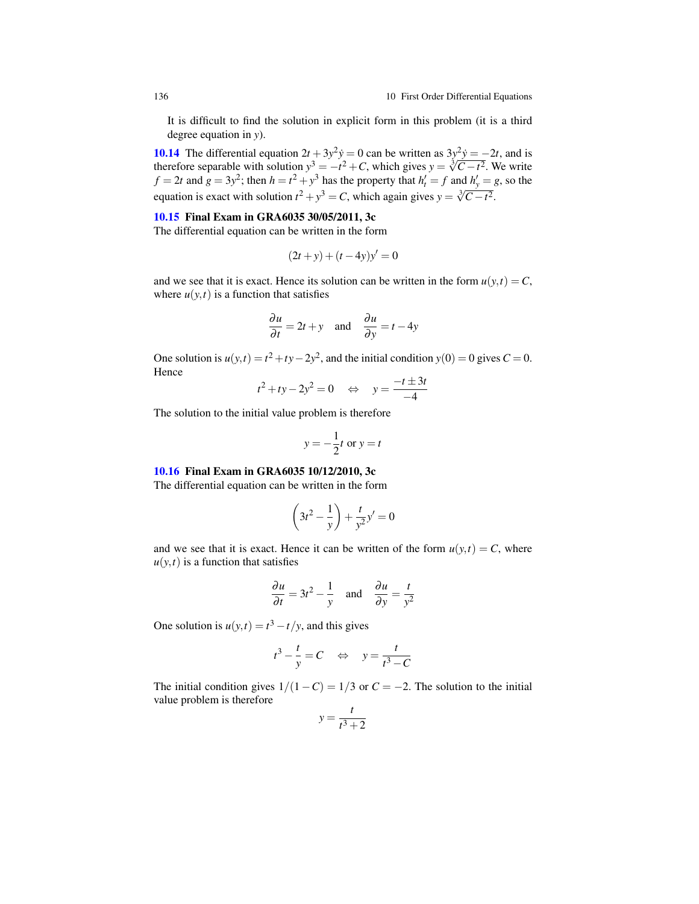It is difficult to find the solution in explicit form in this problem (it is a third degree equation in $y$).

**10.14** The differential equation $2t + 3y^2\dot{y} = 0$ can be written as $3y^2\dot{y} = -2t$, and is therefore separable with solution $y^3 = -t^2 + C$, which gives $y = \sqrt[3]{C - t^2}$. We write $f = 2t$ and $g = 3y^2$; then $h = t^2 + y^3$ has the property that $h'_t = f$ and $h'_y = g$, so the equation is exact with solution $t^2 + y^3 = C$, which again gives $y = \sqrt[3]{C - t^2}$.

### 10.15 Final Exam in GRA6035 30/05/2011, 3c

The differential equation can be written in the form

$$(2t + y) + (t - 4y)y' = 0$$

and we see that it is exact. Hence its solution can be written in the form $u(y,t) = C$, where $u(y,t)$ is a function that satisfies

$$\frac{\partial u}{\partial t} = 2t + y \quad \text{and} \quad \frac{\partial u}{\partial y} = t - 4y$$

One solution is $u(y,t) = t^2 + ty - 2y^2$, and the initial condition $y(0) = 0$ gives $C = 0$. Hence

$$t^2 + ty - 2y^2 = 0 \quad \Leftrightarrow \quad y = \frac{-t \pm 3t}{-4}$$

The solution to the initial value problem is therefore

$$y = -\frac{1}{2}t \text{ or } y = t$$

### 10.16 Final Exam in GRA6035 10/12/2010, 3c

The differential equation can be written in the form

$$\left(3t^2 - \frac{1}{y}\right) + \frac{t}{y^2}y' = 0$$

and we see that it is exact. Hence it can be written of the form $u(y,t) = C$, where $u(y,t)$ is a function that satisfies

$$\frac{\partial u}{\partial t} = 3t^2 - \frac{1}{y} \quad \text{and} \quad \frac{\partial u}{\partial y} = \frac{t}{y^2}$$

One solution is $u(y,t) = t^3 - t/y$, and this gives

$$t^3 - \frac{t}{y} = C \quad \Leftrightarrow \quad y = \frac{t}{t^3 - C}$$

The initial condition gives $1/(1 - C) = 1/3$ or $C = -2$. The solution to the initial value problem is therefore

$$y = \frac{t}{t^3 + 2}$$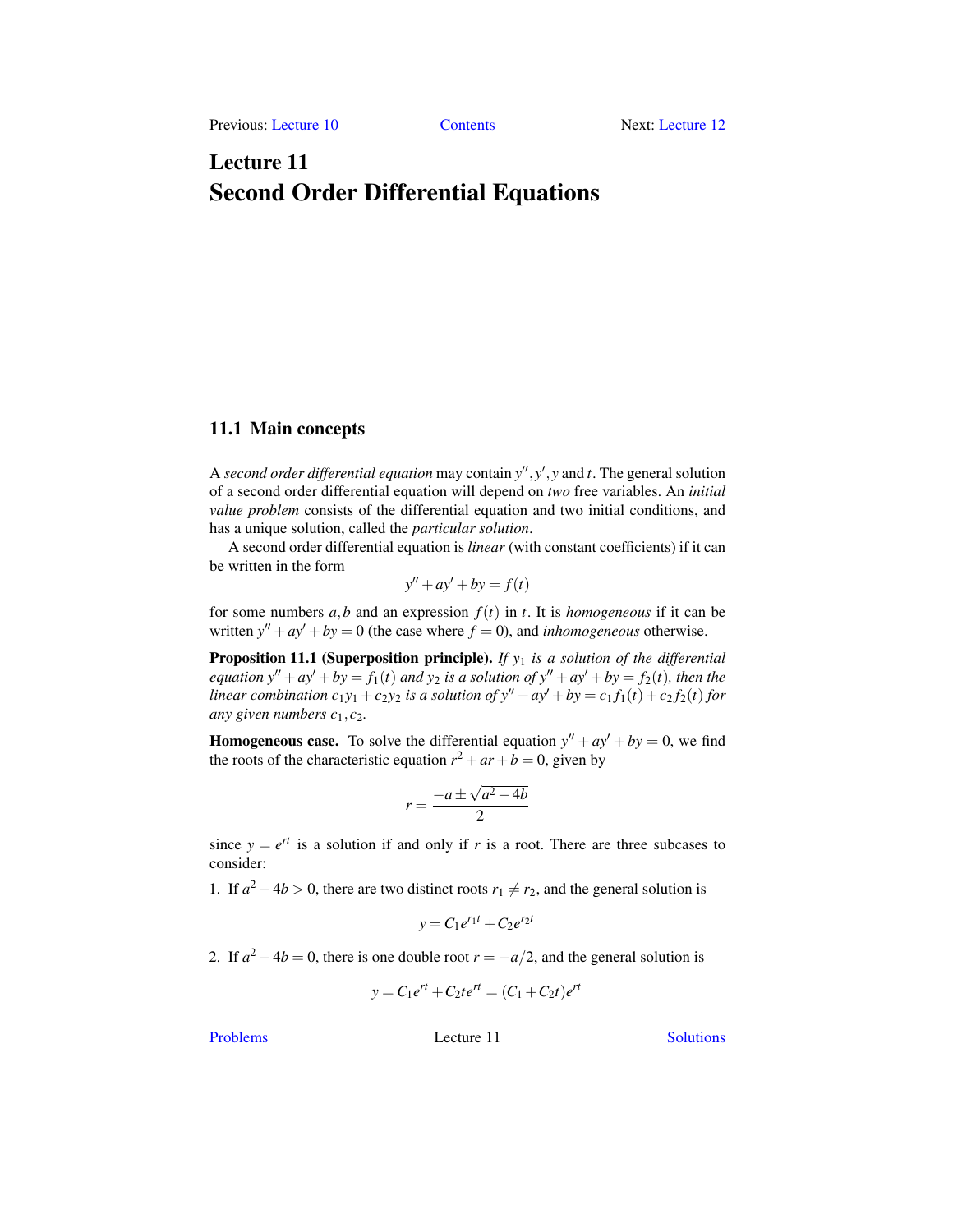# Lecture 11
# Second Order Differential Equations

## 11.1 Main concepts

A *second order differential equation* may contain $y'', y', y$ and $t$. The general solution of a second order differential equation will depend on *two* free variables. An *initial value problem* consists of the differential equation and two initial conditions, and has a unique solution, called the *particular solution*.

A second order differential equation is *linear* (with constant coefficients) if it can be written in the form

$$y'' + ay' + by = f(t)$$

for some numbers $a, b$ and an expression $f(t)$ in $t$. It is *homogeneous* if it can be written $y'' + ay' + by = 0$ (the case where $f = 0$), and *inhomogeneous* otherwise.

**Proposition 11.1 (Superposition principle).** *If $y_1$ is a solution of the differential equation $y'' + ay' + by = f_1(t)$ and $y_2$ is a solution of $y'' + ay' + by = f_2(t)$, then the linear combination $c_1y_1 + c_2y_2$ is a solution of $y'' + ay' + by = c_1f_1(t) + c_2f_2(t)$ for any given numbers $c_1, c_2$.*

**Homogeneous case.** To solve the differential equation $y'' + ay' + by = 0$, we find the roots of the characteristic equation $r^2 + ar + b = 0$, given by

$$r = \frac{-a \pm \sqrt{a^2 - 4b}}{2}$$

since $y = e^{rt}$ is a solution if and only if $r$ is a root. There are three subcases to consider:

1. If $a^2 - 4b > 0$, there are two distinct roots $r_1 \neq r_2$, and the general solution is

$$y = C_1e^{r_1t} + C_2e^{r_2t}$$

2. If $a^2 - 4b = 0$, there is one double root $r = -a/2$, and the general solution is

$$y = C_1e^{rt} + C_2te^{rt} = (C_1 + C_2t)e^{rt}$$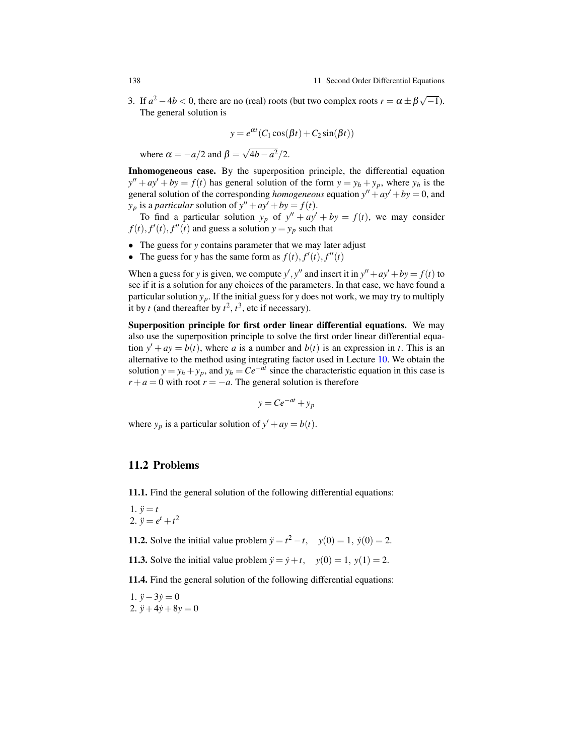3. If $a^2 - 4b < 0$, there are no (real) roots (but two complex roots $r = \alpha \pm \beta\sqrt{-1}$). The general solution is

$$y = e^{\alpha t}(C_1 \cos(\beta t) + C_2 \sin(\beta t))$$

where $\alpha = -a/2$ and $\beta = \sqrt{4b - a^2}/2$.

**Inhomogeneous case.** By the superposition principle, the differential equation $y'' + ay' + by = f(t)$ has general solution of the form $y = y_h + y_p$, where $y_h$ is the general solution of the corresponding *homogeneous* equation $y'' + ay' + by = 0$, and $y_p$ is a *particular* solution of $y'' + ay' + by = f(t)$.

To find a particular solution $y_p$ of $y'' + ay' + by = f(t)$, we may consider $f(t), f'(t), f''(t)$ and guess a solution $y = y_p$ such that

- The guess for $y$ contains parameter that we may later adjust
- The guess for $y$ has the same form as $f(t), f'(t), f''(t)$

When a guess for $y$ is given, we compute $y', y''$ and insert it in $y'' + ay' + by = f(t)$ to see if it is a solution for any choices of the parameters. In that case, we have found a particular solution $y_p$. If the initial guess for $y$ does not work, we may try to multiply it by $t$ (and thereafter by $t^2$, $t^3$, etc if necessary).

**Superposition principle for first order linear differential equations.** We may also use the superposition principle to solve the first order linear differential equation $y' + ay = b(t)$, where $a$ is a number and $b(t)$ is an expression in $t$. This is an alternative to the method using integrating factor used in Lecture 10. We obtain the solution $y = y_h + y_p$, and $y_h = Ce^{-at}$ since the characteristic equation in this case is $r + a = 0$ with root $r = -a$. The general solution is therefore

$$y = Ce^{-at} + y_p$$

where $y_p$ is a particular solution of $y' + ay = b(t)$.

## 11.2 Problems

**11.1.** Find the general solution of the following differential equations:

1. $\ddot{y} = t$
2. $\ddot{y} = e^t + t^2$

**11.2.** Solve the initial value problem $\ddot{y} = t^2 - t, \quad y(0) = 1,\ \dot{y}(0) = 2.$

**11.3.** Solve the initial value problem $\ddot{y} = \dot{y} + t, \quad y(0) = 1,\ y(1) = 2.$

**11.4.** Find the general solution of the following differential equations:

1. $\ddot{y} - 3\dot{y} = 0$
2. $\ddot{y} + 4\dot{y} + 8y = 0$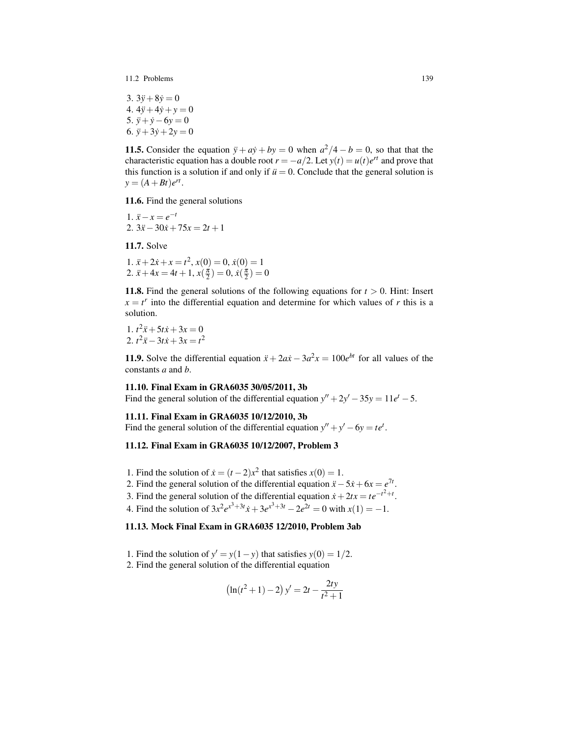3. $3\ddot{y} + 8\dot{y} = 0$
4. $4\ddot{y} + 4\dot{y} + y = 0$
5. $\ddot{y} + \dot{y} - 6y = 0$
6. $\ddot{y} + 3\dot{y} + 2y = 0$

**11.5.** Consider the equation $\ddot{y} + a\dot{y} + by = 0$ when $a^2/4 - b = 0$, so that that the characteristic equation has a double root $r = -a/2$. Let $y(t) = u(t)e^{rt}$ and prove that this function is a solution if and only if $\ddot{u} = 0$. Conclude that the general solution is $y = (A + Bt)e^{rt}$.

**11.6.** Find the general solutions

1. $\ddot{x} - x = e^{-t}$
2. $3\ddot{x} - 30\dot{x} + 75x = 2t + 1$

**11.7.** Solve

1. $\ddot{x} + 2\dot{x} + x = t^2$, $x(0) = 0$, $\dot{x}(0) = 1$
2. $\ddot{x} + 4x = 4t + 1$, $x(\frac{\pi}{2}) = 0$, $\dot{x}(\frac{\pi}{2}) = 0$

**11.8.** Find the general solutions of the following equations for $t > 0$. Hint: Insert $x = t^r$ into the differential equation and determine for which values of $r$ this is a solution.

1. $t^2\ddot{x} + 5t\dot{x} + 3x = 0$
2. $t^2\ddot{x} - 3t\dot{x} + 3x = t^2$

**11.9.** Solve the differential equation $\ddot{x} + 2a\dot{x} - 3a^2x = 100e^{bt}$ for all values of the constants $a$ and $b$.

**11.10. Final Exam in GRA6035 30/05/2011, 3b**
Find the general solution of the differential equation $y'' + 2y' - 35y = 11e^t - 5$.

**11.11. Final Exam in GRA6035 10/12/2010, 3b**
Find the general solution of the differential equation $y'' + y' - 6y = te^t$.

**11.12. Final Exam in GRA6035 10/12/2007, Problem 3**

1. Find the solution of $\dot{x} = (t-2)x^2$ that satisfies $x(0) = 1$.
2. Find the general solution of the differential equation $\ddot{x} - 5\dot{x} + 6x = e^{7t}$.
3. Find the general solution of the differential equation $\dot{x} + 2tx = te^{-t^2+t}$.
4. Find the solution of $3x^2e^{x^3+3t}\dot{x} + 3e^{x^3+3t} - 2e^{2t} = 0$ with $x(1) = -1$.

**11.13. Mock Final Exam in GRA6035 12/2010, Problem 3ab**

1. Find the solution of $y' = y(1-y)$ that satisfies $y(0) = 1/2$.
2. Find the general solution of the differential equation

$$\left(\ln(t^2+1) - 2\right)y' = 2t - \frac{2ty}{t^2+1}$$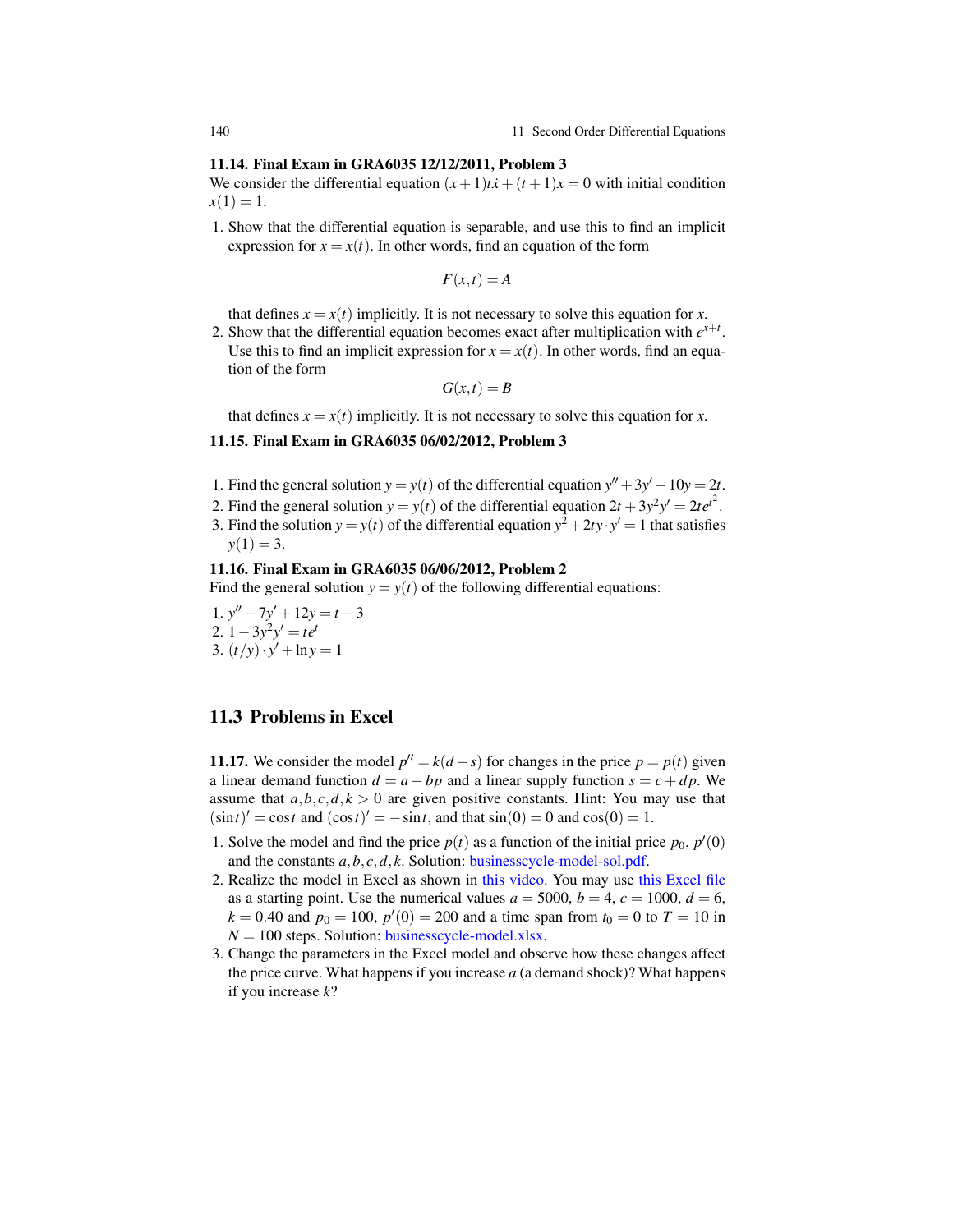**11.14. Final Exam in GRA6035 12/12/2011, Problem 3**
We consider the differential equation $(x+1)t\dot{x}+(t+1)x=0$ with initial condition $x(1)=1$.

1. Show that the differential equation is separable, and use this to find an implicit expression for $x=x(t)$. In other words, find an equation of the form

$$F(x,t)=A$$

that defines $x=x(t)$ implicitly. It is not necessary to solve this equation for $x$.

2. Show that the differential equation becomes exact after multiplication with $e^{x+t}$. Use this to find an implicit expression for $x=x(t)$. In other words, find an equation of the form

$$G(x,t)=B$$

that defines $x=x(t)$ implicitly. It is not necessary to solve this equation for $x$.

**11.15. Final Exam in GRA6035 06/02/2012, Problem 3**

1. Find the general solution $y=y(t)$ of the differential equation $y''+3y'-10y=2t$.
2. Find the general solution $y=y(t)$ of the differential equation $2t+3y^2y'=2te^{t^2}$.
3. Find the solution $y=y(t)$ of the differential equation $y^2+2ty\cdot y'=1$ that satisfies $y(1)=3$.

**11.16. Final Exam in GRA6035 06/06/2012, Problem 2**
Find the general solution $y=y(t)$ of the following differential equations:

1. $y''-7y'+12y=t-3$
2. $1-3y^2y'=te^t$
3. $(t/y)\cdot y'+\ln y=1$

## 11.3 Problems in Excel

**11.17.** We consider the model $p''=k(d-s)$ for changes in the price $p=p(t)$ given a linear demand function $d=a-bp$ and a linear supply function $s=c+dp$. We assume that $a,b,c,d,k>0$ are given positive constants. Hint: You may use that $(\sin t)'=\cos t$ and $(\cos t)'=-\sin t$, and that $\sin(0)=0$ and $\cos(0)=1$.

1. Solve the model and find the price $p(t)$ as a function of the initial price $p_0$, $p'(0)$ and the constants $a,b,c,d,k$. Solution: businesscycle-model-sol.pdf.
2. Realize the model in Excel as shown in this video. You may use this Excel file as a starting point. Use the numerical values $a=5000$, $b=4$, $c=1000$, $d=6$, $k=0.40$ and $p_0=100$, $p'(0)=200$ and a time span from $t_0=0$ to $T=10$ in $N=100$ steps. Solution: businesscycle-model.xlsx.
3. Change the parameters in the Excel model and observe how these changes affect the price curve. What happens if you increase $a$ (a demand shock)? What happens if you increase $k$?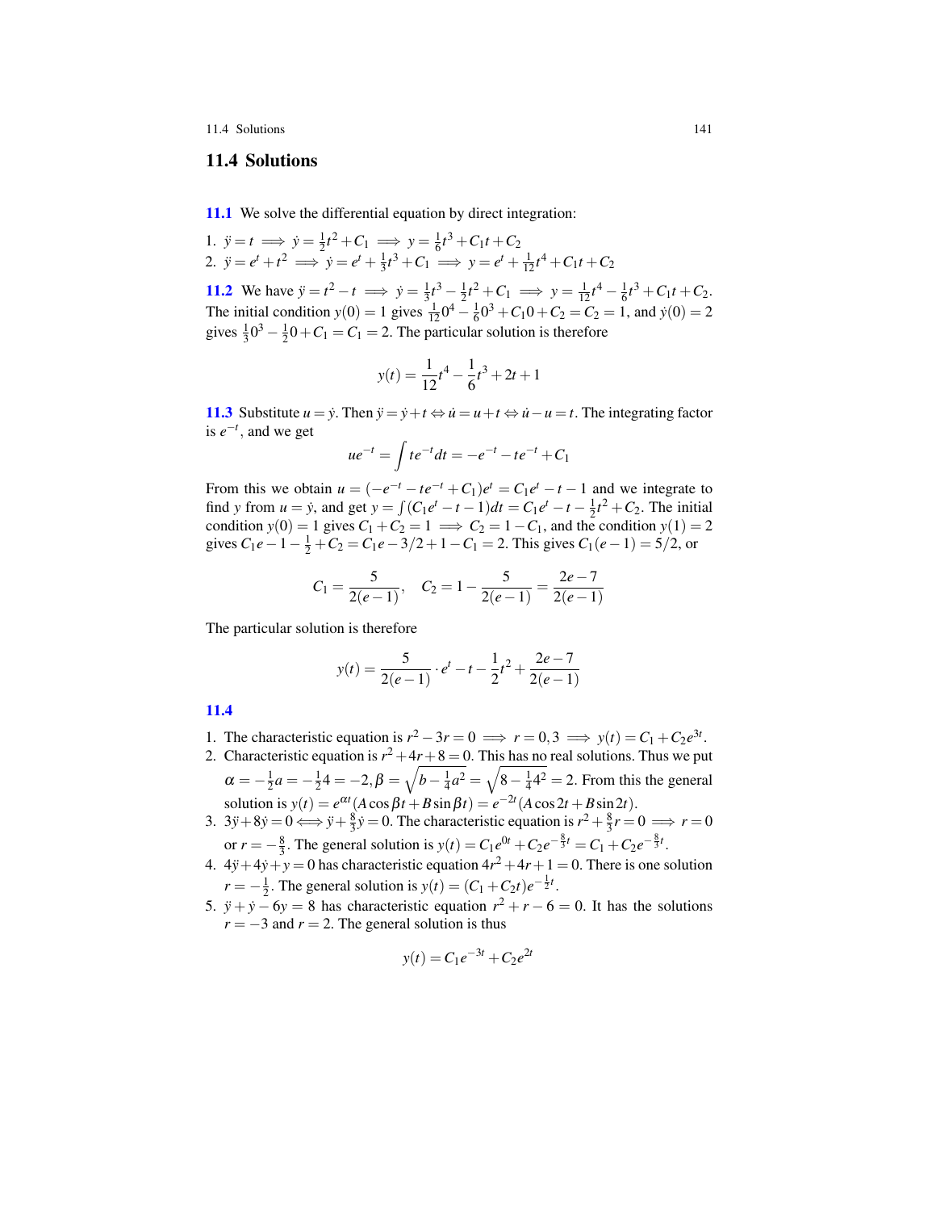## 11.4 Solutions

**11.1** We solve the differential equation by direct integration:

1. $\ddot{y} = t \implies \dot{y} = \frac{1}{2}t^2 + C_1 \implies y = \frac{1}{6}t^3 + C_1 t + C_2$
2. $\ddot{y} = e^t + t^2 \implies \dot{y} = e^t + \frac{1}{3}t^3 + C_1 \implies y = e^t + \frac{1}{12}t^4 + C_1 t + C_2$

**11.2** We have $\ddot{y} = t^2 - t \implies \dot{y} = \frac{1}{3}t^3 - \frac{1}{2}t^2 + C_1 \implies y = \frac{1}{12}t^4 - \frac{1}{6}t^3 + C_1 t + C_2$. The initial condition $y(0) = 1$ gives $\frac{1}{12}0^4 - \frac{1}{6}0^3 + C_1 0 + C_2 = C_2 = 1$, and $\dot{y}(0) = 2$ gives $\frac{1}{3}0^3 - \frac{1}{2}0 + C_1 = C_1 = 2$. The particular solution is therefore

$$y(t) = \frac{1}{12}t^4 - \frac{1}{6}t^3 + 2t + 1$$

**11.3** Substitute $u = \dot{y}$. Then $\ddot{y} = \dot{y} + t \Leftrightarrow \dot{u} = u + t \Leftrightarrow \dot{u} - u = t$. The integrating factor is $e^{-t}$, and we get

$$ue^{-t} = \int te^{-t}dt = -e^{-t} - te^{-t} + C_1$$

From this we obtain $u = (-e^{-t} - te^{-t} + C_1)e^t = C_1 e^t - t - 1$ and we integrate to find $y$ from $u = \dot{y}$, and get $y = \int (C_1 e^t - t - 1)dt = C_1 e^t - t - \frac{1}{2}t^2 + C_2$. The initial condition $y(0) = 1$ gives $C_1 + C_2 = 1 \implies C_2 = 1 - C_1$, and the condition $y(1) = 2$ gives $C_1 e - 1 - \frac{1}{2} + C_2 = C_1 e - 3/2 + 1 - C_1 = 2$. This gives $C_1(e-1) = 5/2$, or

$$C_1 = \frac{5}{2(e-1)}, \quad C_2 = 1 - \frac{5}{2(e-1)} = \frac{2e-7}{2(e-1)}$$

The particular solution is therefore

$$y(t) = \frac{5}{2(e-1)} \cdot e^t - t - \frac{1}{2}t^2 + \frac{2e-7}{2(e-1)}$$

**11.4**

1. The characteristic equation is $r^2 - 3r = 0 \implies r = 0, 3 \implies y(t) = C_1 + C_2 e^{3t}$.
2. Characteristic equation is $r^2 + 4r + 8 = 0$. This has no real solutions. Thus we put $\alpha = -\frac{1}{2}a = -\frac{1}{2}4 = -2, \beta = \sqrt{b - \frac{1}{4}a^2} = \sqrt{8 - \frac{1}{4}4^2} = 2$. From this the general solution is $y(t) = e^{\alpha t}(A\cos\beta t + B\sin\beta t) = e^{-2t}(A\cos 2t + B\sin 2t)$.
3. $3\ddot{y} + 8\dot{y} = 0 \Longleftrightarrow \ddot{y} + \frac{8}{3}\dot{y} = 0$. The characteristic equation is $r^2 + \frac{8}{3}r = 0 \implies r = 0$ or $r = -\frac{8}{3}$. The general solution is $y(t) = C_1 e^{0t} + C_2 e^{-\frac{8}{3}t} = C_1 + C_2 e^{-\frac{8}{3}t}$.
4. $4\ddot{y} + 4\dot{y} + y = 0$ has characteristic equation $4r^2 + 4r + 1 = 0$. There is one solution $r = -\frac{1}{2}$. The general solution is $y(t) = (C_1 + C_2 t)e^{-\frac{1}{2}t}$.
5. $\ddot{y} + \dot{y} - 6y = 8$ has characteristic equation $r^2 + r - 6 = 0$. It has the solutions $r = -3$ and $r = 2$. The general solution is thus

$$y(t) = C_1 e^{-3t} + C_2 e^{2t}$$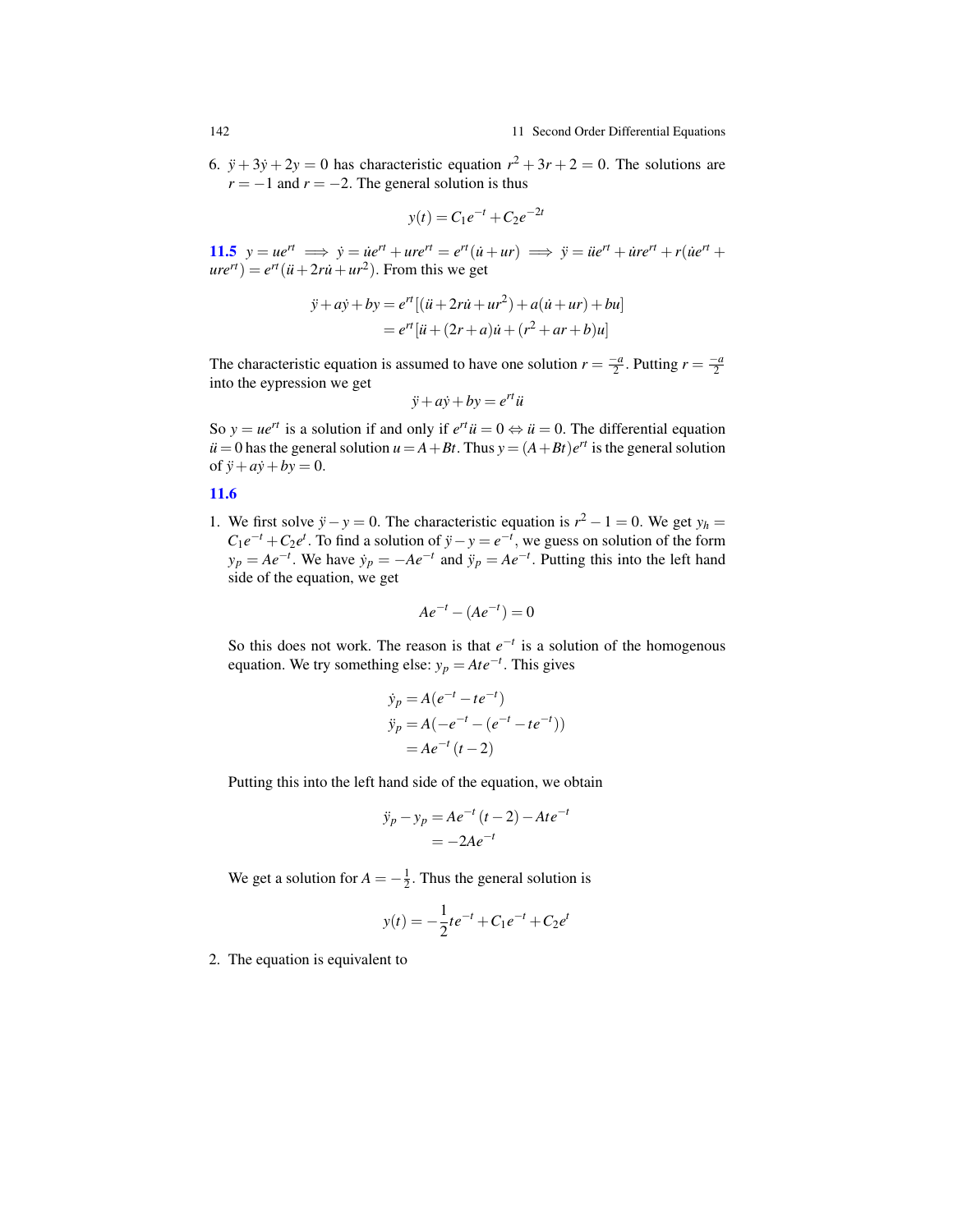6. $\ddot{y} + 3\dot{y} + 2y = 0$ has characteristic equation $r^2 + 3r + 2 = 0$. The solutions are $r = -1$ and $r = -2$. The general solution is thus

$$y(t) = C_1 e^{-t} + C_2 e^{-2t}$$

**11.5** $y = ue^{rt} \implies \dot{y} = \dot{u}e^{rt} + ure^{rt} = e^{rt}(\dot{u} + ur) \implies \ddot{y} = \ddot{u}e^{rt} + \dot{u}re^{rt} + r(\dot{u}e^{rt} + ure^{rt}) = e^{rt}(\ddot{u} + 2r\dot{u} + ur^2)$. From this we get

$$\begin{aligned}
\ddot{y} + a\dot{y} + by &= e^{rt}[(\ddot{u} + 2r\dot{u} + ur^2) + a(\dot{u} + ur) + bu] \\
&= e^{rt}[\ddot{u} + (2r + a)\dot{u} + (r^2 + ar + b)u]
\end{aligned}$$

The characteristic equation is assumed to have one solution $r = \frac{-a}{2}$. Putting $r = \frac{-a}{2}$ into the eypression we get

$$\ddot{y} + a\dot{y} + by = e^{rt}\ddot{u}$$

So $y = ue^{rt}$ is a solution if and only if $e^{rt}\ddot{u} = 0 \Leftrightarrow \ddot{u} = 0$. The differential equation $\ddot{u} = 0$ has the general solution $u = A + Bt$. Thus $y = (A + Bt)e^{rt}$ is the general solution of $\ddot{y} + a\dot{y} + by = 0$.

**11.6**

1. We first solve $\ddot{y} - y = 0$. The characteristic equation is $r^2 - 1 = 0$. We get $y_h = C_1 e^{-t} + C_2 e^{t}$. To find a solution of $\ddot{y} - y = e^{-t}$, we guess on solution of the form $y_p = Ae^{-t}$. We have $\dot{y}_p = -Ae^{-t}$ and $\ddot{y}_p = Ae^{-t}$. Putting this into the left hand side of the equation, we get

$$Ae^{-t} - (Ae^{-t}) = 0$$

So this does not work. The reason is that $e^{-t}$ is a solution of the homogenous equation. We try something else: $y_p = Ate^{-t}$. This gives

$$\begin{aligned}
\dot{y}_p &= A(e^{-t} - te^{-t}) \\
\ddot{y}_p &= A(-e^{-t} - (e^{-t} - te^{-t})) \\
&= Ae^{-t}(t - 2)
\end{aligned}$$

Putting this into the left hand side of the equation, we obtain

$$\begin{aligned}
\ddot{y}_p - y_p &= Ae^{-t}(t - 2) - Ate^{-t} \\
&= -2Ae^{-t}
\end{aligned}$$

We get a solution for $A = -\frac{1}{2}$. Thus the general solution is

$$y(t) = -\frac{1}{2}te^{-t} + C_1 e^{-t} + C_2 e^{t}$$

2. The equation is equivalent to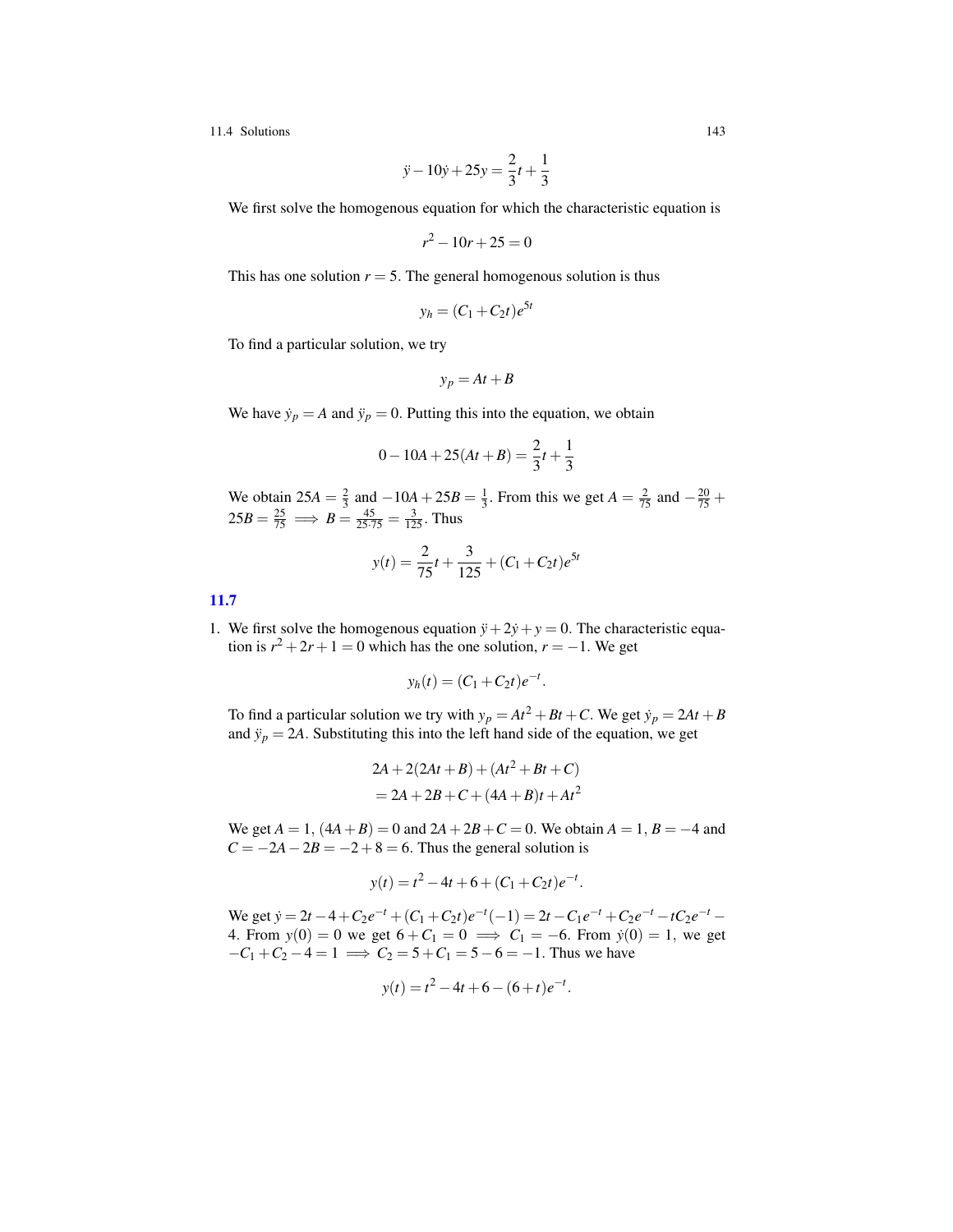$$\ddot{y} - 10\dot{y} + 25y = \frac{2}{3}t + \frac{1}{3}$$

We first solve the homogenous equation for which the characteristic equation is

$$r^2 - 10r + 25 = 0$$

This has one solution $r = 5$. The general homogenous solution is thus

$$y_h = (C_1 + C_2 t)e^{5t}$$

To find a particular solution, we try

$$y_p = At + B$$

We have $\dot{y}_p = A$ and $\ddot{y}_p = 0$. Putting this into the equation, we obtain

$$0 - 10A + 25(At + B) = \frac{2}{3}t + \frac{1}{3}$$

We obtain $25A = \frac{2}{3}$ and $-10A + 25B = \frac{1}{3}$. From this we get $A = \frac{2}{75}$ and $-\frac{20}{75} + 25B = \frac{25}{75} \implies B = \frac{45}{25 \cdot 75} = \frac{3}{125}$. Thus

$$y(t) = \frac{2}{75}t + \frac{3}{125} + (C_1 + C_2 t)e^{5t}$$

### 11.7

1. We first solve the homogenous equation $\ddot{y} + 2\dot{y} + y = 0$. The characteristic equation is $r^2 + 2r + 1 = 0$ which has the one solution, $r = -1$. We get

$$y_h(t) = (C_1 + C_2 t)e^{-t}.$$

To find a particular solution we try with $y_p = At^2 + Bt + C$. We get $\dot{y}_p = 2At + B$ and $\ddot{y}_p = 2A$. Substituting this into the left hand side of the equation, we get

$$\begin{aligned}
&2A + 2(2At + B) + (At^2 + Bt + C) \\
&= 2A + 2B + C + (4A + B)t + At^2
\end{aligned}$$

We get $A = 1$, $(4A + B) = 0$ and $2A + 2B + C = 0$. We obtain $A = 1$, $B = -4$ and $C = -2A - 2B = -2 + 8 = 6$. Thus the general solution is

$$y(t) = t^2 - 4t + 6 + (C_1 + C_2 t)e^{-t}.$$

We get $\dot{y} = 2t - 4 + C_2 e^{-t} + (C_1 + C_2 t)e^{-t}(-1) = 2t - C_1 e^{-t} + C_2 e^{-t} - tC_2 e^{-t} - 4$. From $y(0) = 0$ we get $6 + C_1 = 0 \implies C_1 = -6$. From $\dot{y}(0) = 1$, we get $-C_1 + C_2 - 4 = 1 \implies C_2 = 5 + C_1 = 5 - 6 = -1$. Thus we have

$$y(t) = t^2 - 4t + 6 - (6 + t)e^{-t}.$$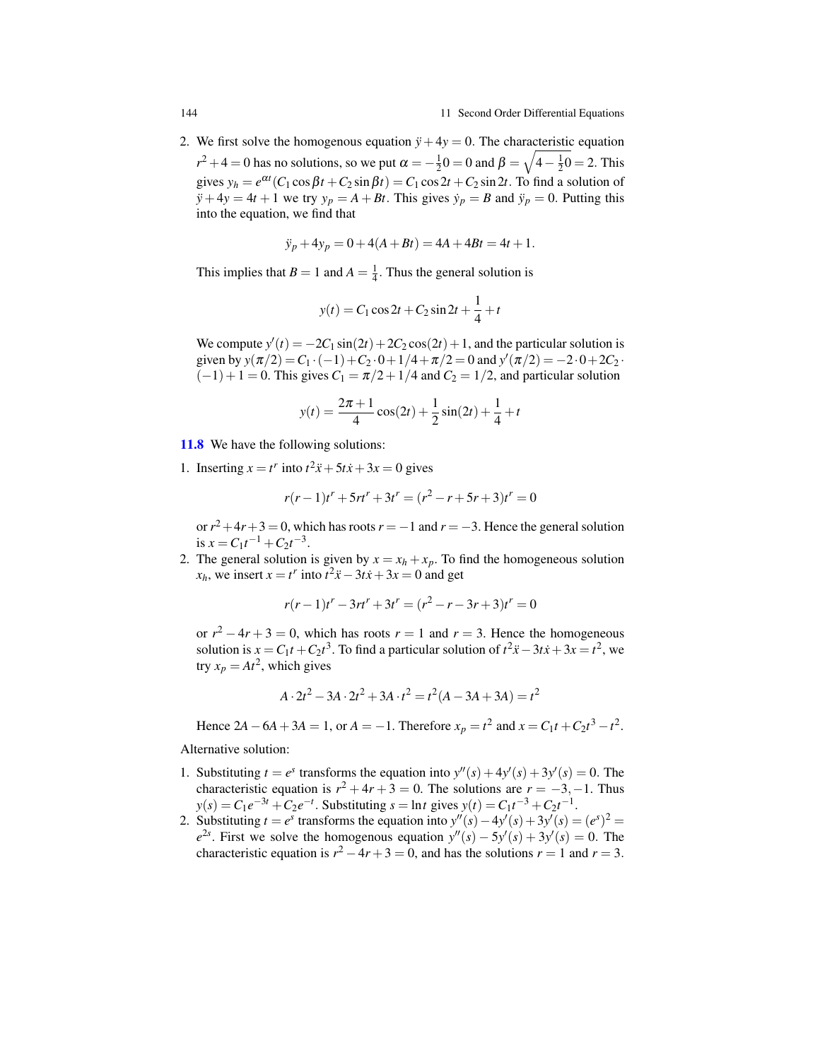2. We first solve the homogenous equation $\ddot{y}+4y=0$. The characteristic equation $r^2+4=0$ has no solutions, so we put $\alpha = -\frac{1}{2}0 = 0$ and $\beta = \sqrt{4-\frac{1}{2}0} = 2$. This gives $y_h = e^{\alpha t}(C_1 \cos\beta t + C_2 \sin\beta t) = C_1\cos 2t + C_2 \sin 2t$. To find a solution of $\ddot{y}+4y = 4t+1$ we try $y_p = A + Bt$. This gives $\dot{y}_p = B$ and $\ddot{y}_p = 0$. Putting this into the equation, we find that

$$\ddot{y}_p + 4y_p = 0 + 4(A+Bt) = 4A + 4Bt = 4t+1.$$

This implies that $B=1$ and $A = \frac{1}{4}$. Thus the general solution is

$$y(t) = C_1 \cos 2t + C_2 \sin 2t + \frac{1}{4} + t$$

We compute $y'(t) = -2C_1\sin(2t) + 2C_2\cos(2t) + 1$, and the particular solution is given by $y(\pi/2) = C_1\cdot(-1) + C_2\cdot 0 + 1/4 + \pi/2 = 0$ and $y'(\pi/2) = -2\cdot 0 + 2C_2\cdot(-1) + 1 = 0$. This gives $C_1 = \pi/2 + 1/4$ and $C_2 = 1/2$, and particular solution

$$y(t) = \frac{2\pi+1}{4}\cos(2t) + \frac{1}{2}\sin(2t) + \frac{1}{4} + t$$

**11.8** We have the following solutions:

1. Inserting $x = t^r$ into $t^2\ddot{x} + 5t\dot{x} + 3x = 0$ gives

$$r(r-1)t^r + 5rt^r + 3t^r = (r^2 - r + 5r + 3)t^r = 0$$

or $r^2+4r+3=0$, which has roots $r=-1$ and $r=-3$. Hence the general solution is $x = C_1t^{-1} + C_2t^{-3}$.

2. The general solution is given by $x = x_h + x_p$. To find the homogeneous solution $x_h$, we insert $x = t^r$ into $t^2\ddot{x} - 3t\dot{x} + 3x = 0$ and get

$$r(r-1)t^r - 3rt^r + 3t^r = (r^2 - r - 3r + 3)t^r = 0$$

or $r^2 - 4r + 3 = 0$, which has roots $r = 1$ and $r = 3$. Hence the homogeneous solution is $x = C_1t + C_2t^3$. To find a particular solution of $t^2\ddot{x} - 3t\dot{x} + 3x = t^2$, we try $x_p = At^2$, which gives

$$A\cdot 2t^2 - 3A\cdot 2t^2 + 3A\cdot t^2 = t^2(A - 3A + 3A) = t^2$$

Hence $2A - 6A + 3A = 1$, or $A = -1$. Therefore $x_p = t^2$ and $x = C_1t + C_2t^3 - t^2$.

Alternative solution:

1. Substituting $t = e^s$ transforms the equation into $y''(s) + 4y'(s) + 3y'(s) = 0$. The characteristic equation is $r^2 + 4r + 3 = 0$. The solutions are $r = -3, -1$. Thus $y(s) = C_1e^{-3t} + C_2e^{-t}$. Substituting $s = \ln t$ gives $y(t) = C_1t^{-3} + C_2t^{-1}$.
2. Substituting $t = e^s$ transforms the equation into $y''(s) - 4y'(s) + 3y'(s) = (e^s)^2 = e^{2s}$. First we solve the homogenous equation $y''(s) - 5y'(s) + 3y'(s) = 0$. The characteristic equation is $r^2 - 4r + 3 = 0$, and has the solutions $r = 1$ and $r = 3$.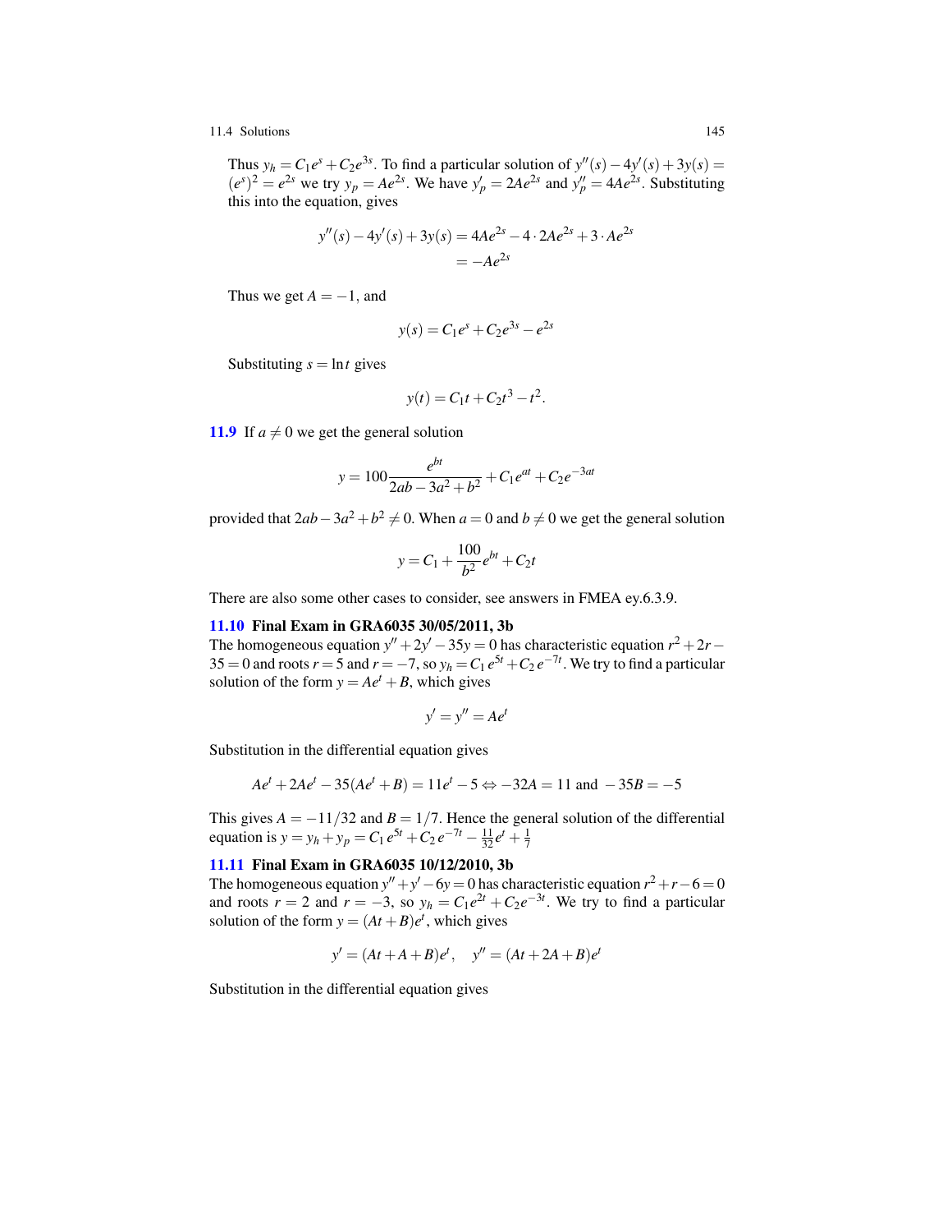Thus $y_h = C_1 e^s + C_2 e^{3s}$. To find a particular solution of $y''(s) - 4y'(s) + 3y(s) = (e^s)^2 = e^{2s}$ we try $y_p = Ae^{2s}$. We have $y_p' = 2Ae^{2s}$ and $y_p'' = 4Ae^{2s}$. Substituting this into the equation, gives

$$
\begin{aligned}
y''(s) - 4y'(s) + 3y(s) &= 4Ae^{2s} - 4 \cdot 2Ae^{2s} + 3 \cdot Ae^{2s} \\
&= -Ae^{2s}
\end{aligned}
$$

Thus we get $A = -1$, and

$$
y(s) = C_1 e^s + C_2 e^{3s} - e^{2s}
$$

Substituting $s = \ln t$ gives

$$
y(t) = C_1 t + C_2 t^3 - t^2.
$$

**11.9** If $a \neq 0$ we get the general solution

$$
y = 100 \frac{e^{bt}}{2ab - 3a^2 + b^2} + C_1 e^{at} + C_2 e^{-3at}
$$

provided that $2ab - 3a^2 + b^2 \neq 0$. When $a = 0$ and $b \neq 0$ we get the general solution

$$
y = C_1 + \frac{100}{b^2} e^{bt} + C_2 t
$$

There are also some other cases to consider, see answers in FMEA ey.6.3.9.

### 11.10 Final Exam in GRA6035 30/05/2011, 3b

The homogeneous equation $y'' + 2y' - 35y = 0$ has characteristic equation $r^2 + 2r - 35 = 0$ and roots $r = 5$ and $r = -7$, so $y_h = C_1 e^{5t} + C_2 e^{-7t}$. We try to find a particular solution of the form $y = Ae^t + B$, which gives

$$
y' = y'' = Ae^t
$$

Substitution in the differential equation gives

$$
Ae^t + 2Ae^t - 35(Ae^t + B) = 11e^t - 5 \Leftrightarrow -32A = 11 \text{ and } -35B = -5
$$

This gives $A = -11/32$ and $B = 1/7$. Hence the general solution of the differential equation is $y = y_h + y_p = C_1 e^{5t} + C_2 e^{-7t} - \frac{11}{32} e^t + \frac{1}{7}$

### 11.11 Final Exam in GRA6035 10/12/2010, 3b

The homogeneous equation $y'' + y' - 6y = 0$ has characteristic equation $r^2 + r - 6 = 0$ and roots $r = 2$ and $r = -3$, so $y_h = C_1 e^{2t} + C_2 e^{-3t}$. We try to find a particular solution of the form $y = (At + B)e^t$, which gives

$$
y' = (At + A + B)e^t, \quad y'' = (At + 2A + B)e^t
$$

Substitution in the differential equation gives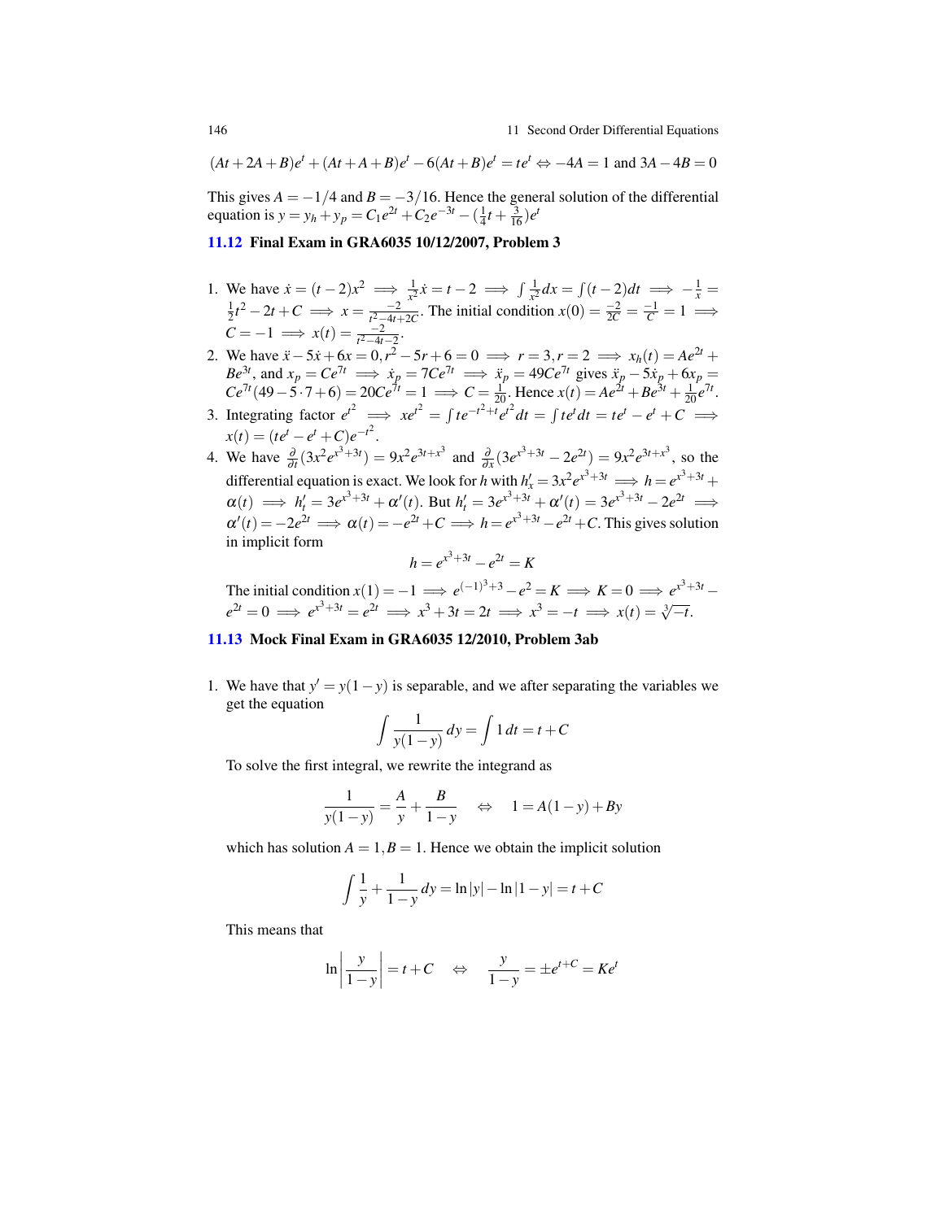$(At+2A+B)e^t + (At+A+B)e^t - 6(At+B)e^t = te^t \Leftrightarrow -4A = 1$ and $3A - 4B = 0$

This gives $A = -1/4$ and $B = -3/16$. Hence the general solution of the differential equation is $y = y_h + y_p = C_1 e^{2t} + C_2 e^{-3t} - (\frac{1}{4}t + \frac{3}{16})e^t$

## 11.12 Final Exam in GRA6035 10/12/2007, Problem 3

1. We have $\dot{x} = (t-2)x^2 \implies \frac{1}{x^2}\dot{x} = t - 2 \implies \int \frac{1}{x^2}dx = \int (t-2)dt \implies -\frac{1}{x} = \frac{1}{2}t^2 - 2t + C \implies x = \frac{-2}{t^2-4t+2C}$. The initial condition $x(0) = \frac{-2}{2C} = \frac{-1}{C} = 1 \implies C = -1 \implies x(t) = \frac{-2}{t^2-4t-2}$.
2. We have $\ddot{x} - 5\dot{x} + 6x = 0, r^2 - 5r + 6 = 0 \implies r = 3, r = 2 \implies x_h(t) = Ae^{2t} + Be^{3t}$, and $x_p = Ce^{7t} \implies \dot{x}_p = 7Ce^{7t} \implies \ddot{x}_p = 49Ce^{7t}$ gives $\ddot{x}_p - 5\dot{x}_p + 6x_p = Ce^{7t}(49 - 5\cdot 7 + 6) = 20Ce^{7t} = 1 \implies C = \frac{1}{20}$. Hence $x(t) = Ae^{2t} + Be^{3t} + \frac{1}{20}e^{7t}$.
3. Integrating factor $e^{t^2} \implies xe^{t^2} = \int te^{-t^2+t}e^{t^2}dt = \int te^t dt = te^t - e^t + C \implies x(t) = (te^t - e^t + C)e^{-t^2}$.
4. We have $\frac{\partial}{\partial t}(3x^2 e^{x^3+3t}) = 9x^2 e^{3t+x^3}$ and $\frac{\partial}{\partial x}(3e^{x^3+3t} - 2e^{2t}) = 9x^2 e^{3t+x^3}$, so the differential equation is exact. We look for $h$ with $h'_x = 3x^2 e^{x^3+3t} \implies h = e^{x^3+3t} + \alpha(t) \implies h'_t = 3e^{x^3+3t} + \alpha'(t)$. But $h'_t = 3e^{x^3+3t} + \alpha'(t) = 3e^{x^3+3t} - 2e^{2t} \implies \alpha'(t) = -2e^{2t} \implies \alpha(t) = -e^{2t} + C \implies h = e^{x^3+3t} - e^{2t} + C$. This gives solution in implicit form
$$h = e^{x^3+3t} - e^{2t} = K$$
The initial condition $x(1) = -1 \implies e^{(-1)^3+3} - e^2 = K \implies K = 0 \implies e^{x^3+3t} - e^{2t} = 0 \implies e^{x^3+3t} = e^{2t} \implies x^3 + 3t = 2t \implies x^3 = -t \implies x(t) = \sqrt[3]{-t}$.

## 11.13 Mock Final Exam in GRA6035 12/2010, Problem 3ab

1. We have that $y' = y(1-y)$ is separable, and we after separating the variables we get the equation
$$\int \frac{1}{y(1-y)}\,dy = \int 1\,dt = t + C$$
To solve the first integral, we rewrite the integrand as
$$\frac{1}{y(1-y)} = \frac{A}{y} + \frac{B}{1-y} \quad \Leftrightarrow \quad 1 = A(1-y) + By$$
which has solution $A = 1, B = 1$. Hence we obtain the implicit solution
$$\int \frac{1}{y} + \frac{1}{1-y}\,dy = \ln|y| - \ln|1-y| = t + C$$
This means that
$$\ln\left|\frac{y}{1-y}\right| = t + C \quad \Leftrightarrow \quad \frac{y}{1-y} = \pm e^{t+C} = Ke^t$$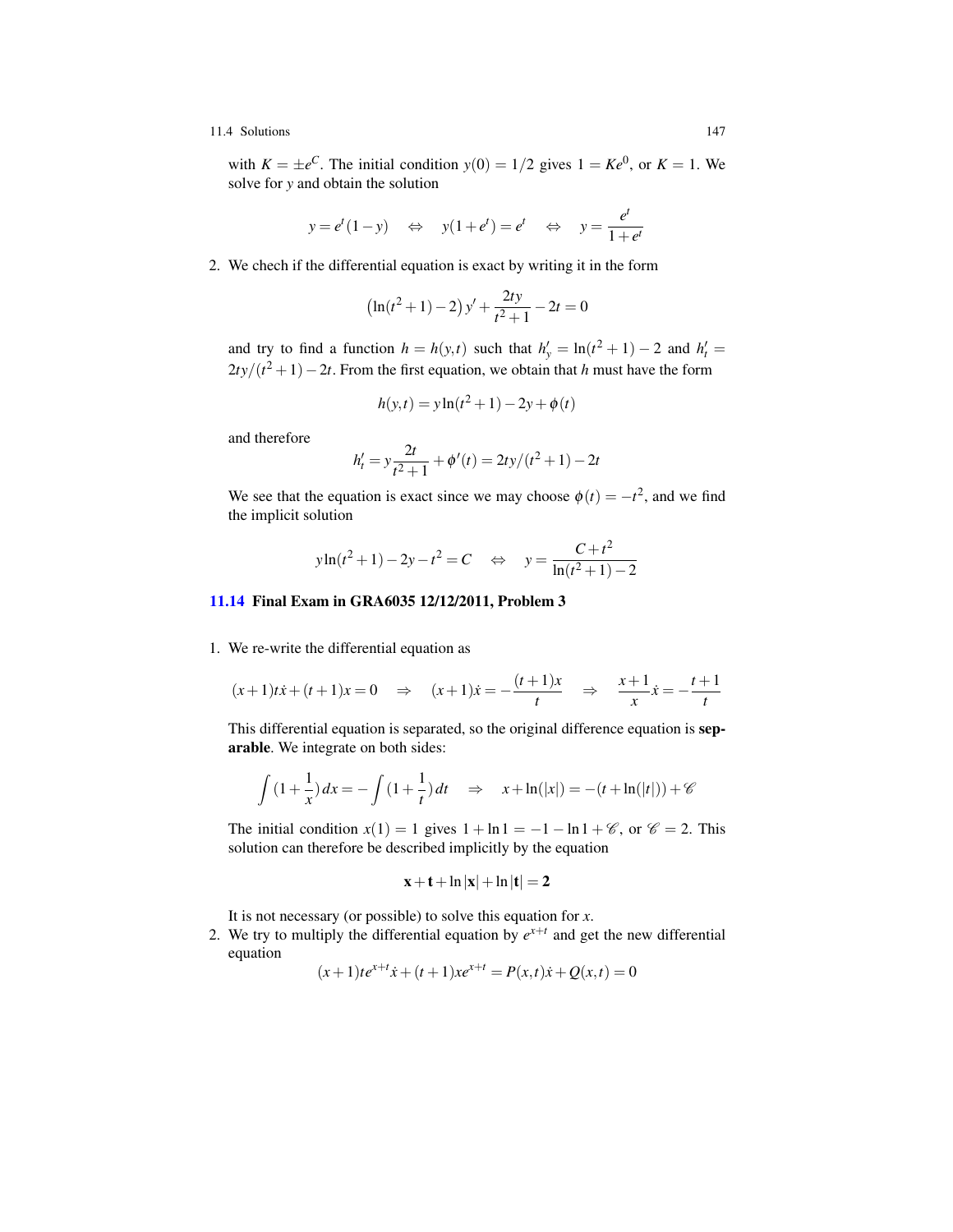with $K = \pm e^C$. The initial condition $y(0) = 1/2$ gives $1 = Ke^0$, or $K = 1$. We solve for $y$ and obtain the solution

$$y = e^t(1-y) \quad \Leftrightarrow \quad y(1+e^t) = e^t \quad \Leftrightarrow \quad y = \frac{e^t}{1+e^t}$$

2. We chech if the differential equation is exact by writing it in the form

$$\left(\ln(t^2+1) - 2\right)y' + \frac{2ty}{t^2+1} - 2t = 0$$

and try to find a function $h = h(y,t)$ such that $h'_y = \ln(t^2+1) - 2$ and $h'_t = 2ty/(t^2+1) - 2t$. From the first equation, we obtain that $h$ must have the form

$$h(y,t) = y\ln(t^2+1) - 2y + \phi(t)$$

and therefore

$$h'_t = y\frac{2t}{t^2+1} + \phi'(t) = 2ty/(t^2+1) - 2t$$

We see that the equation is exact since we may choose $\phi(t) = -t^2$, and we find the implicit solution

$$y\ln(t^2+1) - 2y - t^2 = C \quad \Leftrightarrow \quad y = \frac{C+t^2}{\ln(t^2+1) - 2}$$

### 11.14 Final Exam in GRA6035 12/12/2011, Problem 3

1. We re-write the differential equation as

$$(x+1)t\dot{x} + (t+1)x = 0 \quad \Rightarrow \quad (x+1)\dot{x} = -\frac{(t+1)x}{t} \quad \Rightarrow \quad \frac{x+1}{x}\dot{x} = -\frac{t+1}{t}$$

This differential equation is separated, so the original difference equation is **separable**. We integrate on both sides:

$$\int (1+\frac{1}{x})\,dx = -\int (1+\frac{1}{t})\,dt \quad \Rightarrow \quad x + \ln(|x|) = -(t + \ln(|t|)) + \mathscr{C}$$

The initial condition $x(1) = 1$ gives $1 + \ln 1 = -1 - \ln 1 + \mathscr{C}$, or $\mathscr{C} = 2$. This solution can therefore be described implicitly by the equation

$$\mathbf{x + t + \ln|x| + \ln|t| = 2}$$

It is not necessary (or possible) to solve this equation for $x$.

2. We try to multiply the differential equation by $e^{x+t}$ and get the new differential equation

$$(x+1)te^{x+t}\dot{x} + (t+1)xe^{x+t} = P(x,t)\dot{x} + Q(x,t) = 0$$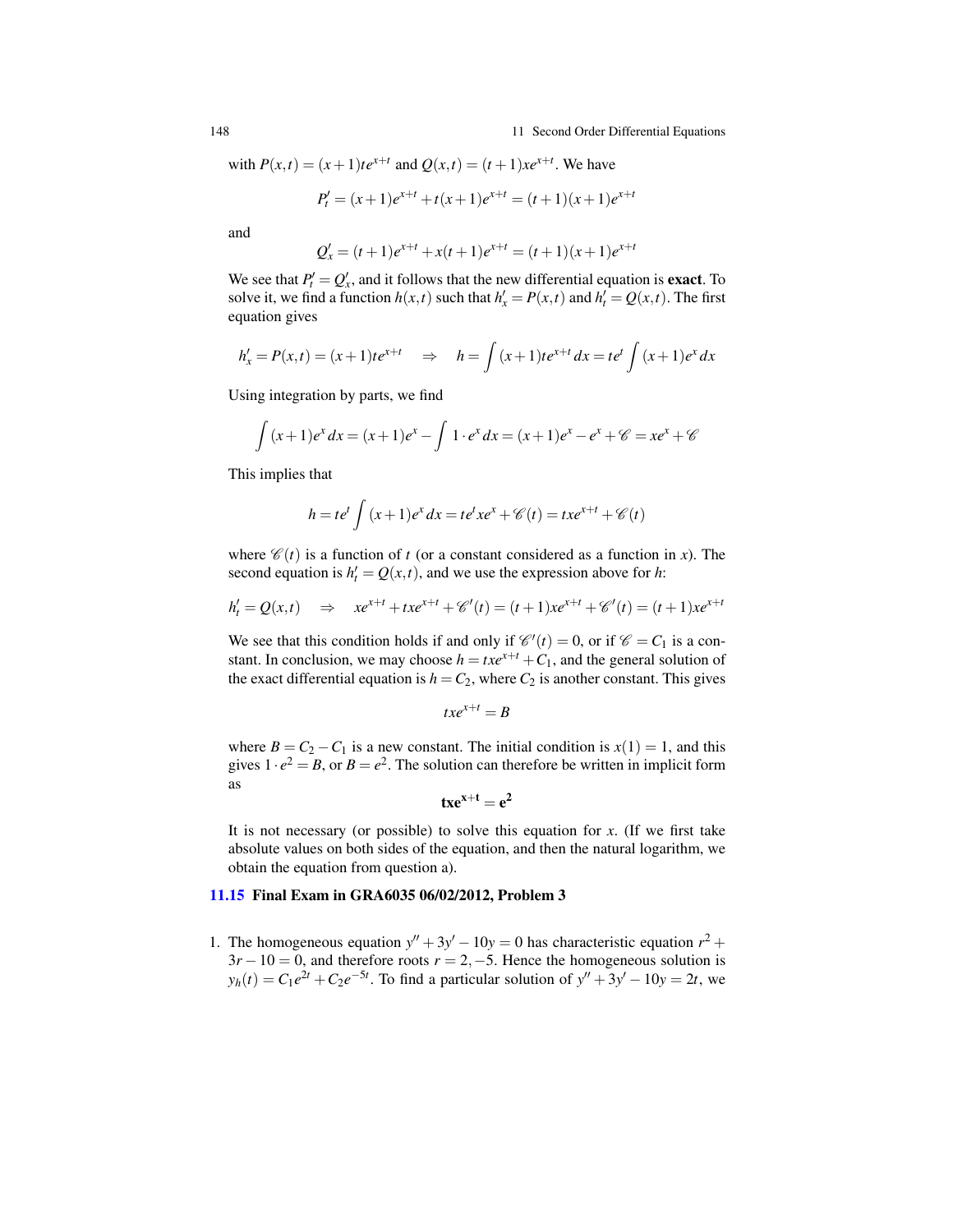with $P(x,t) = (x+1)te^{x+t}$ and $Q(x,t) = (t+1)xe^{x+t}$. We have

$$P'_t = (x+1)e^{x+t} + t(x+1)e^{x+t} = (t+1)(x+1)e^{x+t}$$

and

$$Q'_x = (t+1)e^{x+t} + x(t+1)e^{x+t} = (t+1)(x+1)e^{x+t}$$

We see that $P'_t = Q'_x$, and it follows that the new differential equation is **exact**. To solve it, we find a function $h(x,t)$ such that $h'_x = P(x,t)$ and $h'_t = Q(x,t)$. The first equation gives

$$h'_x = P(x,t) = (x+1)te^{x+t} \quad \Rightarrow \quad h = \int (x+1)te^{x+t}\,dx = te^t \int (x+1)e^x\,dx$$

Using integration by parts, we find

$$\int (x+1)e^x\,dx = (x+1)e^x - \int 1 \cdot e^x\,dx = (x+1)e^x - e^x + \mathscr{C} = xe^x + \mathscr{C}$$

This implies that

$$h = te^t \int (x+1)e^x\,dx = te^t xe^x + \mathscr{C}(t) = txe^{x+t} + \mathscr{C}(t)$$

where $\mathscr{C}(t)$ is a function of $t$ (or a constant considered as a function in $x$). The second equation is $h'_t = Q(x,t)$, and we use the expression above for $h$:

$$h'_t = Q(x,t) \quad \Rightarrow \quad xe^{x+t} + txe^{x+t} + \mathscr{C}'(t) = (t+1)xe^{x+t} + \mathscr{C}'(t) = (t+1)xe^{x+t}$$

We see that this condition holds if and only if $\mathscr{C}'(t) = 0$, or if $\mathscr{C} = C_1$ is a constant. In conclusion, we may choose $h = txe^{x+t} + C_1$, and the general solution of the exact differential equation is $h = C_2$, where $C_2$ is another constant. This gives

$$txe^{x+t} = B$$

where $B = C_2 - C_1$ is a new constant. The initial condition is $x(1) = 1$, and this gives $1 \cdot e^2 = B$, or $B = e^2$. The solution can therefore be written in implicit form as

$$\mathbf{txe^{x+t} = e^2}$$

It is not necessary (or possible) to solve this equation for $x$. (If we first take absolute values on both sides of the equation, and then the natural logarithm, we obtain the equation from question a).

### 11.15 Final Exam in GRA6035 06/02/2012, Problem 3

1. The homogeneous equation $y'' + 3y' - 10y = 0$ has characteristic equation $r^2 + 3r - 10 = 0$, and therefore roots $r = 2, -5$. Hence the homogeneous solution is $y_h(t) = C_1e^{2t} + C_2e^{-5t}$. To find a particular solution of $y'' + 3y' - 10y = 2t$, we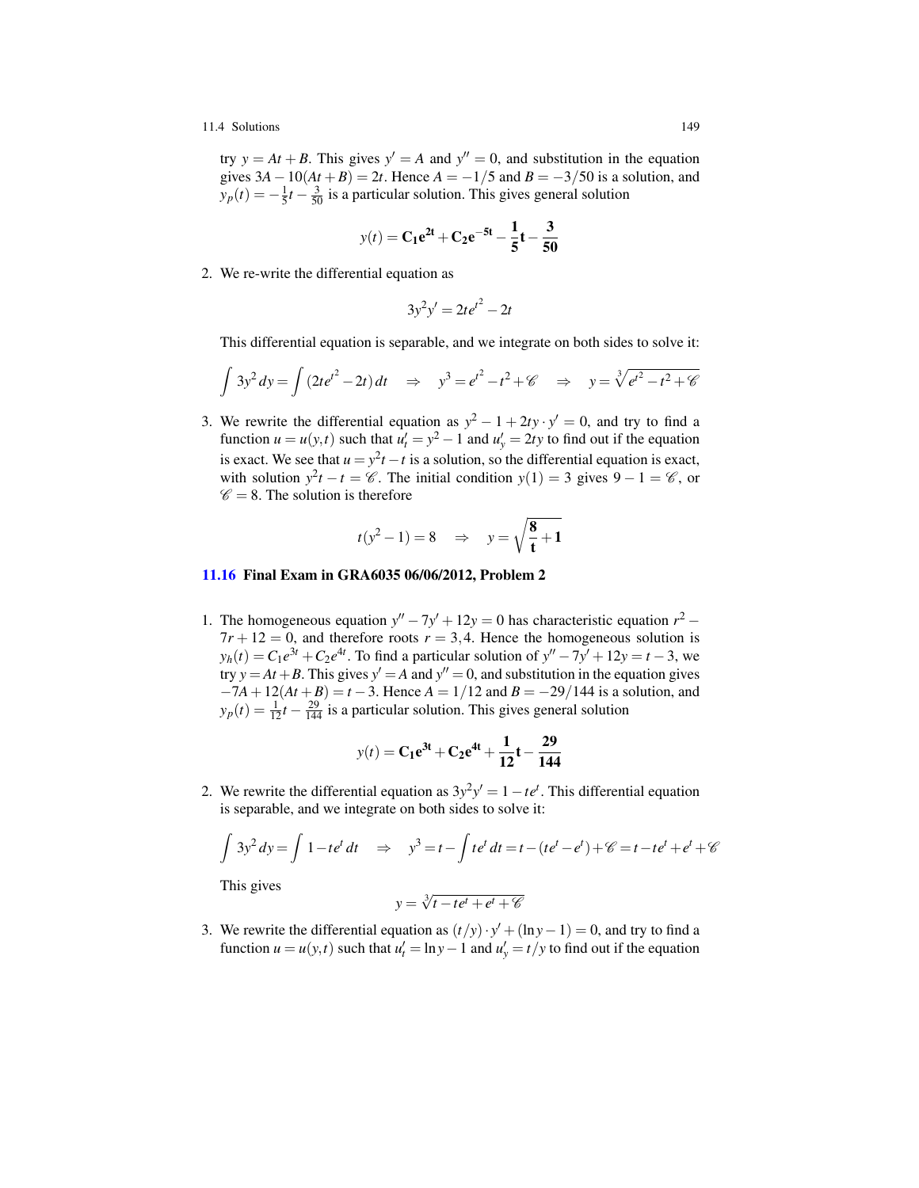try $y = At + B$. This gives $y' = A$ and $y'' = 0$, and substitution in the equation gives $3A - 10(At + B) = 2t$. Hence $A = -1/5$ and $B = -3/50$ is a solution, and $y_p(t) = -\frac{1}{5}t - \frac{3}{50}$ is a particular solution. This gives general solution

$$y(t) = \mathbf{C_1 e^{2t} + C_2 e^{-5t} - \frac{1}{5}t - \frac{3}{50}}$$

2. We re-write the differential equation as

$$3y^2 y' = 2te^{t^2} - 2t$$

This differential equation is separable, and we integrate on both sides to solve it:

$$\int 3y^2\,dy = \int (2te^{t^2} - 2t)\,dt \quad \Rightarrow \quad y^3 = e^{t^2} - t^2 + \mathscr{C} \quad \Rightarrow \quad y = \sqrt[3]{e^{t^2} - t^2 + \mathscr{C}}$$

3. We rewrite the differential equation as $y^2 - 1 + 2ty \cdot y' = 0$, and try to find a function $u = u(y,t)$ such that $u'_t = y^2 - 1$ and $u'_y = 2ty$ to find out if the equation is exact. We see that $u = y^2 t - t$ is a solution, so the differential equation is exact, with solution $y^2 t - t = \mathscr{C}$. The initial condition $y(1) = 3$ gives $9 - 1 = \mathscr{C}$, or $\mathscr{C} = 8$. The solution is therefore

$$t(y^2 - 1) = 8 \quad \Rightarrow \quad y = \sqrt{\mathbf{\frac{8}{t} + 1}}$$

### 11.16 Final Exam in GRA6035 06/06/2012, Problem 2

1. The homogeneous equation $y'' - 7y' + 12y = 0$ has characteristic equation $r^2 - 7r + 12 = 0$, and therefore roots $r = 3, 4$. Hence the homogeneous solution is $y_h(t) = C_1 e^{3t} + C_2 e^{4t}$. To find a particular solution of $y'' - 7y' + 12y = t - 3$, we try $y = At + B$. This gives $y' = A$ and $y'' = 0$, and substitution in the equation gives $-7A + 12(At + B) = t - 3$. Hence $A = 1/12$ and $B = -29/144$ is a solution, and $y_p(t) = \frac{1}{12}t - \frac{29}{144}$ is a particular solution. This gives general solution

$$y(t) = \mathbf{C_1 e^{3t} + C_2 e^{4t} + \frac{1}{12}t - \frac{29}{144}}$$

2. We rewrite the differential equation as $3y^2 y' = 1 - te^t$. This differential equation is separable, and we integrate on both sides to solve it:

$$\int 3y^2\,dy = \int 1 - te^t\,dt \quad \Rightarrow \quad y^3 = t - \int te^t\,dt = t - (te^t - e^t) + \mathscr{C} = t - te^t + e^t + \mathscr{C}$$

This gives

$$y = \sqrt[3]{t - te^t + e^t + \mathscr{C}}$$

3. We rewrite the differential equation as $(t/y) \cdot y' + (\ln y - 1) = 0$, and try to find a function $u = u(y,t)$ such that $u'_t = \ln y - 1$ and $u'_y = t/y$ to find out if the equation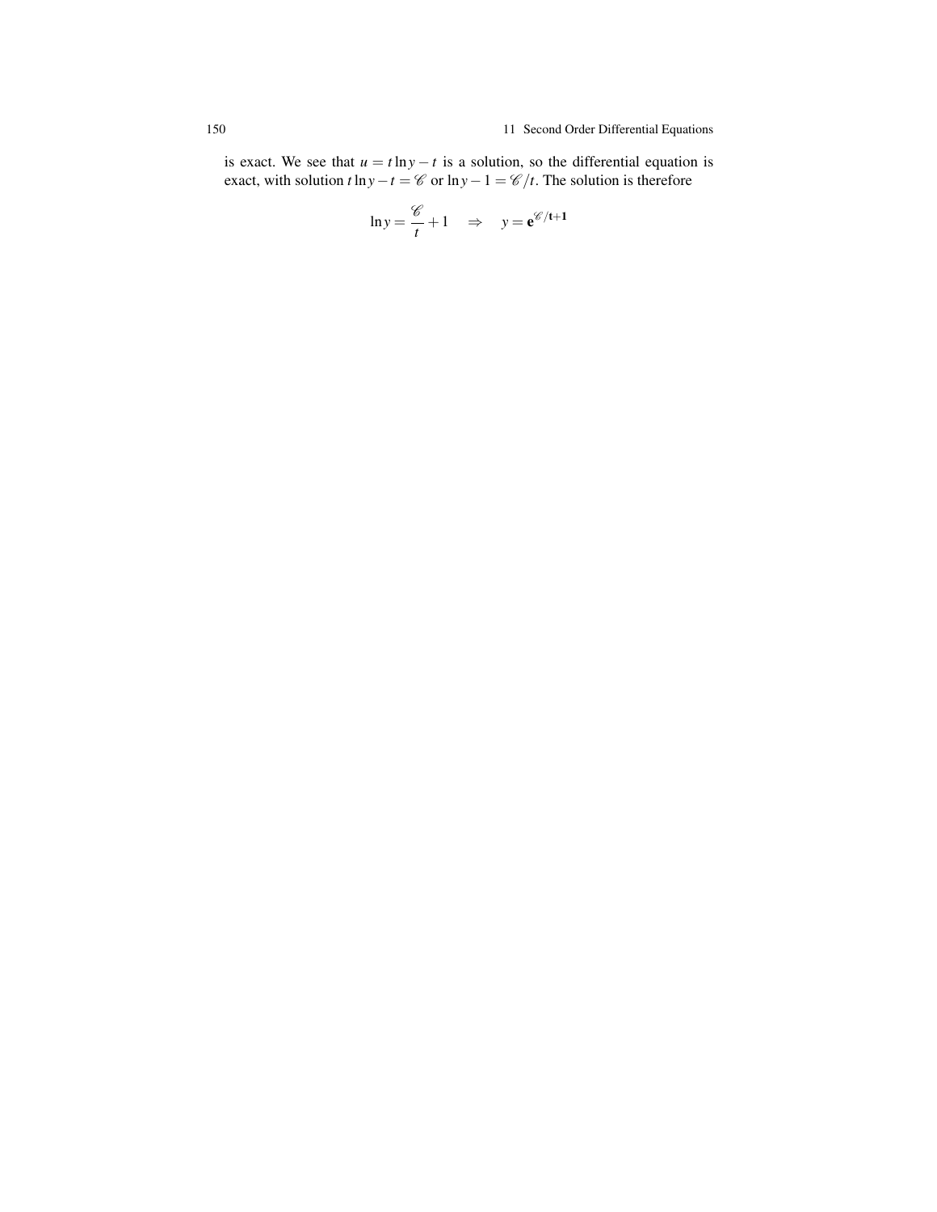is exact. We see that $u = t \ln y - t$ is a solution, so the differential equation is exact, with solution $t \ln y - t = \mathscr{C}$ or $\ln y - 1 = \mathscr{C}/t$. The solution is therefore

$$\ln y = \frac{\mathscr{C}}{t} + 1 \quad \Rightarrow \quad y = \mathbf{e}^{\mathscr{C}/\mathbf{t}+\mathbf{1}}$$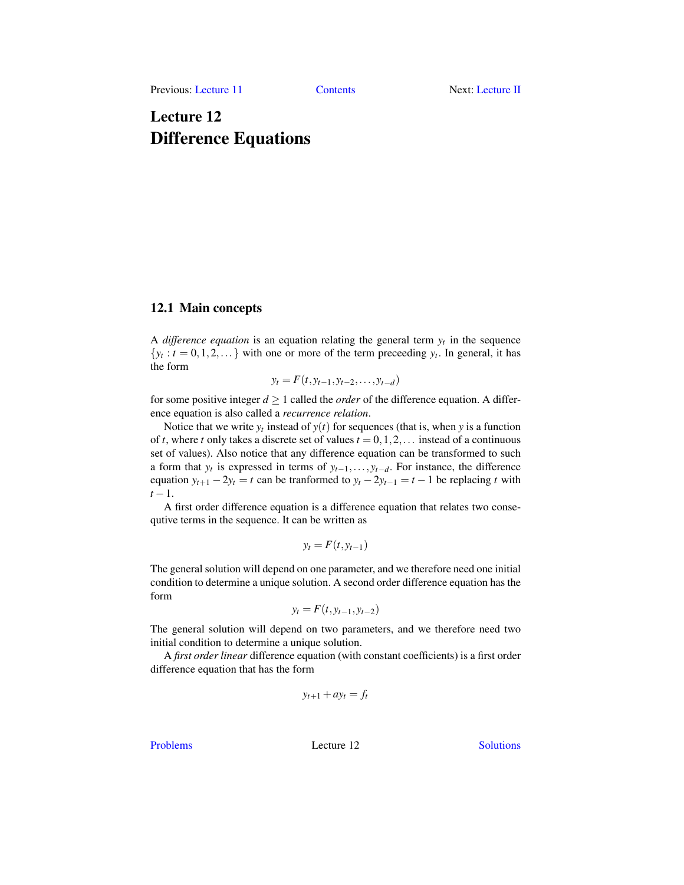# Lecture 12
# Difference Equations

## 12.1 Main concepts

A *difference equation* is an equation relating the general term $y_t$ in the sequence $\{y_t : t = 0, 1, 2, \dots\}$ with one or more of the term preceeding $y_t$. In general, it has the form

$$y_t = F(t, y_{t-1}, y_{t-2}, \dots, y_{t-d})$$

for some positive integer $d \geq 1$ called the *order* of the difference equation. A difference equation is also called a *recurrence relation*.

Notice that we write $y_t$ instead of $y(t)$ for sequences (that is, when $y$ is a function of $t$, where $t$ only takes a discrete set of values $t = 0, 1, 2, \dots$ instead of a continuous set of values). Also notice that any difference equation can be transformed to such a form that $y_t$ is expressed in terms of $y_{t-1}, \dots, y_{t-d}$. For instance, the difference equation $y_{t+1} - 2y_t = t$ can be tranformed to $y_t - 2y_{t-1} = t - 1$ be replacing $t$ with $t - 1$.

A first order difference equation is a difference equation that relates two consequtive terms in the sequence. It can be written as

$$y_t = F(t, y_{t-1})$$

The general solution will depend on one parameter, and we therefore need one initial condition to determine a unique solution. A second order difference equation has the form

$$y_t = F(t, y_{t-1}, y_{t-2})$$

The general solution will depend on two parameters, and we therefore need two initial condition to determine a unique solution.

A *first order linear* difference equation (with constant coefficients) is a first order difference equation that has the form

$$y_{t+1} + ay_t = f_t$$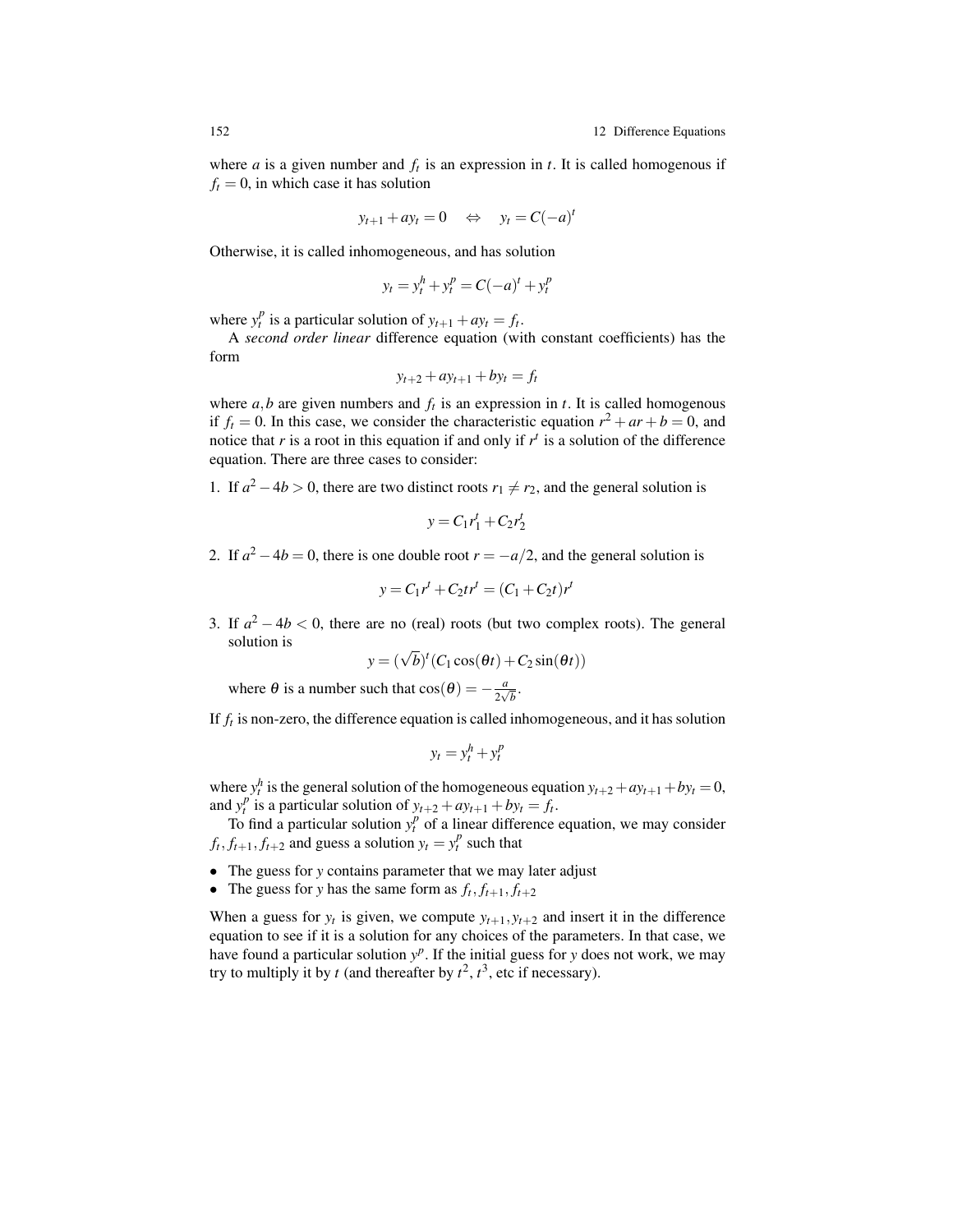where $a$ is a given number and $f_t$ is an expression in $t$. It is called homogenous if $f_t = 0$, in which case it has solution

$$y_{t+1} + ay_t = 0 \quad \Leftrightarrow \quad y_t = C(-a)^t$$

Otherwise, it is called inhomogeneous, and has solution

$$y_t = y_t^h + y_t^p = C(-a)^t + y_t^p$$

where $y_t^p$ is a particular solution of $y_{t+1} + ay_t = f_t$.

A *second order linear* difference equation (with constant coefficients) has the form

$$y_{t+2} + ay_{t+1} + by_t = f_t$$

where $a, b$ are given numbers and $f_t$ is an expression in $t$. It is called homogenous if $f_t = 0$. In this case, we consider the characteristic equation $r^2 + ar + b = 0$, and notice that $r$ is a root in this equation if and only if $r^t$ is a solution of the difference equation. There are three cases to consider:

1. If $a^2 - 4b > 0$, there are two distinct roots $r_1 \neq r_2$, and the general solution is

$$y = C_1 r_1^t + C_2 r_2^t$$

2. If $a^2 - 4b = 0$, there is one double root $r = -a/2$, and the general solution is

$$y = C_1 r^t + C_2 t r^t = (C_1 + C_2 t) r^t$$

3. If $a^2 - 4b < 0$, there are no (real) roots (but two complex roots). The general solution is

$$y = (\sqrt{b})^t (C_1 \cos(\theta t) + C_2 \sin(\theta t))$$

where $\theta$ is a number such that $\cos(\theta) = -\frac{a}{2\sqrt{b}}$.

If $f_t$ is non-zero, the difference equation is called inhomogeneous, and it has solution

$$y_t = y_t^h + y_t^p$$

where $y_t^h$ is the general solution of the homogeneous equation $y_{t+2} + ay_{t+1} + by_t = 0$, and $y_t^p$ is a particular solution of $y_{t+2} + ay_{t+1} + by_t = f_t$.

To find a particular solution $y_t^p$ of a linear difference equation, we may consider $f_t, f_{t+1}, f_{t+2}$ and guess a solution $y_t = y_t^p$ such that

- The guess for $y$ contains parameter that we may later adjust
- The guess for $y$ has the same form as $f_t, f_{t+1}, f_{t+2}$

When a guess for $y_t$ is given, we compute $y_{t+1}, y_{t+2}$ and insert it in the difference equation to see if it is a solution for any choices of the parameters. In that case, we have found a particular solution $y^p$. If the initial guess for $y$ does not work, we may try to multiply it by $t$ (and thereafter by $t^2$, $t^3$, etc if necessary).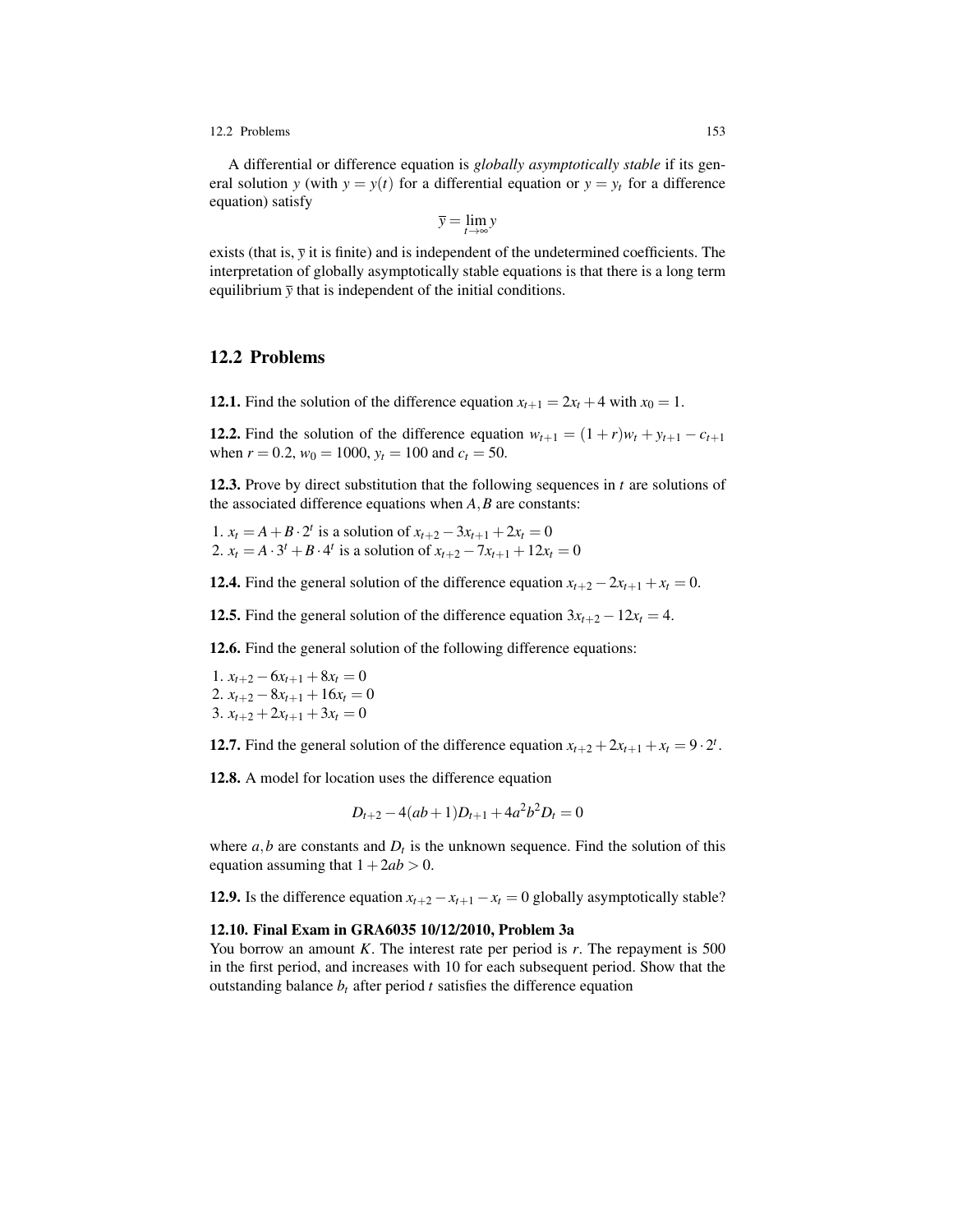A differential or difference equation is *globally asymptotically stable* if its general solution $y$ (with $y = y(t)$ for a differential equation or $y = y_t$ for a difference equation) satisfy

$$\overline{y} = \lim_{t\to\infty} y$$

exists (that is, $\overline{y}$ it is finite) and is independent of the undetermined coefficients. The interpretation of globally asymptotically stable equations is that there is a long term equilibrium $\overline{y}$ that is independent of the initial conditions.

## 12.2 Problems

**12.1.** Find the solution of the difference equation $x_{t+1} = 2x_t + 4$ with $x_0 = 1$.

**12.2.** Find the solution of the difference equation $w_{t+1} = (1+r)w_t + y_{t+1} - c_{t+1}$ when $r = 0.2$, $w_0 = 1000$, $y_t = 100$ and $c_t = 50$.

**12.3.** Prove by direct substitution that the following sequences in $t$ are solutions of the associated difference equations when $A, B$ are constants:

1. $x_t = A + B \cdot 2^t$ is a solution of $x_{t+2} - 3x_{t+1} + 2x_t = 0$
2. $x_t = A \cdot 3^t + B \cdot 4^t$ is a solution of $x_{t+2} - 7x_{t+1} + 12x_t = 0$

**12.4.** Find the general solution of the difference equation $x_{t+2} - 2x_{t+1} + x_t = 0$.

**12.5.** Find the general solution of the difference equation $3x_{t+2} - 12x_t = 4$.

**12.6.** Find the general solution of the following difference equations:

1. $x_{t+2} - 6x_{t+1} + 8x_t = 0$
2. $x_{t+2} - 8x_{t+1} + 16x_t = 0$
3. $x_{t+2} + 2x_{t+1} + 3x_t = 0$

**12.7.** Find the general solution of the difference equation $x_{t+2} + 2x_{t+1} + x_t = 9 \cdot 2^t$.

**12.8.** A model for location uses the difference equation

$$D_{t+2} - 4(ab+1)D_{t+1} + 4a^2b^2D_t = 0$$

where $a, b$ are constants and $D_t$ is the unknown sequence. Find the solution of this equation assuming that $1 + 2ab > 0$.

**12.9.** Is the difference equation $x_{t+2} - x_{t+1} - x_t = 0$ globally asymptotically stable?

**12.10. Final Exam in GRA6035 10/12/2010, Problem 3a**
You borrow an amount $K$. The interest rate per period is $r$. The repayment is 500 in the first period, and increases with 10 for each subsequent period. Show that the outstanding balance $b_t$ after period $t$ satisfies the difference equation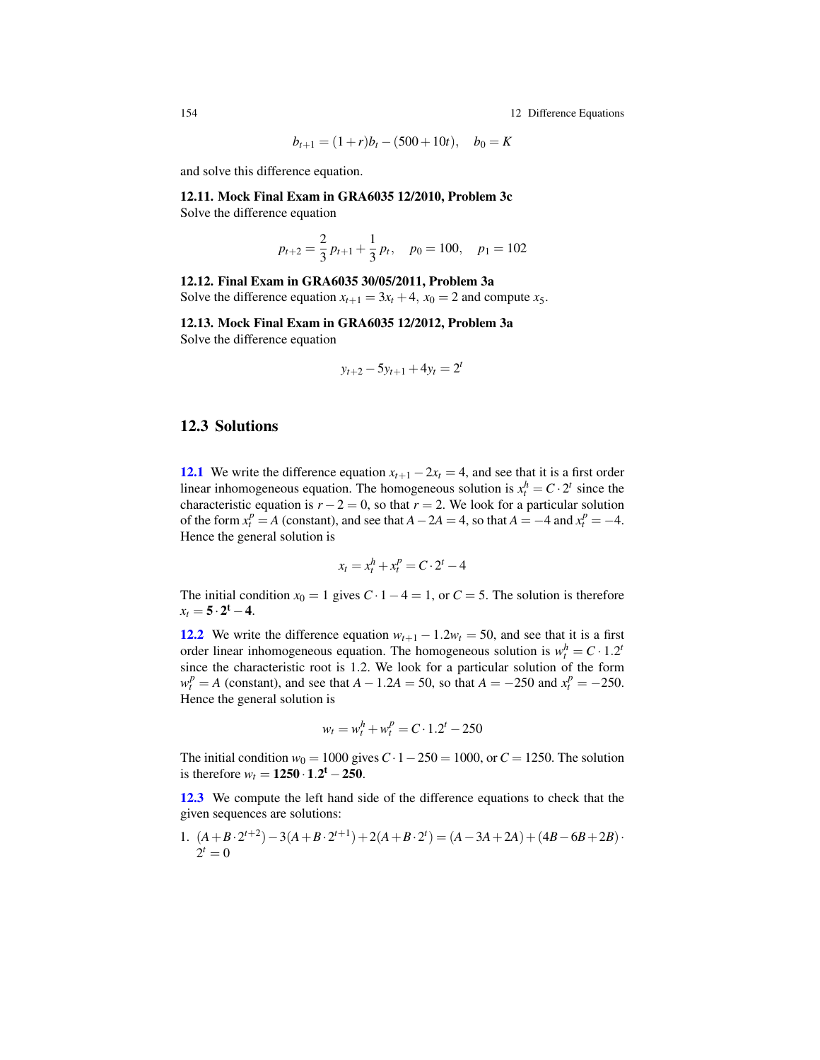$$b_{t+1} = (1+r)b_t - (500+10t), \quad b_0 = K$$

and solve this difference equation.

**12.11. Mock Final Exam in GRA6035 12/2010, Problem 3c**
Solve the difference equation

$$p_{t+2} = \frac{2}{3}\,p_{t+1} + \frac{1}{3}\,p_t, \quad p_0 = 100, \quad p_1 = 102$$

**12.12. Final Exam in GRA6035 30/05/2011, Problem 3a**
Solve the difference equation $x_{t+1} = 3x_t + 4$, $x_0 = 2$ and compute $x_5$.

**12.13. Mock Final Exam in GRA6035 12/2012, Problem 3a**
Solve the difference equation

$$y_{t+2} - 5y_{t+1} + 4y_t = 2^t$$

## 12.3 Solutions

**12.1** We write the difference equation $x_{t+1} - 2x_t = 4$, and see that it is a first order linear inhomogeneous equation. The homogeneous solution is $x_t^h = C \cdot 2^t$ since the characteristic equation is $r - 2 = 0$, so that $r = 2$. We look for a particular solution of the form $x_t^p = A$ (constant), and see that $A - 2A = 4$, so that $A = -4$ and $x_t^p = -4$. Hence the general solution is

$$x_t = x_t^h + x_t^p = C \cdot 2^t - 4$$

The initial condition $x_0 = 1$ gives $C \cdot 1 - 4 = 1$, or $C = 5$. The solution is therefore $x_t = \mathbf{5 \cdot 2^t - 4}$.

**12.2** We write the difference equation $w_{t+1} - 1.2w_t = 50$, and see that it is a first order linear inhomogeneous equation. The homogeneous solution is $w_t^h = C \cdot 1.2^t$ since the characteristic root is 1.2. We look for a particular solution of the form $w_t^p = A$ (constant), and see that $A - 1.2A = 50$, so that $A = -250$ and $x_t^p = -250$. Hence the general solution is

$$w_t = w_t^h + w_t^p = C \cdot 1.2^t - 250$$

The initial condition $w_0 = 1000$ gives $C \cdot 1 - 250 = 1000$, or $C = 1250$. The solution is therefore $w_t = \mathbf{1250 \cdot 1.2^t - 250}$.

**12.3** We compute the left hand side of the difference equations to check that the given sequences are solutions:

1. $(A + B \cdot 2^{t+2}) - 3(A + B \cdot 2^{t+1}) + 2(A + B \cdot 2^t) = (A - 3A + 2A) + (4B - 6B + 2B) \cdot 2^t = 0$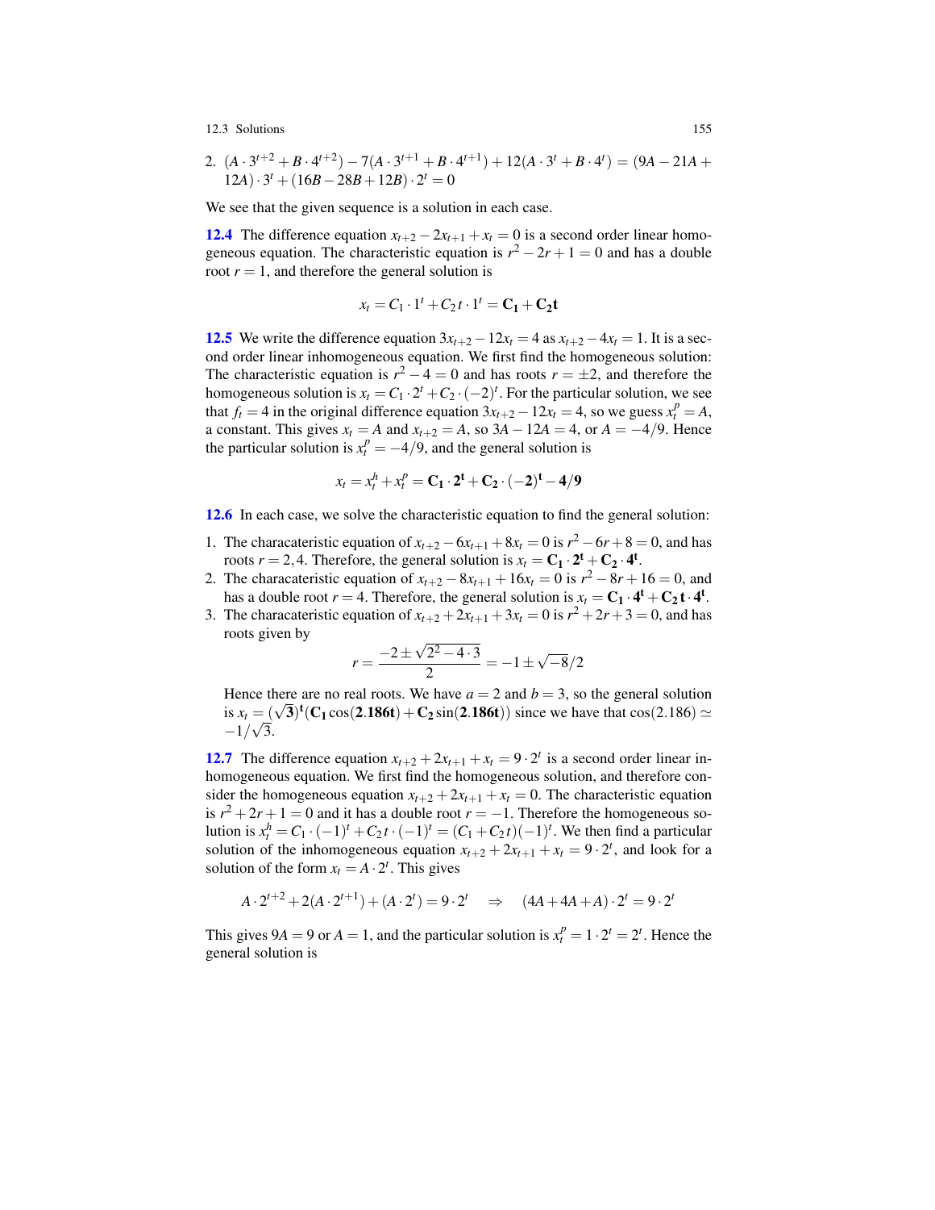2. $(A \cdot 3^{t+2} + B \cdot 4^{t+2}) - 7(A \cdot 3^{t+1} + B \cdot 4^{t+1}) + 12(A \cdot 3^t + B \cdot 4^t) = (9A - 21A + 12A) \cdot 3^t + (16B - 28B + 12B) \cdot 2^t = 0$

We see that the given sequence is a solution in each case.

**12.4** The difference equation $x_{t+2} - 2x_{t+1} + x_t = 0$ is a second order linear homogeneous equation. The characteristic equation is $r^2 - 2r + 1 = 0$ and has a double root $r = 1$, and therefore the general solution is

$$x_t = C_1 \cdot 1^t + C_2 t \cdot 1^t = \mathbf{C_1 + C_2 t}$$

**12.5** We write the difference equation $3x_{t+2} - 12x_t = 4$ as $x_{t+2} - 4x_t = 1$. It is a second order linear inhomogeneous equation. We first find the homogeneous solution: The characteristic equation is $r^2 - 4 = 0$ and has roots $r = \pm 2$, and therefore the homogeneous solution is $x_t = C_1 \cdot 2^t + C_2 \cdot (-2)^t$. For the particular solution, we see that $f_t = 4$ in the original difference equation $3x_{t+2} - 12x_t = 4$, so we guess $x_t^p = A$, a constant. This gives $x_t = A$ and $x_{t+2} = A$, so $3A - 12A = 4$, or $A = -4/9$. Hence the particular solution is $x_t^p = -4/9$, and the general solution is

$$x_t = x_t^h + x_t^p = \mathbf{C_1 \cdot 2^t + C_2 \cdot (-2)^t - 4/9}$$

**12.6** In each case, we solve the characteristic equation to find the general solution:

1. The characateristic equation of $x_{t+2} - 6x_{t+1} + 8x_t = 0$ is $r^2 - 6r + 8 = 0$, and has roots $r = 2, 4$. Therefore, the general solution is $x_t = \mathbf{C_1 \cdot 2^t + C_2 \cdot 4^t}$.
2. The characateristic equation of $x_{t+2} - 8x_{t+1} + 16x_t = 0$ is $r^2 - 8r + 16 = 0$, and has a double root $r = 4$. Therefore, the general solution is $x_t = \mathbf{C_1 \cdot 4^t + C_2 \, t \cdot 4^t}$.
3. The characateristic equation of $x_{t+2} + 2x_{t+1} + 3x_t = 0$ is $r^2 + 2r + 3 = 0$, and has roots given by
$$r = \frac{-2 \pm \sqrt{2^2 - 4 \cdot 3}}{2} = -1 \pm \sqrt{-8}/2$$
Hence there are no real roots. We have $a = 2$ and $b = 3$, so the general solution is $x_t = \mathbf{(\sqrt{3})^t (C_1 \cos(2.186t) + C_2 \sin(2.186t))}$ since we have that $\cos(2.186) \simeq -1/\sqrt{3}$.

**12.7** The difference equation $x_{t+2} + 2x_{t+1} + x_t = 9 \cdot 2^t$ is a second order linear inhomogeneous equation. We first find the homogeneous solution, and therefore consider the homogeneous equation $x_{t+2} + 2x_{t+1} + x_t = 0$. The characteristic equation is $r^2 + 2r + 1 = 0$ and it has a double root $r = -1$. Therefore the homogeneous solution is $x_t^h = C_1 \cdot (-1)^t + C_2 t \cdot (-1)^t = (C_1 + C_2 t)(-1)^t$. We then find a particular solution of the inhomogeneous equation $x_{t+2} + 2x_{t+1} + x_t = 9 \cdot 2^t$, and look for a solution of the form $x_t = A \cdot 2^t$. This gives

$$A \cdot 2^{t+2} + 2(A \cdot 2^{t+1}) + (A \cdot 2^t) = 9 \cdot 2^t \quad \Rightarrow \quad (4A + 4A + A) \cdot 2^t = 9 \cdot 2^t$$

This gives $9A = 9$ or $A = 1$, and the particular solution is $x_t^p = 1 \cdot 2^t = 2^t$. Hence the general solution is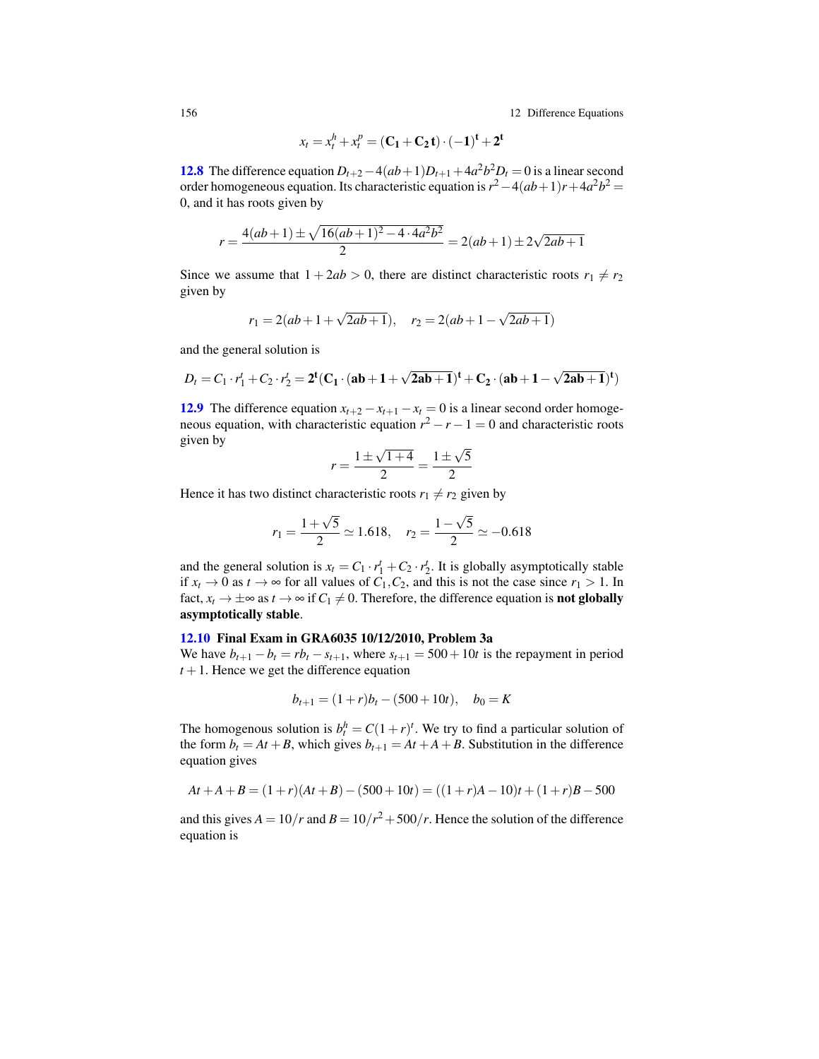$$x_t = x_t^h + x_t^p = (\mathbf{C_1} + \mathbf{C_2\, t}) \cdot (\mathbf{-1})^{\mathbf{t}} + \mathbf{2^t}$$

**12.8** The difference equation $D_{t+2} - 4(ab+1)D_{t+1} + 4a^2b^2D_t = 0$ is a linear second order homogeneous equation. Its characteristic equation is $r^2 - 4(ab+1)r + 4a^2b^2 = 0$, and it has roots given by

$$r = \frac{4(ab+1) \pm \sqrt{16(ab+1)^2 - 4 \cdot 4a^2b^2}}{2} = 2(ab+1) \pm 2\sqrt{2ab+1}$$

Since we assume that $1 + 2ab > 0$, there are distinct characteristic roots $r_1 \neq r_2$ given by

$$r_1 = 2(ab + 1 + \sqrt{2ab+1}), \quad r_2 = 2(ab + 1 - \sqrt{2ab+1})$$

and the general solution is

$$D_t = C_1 \cdot r_1^t + C_2 \cdot r_2^t = \mathbf{2^t(C_1 \cdot (ab + 1 + \sqrt{2ab+1})^t + C_2 \cdot (ab + 1 - \sqrt{2ab+1})^t)}$$

**12.9** The difference equation $x_{t+2} - x_{t+1} - x_t = 0$ is a linear second order homogeneous equation, with characteristic equation $r^2 - r - 1 = 0$ and characteristic roots given by

$$r = \frac{1 \pm \sqrt{1+4}}{2} = \frac{1 \pm \sqrt{5}}{2}$$

Hence it has two distinct characteristic roots $r_1 \neq r_2$ given by

$$r_1 = \frac{1+\sqrt{5}}{2} \simeq 1.618, \quad r_2 = \frac{1-\sqrt{5}}{2} \simeq -0.618$$

and the general solution is $x_t = C_1 \cdot r_1^t + C_2 \cdot r_2^t$. It is globally asymptotically stable if $x_t \to 0$ as $t \to \infty$ for all values of $C_1, C_2$, and this is not the case since $r_1 > 1$. In fact, $x_t \to \pm\infty$ as $t \to \infty$ if $C_1 \neq 0$. Therefore, the difference equation is **not globally asymptotically stable**.

**12.10 Final Exam in GRA6035 10/12/2010, Problem 3a**

We have $b_{t+1} - b_t = rb_t - s_{t+1}$, where $s_{t+1} = 500 + 10t$ is the repayment in period $t + 1$. Hence we get the difference equation

$$b_{t+1} = (1+r)b_t - (500 + 10t), \quad b_0 = K$$

The homogenous solution is $b_t^h = C(1+r)^t$. We try to find a particular solution of the form $b_t = At + B$, which gives $b_{t+1} = At + A + B$. Substitution in the difference equation gives

$$At + A + B = (1+r)(At + B) - (500 + 10t) = ((1+r)A - 10)t + (1+r)B - 500$$

and this gives $A = 10/r$ and $B = 10/r^2 + 500/r$. Hence the solution of the difference equation is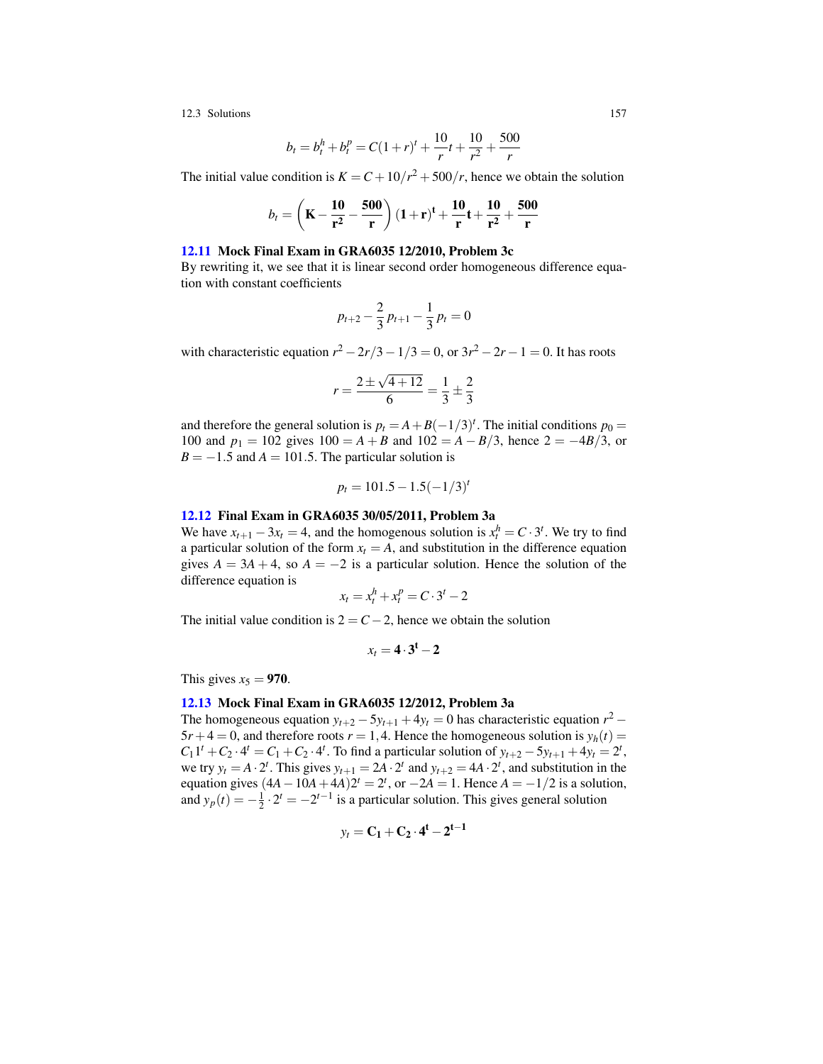$$b_t = b_t^h + b_t^p = C(1+r)^t + \frac{10}{r}t + \frac{10}{r^2} + \frac{500}{r}$$

The initial value condition is $K = C + 10/r^2 + 500/r$, hence we obtain the solution

$$b_t = \left(\mathbf{K} - \frac{\mathbf{10}}{\mathbf{r^2}} - \frac{\mathbf{500}}{\mathbf{r}}\right)(\mathbf{1}+\mathbf{r})^{\mathbf{t}} + \frac{\mathbf{10}}{\mathbf{r}}\mathbf{t} + \frac{\mathbf{10}}{\mathbf{r^2}} + \frac{\mathbf{500}}{\mathbf{r}}$$

### 12.11 Mock Final Exam in GRA6035 12/2010, Problem 3c

By rewriting it, we see that it is linear second order homogeneous difference equation with constant coefficients

$$p_{t+2} - \frac{2}{3}p_{t+1} - \frac{1}{3}p_t = 0$$

with characteristic equation $r^2 - 2r/3 - 1/3 = 0$, or $3r^2 - 2r - 1 = 0$. It has roots

$$r = \frac{2 \pm \sqrt{4+12}}{6} = \frac{1}{3} \pm \frac{2}{3}$$

and therefore the general solution is $p_t = A + B(-1/3)^t$. The initial conditions $p_0 = 100$ and $p_1 = 102$ gives $100 = A + B$ and $102 = A - B/3$, hence $2 = -4B/3$, or $B = -1.5$ and $A = 101.5$. The particular solution is

$$p_t = 101.5 - 1.5(-1/3)^t$$

### 12.12 Final Exam in GRA6035 30/05/2011, Problem 3a

We have $x_{t+1} - 3x_t = 4$, and the homogenous solution is $x_t^h = C \cdot 3^t$. We try to find a particular solution of the form $x_t = A$, and substitution in the difference equation gives $A = 3A + 4$, so $A = -2$ is a particular solution. Hence the solution of the difference equation is

$$x_t = x_t^h + x_t^p = C \cdot 3^t - 2$$

The initial value condition is $2 = C - 2$, hence we obtain the solution

$$x_t = \mathbf{4} \cdot \mathbf{3}^{\mathbf{t}} - \mathbf{2}$$

This gives $x_5 = \mathbf{970}$.

### 12.13 Mock Final Exam in GRA6035 12/2012, Problem 3a

The homogeneous equation $y_{t+2} - 5y_{t+1} + 4y_t = 0$ has characteristic equation $r^2 - 5r + 4 = 0$, and therefore roots $r = 1, 4$. Hence the homogeneous solution is $y_h(t) = C_1 1^t + C_2 \cdot 4^t = C_1 + C_2 \cdot 4^t$. To find a particular solution of $y_{t+2} - 5y_{t+1} + 4y_t = 2^t$, we try $y_t = A \cdot 2^t$. This gives $y_{t+1} = 2A \cdot 2^t$ and $y_{t+2} = 4A \cdot 2^t$, and substitution in the equation gives $(4A - 10A + 4A)2^t = 2^t$, or $-2A = 1$. Hence $A = -1/2$ is a solution, and $y_p(t) = -\frac{1}{2} \cdot 2^t = -2^{t-1}$ is a particular solution. This gives general solution

$$y_t = \mathbf{C_1} + \mathbf{C_2} \cdot \mathbf{4}^{\mathbf{t}} - \mathbf{2}^{\mathbf{t-1}}$$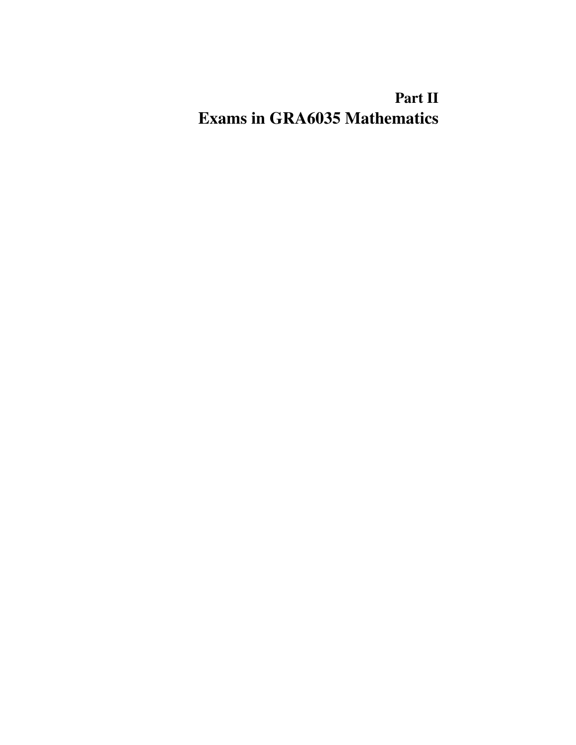# Part II
# Exams in GRA6035 Mathematics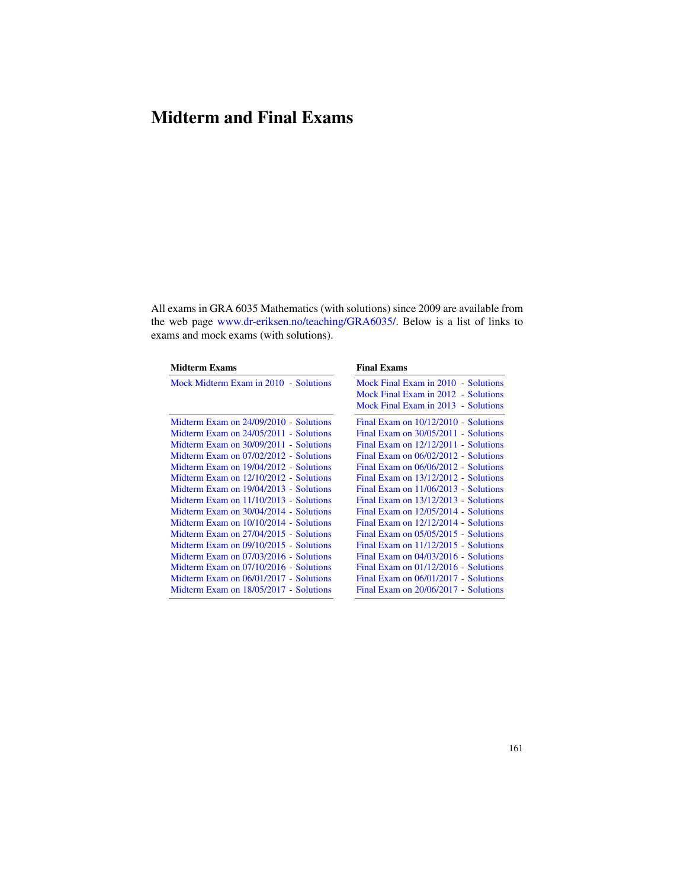# Midterm and Final Exams

All exams in GRA 6035 Mathematics (with solutions) since 2009 are available from the web page www.dr-eriksen.no/teaching/GRA6035/. Below is a list of links to exams and mock exams (with solutions).

| Midterm Exams | Final Exams |
|---|---|
| Mock Midterm Exam in 2010 - Solutions | Mock Final Exam in 2010 - Solutions |
| | Mock Final Exam in 2012 - Solutions |
| | Mock Final Exam in 2013 - Solutions |
| Midterm Exam on 24/09/2010 - Solutions | Final Exam on 10/12/2010 - Solutions |
| Midterm Exam on 24/05/2011 - Solutions | Final Exam on 30/05/2011 - Solutions |
| Midterm Exam on 30/09/2011 - Solutions | Final Exam on 12/12/2011 - Solutions |
| Midterm Exam on 07/02/2012 - Solutions | Final Exam on 06/02/2012 - Solutions |
| Midterm Exam on 19/04/2012 - Solutions | Final Exam on 06/06/2012 - Solutions |
| Midterm Exam on 12/10/2012 - Solutions | Final Exam on 13/12/2012 - Solutions |
| Midterm Exam on 19/04/2013 - Solutions | Final Exam on 11/06/2013 - Solutions |
| Midterm Exam on 11/10/2013 - Solutions | Final Exam on 13/12/2013 - Solutions |
| Midterm Exam on 30/04/2014 - Solutions | Final Exam on 12/05/2014 - Solutions |
| Midterm Exam on 10/10/2014 - Solutions | Final Exam on 12/12/2014 - Solutions |
| Midterm Exam on 27/04/2015 - Solutions | Final Exam on 05/05/2015 - Solutions |
| Midterm Exam on 09/10/2015 - Solutions | Final Exam on 11/12/2015 - Solutions |
| Midterm Exam on 07/03/2016 - Solutions | Final Exam on 04/03/2016 - Solutions |
| Midterm Exam on 07/10/2016 - Solutions | Final Exam on 01/12/2016 - Solutions |
| Midterm Exam on 06/01/2017 - Solutions | Final Exam on 06/01/2017 - Solutions |
| Midterm Exam on 18/05/2017 - Solutions | Final Exam on 20/06/2017 - Solutions |